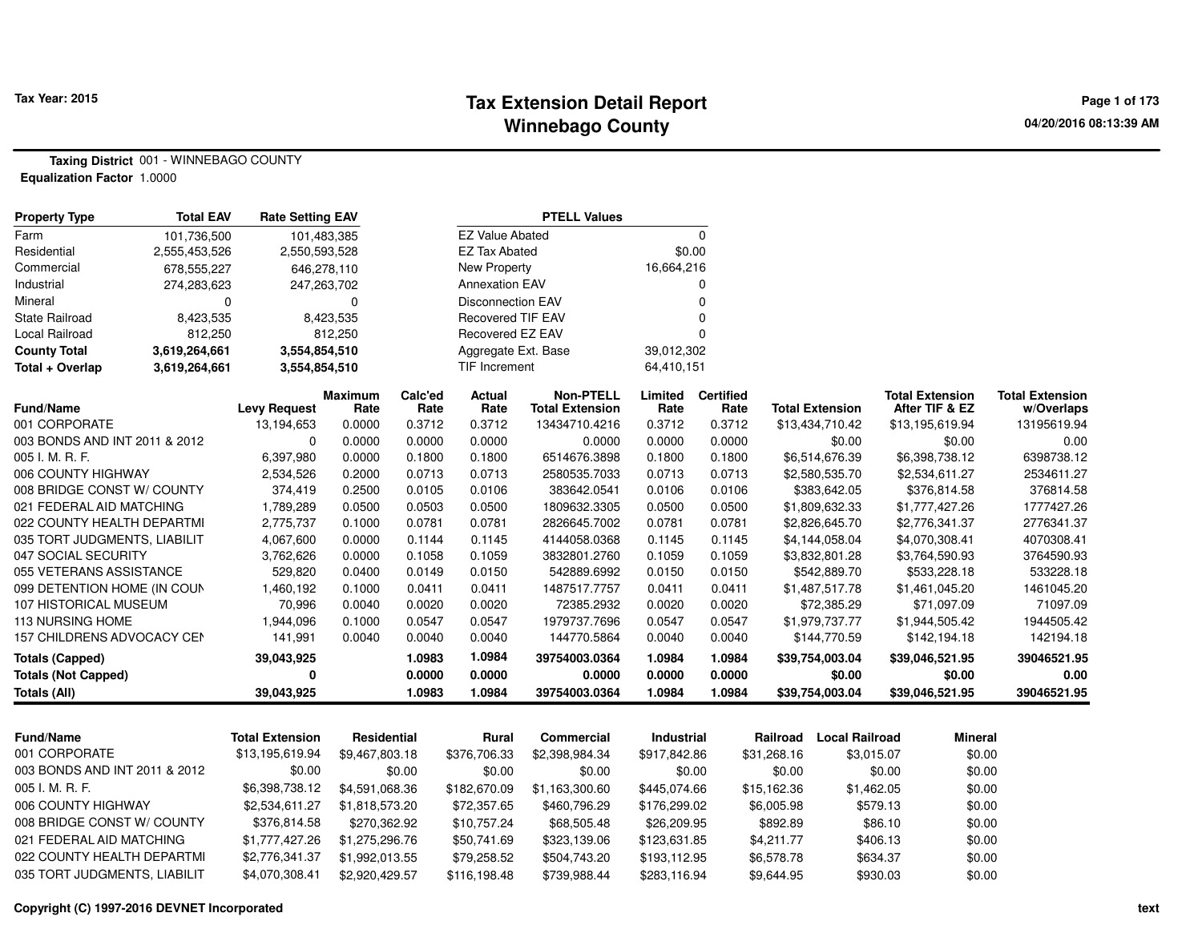Tax Year: 2015

# Tax Extension Detail Report
## Winnebago County

04/20/2016 08:13:39 AM

**Taxing District** 001 - WINNEBAGO COUNTY
**Equalization Factor** 1.0000

| Property Type | Total EAV | Rate Setting EAV |
|---|---|---|
| Farm | 101,736,500 | 101,483,385 |
| Residential | 2,555,453,526 | 2,550,593,528 |
| Commercial | 678,555,227 | 646,278,110 |
| Industrial | 274,283,623 | 247,263,702 |
| Mineral | 0 | 0 |
| State Railroad | 8,423,535 | 8,423,535 |
| Local Railroad | 812,250 | 812,250 |
| **County Total** | **3,619,264,661** | **3,554,854,510** |
| **Total + Overlap** | **3,619,264,661** | **3,554,854,510** |

| PTELL Values | |
|---|---|
| EZ Value Abated | 0 |
| EZ Tax Abated | $0.00 |
| New Property | 16,664,216 |
| Annexation EAV | 0 |
| Disconnection EAV | 0 |
| Recovered TIF EAV | 0 |
| Recovered EZ EAV | 0 |
| Aggregate Ext. Base | 39,012,302 |
| TIF Increment | 64,410,151 |

| Fund/Name | Levy Request | Maximum Rate | Calc'ed Rate | Actual Rate | Non-PTELL Total Extension | Limited Rate | Certified Rate | Total Extension | Total Extension After TIF & EZ | Total Extension w/Overlaps |
|---|---|---|---|---|---|---|---|---|---|---|
| 001 CORPORATE | 13,194,653 | 0.0000 | 0.3712 | 0.3712 | 13434710.4216 | 0.3712 | 0.3712 | $13,434,710.42 | $13,195,619.94 | 13195619.94 |
| 003 BONDS AND INT 2011 & 2012 | 0 | 0.0000 | 0.0000 | 0.0000 | 0.0000 | 0.0000 | 0.0000 | $0.00 | $0.00 | 0.00 |
| 005 I. M. R. F. | 6,397,980 | 0.0000 | 0.1800 | 0.1800 | 6514676.3898 | 0.1800 | 0.1800 | $6,514,676.39 | $6,398,738.12 | 6398738.12 |
| 006 COUNTY HIGHWAY | 2,534,526 | 0.2000 | 0.0713 | 0.0713 | 2580535.7033 | 0.0713 | 0.0713 | $2,580,535.70 | $2,534,611.27 | 2534611.27 |
| 008 BRIDGE CONST W/ COUNTY | 374,419 | 0.2500 | 0.0105 | 0.0106 | 383642.0541 | 0.0106 | 0.0106 | $383,642.05 | $376,814.58 | 376814.58 |
| 021 FEDERAL AID MATCHING | 1,789,289 | 0.0500 | 0.0503 | 0.0500 | 1809632.3305 | 0.0500 | 0.0500 | $1,809,632.33 | $1,777,427.26 | 1777427.26 |
| 022 COUNTY HEALTH DEPARTMI | 2,775,737 | 0.1000 | 0.0781 | 0.0781 | 2826645.7002 | 0.0781 | 0.0781 | $2,826,645.70 | $2,776,341.37 | 2776341.37 |
| 035 TORT JUDGMENTS, LIABILIT | 4,067,600 | 0.0000 | 0.1144 | 0.1145 | 4144058.0368 | 0.1145 | 0.1145 | $4,144,058.04 | $4,070,308.41 | 4070308.41 |
| 047 SOCIAL SECURITY | 3,762,626 | 0.0000 | 0.1058 | 0.1059 | 3832801.2760 | 0.1059 | 0.1059 | $3,832,801.28 | $3,764,590.93 | 3764590.93 |
| 055 VETERANS ASSISTANCE | 529,820 | 0.0400 | 0.0149 | 0.0150 | 542889.6992 | 0.0150 | 0.0150 | $542,889.70 | $533,228.18 | 533228.18 |
| 099 DETENTION HOME (IN COUN | 1,460,192 | 0.1000 | 0.0411 | 0.0411 | 1487517.7757 | 0.0411 | 0.0411 | $1,487,517.78 | $1,461,045.20 | 1461045.20 |
| 107 HISTORICAL MUSEUM | 70,996 | 0.0040 | 0.0020 | 0.0020 | 72385.2932 | 0.0020 | 0.0020 | $72,385.29 | $71,097.09 | 71097.09 |
| 113 NURSING HOME | 1,944,096 | 0.1000 | 0.0547 | 0.0547 | 1979737.7696 | 0.0547 | 0.0547 | $1,979,737.77 | $1,944,505.42 | 1944505.42 |
| 157 CHILDRENS ADVOCACY CEI | 141,991 | 0.0040 | 0.0040 | 0.0040 | 144770.5864 | 0.0040 | 0.0040 | $144,770.59 | $142,194.18 | 142194.18 |
| **Totals (Capped)** | **39,043,925** | | **1.0983** | **1.0984** | **39754003.0364** | **1.0984** | **1.0984** | **$39,754,003.04** | **$39,046,521.95** | **39046521.95** |
| **Totals (Not Capped)** | **0** | | **0.0000** | **0.0000** | **0.0000** | **0.0000** | **0.0000** | **$0.00** | **$0.00** | **0.00** |
| **Totals (All)** | **39,043,925** | | **1.0983** | **1.0984** | **39754003.0364** | **1.0984** | **1.0984** | **$39,754,003.04** | **$39,046,521.95** | **39046521.95** |

| Fund/Name | Total Extension | Residential | Rural | Commercial | Industrial | Railroad | Local Railroad | Mineral |
|---|---|---|---|---|---|---|---|---|
| 001 CORPORATE | $13,195,619.94 | $9,467,803.18 | $376,706.33 | $2,398,984.34 | $917,842.86 | $31,268.16 | $3,015.07 | $0.00 |
| 003 BONDS AND INT 2011 & 2012 | $0.00 | $0.00 | $0.00 | $0.00 | $0.00 | $0.00 | $0.00 | $0.00 |
| 005 I. M. R. F. | $6,398,738.12 | $4,591,068.36 | $182,670.09 | $1,163,300.60 | $445,074.66 | $15,162.36 | $1,462.05 | $0.00 |
| 006 COUNTY HIGHWAY | $2,534,611.27 | $1,818,573.20 | $72,357.65 | $460,796.29 | $176,299.02 | $6,005.98 | $579.13 | $0.00 |
| 008 BRIDGE CONST W/ COUNTY | $376,814.58 | $270,362.92 | $10,757.24 | $68,505.48 | $26,209.95 | $892.89 | $86.10 | $0.00 |
| 021 FEDERAL AID MATCHING | $1,777,427.26 | $1,275,296.76 | $50,741.69 | $323,139.06 | $123,631.85 | $4,211.77 | $406.13 | $0.00 |
| 022 COUNTY HEALTH DEPARTMI | $2,776,341.37 | $1,992,013.55 | $79,258.52 | $504,743.20 | $193,112.95 | $6,578.78 | $634.37 | $0.00 |
| 035 TORT JUDGMENTS, LIABILIT | $4,070,308.41 | $2,920,429.57 | $116,198.48 | $739,988.44 | $283,116.94 | $9,644.95 | $930.03 | $0.00 |

Copyright (C) 1997-2016 DEVNET Incorporated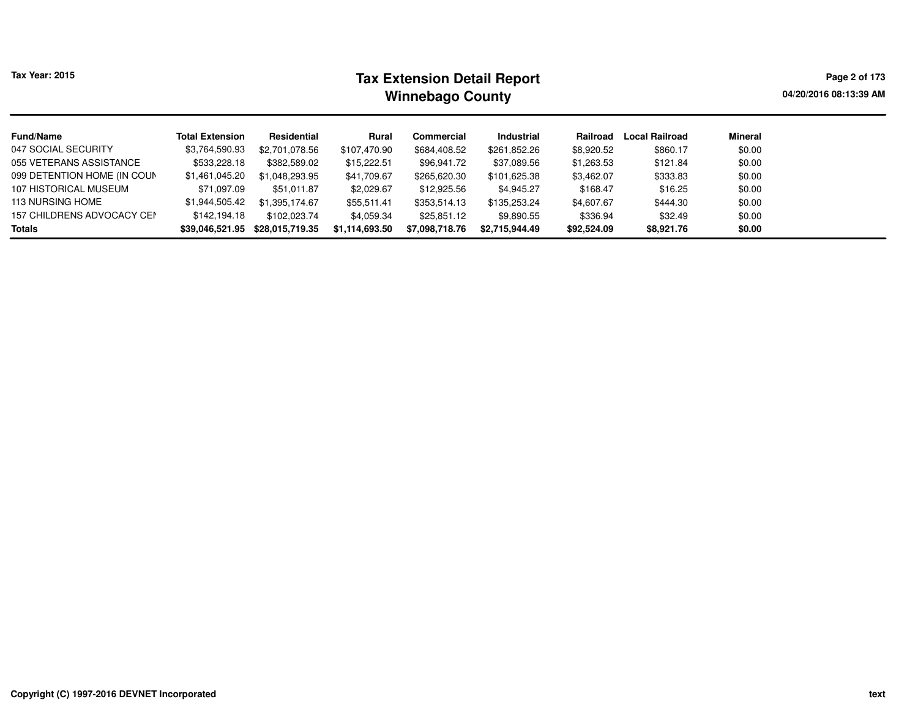| Fund/Name | Total Extension | Residential | Rural | Commercial | Industrial | Railroad | Local Railroad | Mineral |
|---|---|---|---|---|---|---|---|---|
| 047 SOCIAL SECURITY | $3,764,590.93 | $2,701,078.56 | $107,470.90 | $684,408.52 | $261,852.26 | $8,920.52 | $860.17 | $0.00 |
| 055 VETERANS ASSISTANCE | $533,228.18 | $382,589.02 | $15,222.51 | $96,941.72 | $37,089.56 | $1,263.53 | $121.84 | $0.00 |
| 099 DETENTION HOME (IN COUN | $1,461,045.20 | $1,048,293.95 | $41,709.67 | $265,620.30 | $101,625.38 | $3,462.07 | $333.83 | $0.00 |
| 107 HISTORICAL MUSEUM | $71,097.09 | $51,011.87 | $2,029.67 | $12,925.56 | $4,945.27 | $168.47 | $16.25 | $0.00 |
| 113 NURSING HOME | $1,944,505.42 | $1,395,174.67 | $55,511.41 | $353,514.13 | $135,253.24 | $4,607.67 | $444.30 | $0.00 |
| 157 CHILDRENS ADVOCACY CEI | $142,194.18 | $102,023.74 | $4,059.34 | $25,851.12 | $9,890.55 | $336.94 | $32.49 | $0.00 |
| **Totals** | **$39,046,521.95** | **$28,015,719.35** | **$1,114,693.50** | **$7,098,718.76** | **$2,715,944.49** | **$92,524.09** | **$8,921.76** | **$0.00** |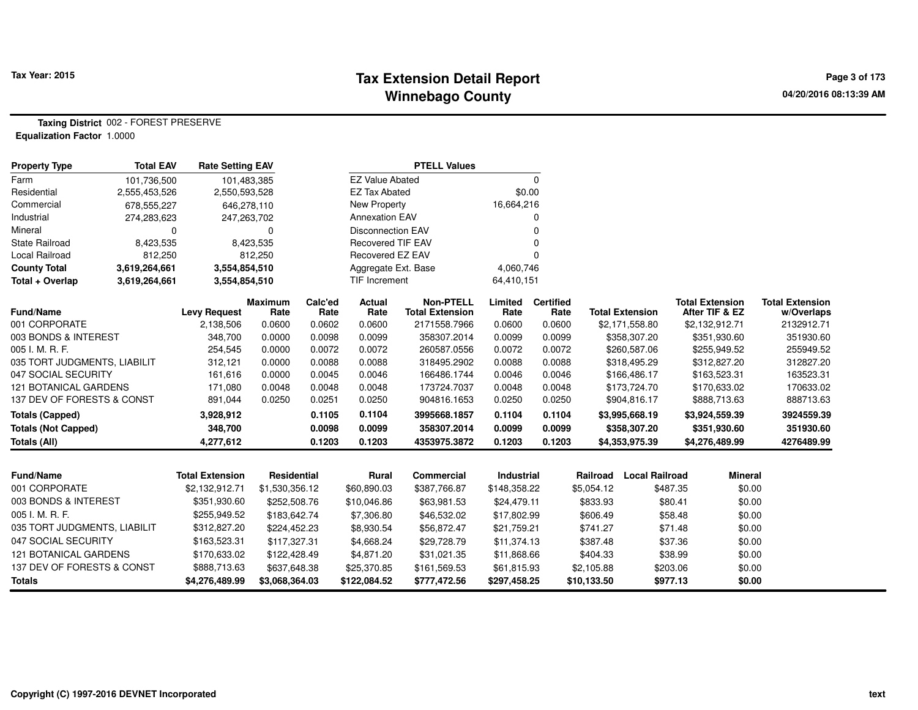**Tax Year: 2015**

# Tax Extension Detail Report
## Winnebago County

**Taxing District** 002 - FOREST PRESERVE
**Equalization Factor** 1.0000

| Property Type | Total EAV | Rate Setting EAV |
|---|---|---|
| Farm | 101,736,500 | 101,483,385 |
| Residential | 2,555,453,526 | 2,550,593,528 |
| Commercial | 678,555,227 | 646,278,110 |
| Industrial | 274,283,623 | 247,263,702 |
| Mineral | 0 | 0 |
| State Railroad | 8,423,535 | 8,423,535 |
| Local Railroad | 812,250 | 812,250 |
| **County Total** | **3,619,264,661** | **3,554,854,510** |
| **Total + Overlap** | **3,619,264,661** | **3,554,854,510** |

| PTELL Values | |
|---|---|
| EZ Value Abated | 0 |
| EZ Tax Abated | $0.00 |
| New Property | 16,664,216 |
| Annexation EAV | 0 |
| Disconnection EAV | 0 |
| Recovered TIF EAV | 0 |
| Recovered EZ EAV | 0 |
| Aggregate Ext. Base | 4,060,746 |
| TIF Increment | 64,410,151 |

| Fund/Name | Levy Request | Maximum Rate | Calc'ed Rate | Actual Rate | Non-PTELL Total Extension | Limited Rate | Certified Rate | Total Extension | Total Extension After TIF & EZ | Total Extension w/Overlaps |
|---|---|---|---|---|---|---|---|---|---|---|
| 001 CORPORATE | 2,138,506 | 0.0600 | 0.0602 | 0.0600 | 2171558.7966 | 0.0600 | 0.0600 | $2,171,558.80 | $2,132,912.71 | 2132912.71 |
| 003 BONDS & INTEREST | 348,700 | 0.0000 | 0.0098 | 0.0099 | 358307.2014 | 0.0099 | 0.0099 | $358,307.20 | $351,930.60 | 351930.60 |
| 005 I. M. R. F. | 254,545 | 0.0000 | 0.0072 | 0.0072 | 260587.0556 | 0.0072 | 0.0072 | $260,587.06 | $255,949.52 | 255949.52 |
| 035 TORT JUDGMENTS, LIABILIT | 312,121 | 0.0000 | 0.0088 | 0.0088 | 318495.2902 | 0.0088 | 0.0088 | $318,495.29 | $312,827.20 | 312827.20 |
| 047 SOCIAL SECURITY | 161,616 | 0.0000 | 0.0045 | 0.0046 | 166486.1744 | 0.0046 | 0.0046 | $166,486.17 | $163,523.31 | 163523.31 |
| 121 BOTANICAL GARDENS | 171,080 | 0.0048 | 0.0048 | 0.0048 | 173724.7037 | 0.0048 | 0.0048 | $173,724.70 | $170,633.02 | 170633.02 |
| 137 DEV OF FORESTS & CONST | 891,044 | 0.0250 | 0.0251 | 0.0250 | 904816.1653 | 0.0250 | 0.0250 | $904,816.17 | $888,713.63 | 888713.63 |
| **Totals (Capped)** | **3,928,912** | | **0.1105** | **0.1104** | **3995668.1857** | **0.1104** | **0.1104** | **$3,995,668.19** | **$3,924,559.39** | **3924559.39** |
| **Totals (Not Capped)** | **348,700** | | **0.0098** | **0.0099** | **358307.2014** | **0.0099** | **0.0099** | **$358,307.20** | **$351,930.60** | **351930.60** |
| **Totals (All)** | **4,277,612** | | **0.1203** | **0.1203** | **4353975.3872** | **0.1203** | **0.1203** | **$4,353,975.39** | **$4,276,489.99** | **4276489.99** |

| Fund/Name | Total Extension | Residential | Rural | Commercial | Industrial | Railroad | Local Railroad | Mineral |
|---|---|---|---|---|---|---|---|---|
| 001 CORPORATE | $2,132,912.71 | $1,530,356.12 | $60,890.03 | $387,766.87 | $148,358.22 | $5,054.12 | $487.35 | $0.00 |
| 003 BONDS & INTEREST | $351,930.60 | $252,508.76 | $10,046.86 | $63,981.53 | $24,479.11 | $833.93 | $80.41 | $0.00 |
| 005 I. M. R. F. | $255,949.52 | $183,642.74 | $7,306.80 | $46,532.02 | $17,802.99 | $606.49 | $58.48 | $0.00 |
| 035 TORT JUDGMENTS, LIABILIT | $312,827.20 | $224,452.23 | $8,930.54 | $56,872.47 | $21,759.21 | $741.27 | $71.48 | $0.00 |
| 047 SOCIAL SECURITY | $163,523.31 | $117,327.31 | $4,668.24 | $29,728.79 | $11,374.13 | $387.48 | $37.36 | $0.00 |
| 121 BOTANICAL GARDENS | $170,633.02 | $122,428.49 | $4,871.20 | $31,021.35 | $11,868.66 | $404.33 | $38.99 | $0.00 |
| 137 DEV OF FORESTS & CONST | $888,713.63 | $637,648.38 | $25,370.85 | $161,569.53 | $61,815.93 | $2,105.88 | $203.06 | $0.00 |
| **Totals** | **$4,276,489.99** | **$3,068,364.03** | **$122,084.52** | **$777,472.56** | **$297,458.25** | **$10,133.50** | **$977.13** | **$0.00** |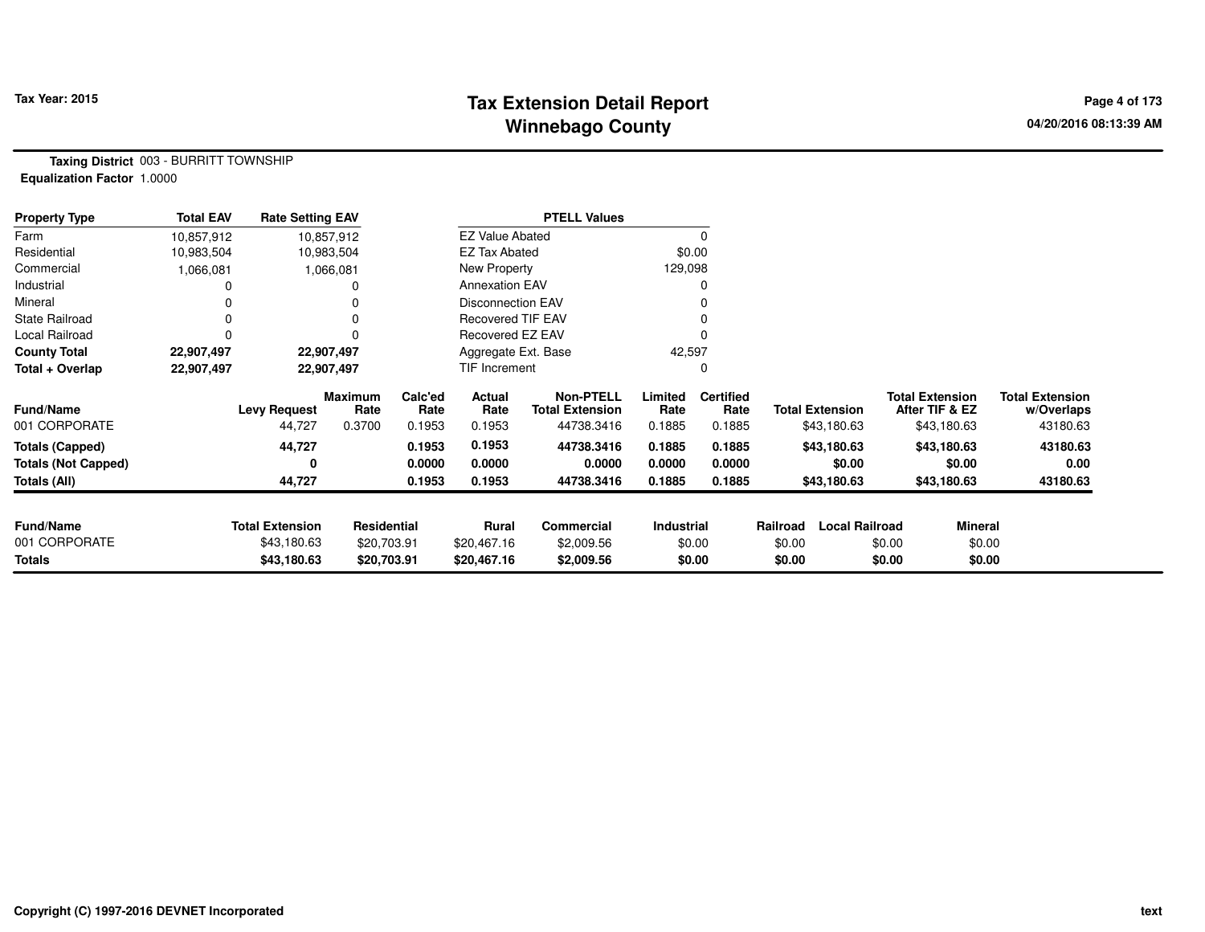# Tax Extension Detail Report
# Winnebago County

Tax Year: 2015

04/20/2016 08:13:39 AM

**Taxing District** 003 - BURRITT TOWNSHIP
**Equalization Factor** 1.0000

| Property Type | Total EAV | Rate Setting EAV |
|---|---|---|
| Farm | 10,857,912 | 10,857,912 |
| Residential | 10,983,504 | 10,983,504 |
| Commercial | 1,066,081 | 1,066,081 |
| Industrial | 0 | 0 |
| Mineral | 0 | 0 |
| State Railroad | 0 | 0 |
| Local Railroad | 0 | 0 |
| **County Total** | **22,907,497** | **22,907,497** |
| **Total + Overlap** | **22,907,497** | **22,907,497** |

| PTELL Values | |
|---|---|
| EZ Value Abated | 0 |
| EZ Tax Abated | $0.00 |
| New Property | 129,098 |
| Annexation EAV | 0 |
| Disconnection EAV | 0 |
| Recovered TIF EAV | 0 |
| Recovered EZ EAV | 0 |
| Aggregate Ext. Base | 42,597 |
| TIF Increment | 0 |

| Fund/Name | Levy Request | Maximum Rate | Calc'ed Rate | Actual Rate | Non-PTELL Total Extension | Limited Rate | Certified Rate | Total Extension | Total Extension After TIF & EZ | Total Extension w/Overlaps |
|---|---|---|---|---|---|---|---|---|---|---|
| 001 CORPORATE | 44,727 | 0.3700 | 0.1953 | 0.1953 | 44738.3416 | 0.1885 | 0.1885 | $43,180.63 | $43,180.63 | 43180.63 |
| **Totals (Capped)** | **44,727** | | **0.1953** | **0.1953** | **44738.3416** | **0.1885** | **0.1885** | **$43,180.63** | **$43,180.63** | **43180.63** |
| **Totals (Not Capped)** | **0** | | **0.0000** | **0.0000** | **0.0000** | **0.0000** | **0.0000** | **$0.00** | **$0.00** | **0.00** |
| **Totals (All)** | **44,727** | | **0.1953** | **0.1953** | **44738.3416** | **0.1885** | **0.1885** | **$43,180.63** | **$43,180.63** | **43180.63** |

| Fund/Name | Total Extension | Residential | Rural | Commercial | Industrial | Railroad | Local Railroad | Mineral |
|---|---|---|---|---|---|---|---|---|
| 001 CORPORATE | $43,180.63 | $20,703.91 | $20,467.16 | $2,009.56 | $0.00 | $0.00 | $0.00 | $0.00 |
| **Totals** | **$43,180.63** | **$20,703.91** | **$20,467.16** | **$2,009.56** | **$0.00** | **$0.00** | **$0.00** | **$0.00** |

Copyright (C) 1997-2016 DEVNET Incorporated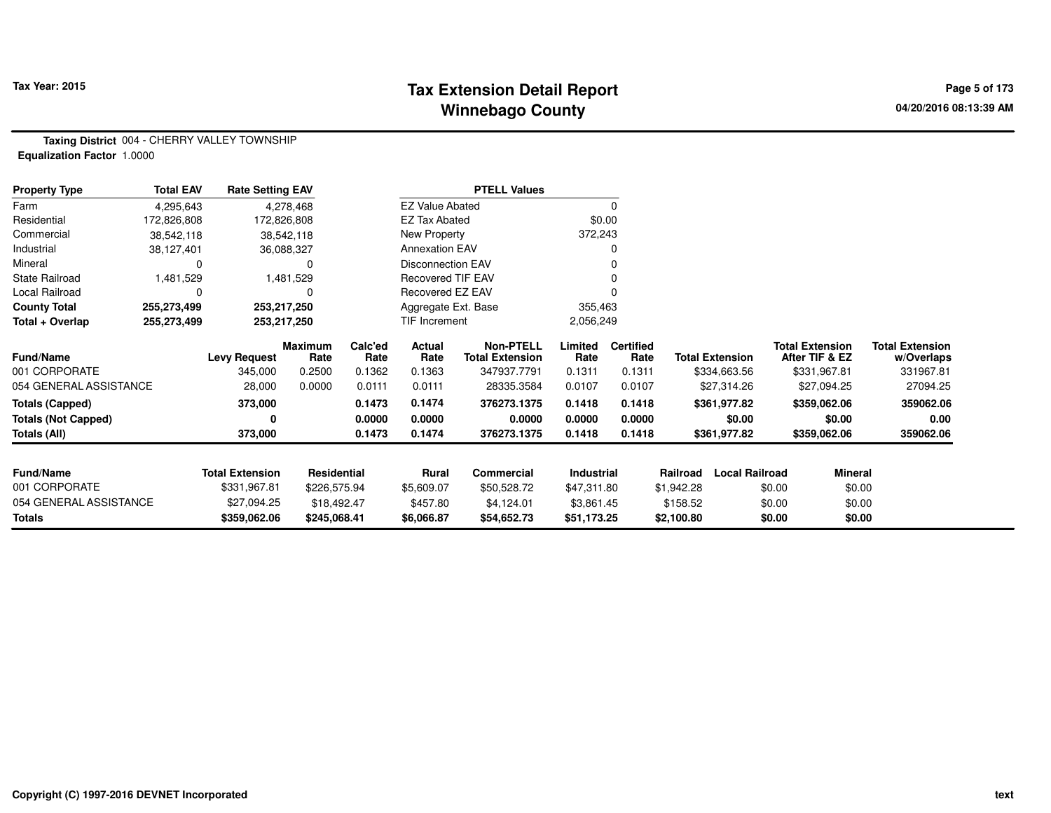# Tax Extension Detail Report
## Winnebago County

**Tax Year: 2015**

04/20/2016 08:13:39 AM

**Taxing District** 004 - CHERRY VALLEY TOWNSHIP
**Equalization Factor** 1.0000

| Property Type | Total EAV | Rate Setting EAV |
|---|---|---|
| Farm | 4,295,643 | 4,278,468 |
| Residential | 172,826,808 | 172,826,808 |
| Commercial | 38,542,118 | 38,542,118 |
| Industrial | 38,127,401 | 36,088,327 |
| Mineral | 0 | 0 |
| State Railroad | 1,481,529 | 1,481,529 |
| Local Railroad | 0 | 0 |
| **County Total** | **255,273,499** | **253,217,250** |
| **Total + Overlap** | **255,273,499** | **253,217,250** |

| PTELL Values | |
|---|---|
| EZ Value Abated | 0 |
| EZ Tax Abated | $0.00 |
| New Property | 372,243 |
| Annexation EAV | 0 |
| Disconnection EAV | 0 |
| Recovered TIF EAV | 0 |
| Recovered EZ EAV | 0 |
| Aggregate Ext. Base | 355,463 |
| TIF Increment | 2,056,249 |

| Fund/Name | Levy Request | Maximum Rate | Calc'ed Rate | Actual Rate | Non-PTELL Total Extension | Limited Rate | Certified Rate | Total Extension | Total Extension After TIF & EZ | Total Extension w/Overlaps |
|---|---|---|---|---|---|---|---|---|---|---|
| 001 CORPORATE | 345,000 | 0.2500 | 0.1362 | 0.1363 | 347937.7791 | 0.1311 | 0.1311 | $334,663.56 | $331,967.81 | 331967.81 |
| 054 GENERAL ASSISTANCE | 28,000 | 0.0000 | 0.0111 | 0.0111 | 28335.3584 | 0.0107 | 0.0107 | $27,314.26 | $27,094.25 | 27094.25 |
| **Totals (Capped)** | **373,000** | | **0.1473** | **0.1474** | **376273.1375** | **0.1418** | **0.1418** | **$361,977.82** | **$359,062.06** | **359062.06** |
| **Totals (Not Capped)** | **0** | | **0.0000** | **0.0000** | **0.0000** | **0.0000** | **0.0000** | **$0.00** | **$0.00** | **0.00** |
| **Totals (All)** | **373,000** | | **0.1473** | **0.1474** | **376273.1375** | **0.1418** | **0.1418** | **$361,977.82** | **$359,062.06** | **359062.06** |

| Fund/Name | Total Extension | Residential | Rural | Commercial | Industrial | Railroad | Local Railroad | Mineral |
|---|---|---|---|---|---|---|---|---|
| 001 CORPORATE | $331,967.81 | $226,575.94 | $5,609.07 | $50,528.72 | $47,311.80 | $1,942.28 | $0.00 | $0.00 |
| 054 GENERAL ASSISTANCE | $27,094.25 | $18,492.47 | $457.80 | $4,124.01 | $3,861.45 | $158.52 | $0.00 | $0.00 |
| **Totals** | **$359,062.06** | **$245,068.41** | **$6,066.87** | **$54,652.73** | **$51,173.25** | **$2,100.80** | **$0.00** | **$0.00** |

Copyright (C) 1997-2016 DEVNET Incorporated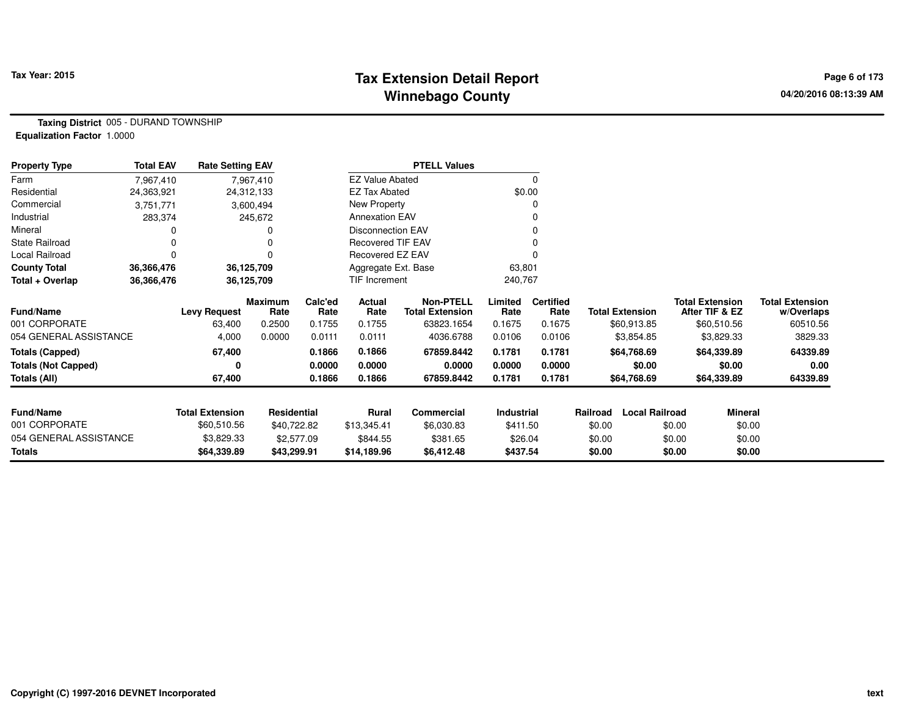# Tax Extension Detail Report
# Winnebago County

**Tax Year: 2015**

04/20/2016 08:13:39 AM

**Taxing District** 005 - DURAND TOWNSHIP
**Equalization Factor** 1.0000

| Property Type | Total EAV | Rate Setting EAV |
|---|---|---|
| Farm | 7,967,410 | 7,967,410 |
| Residential | 24,363,921 | 24,312,133 |
| Commercial | 3,751,771 | 3,600,494 |
| Industrial | 283,374 | 245,672 |
| Mineral | 0 | 0 |
| State Railroad | 0 | 0 |
| Local Railroad | 0 | 0 |
| **County Total** | **36,366,476** | **36,125,709** |
| **Total + Overlap** | **36,366,476** | **36,125,709** |

| PTELL Values | |
|---|---|
| EZ Value Abated | 0 |
| EZ Tax Abated | $0.00 |
| New Property | 0 |
| Annexation EAV | 0 |
| Disconnection EAV | 0 |
| Recovered TIF EAV | 0 |
| Recovered EZ EAV | 0 |
| Aggregate Ext. Base | 63,801 |
| TIF Increment | 240,767 |

| Fund/Name | Levy Request | Maximum Rate | Calc'ed Rate | Actual Rate | Non-PTELL Total Extension | Limited Rate | Certified Rate | Total Extension | Total Extension After TIF & EZ | Total Extension w/Overlaps |
|---|---|---|---|---|---|---|---|---|---|---|
| 001 CORPORATE | 63,400 | 0.2500 | 0.1755 | 0.1755 | 63823.1654 | 0.1675 | 0.1675 | $60,913.85 | $60,510.56 | 60510.56 |
| 054 GENERAL ASSISTANCE | 4,000 | 0.0000 | 0.0111 | 0.0111 | 4036.6788 | 0.0106 | 0.0106 | $3,854.85 | $3,829.33 | 3829.33 |
| **Totals (Capped)** | **67,400** | | **0.1866** | **0.1866** | **67859.8442** | **0.1781** | **0.1781** | **$64,768.69** | **$64,339.89** | **64339.89** |
| **Totals (Not Capped)** | **0** | | **0.0000** | **0.0000** | **0.0000** | **0.0000** | **0.0000** | **$0.00** | **$0.00** | **0.00** |
| **Totals (All)** | **67,400** | | **0.1866** | **0.1866** | **67859.8442** | **0.1781** | **0.1781** | **$64,768.69** | **$64,339.89** | **64339.89** |

| Fund/Name | Total Extension | Residential | Rural | Commercial | Industrial | Railroad | Local Railroad | Mineral |
|---|---|---|---|---|---|---|---|---|
| 001 CORPORATE | $60,510.56 | $40,722.82 | $13,345.41 | $6,030.83 | $411.50 | $0.00 | $0.00 | $0.00 |
| 054 GENERAL ASSISTANCE | $3,829.33 | $2,577.09 | $844.55 | $381.65 | $26.04 | $0.00 | $0.00 | $0.00 |
| **Totals** | **$64,339.89** | **$43,299.91** | **$14,189.96** | **$6,412.48** | **$437.54** | **$0.00** | **$0.00** | **$0.00** |

Copyright (C) 1997-2016 DEVNET Incorporated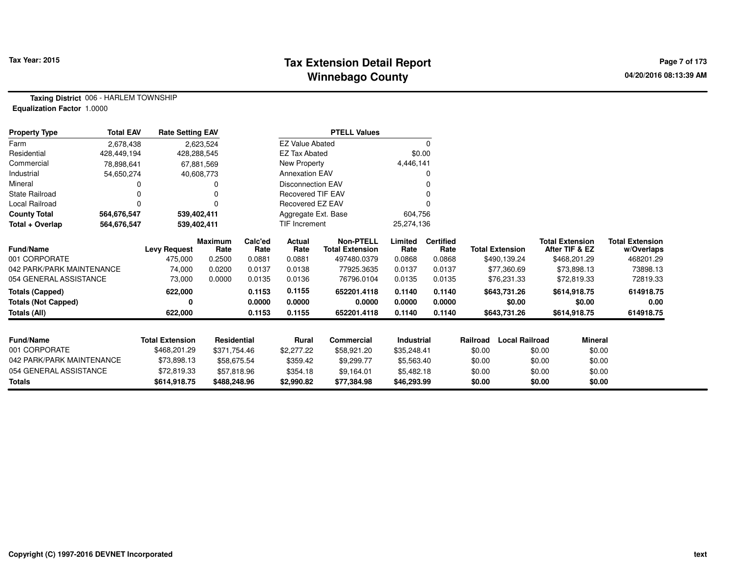# Tax Extension Detail Report
## Winnebago County

Tax Year: 2015

**Taxing District** 006 - HARLEM TOWNSHIP
**Equalization Factor** 1.0000

| Property Type | Total EAV | Rate Setting EAV |
|---|---|---|
| Farm | 2,678,438 | 2,623,524 |
| Residential | 428,449,194 | 428,288,545 |
| Commercial | 78,898,641 | 67,881,569 |
| Industrial | 54,650,274 | 40,608,773 |
| Mineral | 0 | 0 |
| State Railroad | 0 | 0 |
| Local Railroad | 0 | 0 |
| **County Total** | **564,676,547** | **539,402,411** |
| **Total + Overlap** | **564,676,547** | **539,402,411** |

| PTELL Values | |
|---|---|
| EZ Value Abated | 0 |
| EZ Tax Abated | $0.00 |
| New Property | 4,446,141 |
| Annexation EAV | 0 |
| Disconnection EAV | 0 |
| Recovered TIF EAV | 0 |
| Recovered EZ EAV | 0 |
| Aggregate Ext. Base | 604,756 |
| TIF Increment | 25,274,136 |

| Fund/Name | Levy Request | Maximum Rate | Calc'ed Rate | Actual Rate | Non-PTELL Total Extension | Limited Rate | Certified Rate | Total Extension | Total Extension After TIF & EZ | Total Extension w/Overlaps |
|---|---|---|---|---|---|---|---|---|---|---|
| 001 CORPORATE | 475,000 | 0.2500 | 0.0881 | 0.0881 | 497480.0379 | 0.0868 | 0.0868 | $490,139.24 | $468,201.29 | 468201.29 |
| 042 PARK/PARK MAINTENANCE | 74,000 | 0.0200 | 0.0137 | 0.0138 | 77925.3635 | 0.0137 | 0.0137 | $77,360.69 | $73,898.13 | 73898.13 |
| 054 GENERAL ASSISTANCE | 73,000 | 0.0000 | 0.0135 | 0.0136 | 76796.0104 | 0.0135 | 0.0135 | $76,231.33 | $72,819.33 | 72819.33 |
| **Totals (Capped)** | **622,000** | | **0.1153** | **0.1155** | **652201.4118** | **0.1140** | **0.1140** | **$643,731.26** | **$614,918.75** | **614918.75** |
| **Totals (Not Capped)** | **0** | | **0.0000** | **0.0000** | **0.0000** | **0.0000** | **0.0000** | **$0.00** | **$0.00** | **0.00** |
| **Totals (All)** | **622,000** | | **0.1153** | **0.1155** | **652201.4118** | **0.1140** | **0.1140** | **$643,731.26** | **$614,918.75** | **614918.75** |

| Fund/Name | Total Extension | Residential | Rural | Commercial | Industrial | Railroad | Local Railroad | Mineral |
|---|---|---|---|---|---|---|---|---|
| 001 CORPORATE | $468,201.29 | $371,754.46 | $2,277.22 | $58,921.20 | $35,248.41 | $0.00 | $0.00 | $0.00 |
| 042 PARK/PARK MAINTENANCE | $73,898.13 | $58,675.54 | $359.42 | $9,299.77 | $5,563.40 | $0.00 | $0.00 | $0.00 |
| 054 GENERAL ASSISTANCE | $72,819.33 | $57,818.96 | $354.18 | $9,164.01 | $5,482.18 | $0.00 | $0.00 | $0.00 |
| **Totals** | **$614,918.75** | **$488,248.96** | **$2,990.82** | **$77,384.98** | **$46,293.99** | **$0.00** | **$0.00** | **$0.00** |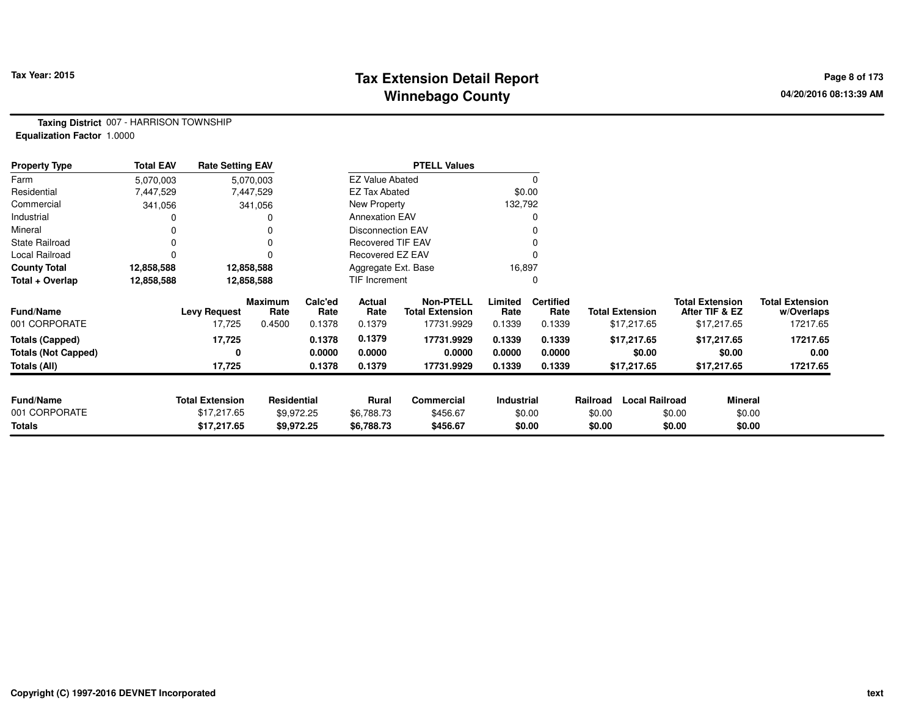# Tax Extension Detail Report
## Winnebago County

Tax Year: 2015

**Taxing District** 007 - HARRISON TOWNSHIP
**Equalization Factor** 1.0000

| Property Type | Total EAV | Rate Setting EAV |
|---|---|---|
| Farm | 5,070,003 | 5,070,003 |
| Residential | 7,447,529 | 7,447,529 |
| Commercial | 341,056 | 341,056 |
| Industrial | 0 | 0 |
| Mineral | 0 | 0 |
| State Railroad | 0 | 0 |
| Local Railroad | 0 | 0 |
| **County Total** | **12,858,588** | **12,858,588** |
| **Total + Overlap** | **12,858,588** | **12,858,588** |

| PTELL Values | |
|---|---|
| EZ Value Abated | 0 |
| EZ Tax Abated | $0.00 |
| New Property | 132,792 |
| Annexation EAV | 0 |
| Disconnection EAV | 0 |
| Recovered TIF EAV | 0 |
| Recovered EZ EAV | 0 |
| Aggregate Ext. Base | 16,897 |
| TIF Increment | 0 |

| Fund/Name | Levy Request | Maximum Rate | Calc'ed Rate | Actual Rate | Non-PTELL Total Extension | Limited Rate | Certified Rate | Total Extension | Total Extension After TIF & EZ | Total Extension w/Overlaps |
|---|---|---|---|---|---|---|---|---|---|---|
| 001 CORPORATE | 17,725 | 0.4500 | 0.1378 | 0.1379 | 17731.9929 | 0.1339 | 0.1339 | $17,217.65 | $17,217.65 | 17217.65 |
| **Totals (Capped)** | **17,725** | | **0.1378** | **0.1379** | **17731.9929** | **0.1339** | **0.1339** | **$17,217.65** | **$17,217.65** | **17217.65** |
| **Totals (Not Capped)** | **0** | | **0.0000** | **0.0000** | **0.0000** | **0.0000** | **0.0000** | **$0.00** | **$0.00** | **0.00** |
| **Totals (All)** | **17,725** | | **0.1378** | **0.1379** | **17731.9929** | **0.1339** | **0.1339** | **$17,217.65** | **$17,217.65** | **17217.65** |

| Fund/Name | Total Extension | Residential | Rural | Commercial | Industrial | Railroad | Local Railroad | Mineral |
|---|---|---|---|---|---|---|---|---|
| 001 CORPORATE | $17,217.65 | $9,972.25 | $6,788.73 | $456.67 | $0.00 | $0.00 | $0.00 | $0.00 |
| **Totals** | **$17,217.65** | **$9,972.25** | **$6,788.73** | **$456.67** | **$0.00** | **$0.00** | **$0.00** | **$0.00** |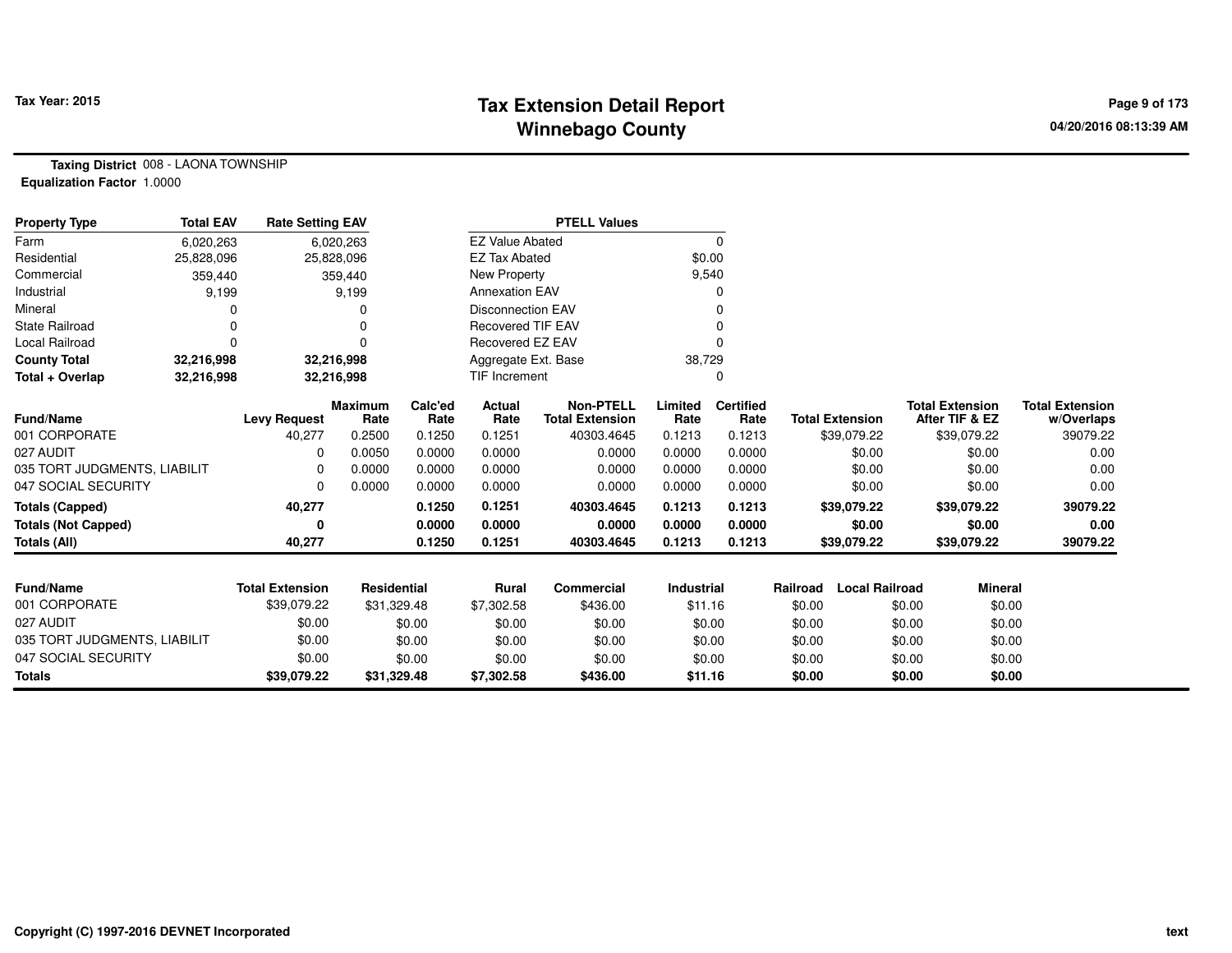# Tax Extension Detail Report
## Winnebago County

Tax Year: 2015

04/20/2016 08:13:39 AM

**Taxing District** 008 - LAONA TOWNSHIP
**Equalization Factor** 1.0000

| Property Type | Total EAV | Rate Setting EAV |
|---|---|---|
| Farm | 6,020,263 | 6,020,263 |
| Residential | 25,828,096 | 25,828,096 |
| Commercial | 359,440 | 359,440 |
| Industrial | 9,199 | 9,199 |
| Mineral | 0 | 0 |
| State Railroad | 0 | 0 |
| Local Railroad | 0 | 0 |
| **County Total** | **32,216,998** | **32,216,998** |
| **Total + Overlap** | **32,216,998** | **32,216,998** |

| PTELL Values | |
|---|---|
| EZ Value Abated | 0 |
| EZ Tax Abated | $0.00 |
| New Property | 9,540 |
| Annexation EAV | 0 |
| Disconnection EAV | 0 |
| Recovered TIF EAV | 0 |
| Recovered EZ EAV | 0 |
| Aggregate Ext. Base | 38,729 |
| TIF Increment | 0 |

| Fund/Name | Levy Request | Maximum Rate | Calc'ed Rate | Actual Rate | Non-PTELL Total Extension | Limited Rate | Certified Rate | Total Extension | Total Extension After TIF & EZ | Total Extension w/Overlaps |
|---|---|---|---|---|---|---|---|---|---|---|
| 001 CORPORATE | 40,277 | 0.2500 | 0.1250 | 0.1251 | 40303.4645 | 0.1213 | 0.1213 | $39,079.22 | $39,079.22 | 39079.22 |
| 027 AUDIT | 0 | 0.0050 | 0.0000 | 0.0000 | 0.0000 | 0.0000 | 0.0000 | $0.00 | $0.00 | 0.00 |
| 035 TORT JUDGMENTS, LIABILIT | 0 | 0.0000 | 0.0000 | 0.0000 | 0.0000 | 0.0000 | 0.0000 | $0.00 | $0.00 | 0.00 |
| 047 SOCIAL SECURITY | 0 | 0.0000 | 0.0000 | 0.0000 | 0.0000 | 0.0000 | 0.0000 | $0.00 | $0.00 | 0.00 |
| **Totals (Capped)** | **40,277** | | **0.1250** | **0.1251** | **40303.4645** | **0.1213** | **0.1213** | **$39,079.22** | **$39,079.22** | **39079.22** |
| **Totals (Not Capped)** | **0** | | **0.0000** | **0.0000** | **0.0000** | **0.0000** | **0.0000** | **$0.00** | **$0.00** | **0.00** |
| **Totals (All)** | **40,277** | | **0.1250** | **0.1251** | **40303.4645** | **0.1213** | **0.1213** | **$39,079.22** | **$39,079.22** | **39079.22** |

| Fund/Name | Total Extension | Residential | Rural | Commercial | Industrial | Railroad | Local Railroad | Mineral |
|---|---|---|---|---|---|---|---|---|
| 001 CORPORATE | $39,079.22 | $31,329.48 | $7,302.58 | $436.00 | $11.16 | $0.00 | $0.00 | $0.00 |
| 027 AUDIT | $0.00 | $0.00 | $0.00 | $0.00 | $0.00 | $0.00 | $0.00 | $0.00 |
| 035 TORT JUDGMENTS, LIABILIT | $0.00 | $0.00 | $0.00 | $0.00 | $0.00 | $0.00 | $0.00 | $0.00 |
| 047 SOCIAL SECURITY | $0.00 | $0.00 | $0.00 | $0.00 | $0.00 | $0.00 | $0.00 | $0.00 |
| **Totals** | **$39,079.22** | **$31,329.48** | **$7,302.58** | **$436.00** | **$11.16** | **$0.00** | **$0.00** | **$0.00** |

Copyright (C) 1997-2016 DEVNET Incorporated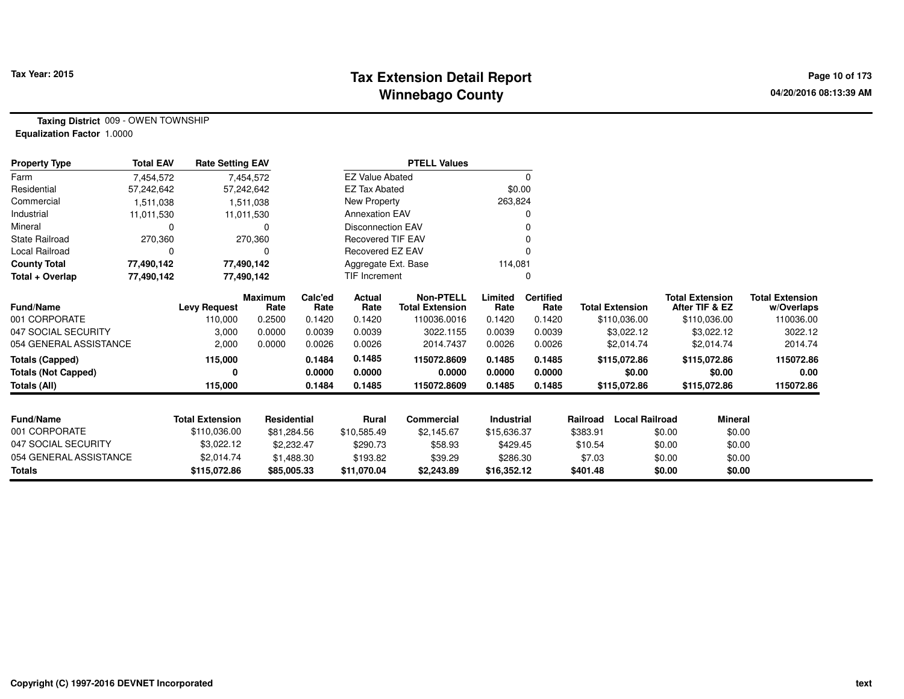**Tax Year: 2015**

# Tax Extension Detail Report
## Winnebago County

04/20/2016 08:13:39 AM

**Taxing District** 009 - OWEN TOWNSHIP
**Equalization Factor** 1.0000

| Property Type | Total EAV | Rate Setting EAV |
|---|---|---|
| Farm | 7,454,572 | 7,454,572 |
| Residential | 57,242,642 | 57,242,642 |
| Commercial | 1,511,038 | 1,511,038 |
| Industrial | 11,011,530 | 11,011,530 |
| Mineral | 0 | 0 |
| State Railroad | 270,360 | 270,360 |
| Local Railroad | 0 | 0 |
| **County Total** | **77,490,142** | **77,490,142** |
| **Total + Overlap** | **77,490,142** | **77,490,142** |

| PTELL Values | |
|---|---|
| EZ Value Abated | 0 |
| EZ Tax Abated | $0.00 |
| New Property | 263,824 |
| Annexation EAV | 0 |
| Disconnection EAV | 0 |
| Recovered TIF EAV | 0 |
| Recovered EZ EAV | 0 |
| Aggregate Ext. Base | 114,081 |
| TIF Increment | 0 |

| Fund/Name | Levy Request | Maximum Rate | Calc'ed Rate | Actual Rate | Non-PTELL Total Extension | Limited Rate | Certified Rate | Total Extension | Total Extension After TIF & EZ | Total Extension w/Overlaps |
|---|---|---|---|---|---|---|---|---|---|---|
| 001 CORPORATE | 110,000 | 0.2500 | 0.1420 | 0.1420 | 110036.0016 | 0.1420 | 0.1420 | $110,036.00 | $110,036.00 | 110036.00 |
| 047 SOCIAL SECURITY | 3,000 | 0.0000 | 0.0039 | 0.0039 | 3022.1155 | 0.0039 | 0.0039 | $3,022.12 | $3,022.12 | 3022.12 |
| 054 GENERAL ASSISTANCE | 2,000 | 0.0000 | 0.0026 | 0.0026 | 2014.7437 | 0.0026 | 0.0026 | $2,014.74 | $2,014.74 | 2014.74 |
| **Totals (Capped)** | **115,000** | | **0.1484** | **0.1485** | **115072.8609** | **0.1485** | **0.1485** | **$115,072.86** | **$115,072.86** | **115072.86** |
| **Totals (Not Capped)** | **0** | | **0.0000** | **0.0000** | **0.0000** | **0.0000** | **0.0000** | **$0.00** | **$0.00** | **0.00** |
| **Totals (All)** | **115,000** | | **0.1484** | **0.1485** | **115072.8609** | **0.1485** | **0.1485** | **$115,072.86** | **$115,072.86** | **115072.86** |

| Fund/Name | Total Extension | Residential | Rural | Commercial | Industrial | Railroad | Local Railroad | Mineral |
|---|---|---|---|---|---|---|---|---|
| 001 CORPORATE | $110,036.00 | $81,284.56 | $10,585.49 | $2,145.67 | $15,636.37 | $383.91 | $0.00 | $0.00 |
| 047 SOCIAL SECURITY | $3,022.12 | $2,232.47 | $290.73 | $58.93 | $429.45 | $10.54 | $0.00 | $0.00 |
| 054 GENERAL ASSISTANCE | $2,014.74 | $1,488.30 | $193.82 | $39.29 | $286.30 | $7.03 | $0.00 | $0.00 |
| **Totals** | **$115,072.86** | **$85,005.33** | **$11,070.04** | **$2,243.89** | **$16,352.12** | **$401.48** | **$0.00** | **$0.00** |

Copyright (C) 1997-2016 DEVNET Incorporated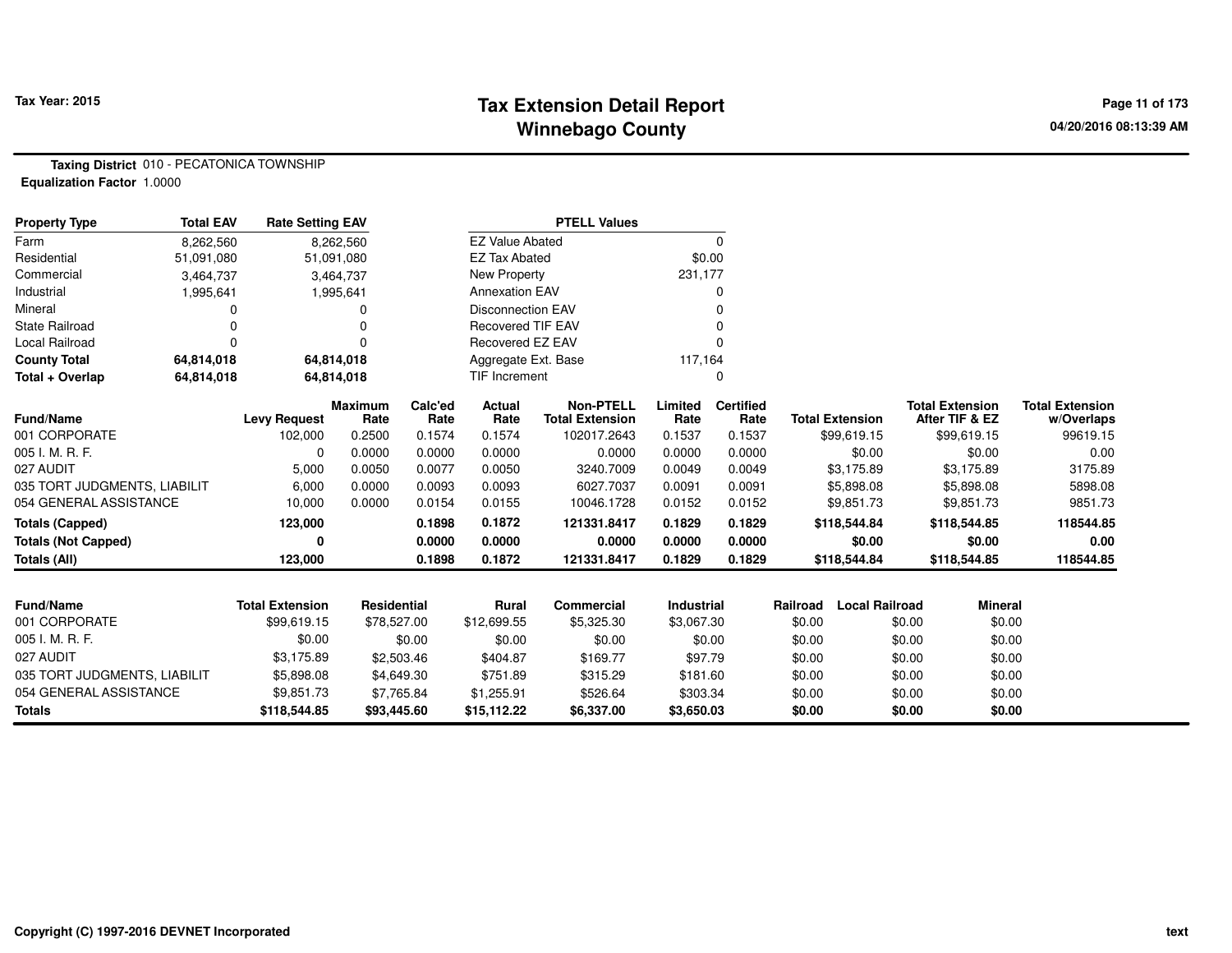# Tax Extension Detail Report
## Winnebago County

Tax Year: 2015

04/20/2016 08:13:39 AM

**Taxing District** 010 - PECATONICA TOWNSHIP
**Equalization Factor** 1.0000

| Property Type | Total EAV | Rate Setting EAV |
|---|---|---|
| Farm | 8,262,560 | 8,262,560 |
| Residential | 51,091,080 | 51,091,080 |
| Commercial | 3,464,737 | 3,464,737 |
| Industrial | 1,995,641 | 1,995,641 |
| Mineral | 0 | 0 |
| State Railroad | 0 | 0 |
| Local Railroad | 0 | 0 |
| **County Total** | **64,814,018** | **64,814,018** |
| **Total + Overlap** | **64,814,018** | **64,814,018** |

| PTELL Values | |
|---|---|
| EZ Value Abated | 0 |
| EZ Tax Abated | $0.00 |
| New Property | 231,177 |
| Annexation EAV | 0 |
| Disconnection EAV | 0 |
| Recovered TIF EAV | 0 |
| Recovered EZ EAV | 0 |
| Aggregate Ext. Base | 117,164 |
| TIF Increment | 0 |

| Fund/Name | Levy Request | Maximum Rate | Calc'ed Rate | Actual Rate | Non-PTELL Total Extension | Limited Rate | Certified Rate | Total Extension | Total Extension After TIF & EZ | Total Extension w/Overlaps |
|---|---|---|---|---|---|---|---|---|---|---|
| 001 CORPORATE | 102,000 | 0.2500 | 0.1574 | 0.1574 | 102017.2643 | 0.1537 | 0.1537 | $99,619.15 | $99,619.15 | 99619.15 |
| 005 I. M. R. F. | 0 | 0.0000 | 0.0000 | 0.0000 | 0.0000 | 0.0000 | 0.0000 | $0.00 | $0.00 | 0.00 |
| 027 AUDIT | 5,000 | 0.0050 | 0.0077 | 0.0050 | 3240.7009 | 0.0049 | 0.0049 | $3,175.89 | $3,175.89 | 3175.89 |
| 035 TORT JUDGMENTS, LIABILIT | 6,000 | 0.0000 | 0.0093 | 0.0093 | 6027.7037 | 0.0091 | 0.0091 | $5,898.08 | $5,898.08 | 5898.08 |
| 054 GENERAL ASSISTANCE | 10,000 | 0.0000 | 0.0154 | 0.0155 | 10046.1728 | 0.0152 | 0.0152 | $9,851.73 | $9,851.73 | 9851.73 |
| **Totals (Capped)** | **123,000** | | **0.1898** | **0.1872** | **121331.8417** | **0.1829** | **0.1829** | **$118,544.84** | **$118,544.85** | **118544.85** |
| **Totals (Not Capped)** | **0** | | **0.0000** | **0.0000** | **0.0000** | **0.0000** | **0.0000** | **$0.00** | **$0.00** | **0.00** |
| **Totals (All)** | **123,000** | | **0.1898** | **0.1872** | **121331.8417** | **0.1829** | **0.1829** | **$118,544.84** | **$118,544.85** | **118544.85** |

| Fund/Name | Total Extension | Residential | Rural | Commercial | Industrial | Railroad | Local Railroad | Mineral |
|---|---|---|---|---|---|---|---|---|
| 001 CORPORATE | $99,619.15 | $78,527.00 | $12,699.55 | $5,325.30 | $3,067.30 | $0.00 | $0.00 | $0.00 |
| 005 I. M. R. F. | $0.00 | $0.00 | $0.00 | $0.00 | $0.00 | $0.00 | $0.00 | $0.00 |
| 027 AUDIT | $3,175.89 | $2,503.46 | $404.87 | $169.77 | $97.79 | $0.00 | $0.00 | $0.00 |
| 035 TORT JUDGMENTS, LIABILIT | $5,898.08 | $4,649.30 | $751.89 | $315.29 | $181.60 | $0.00 | $0.00 | $0.00 |
| 054 GENERAL ASSISTANCE | $9,851.73 | $7,765.84 | $1,255.91 | $526.64 | $303.34 | $0.00 | $0.00 | $0.00 |
| **Totals** | **$118,544.85** | **$93,445.60** | **$15,112.22** | **$6,337.00** | **$3,650.03** | **$0.00** | **$0.00** | **$0.00** |

Copyright (C) 1997-2016 DEVNET Incorporated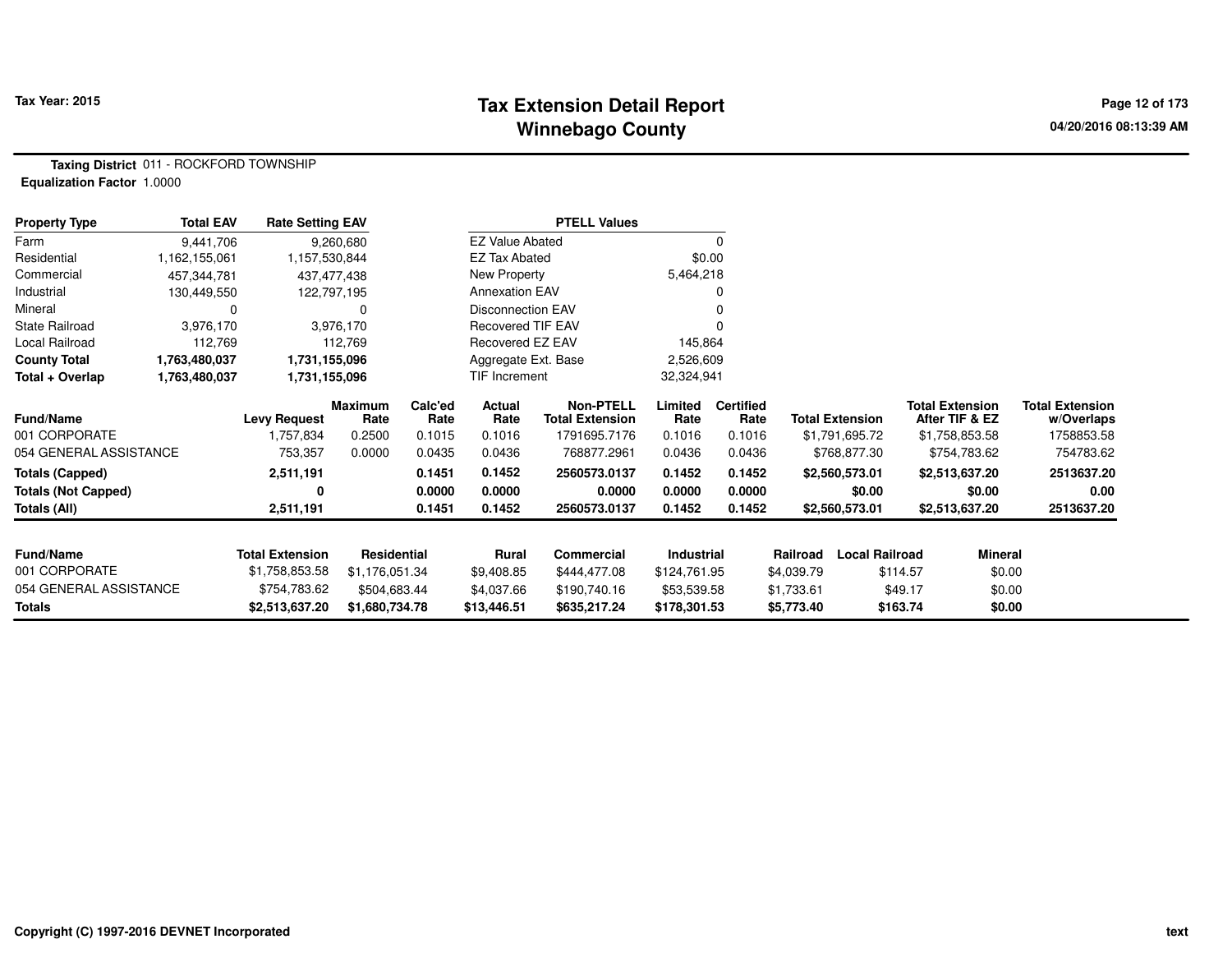# Tax Extension Detail Report
## Winnebago County

Tax Year: 2015

**Taxing District** 011 - ROCKFORD TOWNSHIP
**Equalization Factor** 1.0000

| Property Type | Total EAV | Rate Setting EAV |
|---|---|---|
| Farm | 9,441,706 | 9,260,680 |
| Residential | 1,162,155,061 | 1,157,530,844 |
| Commercial | 457,344,781 | 437,477,438 |
| Industrial | 130,449,550 | 122,797,195 |
| Mineral | 0 | 0 |
| State Railroad | 3,976,170 | 3,976,170 |
| Local Railroad | 112,769 | 112,769 |
| **County Total** | **1,763,480,037** | **1,731,155,096** |
| **Total + Overlap** | **1,763,480,037** | **1,731,155,096** |

| PTELL Values | |
|---|---|
| EZ Value Abated | 0 |
| EZ Tax Abated | $0.00 |
| New Property | 5,464,218 |
| Annexation EAV | 0 |
| Disconnection EAV | 0 |
| Recovered TIF EAV | 0 |
| Recovered EZ EAV | 145,864 |
| Aggregate Ext. Base | 2,526,609 |
| TIF Increment | 32,324,941 |

| Fund/Name | Levy Request | Maximum Rate | Calc'ed Rate | Actual Rate | Non-PTELL Total Extension | Limited Rate | Certified Rate | Total Extension | Total Extension After TIF & EZ | Total Extension w/Overlaps |
|---|---|---|---|---|---|---|---|---|---|---|
| 001 CORPORATE | 1,757,834 | 0.2500 | 0.1015 | 0.1016 | 1791695.7176 | 0.1016 | 0.1016 | $1,791,695.72 | $1,758,853.58 | 1758853.58 |
| 054 GENERAL ASSISTANCE | 753,357 | 0.0000 | 0.0435 | 0.0436 | 768877.2961 | 0.0436 | 0.0436 | $768,877.30 | $754,783.62 | 754783.62 |
| **Totals (Capped)** | **2,511,191** | | **0.1451** | **0.1452** | **2560573.0137** | **0.1452** | **0.1452** | **$2,560,573.01** | **$2,513,637.20** | **2513637.20** |
| **Totals (Not Capped)** | **0** | | **0.0000** | **0.0000** | **0.0000** | **0.0000** | **0.0000** | **$0.00** | **$0.00** | **0.00** |
| **Totals (All)** | **2,511,191** | | **0.1451** | **0.1452** | **2560573.0137** | **0.1452** | **0.1452** | **$2,560,573.01** | **$2,513,637.20** | **2513637.20** |

| Fund/Name | Total Extension | Residential | Rural | Commercial | Industrial | Railroad | Local Railroad | Mineral |
|---|---|---|---|---|---|---|---|---|
| 001 CORPORATE | $1,758,853.58 | $1,176,051.34 | $9,408.85 | $444,477.08 | $124,761.95 | $4,039.79 | $114.57 | $0.00 |
| 054 GENERAL ASSISTANCE | $754,783.62 | $504,683.44 | $4,037.66 | $190,740.16 | $53,539.58 | $1,733.61 | $49.17 | $0.00 |
| **Totals** | **$2,513,637.20** | **$1,680,734.78** | **$13,446.51** | **$635,217.24** | **$178,301.53** | **$5,773.40** | **$163.74** | **$0.00** |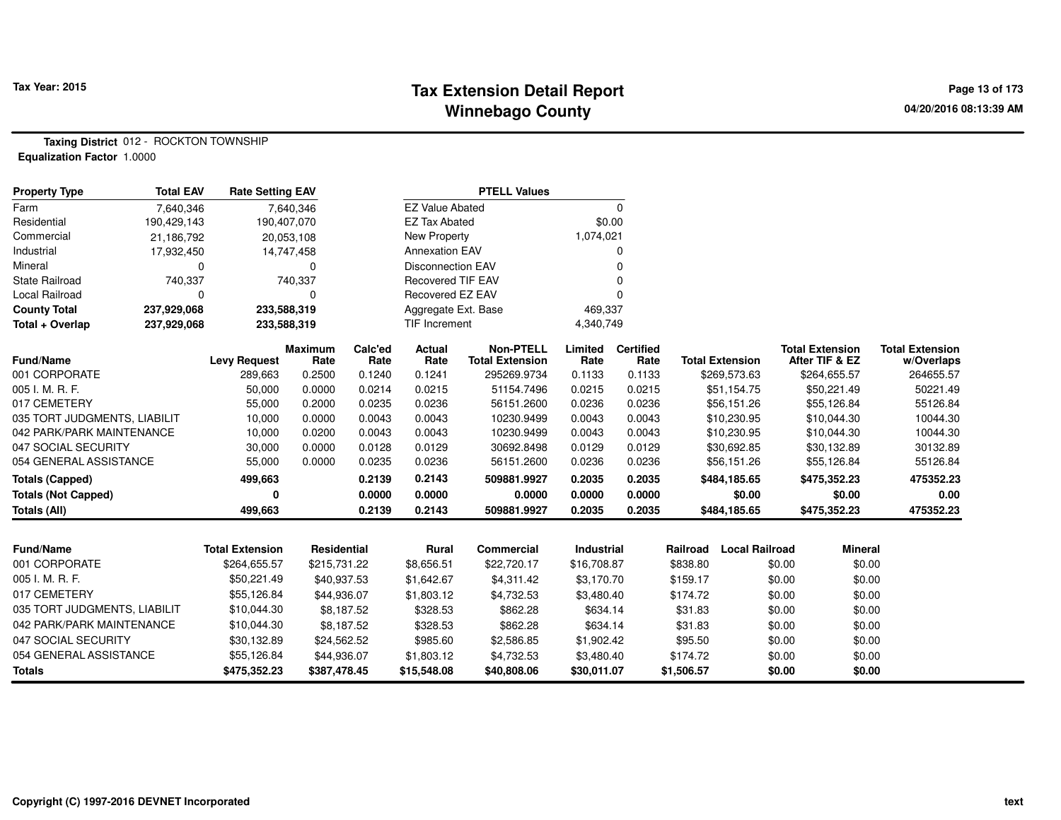# Tax Extension Detail Report
## Winnebago County

Tax Year: 2015

04/20/2016 08:13:39 AM

**Taxing District** 012 - ROCKTON TOWNSHIP
**Equalization Factor** 1.0000

| Property Type | Total EAV | Rate Setting EAV |
|---|---|---|
| Farm | 7,640,346 | 7,640,346 |
| Residential | 190,429,143 | 190,407,070 |
| Commercial | 21,186,792 | 20,053,108 |
| Industrial | 17,932,450 | 14,747,458 |
| Mineral | 0 | 0 |
| State Railroad | 740,337 | 740,337 |
| Local Railroad | 0 | 0 |
| **County Total** | **237,929,068** | **233,588,319** |
| **Total + Overlap** | **237,929,068** | **233,588,319** |

| PTELL Values | |
|---|---|
| EZ Value Abated | 0 |
| EZ Tax Abated | $0.00 |
| New Property | 1,074,021 |
| Annexation EAV | 0 |
| Disconnection EAV | 0 |
| Recovered TIF EAV | 0 |
| Recovered EZ EAV | 0 |
| Aggregate Ext. Base | 469,337 |
| TIF Increment | 4,340,749 |

| Fund/Name | Levy Request | Maximum Rate | Calc'ed Rate | Actual Rate | Non-PTELL Total Extension | Limited Rate | Certified Rate | Total Extension | Total Extension After TIF & EZ | Total Extension w/Overlaps |
|---|---|---|---|---|---|---|---|---|---|---|
| 001 CORPORATE | 289,663 | 0.2500 | 0.1240 | 0.1241 | 295269.9734 | 0.1133 | 0.1133 | $269,573.63 | $264,655.57 | 264655.57 |
| 005 I. M. R. F. | 50,000 | 0.0000 | 0.0214 | 0.0215 | 51154.7496 | 0.0215 | 0.0215 | $51,154.75 | $50,221.49 | 50221.49 |
| 017 CEMETERY | 55,000 | 0.2000 | 0.0235 | 0.0236 | 56151.2600 | 0.0236 | 0.0236 | $56,151.26 | $55,126.84 | 55126.84 |
| 035 TORT JUDGMENTS, LIABILIT | 10,000 | 0.0000 | 0.0043 | 0.0043 | 10230.9499 | 0.0043 | 0.0043 | $10,230.95 | $10,044.30 | 10044.30 |
| 042 PARK/PARK MAINTENANCE | 10,000 | 0.0200 | 0.0043 | 0.0043 | 10230.9499 | 0.0043 | 0.0043 | $10,230.95 | $10,044.30 | 10044.30 |
| 047 SOCIAL SECURITY | 30,000 | 0.0000 | 0.0128 | 0.0129 | 30692.8498 | 0.0129 | 0.0129 | $30,692.85 | $30,132.89 | 30132.89 |
| 054 GENERAL ASSISTANCE | 55,000 | 0.0000 | 0.0235 | 0.0236 | 56151.2600 | 0.0236 | 0.0236 | $56,151.26 | $55,126.84 | 55126.84 |
| **Totals (Capped)** | **499,663** | | **0.2139** | **0.2143** | **509881.9927** | **0.2035** | **0.2035** | **$484,185.65** | **$475,352.23** | **475352.23** |
| **Totals (Not Capped)** | **0** | | **0.0000** | **0.0000** | **0.0000** | **0.0000** | **0.0000** | **$0.00** | **$0.00** | **0.00** |
| **Totals (All)** | **499,663** | | **0.2139** | **0.2143** | **509881.9927** | **0.2035** | **0.2035** | **$484,185.65** | **$475,352.23** | **475352.23** |

| Fund/Name | Total Extension | Residential | Rural | Commercial | Industrial | Railroad | Local Railroad | Mineral |
|---|---|---|---|---|---|---|---|---|
| 001 CORPORATE | $264,655.57 | $215,731.22 | $8,656.51 | $22,720.17 | $16,708.87 | $838.80 | $0.00 | $0.00 |
| 005 I. M. R. F. | $50,221.49 | $40,937.53 | $1,642.67 | $4,311.42 | $3,170.70 | $159.17 | $0.00 | $0.00 |
| 017 CEMETERY | $55,126.84 | $44,936.07 | $1,803.12 | $4,732.53 | $3,480.40 | $174.72 | $0.00 | $0.00 |
| 035 TORT JUDGMENTS, LIABILIT | $10,044.30 | $8,187.52 | $328.53 | $862.28 | $634.14 | $31.83 | $0.00 | $0.00 |
| 042 PARK/PARK MAINTENANCE | $10,044.30 | $8,187.52 | $328.53 | $862.28 | $634.14 | $31.83 | $0.00 | $0.00 |
| 047 SOCIAL SECURITY | $30,132.89 | $24,562.52 | $985.60 | $2,586.85 | $1,902.42 | $95.50 | $0.00 | $0.00 |
| 054 GENERAL ASSISTANCE | $55,126.84 | $44,936.07 | $1,803.12 | $4,732.53 | $3,480.40 | $174.72 | $0.00 | $0.00 |
| **Totals** | **$475,352.23** | **$387,478.45** | **$15,548.08** | **$40,808.06** | **$30,011.07** | **$1,506.57** | **$0.00** | **$0.00** |

Copyright (C) 1997-2016 DEVNET Incorporated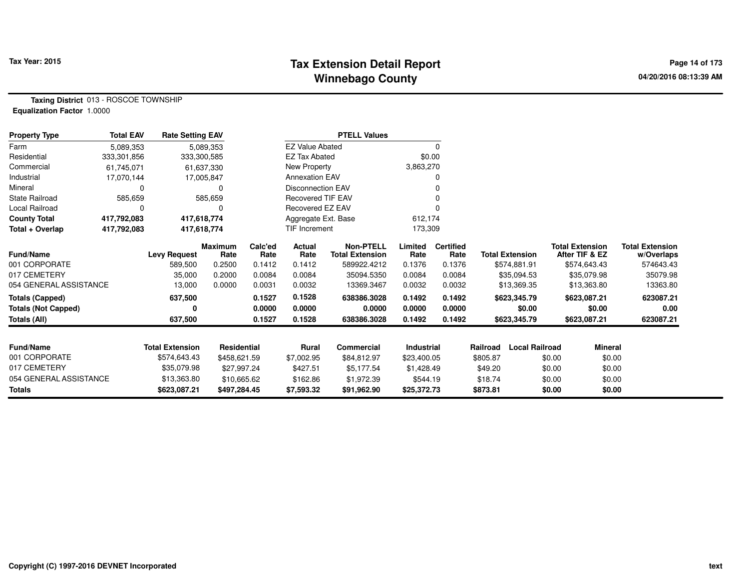# Tax Extension Detail Report
## Winnebago County

Tax Year: 2015

04/20/2016 08:13:39 AM

**Taxing District** 013 - ROSCOE TOWNSHIP
**Equalization Factor** 1.0000

| Property Type | Total EAV | Rate Setting EAV |
|---|---|---|
| Farm | 5,089,353 | 5,089,353 |
| Residential | 333,301,856 | 333,300,585 |
| Commercial | 61,745,071 | 61,637,330 |
| Industrial | 17,070,144 | 17,005,847 |
| Mineral | 0 | 0 |
| State Railroad | 585,659 | 585,659 |
| Local Railroad | 0 | 0 |
| **County Total** | **417,792,083** | **417,618,774** |
| **Total + Overlap** | **417,792,083** | **417,618,774** |

| PTELL Values | |
|---|---|
| EZ Value Abated | 0 |
| EZ Tax Abated | $0.00 |
| New Property | 3,863,270 |
| Annexation EAV | 0 |
| Disconnection EAV | 0 |
| Recovered TIF EAV | 0 |
| Recovered EZ EAV | 0 |
| Aggregate Ext. Base | 612,174 |
| TIF Increment | 173,309 |

| Fund/Name | Levy Request | Maximum Rate | Calc'ed Rate | Actual Rate | Non-PTELL Total Extension | Limited Rate | Certified Rate | Total Extension | Total Extension After TIF & EZ | Total Extension w/Overlaps |
|---|---|---|---|---|---|---|---|---|---|---|
| 001 CORPORATE | 589,500 | 0.2500 | 0.1412 | 0.1412 | 589922.4212 | 0.1376 | 0.1376 | $574,881.91 | $574,643.43 | 574643.43 |
| 017 CEMETERY | 35,000 | 0.2000 | 0.0084 | 0.0084 | 35094.5350 | 0.0084 | 0.0084 | $35,094.53 | $35,079.98 | 35079.98 |
| 054 GENERAL ASSISTANCE | 13,000 | 0.0000 | 0.0031 | 0.0032 | 13369.3467 | 0.0032 | 0.0032 | $13,369.35 | $13,363.80 | 13363.80 |
| **Totals (Capped)** | **637,500** | | **0.1527** | **0.1528** | **638386.3028** | **0.1492** | **0.1492** | **$623,345.79** | **$623,087.21** | **623087.21** |
| **Totals (Not Capped)** | **0** | | **0.0000** | **0.0000** | **0.0000** | **0.0000** | **0.0000** | **$0.00** | **$0.00** | **0.00** |
| **Totals (All)** | **637,500** | | **0.1527** | **0.1528** | **638386.3028** | **0.1492** | **0.1492** | **$623,345.79** | **$623,087.21** | **623087.21** |

| Fund/Name | Total Extension | Residential | Rural | Commercial | Industrial | Railroad | Local Railroad | Mineral |
|---|---|---|---|---|---|---|---|---|
| 001 CORPORATE | $574,643.43 | $458,621.59 | $7,002.95 | $84,812.97 | $23,400.05 | $805.87 | $0.00 | $0.00 |
| 017 CEMETERY | $35,079.98 | $27,997.24 | $427.51 | $5,177.54 | $1,428.49 | $49.20 | $0.00 | $0.00 |
| 054 GENERAL ASSISTANCE | $13,363.80 | $10,665.62 | $162.86 | $1,972.39 | $544.19 | $18.74 | $0.00 | $0.00 |
| **Totals** | **$623,087.21** | **$497,284.45** | **$7,593.32** | **$91,962.90** | **$25,372.73** | **$873.81** | **$0.00** | **$0.00** |

Copyright (C) 1997-2016 DEVNET Incorporated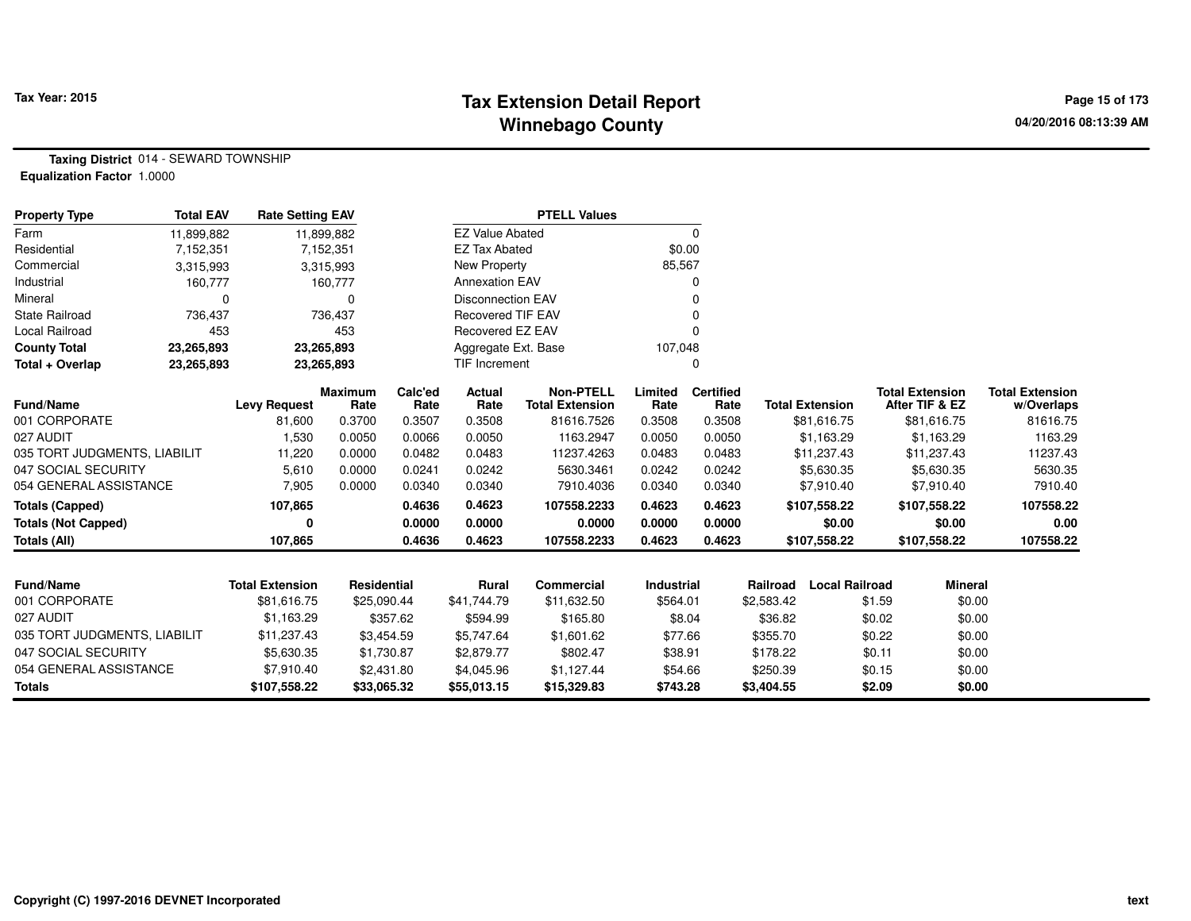**Tax Year: 2015**

# Tax Extension Detail Report
## Winnebago County

**Taxing District** 014 - SEWARD TOWNSHIP
**Equalization Factor** 1.0000

| Property Type | Total EAV | Rate Setting EAV |
|---|---|---|
| Farm | 11,899,882 | 11,899,882 |
| Residential | 7,152,351 | 7,152,351 |
| Commercial | 3,315,993 | 3,315,993 |
| Industrial | 160,777 | 160,777 |
| Mineral | 0 | 0 |
| State Railroad | 736,437 | 736,437 |
| Local Railroad | 453 | 453 |
| **County Total** | **23,265,893** | **23,265,893** |
| **Total + Overlap** | **23,265,893** | **23,265,893** |

| PTELL Values | |
|---|---|
| EZ Value Abated | 0 |
| EZ Tax Abated | $0.00 |
| New Property | 85,567 |
| Annexation EAV | 0 |
| Disconnection EAV | 0 |
| Recovered TIF EAV | 0 |
| Recovered EZ EAV | 0 |
| Aggregate Ext. Base | 107,048 |
| TIF Increment | 0 |

| Fund/Name | Levy Request | Maximum Rate | Calc'ed Rate | Actual Rate | Non-PTELL Total Extension | Limited Rate | Certified Rate | Total Extension | Total Extension After TIF & EZ | Total Extension w/Overlaps |
|---|---|---|---|---|---|---|---|---|---|---|
| 001 CORPORATE | 81,600 | 0.3700 | 0.3507 | 0.3508 | 81616.7526 | 0.3508 | 0.3508 | $81,616.75 | $81,616.75 | 81616.75 |
| 027 AUDIT | 1,530 | 0.0050 | 0.0066 | 0.0050 | 1163.2947 | 0.0050 | 0.0050 | $1,163.29 | $1,163.29 | 1163.29 |
| 035 TORT JUDGMENTS, LIABILIT | 11,220 | 0.0000 | 0.0482 | 0.0483 | 11237.4263 | 0.0483 | 0.0483 | $11,237.43 | $11,237.43 | 11237.43 |
| 047 SOCIAL SECURITY | 5,610 | 0.0000 | 0.0241 | 0.0242 | 5630.3461 | 0.0242 | 0.0242 | $5,630.35 | $5,630.35 | 5630.35 |
| 054 GENERAL ASSISTANCE | 7,905 | 0.0000 | 0.0340 | 0.0340 | 7910.4036 | 0.0340 | 0.0340 | $7,910.40 | $7,910.40 | 7910.40 |
| **Totals (Capped)** | **107,865** | | **0.4636** | **0.4623** | **107558.2233** | **0.4623** | **0.4623** | **$107,558.22** | **$107,558.22** | **107558.22** |
| **Totals (Not Capped)** | **0** | | **0.0000** | **0.0000** | **0.0000** | **0.0000** | **0.0000** | **$0.00** | **$0.00** | **0.00** |
| **Totals (All)** | **107,865** | | **0.4636** | **0.4623** | **107558.2233** | **0.4623** | **0.4623** | **$107,558.22** | **$107,558.22** | **107558.22** |

| Fund/Name | Total Extension | Residential | Rural | Commercial | Industrial | Railroad | Local Railroad | Mineral |
|---|---|---|---|---|---|---|---|---|
| 001 CORPORATE | $81,616.75 | $25,090.44 | $41,744.79 | $11,632.50 | $564.01 | $2,583.42 | $1.59 | $0.00 |
| 027 AUDIT | $1,163.29 | $357.62 | $594.99 | $165.80 | $8.04 | $36.82 | $0.02 | $0.00 |
| 035 TORT JUDGMENTS, LIABILIT | $11,237.43 | $3,454.59 | $5,747.64 | $1,601.62 | $77.66 | $355.70 | $0.22 | $0.00 |
| 047 SOCIAL SECURITY | $5,630.35 | $1,730.87 | $2,879.77 | $802.47 | $38.91 | $178.22 | $0.11 | $0.00 |
| 054 GENERAL ASSISTANCE | $7,910.40 | $2,431.80 | $4,045.96 | $1,127.44 | $54.66 | $250.39 | $0.15 | $0.00 |
| **Totals** | **$107,558.22** | **$33,065.32** | **$55,013.15** | **$15,329.83** | **$743.28** | **$3,404.55** | **$2.09** | **$0.00** |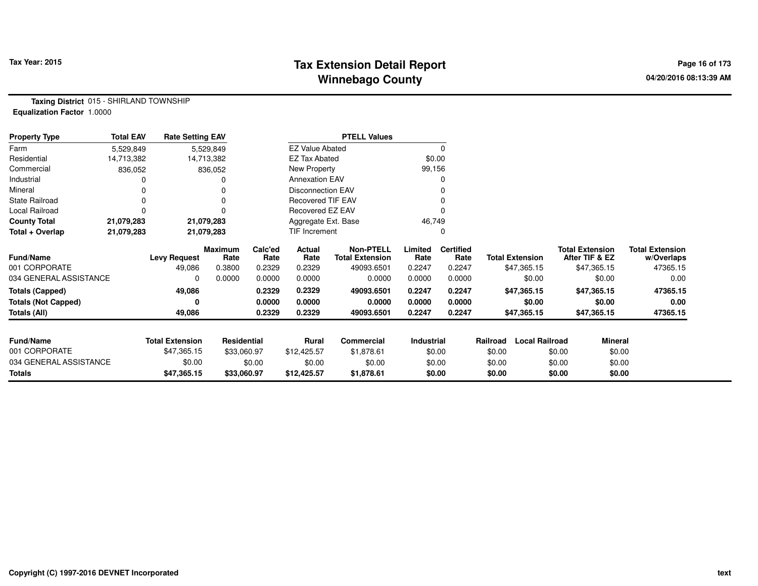**Tax Year: 2015**

# Tax Extension Detail Report
## Winnebago County

04/20/2016 08:13:39 AM

**Taxing District** 015 - SHIRLAND TOWNSHIP
**Equalization Factor** 1.0000

| Property Type | Total EAV | Rate Setting EAV |
|---|---|---|
| Farm | 5,529,849 | 5,529,849 |
| Residential | 14,713,382 | 14,713,382 |
| Commercial | 836,052 | 836,052 |
| Industrial | 0 | 0 |
| Mineral | 0 | 0 |
| State Railroad | 0 | 0 |
| Local Railroad | 0 | 0 |
| **County Total** | **21,079,283** | **21,079,283** |
| **Total + Overlap** | **21,079,283** | **21,079,283** |

| PTELL Values | |
|---|---|
| EZ Value Abated | 0 |
| EZ Tax Abated | $0.00 |
| New Property | 99,156 |
| Annexation EAV | 0 |
| Disconnection EAV | 0 |
| Recovered TIF EAV | 0 |
| Recovered EZ EAV | 0 |
| Aggregate Ext. Base | 46,749 |
| TIF Increment | 0 |

| Fund/Name | Levy Request | Maximum Rate | Calc'ed Rate | Actual Rate | Non-PTELL Total Extension | Limited Rate | Certified Rate | Total Extension | Total Extension After TIF & EZ | Total Extension w/Overlaps |
|---|---|---|---|---|---|---|---|---|---|---|
| 001 CORPORATE | 49,086 | 0.3800 | 0.2329 | 0.2329 | 49093.6501 | 0.2247 | 0.2247 | $47,365.15 | $47,365.15 | 47365.15 |
| 034 GENERAL ASSISTANCE | 0 | 0.0000 | 0.0000 | 0.0000 | 0.0000 | 0.0000 | 0.0000 | $0.00 | $0.00 | 0.00 |
| **Totals (Capped)** | **49,086** | | **0.2329** | **0.2329** | **49093.6501** | **0.2247** | **0.2247** | **$47,365.15** | **$47,365.15** | **47365.15** |
| **Totals (Not Capped)** | **0** | | **0.0000** | **0.0000** | **0.0000** | **0.0000** | **0.0000** | **$0.00** | **$0.00** | **0.00** |
| **Totals (All)** | **49,086** | | **0.2329** | **0.2329** | **49093.6501** | **0.2247** | **0.2247** | **$47,365.15** | **$47,365.15** | **47365.15** |

| Fund/Name | Total Extension | Residential | Rural | Commercial | Industrial | Railroad | Local Railroad | Mineral |
|---|---|---|---|---|---|---|---|---|
| 001 CORPORATE | $47,365.15 | $33,060.97 | $12,425.57 | $1,878.61 | $0.00 | $0.00 | $0.00 | $0.00 |
| 034 GENERAL ASSISTANCE | $0.00 | $0.00 | $0.00 | $0.00 | $0.00 | $0.00 | $0.00 | $0.00 |
| **Totals** | **$47,365.15** | **$33,060.97** | **$12,425.57** | **$1,878.61** | **$0.00** | **$0.00** | **$0.00** | **$0.00** |

Copyright (C) 1997-2016 DEVNET Incorporated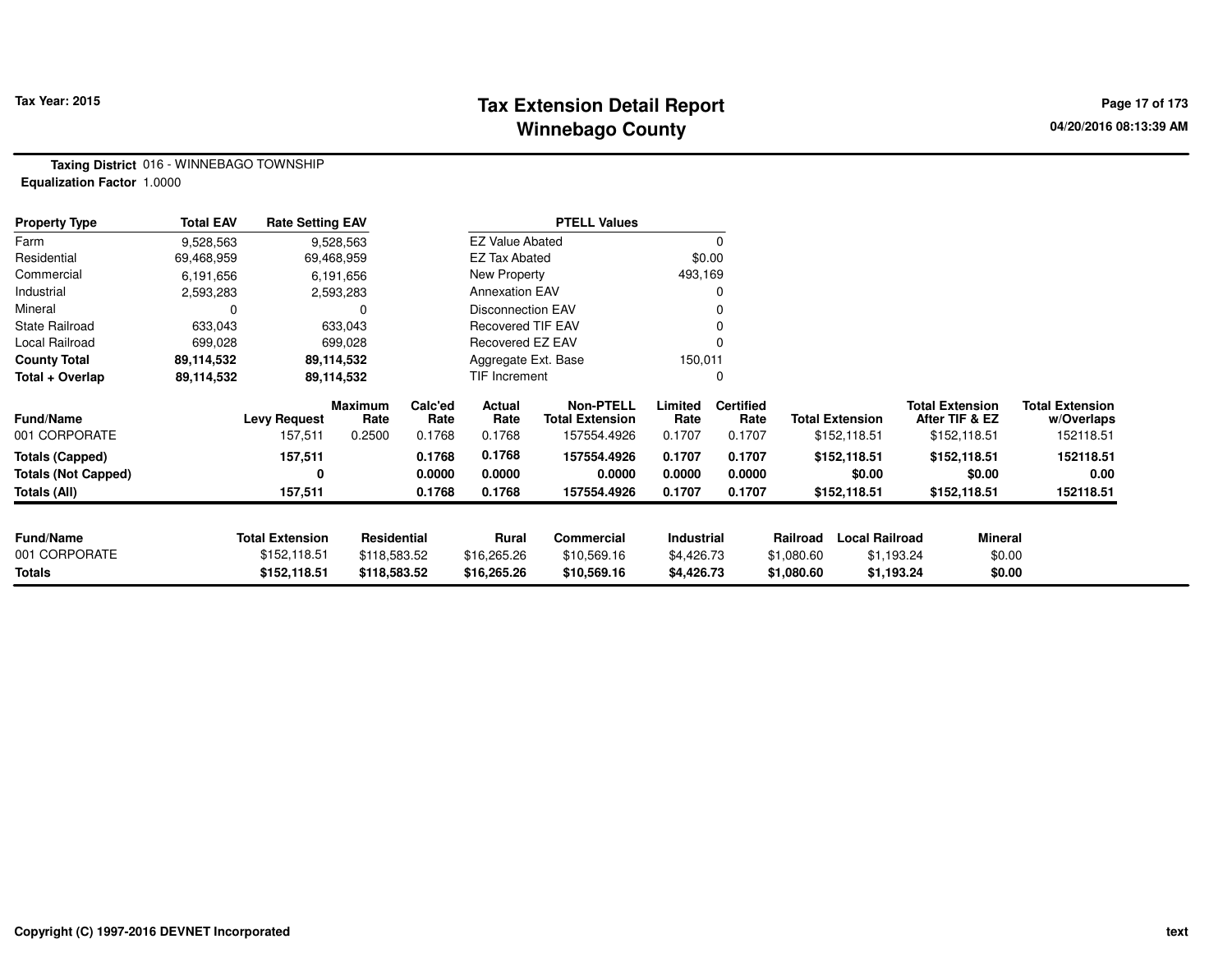# Tax Extension Detail Report
# Winnebago County

Tax Year: 2015

04/20/2016 08:13:39 AM

**Taxing District** 016 - WINNEBAGO TOWNSHIP
**Equalization Factor** 1.0000

| Property Type | Total EAV | Rate Setting EAV |
|---|---|---|
| Farm | 9,528,563 | 9,528,563 |
| Residential | 69,468,959 | 69,468,959 |
| Commercial | 6,191,656 | 6,191,656 |
| Industrial | 2,593,283 | 2,593,283 |
| Mineral | 0 | 0 |
| State Railroad | 633,043 | 633,043 |
| Local Railroad | 699,028 | 699,028 |
| **County Total** | **89,114,532** | **89,114,532** |
| **Total + Overlap** | **89,114,532** | **89,114,532** |

| PTELL Values | |
|---|---|
| EZ Value Abated | 0 |
| EZ Tax Abated | $0.00 |
| New Property | 493,169 |
| Annexation EAV | 0 |
| Disconnection EAV | 0 |
| Recovered TIF EAV | 0 |
| Recovered EZ EAV | 0 |
| Aggregate Ext. Base | 150,011 |
| TIF Increment | 0 |

| Fund/Name | Levy Request | Maximum Rate | Calc'ed Rate | Actual Rate | Non-PTELL Total Extension | Limited Rate | Certified Rate | Total Extension | Total Extension After TIF & EZ | Total Extension w/Overlaps |
|---|---|---|---|---|---|---|---|---|---|---|
| 001 CORPORATE | 157,511 | 0.2500 | 0.1768 | 0.1768 | 157554.4926 | 0.1707 | 0.1707 | $152,118.51 | $152,118.51 | 152118.51 |
| **Totals (Capped)** | **157,511** | | **0.1768** | **0.1768** | **157554.4926** | **0.1707** | **0.1707** | **$152,118.51** | **$152,118.51** | **152118.51** |
| **Totals (Not Capped)** | **0** | | **0.0000** | **0.0000** | **0.0000** | **0.0000** | **0.0000** | **$0.00** | **$0.00** | **0.00** |
| **Totals (All)** | **157,511** | | **0.1768** | **0.1768** | **157554.4926** | **0.1707** | **0.1707** | **$152,118.51** | **$152,118.51** | **152118.51** |

| Fund/Name | Total Extension | Residential | Rural | Commercial | Industrial | Railroad | Local Railroad | Mineral |
|---|---|---|---|---|---|---|---|---|
| 001 CORPORATE | $152,118.51 | $118,583.52 | $16,265.26 | $10,569.16 | $4,426.73 | $1,080.60 | $1,193.24 | $0.00 |
| **Totals** | **$152,118.51** | **$118,583.52** | **$16,265.26** | **$10,569.16** | **$4,426.73** | **$1,080.60** | **$1,193.24** | **$0.00** |

Copyright (C) 1997-2016 DEVNET Incorporated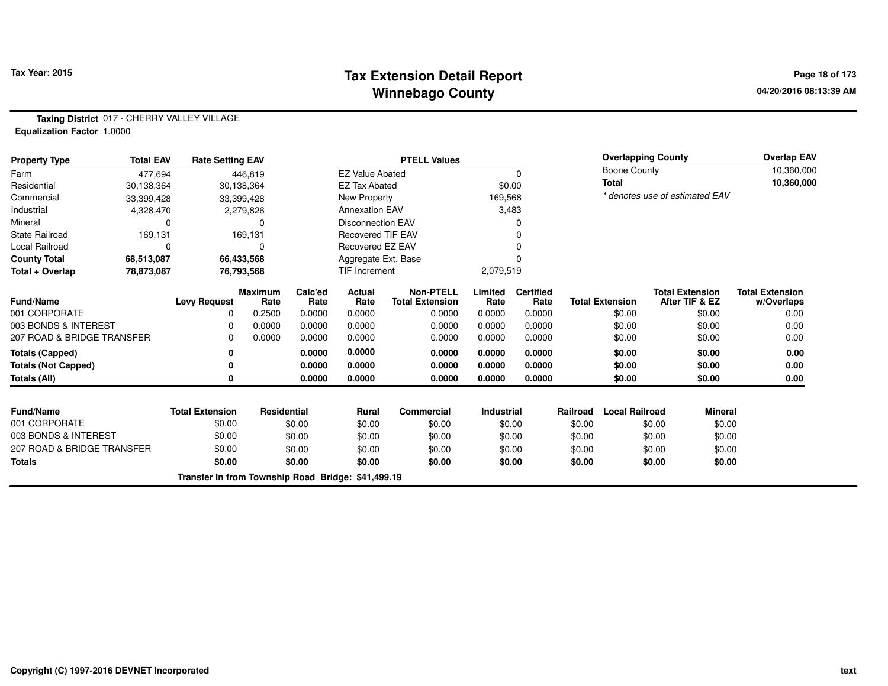# Tax Extension Detail Report
## Winnebago County

**Tax Year: 2015**

04/20/2016 08:13:39 AM

**Taxing District** 017 - CHERRY VALLEY VILLAGE
**Equalization Factor** 1.0000

| Property Type | Total EAV | Rate Setting EAV |
|---|---|---|
| Farm | 477,694 | 446,819 |
| Residential | 30,138,364 | 30,138,364 |
| Commercial | 33,399,428 | 33,399,428 |
| Industrial | 4,328,470 | 2,279,826 |
| Mineral | 0 | 0 |
| State Railroad | 169,131 | 169,131 |
| Local Railroad | 0 | 0 |
| **County Total** | **68,513,087** | **66,433,568** |
| **Total + Overlap** | **78,873,087** | **76,793,568** |

| PTELL Values | |
|---|---|
| EZ Value Abated | 0 |
| EZ Tax Abated | $0.00 |
| New Property | 169,568 |
| Annexation EAV | 3,483 |
| Disconnection EAV | 0 |
| Recovered TIF EAV | 0 |
| Recovered EZ EAV | 0 |
| Aggregate Ext. Base | 0 |
| TIF Increment | 2,079,519 |

| Overlapping County | Overlap EAV |
|---|---|
| Boone County | 10,360,000 |
| **Total** | **10,360,000** |

*\* denotes use of estimated EAV*

| Fund/Name | Levy Request | Maximum Rate | Calc'ed Rate | Actual Rate | Non-PTELL Total Extension | Limited Rate | Certified Rate | Total Extension | Total Extension After TIF & EZ | Total Extension w/Overlaps |
|---|---|---|---|---|---|---|---|---|---|---|
| 001 CORPORATE | 0 | 0.2500 | 0.0000 | 0.0000 | 0.0000 | 0.0000 | 0.0000 | $0.00 | $0.00 | 0.00 |
| 003 BONDS & INTEREST | 0 | 0.0000 | 0.0000 | 0.0000 | 0.0000 | 0.0000 | 0.0000 | $0.00 | $0.00 | 0.00 |
| 207 ROAD & BRIDGE TRANSFER | 0 | 0.0000 | 0.0000 | 0.0000 | 0.0000 | 0.0000 | 0.0000 | $0.00 | $0.00 | 0.00 |
| **Totals (Capped)** | **0** | | **0.0000** | **0.0000** | **0.0000** | **0.0000** | **0.0000** | **$0.00** | **$0.00** | **0.00** |
| **Totals (Not Capped)** | **0** | | **0.0000** | **0.0000** | **0.0000** | **0.0000** | **0.0000** | **$0.00** | **$0.00** | **0.00** |
| **Totals (All)** | **0** | | **0.0000** | **0.0000** | **0.0000** | **0.0000** | **0.0000** | **$0.00** | **$0.00** | **0.00** |

| Fund/Name | Total Extension | Residential | Rural | Commercial | Industrial | Railroad | Local Railroad | Mineral |
|---|---|---|---|---|---|---|---|---|
| 001 CORPORATE | $0.00 | $0.00 | $0.00 | $0.00 | $0.00 | $0.00 | $0.00 | $0.00 |
| 003 BONDS & INTEREST | $0.00 | $0.00 | $0.00 | $0.00 | $0.00 | $0.00 | $0.00 | $0.00 |
| 207 ROAD & BRIDGE TRANSFER | $0.00 | $0.00 | $0.00 | $0.00 | $0.00 | $0.00 | $0.00 | $0.00 |
| **Totals** | **$0.00** | **$0.00** | **$0.00** | **$0.00** | **$0.00** | **$0.00** | **$0.00** | **$0.00** |

**Transfer In from Township Road _Bridge: $41,499.19**

**Copyright (C) 1997-2016 DEVNET Incorporated**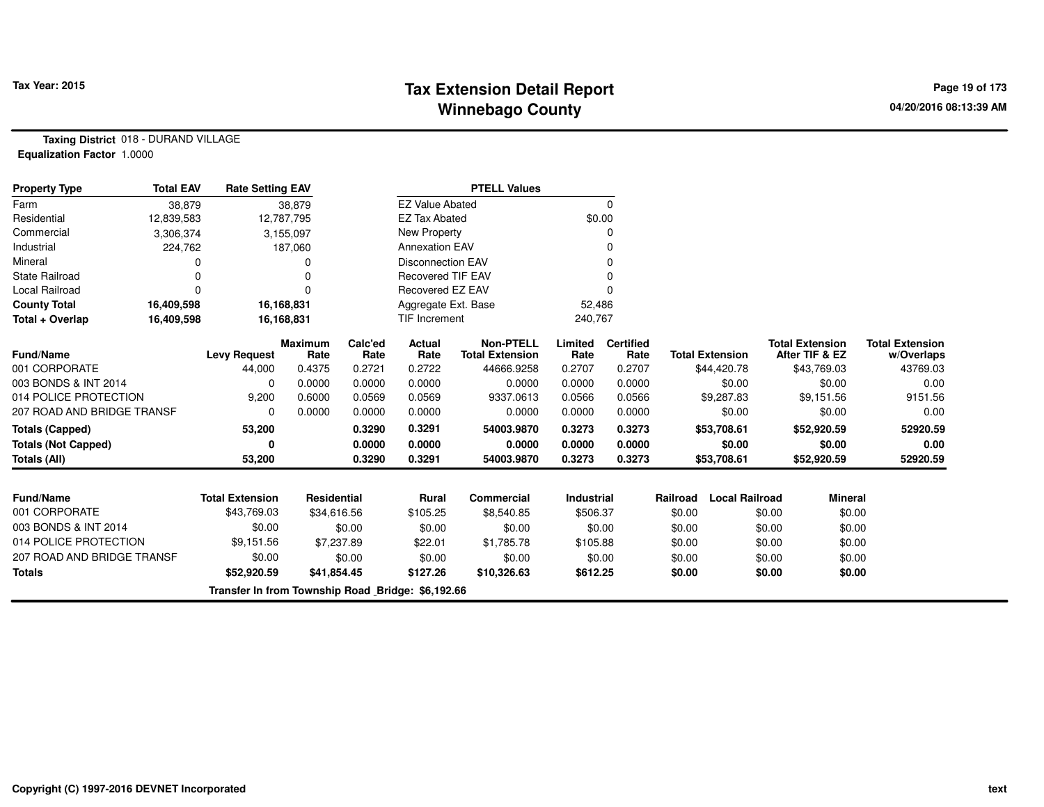# Tax Extension Detail Report
## Winnebago County

Tax Year: 2015

04/20/2016 08:13:39 AM

**Taxing District** 018 - DURAND VILLAGE
**Equalization Factor** 1.0000

| Property Type | Total EAV | Rate Setting EAV |
|---|---|---|
| Farm | 38,879 | 38,879 |
| Residential | 12,839,583 | 12,787,795 |
| Commercial | 3,306,374 | 3,155,097 |
| Industrial | 224,762 | 187,060 |
| Mineral | 0 | 0 |
| State Railroad | 0 | 0 |
| Local Railroad | 0 | 0 |
| **County Total** | **16,409,598** | **16,168,831** |
| **Total + Overlap** | **16,409,598** | **16,168,831** |

| PTELL Values | |
|---|---|
| EZ Value Abated | 0 |
| EZ Tax Abated | $0.00 |
| New Property | 0 |
| Annexation EAV | 0 |
| Disconnection EAV | 0 |
| Recovered TIF EAV | 0 |
| Recovered EZ EAV | 0 |
| Aggregate Ext. Base | 52,486 |
| TIF Increment | 240,767 |

| Fund/Name | Levy Request | Maximum Rate | Calc'ed Rate | Actual Rate | Non-PTELL Total Extension | Limited Rate | Certified Rate | Total Extension | Total Extension After TIF & EZ | Total Extension w/Overlaps |
|---|---|---|---|---|---|---|---|---|---|---|
| 001 CORPORATE | 44,000 | 0.4375 | 0.2721 | 0.2722 | 44666.9258 | 0.2707 | 0.2707 | $44,420.78 | $43,769.03 | 43769.03 |
| 003 BONDS & INT 2014 | 0 | 0.0000 | 0.0000 | 0.0000 | 0.0000 | 0.0000 | 0.0000 | $0.00 | $0.00 | 0.00 |
| 014 POLICE PROTECTION | 9,200 | 0.6000 | 0.0569 | 0.0569 | 9337.0613 | 0.0566 | 0.0566 | $9,287.83 | $9,151.56 | 9151.56 |
| 207 ROAD AND BRIDGE TRANSF | 0 | 0.0000 | 0.0000 | 0.0000 | 0.0000 | 0.0000 | 0.0000 | $0.00 | $0.00 | 0.00 |
| **Totals (Capped)** | **53,200** | | **0.3290** | **0.3291** | **54003.9870** | **0.3273** | **0.3273** | **$53,708.61** | **$52,920.59** | **52920.59** |
| **Totals (Not Capped)** | **0** | | **0.0000** | **0.0000** | **0.0000** | **0.0000** | **0.0000** | **$0.00** | **$0.00** | **0.00** |
| **Totals (All)** | **53,200** | | **0.3290** | **0.3291** | **54003.9870** | **0.3273** | **0.3273** | **$53,708.61** | **$52,920.59** | **52920.59** |

| Fund/Name | Total Extension | Residential | Rural | Commercial | Industrial | Railroad | Local Railroad | Mineral |
|---|---|---|---|---|---|---|---|---|
| 001 CORPORATE | $43,769.03 | $34,616.56 | $105.25 | $8,540.85 | $506.37 | $0.00 | $0.00 | $0.00 |
| 003 BONDS & INT 2014 | $0.00 | $0.00 | $0.00 | $0.00 | $0.00 | $0.00 | $0.00 | $0.00 |
| 014 POLICE PROTECTION | $9,151.56 | $7,237.89 | $22.01 | $1,785.78 | $105.88 | $0.00 | $0.00 | $0.00 |
| 207 ROAD AND BRIDGE TRANSF | $0.00 | $0.00 | $0.00 | $0.00 | $0.00 | $0.00 | $0.00 | $0.00 |
| **Totals** | **$52,920.59** | **$41,854.45** | **$127.26** | **$10,326.63** | **$612.25** | **$0.00** | **$0.00** | **$0.00** |

**Transfer In from Township Road _Bridge: $6,192.66**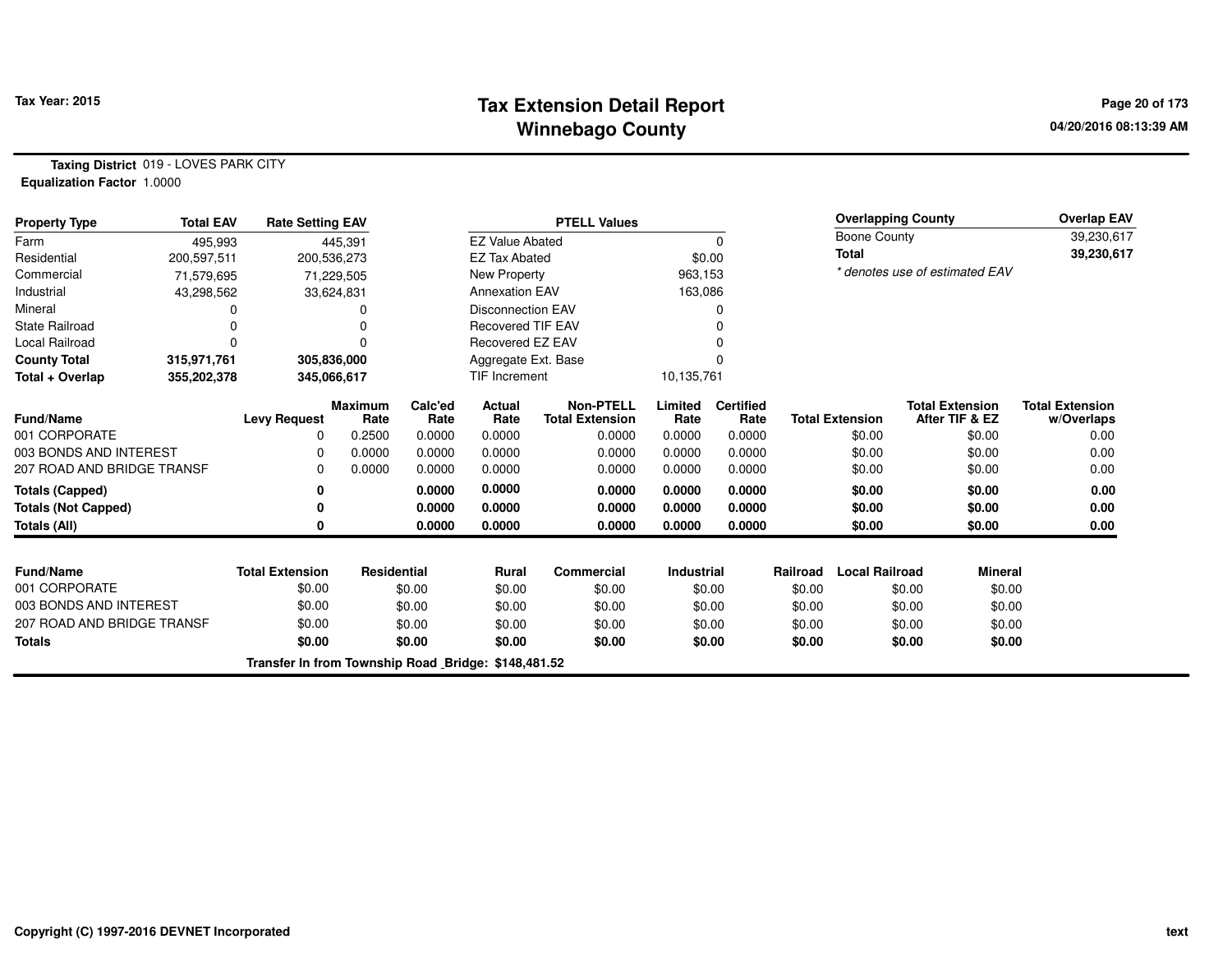# Tax Extension Detail Report
# Winnebago County

Tax Year: 2015

**Taxing District** 019 - LOVES PARK CITY
**Equalization Factor** 1.0000

| Property Type | Total EAV | Rate Setting EAV |
|---|---|---|
| Farm | 495,993 | 445,391 |
| Residential | 200,597,511 | 200,536,273 |
| Commercial | 71,579,695 | 71,229,505 |
| Industrial | 43,298,562 | 33,624,831 |
| Mineral | 0 | 0 |
| State Railroad | 0 | 0 |
| Local Railroad | 0 | 0 |
| **County Total** | **315,971,761** | **305,836,000** |
| **Total + Overlap** | **355,202,378** | **345,066,617** |

| PTELL Values | |
|---|---|
| EZ Value Abated | 0 |
| EZ Tax Abated | $0.00 |
| New Property | 963,153 |
| Annexation EAV | 163,086 |
| Disconnection EAV | 0 |
| Recovered TIF EAV | 0 |
| Recovered EZ EAV | 0 |
| Aggregate Ext. Base | 0 |
| TIF Increment | 10,135,761 |

| Overlapping County | Overlap EAV |
|---|---|
| Boone County | 39,230,617 |
| **Total** | **39,230,617** |

*\* denotes use of estimated EAV*

| Fund/Name | Levy Request | Maximum Rate | Calc'ed Rate | Actual Rate | Non-PTELL Total Extension | Limited Rate | Certified Rate | Total Extension | Total Extension After TIF & EZ | Total Extension w/Overlaps |
|---|---|---|---|---|---|---|---|---|---|---|
| 001 CORPORATE | 0 | 0.2500 | 0.0000 | 0.0000 | 0.0000 | 0.0000 | 0.0000 | $0.00 | $0.00 | 0.00 |
| 003 BONDS AND INTEREST | 0 | 0.0000 | 0.0000 | 0.0000 | 0.0000 | 0.0000 | 0.0000 | $0.00 | $0.00 | 0.00 |
| 207 ROAD AND BRIDGE TRANSF | 0 | 0.0000 | 0.0000 | 0.0000 | 0.0000 | 0.0000 | 0.0000 | $0.00 | $0.00 | 0.00 |
| **Totals (Capped)** | **0** | | **0.0000** | **0.0000** | **0.0000** | **0.0000** | **0.0000** | **$0.00** | **$0.00** | **0.00** |
| **Totals (Not Capped)** | **0** | | **0.0000** | **0.0000** | **0.0000** | **0.0000** | **0.0000** | **$0.00** | **$0.00** | **0.00** |
| **Totals (All)** | **0** | | **0.0000** | **0.0000** | **0.0000** | **0.0000** | **0.0000** | **$0.00** | **$0.00** | **0.00** |

| Fund/Name | Total Extension | Residential | Rural | Commercial | Industrial | Railroad | Local Railroad | Mineral |
|---|---|---|---|---|---|---|---|---|
| 001 CORPORATE | $0.00 | $0.00 | $0.00 | $0.00 | $0.00 | $0.00 | $0.00 | $0.00 |
| 003 BONDS AND INTEREST | $0.00 | $0.00 | $0.00 | $0.00 | $0.00 | $0.00 | $0.00 | $0.00 |
| 207 ROAD AND BRIDGE TRANSF | $0.00 | $0.00 | $0.00 | $0.00 | $0.00 | $0.00 | $0.00 | $0.00 |
| **Totals** | **$0.00** | **$0.00** | **$0.00** | **$0.00** | **$0.00** | **$0.00** | **$0.00** | **$0.00** |

**Transfer In from Township Road _Bridge: $148,481.52**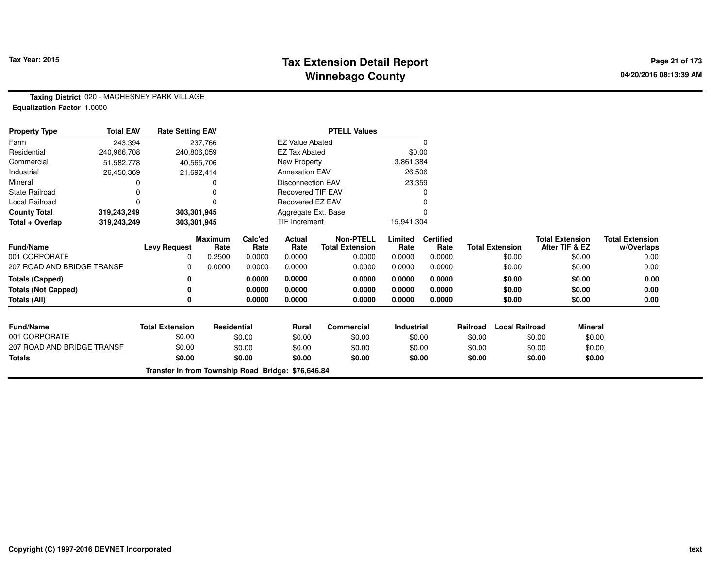# Tax Extension Detail Report
# Winnebago County

Tax Year: 2015

04/20/2016 08:13:39 AM

**Taxing District** 020 - MACHESNEY PARK VILLAGE
**Equalization Factor** 1.0000

| Property Type | Total EAV | Rate Setting EAV |
|---|---|---|
| Farm | 243,394 | 237,766 |
| Residential | 240,966,708 | 240,806,059 |
| Commercial | 51,582,778 | 40,565,706 |
| Industrial | 26,450,369 | 21,692,414 |
| Mineral | 0 | 0 |
| State Railroad | 0 | 0 |
| Local Railroad | 0 | 0 |
| **County Total** | **319,243,249** | **303,301,945** |
| **Total + Overlap** | **319,243,249** | **303,301,945** |

| PTELL Values | |
|---|---|
| EZ Value Abated | 0 |
| EZ Tax Abated | $0.00 |
| New Property | 3,861,384 |
| Annexation EAV | 26,506 |
| Disconnection EAV | 23,359 |
| Recovered TIF EAV | 0 |
| Recovered EZ EAV | 0 |
| Aggregate Ext. Base | 0 |
| TIF Increment | 15,941,304 |

| Fund/Name | Levy Request | Maximum Rate | Calc'ed Rate | Actual Rate | Non-PTELL Total Extension | Limited Rate | Certified Rate | Total Extension | Total Extension After TIF & EZ | Total Extension w/Overlaps |
|---|---|---|---|---|---|---|---|---|---|---|
| 001 CORPORATE | 0 | 0.2500 | 0.0000 | 0.0000 | 0.0000 | 0.0000 | 0.0000 | $0.00 | $0.00 | 0.00 |
| 207 ROAD AND BRIDGE TRANSF | 0 | 0.0000 | 0.0000 | 0.0000 | 0.0000 | 0.0000 | 0.0000 | $0.00 | $0.00 | 0.00 |
| **Totals (Capped)** | **0** | | **0.0000** | **0.0000** | **0.0000** | **0.0000** | **0.0000** | **$0.00** | **$0.00** | **0.00** |
| **Totals (Not Capped)** | **0** | | **0.0000** | **0.0000** | **0.0000** | **0.0000** | **0.0000** | **$0.00** | **$0.00** | **0.00** |
| **Totals (All)** | **0** | | **0.0000** | **0.0000** | **0.0000** | **0.0000** | **0.0000** | **$0.00** | **$0.00** | **0.00** |

| Fund/Name | Total Extension | Residential | Rural | Commercial | Industrial | Railroad | Local Railroad | Mineral |
|---|---|---|---|---|---|---|---|---|
| 001 CORPORATE | $0.00 | $0.00 | $0.00 | $0.00 | $0.00 | $0.00 | $0.00 | $0.00 |
| 207 ROAD AND BRIDGE TRANSF | $0.00 | $0.00 | $0.00 | $0.00 | $0.00 | $0.00 | $0.00 | $0.00 |
| **Totals** | **$0.00** | **$0.00** | **$0.00** | **$0.00** | **$0.00** | **$0.00** | **$0.00** | **$0.00** |

**Transfer In from Township Road _Bridge: $76,646.84**

Copyright (C) 1997-2016 DEVNET Incorporated

text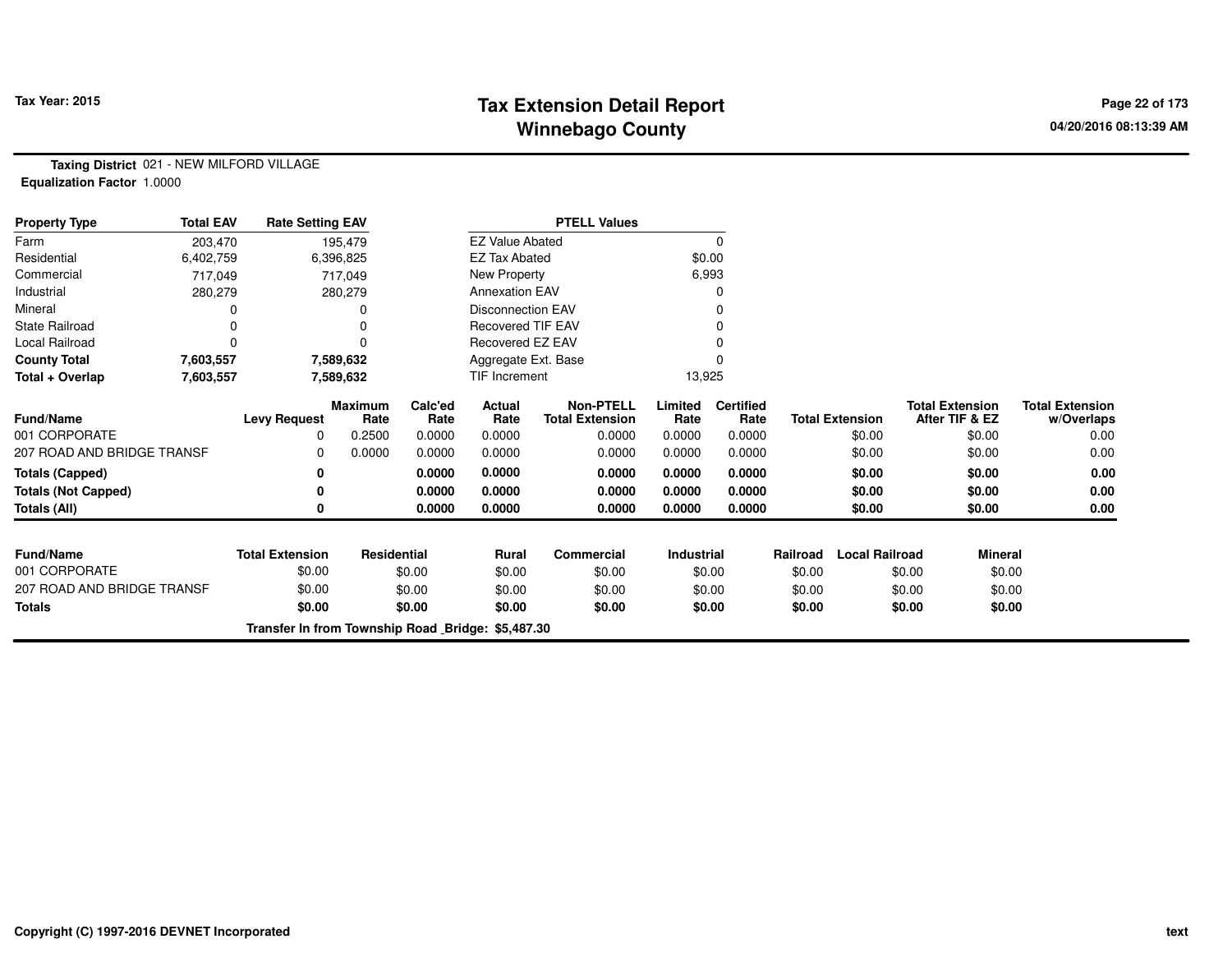# Tax Extension Detail Report
## Winnebago County

Tax Year: 2015

04/20/2016 08:13:39 AM

**Taxing District** 021 - NEW MILFORD VILLAGE
**Equalization Factor** 1.0000

| Property Type | Total EAV | Rate Setting EAV | PTELL Values | |
|---|---|---|---|---|
| Farm | 203,470 | 195,479 | EZ Value Abated | 0 |
| Residential | 6,402,759 | 6,396,825 | EZ Tax Abated | $0.00 |
| Commercial | 717,049 | 717,049 | New Property | 6,993 |
| Industrial | 280,279 | 280,279 | Annexation EAV | 0 |
| Mineral | 0 | 0 | Disconnection EAV | 0 |
| State Railroad | 0 | 0 | Recovered TIF EAV | 0 |
| Local Railroad | 0 | 0 | Recovered EZ EAV | 0 |
| **County Total** | **7,603,557** | **7,589,632** | Aggregate Ext. Base | 0 |
| **Total + Overlap** | **7,603,557** | **7,589,632** | TIF Increment | 13,925 |

| Fund/Name | Levy Request | Maximum Rate | Calc'ed Rate | Actual Rate | Non-PTELL Total Extension | Limited Rate | Certified Rate | Total Extension | Total Extension After TIF & EZ | Total Extension w/Overlaps |
|---|---|---|---|---|---|---|---|---|---|---|
| 001 CORPORATE | 0 | 0.2500 | 0.0000 | 0.0000 | 0.0000 | 0.0000 | 0.0000 | $0.00 | $0.00 | 0.00 |
| 207 ROAD AND BRIDGE TRANSF | 0 | 0.0000 | 0.0000 | 0.0000 | 0.0000 | 0.0000 | 0.0000 | $0.00 | $0.00 | 0.00 |
| **Totals (Capped)** | **0** | | **0.0000** | **0.0000** | **0.0000** | **0.0000** | **0.0000** | **$0.00** | **$0.00** | **0.00** |
| **Totals (Not Capped)** | **0** | | **0.0000** | **0.0000** | **0.0000** | **0.0000** | **0.0000** | **$0.00** | **$0.00** | **0.00** |
| **Totals (All)** | **0** | | **0.0000** | **0.0000** | **0.0000** | **0.0000** | **0.0000** | **$0.00** | **$0.00** | **0.00** |

| Fund/Name | Total Extension | Residential | Rural | Commercial | Industrial | Railroad | Local Railroad | Mineral |
|---|---|---|---|---|---|---|---|---|
| 001 CORPORATE | $0.00 | $0.00 | $0.00 | $0.00 | $0.00 | $0.00 | $0.00 | $0.00 |
| 207 ROAD AND BRIDGE TRANSF | $0.00 | $0.00 | $0.00 | $0.00 | $0.00 | $0.00 | $0.00 | $0.00 |
| **Totals** | **$0.00** | **$0.00** | **$0.00** | **$0.00** | **$0.00** | **$0.00** | **$0.00** | **$0.00** |

**Transfer In from Township Road _Bridge: $5,487.30**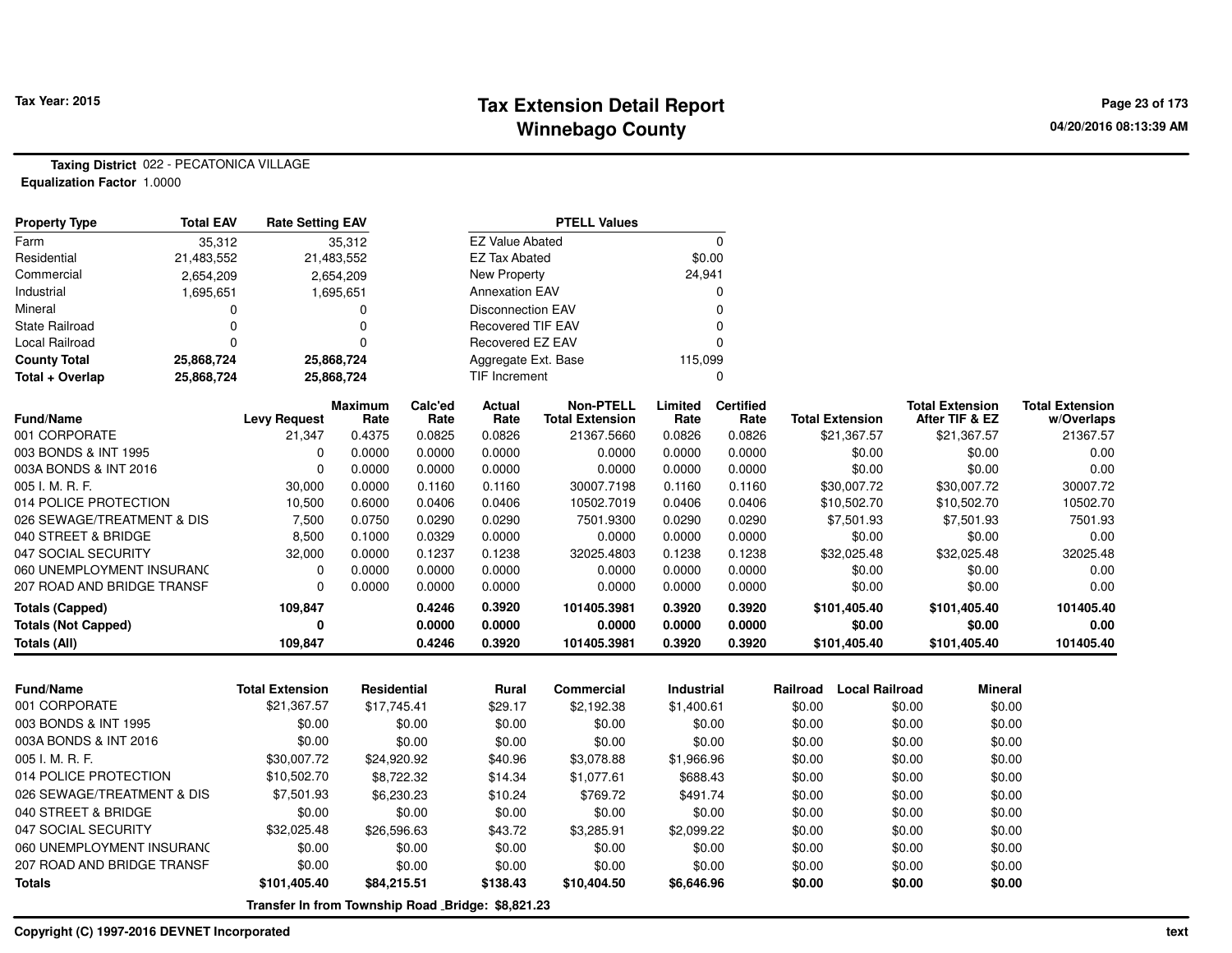Tax Year: 2015

# Tax Extension Detail Report
## Winnebago County

04/20/2016 08:13:39 AM

**Taxing District** 022 - PECATONICA VILLAGE
**Equalization Factor** 1.0000

| Property Type | Total EAV | Rate Setting EAV |
|---|---|---|
| Farm | 35,312 | 35,312 |
| Residential | 21,483,552 | 21,483,552 |
| Commercial | 2,654,209 | 2,654,209 |
| Industrial | 1,695,651 | 1,695,651 |
| Mineral | 0 | 0 |
| State Railroad | 0 | 0 |
| Local Railroad | 0 | 0 |
| **County Total** | **25,868,724** | **25,868,724** |
| **Total + Overlap** | **25,868,724** | **25,868,724** |

| PTELL Values | |
|---|---|
| EZ Value Abated | 0 |
| EZ Tax Abated | $0.00 |
| New Property | 24,941 |
| Annexation EAV | 0 |
| Disconnection EAV | 0 |
| Recovered TIF EAV | 0 |
| Recovered EZ EAV | 0 |
| Aggregate Ext. Base | 115,099 |
| TIF Increment | 0 |

| Fund/Name | Levy Request | Maximum Rate | Calc'ed Rate | Actual Rate | Non-PTELL Total Extension | Limited Rate | Certified Rate | Total Extension | Total Extension After TIF & EZ | Total Extension w/Overlaps |
|---|---|---|---|---|---|---|---|---|---|---|
| 001 CORPORATE | 21,347 | 0.4375 | 0.0825 | 0.0826 | 21367.5660 | 0.0826 | 0.0826 | $21,367.57 | $21,367.57 | 21367.57 |
| 003 BONDS & INT 1995 | 0 | 0.0000 | 0.0000 | 0.0000 | 0.0000 | 0.0000 | 0.0000 | $0.00 | $0.00 | 0.00 |
| 003A BONDS & INT 2016 | 0 | 0.0000 | 0.0000 | 0.0000 | 0.0000 | 0.0000 | 0.0000 | $0.00 | $0.00 | 0.00 |
| 005 I. M. R. F. | 30,000 | 0.0000 | 0.1160 | 0.1160 | 30007.7198 | 0.1160 | 0.1160 | $30,007.72 | $30,007.72 | 30007.72 |
| 014 POLICE PROTECTION | 10,500 | 0.6000 | 0.0406 | 0.0406 | 10502.7019 | 0.0406 | 0.0406 | $10,502.70 | $10,502.70 | 10502.70 |
| 026 SEWAGE/TREATMENT & DIS | 7,500 | 0.0750 | 0.0290 | 0.0290 | 7501.9300 | 0.0290 | 0.0290 | $7,501.93 | $7,501.93 | 7501.93 |
| 040 STREET & BRIDGE | 8,500 | 0.1000 | 0.0329 | 0.0000 | 0.0000 | 0.0000 | 0.0000 | $0.00 | $0.00 | 0.00 |
| 047 SOCIAL SECURITY | 32,000 | 0.0000 | 0.1237 | 0.1238 | 32025.4803 | 0.1238 | 0.1238 | $32,025.48 | $32,025.48 | 32025.48 |
| 060 UNEMPLOYMENT INSURANC | 0 | 0.0000 | 0.0000 | 0.0000 | 0.0000 | 0.0000 | 0.0000 | $0.00 | $0.00 | 0.00 |
| 207 ROAD AND BRIDGE TRANSF | 0 | 0.0000 | 0.0000 | 0.0000 | 0.0000 | 0.0000 | 0.0000 | $0.00 | $0.00 | 0.00 |
| **Totals (Capped)** | **109,847** | | **0.4246** | **0.3920** | **101405.3981** | **0.3920** | **0.3920** | **$101,405.40** | **$101,405.40** | **101405.40** |
| **Totals (Not Capped)** | **0** | | **0.0000** | **0.0000** | **0.0000** | **0.0000** | **0.0000** | **$0.00** | **$0.00** | **0.00** |
| **Totals (All)** | **109,847** | | **0.4246** | **0.3920** | **101405.3981** | **0.3920** | **0.3920** | **$101,405.40** | **$101,405.40** | **101405.40** |

| Fund/Name | Total Extension | Residential | Rural | Commercial | Industrial | Railroad | Local Railroad | Mineral |
|---|---|---|---|---|---|---|---|---|
| 001 CORPORATE | $21,367.57 | $17,745.41 | $29.17 | $2,192.38 | $1,400.61 | $0.00 | $0.00 | $0.00 |
| 003 BONDS & INT 1995 | $0.00 | $0.00 | $0.00 | $0.00 | $0.00 | $0.00 | $0.00 | $0.00 |
| 003A BONDS & INT 2016 | $0.00 | $0.00 | $0.00 | $0.00 | $0.00 | $0.00 | $0.00 | $0.00 |
| 005 I. M. R. F. | $30,007.72 | $24,920.92 | $40.96 | $3,078.88 | $1,966.96 | $0.00 | $0.00 | $0.00 |
| 014 POLICE PROTECTION | $10,502.70 | $8,722.32 | $14.34 | $1,077.61 | $688.43 | $0.00 | $0.00 | $0.00 |
| 026 SEWAGE/TREATMENT & DIS | $7,501.93 | $6,230.23 | $10.24 | $769.72 | $491.74 | $0.00 | $0.00 | $0.00 |
| 040 STREET & BRIDGE | $0.00 | $0.00 | $0.00 | $0.00 | $0.00 | $0.00 | $0.00 | $0.00 |
| 047 SOCIAL SECURITY | $32,025.48 | $26,596.63 | $43.72 | $3,285.91 | $2,099.22 | $0.00 | $0.00 | $0.00 |
| 060 UNEMPLOYMENT INSURANC | $0.00 | $0.00 | $0.00 | $0.00 | $0.00 | $0.00 | $0.00 | $0.00 |
| 207 ROAD AND BRIDGE TRANSF | $0.00 | $0.00 | $0.00 | $0.00 | $0.00 | $0.00 | $0.00 | $0.00 |
| **Totals** | **$101,405.40** | **$84,215.51** | **$138.43** | **$10,404.50** | **$6,646.96** | **$0.00** | **$0.00** | **$0.00** |

**Transfer In from Township Road _Bridge: $8,821.23**

**Copyright (C) 1997-2016 DEVNET Incorporated**

text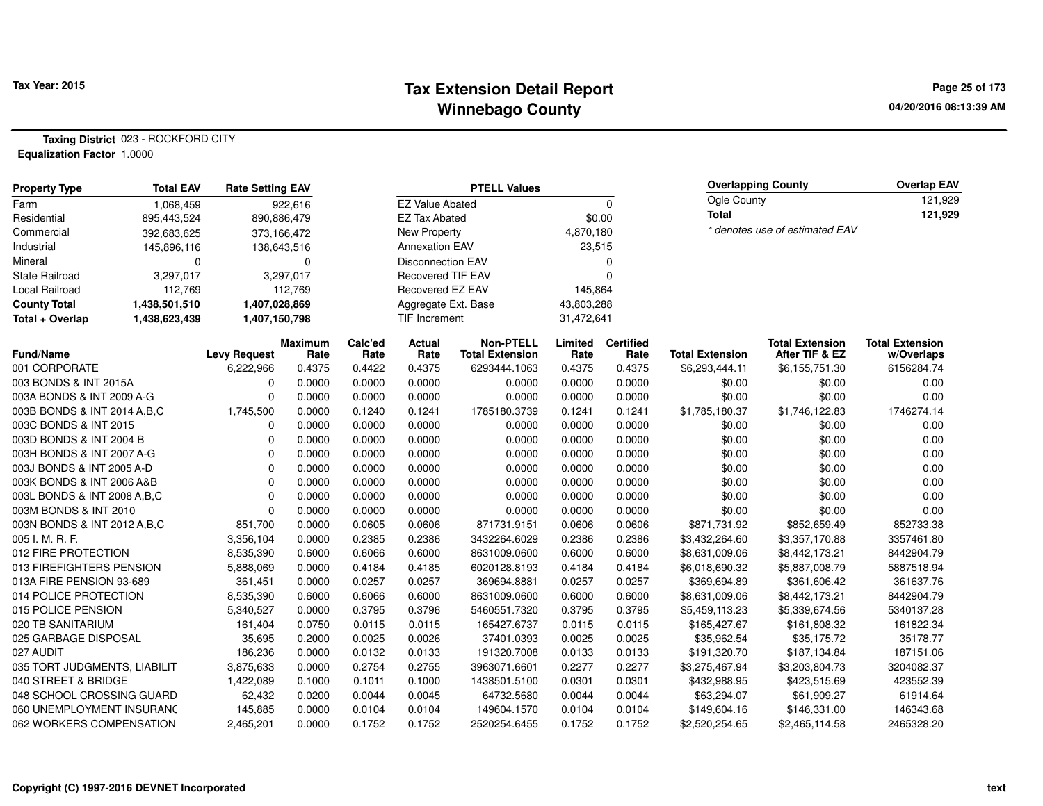# Tax Extension Detail Report
## Winnebago County

Tax Year: 2015

04/20/2016 08:13:39 AM

**Taxing District** 023 - ROCKFORD CITY
**Equalization Factor** 1.0000

| Property Type | Total EAV | Rate Setting EAV |
|---|---|---|
| Farm | 1,068,459 | 922,616 |
| Residential | 895,443,524 | 890,886,479 |
| Commercial | 392,683,625 | 373,166,472 |
| Industrial | 145,896,116 | 138,643,516 |
| Mineral | 0 | 0 |
| State Railroad | 3,297,017 | 3,297,017 |
| Local Railroad | 112,769 | 112,769 |
| **County Total** | **1,438,501,510** | **1,407,028,869** |
| **Total + Overlap** | **1,438,623,439** | **1,407,150,798** |

| PTELL Values | |
|---|---|
| EZ Value Abated | 0 |
| EZ Tax Abated | $0.00 |
| New Property | 4,870,180 |
| Annexation EAV | 23,515 |
| Disconnection EAV | 0 |
| Recovered TIF EAV | 0 |
| Recovered EZ EAV | 145,864 |
| Aggregate Ext. Base | 43,803,288 |
| TIF Increment | 31,472,641 |

| Overlapping County | Overlap EAV |
|---|---|
| Ogle County | 121,929 |
| **Total** | **121,929** |

*\* denotes use of estimated EAV*

| Fund/Name | Levy Request | Maximum Rate | Calc'ed Rate | Actual Rate | Non-PTELL Total Extension | Limited Rate | Certified Rate | Total Extension | Total Extension After TIF & EZ | Total Extension w/Overlaps |
|---|---|---|---|---|---|---|---|---|---|---|
| 001 CORPORATE | 6,222,966 | 0.4375 | 0.4422 | 0.4375 | 6293444.1063 | 0.4375 | 0.4375 | $6,293,444.11 | $6,155,751.30 | 6156284.74 |
| 003 BONDS & INT 2015A | 0 | 0.0000 | 0.0000 | 0.0000 | 0.0000 | 0.0000 | 0.0000 | $0.00 | $0.00 | 0.00 |
| 003A BONDS & INT 2009 A-G | 0 | 0.0000 | 0.0000 | 0.0000 | 0.0000 | 0.0000 | 0.0000 | $0.00 | $0.00 | 0.00 |
| 003B BONDS & INT 2014 A,B,C | 1,745,500 | 0.0000 | 0.1240 | 0.1241 | 1785180.3739 | 0.1241 | 0.1241 | $1,785,180.37 | $1,746,122.83 | 1746274.14 |
| 003C BONDS & INT 2015 | 0 | 0.0000 | 0.0000 | 0.0000 | 0.0000 | 0.0000 | 0.0000 | $0.00 | $0.00 | 0.00 |
| 003D BONDS & INT 2004 B | 0 | 0.0000 | 0.0000 | 0.0000 | 0.0000 | 0.0000 | 0.0000 | $0.00 | $0.00 | 0.00 |
| 003H BONDS & INT 2007 A-G | 0 | 0.0000 | 0.0000 | 0.0000 | 0.0000 | 0.0000 | 0.0000 | $0.00 | $0.00 | 0.00 |
| 003J BONDS & INT 2005 A-D | 0 | 0.0000 | 0.0000 | 0.0000 | 0.0000 | 0.0000 | 0.0000 | $0.00 | $0.00 | 0.00 |
| 003K BONDS & INT 2006 A&B | 0 | 0.0000 | 0.0000 | 0.0000 | 0.0000 | 0.0000 | 0.0000 | $0.00 | $0.00 | 0.00 |
| 003L BONDS & INT 2008 A,B,C | 0 | 0.0000 | 0.0000 | 0.0000 | 0.0000 | 0.0000 | 0.0000 | $0.00 | $0.00 | 0.00 |
| 003M BONDS & INT 2010 | 0 | 0.0000 | 0.0000 | 0.0000 | 0.0000 | 0.0000 | 0.0000 | $0.00 | $0.00 | 0.00 |
| 003N BONDS & INT 2012 A,B,C | 851,700 | 0.0000 | 0.0605 | 0.0606 | 871731.9151 | 0.0606 | 0.0606 | $871,731.92 | $852,659.49 | 852733.38 |
| 005 I. M. R. F. | 3,356,104 | 0.0000 | 0.2385 | 0.2386 | 3432264.6029 | 0.2386 | 0.2386 | $3,432,264.60 | $3,357,170.88 | 3357461.80 |
| 012 FIRE PROTECTION | 8,535,390 | 0.6000 | 0.6066 | 0.6000 | 8631009.0600 | 0.6000 | 0.6000 | $8,631,009.06 | $8,442,173.21 | 8442904.79 |
| 013 FIREFIGHTERS PENSION | 5,888,069 | 0.0000 | 0.4184 | 0.4185 | 6020128.8193 | 0.4184 | 0.4184 | $6,018,690.32 | $5,887,008.79 | 5887518.94 |
| 013A FIRE PENSION 93-689 | 361,451 | 0.0000 | 0.0257 | 0.0257 | 369694.8881 | 0.0257 | 0.0257 | $369,694.89 | $361,606.42 | 361637.76 |
| 014 POLICE PROTECTION | 8,535,390 | 0.6000 | 0.6066 | 0.6000 | 8631009.0600 | 0.6000 | 0.6000 | $8,631,009.06 | $8,442,173.21 | 8442904.79 |
| 015 POLICE PENSION | 5,340,527 | 0.0000 | 0.3795 | 0.3796 | 5460551.7320 | 0.3795 | 0.3795 | $5,459,113.23 | $5,339,674.56 | 5340137.28 |
| 020 TB SANITARIUM | 161,404 | 0.0750 | 0.0115 | 0.0115 | 165427.6737 | 0.0115 | 0.0115 | $165,427.67 | $161,808.32 | 161822.34 |
| 025 GARBAGE DISPOSAL | 35,695 | 0.2000 | 0.0025 | 0.0026 | 37401.0393 | 0.0025 | 0.0025 | $35,962.54 | $35,175.72 | 35178.77 |
| 027 AUDIT | 186,236 | 0.0000 | 0.0132 | 0.0133 | 191320.7008 | 0.0133 | 0.0133 | $191,320.70 | $187,134.84 | 187151.06 |
| 035 TORT JUDGMENTS, LIABILIT | 3,875,633 | 0.0000 | 0.2754 | 0.2755 | 3963071.6601 | 0.2277 | 0.2277 | $3,275,467.94 | $3,203,804.73 | 3204082.37 |
| 040 STREET & BRIDGE | 1,422,089 | 0.1000 | 0.1011 | 0.1000 | 1438501.5100 | 0.0301 | 0.0301 | $432,988.95 | $423,515.69 | 423552.39 |
| 048 SCHOOL CROSSING GUARD | 62,432 | 0.0200 | 0.0044 | 0.0045 | 64732.5680 | 0.0044 | 0.0044 | $63,294.07 | $61,909.27 | 61914.64 |
| 060 UNEMPLOYMENT INSURANC | 145,885 | 0.0000 | 0.0104 | 0.0104 | 149604.1570 | 0.0104 | 0.0104 | $149,604.16 | $146,331.00 | 146343.68 |
| 062 WORKERS COMPENSATION | 2,465,201 | 0.0000 | 0.1752 | 0.1752 | 2520254.6455 | 0.1752 | 0.1752 | $2,520,254.65 | $2,465,114.58 | 2465328.20 |

Copyright (C) 1997-2016 DEVNET Incorporated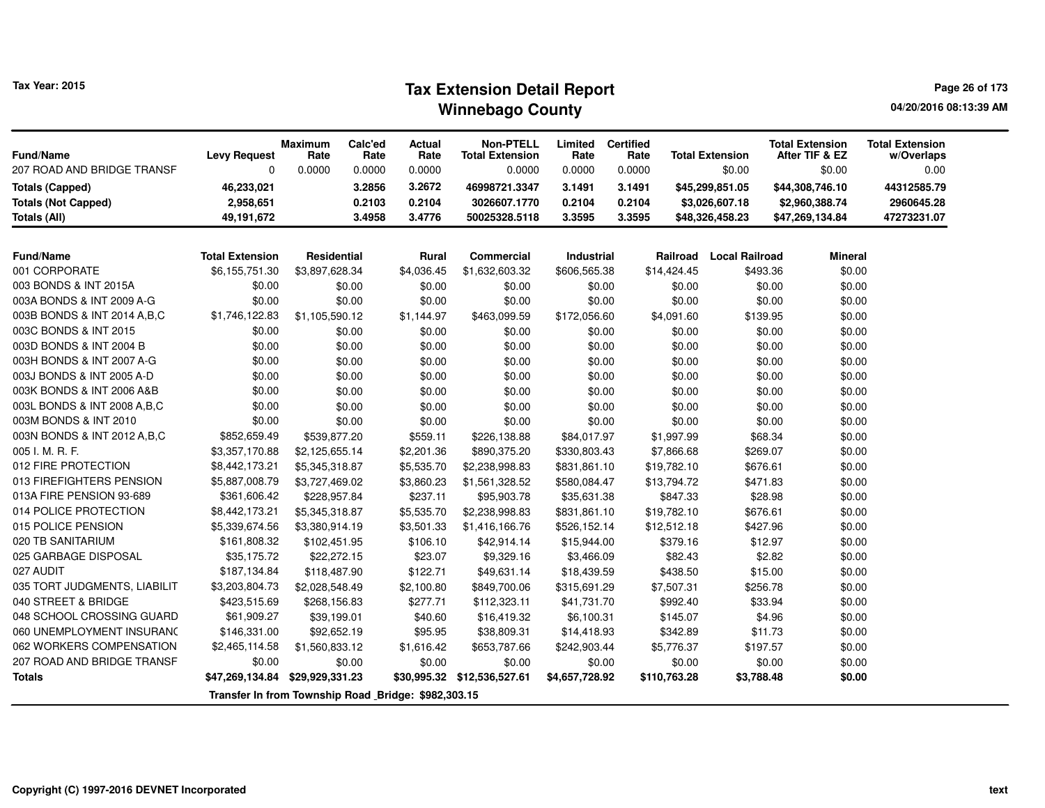# Tax Extension Detail Report
## Winnebago County

Tax Year: 2015

04/20/2016 08:13:39 AM

| Fund/Name | Levy Request | Maximum Rate | Calc'ed Rate | Actual Rate | Non-PTELL Total Extension | Limited Rate | Certified Rate | Total Extension | Total Extension After TIF & EZ | Total Extension w/Overlaps |
|---|---|---|---|---|---|---|---|---|---|---|
| 207 ROAD AND BRIDGE TRANSF | 0 | 0.0000 | 0.0000 | 0.0000 | 0.0000 | 0.0000 | 0.0000 | $0.00 | $0.00 | 0.00 |
| **Totals (Capped)** | **46,233,021** | | **3.2856** | **3.2672** | **46998721.3347** | **3.1491** | **3.1491** | **$45,299,851.05** | **$44,308,746.10** | **44312585.79** |
| **Totals (Not Capped)** | **2,958,651** | | **0.2103** | **0.2104** | **3026607.1770** | **0.2104** | **0.2104** | **$3,026,607.18** | **$2,960,388.74** | **2960645.28** |
| **Totals (All)** | **49,191,672** | | **3.4958** | **3.4776** | **50025328.5118** | **3.3595** | **3.3595** | **$48,326,458.23** | **$47,269,134.84** | **47273231.07** |

| Fund/Name | Total Extension | Residential | Rural | Commercial | Industrial | Railroad | Local Railroad | Mineral |
|---|---|---|---|---|---|---|---|---|
| 001 CORPORATE | $6,155,751.30 | $3,897,628.34 | $4,036.45 | $1,632,603.32 | $606,565.38 | $14,424.45 | $493.36 | $0.00 |
| 003 BONDS & INT 2015A | $0.00 | $0.00 | $0.00 | $0.00 | $0.00 | $0.00 | $0.00 | $0.00 |
| 003A BONDS & INT 2009 A-G | $0.00 | $0.00 | $0.00 | $0.00 | $0.00 | $0.00 | $0.00 | $0.00 |
| 003B BONDS & INT 2014 A,B,C | $1,746,122.83 | $1,105,590.12 | $1,144.97 | $463,099.59 | $172,056.60 | $4,091.60 | $139.95 | $0.00 |
| 003C BONDS & INT 2015 | $0.00 | $0.00 | $0.00 | $0.00 | $0.00 | $0.00 | $0.00 | $0.00 |
| 003D BONDS & INT 2004 B | $0.00 | $0.00 | $0.00 | $0.00 | $0.00 | $0.00 | $0.00 | $0.00 |
| 003H BONDS & INT 2007 A-G | $0.00 | $0.00 | $0.00 | $0.00 | $0.00 | $0.00 | $0.00 | $0.00 |
| 003J BONDS & INT 2005 A-D | $0.00 | $0.00 | $0.00 | $0.00 | $0.00 | $0.00 | $0.00 | $0.00 |
| 003K BONDS & INT 2006 A&B | $0.00 | $0.00 | $0.00 | $0.00 | $0.00 | $0.00 | $0.00 | $0.00 |
| 003L BONDS & INT 2008 A,B,C | $0.00 | $0.00 | $0.00 | $0.00 | $0.00 | $0.00 | $0.00 | $0.00 |
| 003M BONDS & INT 2010 | $0.00 | $0.00 | $0.00 | $0.00 | $0.00 | $0.00 | $0.00 | $0.00 |
| 003N BONDS & INT 2012 A,B,C | $852,659.49 | $539,877.20 | $559.11 | $226,138.88 | $84,017.97 | $1,997.99 | $68.34 | $0.00 |
| 005 I. M. R. F. | $3,357,170.88 | $2,125,655.14 | $2,201.36 | $890,375.20 | $330,803.43 | $7,866.68 | $269.07 | $0.00 |
| 012 FIRE PROTECTION | $8,442,173.21 | $5,345,318.87 | $5,535.70 | $2,238,998.83 | $831,861.10 | $19,782.10 | $676.61 | $0.00 |
| 013 FIREFIGHTERS PENSION | $5,887,008.79 | $3,727,469.02 | $3,860.23 | $1,561,328.52 | $580,084.47 | $13,794.72 | $471.83 | $0.00 |
| 013A FIRE PENSION 93-689 | $361,606.42 | $228,957.84 | $237.11 | $95,903.78 | $35,631.38 | $847.33 | $28.98 | $0.00 |
| 014 POLICE PROTECTION | $8,442,173.21 | $5,345,318.87 | $5,535.70 | $2,238,998.83 | $831,861.10 | $19,782.10 | $676.61 | $0.00 |
| 015 POLICE PENSION | $5,339,674.56 | $3,380,914.19 | $3,501.33 | $1,416,166.76 | $526,152.14 | $12,512.18 | $427.96 | $0.00 |
| 020 TB SANITARIUM | $161,808.32 | $102,451.95 | $106.10 | $42,914.14 | $15,944.00 | $379.16 | $12.97 | $0.00 |
| 025 GARBAGE DISPOSAL | $35,175.72 | $22,272.15 | $23.07 | $9,329.16 | $3,466.09 | $82.43 | $2.82 | $0.00 |
| 027 AUDIT | $187,134.84 | $118,487.90 | $122.71 | $49,631.14 | $18,439.59 | $438.50 | $15.00 | $0.00 |
| 035 TORT JUDGMENTS, LIABILIT | $3,203,804.73 | $2,028,548.49 | $2,100.80 | $849,700.06 | $315,691.29 | $7,507.31 | $256.78 | $0.00 |
| 040 STREET & BRIDGE | $423,515.69 | $268,156.83 | $277.71 | $112,323.11 | $41,731.70 | $992.40 | $33.94 | $0.00 |
| 048 SCHOOL CROSSING GUARD | $61,909.27 | $39,199.01 | $40.60 | $16,419.32 | $6,100.31 | $145.07 | $4.96 | $0.00 |
| 060 UNEMPLOYMENT INSURANC | $146,331.00 | $92,652.19 | $95.95 | $38,809.31 | $14,418.93 | $342.89 | $11.73 | $0.00 |
| 062 WORKERS COMPENSATION | $2,465,114.58 | $1,560,833.12 | $1,616.42 | $653,787.66 | $242,903.44 | $5,776.37 | $197.57 | $0.00 |
| 207 ROAD AND BRIDGE TRANSF | $0.00 | $0.00 | $0.00 | $0.00 | $0.00 | $0.00 | $0.00 | $0.00 |
| **Totals** | **$47,269,134.84** | **$29,929,331.23** | **$30,995.32** | **$12,536,527.61** | **$4,657,728.92** | **$110,763.28** | **$3,788.48** | **$0.00** |

**Transfer In from Township Road _Bridge: $982,303.15**

Copyright (C) 1997-2016 DEVNET Incorporated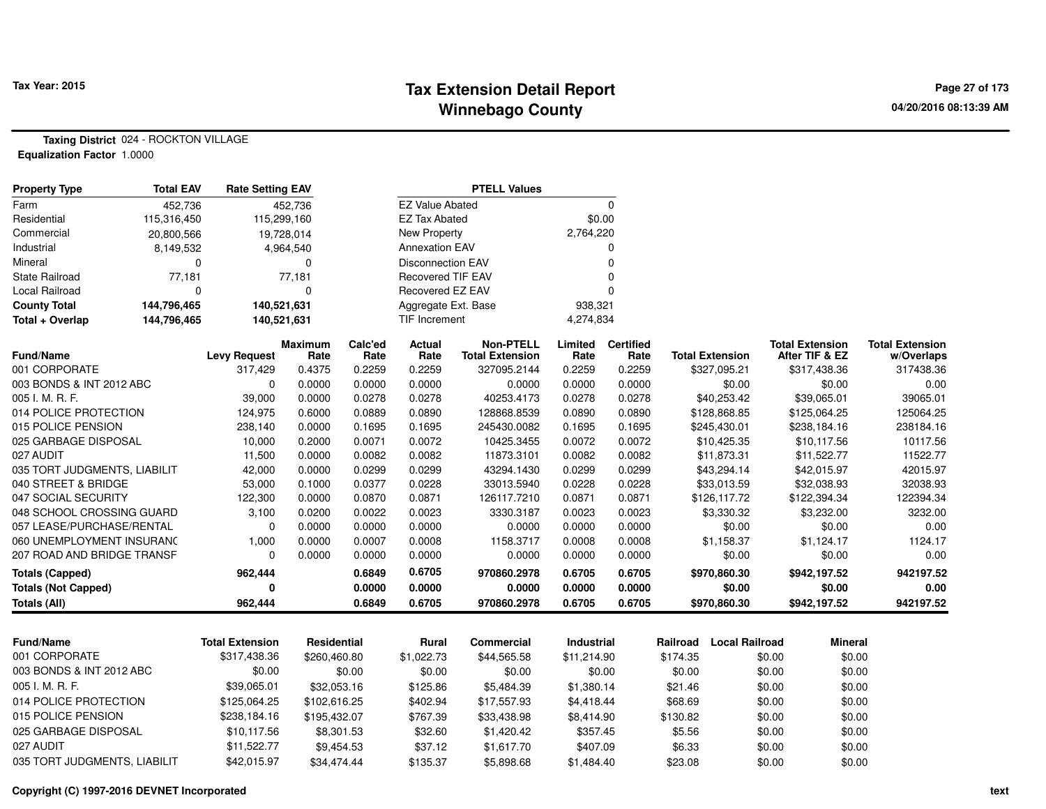# Tax Extension Detail Report
## Winnebago County

Tax Year: 2015

**Taxing District** 024 - ROCKTON VILLAGE
**Equalization Factor** 1.0000

| Property Type | Total EAV | Rate Setting EAV |
|---|---|---|
| Farm | 452,736 | 452,736 |
| Residential | 115,316,450 | 115,299,160 |
| Commercial | 20,800,566 | 19,728,014 |
| Industrial | 8,149,532 | 4,964,540 |
| Mineral | 0 | 0 |
| State Railroad | 77,181 | 77,181 |
| Local Railroad | 0 | 0 |
| **County Total** | **144,796,465** | **140,521,631** |
| **Total + Overlap** | **144,796,465** | **140,521,631** |

| PTELL Values | |
|---|---|
| EZ Value Abated | 0 |
| EZ Tax Abated | $0.00 |
| New Property | 2,764,220 |
| Annexation EAV | 0 |
| Disconnection EAV | 0 |
| Recovered TIF EAV | 0 |
| Recovered EZ EAV | 0 |
| Aggregate Ext. Base | 938,321 |
| TIF Increment | 4,274,834 |

| Fund/Name | Levy Request | Maximum Rate | Calc'ed Rate | Actual Rate | Non-PTELL Total Extension | Limited Rate | Certified Rate | Total Extension | Total Extension After TIF & EZ | Total Extension w/Overlaps |
|---|---|---|---|---|---|---|---|---|---|---|
| 001 CORPORATE | 317,429 | 0.4375 | 0.2259 | 0.2259 | 327095.2144 | 0.2259 | 0.2259 | $327,095.21 | $317,438.36 | 317438.36 |
| 003 BONDS & INT 2012 ABC | 0 | 0.0000 | 0.0000 | 0.0000 | 0.0000 | 0.0000 | 0.0000 | $0.00 | $0.00 | 0.00 |
| 005 I. M. R. F. | 39,000 | 0.0000 | 0.0278 | 0.0278 | 40253.4173 | 0.0278 | 0.0278 | $40,253.42 | $39,065.01 | 39065.01 |
| 014 POLICE PROTECTION | 124,975 | 0.6000 | 0.0889 | 0.0890 | 128868.8539 | 0.0890 | 0.0890 | $128,868.85 | $125,064.25 | 125064.25 |
| 015 POLICE PENSION | 238,140 | 0.0000 | 0.1695 | 0.1695 | 245430.0082 | 0.1695 | 0.1695 | $245,430.01 | $238,184.16 | 238184.16 |
| 025 GARBAGE DISPOSAL | 10,000 | 0.2000 | 0.0071 | 0.0072 | 10425.3455 | 0.0072 | 0.0072 | $10,425.35 | $10,117.56 | 10117.56 |
| 027 AUDIT | 11,500 | 0.0000 | 0.0082 | 0.0082 | 11873.3101 | 0.0082 | 0.0082 | $11,873.31 | $11,522.77 | 11522.77 |
| 035 TORT JUDGMENTS, LIABILIT | 42,000 | 0.0000 | 0.0299 | 0.0299 | 43294.1430 | 0.0299 | 0.0299 | $43,294.14 | $42,015.97 | 42015.97 |
| 040 STREET & BRIDGE | 53,000 | 0.1000 | 0.0377 | 0.0228 | 33013.5940 | 0.0228 | 0.0228 | $33,013.59 | $32,038.93 | 32038.93 |
| 047 SOCIAL SECURITY | 122,300 | 0.0000 | 0.0870 | 0.0871 | 126117.7210 | 0.0871 | 0.0871 | $126,117.72 | $122,394.34 | 122394.34 |
| 048 SCHOOL CROSSING GUARD | 3,100 | 0.0200 | 0.0022 | 0.0023 | 3330.3187 | 0.0023 | 0.0023 | $3,330.32 | $3,232.00 | 3232.00 |
| 057 LEASE/PURCHASE/RENTAL | 0 | 0.0000 | 0.0000 | 0.0000 | 0.0000 | 0.0000 | 0.0000 | $0.00 | $0.00 | 0.00 |
| 060 UNEMPLOYMENT INSURANC | 1,000 | 0.0000 | 0.0007 | 0.0008 | 1158.3717 | 0.0008 | 0.0008 | $1,158.37 | $1,124.17 | 1124.17 |
| 207 ROAD AND BRIDGE TRANSF | 0 | 0.0000 | 0.0000 | 0.0000 | 0.0000 | 0.0000 | 0.0000 | $0.00 | $0.00 | 0.00 |
| **Totals (Capped)** | **962,444** | | **0.6849** | **0.6705** | **970860.2978** | **0.6705** | **0.6705** | **$970,860.30** | **$942,197.52** | **942197.52** |
| **Totals (Not Capped)** | **0** | | **0.0000** | **0.0000** | **0.0000** | **0.0000** | **0.0000** | **$0.00** | **$0.00** | **0.00** |
| **Totals (All)** | **962,444** | | **0.6849** | **0.6705** | **970860.2978** | **0.6705** | **0.6705** | **$970,860.30** | **$942,197.52** | **942197.52** |

| Fund/Name | Total Extension | Residential | Rural | Commercial | Industrial | Railroad | Local Railroad | Mineral |
|---|---|---|---|---|---|---|---|---|
| 001 CORPORATE | $317,438.36 | $260,460.80 | $1,022.73 | $44,565.58 | $11,214.90 | $174.35 | $0.00 | $0.00 |
| 003 BONDS & INT 2012 ABC | $0.00 | $0.00 | $0.00 | $0.00 | $0.00 | $0.00 | $0.00 | $0.00 |
| 005 I. M. R. F. | $39,065.01 | $32,053.16 | $125.86 | $5,484.39 | $1,380.14 | $21.46 | $0.00 | $0.00 |
| 014 POLICE PROTECTION | $125,064.25 | $102,616.25 | $402.94 | $17,557.93 | $4,418.44 | $68.69 | $0.00 | $0.00 |
| 015 POLICE PENSION | $238,184.16 | $195,432.07 | $767.39 | $33,438.98 | $8,414.90 | $130.82 | $0.00 | $0.00 |
| 025 GARBAGE DISPOSAL | $10,117.56 | $8,301.53 | $32.60 | $1,420.42 | $357.45 | $5.56 | $0.00 | $0.00 |
| 027 AUDIT | $11,522.77 | $9,454.53 | $37.12 | $1,617.70 | $407.09 | $6.33 | $0.00 | $0.00 |
| 035 TORT JUDGMENTS, LIABILIT | $42,015.97 | $34,474.44 | $135.37 | $5,898.68 | $1,484.40 | $23.08 | $0.00 | $0.00 |

Copyright (C) 1997-2016 DEVNET Incorporated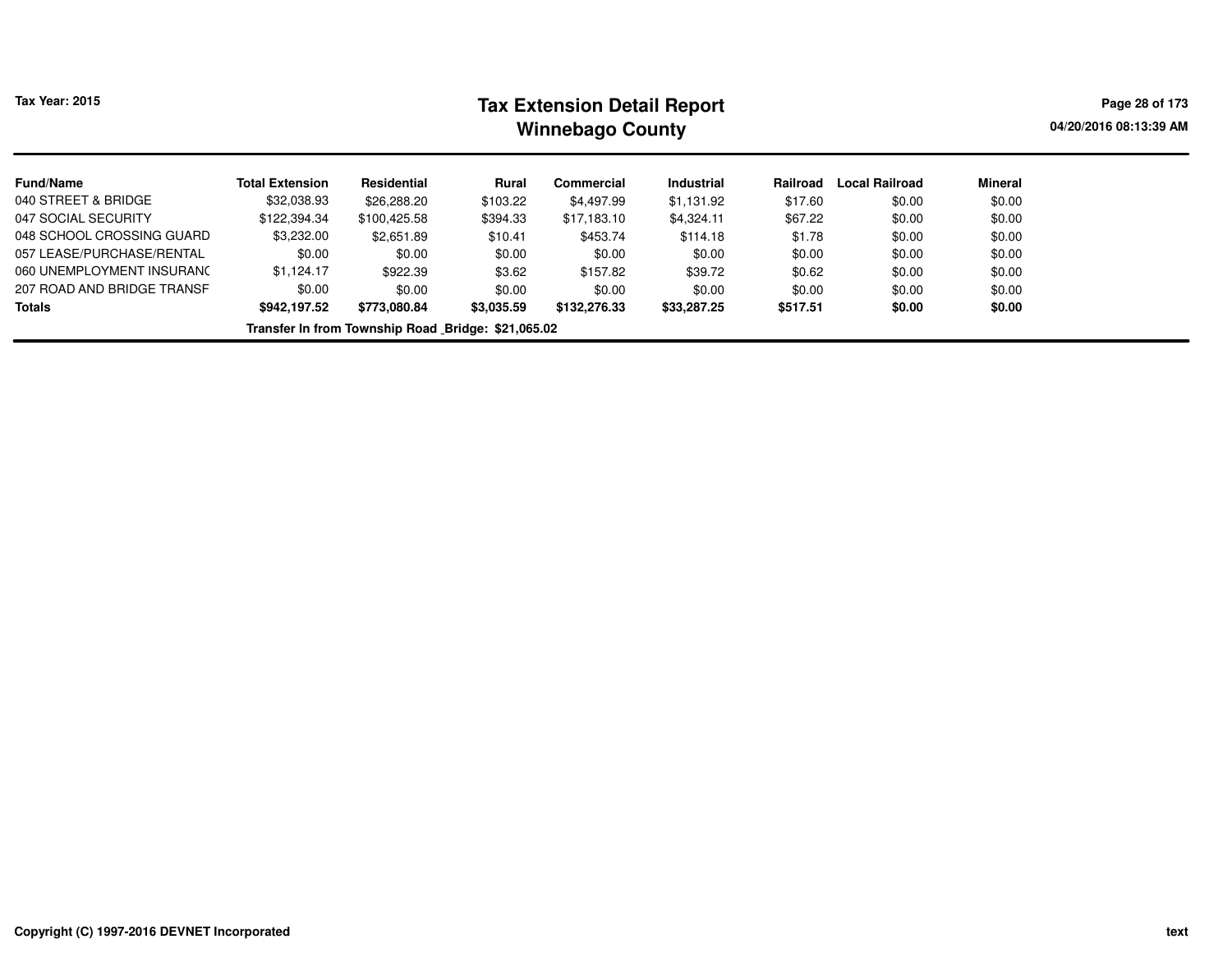# Tax Extension Detail Report
## Winnebago County

Tax Year: 2015

04/20/2016 08:13:39 AM

| Fund/Name | Total Extension | Residential | Rural | Commercial | Industrial | Railroad | Local Railroad | Mineral |
|---|---|---|---|---|---|---|---|---|
| 040 STREET & BRIDGE | $32,038.93 | $26,288.20 | $103.22 | $4,497.99 | $1,131.92 | $17.60 | $0.00 | $0.00 |
| 047 SOCIAL SECURITY | $122,394.34 | $100,425.58 | $394.33 | $17,183.10 | $4,324.11 | $67.22 | $0.00 | $0.00 |
| 048 SCHOOL CROSSING GUARD | $3,232.00 | $2,651.89 | $10.41 | $453.74 | $114.18 | $1.78 | $0.00 | $0.00 |
| 057 LEASE/PURCHASE/RENTAL | $0.00 | $0.00 | $0.00 | $0.00 | $0.00 | $0.00 | $0.00 | $0.00 |
| 060 UNEMPLOYMENT INSURANC | $1,124.17 | $922.39 | $3.62 | $157.82 | $39.72 | $0.62 | $0.00 | $0.00 |
| 207 ROAD AND BRIDGE TRANSF | $0.00 | $0.00 | $0.00 | $0.00 | $0.00 | $0.00 | $0.00 | $0.00 |
| **Totals** | **$942,197.52** | **$773,080.84** | **$3,035.59** | **$132,276.33** | **$33,287.25** | **$517.51** | **$0.00** | **$0.00** |

**Transfer In from Township Road _Bridge: $21,065.02**

Copyright (C) 1997-2016 DEVNET Incorporated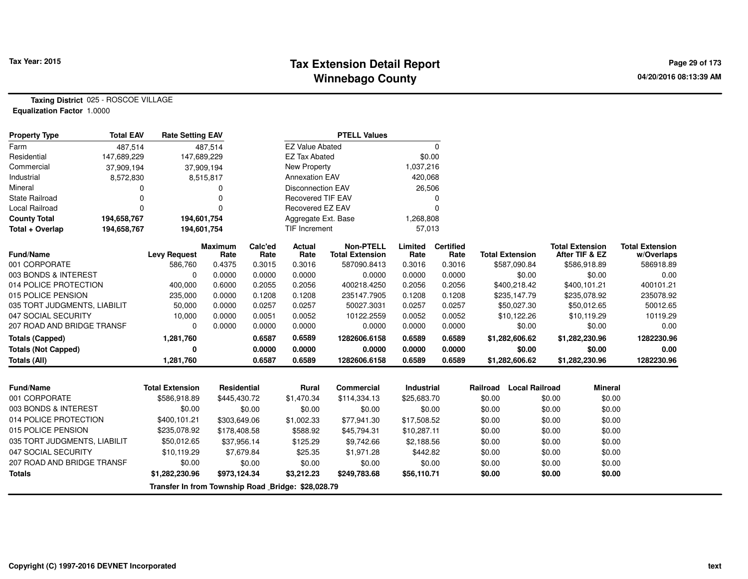# Tax Extension Detail Report
## Winnebago County

Tax Year: 2015

**Taxing District** 025 - ROSCOE VILLAGE
**Equalization Factor** 1.0000

| Property Type | Total EAV | Rate Setting EAV |
|---|---|---|
| Farm | 487,514 | 487,514 |
| Residential | 147,689,229 | 147,689,229 |
| Commercial | 37,909,194 | 37,909,194 |
| Industrial | 8,572,830 | 8,515,817 |
| Mineral | 0 | 0 |
| State Railroad | 0 | 0 |
| Local Railroad | 0 | 0 |
| **County Total** | **194,658,767** | **194,601,754** |
| **Total + Overlap** | **194,658,767** | **194,601,754** |

| PTELL Values | |
|---|---|
| EZ Value Abated | 0 |
| EZ Tax Abated | $0.00 |
| New Property | 1,037,216 |
| Annexation EAV | 420,068 |
| Disconnection EAV | 26,506 |
| Recovered TIF EAV | 0 |
| Recovered EZ EAV | 0 |
| Aggregate Ext. Base | 1,268,808 |
| TIF Increment | 57,013 |

| Fund/Name | Levy Request | Maximum Rate | Calc'ed Rate | Actual Rate | Non-PTELL Total Extension | Limited Rate | Certified Rate | Total Extension | Total Extension After TIF & EZ | Total Extension w/Overlaps |
|---|---|---|---|---|---|---|---|---|---|---|
| 001 CORPORATE | 586,760 | 0.4375 | 0.3015 | 0.3016 | 587090.8413 | 0.3016 | 0.3016 | $587,090.84 | $586,918.89 | 586918.89 |
| 003 BONDS & INTEREST | 0 | 0.0000 | 0.0000 | 0.0000 | 0.0000 | 0.0000 | 0.0000 | $0.00 | $0.00 | 0.00 |
| 014 POLICE PROTECTION | 400,000 | 0.6000 | 0.2055 | 0.2056 | 400218.4250 | 0.2056 | 0.2056 | $400,218.42 | $400,101.21 | 400101.21 |
| 015 POLICE PENSION | 235,000 | 0.0000 | 0.1208 | 0.1208 | 235147.7905 | 0.1208 | 0.1208 | $235,147.79 | $235,078.92 | 235078.92 |
| 035 TORT JUDGMENTS, LIABILIT | 50,000 | 0.0000 | 0.0257 | 0.0257 | 50027.3031 | 0.0257 | 0.0257 | $50,027.30 | $50,012.65 | 50012.65 |
| 047 SOCIAL SECURITY | 10,000 | 0.0000 | 0.0051 | 0.0052 | 10122.2559 | 0.0052 | 0.0052 | $10,122.26 | $10,119.29 | 10119.29 |
| 207 ROAD AND BRIDGE TRANSF | 0 | 0.0000 | 0.0000 | 0.0000 | 0.0000 | 0.0000 | 0.0000 | $0.00 | $0.00 | 0.00 |
| **Totals (Capped)** | **1,281,760** | | **0.6587** | **0.6589** | **1282606.6158** | **0.6589** | **0.6589** | **$1,282,606.62** | **$1,282,230.96** | **1282230.96** |
| **Totals (Not Capped)** | **0** | | **0.0000** | **0.0000** | **0.0000** | **0.0000** | **0.0000** | **$0.00** | **$0.00** | **0.00** |
| **Totals (All)** | **1,281,760** | | **0.6587** | **0.6589** | **1282606.6158** | **0.6589** | **0.6589** | **$1,282,606.62** | **$1,282,230.96** | **1282230.96** |

| Fund/Name | Total Extension | Residential | Rural | Commercial | Industrial | Railroad | Local Railroad | Mineral |
|---|---|---|---|---|---|---|---|---|
| 001 CORPORATE | $586,918.89 | $445,430.72 | $1,470.34 | $114,334.13 | $25,683.70 | $0.00 | $0.00 | $0.00 |
| 003 BONDS & INTEREST | $0.00 | $0.00 | $0.00 | $0.00 | $0.00 | $0.00 | $0.00 | $0.00 |
| 014 POLICE PROTECTION | $400,101.21 | $303,649.06 | $1,002.33 | $77,941.30 | $17,508.52 | $0.00 | $0.00 | $0.00 |
| 015 POLICE PENSION | $235,078.92 | $178,408.58 | $588.92 | $45,794.31 | $10,287.11 | $0.00 | $0.00 | $0.00 |
| 035 TORT JUDGMENTS, LIABILIT | $50,012.65 | $37,956.14 | $125.29 | $9,742.66 | $2,188.56 | $0.00 | $0.00 | $0.00 |
| 047 SOCIAL SECURITY | $10,119.29 | $7,679.84 | $25.35 | $1,971.28 | $442.82 | $0.00 | $0.00 | $0.00 |
| 207 ROAD AND BRIDGE TRANSF | $0.00 | $0.00 | $0.00 | $0.00 | $0.00 | $0.00 | $0.00 | $0.00 |
| **Totals** | **$1,282,230.96** | **$973,124.34** | **$3,212.23** | **$249,783.68** | **$56,110.71** | **$0.00** | **$0.00** | **$0.00** |

**Transfer In from Township Road _Bridge: $28,028.79**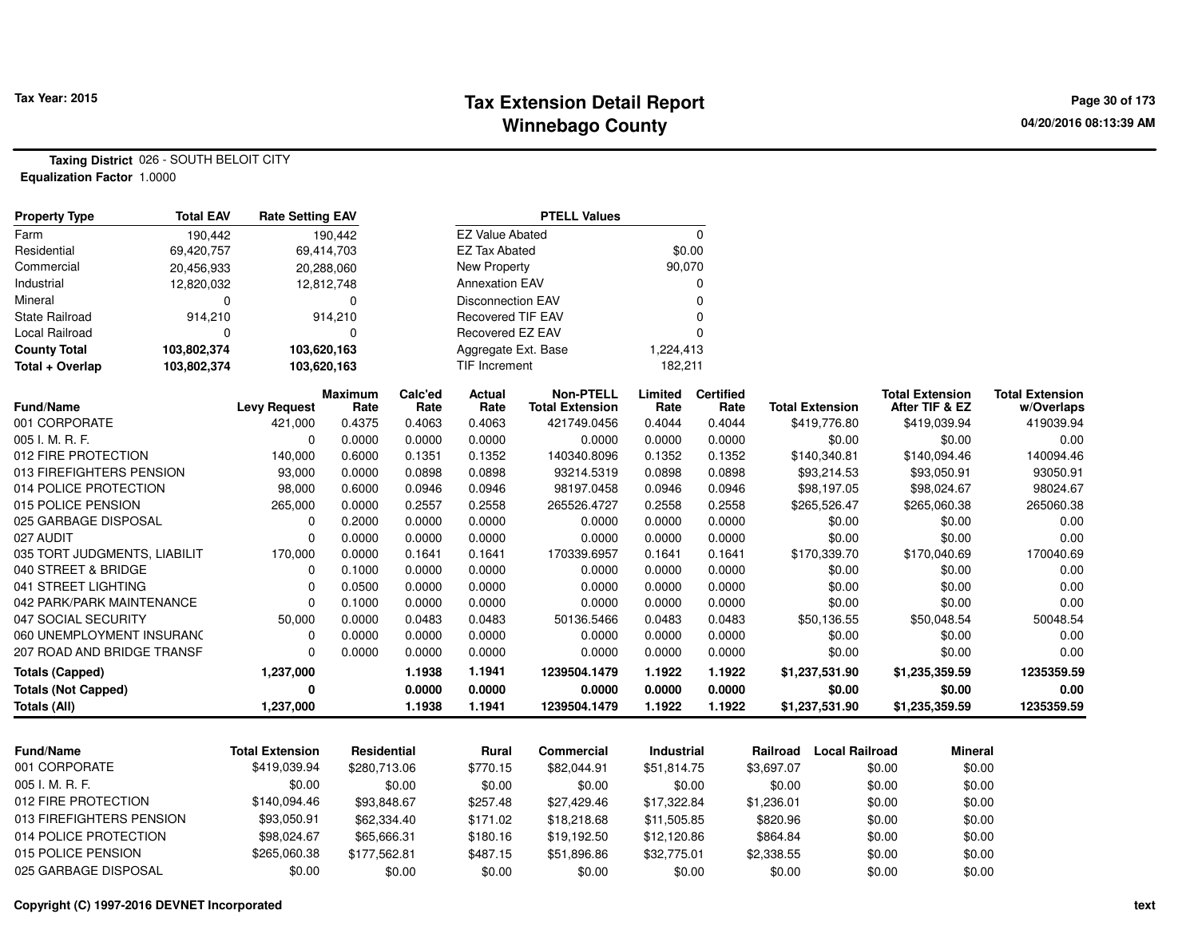# Tax Extension Detail Report
## Winnebago County

Tax Year: 2015

**Taxing District** 026 - SOUTH BELOIT CITY
**Equalization Factor** 1.0000

| Property Type | Total EAV | Rate Setting EAV |
|---|---|---|
| Farm | 190,442 | 190,442 |
| Residential | 69,420,757 | 69,414,703 |
| Commercial | 20,456,933 | 20,288,060 |
| Industrial | 12,820,032 | 12,812,748 |
| Mineral | 0 | 0 |
| State Railroad | 914,210 | 914,210 |
| Local Railroad | 0 | 0 |
| **County Total** | **103,802,374** | **103,620,163** |
| **Total + Overlap** | **103,802,374** | **103,620,163** |

| PTELL Values | |
|---|---|
| EZ Value Abated | 0 |
| EZ Tax Abated | $0.00 |
| New Property | 90,070 |
| Annexation EAV | 0 |
| Disconnection EAV | 0 |
| Recovered TIF EAV | 0 |
| Recovered EZ EAV | 0 |
| Aggregate Ext. Base | 1,224,413 |
| TIF Increment | 182,211 |

| Fund/Name | Levy Request | Maximum Rate | Calc'ed Rate | Actual Rate | Non-PTELL Total Extension | Limited Rate | Certified Rate | Total Extension | Total Extension After TIF & EZ | Total Extension w/Overlaps |
|---|---|---|---|---|---|---|---|---|---|---|
| 001 CORPORATE | 421,000 | 0.4375 | 0.4063 | 0.4063 | 421749.0456 | 0.4044 | 0.4044 | $419,776.80 | $419,039.94 | 419039.94 |
| 005 I. M. R. F. | 0 | 0.0000 | 0.0000 | 0.0000 | 0.0000 | 0.0000 | 0.0000 | $0.00 | $0.00 | 0.00 |
| 012 FIRE PROTECTION | 140,000 | 0.6000 | 0.1351 | 0.1352 | 140340.8096 | 0.1352 | 0.1352 | $140,340.81 | $140,094.46 | 140094.46 |
| 013 FIREFIGHTERS PENSION | 93,000 | 0.0000 | 0.0898 | 0.0898 | 93214.5319 | 0.0898 | 0.0898 | $93,214.53 | $93,050.91 | 93050.91 |
| 014 POLICE PROTECTION | 98,000 | 0.6000 | 0.0946 | 0.0946 | 98197.0458 | 0.0946 | 0.0946 | $98,197.05 | $98,024.67 | 98024.67 |
| 015 POLICE PENSION | 265,000 | 0.0000 | 0.2557 | 0.2558 | 265526.4727 | 0.2558 | 0.2558 | $265,526.47 | $265,060.38 | 265060.38 |
| 025 GARBAGE DISPOSAL | 0 | 0.2000 | 0.0000 | 0.0000 | 0.0000 | 0.0000 | 0.0000 | $0.00 | $0.00 | 0.00 |
| 027 AUDIT | 0 | 0.0000 | 0.0000 | 0.0000 | 0.0000 | 0.0000 | 0.0000 | $0.00 | $0.00 | 0.00 |
| 035 TORT JUDGMENTS, LIABILIT | 170,000 | 0.0000 | 0.1641 | 0.1641 | 170339.6957 | 0.1641 | 0.1641 | $170,339.70 | $170,040.69 | 170040.69 |
| 040 STREET & BRIDGE | 0 | 0.1000 | 0.0000 | 0.0000 | 0.0000 | 0.0000 | 0.0000 | $0.00 | $0.00 | 0.00 |
| 041 STREET LIGHTING | 0 | 0.0500 | 0.0000 | 0.0000 | 0.0000 | 0.0000 | 0.0000 | $0.00 | $0.00 | 0.00 |
| 042 PARK/PARK MAINTENANCE | 0 | 0.1000 | 0.0000 | 0.0000 | 0.0000 | 0.0000 | 0.0000 | $0.00 | $0.00 | 0.00 |
| 047 SOCIAL SECURITY | 50,000 | 0.0000 | 0.0483 | 0.0483 | 50136.5466 | 0.0483 | 0.0483 | $50,136.55 | $50,048.54 | 50048.54 |
| 060 UNEMPLOYMENT INSURANC | 0 | 0.0000 | 0.0000 | 0.0000 | 0.0000 | 0.0000 | 0.0000 | $0.00 | $0.00 | 0.00 |
| 207 ROAD AND BRIDGE TRANSF | 0 | 0.0000 | 0.0000 | 0.0000 | 0.0000 | 0.0000 | 0.0000 | $0.00 | $0.00 | 0.00 |
| **Totals (Capped)** | **1,237,000** | | **1.1938** | **1.1941** | **1239504.1479** | **1.1922** | **1.1922** | **$1,237,531.90** | **$1,235,359.59** | **1235359.59** |
| **Totals (Not Capped)** | **0** | | **0.0000** | **0.0000** | **0.0000** | **0.0000** | **0.0000** | **$0.00** | **$0.00** | **0.00** |
| **Totals (All)** | **1,237,000** | | **1.1938** | **1.1941** | **1239504.1479** | **1.1922** | **1.1922** | **$1,237,531.90** | **$1,235,359.59** | **1235359.59** |

| Fund/Name | Total Extension | Residential | Rural | Commercial | Industrial | Railroad | Local Railroad | Mineral |
|---|---|---|---|---|---|---|---|---|
| 001 CORPORATE | $419,039.94 | $280,713.06 | $770.15 | $82,044.91 | $51,814.75 | $3,697.07 | $0.00 | $0.00 |
| 005 I. M. R. F. | $0.00 | $0.00 | $0.00 | $0.00 | $0.00 | $0.00 | $0.00 | $0.00 |
| 012 FIRE PROTECTION | $140,094.46 | $93,848.67 | $257.48 | $27,429.46 | $17,322.84 | $1,236.01 | $0.00 | $0.00 |
| 013 FIREFIGHTERS PENSION | $93,050.91 | $62,334.40 | $171.02 | $18,218.68 | $11,505.85 | $820.96 | $0.00 | $0.00 |
| 014 POLICE PROTECTION | $98,024.67 | $65,666.31 | $180.16 | $19,192.50 | $12,120.86 | $864.84 | $0.00 | $0.00 |
| 015 POLICE PENSION | $265,060.38 | $177,562.81 | $487.15 | $51,896.86 | $32,775.01 | $2,338.55 | $0.00 | $0.00 |
| 025 GARBAGE DISPOSAL | $0.00 | $0.00 | $0.00 | $0.00 | $0.00 | $0.00 | $0.00 | $0.00 |

Copyright (C) 1997-2016 DEVNET Incorporated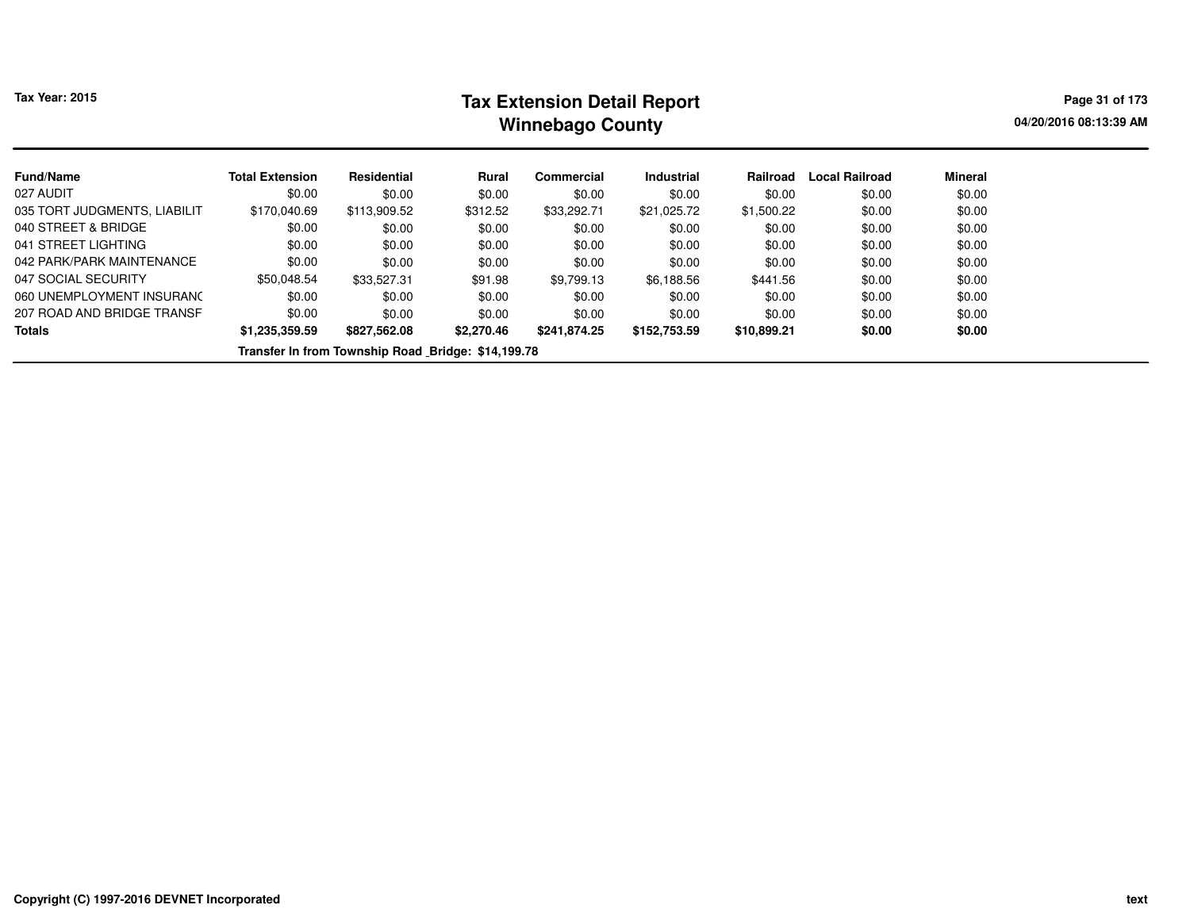| Fund/Name | Total Extension | Residential | Rural | Commercial | Industrial | Railroad | Local Railroad | Mineral |
|---|---|---|---|---|---|---|---|---|
| 027 AUDIT | $0.00 | $0.00 | $0.00 | $0.00 | $0.00 | $0.00 | $0.00 | $0.00 |
| 035 TORT JUDGMENTS, LIABILIT | $170,040.69 | $113,909.52 | $312.52 | $33,292.71 | $21,025.72 | $1,500.22 | $0.00 | $0.00 |
| 040 STREET & BRIDGE | $0.00 | $0.00 | $0.00 | $0.00 | $0.00 | $0.00 | $0.00 | $0.00 |
| 041 STREET LIGHTING | $0.00 | $0.00 | $0.00 | $0.00 | $0.00 | $0.00 | $0.00 | $0.00 |
| 042 PARK/PARK MAINTENANCE | $0.00 | $0.00 | $0.00 | $0.00 | $0.00 | $0.00 | $0.00 | $0.00 |
| 047 SOCIAL SECURITY | $50,048.54 | $33,527.31 | $91.98 | $9,799.13 | $6,188.56 | $441.56 | $0.00 | $0.00 |
| 060 UNEMPLOYMENT INSURANC | $0.00 | $0.00 | $0.00 | $0.00 | $0.00 | $0.00 | $0.00 | $0.00 |
| 207 ROAD AND BRIDGE TRANSF | $0.00 | $0.00 | $0.00 | $0.00 | $0.00 | $0.00 | $0.00 | $0.00 |
| **Totals** | **$1,235,359.59** | **$827,562.08** | **$2,270.46** | **$241,874.25** | **$152,753.59** | **$10,899.21** | **$0.00** | **$0.00** |

**Transfer In from Township Road _Bridge: $14,199.78**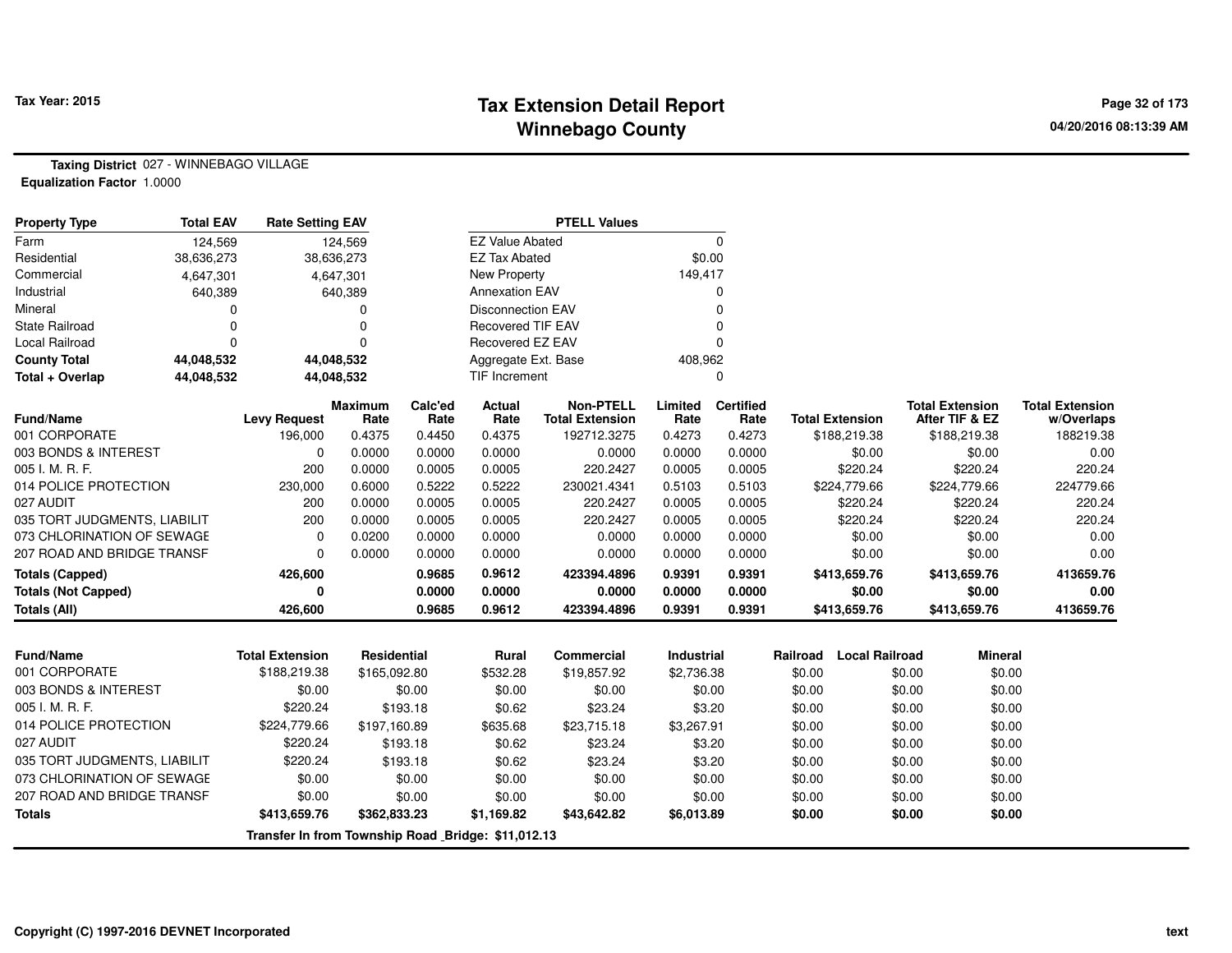# Tax Extension Detail Report
## Winnebago County

Tax Year: 2015

04/20/2016 08:13:39 AM

**Taxing District** 027 - WINNEBAGO VILLAGE
**Equalization Factor** 1.0000

| Property Type | Total EAV | Rate Setting EAV |
|---|---|---|
| Farm | 124,569 | 124,569 |
| Residential | 38,636,273 | 38,636,273 |
| Commercial | 4,647,301 | 4,647,301 |
| Industrial | 640,389 | 640,389 |
| Mineral | 0 | 0 |
| State Railroad | 0 | 0 |
| Local Railroad | 0 | 0 |
| **County Total** | **44,048,532** | **44,048,532** |
| **Total + Overlap** | **44,048,532** | **44,048,532** |

| PTELL Values | |
|---|---|
| EZ Value Abated | 0 |
| EZ Tax Abated | $0.00 |
| New Property | 149,417 |
| Annexation EAV | 0 |
| Disconnection EAV | 0 |
| Recovered TIF EAV | 0 |
| Recovered EZ EAV | 0 |
| Aggregate Ext. Base | 408,962 |
| TIF Increment | 0 |

| Fund/Name | Levy Request | Maximum Rate | Calc'ed Rate | Actual Rate | Non-PTELL Total Extension | Limited Rate | Certified Rate | Total Extension | Total Extension After TIF & EZ | Total Extension w/Overlaps |
|---|---|---|---|---|---|---|---|---|---|---|
| 001 CORPORATE | 196,000 | 0.4375 | 0.4450 | 0.4375 | 192712.3275 | 0.4273 | 0.4273 | $188,219.38 | $188,219.38 | 188219.38 |
| 003 BONDS & INTEREST | 0 | 0.0000 | 0.0000 | 0.0000 | 0.0000 | 0.0000 | 0.0000 | $0.00 | $0.00 | 0.00 |
| 005 I. M. R. F. | 200 | 0.0000 | 0.0005 | 0.0005 | 220.2427 | 0.0005 | 0.0005 | $220.24 | $220.24 | 220.24 |
| 014 POLICE PROTECTION | 230,000 | 0.6000 | 0.5222 | 0.5222 | 230021.4341 | 0.5103 | 0.5103 | $224,779.66 | $224,779.66 | 224779.66 |
| 027 AUDIT | 200 | 0.0000 | 0.0005 | 0.0005 | 220.2427 | 0.0005 | 0.0005 | $220.24 | $220.24 | 220.24 |
| 035 TORT JUDGMENTS, LIABILIT | 200 | 0.0000 | 0.0005 | 0.0005 | 220.2427 | 0.0005 | 0.0005 | $220.24 | $220.24 | 220.24 |
| 073 CHLORINATION OF SEWAGE | 0 | 0.0200 | 0.0000 | 0.0000 | 0.0000 | 0.0000 | 0.0000 | $0.00 | $0.00 | 0.00 |
| 207 ROAD AND BRIDGE TRANSF | 0 | 0.0000 | 0.0000 | 0.0000 | 0.0000 | 0.0000 | 0.0000 | $0.00 | $0.00 | 0.00 |
| **Totals (Capped)** | **426,600** | | **0.9685** | **0.9612** | **423394.4896** | **0.9391** | **0.9391** | **$413,659.76** | **$413,659.76** | **413659.76** |
| **Totals (Not Capped)** | **0** | | **0.0000** | **0.0000** | **0.0000** | **0.0000** | **0.0000** | **$0.00** | **$0.00** | **0.00** |
| **Totals (All)** | **426,600** | | **0.9685** | **0.9612** | **423394.4896** | **0.9391** | **0.9391** | **$413,659.76** | **$413,659.76** | **413659.76** |

| Fund/Name | Total Extension | Residential | Rural | Commercial | Industrial | Railroad | Local Railroad | Mineral |
|---|---|---|---|---|---|---|---|---|
| 001 CORPORATE | $188,219.38 | $165,092.80 | $532.28 | $19,857.92 | $2,736.38 | $0.00 | $0.00 | $0.00 |
| 003 BONDS & INTEREST | $0.00 | $0.00 | $0.00 | $0.00 | $0.00 | $0.00 | $0.00 | $0.00 |
| 005 I. M. R. F. | $220.24 | $193.18 | $0.62 | $23.24 | $3.20 | $0.00 | $0.00 | $0.00 |
| 014 POLICE PROTECTION | $224,779.66 | $197,160.89 | $635.68 | $23,715.18 | $3,267.91 | $0.00 | $0.00 | $0.00 |
| 027 AUDIT | $220.24 | $193.18 | $0.62 | $23.24 | $3.20 | $0.00 | $0.00 | $0.00 |
| 035 TORT JUDGMENTS, LIABILIT | $220.24 | $193.18 | $0.62 | $23.24 | $3.20 | $0.00 | $0.00 | $0.00 |
| 073 CHLORINATION OF SEWAGE | $0.00 | $0.00 | $0.00 | $0.00 | $0.00 | $0.00 | $0.00 | $0.00 |
| 207 ROAD AND BRIDGE TRANSF | $0.00 | $0.00 | $0.00 | $0.00 | $0.00 | $0.00 | $0.00 | $0.00 |
| **Totals** | **$413,659.76** | **$362,833.23** | **$1,169.82** | **$43,642.82** | **$6,013.89** | **$0.00** | **$0.00** | **$0.00** |

**Transfer In from Township Road _Bridge: $11,012.13**

Copyright (C) 1997-2016 DEVNET Incorporated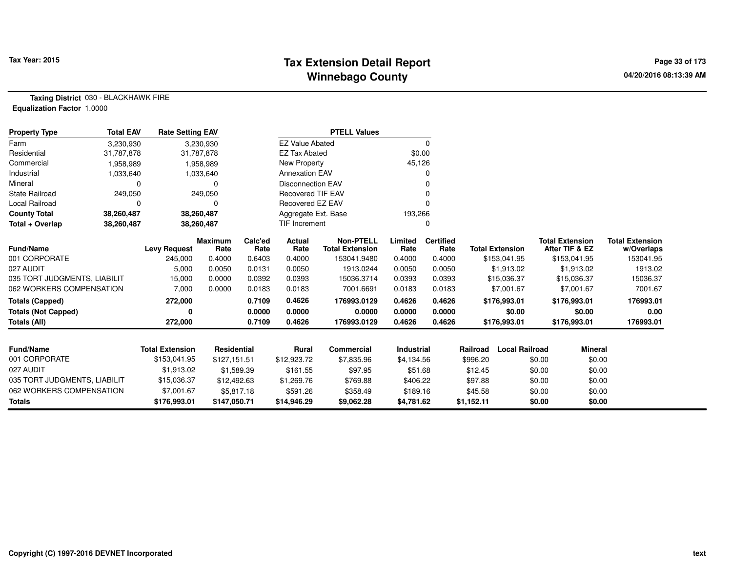**Tax Year: 2015**

# Tax Extension Detail Report
## Winnebago County

04/20/2016 08:13:39 AM

**Taxing District** 030 - BLACKHAWK FIRE
**Equalization Factor** 1.0000

| Property Type | Total EAV | Rate Setting EAV |
|---|---|---|
| Farm | 3,230,930 | 3,230,930 |
| Residential | 31,787,878 | 31,787,878 |
| Commercial | 1,958,989 | 1,958,989 |
| Industrial | 1,033,640 | 1,033,640 |
| Mineral | 0 | 0 |
| State Railroad | 249,050 | 249,050 |
| Local Railroad | 0 | 0 |
| **County Total** | **38,260,487** | **38,260,487** |
| **Total + Overlap** | **38,260,487** | **38,260,487** |

| PTELL Values | |
|---|---|
| EZ Value Abated | 0 |
| EZ Tax Abated | $0.00 |
| New Property | 45,126 |
| Annexation EAV | 0 |
| Disconnection EAV | 0 |
| Recovered TIF EAV | 0 |
| Recovered EZ EAV | 0 |
| Aggregate Ext. Base | 193,266 |
| TIF Increment | 0 |

| Fund/Name | Levy Request | Maximum Rate | Calc'ed Rate | Actual Rate | Non-PTELL Total Extension | Limited Rate | Certified Rate | Total Extension | Total Extension After TIF & EZ | Total Extension w/Overlaps |
|---|---|---|---|---|---|---|---|---|---|---|
| 001 CORPORATE | 245,000 | 0.4000 | 0.6403 | 0.4000 | 153041.9480 | 0.4000 | 0.4000 | $153,041.95 | $153,041.95 | 153041.95 |
| 027 AUDIT | 5,000 | 0.0050 | 0.0131 | 0.0050 | 1913.0244 | 0.0050 | 0.0050 | $1,913.02 | $1,913.02 | 1913.02 |
| 035 TORT JUDGMENTS, LIABILIT | 15,000 | 0.0000 | 0.0392 | 0.0393 | 15036.3714 | 0.0393 | 0.0393 | $15,036.37 | $15,036.37 | 15036.37 |
| 062 WORKERS COMPENSATION | 7,000 | 0.0000 | 0.0183 | 0.0183 | 7001.6691 | 0.0183 | 0.0183 | $7,001.67 | $7,001.67 | 7001.67 |
| **Totals (Capped)** | **272,000** | | **0.7109** | **0.4626** | **176993.0129** | **0.4626** | **0.4626** | **$176,993.01** | **$176,993.01** | **176993.01** |
| **Totals (Not Capped)** | **0** | | **0.0000** | **0.0000** | **0.0000** | **0.0000** | **0.0000** | **$0.00** | **$0.00** | **0.00** |
| **Totals (All)** | **272,000** | | **0.7109** | **0.4626** | **176993.0129** | **0.4626** | **0.4626** | **$176,993.01** | **$176,993.01** | **176993.01** |

| Fund/Name | Total Extension | Residential | Rural | Commercial | Industrial | Railroad | Local Railroad | Mineral |
|---|---|---|---|---|---|---|---|---|
| 001 CORPORATE | $153,041.95 | $127,151.51 | $12,923.72 | $7,835.96 | $4,134.56 | $996.20 | $0.00 | $0.00 |
| 027 AUDIT | $1,913.02 | $1,589.39 | $161.55 | $97.95 | $51.68 | $12.45 | $0.00 | $0.00 |
| 035 TORT JUDGMENTS, LIABILIT | $15,036.37 | $12,492.63 | $1,269.76 | $769.88 | $406.22 | $97.88 | $0.00 | $0.00 |
| 062 WORKERS COMPENSATION | $7,001.67 | $5,817.18 | $591.26 | $358.49 | $189.16 | $45.58 | $0.00 | $0.00 |
| **Totals** | **$176,993.01** | **$147,050.71** | **$14,946.29** | **$9,062.28** | **$4,781.62** | **$1,152.11** | **$0.00** | **$0.00** |

**Copyright (C) 1997-2016 DEVNET Incorporated**

text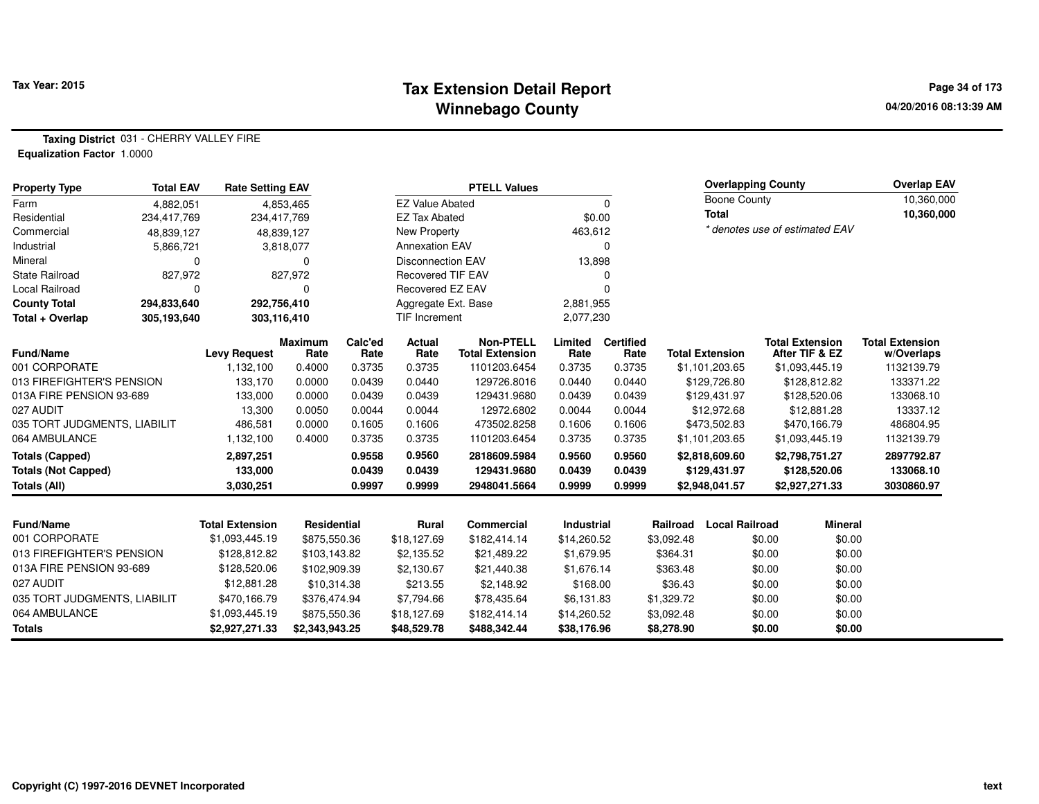Tax Year: 2015

# Tax Extension Detail Report
## Winnebago County

04/20/2016 08:13:39 AM

**Taxing District** 031 - CHERRY VALLEY FIRE
**Equalization Factor** 1.0000

| Property Type | Total EAV | Rate Setting EAV |
|---|---|---|
| Farm | 4,882,051 | 4,853,465 |
| Residential | 234,417,769 | 234,417,769 |
| Commercial | 48,839,127 | 48,839,127 |
| Industrial | 5,866,721 | 3,818,077 |
| Mineral | 0 | 0 |
| State Railroad | 827,972 | 827,972 |
| Local Railroad | 0 | 0 |
| **County Total** | **294,833,640** | **292,756,410** |
| **Total + Overlap** | **305,193,640** | **303,116,410** |

| PTELL Values | |
|---|---|
| EZ Value Abated | 0 |
| EZ Tax Abated | $0.00 |
| New Property | 463,612 |
| Annexation EAV | 0 |
| Disconnection EAV | 13,898 |
| Recovered TIF EAV | 0 |
| Recovered EZ EAV | 0 |
| Aggregate Ext. Base | 2,881,955 |
| TIF Increment | 2,077,230 |

| Overlapping County | Overlap EAV |
|---|---|
| Boone County | 10,360,000 |
| **Total** | **10,360,000** |

* denotes use of estimated EAV

| Fund/Name | Levy Request | Maximum Rate | Calc'ed Rate | Actual Rate | Non-PTELL Total Extension | Limited Rate | Certified Rate | Total Extension | Total Extension After TIF & EZ | Total Extension w/Overlaps |
|---|---|---|---|---|---|---|---|---|---|---|
| 001 CORPORATE | 1,132,100 | 0.4000 | 0.3735 | 0.3735 | 1101203.6454 | 0.3735 | 0.3735 | $1,101,203.65 | $1,093,445.19 | 1132139.79 |
| 013 FIREFIGHTER'S PENSION | 133,170 | 0.0000 | 0.0439 | 0.0440 | 129726.8016 | 0.0440 | 0.0440 | $129,726.80 | $128,812.82 | 133371.22 |
| 013A FIRE PENSION 93-689 | 133,000 | 0.0000 | 0.0439 | 0.0439 | 129431.9680 | 0.0439 | 0.0439 | $129,431.97 | $128,520.06 | 133068.10 |
| 027 AUDIT | 13,300 | 0.0050 | 0.0044 | 0.0044 | 12972.6802 | 0.0044 | 0.0044 | $12,972.68 | $12,881.28 | 13337.12 |
| 035 TORT JUDGMENTS, LIABILIT | 486,581 | 0.0000 | 0.1605 | 0.1606 | 473502.8258 | 0.1606 | 0.1606 | $473,502.83 | $470,166.79 | 486804.95 |
| 064 AMBULANCE | 1,132,100 | 0.4000 | 0.3735 | 0.3735 | 1101203.6454 | 0.3735 | 0.3735 | $1,101,203.65 | $1,093,445.19 | 1132139.79 |
| **Totals (Capped)** | **2,897,251** | | **0.9558** | **0.9560** | **2818609.5984** | **0.9560** | **0.9560** | **$2,818,609.60** | **$2,798,751.27** | **2897792.87** |
| **Totals (Not Capped)** | **133,000** | | **0.0439** | **0.0439** | **129431.9680** | **0.0439** | **0.0439** | **$129,431.97** | **$128,520.06** | **133068.10** |
| **Totals (All)** | **3,030,251** | | **0.9997** | **0.9999** | **2948041.5664** | **0.9999** | **0.9999** | **$2,948,041.57** | **$2,927,271.33** | **3030860.97** |

| Fund/Name | Total Extension | Residential | Rural | Commercial | Industrial | Railroad | Local Railroad | Mineral |
|---|---|---|---|---|---|---|---|---|
| 001 CORPORATE | $1,093,445.19 | $875,550.36 | $18,127.69 | $182,414.14 | $14,260.52 | $3,092.48 | $0.00 | $0.00 |
| 013 FIREFIGHTER'S PENSION | $128,812.82 | $103,143.82 | $2,135.52 | $21,489.22 | $1,679.95 | $364.31 | $0.00 | $0.00 |
| 013A FIRE PENSION 93-689 | $128,520.06 | $102,909.39 | $2,130.67 | $21,440.38 | $1,676.14 | $363.48 | $0.00 | $0.00 |
| 027 AUDIT | $12,881.28 | $10,314.38 | $213.55 | $2,148.92 | $168.00 | $36.43 | $0.00 | $0.00 |
| 035 TORT JUDGMENTS, LIABILIT | $470,166.79 | $376,474.94 | $7,794.66 | $78,435.64 | $6,131.83 | $1,329.72 | $0.00 | $0.00 |
| 064 AMBULANCE | $1,093,445.19 | $875,550.36 | $18,127.69 | $182,414.14 | $14,260.52 | $3,092.48 | $0.00 | $0.00 |
| **Totals** | **$2,927,271.33** | **$2,343,943.25** | **$48,529.78** | **$488,342.44** | **$38,176.96** | **$8,278.90** | **$0.00** | **$0.00** |

Copyright (C) 1997-2016 DEVNET Incorporated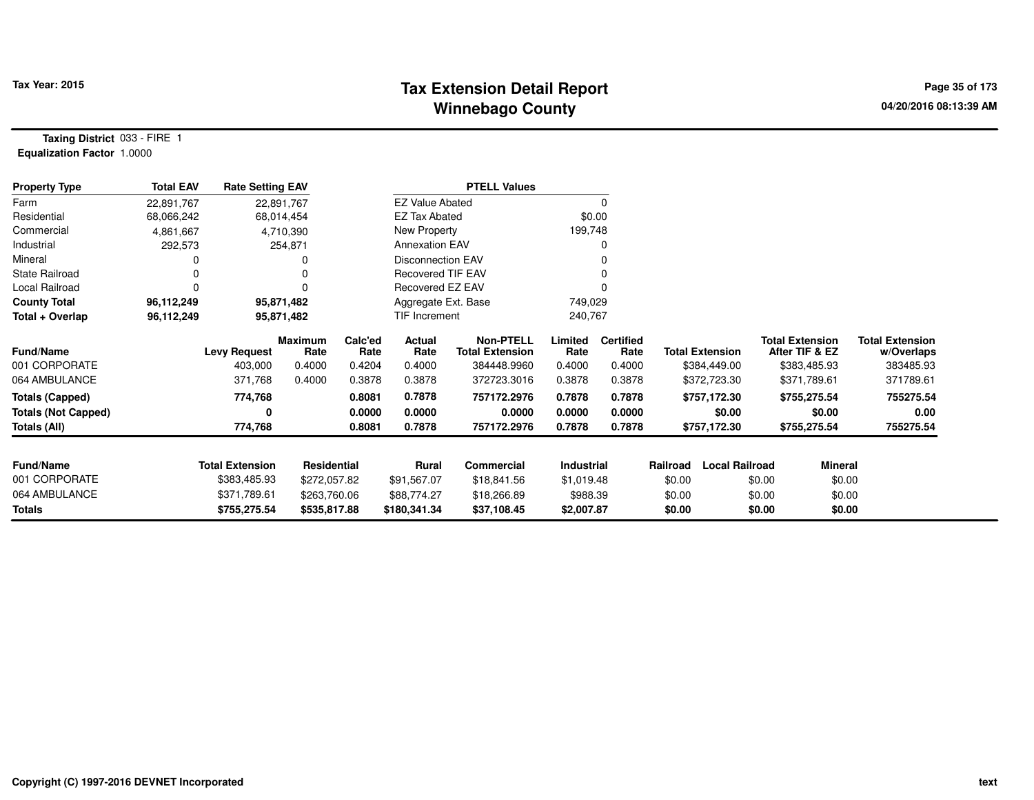# Tax Extension Detail Report
## Winnebago County

Tax Year: 2015

**Taxing District** 033 - FIRE 1
**Equalization Factor** 1.0000

| Property Type | Total EAV | Rate Setting EAV | | PTELL Values | |
|---|---|---|---|---|---|
| Farm | 22,891,767 | 22,891,767 | | EZ Value Abated | 0 |
| Residential | 68,066,242 | 68,014,454 | | EZ Tax Abated | $0.00 |
| Commercial | 4,861,667 | 4,710,390 | | New Property | 199,748 |
| Industrial | 292,573 | 254,871 | | Annexation EAV | 0 |
| Mineral | 0 | 0 | | Disconnection EAV | 0 |
| State Railroad | 0 | 0 | | Recovered TIF EAV | 0 |
| Local Railroad | 0 | 0 | | Recovered EZ EAV | 0 |
| **County Total** | **96,112,249** | **95,871,482** | | Aggregate Ext. Base | 749,029 |
| **Total + Overlap** | **96,112,249** | **95,871,482** | | TIF Increment | 240,767 |

| Fund/Name | Levy Request | Maximum Rate | Calc'ed Rate | Actual Rate | Non-PTELL Total Extension | Limited Rate | Certified Rate | Total Extension | Total Extension After TIF & EZ | Total Extension w/Overlaps |
|---|---|---|---|---|---|---|---|---|---|---|
| 001 CORPORATE | 403,000 | 0.4000 | 0.4204 | 0.4000 | 384448.9960 | 0.4000 | 0.4000 | $384,449.00 | $383,485.93 | 383485.93 |
| 064 AMBULANCE | 371,768 | 0.4000 | 0.3878 | 0.3878 | 372723.3016 | 0.3878 | 0.3878 | $372,723.30 | $371,789.61 | 371789.61 |
| **Totals (Capped)** | **774,768** | | **0.8081** | **0.7878** | **757172.2976** | **0.7878** | **0.7878** | **$757,172.30** | **$755,275.54** | **755275.54** |
| **Totals (Not Capped)** | **0** | | **0.0000** | **0.0000** | **0.0000** | **0.0000** | **0.0000** | **$0.00** | **$0.00** | **0.00** |
| **Totals (All)** | **774,768** | | **0.8081** | **0.7878** | **757172.2976** | **0.7878** | **0.7878** | **$757,172.30** | **$755,275.54** | **755275.54** |

| Fund/Name | Total Extension | Residential | Rural | Commercial | Industrial | Railroad | Local Railroad | Mineral |
|---|---|---|---|---|---|---|---|---|
| 001 CORPORATE | $383,485.93 | $272,057.82 | $91,567.07 | $18,841.56 | $1,019.48 | $0.00 | $0.00 | $0.00 |
| 064 AMBULANCE | $371,789.61 | $263,760.06 | $88,774.27 | $18,266.89 | $988.39 | $0.00 | $0.00 | $0.00 |
| **Totals** | **$755,275.54** | **$535,817.88** | **$180,341.34** | **$37,108.45** | **$2,007.87** | **$0.00** | **$0.00** | **$0.00** |

Copyright (C) 1997-2016 DEVNET Incorporated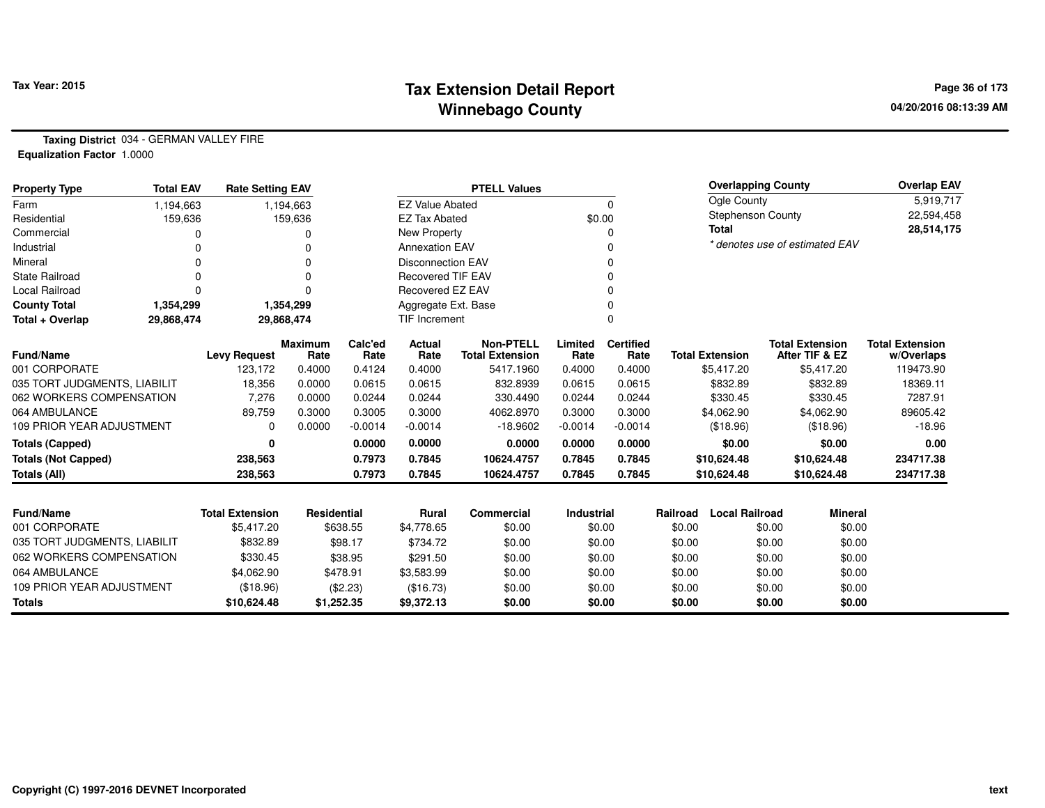# Tax Extension Detail Report
## Winnebago County

Tax Year: 2015

04/20/2016 08:13:39 AM

**Taxing District** 034 - GERMAN VALLEY FIRE
**Equalization Factor** 1.0000

| Property Type | Total EAV | Rate Setting EAV |
|---|---|---|
| Farm | 1,194,663 | 1,194,663 |
| Residential | 159,636 | 159,636 |
| Commercial | 0 | 0 |
| Industrial | 0 | 0 |
| Mineral | 0 | 0 |
| State Railroad | 0 | 0 |
| Local Railroad | 0 | 0 |
| **County Total** | **1,354,299** | **1,354,299** |
| **Total + Overlap** | **29,868,474** | **29,868,474** |

| PTELL Values | |
|---|---|
| EZ Value Abated | 0 |
| EZ Tax Abated | $0.00 |
| New Property | 0 |
| Annexation EAV | 0 |
| Disconnection EAV | 0 |
| Recovered TIF EAV | 0 |
| Recovered EZ EAV | 0 |
| Aggregate Ext. Base | 0 |
| TIF Increment | 0 |

| Overlapping County | Overlap EAV |
|---|---|
| Ogle County | 5,919,717 |
| Stephenson County | 22,594,458 |
| **Total** | **28,514,175** |

*\* denotes use of estimated EAV*

| Fund/Name | Levy Request | Maximum Rate | Calc'ed Rate | Actual Rate | Non-PTELL Total Extension | Limited Rate | Certified Rate | Total Extension | Total Extension After TIF & EZ | Total Extension w/Overlaps |
|---|---|---|---|---|---|---|---|---|---|---|
| 001 CORPORATE | 123,172 | 0.4000 | 0.4124 | 0.4000 | 5417.1960 | 0.4000 | 0.4000 | $5,417.20 | $5,417.20 | 119473.90 |
| 035 TORT JUDGMENTS, LIABILIT | 18,356 | 0.0000 | 0.0615 | 0.0615 | 832.8939 | 0.0615 | 0.0615 | $832.89 | $832.89 | 18369.11 |
| 062 WORKERS COMPENSATION | 7,276 | 0.0000 | 0.0244 | 0.0244 | 330.4490 | 0.0244 | 0.0244 | $330.45 | $330.45 | 7287.91 |
| 064 AMBULANCE | 89,759 | 0.3000 | 0.3005 | 0.3000 | 4062.8970 | 0.3000 | 0.3000 | $4,062.90 | $4,062.90 | 89605.42 |
| 109 PRIOR YEAR ADJUSTMENT | 0 | 0.0000 | -0.0014 | -0.0014 | -18.9602 | -0.0014 | -0.0014 | ($18.96) | ($18.96) | -18.96 |
| **Totals (Capped)** | **0** | | **0.0000** | **0.0000** | **0.0000** | **0.0000** | **0.0000** | **$0.00** | **$0.00** | **0.00** |
| **Totals (Not Capped)** | **238,563** | | **0.7973** | **0.7845** | **10624.4757** | **0.7845** | **0.7845** | **$10,624.48** | **$10,624.48** | **234717.38** |
| **Totals (All)** | **238,563** | | **0.7973** | **0.7845** | **10624.4757** | **0.7845** | **0.7845** | **$10,624.48** | **$10,624.48** | **234717.38** |

| Fund/Name | Total Extension | Residential | Rural | Commercial | Industrial | Railroad | Local Railroad | Mineral |
|---|---|---|---|---|---|---|---|---|
| 001 CORPORATE | $5,417.20 | $638.55 | $4,778.65 | $0.00 | $0.00 | $0.00 | $0.00 | $0.00 |
| 035 TORT JUDGMENTS, LIABILIT | $832.89 | $98.17 | $734.72 | $0.00 | $0.00 | $0.00 | $0.00 | $0.00 |
| 062 WORKERS COMPENSATION | $330.45 | $38.95 | $291.50 | $0.00 | $0.00 | $0.00 | $0.00 | $0.00 |
| 064 AMBULANCE | $4,062.90 | $478.91 | $3,583.99 | $0.00 | $0.00 | $0.00 | $0.00 | $0.00 |
| 109 PRIOR YEAR ADJUSTMENT | ($18.96) | ($2.23) | ($16.73) | $0.00 | $0.00 | $0.00 | $0.00 | $0.00 |
| **Totals** | **$10,624.48** | **$1,252.35** | **$9,372.13** | **$0.00** | **$0.00** | **$0.00** | **$0.00** | **$0.00** |

Copyright (C) 1997-2016 DEVNET Incorporated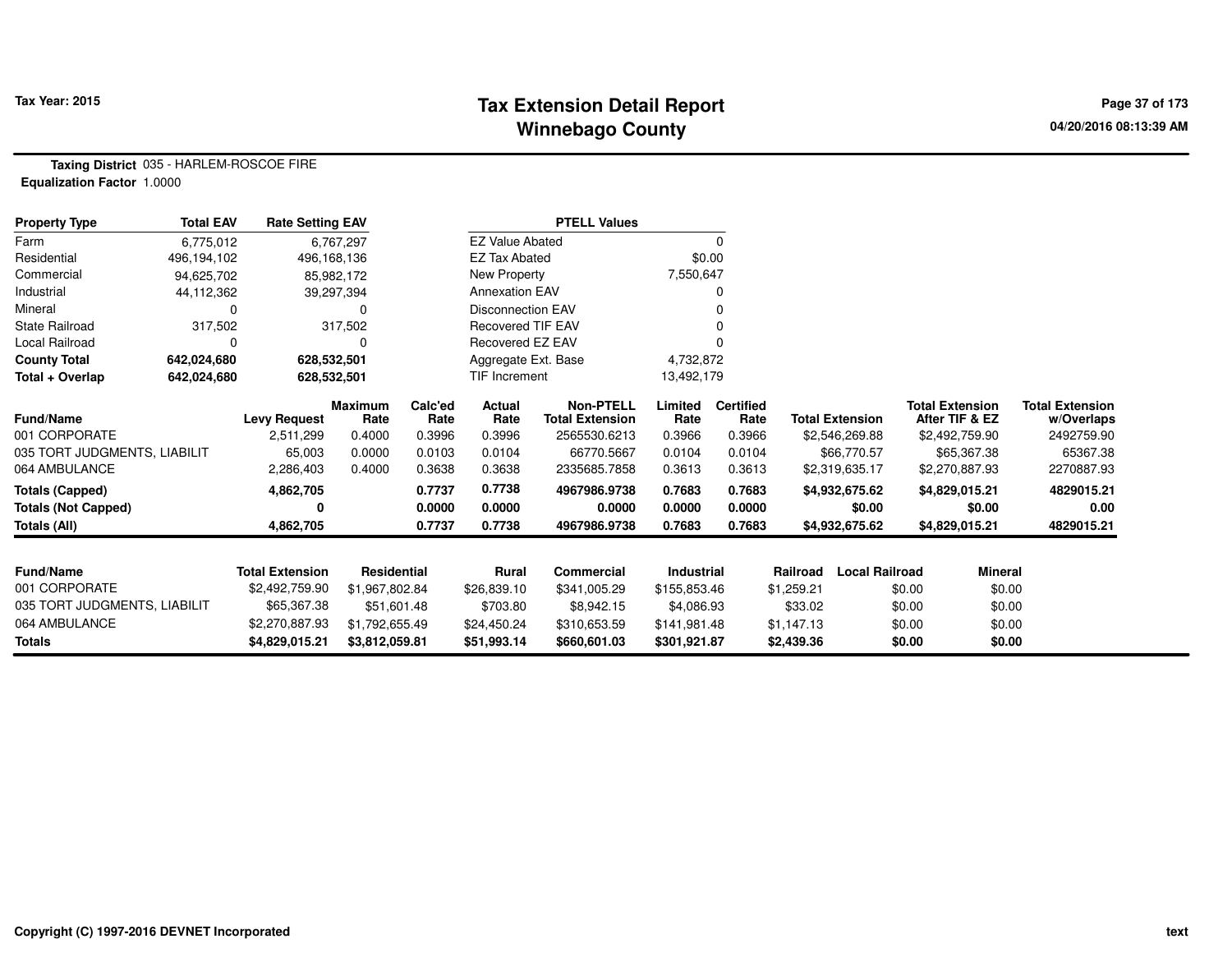# Tax Extension Detail Report
# Winnebago County

**Tax Year: 2015**

04/20/2016 08:13:39 AM

**Taxing District** 035 - HARLEM-ROSCOE FIRE
**Equalization Factor** 1.0000

| Property Type | Total EAV | Rate Setting EAV |
|---|---|---|
| Farm | 6,775,012 | 6,767,297 |
| Residential | 496,194,102 | 496,168,136 |
| Commercial | 94,625,702 | 85,982,172 |
| Industrial | 44,112,362 | 39,297,394 |
| Mineral | 0 | 0 |
| State Railroad | 317,502 | 317,502 |
| Local Railroad | 0 | 0 |
| **County Total** | **642,024,680** | **628,532,501** |
| **Total + Overlap** | **642,024,680** | **628,532,501** |

| PTELL Values | |
|---|---|
| EZ Value Abated | 0 |
| EZ Tax Abated | $0.00 |
| New Property | 7,550,647 |
| Annexation EAV | 0 |
| Disconnection EAV | 0 |
| Recovered TIF EAV | 0 |
| Recovered EZ EAV | 0 |
| Aggregate Ext. Base | 4,732,872 |
| TIF Increment | 13,492,179 |

| Fund/Name | Levy Request | Maximum Rate | Calc'ed Rate | Actual Rate | Non-PTELL Total Extension | Limited Rate | Certified Rate | Total Extension | Total Extension After TIF & EZ | Total Extension w/Overlaps |
|---|---|---|---|---|---|---|---|---|---|---|
| 001 CORPORATE | 2,511,299 | 0.4000 | 0.3996 | 0.3996 | 2565530.6213 | 0.3966 | 0.3966 | $2,546,269.88 | $2,492,759.90 | 2492759.90 |
| 035 TORT JUDGMENTS, LIABILIT | 65,003 | 0.0000 | 0.0103 | 0.0104 | 66770.5667 | 0.0104 | 0.0104 | $66,770.57 | $65,367.38 | 65367.38 |
| 064 AMBULANCE | 2,286,403 | 0.4000 | 0.3638 | 0.3638 | 2335685.7858 | 0.3613 | 0.3613 | $2,319,635.17 | $2,270,887.93 | 2270887.93 |
| **Totals (Capped)** | **4,862,705** | | **0.7737** | **0.7738** | **4967986.9738** | **0.7683** | **0.7683** | **$4,932,675.62** | **$4,829,015.21** | **4829015.21** |
| **Totals (Not Capped)** | **0** | | **0.0000** | **0.0000** | **0.0000** | **0.0000** | **0.0000** | **$0.00** | **$0.00** | **0.00** |
| **Totals (All)** | **4,862,705** | | **0.7737** | **0.7738** | **4967986.9738** | **0.7683** | **0.7683** | **$4,932,675.62** | **$4,829,015.21** | **4829015.21** |

| Fund/Name | Total Extension | Residential | Rural | Commercial | Industrial | Railroad | Local Railroad | Mineral |
|---|---|---|---|---|---|---|---|---|
| 001 CORPORATE | $2,492,759.90 | $1,967,802.84 | $26,839.10 | $341,005.29 | $155,853.46 | $1,259.21 | $0.00 | $0.00 |
| 035 TORT JUDGMENTS, LIABILIT | $65,367.38 | $51,601.48 | $703.80 | $8,942.15 | $4,086.93 | $33.02 | $0.00 | $0.00 |
| 064 AMBULANCE | $2,270,887.93 | $1,792,655.49 | $24,450.24 | $310,653.59 | $141,981.48 | $1,147.13 | $0.00 | $0.00 |
| **Totals** | **$4,829,015.21** | **$3,812,059.81** | **$51,993.14** | **$660,601.03** | **$301,921.87** | **$2,439.36** | **$0.00** | **$0.00** |

Copyright (C) 1997-2016 DEVNET Incorporated

text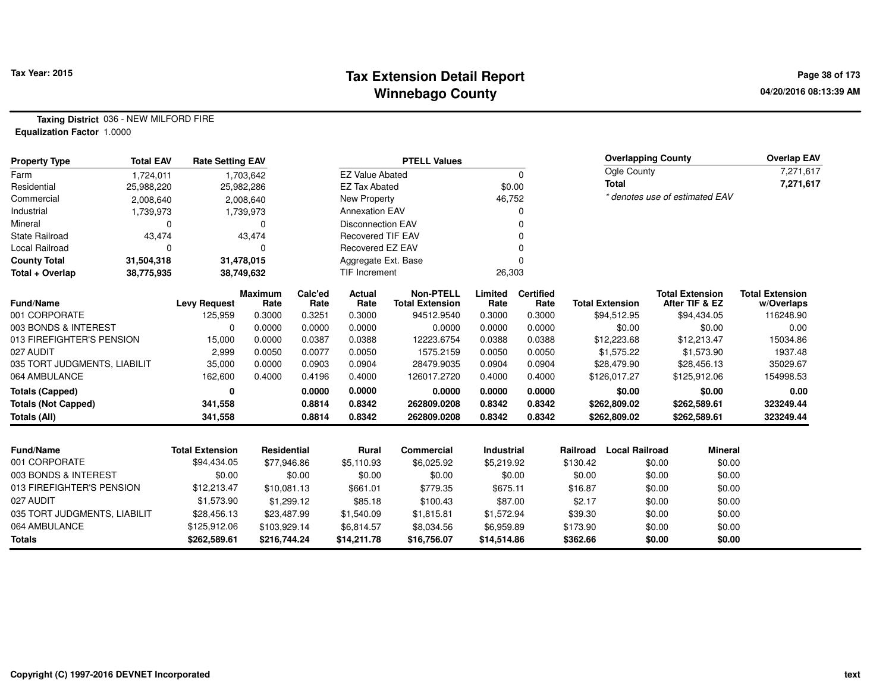**Tax Year: 2015**

# Tax Extension Detail Report
## Winnebago County

04/20/2016 08:13:39 AM

**Taxing District** 036 - NEW MILFORD FIRE
**Equalization Factor** 1.0000

| Property Type | Total EAV | Rate Setting EAV |
|---|---|---|
| Farm | 1,724,011 | 1,703,642 |
| Residential | 25,988,220 | 25,982,286 |
| Commercial | 2,008,640 | 2,008,640 |
| Industrial | 1,739,973 | 1,739,973 |
| Mineral | 0 | 0 |
| State Railroad | 43,474 | 43,474 |
| Local Railroad | 0 | 0 |
| **County Total** | **31,504,318** | **31,478,015** |
| **Total + Overlap** | **38,775,935** | **38,749,632** |

| PTELL Values | |
|---|---|
| EZ Value Abated | 0 |
| EZ Tax Abated | $0.00 |
| New Property | 46,752 |
| Annexation EAV | 0 |
| Disconnection EAV | 0 |
| Recovered TIF EAV | 0 |
| Recovered EZ EAV | 0 |
| Aggregate Ext. Base | 0 |
| TIF Increment | 26,303 |

| Overlapping County | Overlap EAV |
|---|---|
| Ogle County | 7,271,617 |
| **Total** | **7,271,617** |

*\* denotes use of estimated EAV*

| Fund/Name | Levy Request | Maximum Rate | Calc'ed Rate | Actual Rate | Non-PTELL Total Extension | Limited Rate | Certified Rate | Total Extension | Total Extension After TIF & EZ | Total Extension w/Overlaps |
|---|---|---|---|---|---|---|---|---|---|---|
| 001 CORPORATE | 125,959 | 0.3000 | 0.3251 | 0.3000 | 94512.9540 | 0.3000 | 0.3000 | $94,512.95 | $94,434.05 | 116248.90 |
| 003 BONDS & INTEREST | 0 | 0.0000 | 0.0000 | 0.0000 | 0.0000 | 0.0000 | 0.0000 | $0.00 | $0.00 | 0.00 |
| 013 FIREFIGHTER'S PENSION | 15,000 | 0.0000 | 0.0387 | 0.0388 | 12223.6754 | 0.0388 | 0.0388 | $12,223.68 | $12,213.47 | 15034.86 |
| 027 AUDIT | 2,999 | 0.0050 | 0.0077 | 0.0050 | 1575.2159 | 0.0050 | 0.0050 | $1,575.22 | $1,573.90 | 1937.48 |
| 035 TORT JUDGMENTS, LIABILIT | 35,000 | 0.0000 | 0.0903 | 0.0904 | 28479.9035 | 0.0904 | 0.0904 | $28,479.90 | $28,456.13 | 35029.67 |
| 064 AMBULANCE | 162,600 | 0.4000 | 0.4196 | 0.4000 | 126017.2720 | 0.4000 | 0.4000 | $126,017.27 | $125,912.06 | 154998.53 |
| **Totals (Capped)** | **0** | | **0.0000** | **0.0000** | **0.0000** | **0.0000** | **0.0000** | **$0.00** | **$0.00** | **0.00** |
| **Totals (Not Capped)** | **341,558** | | **0.8814** | **0.8342** | **262809.0208** | **0.8342** | **0.8342** | **$262,809.02** | **$262,589.61** | **323249.44** |
| **Totals (All)** | **341,558** | | **0.8814** | **0.8342** | **262809.0208** | **0.8342** | **0.8342** | **$262,809.02** | **$262,589.61** | **323249.44** |

| Fund/Name | Total Extension | Residential | Rural | Commercial | Industrial | Railroad | Local Railroad | Mineral |
|---|---|---|---|---|---|---|---|---|
| 001 CORPORATE | $94,434.05 | $77,946.86 | $5,110.93 | $6,025.92 | $5,219.92 | $130.42 | $0.00 | $0.00 |
| 003 BONDS & INTEREST | $0.00 | $0.00 | $0.00 | $0.00 | $0.00 | $0.00 | $0.00 | $0.00 |
| 013 FIREFIGHTER'S PENSION | $12,213.47 | $10,081.13 | $661.01 | $779.35 | $675.11 | $16.87 | $0.00 | $0.00 |
| 027 AUDIT | $1,573.90 | $1,299.12 | $85.18 | $100.43 | $87.00 | $2.17 | $0.00 | $0.00 |
| 035 TORT JUDGMENTS, LIABILIT | $28,456.13 | $23,487.99 | $1,540.09 | $1,815.81 | $1,572.94 | $39.30 | $0.00 | $0.00 |
| 064 AMBULANCE | $125,912.06 | $103,929.14 | $6,814.57 | $8,034.56 | $6,959.89 | $173.90 | $0.00 | $0.00 |
| **Totals** | **$262,589.61** | **$216,744.24** | **$14,211.78** | **$16,756.07** | **$14,514.86** | **$362.66** | **$0.00** | **$0.00** |

Copyright (C) 1997-2016 DEVNET Incorporated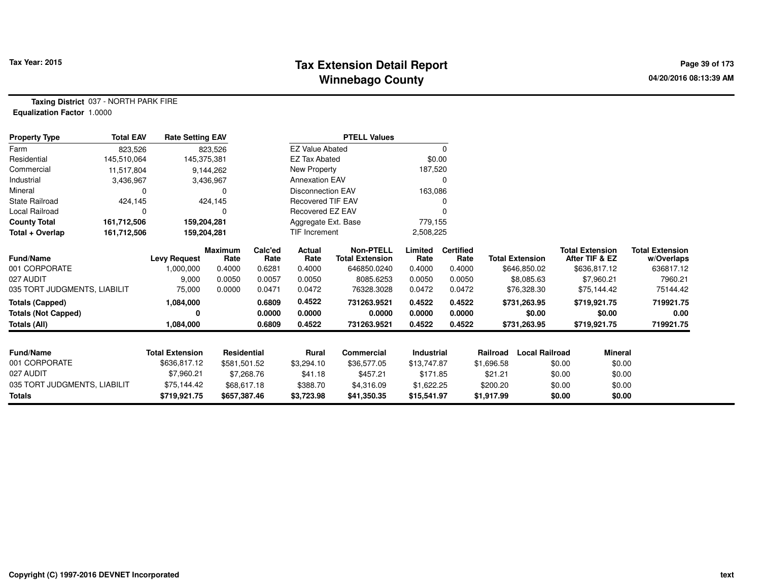# Tax Extension Detail Report
## Winnebago County

Tax Year: 2015

**Taxing District** 037 - NORTH PARK FIRE
**Equalization Factor** 1.0000

| Property Type | Total EAV | Rate Setting EAV |
|---|---|---|
| Farm | 823,526 | 823,526 |
| Residential | 145,510,064 | 145,375,381 |
| Commercial | 11,517,804 | 9,144,262 |
| Industrial | 3,436,967 | 3,436,967 |
| Mineral | 0 | 0 |
| State Railroad | 424,145 | 424,145 |
| Local Railroad | 0 | 0 |
| **County Total** | **161,712,506** | **159,204,281** |
| **Total + Overlap** | **161,712,506** | **159,204,281** |

| PTELL Values | |
|---|---|
| EZ Value Abated | 0 |
| EZ Tax Abated | $0.00 |
| New Property | 187,520 |
| Annexation EAV | 0 |
| Disconnection EAV | 163,086 |
| Recovered TIF EAV | 0 |
| Recovered EZ EAV | 0 |
| Aggregate Ext. Base | 779,155 |
| TIF Increment | 2,508,225 |

| Fund/Name | Levy Request | Maximum Rate | Calc'ed Rate | Actual Rate | Non-PTELL Total Extension | Limited Rate | Certified Rate | Total Extension | Total Extension After TIF & EZ | Total Extension w/Overlaps |
|---|---|---|---|---|---|---|---|---|---|---|
| 001 CORPORATE | 1,000,000 | 0.4000 | 0.6281 | 0.4000 | 646850.0240 | 0.4000 | 0.4000 | $646,850.02 | $636,817.12 | 636817.12 |
| 027 AUDIT | 9,000 | 0.0050 | 0.0057 | 0.0050 | 8085.6253 | 0.0050 | 0.0050 | $8,085.63 | $7,960.21 | 7960.21 |
| 035 TORT JUDGMENTS, LIABILIT | 75,000 | 0.0000 | 0.0471 | 0.0472 | 76328.3028 | 0.0472 | 0.0472 | $76,328.30 | $75,144.42 | 75144.42 |
| **Totals (Capped)** | **1,084,000** | | **0.6809** | **0.4522** | **731263.9521** | **0.4522** | **0.4522** | **$731,263.95** | **$719,921.75** | **719921.75** |
| **Totals (Not Capped)** | **0** | | **0.0000** | **0.0000** | **0.0000** | **0.0000** | **0.0000** | **$0.00** | **$0.00** | **0.00** |
| **Totals (All)** | **1,084,000** | | **0.6809** | **0.4522** | **731263.9521** | **0.4522** | **0.4522** | **$731,263.95** | **$719,921.75** | **719921.75** |

| Fund/Name | Total Extension | Residential | Rural | Commercial | Industrial | Railroad | Local Railroad | Mineral |
|---|---|---|---|---|---|---|---|---|
| 001 CORPORATE | $636,817.12 | $581,501.52 | $3,294.10 | $36,577.05 | $13,747.87 | $1,696.58 | $0.00 | $0.00 |
| 027 AUDIT | $7,960.21 | $7,268.76 | $41.18 | $457.21 | $171.85 | $21.21 | $0.00 | $0.00 |
| 035 TORT JUDGMENTS, LIABILIT | $75,144.42 | $68,617.18 | $388.70 | $4,316.09 | $1,622.25 | $200.20 | $0.00 | $0.00 |
| **Totals** | **$719,921.75** | **$657,387.46** | **$3,723.98** | **$41,350.35** | **$15,541.97** | **$1,917.99** | **$0.00** | **$0.00** |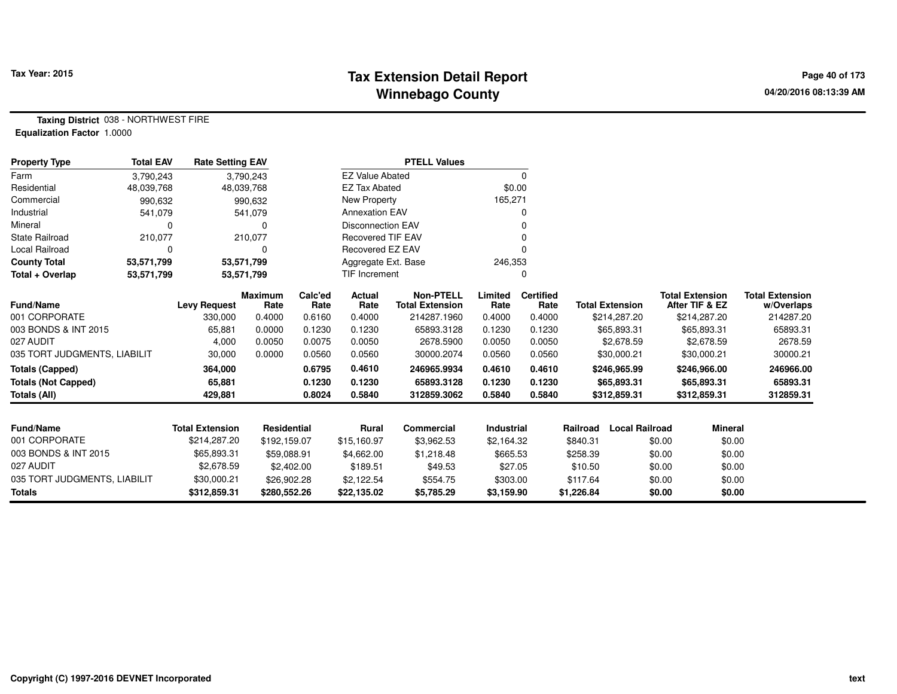# Tax Extension Detail Report
## Winnebago County

Tax Year: 2015

04/20/2016 08:13:39 AM

**Taxing District** 038 - NORTHWEST FIRE
**Equalization Factor** 1.0000

| Property Type | Total EAV | Rate Setting EAV |
|---|---|---|
| Farm | 3,790,243 | 3,790,243 |
| Residential | 48,039,768 | 48,039,768 |
| Commercial | 990,632 | 990,632 |
| Industrial | 541,079 | 541,079 |
| Mineral | 0 | 0 |
| State Railroad | 210,077 | 210,077 |
| Local Railroad | 0 | 0 |
| **County Total** | **53,571,799** | **53,571,799** |
| **Total + Overlap** | **53,571,799** | **53,571,799** |

| PTELL Values | |
|---|---|
| EZ Value Abated | 0 |
| EZ Tax Abated | $0.00 |
| New Property | 165,271 |
| Annexation EAV | 0 |
| Disconnection EAV | 0 |
| Recovered TIF EAV | 0 |
| Recovered EZ EAV | 0 |
| Aggregate Ext. Base | 246,353 |
| TIF Increment | 0 |

| Fund/Name | Levy Request | Maximum Rate | Calc'ed Rate | Actual Rate | Non-PTELL Total Extension | Limited Rate | Certified Rate | Total Extension | Total Extension After TIF & EZ | Total Extension w/Overlaps |
|---|---|---|---|---|---|---|---|---|---|---|
| 001 CORPORATE | 330,000 | 0.4000 | 0.6160 | 0.4000 | 214287.1960 | 0.4000 | 0.4000 | $214,287.20 | $214,287.20 | 214287.20 |
| 003 BONDS & INT 2015 | 65,881 | 0.0000 | 0.1230 | 0.1230 | 65893.3128 | 0.1230 | 0.1230 | $65,893.31 | $65,893.31 | 65893.31 |
| 027 AUDIT | 4,000 | 0.0050 | 0.0075 | 0.0050 | 2678.5900 | 0.0050 | 0.0050 | $2,678.59 | $2,678.59 | 2678.59 |
| 035 TORT JUDGMENTS, LIABILIT | 30,000 | 0.0000 | 0.0560 | 0.0560 | 30000.2074 | 0.0560 | 0.0560 | $30,000.21 | $30,000.21 | 30000.21 |
| **Totals (Capped)** | **364,000** | | **0.6795** | **0.4610** | **246965.9934** | **0.4610** | **0.4610** | **$246,965.99** | **$246,966.00** | **246966.00** |
| **Totals (Not Capped)** | **65,881** | | **0.1230** | **0.1230** | **65893.3128** | **0.1230** | **0.1230** | **$65,893.31** | **$65,893.31** | **65893.31** |
| **Totals (All)** | **429,881** | | **0.8024** | **0.5840** | **312859.3062** | **0.5840** | **0.5840** | **$312,859.31** | **$312,859.31** | **312859.31** |

| Fund/Name | Total Extension | Residential | Rural | Commercial | Industrial | Railroad | Local Railroad | Mineral |
|---|---|---|---|---|---|---|---|---|
| 001 CORPORATE | $214,287.20 | $192,159.07 | $15,160.97 | $3,962.53 | $2,164.32 | $840.31 | $0.00 | $0.00 |
| 003 BONDS & INT 2015 | $65,893.31 | $59,088.91 | $4,662.00 | $1,218.48 | $665.53 | $258.39 | $0.00 | $0.00 |
| 027 AUDIT | $2,678.59 | $2,402.00 | $189.51 | $49.53 | $27.05 | $10.50 | $0.00 | $0.00 |
| 035 TORT JUDGMENTS, LIABILIT | $30,000.21 | $26,902.28 | $2,122.54 | $554.75 | $303.00 | $117.64 | $0.00 | $0.00 |
| **Totals** | **$312,859.31** | **$280,552.26** | **$22,135.02** | **$5,785.29** | **$3,159.90** | **$1,226.84** | **$0.00** | **$0.00** |

Copyright (C) 1997-2016 DEVNET Incorporated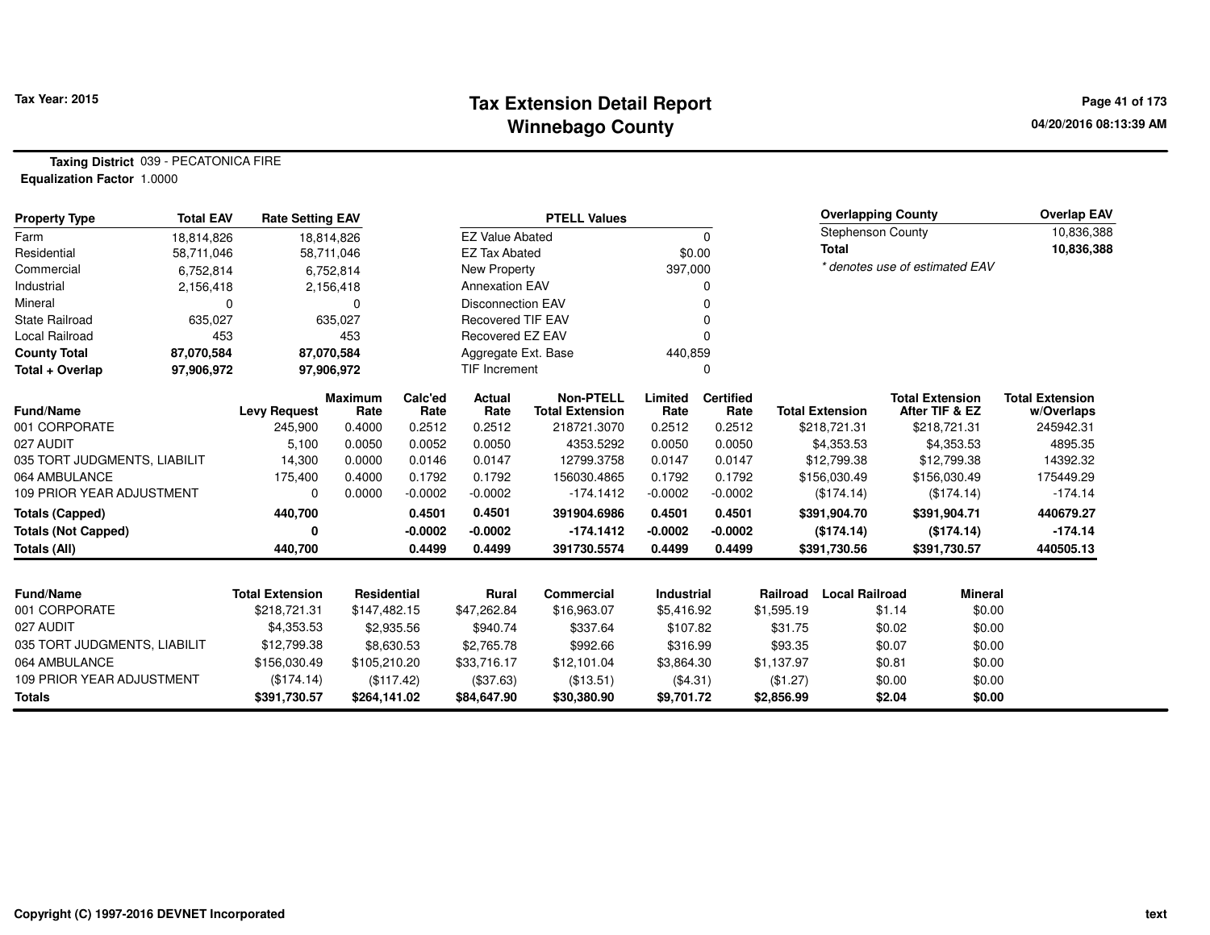**Tax Year: 2015**

# Tax Extension Detail Report
## Winnebago County

04/20/2016 08:13:39 AM

**Taxing District** 039 - PECATONICA FIRE
**Equalization Factor** 1.0000

| Property Type | Total EAV | Rate Setting EAV |
|---|---|---|
| Farm | 18,814,826 | 18,814,826 |
| Residential | 58,711,046 | 58,711,046 |
| Commercial | 6,752,814 | 6,752,814 |
| Industrial | 2,156,418 | 2,156,418 |
| Mineral | 0 | 0 |
| State Railroad | 635,027 | 635,027 |
| Local Railroad | 453 | 453 |
| **County Total** | **87,070,584** | **87,070,584** |
| **Total + Overlap** | **97,906,972** | **97,906,972** |

| PTELL Values | |
|---|---|
| EZ Value Abated | 0 |
| EZ Tax Abated | $0.00 |
| New Property | 397,000 |
| Annexation EAV | 0 |
| Disconnection EAV | 0 |
| Recovered TIF EAV | 0 |
| Recovered EZ EAV | 0 |
| Aggregate Ext. Base | 440,859 |
| TIF Increment | 0 |

| Overlapping County | Overlap EAV |
|---|---|
| Stephenson County | 10,836,388 |
| **Total** | **10,836,388** |

* denotes use of estimated EAV

| Fund/Name | Levy Request | Maximum Rate | Calc'ed Rate | Actual Rate | Non-PTELL Total Extension | Limited Rate | Certified Rate | Total Extension | Total Extension After TIF & EZ | Total Extension w/Overlaps |
|---|---|---|---|---|---|---|---|---|---|---|
| 001 CORPORATE | 245,900 | 0.4000 | 0.2512 | 0.2512 | 218721.3070 | 0.2512 | 0.2512 | $218,721.31 | $218,721.31 | 245942.31 |
| 027 AUDIT | 5,100 | 0.0050 | 0.0052 | 0.0050 | 4353.5292 | 0.0050 | 0.0050 | $4,353.53 | $4,353.53 | 4895.35 |
| 035 TORT JUDGMENTS, LIABILIT | 14,300 | 0.0000 | 0.0146 | 0.0147 | 12799.3758 | 0.0147 | 0.0147 | $12,799.38 | $12,799.38 | 14392.32 |
| 064 AMBULANCE | 175,400 | 0.4000 | 0.1792 | 0.1792 | 156030.4865 | 0.1792 | 0.1792 | $156,030.49 | $156,030.49 | 175449.29 |
| 109 PRIOR YEAR ADJUSTMENT | 0 | 0.0000 | -0.0002 | -0.0002 | -174.1412 | -0.0002 | -0.0002 | ($174.14) | ($174.14) | -174.14 |
| **Totals (Capped)** | **440,700** | | **0.4501** | **0.4501** | **391904.6986** | **0.4501** | **0.4501** | **$391,904.70** | **$391,904.71** | **440679.27** |
| **Totals (Not Capped)** | **0** | | **-0.0002** | **-0.0002** | **-174.1412** | **-0.0002** | **-0.0002** | **($174.14)** | **($174.14)** | **-174.14** |
| **Totals (All)** | **440,700** | | **0.4499** | **0.4499** | **391730.5574** | **0.4499** | **0.4499** | **$391,730.56** | **$391,730.57** | **440505.13** |

| Fund/Name | Total Extension | Residential | Rural | Commercial | Industrial | Railroad | Local Railroad | Mineral |
|---|---|---|---|---|---|---|---|---|
| 001 CORPORATE | $218,721.31 | $147,482.15 | $47,262.84 | $16,963.07 | $5,416.92 | $1,595.19 | $1.14 | $0.00 |
| 027 AUDIT | $4,353.53 | $2,935.56 | $940.74 | $337.64 | $107.82 | $31.75 | $0.02 | $0.00 |
| 035 TORT JUDGMENTS, LIABILIT | $12,799.38 | $8,630.53 | $2,765.78 | $992.66 | $316.99 | $93.35 | $0.07 | $0.00 |
| 064 AMBULANCE | $156,030.49 | $105,210.20 | $33,716.17 | $12,101.04 | $3,864.30 | $1,137.97 | $0.81 | $0.00 |
| 109 PRIOR YEAR ADJUSTMENT | ($174.14) | ($117.42) | ($37.63) | ($13.51) | ($4.31) | ($1.27) | $0.00 | $0.00 |
| **Totals** | **$391,730.57** | **$264,141.02** | **$84,647.90** | **$30,380.90** | **$9,701.72** | **$2,856.99** | **$2.04** | **$0.00** |

Copyright (C) 1997-2016 DEVNET Incorporated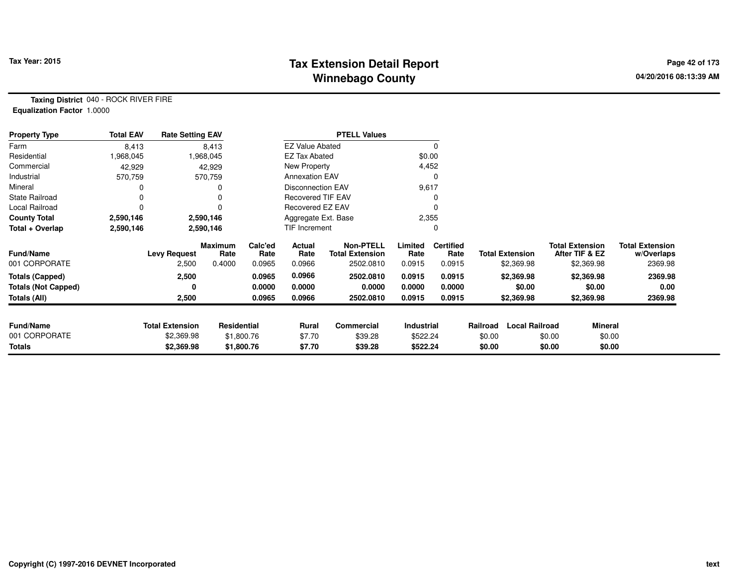# Tax Extension Detail Report
## Winnebago County

Tax Year: 2015

04/20/2016 08:13:39 AM

**Taxing District** 040 - ROCK RIVER FIRE
**Equalization Factor** 1.0000

| Property Type | Total EAV | Rate Setting EAV |
|---|---|---|
| Farm | 8,413 | 8,413 |
| Residential | 1,968,045 | 1,968,045 |
| Commercial | 42,929 | 42,929 |
| Industrial | 570,759 | 570,759 |
| Mineral | 0 | 0 |
| State Railroad | 0 | 0 |
| Local Railroad | 0 | 0 |
| **County Total** | **2,590,146** | **2,590,146** |
| **Total + Overlap** | **2,590,146** | **2,590,146** |

| PTELL Values | |
|---|---|
| EZ Value Abated | 0 |
| EZ Tax Abated | $0.00 |
| New Property | 4,452 |
| Annexation EAV | 0 |
| Disconnection EAV | 9,617 |
| Recovered TIF EAV | 0 |
| Recovered EZ EAV | 0 |
| Aggregate Ext. Base | 2,355 |
| TIF Increment | 0 |

| Fund/Name | Levy Request | Maximum Rate | Calc'ed Rate | Actual Rate | Non-PTELL Total Extension | Limited Rate | Certified Rate | Total Extension | Total Extension After TIF & EZ | Total Extension w/Overlaps |
|---|---|---|---|---|---|---|---|---|---|---|
| 001 CORPORATE | 2,500 | 0.4000 | 0.0965 | 0.0966 | 2502.0810 | 0.0915 | 0.0915 | $2,369.98 | $2,369.98 | 2369.98 |
| **Totals (Capped)** | **2,500** | | **0.0965** | **0.0966** | **2502.0810** | **0.0915** | **0.0915** | **$2,369.98** | **$2,369.98** | **2369.98** |
| **Totals (Not Capped)** | **0** | | **0.0000** | **0.0000** | **0.0000** | **0.0000** | **0.0000** | **$0.00** | **$0.00** | **0.00** |
| **Totals (All)** | **2,500** | | **0.0965** | **0.0966** | **2502.0810** | **0.0915** | **0.0915** | **$2,369.98** | **$2,369.98** | **2369.98** |

| Fund/Name | Total Extension | Residential | Rural | Commercial | Industrial | Railroad | Local Railroad | Mineral |
|---|---|---|---|---|---|---|---|---|
| 001 CORPORATE | $2,369.98 | $1,800.76 | $7.70 | $39.28 | $522.24 | $0.00 | $0.00 | $0.00 |
| **Totals** | **$2,369.98** | **$1,800.76** | **$7.70** | **$39.28** | **$522.24** | **$0.00** | **$0.00** | **$0.00** |

Copyright (C) 1997-2016 DEVNET Incorporated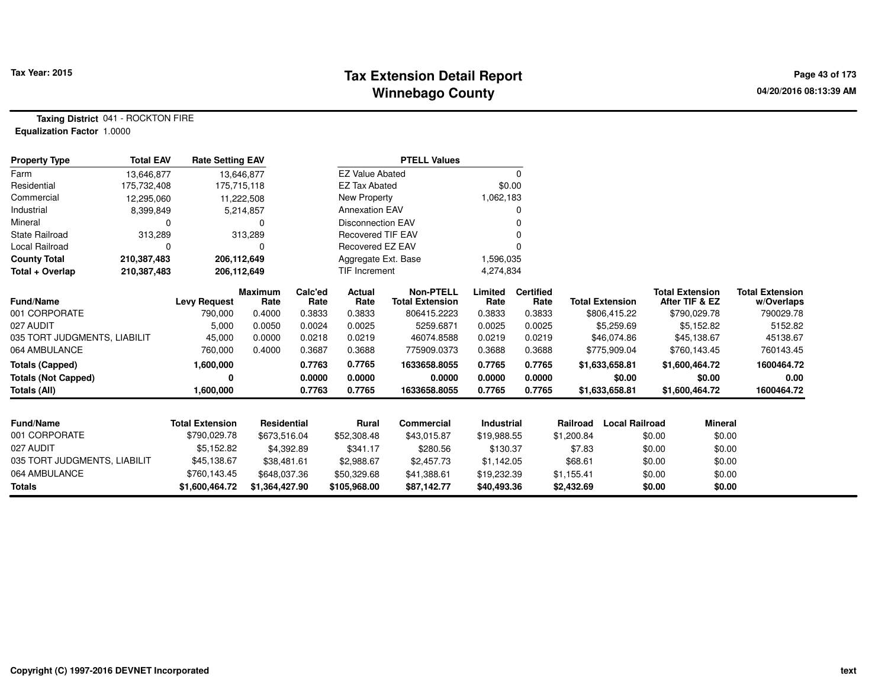Tax Year: 2015

# Tax Extension Detail Report
## Winnebago County

04/20/2016 08:13:39 AM

**Taxing District** 041 - ROCKTON FIRE
**Equalization Factor** 1.0000

| Property Type | Total EAV | Rate Setting EAV | | PTELL Values | |
|---|---|---|---|---|---|
| Farm | 13,646,877 | 13,646,877 | | EZ Value Abated | 0 |
| Residential | 175,732,408 | 175,715,118 | | EZ Tax Abated | $0.00 |
| Commercial | 12,295,060 | 11,222,508 | | New Property | 1,062,183 |
| Industrial | 8,399,849 | 5,214,857 | | Annexation EAV | 0 |
| Mineral | 0 | 0 | | Disconnection EAV | 0 |
| State Railroad | 313,289 | 313,289 | | Recovered TIF EAV | 0 |
| Local Railroad | 0 | 0 | | Recovered EZ EAV | 0 |
| **County Total** | **210,387,483** | **206,112,649** | | Aggregate Ext. Base | 1,596,035 |
| **Total + Overlap** | **210,387,483** | **206,112,649** | | TIF Increment | 4,274,834 |

| Fund/Name | Levy Request | Maximum Rate | Calc'ed Rate | Actual Rate | Non-PTELL Total Extension | Limited Rate | Certified Rate | Total Extension | Total Extension After TIF & EZ | Total Extension w/Overlaps |
|---|---|---|---|---|---|---|---|---|---|---|
| 001 CORPORATE | 790,000 | 0.4000 | 0.3833 | 0.3833 | 806415.2223 | 0.3833 | 0.3833 | $806,415.22 | $790,029.78 | 790029.78 |
| 027 AUDIT | 5,000 | 0.0050 | 0.0024 | 0.0025 | 5259.6871 | 0.0025 | 0.0025 | $5,259.69 | $5,152.82 | 5152.82 |
| 035 TORT JUDGMENTS, LIABILIT | 45,000 | 0.0000 | 0.0218 | 0.0219 | 46074.8588 | 0.0219 | 0.0219 | $46,074.86 | $45,138.67 | 45138.67 |
| 064 AMBULANCE | 760,000 | 0.4000 | 0.3687 | 0.3688 | 775909.0373 | 0.3688 | 0.3688 | $775,909.04 | $760,143.45 | 760143.45 |
| **Totals (Capped)** | **1,600,000** | | **0.7763** | **0.7765** | **1633658.8055** | **0.7765** | **0.7765** | **$1,633,658.81** | **$1,600,464.72** | **1600464.72** |
| **Totals (Not Capped)** | **0** | | **0.0000** | **0.0000** | **0.0000** | **0.0000** | **0.0000** | **$0.00** | **$0.00** | **0.00** |
| **Totals (All)** | **1,600,000** | | **0.7763** | **0.7765** | **1633658.8055** | **0.7765** | **0.7765** | **$1,633,658.81** | **$1,600,464.72** | **1600464.72** |

| Fund/Name | Total Extension | Residential | Rural | Commercial | Industrial | Railroad | Local Railroad | Mineral |
|---|---|---|---|---|---|---|---|---|
| 001 CORPORATE | $790,029.78 | $673,516.04 | $52,308.48 | $43,015.87 | $19,988.55 | $1,200.84 | $0.00 | $0.00 |
| 027 AUDIT | $5,152.82 | $4,392.89 | $341.17 | $280.56 | $130.37 | $7.83 | $0.00 | $0.00 |
| 035 TORT JUDGMENTS, LIABILIT | $45,138.67 | $38,481.61 | $2,988.67 | $2,457.73 | $1,142.05 | $68.61 | $0.00 | $0.00 |
| 064 AMBULANCE | $760,143.45 | $648,037.36 | $50,329.68 | $41,388.61 | $19,232.39 | $1,155.41 | $0.00 | $0.00 |
| **Totals** | **$1,600,464.72** | **$1,364,427.90** | **$105,968.00** | **$87,142.77** | **$40,493.36** | **$2,432.69** | **$0.00** | **$0.00** |

Copyright (C) 1997-2016 DEVNET Incorporated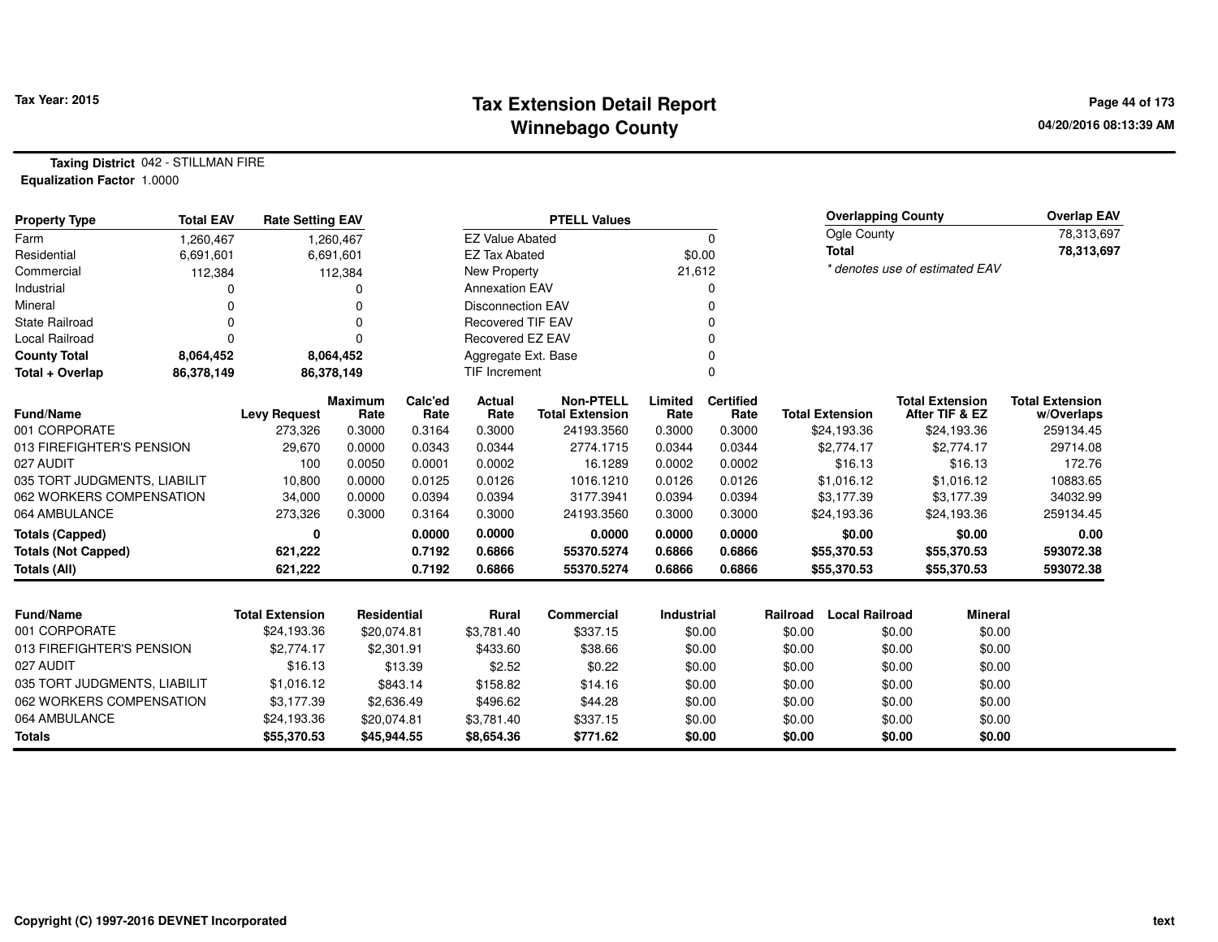# Tax Extension Detail Report
## Winnebago County

Tax Year: 2015

04/20/2016 08:13:39 AM

**Taxing District** 042 - STILLMAN FIRE
**Equalization Factor** 1.0000

| Property Type | Total EAV | Rate Setting EAV |
|---|---|---|
| Farm | 1,260,467 | 1,260,467 |
| Residential | 6,691,601 | 6,691,601 |
| Commercial | 112,384 | 112,384 |
| Industrial | 0 | 0 |
| Mineral | 0 | 0 |
| State Railroad | 0 | 0 |
| Local Railroad | 0 | 0 |
| **County Total** | **8,064,452** | **8,064,452** |
| **Total + Overlap** | **86,378,149** | **86,378,149** |

| PTELL Values | |
|---|---|
| EZ Value Abated | 0 |
| EZ Tax Abated | $0.00 |
| New Property | 21,612 |
| Annexation EAV | 0 |
| Disconnection EAV | 0 |
| Recovered TIF EAV | 0 |
| Recovered EZ EAV | 0 |
| Aggregate Ext. Base | 0 |
| TIF Increment | 0 |

| Overlapping County | Overlap EAV |
|---|---|
| Ogle County | 78,313,697 |
| **Total** | **78,313,697** |

*\* denotes use of estimated EAV*

| Fund/Name | Levy Request | Maximum Rate | Calc'ed Rate | Actual Rate | Non-PTELL Total Extension | Limited Rate | Certified Rate | Total Extension | Total Extension After TIF & EZ | Total Extension w/Overlaps |
|---|---|---|---|---|---|---|---|---|---|---|
| 001 CORPORATE | 273,326 | 0.3000 | 0.3164 | 0.3000 | 24193.3560 | 0.3000 | 0.3000 | $24,193.36 | $24,193.36 | 259134.45 |
| 013 FIREFIGHTER'S PENSION | 29,670 | 0.0000 | 0.0343 | 0.0344 | 2774.1715 | 0.0344 | 0.0344 | $2,774.17 | $2,774.17 | 29714.08 |
| 027 AUDIT | 100 | 0.0050 | 0.0001 | 0.0002 | 16.1289 | 0.0002 | 0.0002 | $16.13 | $16.13 | 172.76 |
| 035 TORT JUDGMENTS, LIABILIT | 10,800 | 0.0000 | 0.0125 | 0.0126 | 1016.1210 | 0.0126 | 0.0126 | $1,016.12 | $1,016.12 | 10883.65 |
| 062 WORKERS COMPENSATION | 34,000 | 0.0000 | 0.0394 | 0.0394 | 3177.3941 | 0.0394 | 0.0394 | $3,177.39 | $3,177.39 | 34032.99 |
| 064 AMBULANCE | 273,326 | 0.3000 | 0.3164 | 0.3000 | 24193.3560 | 0.3000 | 0.3000 | $24,193.36 | $24,193.36 | 259134.45 |
| **Totals (Capped)** | **0** | | **0.0000** | **0.0000** | **0.0000** | **0.0000** | **0.0000** | **$0.00** | **$0.00** | **0.00** |
| **Totals (Not Capped)** | **621,222** | | **0.7192** | **0.6866** | **55370.5274** | **0.6866** | **0.6866** | **$55,370.53** | **$55,370.53** | **593072.38** |
| **Totals (All)** | **621,222** | | **0.7192** | **0.6866** | **55370.5274** | **0.6866** | **0.6866** | **$55,370.53** | **$55,370.53** | **593072.38** |

| Fund/Name | Total Extension | Residential | Rural | Commercial | Industrial | Railroad | Local Railroad | Mineral |
|---|---|---|---|---|---|---|---|---|
| 001 CORPORATE | $24,193.36 | $20,074.81 | $3,781.40 | $337.15 | $0.00 | $0.00 | $0.00 | $0.00 |
| 013 FIREFIGHTER'S PENSION | $2,774.17 | $2,301.91 | $433.60 | $38.66 | $0.00 | $0.00 | $0.00 | $0.00 |
| 027 AUDIT | $16.13 | $13.39 | $2.52 | $0.22 | $0.00 | $0.00 | $0.00 | $0.00 |
| 035 TORT JUDGMENTS, LIABILIT | $1,016.12 | $843.14 | $158.82 | $14.16 | $0.00 | $0.00 | $0.00 | $0.00 |
| 062 WORKERS COMPENSATION | $3,177.39 | $2,636.49 | $496.62 | $44.28 | $0.00 | $0.00 | $0.00 | $0.00 |
| 064 AMBULANCE | $24,193.36 | $20,074.81 | $3,781.40 | $337.15 | $0.00 | $0.00 | $0.00 | $0.00 |
| **Totals** | **$55,370.53** | **$45,944.55** | **$8,654.36** | **$771.62** | **$0.00** | **$0.00** | **$0.00** | **$0.00** |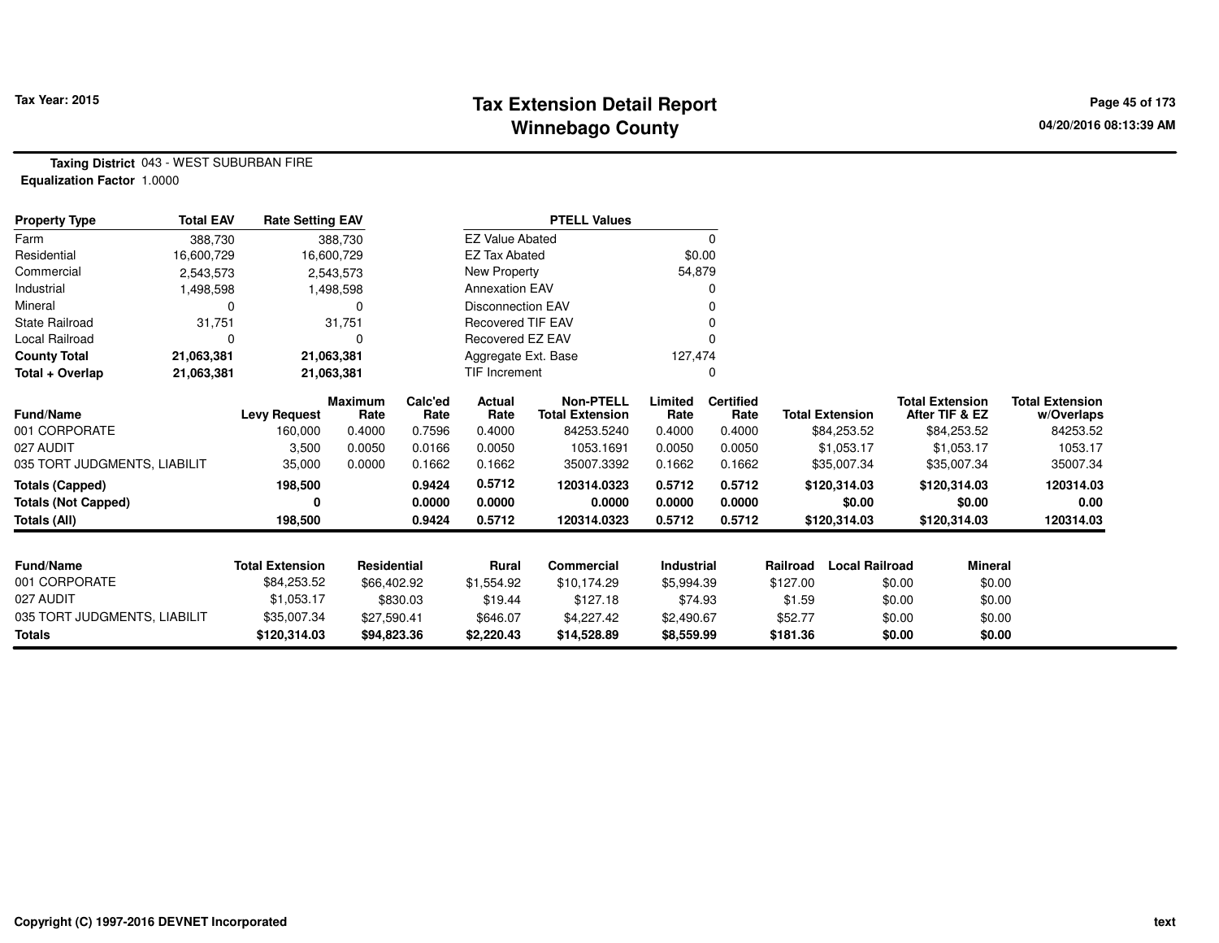# Tax Extension Detail Report
## Winnebago County

Tax Year: 2015

04/20/2016 08:13:39 AM

**Taxing District** 043 - WEST SUBURBAN FIRE
**Equalization Factor** 1.0000

| Property Type | Total EAV | Rate Setting EAV |
|---|---|---|
| Farm | 388,730 | 388,730 |
| Residential | 16,600,729 | 16,600,729 |
| Commercial | 2,543,573 | 2,543,573 |
| Industrial | 1,498,598 | 1,498,598 |
| Mineral | 0 | 0 |
| State Railroad | 31,751 | 31,751 |
| Local Railroad | 0 | 0 |
| **County Total** | **21,063,381** | **21,063,381** |
| **Total + Overlap** | **21,063,381** | **21,063,381** |

| PTELL Values | |
|---|---|
| EZ Value Abated | 0 |
| EZ Tax Abated | $0.00 |
| New Property | 54,879 |
| Annexation EAV | 0 |
| Disconnection EAV | 0 |
| Recovered TIF EAV | 0 |
| Recovered EZ EAV | 0 |
| Aggregate Ext. Base | 127,474 |
| TIF Increment | 0 |

| Fund/Name | Levy Request | Maximum Rate | Calc'ed Rate | Actual Rate | Non-PTELL Total Extension | Limited Rate | Certified Rate | Total Extension | Total Extension After TIF & EZ | Total Extension w/Overlaps |
|---|---|---|---|---|---|---|---|---|---|---|
| 001 CORPORATE | 160,000 | 0.4000 | 0.7596 | 0.4000 | 84253.5240 | 0.4000 | 0.4000 | $84,253.52 | $84,253.52 | 84253.52 |
| 027 AUDIT | 3,500 | 0.0050 | 0.0166 | 0.0050 | 1053.1691 | 0.0050 | 0.0050 | $1,053.17 | $1,053.17 | 1053.17 |
| 035 TORT JUDGMENTS, LIABILIT | 35,000 | 0.0000 | 0.1662 | 0.1662 | 35007.3392 | 0.1662 | 0.1662 | $35,007.34 | $35,007.34 | 35007.34 |
| **Totals (Capped)** | **198,500** | | **0.9424** | **0.5712** | **120314.0323** | **0.5712** | **0.5712** | **$120,314.03** | **$120,314.03** | **120314.03** |
| **Totals (Not Capped)** | **0** | | **0.0000** | **0.0000** | **0.0000** | **0.0000** | **0.0000** | **$0.00** | **$0.00** | **0.00** |
| **Totals (All)** | **198,500** | | **0.9424** | **0.5712** | **120314.0323** | **0.5712** | **0.5712** | **$120,314.03** | **$120,314.03** | **120314.03** |

| Fund/Name | Total Extension | Residential | Rural | Commercial | Industrial | Railroad | Local Railroad | Mineral |
|---|---|---|---|---|---|---|---|---|
| 001 CORPORATE | $84,253.52 | $66,402.92 | $1,554.92 | $10,174.29 | $5,994.39 | $127.00 | $0.00 | $0.00 |
| 027 AUDIT | $1,053.17 | $830.03 | $19.44 | $127.18 | $74.93 | $1.59 | $0.00 | $0.00 |
| 035 TORT JUDGMENTS, LIABILIT | $35,007.34 | $27,590.41 | $646.07 | $4,227.42 | $2,490.67 | $52.77 | $0.00 | $0.00 |
| **Totals** | **$120,314.03** | **$94,823.36** | **$2,220.43** | **$14,528.89** | **$8,559.99** | **$181.36** | **$0.00** | **$0.00** |

Copyright (C) 1997-2016 DEVNET Incorporated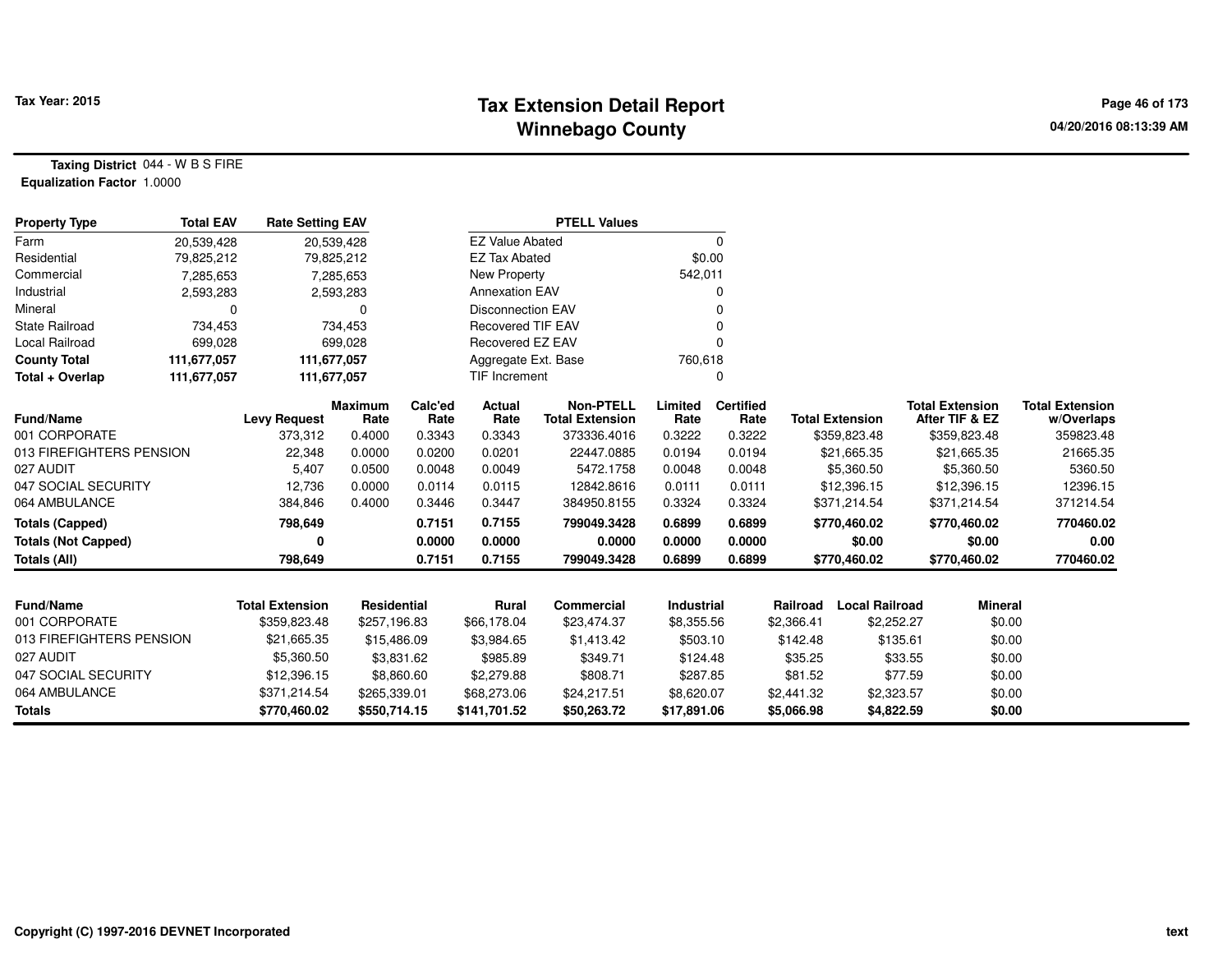# Tax Extension Detail Report
## Winnebago County

Tax Year: 2015

04/20/2016 08:13:39 AM

**Taxing District** 044 - W B S FIRE
**Equalization Factor** 1.0000

| Property Type | Total EAV | Rate Setting EAV |
|---|---|---|
| Farm | 20,539,428 | 20,539,428 |
| Residential | 79,825,212 | 79,825,212 |
| Commercial | 7,285,653 | 7,285,653 |
| Industrial | 2,593,283 | 2,593,283 |
| Mineral | 0 | 0 |
| State Railroad | 734,453 | 734,453 |
| Local Railroad | 699,028 | 699,028 |
| **County Total** | **111,677,057** | **111,677,057** |
| **Total + Overlap** | **111,677,057** | **111,677,057** |

| PTELL Values | |
|---|---|
| EZ Value Abated | 0 |
| EZ Tax Abated | $0.00 |
| New Property | 542,011 |
| Annexation EAV | 0 |
| Disconnection EAV | 0 |
| Recovered TIF EAV | 0 |
| Recovered EZ EAV | 0 |
| Aggregate Ext. Base | 760,618 |
| TIF Increment | 0 |

| Fund/Name | Levy Request | Maximum Rate | Calc'ed Rate | Actual Rate | Non-PTELL Total Extension | Limited Rate | Certified Rate | Total Extension | Total Extension After TIF & EZ | Total Extension w/Overlaps |
|---|---|---|---|---|---|---|---|---|---|---|
| 001 CORPORATE | 373,312 | 0.4000 | 0.3343 | 0.3343 | 373336.4016 | 0.3222 | 0.3222 | $359,823.48 | $359,823.48 | 359823.48 |
| 013 FIREFIGHTERS PENSION | 22,348 | 0.0000 | 0.0200 | 0.0201 | 22447.0885 | 0.0194 | 0.0194 | $21,665.35 | $21,665.35 | 21665.35 |
| 027 AUDIT | 5,407 | 0.0500 | 0.0048 | 0.0049 | 5472.1758 | 0.0048 | 0.0048 | $5,360.50 | $5,360.50 | 5360.50 |
| 047 SOCIAL SECURITY | 12,736 | 0.0000 | 0.0114 | 0.0115 | 12842.8616 | 0.0111 | 0.0111 | $12,396.15 | $12,396.15 | 12396.15 |
| 064 AMBULANCE | 384,846 | 0.4000 | 0.3446 | 0.3447 | 384950.8155 | 0.3324 | 0.3324 | $371,214.54 | $371,214.54 | 371214.54 |
| **Totals (Capped)** | **798,649** | | **0.7151** | **0.7155** | **799049.3428** | **0.6899** | **0.6899** | **$770,460.02** | **$770,460.02** | **770460.02** |
| **Totals (Not Capped)** | **0** | | **0.0000** | **0.0000** | **0.0000** | **0.0000** | **0.0000** | **$0.00** | **$0.00** | **0.00** |
| **Totals (All)** | **798,649** | | **0.7151** | **0.7155** | **799049.3428** | **0.6899** | **0.6899** | **$770,460.02** | **$770,460.02** | **770460.02** |

| Fund/Name | Total Extension | Residential | Rural | Commercial | Industrial | Railroad | Local Railroad | Mineral |
|---|---|---|---|---|---|---|---|---|
| 001 CORPORATE | $359,823.48 | $257,196.83 | $66,178.04 | $23,474.37 | $8,355.56 | $2,366.41 | $2,252.27 | $0.00 |
| 013 FIREFIGHTERS PENSION | $21,665.35 | $15,486.09 | $3,984.65 | $1,413.42 | $503.10 | $142.48 | $135.61 | $0.00 |
| 027 AUDIT | $5,360.50 | $3,831.62 | $985.89 | $349.71 | $124.48 | $35.25 | $33.55 | $0.00 |
| 047 SOCIAL SECURITY | $12,396.15 | $8,860.60 | $2,279.88 | $808.71 | $287.85 | $81.52 | $77.59 | $0.00 |
| 064 AMBULANCE | $371,214.54 | $265,339.01 | $68,273.06 | $24,217.51 | $8,620.07 | $2,441.32 | $2,323.57 | $0.00 |
| **Totals** | **$770,460.02** | **$550,714.15** | **$141,701.52** | **$50,263.72** | **$17,891.06** | **$5,066.98** | **$4,822.59** | **$0.00** |

Copyright (C) 1997-2016 DEVNET Incorporated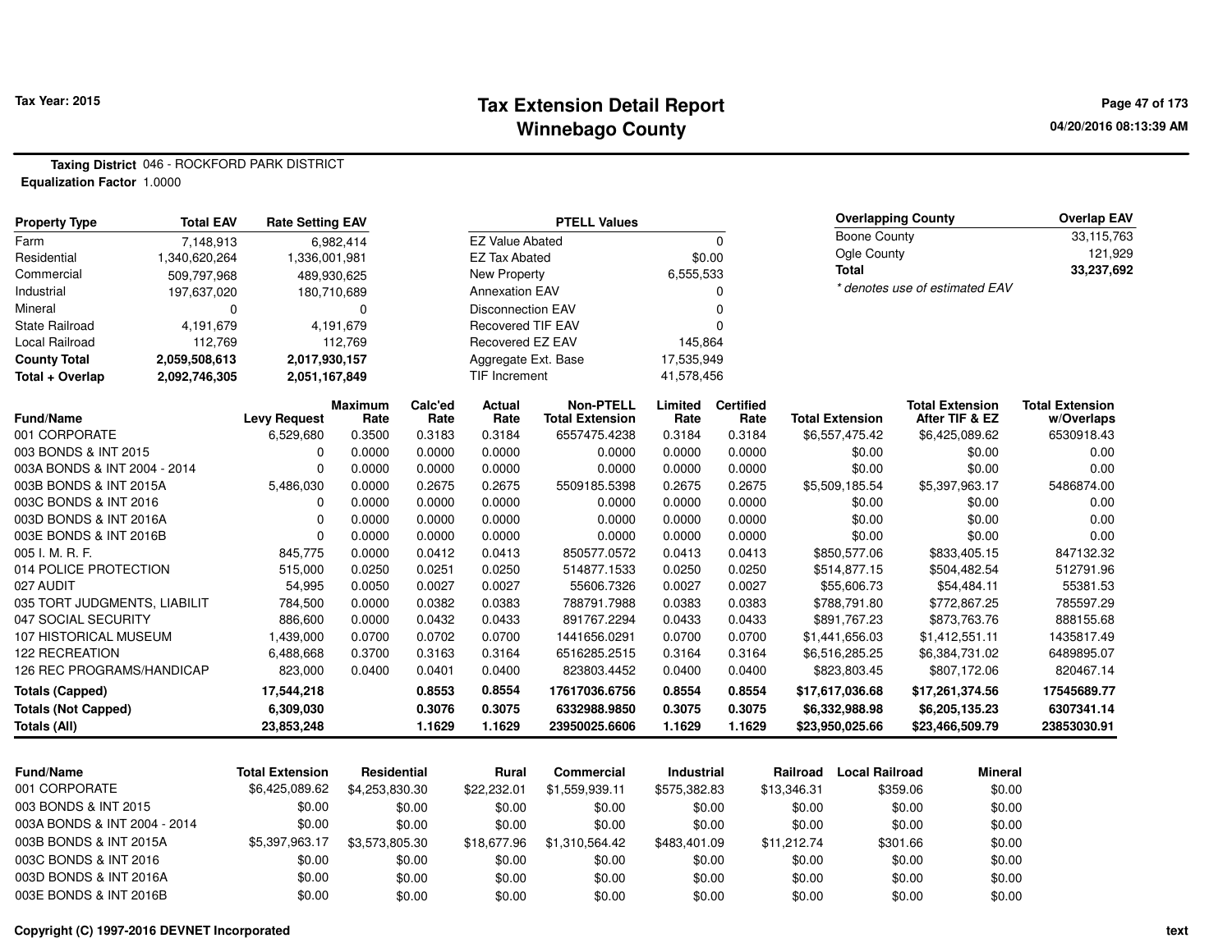# Tax Extension Detail Report

## Winnebago County

Tax Year: 2015

04/20/2016 08:13:39 AM

**Taxing District** 046 - ROCKFORD PARK DISTRICT
**Equalization Factor** 1.0000

| Property Type | Total EAV | Rate Setting EAV |
|---|---|---|
| Farm | 7,148,913 | 6,982,414 |
| Residential | 1,340,620,264 | 1,336,001,981 |
| Commercial | 509,797,968 | 489,930,625 |
| Industrial | 197,637,020 | 180,710,689 |
| Mineral | 0 | 0 |
| State Railroad | 4,191,679 | 4,191,679 |
| Local Railroad | 112,769 | 112,769 |
| **County Total** | **2,059,508,613** | **2,017,930,157** |
| **Total + Overlap** | **2,092,746,305** | **2,051,167,849** |

| PTELL Values | |
|---|---|
| EZ Value Abated | 0 |
| EZ Tax Abated | $0.00 |
| New Property | 6,555,533 |
| Annexation EAV | 0 |
| Disconnection EAV | 0 |
| Recovered TIF EAV | 0 |
| Recovered EZ EAV | 145,864 |
| Aggregate Ext. Base | 17,535,949 |
| TIF Increment | 41,578,456 |

| Overlapping County | Overlap EAV |
|---|---|
| Boone County | 33,115,763 |
| Ogle County | 121,929 |
| **Total** | **33,237,692** |

*\* denotes use of estimated EAV*

| Fund/Name | Levy Request | Maximum Rate | Calc'ed Rate | Actual Rate | Non-PTELL Total Extension | Limited Rate | Certified Rate | Total Extension | Total Extension After TIF & EZ | Total Extension w/Overlaps |
|---|---|---|---|---|---|---|---|---|---|---|
| 001 CORPORATE | 6,529,680 | 0.3500 | 0.3183 | 0.3184 | 6557475.4238 | 0.3184 | 0.3184 | $6,557,475.42 | $6,425,089.62 | 6530918.43 |
| 003 BONDS & INT 2015 | 0 | 0.0000 | 0.0000 | 0.0000 | 0.0000 | 0.0000 | 0.0000 | $0.00 | $0.00 | 0.00 |
| 003A BONDS & INT 2004 - 2014 | 0 | 0.0000 | 0.0000 | 0.0000 | 0.0000 | 0.0000 | 0.0000 | $0.00 | $0.00 | 0.00 |
| 003B BONDS & INT 2015A | 5,486,030 | 0.0000 | 0.2675 | 0.2675 | 5509185.5398 | 0.2675 | 0.2675 | $5,509,185.54 | $5,397,963.17 | 5486874.00 |
| 003C BONDS & INT 2016 | 0 | 0.0000 | 0.0000 | 0.0000 | 0.0000 | 0.0000 | 0.0000 | $0.00 | $0.00 | 0.00 |
| 003D BONDS & INT 2016A | 0 | 0.0000 | 0.0000 | 0.0000 | 0.0000 | 0.0000 | 0.0000 | $0.00 | $0.00 | 0.00 |
| 003E BONDS & INT 2016B | 0 | 0.0000 | 0.0000 | 0.0000 | 0.0000 | 0.0000 | 0.0000 | $0.00 | $0.00 | 0.00 |
| 005 I. M. R. F. | 845,775 | 0.0000 | 0.0412 | 0.0413 | 850577.0572 | 0.0413 | 0.0413 | $850,577.06 | $833,405.15 | 847132.32 |
| 014 POLICE PROTECTION | 515,000 | 0.0250 | 0.0251 | 0.0250 | 514877.1533 | 0.0250 | 0.0250 | $514,877.15 | $504,482.54 | 512791.96 |
| 027 AUDIT | 54,995 | 0.0050 | 0.0027 | 0.0027 | 55606.7326 | 0.0027 | 0.0027 | $55,606.73 | $54,484.11 | 55381.53 |
| 035 TORT JUDGMENTS, LIABILIT | 784,500 | 0.0000 | 0.0382 | 0.0383 | 788791.7988 | 0.0383 | 0.0383 | $788,791.80 | $772,867.25 | 785597.29 |
| 047 SOCIAL SECURITY | 886,600 | 0.0000 | 0.0432 | 0.0433 | 891767.2294 | 0.0433 | 0.0433 | $891,767.23 | $873,763.76 | 888155.68 |
| 107 HISTORICAL MUSEUM | 1,439,000 | 0.0700 | 0.0702 | 0.0700 | 1441656.0291 | 0.0700 | 0.0700 | $1,441,656.03 | $1,412,551.11 | 1435817.49 |
| 122 RECREATION | 6,488,668 | 0.3700 | 0.3163 | 0.3164 | 6516285.2515 | 0.3164 | 0.3164 | $6,516,285.25 | $6,384,731.02 | 6489895.07 |
| 126 REC PROGRAMS/HANDICAP | 823,000 | 0.0400 | 0.0401 | 0.0400 | 823803.4452 | 0.0400 | 0.0400 | $823,803.45 | $807,172.06 | 820467.14 |
| **Totals (Capped)** | **17,544,218** | | **0.8553** | **0.8554** | **17617036.6756** | **0.8554** | **0.8554** | **$17,617,036.68** | **$17,261,374.56** | **17545689.77** |
| **Totals (Not Capped)** | **6,309,030** | | **0.3076** | **0.3075** | **6332988.9850** | **0.3075** | **0.3075** | **$6,332,988.98** | **$6,205,135.23** | **6307341.14** |
| **Totals (All)** | **23,853,248** | | **1.1629** | **1.1629** | **23950025.6606** | **1.1629** | **1.1629** | **$23,950,025.66** | **$23,466,509.79** | **23853030.91** |

| Fund/Name | Total Extension | Residential | Rural | Commercial | Industrial | Railroad | Local Railroad | Mineral |
|---|---|---|---|---|---|---|---|---|
| 001 CORPORATE | $6,425,089.62 | $4,253,830.30 | $22,232.01 | $1,559,939.11 | $575,382.83 | $13,346.31 | $359.06 | $0.00 |
| 003 BONDS & INT 2015 | $0.00 | $0.00 | $0.00 | $0.00 | $0.00 | $0.00 | $0.00 | $0.00 |
| 003A BONDS & INT 2004 - 2014 | $0.00 | $0.00 | $0.00 | $0.00 | $0.00 | $0.00 | $0.00 | $0.00 |
| 003B BONDS & INT 2015A | $5,397,963.17 | $3,573,805.30 | $18,677.96 | $1,310,564.42 | $483,401.09 | $11,212.74 | $301.66 | $0.00 |
| 003C BONDS & INT 2016 | $0.00 | $0.00 | $0.00 | $0.00 | $0.00 | $0.00 | $0.00 | $0.00 |
| 003D BONDS & INT 2016A | $0.00 | $0.00 | $0.00 | $0.00 | $0.00 | $0.00 | $0.00 | $0.00 |
| 003E BONDS & INT 2016B | $0.00 | $0.00 | $0.00 | $0.00 | $0.00 | $0.00 | $0.00 | $0.00 |

Copyright (C) 1997-2016 DEVNET Incorporated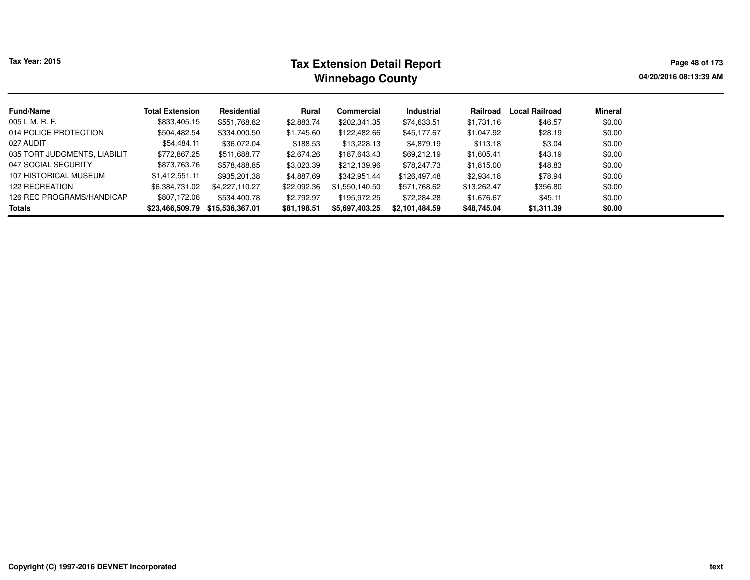Tax Year: 2015

# Tax Extension Detail Report
## Winnebago County

04/20/2016 08:13:39 AM

| Fund/Name | Total Extension | Residential | Rural | Commercial | Industrial | Railroad | Local Railroad | Mineral |
|---|---|---|---|---|---|---|---|---|
| 005 I. M. R. F. | $833,405.15 | $551,768.82 | $2,883.74 | $202,341.35 | $74,633.51 | $1,731.16 | $46.57 | $0.00 |
| 014 POLICE PROTECTION | $504,482.54 | $334,000.50 | $1,745.60 | $122,482.66 | $45,177.67 | $1,047.92 | $28.19 | $0.00 |
| 027 AUDIT | $54,484.11 | $36,072.04 | $188.53 | $13,228.13 | $4,879.19 | $113.18 | $3.04 | $0.00 |
| 035 TORT JUDGMENTS, LIABILIT | $772,867.25 | $511,688.77 | $2,674.26 | $187,643.43 | $69,212.19 | $1,605.41 | $43.19 | $0.00 |
| 047 SOCIAL SECURITY | $873,763.76 | $578,488.85 | $3,023.39 | $212,139.96 | $78,247.73 | $1,815.00 | $48.83 | $0.00 |
| 107 HISTORICAL MUSEUM | $1,412,551.11 | $935,201.38 | $4,887.69 | $342,951.44 | $126,497.48 | $2,934.18 | $78.94 | $0.00 |
| 122 RECREATION | $6,384,731.02 | $4,227,110.27 | $22,092.36 | $1,550,140.50 | $571,768.62 | $13,262.47 | $356.80 | $0.00 |
| 126 REC PROGRAMS/HANDICAP | $807,172.06 | $534,400.78 | $2,792.97 | $195,972.25 | $72,284.28 | $1,676.67 | $45.11 | $0.00 |
| **Totals** | **$23,466,509.79** | **$15,536,367.01** | **$81,198.51** | **$5,697,403.25** | **$2,101,484.59** | **$48,745.04** | **$1,311.39** | **$0.00** |

Copyright (C) 1997-2016 DEVNET Incorporated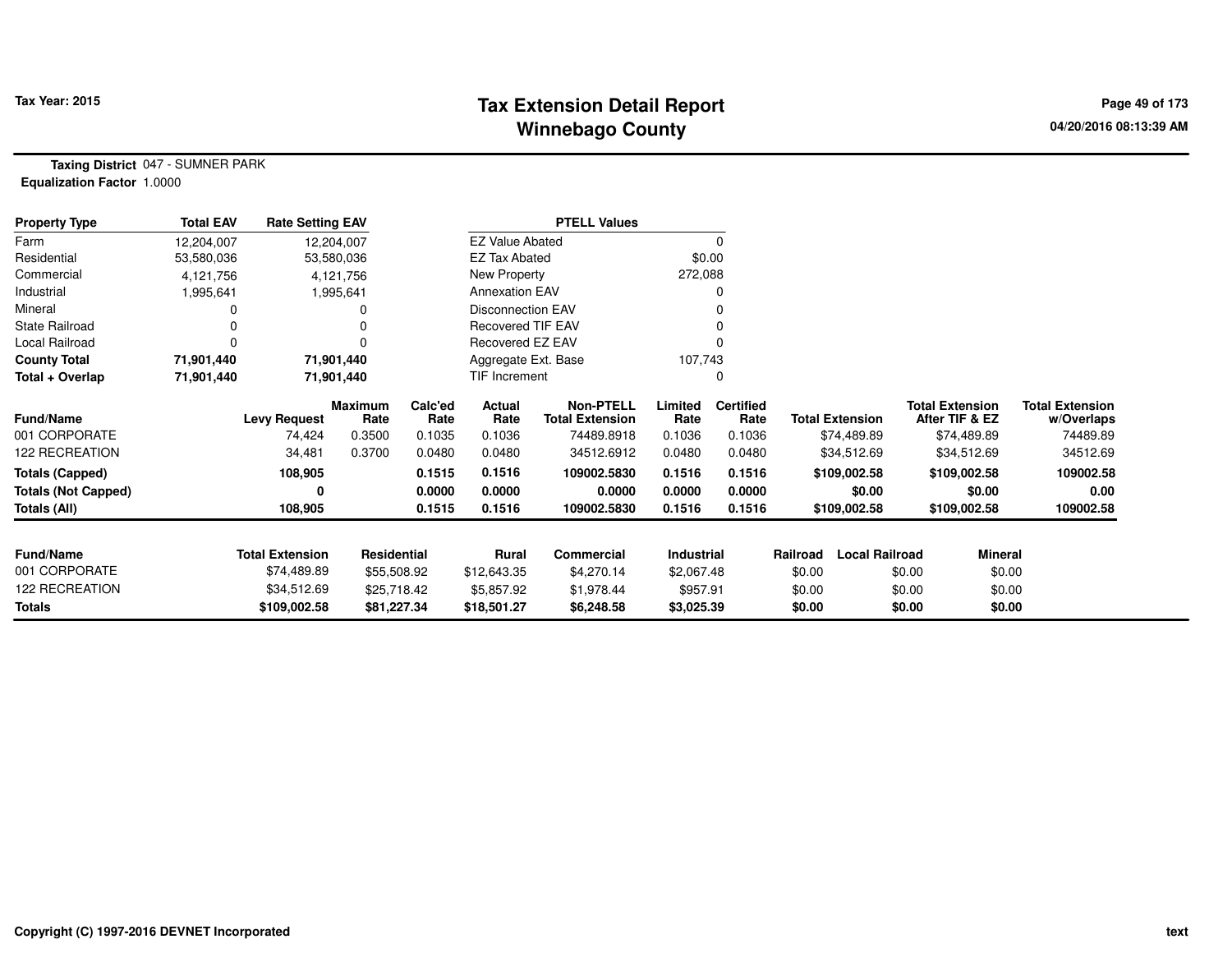# Tax Extension Detail Report
## Winnebago County

**Tax Year: 2015**

04/20/2016 08:13:39 AM

**Taxing District** 047 - SUMNER PARK
**Equalization Factor** 1.0000

| Property Type | Total EAV | Rate Setting EAV |
|---|---|---|
| Farm | 12,204,007 | 12,204,007 |
| Residential | 53,580,036 | 53,580,036 |
| Commercial | 4,121,756 | 4,121,756 |
| Industrial | 1,995,641 | 1,995,641 |
| Mineral | 0 | 0 |
| State Railroad | 0 | 0 |
| Local Railroad | 0 | 0 |
| **County Total** | **71,901,440** | **71,901,440** |
| **Total + Overlap** | **71,901,440** | **71,901,440** |

| PTELL Values | |
|---|---|
| EZ Value Abated | 0 |
| EZ Tax Abated | $0.00 |
| New Property | 272,088 |
| Annexation EAV | 0 |
| Disconnection EAV | 0 |
| Recovered TIF EAV | 0 |
| Recovered EZ EAV | 0 |
| Aggregate Ext. Base | 107,743 |
| TIF Increment | 0 |

| Fund/Name | Levy Request | Maximum Rate | Calc'ed Rate | Actual Rate | Non-PTELL Total Extension | Limited Rate | Certified Rate | Total Extension | Total Extension After TIF & EZ | Total Extension w/Overlaps |
|---|---|---|---|---|---|---|---|---|---|---|
| 001 CORPORATE | 74,424 | 0.3500 | 0.1035 | 0.1036 | 74489.8918 | 0.1036 | 0.1036 | $74,489.89 | $74,489.89 | 74489.89 |
| 122 RECREATION | 34,481 | 0.3700 | 0.0480 | 0.0480 | 34512.6912 | 0.0480 | 0.0480 | $34,512.69 | $34,512.69 | 34512.69 |
| **Totals (Capped)** | **108,905** | | **0.1515** | **0.1516** | **109002.5830** | **0.1516** | **0.1516** | **$109,002.58** | **$109,002.58** | **109002.58** |
| **Totals (Not Capped)** | **0** | | **0.0000** | **0.0000** | **0.0000** | **0.0000** | **0.0000** | **$0.00** | **$0.00** | **0.00** |
| **Totals (All)** | **108,905** | | **0.1515** | **0.1516** | **109002.5830** | **0.1516** | **0.1516** | **$109,002.58** | **$109,002.58** | **109002.58** |

| Fund/Name | Total Extension | Residential | Rural | Commercial | Industrial | Railroad | Local Railroad | Mineral |
|---|---|---|---|---|---|---|---|---|
| 001 CORPORATE | $74,489.89 | $55,508.92 | $12,643.35 | $4,270.14 | $2,067.48 | $0.00 | $0.00 | $0.00 |
| 122 RECREATION | $34,512.69 | $25,718.42 | $5,857.92 | $1,978.44 | $957.91 | $0.00 | $0.00 | $0.00 |
| **Totals** | **$109,002.58** | **$81,227.34** | **$18,501.27** | **$6,248.58** | **$3,025.39** | **$0.00** | **$0.00** | **$0.00** |

Copyright (C) 1997-2016 DEVNET Incorporated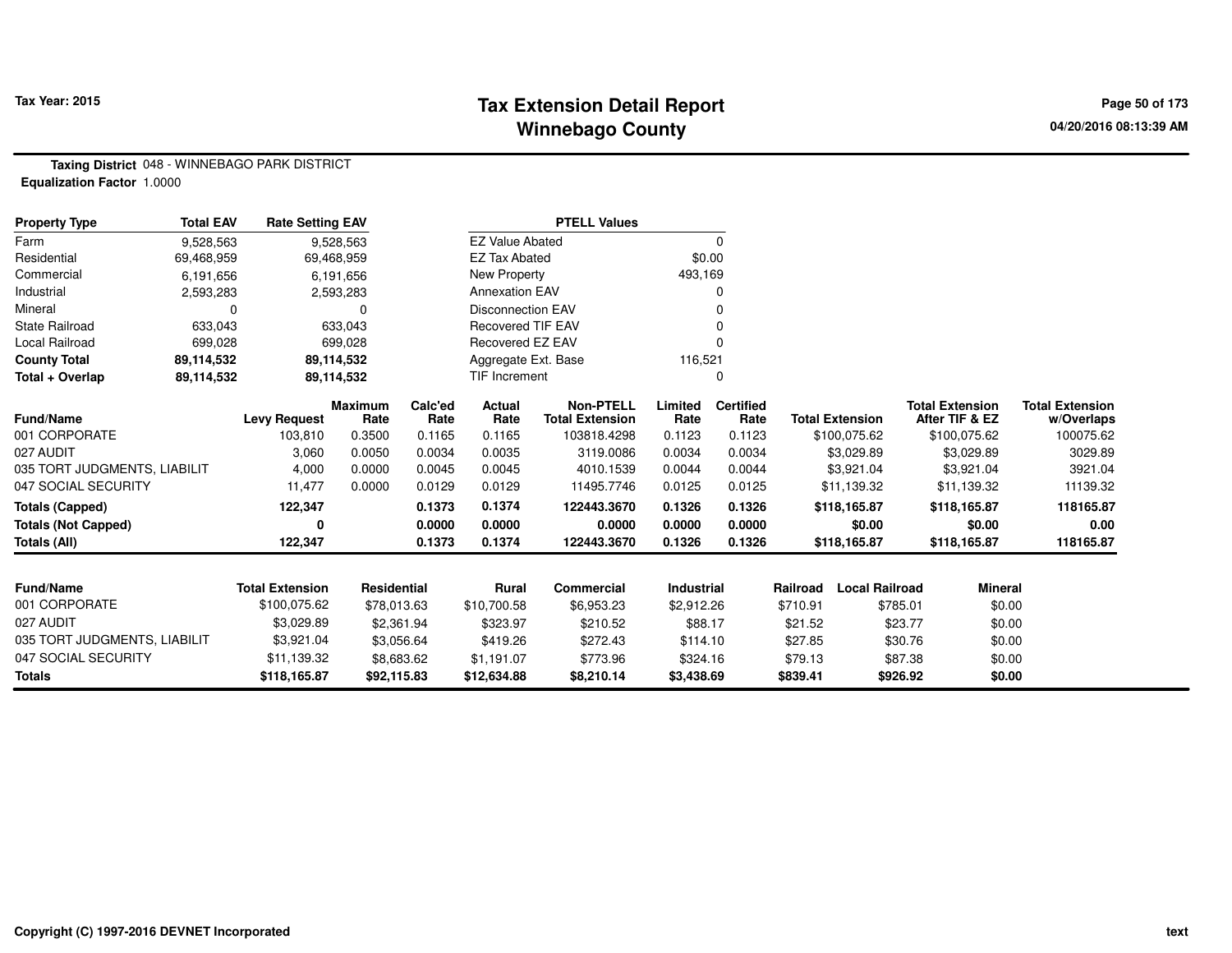# Tax Extension Detail Report
## Winnebago County

Tax Year: 2015

**Taxing District** 048 - WINNEBAGO PARK DISTRICT
**Equalization Factor** 1.0000

| Property Type | Total EAV | Rate Setting EAV |
|---|---|---|
| Farm | 9,528,563 | 9,528,563 |
| Residential | 69,468,959 | 69,468,959 |
| Commercial | 6,191,656 | 6,191,656 |
| Industrial | 2,593,283 | 2,593,283 |
| Mineral | 0 | 0 |
| State Railroad | 633,043 | 633,043 |
| Local Railroad | 699,028 | 699,028 |
| **County Total** | **89,114,532** | **89,114,532** |
| **Total + Overlap** | **89,114,532** | **89,114,532** |

| PTELL Values | |
|---|---|
| EZ Value Abated | 0 |
| EZ Tax Abated | $0.00 |
| New Property | 493,169 |
| Annexation EAV | 0 |
| Disconnection EAV | 0 |
| Recovered TIF EAV | 0 |
| Recovered EZ EAV | 0 |
| Aggregate Ext. Base | 116,521 |
| TIF Increment | 0 |

| Fund/Name | Levy Request | Maximum Rate | Calc'ed Rate | Actual Rate | Non-PTELL Total Extension | Limited Rate | Certified Rate | Total Extension | Total Extension After TIF & EZ | Total Extension w/Overlaps |
|---|---|---|---|---|---|---|---|---|---|---|
| 001 CORPORATE | 103,810 | 0.3500 | 0.1165 | 0.1165 | 103818.4298 | 0.1123 | 0.1123 | $100,075.62 | $100,075.62 | 100075.62 |
| 027 AUDIT | 3,060 | 0.0050 | 0.0034 | 0.0035 | 3119.0086 | 0.0034 | 0.0034 | $3,029.89 | $3,029.89 | 3029.89 |
| 035 TORT JUDGMENTS, LIABILIT | 4,000 | 0.0000 | 0.0045 | 0.0045 | 4010.1539 | 0.0044 | 0.0044 | $3,921.04 | $3,921.04 | 3921.04 |
| 047 SOCIAL SECURITY | 11,477 | 0.0000 | 0.0129 | 0.0129 | 11495.7746 | 0.0125 | 0.0125 | $11,139.32 | $11,139.32 | 11139.32 |
| **Totals (Capped)** | **122,347** | | **0.1373** | **0.1374** | **122443.3670** | **0.1326** | **0.1326** | **$118,165.87** | **$118,165.87** | **118165.87** |
| **Totals (Not Capped)** | **0** | | **0.0000** | **0.0000** | **0.0000** | **0.0000** | **0.0000** | **$0.00** | **$0.00** | **0.00** |
| **Totals (All)** | **122,347** | | **0.1373** | **0.1374** | **122443.3670** | **0.1326** | **0.1326** | **$118,165.87** | **$118,165.87** | **118165.87** |

| Fund/Name | Total Extension | Residential | Rural | Commercial | Industrial | Railroad | Local Railroad | Mineral |
|---|---|---|---|---|---|---|---|---|
| 001 CORPORATE | $100,075.62 | $78,013.63 | $10,700.58 | $6,953.23 | $2,912.26 | $710.91 | $785.01 | $0.00 |
| 027 AUDIT | $3,029.89 | $2,361.94 | $323.97 | $210.52 | $88.17 | $21.52 | $23.77 | $0.00 |
| 035 TORT JUDGMENTS, LIABILIT | $3,921.04 | $3,056.64 | $419.26 | $272.43 | $114.10 | $27.85 | $30.76 | $0.00 |
| 047 SOCIAL SECURITY | $11,139.32 | $8,683.62 | $1,191.07 | $773.96 | $324.16 | $79.13 | $87.38 | $0.00 |
| **Totals** | **$118,165.87** | **$92,115.83** | **$12,634.88** | **$8,210.14** | **$3,438.69** | **$839.41** | **$926.92** | **$0.00** |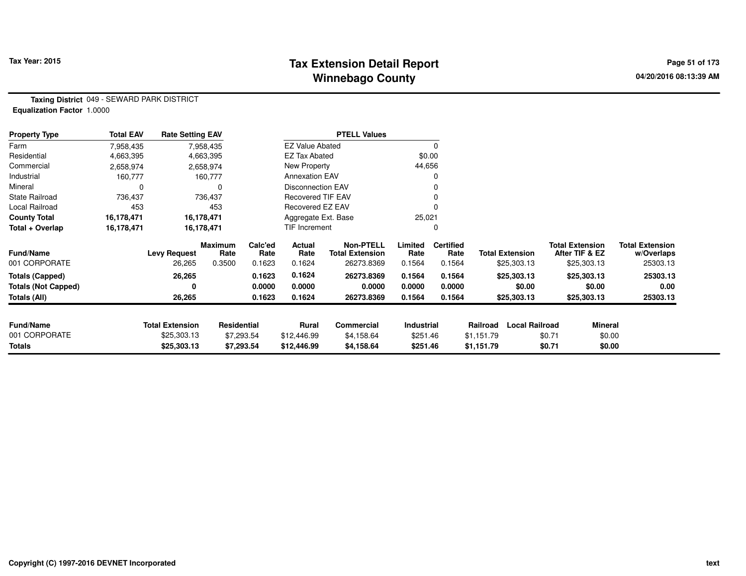# Tax Extension Detail Report
## Winnebago County

**Tax Year: 2015**

04/20/2016 08:13:39 AM

**Taxing District** 049 - SEWARD PARK DISTRICT
**Equalization Factor** 1.0000

| Property Type | Total EAV | Rate Setting EAV |
|---|---|---|
| Farm | 7,958,435 | 7,958,435 |
| Residential | 4,663,395 | 4,663,395 |
| Commercial | 2,658,974 | 2,658,974 |
| Industrial | 160,777 | 160,777 |
| Mineral | 0 | 0 |
| State Railroad | 736,437 | 736,437 |
| Local Railroad | 453 | 453 |
| **County Total** | **16,178,471** | **16,178,471** |
| **Total + Overlap** | **16,178,471** | **16,178,471** |

| PTELL Values | |
|---|---|
| EZ Value Abated | 0 |
| EZ Tax Abated | $0.00 |
| New Property | 44,656 |
| Annexation EAV | 0 |
| Disconnection EAV | 0 |
| Recovered TIF EAV | 0 |
| Recovered EZ EAV | 0 |
| Aggregate Ext. Base | 25,021 |
| TIF Increment | 0 |

| Fund/Name | Levy Request | Maximum Rate | Calc'ed Rate | Actual Rate | Non-PTELL Total Extension | Limited Rate | Certified Rate | Total Extension | Total Extension After TIF & EZ | Total Extension w/Overlaps |
|---|---|---|---|---|---|---|---|---|---|---|
| 001 CORPORATE | 26,265 | 0.3500 | 0.1623 | 0.1624 | 26273.8369 | 0.1564 | 0.1564 | $25,303.13 | $25,303.13 | 25303.13 |
| **Totals (Capped)** | **26,265** | | **0.1623** | **0.1624** | **26273.8369** | **0.1564** | **0.1564** | **$25,303.13** | **$25,303.13** | **25303.13** |
| **Totals (Not Capped)** | **0** | | **0.0000** | **0.0000** | **0.0000** | **0.0000** | **0.0000** | **$0.00** | **$0.00** | **0.00** |
| **Totals (All)** | **26,265** | | **0.1623** | **0.1624** | **26273.8369** | **0.1564** | **0.1564** | **$25,303.13** | **$25,303.13** | **25303.13** |

| Fund/Name | Total Extension | Residential | Rural | Commercial | Industrial | Railroad | Local Railroad | Mineral |
|---|---|---|---|---|---|---|---|---|
| 001 CORPORATE | $25,303.13 | $7,293.54 | $12,446.99 | $4,158.64 | $251.46 | $1,151.79 | $0.71 | $0.00 |
| **Totals** | **$25,303.13** | **$7,293.54** | **$12,446.99** | **$4,158.64** | **$251.46** | **$1,151.79** | **$0.71** | **$0.00** |

Copyright (C) 1997-2016 DEVNET Incorporated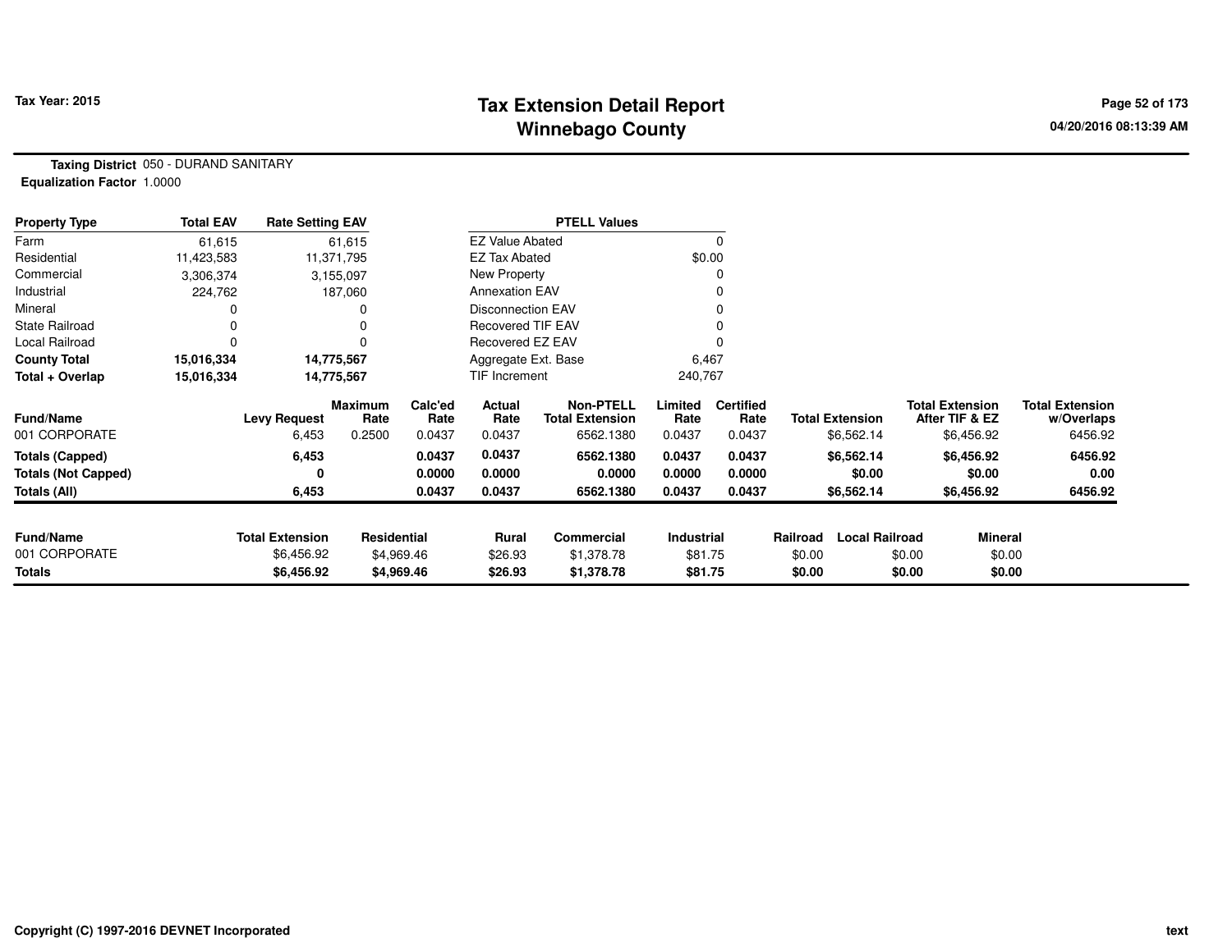# Tax Extension Detail Report
## Winnebago County

Tax Year: 2015

**Taxing District** 050 - DURAND SANITARY
**Equalization Factor** 1.0000

| Property Type | Total EAV | Rate Setting EAV | PTELL Values | |
|---|---|---|---|---|
| Farm | 61,615 | 61,615 | EZ Value Abated | 0 |
| Residential | 11,423,583 | 11,371,795 | EZ Tax Abated | $0.00 |
| Commercial | 3,306,374 | 3,155,097 | New Property | 0 |
| Industrial | 224,762 | 187,060 | Annexation EAV | 0 |
| Mineral | 0 | 0 | Disconnection EAV | 0 |
| State Railroad | 0 | 0 | Recovered TIF EAV | 0 |
| Local Railroad | 0 | 0 | Recovered EZ EAV | 0 |
| **County Total** | **15,016,334** | **14,775,567** | Aggregate Ext. Base | 6,467 |
| **Total + Overlap** | **15,016,334** | **14,775,567** | TIF Increment | 240,767 |

| Fund/Name | Levy Request | Maximum Rate | Calc'ed Rate | Actual Rate | Non-PTELL Total Extension | Limited Rate | Certified Rate | Total Extension | Total Extension After TIF & EZ | Total Extension w/Overlaps |
|---|---|---|---|---|---|---|---|---|---|---|
| 001 CORPORATE | 6,453 | 0.2500 | 0.0437 | 0.0437 | 6562.1380 | 0.0437 | 0.0437 | $6,562.14 | $6,456.92 | 6456.92 |
| **Totals (Capped)** | **6,453** | | **0.0437** | **0.0437** | **6562.1380** | **0.0437** | **0.0437** | **$6,562.14** | **$6,456.92** | **6456.92** |
| **Totals (Not Capped)** | **0** | | **0.0000** | **0.0000** | **0.0000** | **0.0000** | **0.0000** | **$0.00** | **$0.00** | **0.00** |
| **Totals (All)** | **6,453** | | **0.0437** | **0.0437** | **6562.1380** | **0.0437** | **0.0437** | **$6,562.14** | **$6,456.92** | **6456.92** |

| Fund/Name | Total Extension | Residential | Rural | Commercial | Industrial | Railroad | Local Railroad | Mineral |
|---|---|---|---|---|---|---|---|---|
| 001 CORPORATE | $6,456.92 | $4,969.46 | $26.93 | $1,378.78 | $81.75 | $0.00 | $0.00 | $0.00 |
| **Totals** | **$6,456.92** | **$4,969.46** | **$26.93** | **$1,378.78** | **$81.75** | **$0.00** | **$0.00** | **$0.00** |

Copyright (C) 1997-2016 DEVNET Incorporated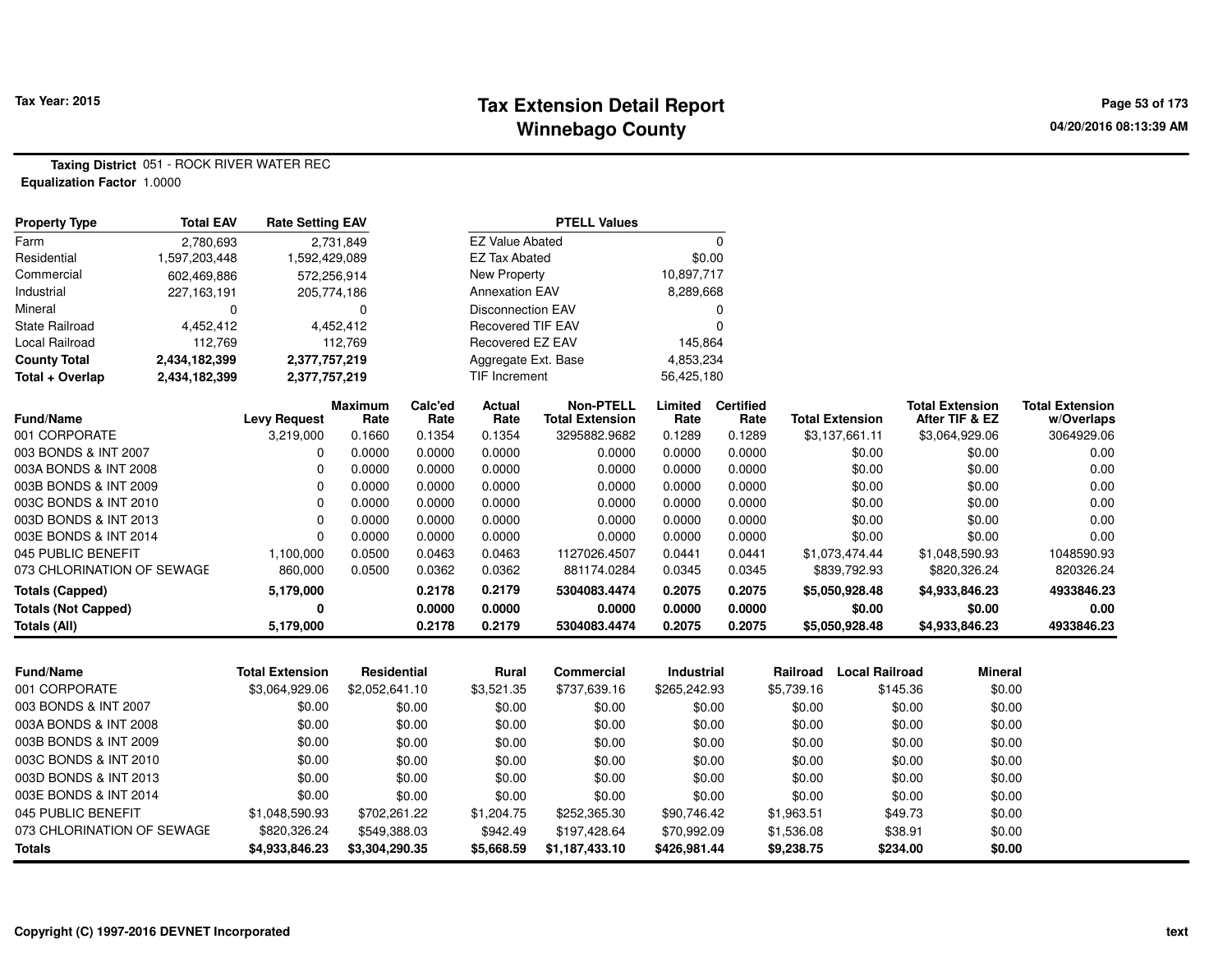# Tax Extension Detail Report
## Winnebago County

Tax Year: 2015

04/20/2016 08:13:39 AM

**Taxing District** 051 - ROCK RIVER WATER REC
**Equalization Factor** 1.0000

| Property Type | Total EAV | Rate Setting EAV |
|---|---|---|
| Farm | 2,780,693 | 2,731,849 |
| Residential | 1,597,203,448 | 1,592,429,089 |
| Commercial | 602,469,886 | 572,256,914 |
| Industrial | 227,163,191 | 205,774,186 |
| Mineral | 0 | 0 |
| State Railroad | 4,452,412 | 4,452,412 |
| Local Railroad | 112,769 | 112,769 |
| **County Total** | **2,434,182,399** | **2,377,757,219** |
| **Total + Overlap** | **2,434,182,399** | **2,377,757,219** |

| PTELL Values | |
|---|---|
| EZ Value Abated | 0 |
| EZ Tax Abated | $0.00 |
| New Property | 10,897,717 |
| Annexation EAV | 8,289,668 |
| Disconnection EAV | 0 |
| Recovered TIF EAV | 0 |
| Recovered EZ EAV | 145,864 |
| Aggregate Ext. Base | 4,853,234 |
| TIF Increment | 56,425,180 |

| Fund/Name | Levy Request | Maximum Rate | Calc'ed Rate | Actual Rate | Non-PTELL Total Extension | Limited Rate | Certified Rate | Total Extension | Total Extension After TIF & EZ | Total Extension w/Overlaps |
|---|---|---|---|---|---|---|---|---|---|---|
| 001 CORPORATE | 3,219,000 | 0.1660 | 0.1354 | 0.1354 | 3295882.9682 | 0.1289 | 0.1289 | $3,137,661.11 | $3,064,929.06 | 3064929.06 |
| 003 BONDS & INT 2007 | 0 | 0.0000 | 0.0000 | 0.0000 | 0.0000 | 0.0000 | 0.0000 | $0.00 | $0.00 | 0.00 |
| 003A BONDS & INT 2008 | 0 | 0.0000 | 0.0000 | 0.0000 | 0.0000 | 0.0000 | 0.0000 | $0.00 | $0.00 | 0.00 |
| 003B BONDS & INT 2009 | 0 | 0.0000 | 0.0000 | 0.0000 | 0.0000 | 0.0000 | 0.0000 | $0.00 | $0.00 | 0.00 |
| 003C BONDS & INT 2010 | 0 | 0.0000 | 0.0000 | 0.0000 | 0.0000 | 0.0000 | 0.0000 | $0.00 | $0.00 | 0.00 |
| 003D BONDS & INT 2013 | 0 | 0.0000 | 0.0000 | 0.0000 | 0.0000 | 0.0000 | 0.0000 | $0.00 | $0.00 | 0.00 |
| 003E BONDS & INT 2014 | 0 | 0.0000 | 0.0000 | 0.0000 | 0.0000 | 0.0000 | 0.0000 | $0.00 | $0.00 | 0.00 |
| 045 PUBLIC BENEFIT | 1,100,000 | 0.0500 | 0.0463 | 0.0463 | 1127026.4507 | 0.0441 | 0.0441 | $1,073,474.44 | $1,048,590.93 | 1048590.93 |
| 073 CHLORINATION OF SEWAGE | 860,000 | 0.0500 | 0.0362 | 0.0362 | 881174.0284 | 0.0345 | 0.0345 | $839,792.93 | $820,326.24 | 820326.24 |
| **Totals (Capped)** | **5,179,000** | | **0.2178** | **0.2179** | **5304083.4474** | **0.2075** | **0.2075** | **$5,050,928.48** | **$4,933,846.23** | **4933846.23** |
| **Totals (Not Capped)** | **0** | | **0.0000** | **0.0000** | **0.0000** | **0.0000** | **0.0000** | **$0.00** | **$0.00** | **0.00** |
| **Totals (All)** | **5,179,000** | | **0.2178** | **0.2179** | **5304083.4474** | **0.2075** | **0.2075** | **$5,050,928.48** | **$4,933,846.23** | **4933846.23** |

| Fund/Name | Total Extension | Residential | Rural | Commercial | Industrial | Railroad | Local Railroad | Mineral |
|---|---|---|---|---|---|---|---|---|
| 001 CORPORATE | $3,064,929.06 | $2,052,641.10 | $3,521.35 | $737,639.16 | $265,242.93 | $5,739.16 | $145.36 | $0.00 |
| 003 BONDS & INT 2007 | $0.00 | $0.00 | $0.00 | $0.00 | $0.00 | $0.00 | $0.00 | $0.00 |
| 003A BONDS & INT 2008 | $0.00 | $0.00 | $0.00 | $0.00 | $0.00 | $0.00 | $0.00 | $0.00 |
| 003B BONDS & INT 2009 | $0.00 | $0.00 | $0.00 | $0.00 | $0.00 | $0.00 | $0.00 | $0.00 |
| 003C BONDS & INT 2010 | $0.00 | $0.00 | $0.00 | $0.00 | $0.00 | $0.00 | $0.00 | $0.00 |
| 003D BONDS & INT 2013 | $0.00 | $0.00 | $0.00 | $0.00 | $0.00 | $0.00 | $0.00 | $0.00 |
| 003E BONDS & INT 2014 | $0.00 | $0.00 | $0.00 | $0.00 | $0.00 | $0.00 | $0.00 | $0.00 |
| 045 PUBLIC BENEFIT | $1,048,590.93 | $702,261.22 | $1,204.75 | $252,365.30 | $90,746.42 | $1,963.51 | $49.73 | $0.00 |
| 073 CHLORINATION OF SEWAGE | $820,326.24 | $549,388.03 | $942.49 | $197,428.64 | $70,992.09 | $1,536.08 | $38.91 | $0.00 |
| **Totals** | **$4,933,846.23** | **$3,304,290.35** | **$5,668.59** | **$1,187,433.10** | **$426,981.44** | **$9,238.75** | **$234.00** | **$0.00** |

Copyright (C) 1997-2016 DEVNET Incorporated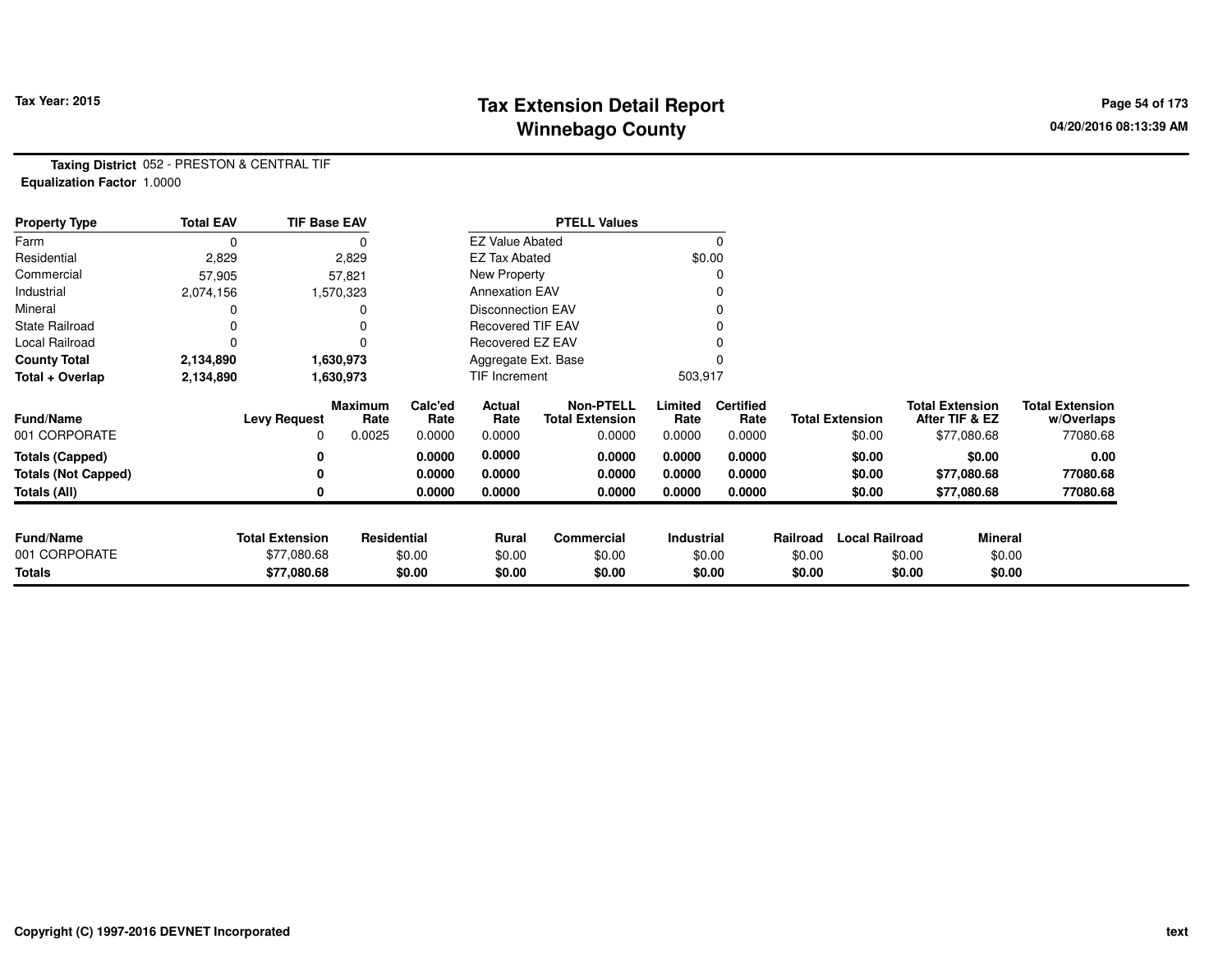# Tax Extension Detail Report
## Winnebago County

Tax Year: 2015

04/20/2016 08:13:39 AM

**Taxing District** 052 - PRESTON & CENTRAL TIF
**Equalization Factor** 1.0000

| Property Type | Total EAV | TIF Base EAV | PTELL Values | |
|---|---|---|---|---|
| Farm | 0 | 0 | EZ Value Abated | 0 |
| Residential | 2,829 | 2,829 | EZ Tax Abated | $0.00 |
| Commercial | 57,905 | 57,821 | New Property | 0 |
| Industrial | 2,074,156 | 1,570,323 | Annexation EAV | 0 |
| Mineral | 0 | 0 | Disconnection EAV | 0 |
| State Railroad | 0 | 0 | Recovered TIF EAV | 0 |
| Local Railroad | 0 | 0 | Recovered EZ EAV | 0 |
| **County Total** | **2,134,890** | **1,630,973** | Aggregate Ext. Base | 0 |
| **Total + Overlap** | **2,134,890** | **1,630,973** | TIF Increment | 503,917 |

| Fund/Name | Levy Request | Maximum Rate | Calc'ed Rate | Actual Rate | Non-PTELL Total Extension | Limited Rate | Certified Rate | Total Extension | Total Extension After TIF & EZ | Total Extension w/Overlaps |
|---|---|---|---|---|---|---|---|---|---|---|
| 001 CORPORATE | 0 | 0.0025 | 0.0000 | 0.0000 | 0.0000 | 0.0000 | 0.0000 | $0.00 | $77,080.68 | 77080.68 |
| **Totals (Capped)** | **0** | | **0.0000** | **0.0000** | **0.0000** | **0.0000** | **0.0000** | **$0.00** | **$0.00** | **0.00** |
| **Totals (Not Capped)** | **0** | | **0.0000** | **0.0000** | **0.0000** | **0.0000** | **0.0000** | **$0.00** | **$77,080.68** | **77080.68** |
| **Totals (All)** | **0** | | **0.0000** | **0.0000** | **0.0000** | **0.0000** | **0.0000** | **$0.00** | **$77,080.68** | **77080.68** |

| Fund/Name | Total Extension | Residential | Rural | Commercial | Industrial | Railroad | Local Railroad | Mineral |
|---|---|---|---|---|---|---|---|---|
| 001 CORPORATE | $77,080.68 | $0.00 | $0.00 | $0.00 | $0.00 | $0.00 | $0.00 | $0.00 |
| **Totals** | **$77,080.68** | **$0.00** | **$0.00** | **$0.00** | **$0.00** | **$0.00** | **$0.00** | **$0.00** |

Copyright (C) 1997-2016 DEVNET Incorporated

text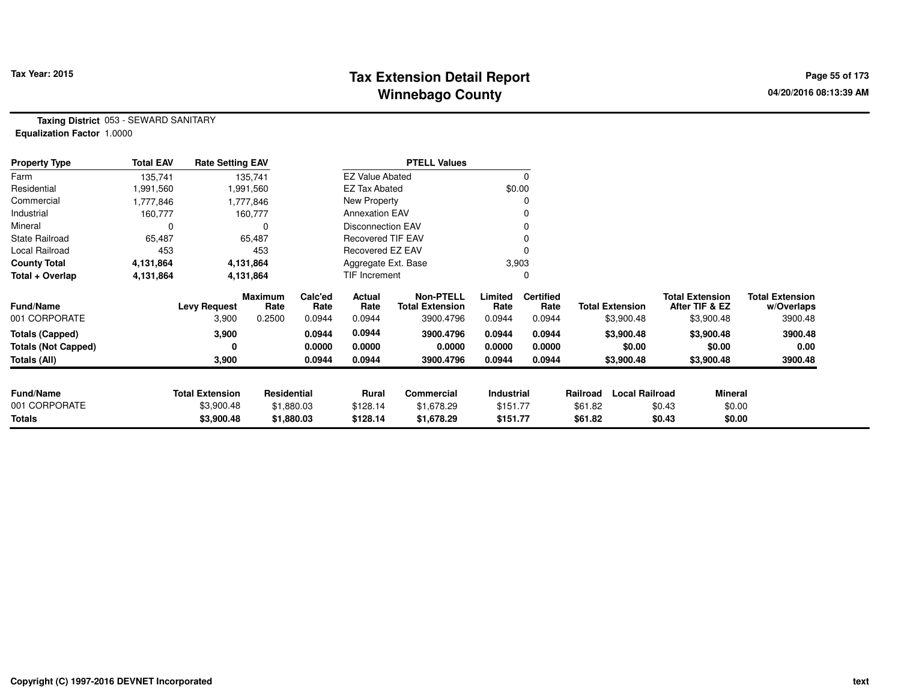# Tax Extension Detail Report
# Winnebago County

Tax Year: 2015

04/20/2016 08:13:39 AM

**Taxing District** 053 - SEWARD SANITARY
**Equalization Factor** 1.0000

| Property Type | Total EAV | Rate Setting EAV |
|---|---|---|
| Farm | 135,741 | 135,741 |
| Residential | 1,991,560 | 1,991,560 |
| Commercial | 1,777,846 | 1,777,846 |
| Industrial | 160,777 | 160,777 |
| Mineral | 0 | 0 |
| State Railroad | 65,487 | 65,487 |
| Local Railroad | 453 | 453 |
| **County Total** | **4,131,864** | **4,131,864** |
| **Total + Overlap** | **4,131,864** | **4,131,864** |

| PTELL Values | |
|---|---|
| EZ Value Abated | 0 |
| EZ Tax Abated | $0.00 |
| New Property | 0 |
| Annexation EAV | 0 |
| Disconnection EAV | 0 |
| Recovered TIF EAV | 0 |
| Recovered EZ EAV | 0 |
| Aggregate Ext. Base | 3,903 |
| TIF Increment | 0 |

| Fund/Name | Levy Request | Maximum Rate | Calc'ed Rate | Actual Rate | Non-PTELL Total Extension | Limited Rate | Certified Rate | Total Extension | Total Extension After TIF & EZ | Total Extension w/Overlaps |
|---|---|---|---|---|---|---|---|---|---|---|
| 001 CORPORATE | 3,900 | 0.2500 | 0.0944 | 0.0944 | 3900.4796 | 0.0944 | 0.0944 | $3,900.48 | $3,900.48 | 3900.48 |
| **Totals (Capped)** | **3,900** | | **0.0944** | **0.0944** | **3900.4796** | **0.0944** | **0.0944** | **$3,900.48** | **$3,900.48** | **3900.48** |
| **Totals (Not Capped)** | **0** | | **0.0000** | **0.0000** | **0.0000** | **0.0000** | **0.0000** | **$0.00** | **$0.00** | **0.00** |
| **Totals (All)** | **3,900** | | **0.0944** | **0.0944** | **3900.4796** | **0.0944** | **0.0944** | **$3,900.48** | **$3,900.48** | **3900.48** |

| Fund/Name | Total Extension | Residential | Rural | Commercial | Industrial | Railroad | Local Railroad | Mineral |
|---|---|---|---|---|---|---|---|---|
| 001 CORPORATE | $3,900.48 | $1,880.03 | $128.14 | $1,678.29 | $151.77 | $61.82 | $0.43 | $0.00 |
| **Totals** | **$3,900.48** | **$1,880.03** | **$128.14** | **$1,678.29** | **$151.77** | **$61.82** | **$0.43** | **$0.00** |

Copyright (C) 1997-2016 DEVNET Incorporated

text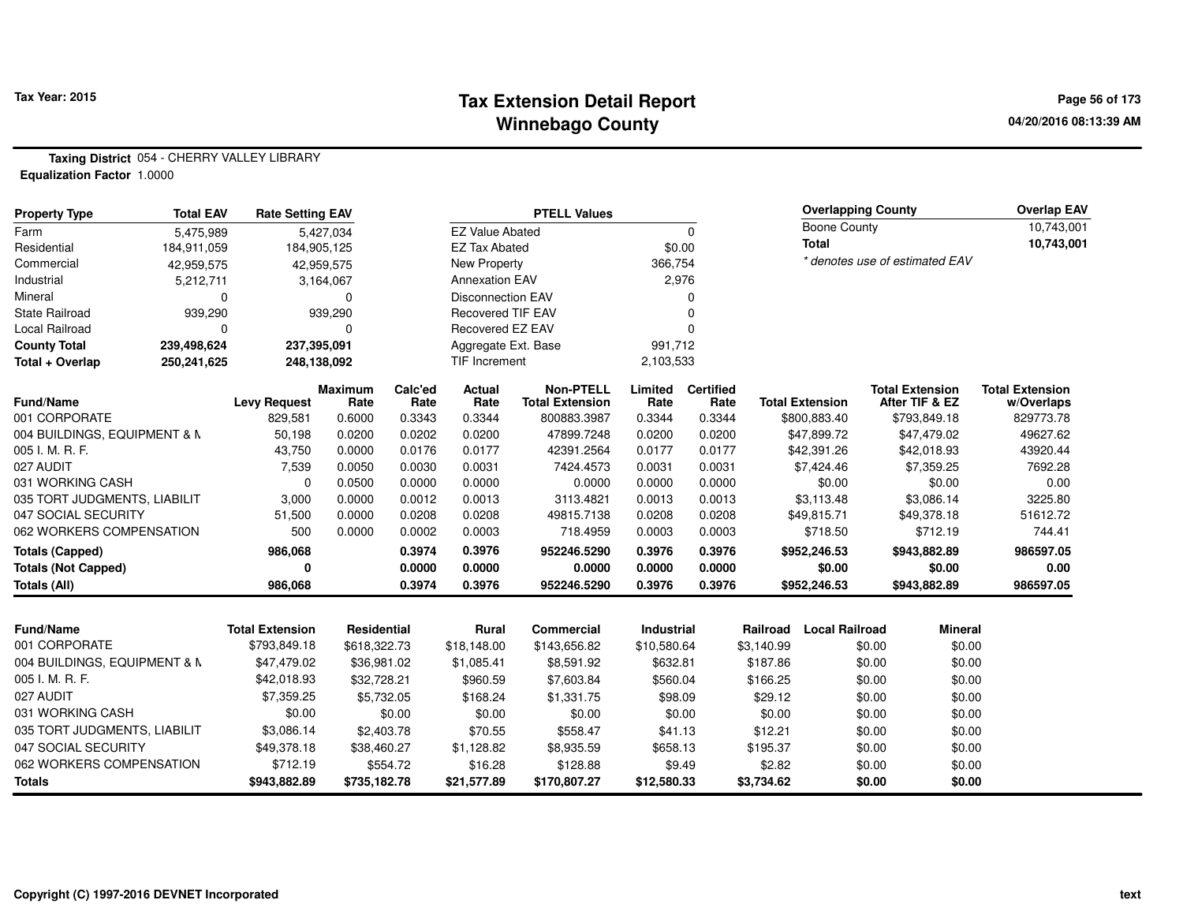# Tax Extension Detail Report
## Winnebago County

Tax Year: 2015

04/20/2016 08:13:39 AM

**Taxing District** 054 - CHERRY VALLEY LIBRARY
**Equalization Factor** 1.0000

| Property Type | Total EAV | Rate Setting EAV |
|---|---|---|
| Farm | 5,475,989 | 5,427,034 |
| Residential | 184,911,059 | 184,905,125 |
| Commercial | 42,959,575 | 42,959,575 |
| Industrial | 5,212,711 | 3,164,067 |
| Mineral | 0 | 0 |
| State Railroad | 939,290 | 939,290 |
| Local Railroad | 0 | 0 |
| **County Total** | **239,498,624** | **237,395,091** |
| **Total + Overlap** | **250,241,625** | **248,138,092** |

| PTELL Values | |
|---|---|
| EZ Value Abated | 0 |
| EZ Tax Abated | $0.00 |
| New Property | 366,754 |
| Annexation EAV | 2,976 |
| Disconnection EAV | 0 |
| Recovered TIF EAV | 0 |
| Recovered EZ EAV | 0 |
| Aggregate Ext. Base | 991,712 |
| TIF Increment | 2,103,533 |

| Overlapping County | Overlap EAV |
|---|---|
| Boone County | 10,743,001 |
| **Total** | **10,743,001** |

\* denotes use of estimated EAV

| Fund/Name | Levy Request | Maximum Rate | Calc'ed Rate | Actual Rate | Non-PTELL Total Extension | Limited Rate | Certified Rate | Total Extension | Total Extension After TIF & EZ | Total Extension w/Overlaps |
|---|---|---|---|---|---|---|---|---|---|---|
| 001 CORPORATE | 829,581 | 0.6000 | 0.3343 | 0.3344 | 800883.3987 | 0.3344 | 0.3344 | $800,883.40 | $793,849.18 | 829773.78 |
| 004 BUILDINGS, EQUIPMENT & M | 50,198 | 0.0200 | 0.0202 | 0.0200 | 47899.7248 | 0.0200 | 0.0200 | $47,899.72 | $47,479.02 | 49627.62 |
| 005 I. M. R. F. | 43,750 | 0.0000 | 0.0176 | 0.0177 | 42391.2564 | 0.0177 | 0.0177 | $42,391.26 | $42,018.93 | 43920.44 |
| 027 AUDIT | 7,539 | 0.0050 | 0.0030 | 0.0031 | 7424.4573 | 0.0031 | 0.0031 | $7,424.46 | $7,359.25 | 7692.28 |
| 031 WORKING CASH | 0 | 0.0500 | 0.0000 | 0.0000 | 0.0000 | 0.0000 | 0.0000 | $0.00 | $0.00 | 0.00 |
| 035 TORT JUDGMENTS, LIABILIT | 3,000 | 0.0000 | 0.0012 | 0.0013 | 3113.4821 | 0.0013 | 0.0013 | $3,113.48 | $3,086.14 | 3225.80 |
| 047 SOCIAL SECURITY | 51,500 | 0.0000 | 0.0208 | 0.0208 | 49815.7138 | 0.0208 | 0.0208 | $49,815.71 | $49,378.18 | 51612.72 |
| 062 WORKERS COMPENSATION | 500 | 0.0000 | 0.0002 | 0.0003 | 718.4959 | 0.0003 | 0.0003 | $718.50 | $712.19 | 744.41 |
| **Totals (Capped)** | **986,068** | | **0.3974** | **0.3976** | **952246.5290** | **0.3976** | **0.3976** | **$952,246.53** | **$943,882.89** | **986597.05** |
| **Totals (Not Capped)** | **0** | | **0.0000** | **0.0000** | **0.0000** | **0.0000** | **0.0000** | **$0.00** | **$0.00** | **0.00** |
| **Totals (All)** | **986,068** | | **0.3974** | **0.3976** | **952246.5290** | **0.3976** | **0.3976** | **$952,246.53** | **$943,882.89** | **986597.05** |

| Fund/Name | Total Extension | Residential | Rural | Commercial | Industrial | Railroad | Local Railroad | Mineral |
|---|---|---|---|---|---|---|---|---|
| 001 CORPORATE | $793,849.18 | $618,322.73 | $18,148.00 | $143,656.82 | $10,580.64 | $3,140.99 | $0.00 | $0.00 |
| 004 BUILDINGS, EQUIPMENT & M | $47,479.02 | $36,981.02 | $1,085.41 | $8,591.92 | $632.81 | $187.86 | $0.00 | $0.00 |
| 005 I. M. R. F. | $42,018.93 | $32,728.21 | $960.59 | $7,603.84 | $560.04 | $166.25 | $0.00 | $0.00 |
| 027 AUDIT | $7,359.25 | $5,732.05 | $168.24 | $1,331.75 | $98.09 | $29.12 | $0.00 | $0.00 |
| 031 WORKING CASH | $0.00 | $0.00 | $0.00 | $0.00 | $0.00 | $0.00 | $0.00 | $0.00 |
| 035 TORT JUDGMENTS, LIABILIT | $3,086.14 | $2,403.78 | $70.55 | $558.47 | $41.13 | $12.21 | $0.00 | $0.00 |
| 047 SOCIAL SECURITY | $49,378.18 | $38,460.27 | $1,128.82 | $8,935.59 | $658.13 | $195.37 | $0.00 | $0.00 |
| 062 WORKERS COMPENSATION | $712.19 | $554.72 | $16.28 | $128.88 | $9.49 | $2.82 | $0.00 | $0.00 |
| **Totals** | **$943,882.89** | **$735,182.78** | **$21,577.89** | **$170,807.27** | **$12,580.33** | **$3,734.62** | **$0.00** | **$0.00** |

Copyright (C) 1997-2016 DEVNET Incorporated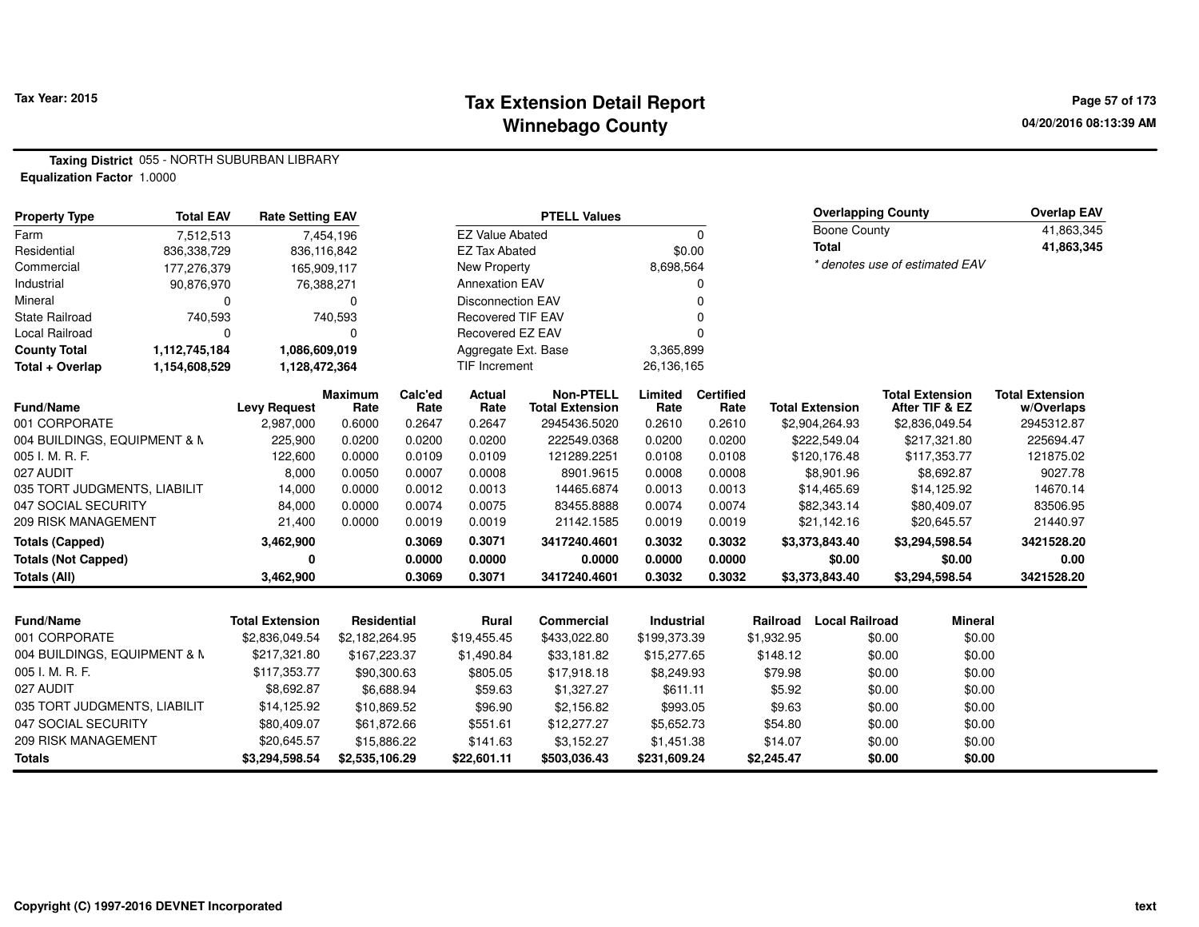Tax Year: 2015

# Tax Extension Detail Report
## Winnebago County

04/20/2016 08:13:39 AM

**Taxing District** 055 - NORTH SUBURBAN LIBRARY
**Equalization Factor** 1.0000

| Property Type | Total EAV | Rate Setting EAV |
|---|---|---|
| Farm | 7,512,513 | 7,454,196 |
| Residential | 836,338,729 | 836,116,842 |
| Commercial | 177,276,379 | 165,909,117 |
| Industrial | 90,876,970 | 76,388,271 |
| Mineral | 0 | 0 |
| State Railroad | 740,593 | 740,593 |
| Local Railroad | 0 | 0 |
| **County Total** | **1,112,745,184** | **1,086,609,019** |
| **Total + Overlap** | **1,154,608,529** | **1,128,472,364** |

| PTELL Values | |
|---|---|
| EZ Value Abated | 0 |
| EZ Tax Abated | $0.00 |
| New Property | 8,698,564 |
| Annexation EAV | 0 |
| Disconnection EAV | 0 |
| Recovered TIF EAV | 0 |
| Recovered EZ EAV | 0 |
| Aggregate Ext. Base | 3,365,899 |
| TIF Increment | 26,136,165 |

| Overlapping County | Overlap EAV |
|---|---|
| Boone County | 41,863,345 |
| **Total** | **41,863,345** |

*\* denotes use of estimated EAV*

| Fund/Name | Levy Request | Maximum Rate | Calc'ed Rate | Actual Rate | Non-PTELL Total Extension | Limited Rate | Certified Rate | Total Extension | Total Extension After TIF & EZ | Total Extension w/Overlaps |
|---|---|---|---|---|---|---|---|---|---|---|
| 001 CORPORATE | 2,987,000 | 0.6000 | 0.2647 | 0.2647 | 2945436.5020 | 0.2610 | 0.2610 | $2,904,264.93 | $2,836,049.54 | 2945312.87 |
| 004 BUILDINGS, EQUIPMENT & M | 225,900 | 0.0200 | 0.0200 | 0.0200 | 222549.0368 | 0.0200 | 0.0200 | $222,549.04 | $217,321.80 | 225694.47 |
| 005 I. M. R. F. | 122,600 | 0.0000 | 0.0109 | 0.0109 | 121289.2251 | 0.0108 | 0.0108 | $120,176.48 | $117,353.77 | 121875.02 |
| 027 AUDIT | 8,000 | 0.0050 | 0.0007 | 0.0008 | 8901.9615 | 0.0008 | 0.0008 | $8,901.96 | $8,692.87 | 9027.78 |
| 035 TORT JUDGMENTS, LIABILIT | 14,000 | 0.0000 | 0.0012 | 0.0013 | 14465.6874 | 0.0013 | 0.0013 | $14,465.69 | $14,125.92 | 14670.14 |
| 047 SOCIAL SECURITY | 84,000 | 0.0000 | 0.0074 | 0.0075 | 83455.8888 | 0.0074 | 0.0074 | $82,343.14 | $80,409.07 | 83506.95 |
| 209 RISK MANAGEMENT | 21,400 | 0.0000 | 0.0019 | 0.0019 | 21142.1585 | 0.0019 | 0.0019 | $21,142.16 | $20,645.57 | 21440.97 |
| **Totals (Capped)** | **3,462,900** | | **0.3069** | **0.3071** | **3417240.4601** | **0.3032** | **0.3032** | **$3,373,843.40** | **$3,294,598.54** | **3421528.20** |
| **Totals (Not Capped)** | **0** | | **0.0000** | **0.0000** | **0.0000** | **0.0000** | **0.0000** | **$0.00** | **$0.00** | **0.00** |
| **Totals (All)** | **3,462,900** | | **0.3069** | **0.3071** | **3417240.4601** | **0.3032** | **0.3032** | **$3,373,843.40** | **$3,294,598.54** | **3421528.20** |

| Fund/Name | Total Extension | Residential | Rural | Commercial | Industrial | Railroad | Local Railroad | Mineral |
|---|---|---|---|---|---|---|---|---|
| 001 CORPORATE | $2,836,049.54 | $2,182,264.95 | $19,455.45 | $433,022.80 | $199,373.39 | $1,932.95 | $0.00 | $0.00 |
| 004 BUILDINGS, EQUIPMENT & M | $217,321.80 | $167,223.37 | $1,490.84 | $33,181.82 | $15,277.65 | $148.12 | $0.00 | $0.00 |
| 005 I. M. R. F. | $117,353.77 | $90,300.63 | $805.05 | $17,918.18 | $8,249.93 | $79.98 | $0.00 | $0.00 |
| 027 AUDIT | $8,692.87 | $6,688.94 | $59.63 | $1,327.27 | $611.11 | $5.92 | $0.00 | $0.00 |
| 035 TORT JUDGMENTS, LIABILIT | $14,125.92 | $10,869.52 | $96.90 | $2,156.82 | $993.05 | $9.63 | $0.00 | $0.00 |
| 047 SOCIAL SECURITY | $80,409.07 | $61,872.66 | $551.61 | $12,277.27 | $5,652.73 | $54.80 | $0.00 | $0.00 |
| 209 RISK MANAGEMENT | $20,645.57 | $15,886.22 | $141.63 | $3,152.27 | $1,451.38 | $14.07 | $0.00 | $0.00 |
| **Totals** | **$3,294,598.54** | **$2,535,106.29** | **$22,601.11** | **$503,036.43** | **$231,609.24** | **$2,245.47** | **$0.00** | **$0.00** |

Copyright (C) 1997-2016 DEVNET Incorporated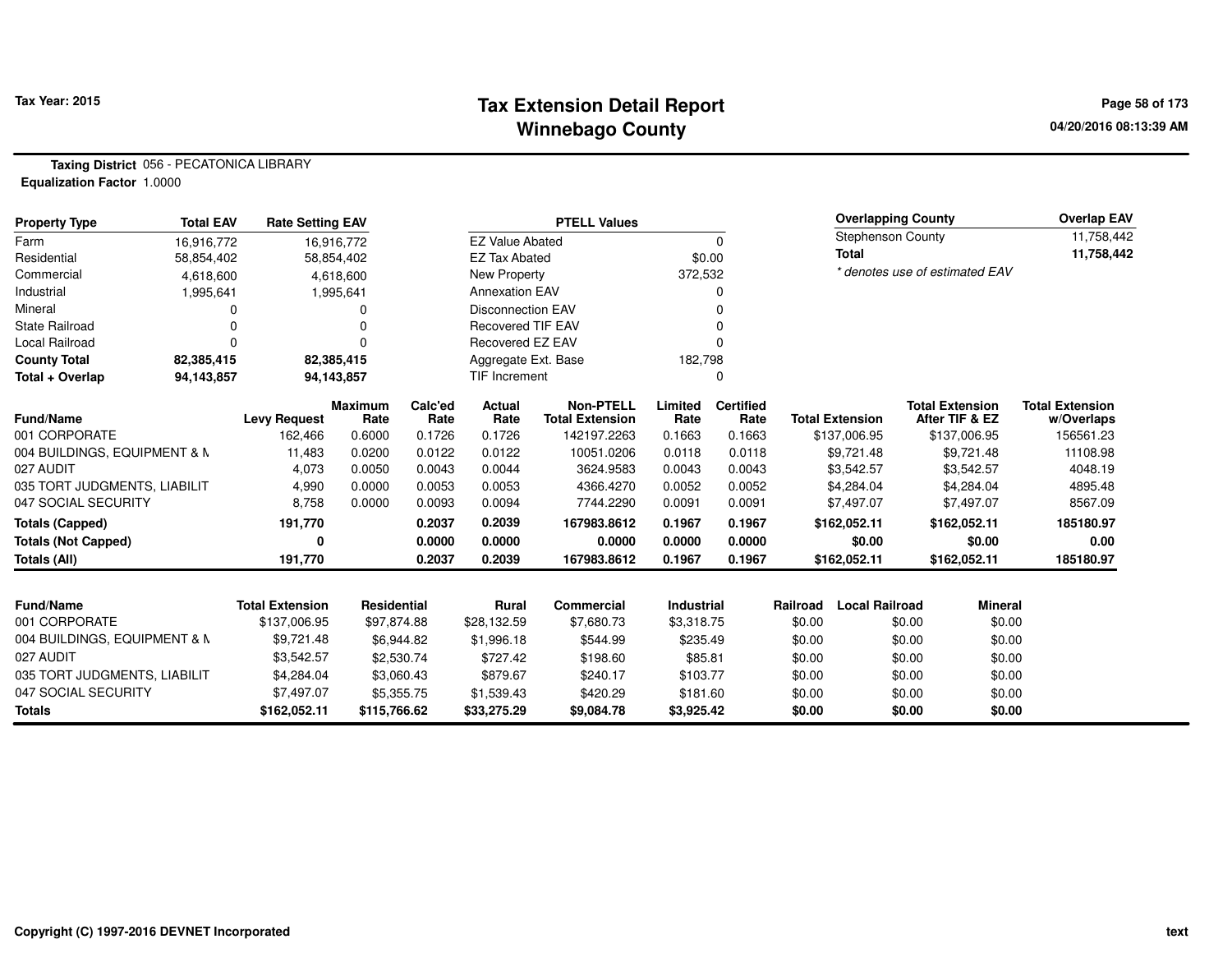Tax Year: 2015

# Tax Extension Detail Report
## Winnebago County

04/20/2016 08:13:39 AM

**Taxing District** 056 - PECATONICA LIBRARY
**Equalization Factor** 1.0000

| Property Type | Total EAV | Rate Setting EAV |
|---|---|---|
| Farm | 16,916,772 | 16,916,772 |
| Residential | 58,854,402 | 58,854,402 |
| Commercial | 4,618,600 | 4,618,600 |
| Industrial | 1,995,641 | 1,995,641 |
| Mineral | 0 | 0 |
| State Railroad | 0 | 0 |
| Local Railroad | 0 | 0 |
| **County Total** | **82,385,415** | **82,385,415** |
| **Total + Overlap** | **94,143,857** | **94,143,857** |

| PTELL Values | |
|---|---|
| EZ Value Abated | 0 |
| EZ Tax Abated | $0.00 |
| New Property | 372,532 |
| Annexation EAV | 0 |
| Disconnection EAV | 0 |
| Recovered TIF EAV | 0 |
| Recovered EZ EAV | 0 |
| Aggregate Ext. Base | 182,798 |
| TIF Increment | 0 |

| Overlapping County | Overlap EAV |
|---|---|
| Stephenson County | 11,758,442 |
| **Total** | **11,758,442** |

*\* denotes use of estimated EAV*

| Fund/Name | Levy Request | Maximum Rate | Calc'ed Rate | Actual Rate | Non-PTELL Total Extension | Limited Rate | Certified Rate | Total Extension | Total Extension After TIF & EZ | Total Extension w/Overlaps |
|---|---|---|---|---|---|---|---|---|---|---|
| 001 CORPORATE | 162,466 | 0.6000 | 0.1726 | 0.1726 | 142197.2263 | 0.1663 | 0.1663 | $137,006.95 | $137,006.95 | 156561.23 |
| 004 BUILDINGS, EQUIPMENT & M | 11,483 | 0.0200 | 0.0122 | 0.0122 | 10051.0206 | 0.0118 | 0.0118 | $9,721.48 | $9,721.48 | 11108.98 |
| 027 AUDIT | 4,073 | 0.0050 | 0.0043 | 0.0044 | 3624.9583 | 0.0043 | 0.0043 | $3,542.57 | $3,542.57 | 4048.19 |
| 035 TORT JUDGMENTS, LIABILIT | 4,990 | 0.0000 | 0.0053 | 0.0053 | 4366.4270 | 0.0052 | 0.0052 | $4,284.04 | $4,284.04 | 4895.48 |
| 047 SOCIAL SECURITY | 8,758 | 0.0000 | 0.0093 | 0.0094 | 7744.2290 | 0.0091 | 0.0091 | $7,497.07 | $7,497.07 | 8567.09 |
| **Totals (Capped)** | **191,770** | | **0.2037** | **0.2039** | **167983.8612** | **0.1967** | **0.1967** | **$162,052.11** | **$162,052.11** | **185180.97** |
| **Totals (Not Capped)** | **0** | | **0.0000** | **0.0000** | **0.0000** | **0.0000** | **0.0000** | **$0.00** | **$0.00** | **0.00** |
| **Totals (All)** | **191,770** | | **0.2037** | **0.2039** | **167983.8612** | **0.1967** | **0.1967** | **$162,052.11** | **$162,052.11** | **185180.97** |

| Fund/Name | Total Extension | Residential | Rural | Commercial | Industrial | Railroad | Local Railroad | Mineral |
|---|---|---|---|---|---|---|---|---|
| 001 CORPORATE | $137,006.95 | $97,874.88 | $28,132.59 | $7,680.73 | $3,318.75 | $0.00 | $0.00 | $0.00 |
| 004 BUILDINGS, EQUIPMENT & M | $9,721.48 | $6,944.82 | $1,996.18 | $544.99 | $235.49 | $0.00 | $0.00 | $0.00 |
| 027 AUDIT | $3,542.57 | $2,530.74 | $727.42 | $198.60 | $85.81 | $0.00 | $0.00 | $0.00 |
| 035 TORT JUDGMENTS, LIABILIT | $4,284.04 | $3,060.43 | $879.67 | $240.17 | $103.77 | $0.00 | $0.00 | $0.00 |
| 047 SOCIAL SECURITY | $7,497.07 | $5,355.75 | $1,539.43 | $420.29 | $181.60 | $0.00 | $0.00 | $0.00 |
| **Totals** | **$162,052.11** | **$115,766.62** | **$33,275.29** | **$9,084.78** | **$3,925.42** | **$0.00** | **$0.00** | **$0.00** |

Copyright (C) 1997-2016 DEVNET Incorporated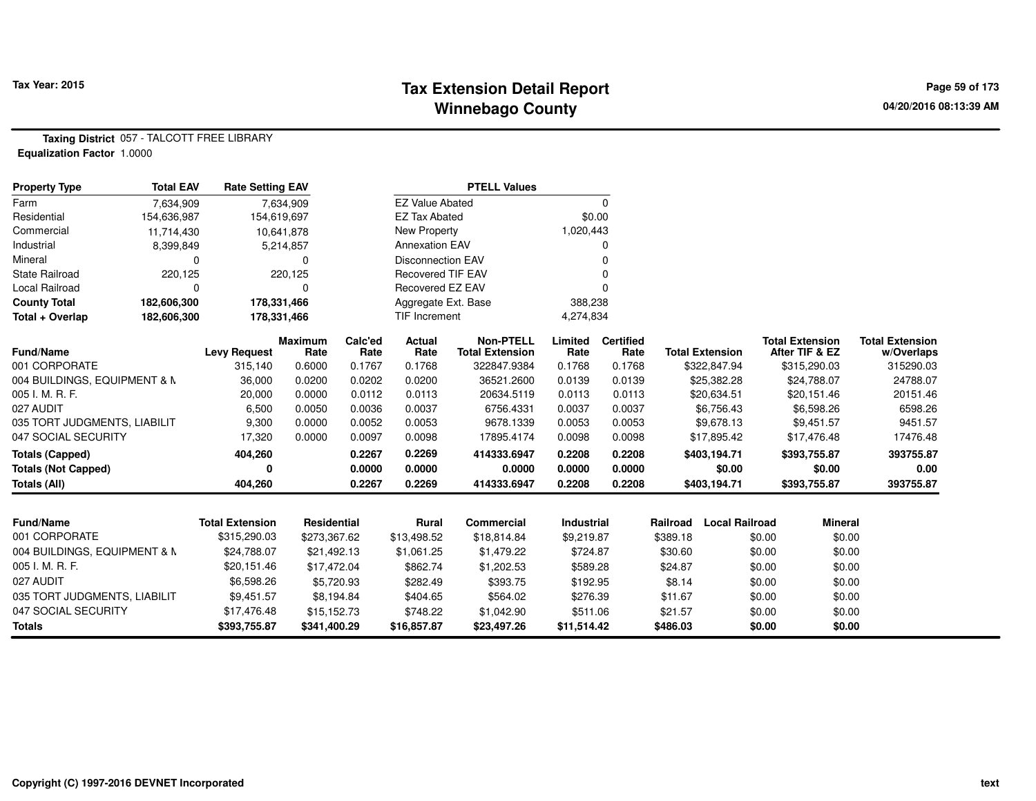# Tax Extension Detail Report
## Winnebago County

Tax Year: 2015

**Taxing District** 057 - TALCOTT FREE LIBRARY
**Equalization Factor** 1.0000

| Property Type | Total EAV | Rate Setting EAV |
|---|---|---|
| Farm | 7,634,909 | 7,634,909 |
| Residential | 154,636,987 | 154,619,697 |
| Commercial | 11,714,430 | 10,641,878 |
| Industrial | 8,399,849 | 5,214,857 |
| Mineral | 0 | 0 |
| State Railroad | 220,125 | 220,125 |
| Local Railroad | 0 | 0 |
| **County Total** | **182,606,300** | **178,331,466** |
| **Total + Overlap** | **182,606,300** | **178,331,466** |

| PTELL Values | |
|---|---|
| EZ Value Abated | 0 |
| EZ Tax Abated | $0.00 |
| New Property | 1,020,443 |
| Annexation EAV | 0 |
| Disconnection EAV | 0 |
| Recovered TIF EAV | 0 |
| Recovered EZ EAV | 0 |
| Aggregate Ext. Base | 388,238 |
| TIF Increment | 4,274,834 |

| Fund/Name | Levy Request | Maximum Rate | Calc'ed Rate | Actual Rate | Non-PTELL Total Extension | Limited Rate | Certified Rate | Total Extension | Total Extension After TIF & EZ | Total Extension w/Overlaps |
|---|---|---|---|---|---|---|---|---|---|---|
| 001 CORPORATE | 315,140 | 0.6000 | 0.1767 | 0.1768 | 322847.9384 | 0.1768 | 0.1768 | $322,847.94 | $315,290.03 | 315290.03 |
| 004 BUILDINGS, EQUIPMENT & M | 36,000 | 0.0200 | 0.0202 | 0.0200 | 36521.2600 | 0.0139 | 0.0139 | $25,382.28 | $24,788.07 | 24788.07 |
| 005 I. M. R. F. | 20,000 | 0.0000 | 0.0112 | 0.0113 | 20634.5119 | 0.0113 | 0.0113 | $20,634.51 | $20,151.46 | 20151.46 |
| 027 AUDIT | 6,500 | 0.0050 | 0.0036 | 0.0037 | 6756.4331 | 0.0037 | 0.0037 | $6,756.43 | $6,598.26 | 6598.26 |
| 035 TORT JUDGMENTS, LIABILIT | 9,300 | 0.0000 | 0.0052 | 0.0053 | 9678.1339 | 0.0053 | 0.0053 | $9,678.13 | $9,451.57 | 9451.57 |
| 047 SOCIAL SECURITY | 17,320 | 0.0000 | 0.0097 | 0.0098 | 17895.4174 | 0.0098 | 0.0098 | $17,895.42 | $17,476.48 | 17476.48 |
| **Totals (Capped)** | **404,260** | | **0.2267** | **0.2269** | **414333.6947** | **0.2208** | **0.2208** | **$403,194.71** | **$393,755.87** | **393755.87** |
| **Totals (Not Capped)** | **0** | | **0.0000** | **0.0000** | **0.0000** | **0.0000** | **0.0000** | **$0.00** | **$0.00** | **0.00** |
| **Totals (All)** | **404,260** | | **0.2267** | **0.2269** | **414333.6947** | **0.2208** | **0.2208** | **$403,194.71** | **$393,755.87** | **393755.87** |

| Fund/Name | Total Extension | Residential | Rural | Commercial | Industrial | Railroad | Local Railroad | Mineral |
|---|---|---|---|---|---|---|---|---|
| 001 CORPORATE | $315,290.03 | $273,367.62 | $13,498.52 | $18,814.84 | $9,219.87 | $389.18 | $0.00 | $0.00 |
| 004 BUILDINGS, EQUIPMENT & M | $24,788.07 | $21,492.13 | $1,061.25 | $1,479.22 | $724.87 | $30.60 | $0.00 | $0.00 |
| 005 I. M. R. F. | $20,151.46 | $17,472.04 | $862.74 | $1,202.53 | $589.28 | $24.87 | $0.00 | $0.00 |
| 027 AUDIT | $6,598.26 | $5,720.93 | $282.49 | $393.75 | $192.95 | $8.14 | $0.00 | $0.00 |
| 035 TORT JUDGMENTS, LIABILIT | $9,451.57 | $8,194.84 | $404.65 | $564.02 | $276.39 | $11.67 | $0.00 | $0.00 |
| 047 SOCIAL SECURITY | $17,476.48 | $15,152.73 | $748.22 | $1,042.90 | $511.06 | $21.57 | $0.00 | $0.00 |
| **Totals** | **$393,755.87** | **$341,400.29** | **$16,857.87** | **$23,497.26** | **$11,514.42** | **$486.03** | **$0.00** | **$0.00** |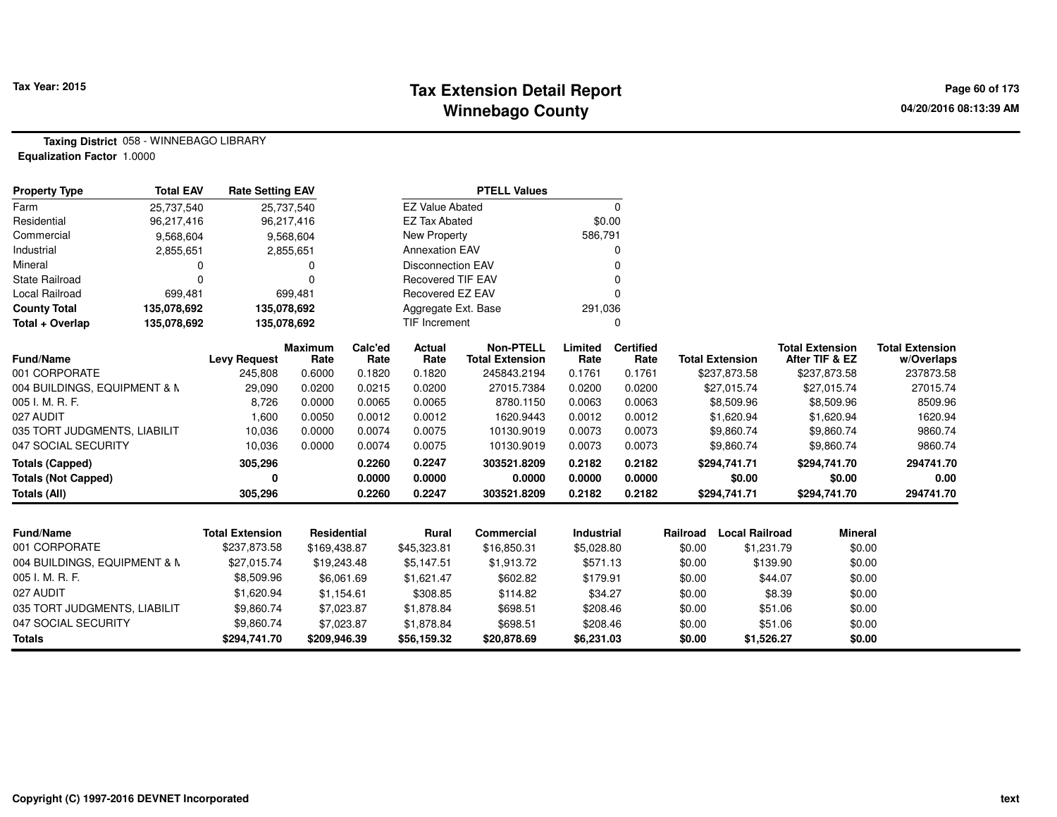# Tax Extension Detail Report
## Winnebago County

Tax Year: 2015

**Taxing District** 058 - WINNEBAGO LIBRARY
**Equalization Factor** 1.0000

| Property Type | Total EAV | Rate Setting EAV |
|---|---|---|
| Farm | 25,737,540 | 25,737,540 |
| Residential | 96,217,416 | 96,217,416 |
| Commercial | 9,568,604 | 9,568,604 |
| Industrial | 2,855,651 | 2,855,651 |
| Mineral | 0 | 0 |
| State Railroad | 0 | 0 |
| Local Railroad | 699,481 | 699,481 |
| **County Total** | **135,078,692** | **135,078,692** |
| **Total + Overlap** | **135,078,692** | **135,078,692** |

| PTELL Values | |
|---|---|
| EZ Value Abated | 0 |
| EZ Tax Abated | $0.00 |
| New Property | 586,791 |
| Annexation EAV | 0 |
| Disconnection EAV | 0 |
| Recovered TIF EAV | 0 |
| Recovered EZ EAV | 0 |
| Aggregate Ext. Base | 291,036 |
| TIF Increment | 0 |

| Fund/Name | Levy Request | Maximum Rate | Calc'ed Rate | Actual Rate | Non-PTELL Total Extension | Limited Rate | Certified Rate | Total Extension | Total Extension After TIF & EZ | Total Extension w/Overlaps |
|---|---|---|---|---|---|---|---|---|---|---|
| 001 CORPORATE | 245,808 | 0.6000 | 0.1820 | 0.1820 | 245843.2194 | 0.1761 | 0.1761 | $237,873.58 | $237,873.58 | 237873.58 |
| 004 BUILDINGS, EQUIPMENT & M | 29,090 | 0.0200 | 0.0215 | 0.0200 | 27015.7384 | 0.0200 | 0.0200 | $27,015.74 | $27,015.74 | 27015.74 |
| 005 I. M. R. F. | 8,726 | 0.0000 | 0.0065 | 0.0065 | 8780.1150 | 0.0063 | 0.0063 | $8,509.96 | $8,509.96 | 8509.96 |
| 027 AUDIT | 1,600 | 0.0050 | 0.0012 | 0.0012 | 1620.9443 | 0.0012 | 0.0012 | $1,620.94 | $1,620.94 | 1620.94 |
| 035 TORT JUDGMENTS, LIABILIT | 10,036 | 0.0000 | 0.0074 | 0.0075 | 10130.9019 | 0.0073 | 0.0073 | $9,860.74 | $9,860.74 | 9860.74 |
| 047 SOCIAL SECURITY | 10,036 | 0.0000 | 0.0074 | 0.0075 | 10130.9019 | 0.0073 | 0.0073 | $9,860.74 | $9,860.74 | 9860.74 |
| **Totals (Capped)** | **305,296** | | **0.2260** | **0.2247** | **303521.8209** | **0.2182** | **0.2182** | **$294,741.71** | **$294,741.70** | **294741.70** |
| **Totals (Not Capped)** | **0** | | **0.0000** | **0.0000** | **0.0000** | **0.0000** | **0.0000** | **$0.00** | **$0.00** | **0.00** |
| **Totals (All)** | **305,296** | | **0.2260** | **0.2247** | **303521.8209** | **0.2182** | **0.2182** | **$294,741.71** | **$294,741.70** | **294741.70** |

| Fund/Name | Total Extension | Residential | Rural | Commercial | Industrial | Railroad | Local Railroad | Mineral |
|---|---|---|---|---|---|---|---|---|
| 001 CORPORATE | $237,873.58 | $169,438.87 | $45,323.81 | $16,850.31 | $5,028.80 | $0.00 | $1,231.79 | $0.00 |
| 004 BUILDINGS, EQUIPMENT & M | $27,015.74 | $19,243.48 | $5,147.51 | $1,913.72 | $571.13 | $0.00 | $139.90 | $0.00 |
| 005 I. M. R. F. | $8,509.96 | $6,061.69 | $1,621.47 | $602.82 | $179.91 | $0.00 | $44.07 | $0.00 |
| 027 AUDIT | $1,620.94 | $1,154.61 | $308.85 | $114.82 | $34.27 | $0.00 | $8.39 | $0.00 |
| 035 TORT JUDGMENTS, LIABILIT | $9,860.74 | $7,023.87 | $1,878.84 | $698.51 | $208.46 | $0.00 | $51.06 | $0.00 |
| 047 SOCIAL SECURITY | $9,860.74 | $7,023.87 | $1,878.84 | $698.51 | $208.46 | $0.00 | $51.06 | $0.00 |
| **Totals** | **$294,741.70** | **$209,946.39** | **$56,159.32** | **$20,878.69** | **$6,231.03** | **$0.00** | **$1,526.27** | **$0.00** |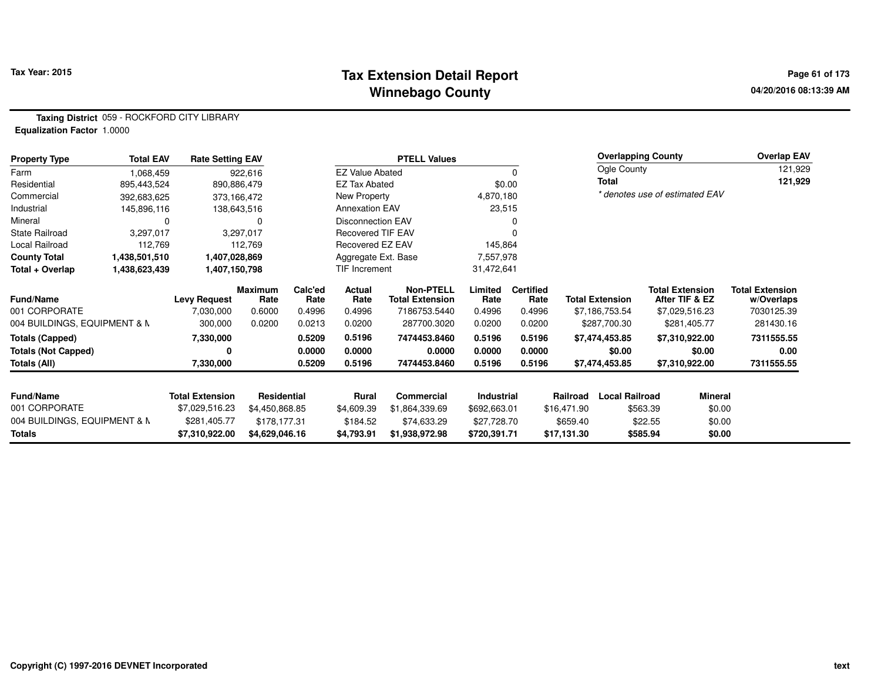# Tax Extension Detail Report
## Winnebago County

Tax Year: 2015

04/20/2016 08:13:39 AM

**Taxing District** 059 - ROCKFORD CITY LIBRARY
**Equalization Factor** 1.0000

| Property Type | Total EAV | Rate Setting EAV |
|---|---|---|
| Farm | 1,068,459 | 922,616 |
| Residential | 895,443,524 | 890,886,479 |
| Commercial | 392,683,625 | 373,166,472 |
| Industrial | 145,896,116 | 138,643,516 |
| Mineral | 0 | 0 |
| State Railroad | 3,297,017 | 3,297,017 |
| Local Railroad | 112,769 | 112,769 |
| **County Total** | **1,438,501,510** | **1,407,028,869** |
| **Total + Overlap** | **1,438,623,439** | **1,407,150,798** |

| PTELL Values | |
|---|---|
| EZ Value Abated | 0 |
| EZ Tax Abated | $0.00 |
| New Property | 4,870,180 |
| Annexation EAV | 23,515 |
| Disconnection EAV | 0 |
| Recovered TIF EAV | 0 |
| Recovered EZ EAV | 145,864 |
| Aggregate Ext. Base | 7,557,978 |
| TIF Increment | 31,472,641 |

| Overlapping County | Overlap EAV |
|---|---|
| Ogle County | 121,929 |
| **Total** | **121,929** |

*\* denotes use of estimated EAV*

| Fund/Name | Levy Request | Maximum Rate | Calc'ed Rate | Actual Rate | Non-PTELL Total Extension | Limited Rate | Certified Rate | Total Extension | Total Extension After TIF & EZ | Total Extension w/Overlaps |
|---|---|---|---|---|---|---|---|---|---|---|
| 001 CORPORATE | 7,030,000 | 0.6000 | 0.4996 | 0.4996 | 7186753.5440 | 0.4996 | 0.4996 | $7,186,753.54 | $7,029,516.23 | 7030125.39 |
| 004 BUILDINGS, EQUIPMENT & M | 300,000 | 0.0200 | 0.0213 | 0.0200 | 287700.3020 | 0.0200 | 0.0200 | $287,700.30 | $281,405.77 | 281430.16 |
| **Totals (Capped)** | **7,330,000** | | **0.5209** | **0.5196** | **7474453.8460** | **0.5196** | **0.5196** | **$7,474,453.85** | **$7,310,922.00** | **7311555.55** |
| **Totals (Not Capped)** | **0** | | **0.0000** | **0.0000** | **0.0000** | **0.0000** | **0.0000** | **$0.00** | **$0.00** | **0.00** |
| **Totals (All)** | **7,330,000** | | **0.5209** | **0.5196** | **7474453.8460** | **0.5196** | **0.5196** | **$7,474,453.85** | **$7,310,922.00** | **7311555.55** |

| Fund/Name | Total Extension | Residential | Rural | Commercial | Industrial | Railroad | Local Railroad | Mineral |
|---|---|---|---|---|---|---|---|---|
| 001 CORPORATE | $7,029,516.23 | $4,450,868.85 | $4,609.39 | $1,864,339.69 | $692,663.01 | $16,471.90 | $563.39 | $0.00 |
| 004 BUILDINGS, EQUIPMENT & M | $281,405.77 | $178,177.31 | $184.52 | $74,633.29 | $27,728.70 | $659.40 | $22.55 | $0.00 |
| **Totals** | **$7,310,922.00** | **$4,629,046.16** | **$4,793.91** | **$1,938,972.98** | **$720,391.71** | **$17,131.30** | **$585.94** | **$0.00** |

Copyright (C) 1997-2016 DEVNET Incorporated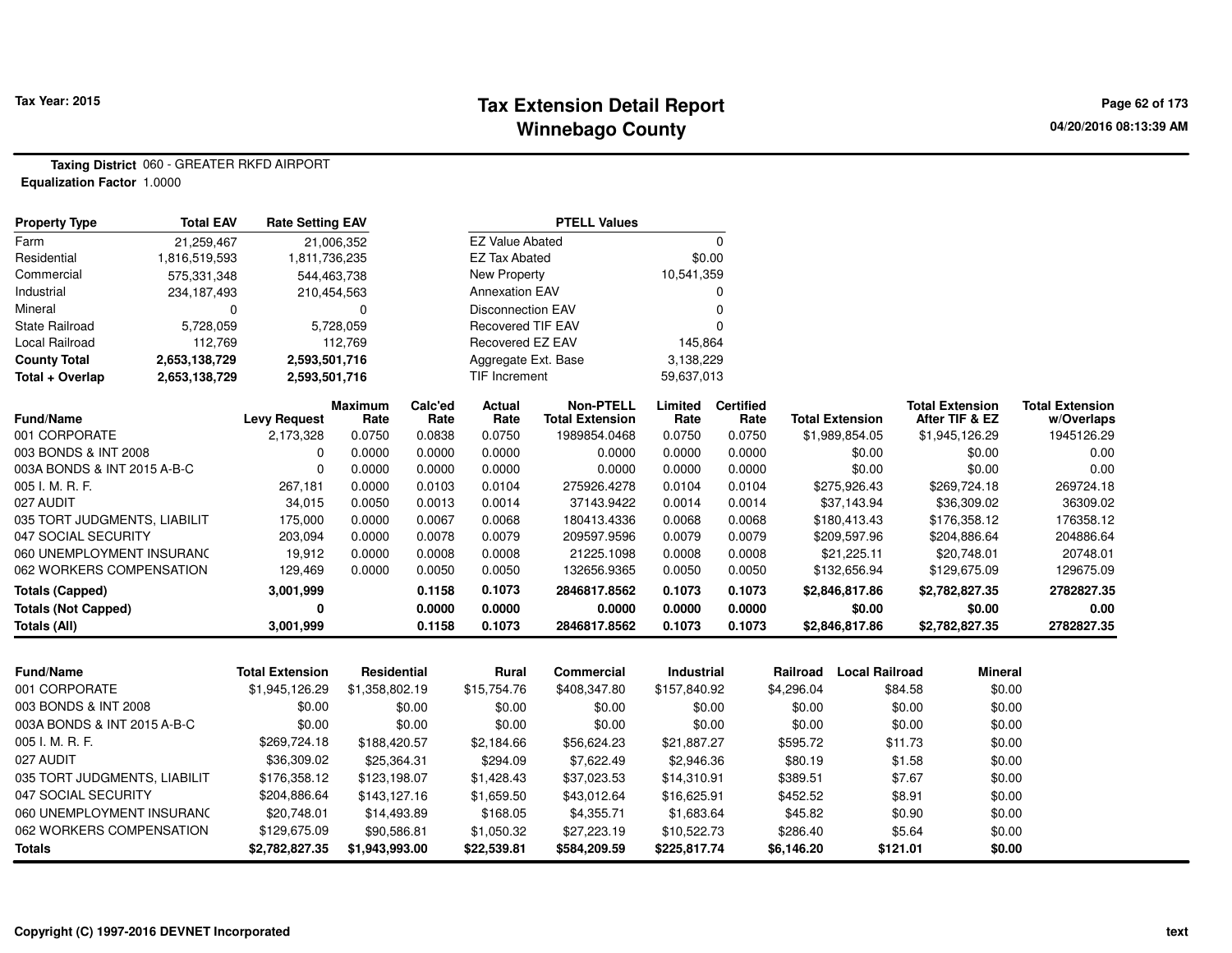Tax Year: 2015

# Tax Extension Detail Report
## Winnebago County

**Taxing District** 060 - GREATER RKFD AIRPORT
**Equalization Factor** 1.0000

| Property Type | Total EAV | Rate Setting EAV |
|---|---|---|
| Farm | 21,259,467 | 21,006,352 |
| Residential | 1,816,519,593 | 1,811,736,235 |
| Commercial | 575,331,348 | 544,463,738 |
| Industrial | 234,187,493 | 210,454,563 |
| Mineral | 0 | 0 |
| State Railroad | 5,728,059 | 5,728,059 |
| Local Railroad | 112,769 | 112,769 |
| **County Total** | **2,653,138,729** | **2,593,501,716** |
| **Total + Overlap** | **2,653,138,729** | **2,593,501,716** |

| PTELL Values | |
|---|---|
| EZ Value Abated | 0 |
| EZ Tax Abated | $0.00 |
| New Property | 10,541,359 |
| Annexation EAV | 0 |
| Disconnection EAV | 0 |
| Recovered TIF EAV | 0 |
| Recovered EZ EAV | 145,864 |
| Aggregate Ext. Base | 3,138,229 |
| TIF Increment | 59,637,013 |

| Fund/Name | Levy Request | Maximum Rate | Calc'ed Rate | Actual Rate | Non-PTELL Total Extension | Limited Rate | Certified Rate | Total Extension | Total Extension After TIF & EZ | Total Extension w/Overlaps |
|---|---|---|---|---|---|---|---|---|---|---|
| 001 CORPORATE | 2,173,328 | 0.0750 | 0.0838 | 0.0750 | 1989854.0468 | 0.0750 | 0.0750 | $1,989,854.05 | $1,945,126.29 | 1945126.29 |
| 003 BONDS & INT 2008 | 0 | 0.0000 | 0.0000 | 0.0000 | 0.0000 | 0.0000 | 0.0000 | $0.00 | $0.00 | 0.00 |
| 003A BONDS & INT 2015 A-B-C | 0 | 0.0000 | 0.0000 | 0.0000 | 0.0000 | 0.0000 | 0.0000 | $0.00 | $0.00 | 0.00 |
| 005 I. M. R. F. | 267,181 | 0.0000 | 0.0103 | 0.0104 | 275926.4278 | 0.0104 | 0.0104 | $275,926.43 | $269,724.18 | 269724.18 |
| 027 AUDIT | 34,015 | 0.0050 | 0.0013 | 0.0014 | 37143.9422 | 0.0014 | 0.0014 | $37,143.94 | $36,309.02 | 36309.02 |
| 035 TORT JUDGMENTS, LIABILIT | 175,000 | 0.0000 | 0.0067 | 0.0068 | 180413.4336 | 0.0068 | 0.0068 | $180,413.43 | $176,358.12 | 176358.12 |
| 047 SOCIAL SECURITY | 203,094 | 0.0000 | 0.0078 | 0.0079 | 209597.9596 | 0.0079 | 0.0079 | $209,597.96 | $204,886.64 | 204886.64 |
| 060 UNEMPLOYMENT INSURANC | 19,912 | 0.0000 | 0.0008 | 0.0008 | 21225.1098 | 0.0008 | 0.0008 | $21,225.11 | $20,748.01 | 20748.01 |
| 062 WORKERS COMPENSATION | 129,469 | 0.0000 | 0.0050 | 0.0050 | 132656.9365 | 0.0050 | 0.0050 | $132,656.94 | $129,675.09 | 129675.09 |
| **Totals (Capped)** | **3,001,999** | | **0.1158** | **0.1073** | **2846817.8562** | **0.1073** | **0.1073** | **$2,846,817.86** | **$2,782,827.35** | **2782827.35** |
| **Totals (Not Capped)** | **0** | | **0.0000** | **0.0000** | **0.0000** | **0.0000** | **0.0000** | **$0.00** | **$0.00** | **0.00** |
| **Totals (All)** | **3,001,999** | | **0.1158** | **0.1073** | **2846817.8562** | **0.1073** | **0.1073** | **$2,846,817.86** | **$2,782,827.35** | **2782827.35** |

| Fund/Name | Total Extension | Residential | Rural | Commercial | Industrial | Railroad | Local Railroad | Mineral |
|---|---|---|---|---|---|---|---|---|
| 001 CORPORATE | $1,945,126.29 | $1,358,802.19 | $15,754.76 | $408,347.80 | $157,840.92 | $4,296.04 | $84.58 | $0.00 |
| 003 BONDS & INT 2008 | $0.00 | $0.00 | $0.00 | $0.00 | $0.00 | $0.00 | $0.00 | $0.00 |
| 003A BONDS & INT 2015 A-B-C | $0.00 | $0.00 | $0.00 | $0.00 | $0.00 | $0.00 | $0.00 | $0.00 |
| 005 I. M. R. F. | $269,724.18 | $188,420.57 | $2,184.66 | $56,624.23 | $21,887.27 | $595.72 | $11.73 | $0.00 |
| 027 AUDIT | $36,309.02 | $25,364.31 | $294.09 | $7,622.49 | $2,946.36 | $80.19 | $1.58 | $0.00 |
| 035 TORT JUDGMENTS, LIABILIT | $176,358.12 | $123,198.07 | $1,428.43 | $37,023.53 | $14,310.91 | $389.51 | $7.67 | $0.00 |
| 047 SOCIAL SECURITY | $204,886.64 | $143,127.16 | $1,659.50 | $43,012.64 | $16,625.91 | $452.52 | $8.91 | $0.00 |
| 060 UNEMPLOYMENT INSURANC | $20,748.01 | $14,493.89 | $168.05 | $4,355.71 | $1,683.64 | $45.82 | $0.90 | $0.00 |
| 062 WORKERS COMPENSATION | $129,675.09 | $90,586.81 | $1,050.32 | $27,223.19 | $10,522.73 | $286.40 | $5.64 | $0.00 |
| **Totals** | **$2,782,827.35** | **$1,943,993.00** | **$22,539.81** | **$584,209.59** | **$225,817.74** | **$6,146.20** | **$121.01** | **$0.00** |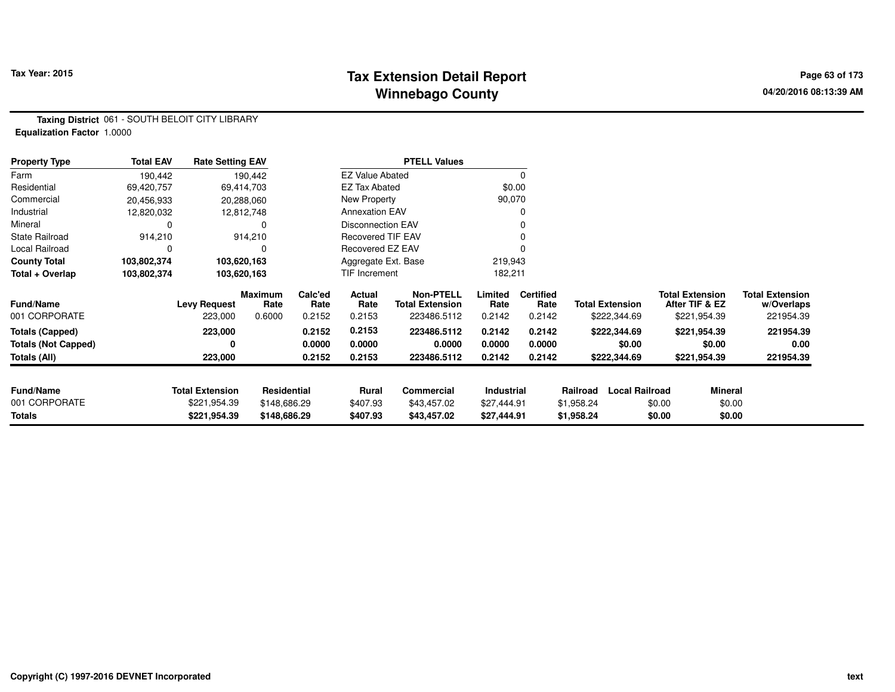Tax Year: 2015

# Tax Extension Detail Report
## Winnebago County

04/20/2016 08:13:39 AM

**Taxing District** 061 - SOUTH BELOIT CITY LIBRARY
**Equalization Factor** 1.0000

| Property Type | Total EAV | Rate Setting EAV |
|---|---|---|
| Farm | 190,442 | 190,442 |
| Residential | 69,420,757 | 69,414,703 |
| Commercial | 20,456,933 | 20,288,060 |
| Industrial | 12,820,032 | 12,812,748 |
| Mineral | 0 | 0 |
| State Railroad | 914,210 | 914,210 |
| Local Railroad | 0 | 0 |
| **County Total** | **103,802,374** | **103,620,163** |
| **Total + Overlap** | **103,802,374** | **103,620,163** |

| PTELL Values | |
|---|---|
| EZ Value Abated | 0 |
| EZ Tax Abated | $0.00 |
| New Property | 90,070 |
| Annexation EAV | 0 |
| Disconnection EAV | 0 |
| Recovered TIF EAV | 0 |
| Recovered EZ EAV | 0 |
| Aggregate Ext. Base | 219,943 |
| TIF Increment | 182,211 |

| Fund/Name | Levy Request | Maximum Rate | Calc'ed Rate | Actual Rate | Non-PTELL Total Extension | Limited Rate | Certified Rate | Total Extension | Total Extension After TIF & EZ | Total Extension w/Overlaps |
|---|---|---|---|---|---|---|---|---|---|---|
| 001 CORPORATE | 223,000 | 0.6000 | 0.2152 | 0.2153 | 223486.5112 | 0.2142 | 0.2142 | $222,344.69 | $221,954.39 | 221954.39 |
| **Totals (Capped)** | **223,000** | | **0.2152** | **0.2153** | **223486.5112** | **0.2142** | **0.2142** | **$222,344.69** | **$221,954.39** | **221954.39** |
| **Totals (Not Capped)** | **0** | | **0.0000** | **0.0000** | **0.0000** | **0.0000** | **0.0000** | **$0.00** | **$0.00** | **0.00** |
| **Totals (All)** | **223,000** | | **0.2152** | **0.2153** | **223486.5112** | **0.2142** | **0.2142** | **$222,344.69** | **$221,954.39** | **221954.39** |

| Fund/Name | Total Extension | Residential | Rural | Commercial | Industrial | Railroad | Local Railroad | Mineral |
|---|---|---|---|---|---|---|---|---|
| 001 CORPORATE | $221,954.39 | $148,686.29 | $407.93 | $43,457.02 | $27,444.91 | $1,958.24 | $0.00 | $0.00 |
| **Totals** | **$221,954.39** | **$148,686.29** | **$407.93** | **$43,457.02** | **$27,444.91** | **$1,958.24** | **$0.00** | **$0.00** |

Copyright (C) 1997-2016 DEVNET Incorporated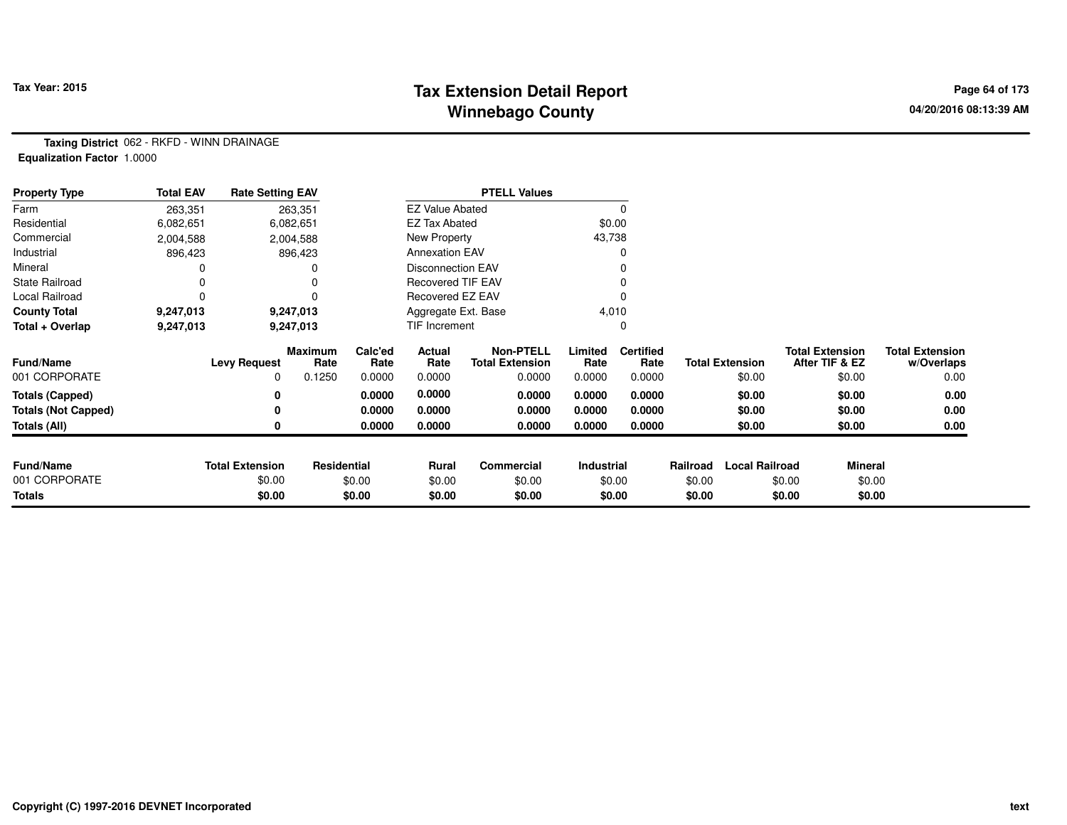**Tax Year: 2015**

# Tax Extension Detail Report
## Winnebago County

04/20/2016 08:13:39 AM

**Taxing District** 062 - RKFD - WINN DRAINAGE
**Equalization Factor** 1.0000

| Property Type | Total EAV | Rate Setting EAV | PTELL Values | |
|---|---|---|---|---|
| Farm | 263,351 | 263,351 | EZ Value Abated | 0 |
| Residential | 6,082,651 | 6,082,651 | EZ Tax Abated | $0.00 |
| Commercial | 2,004,588 | 2,004,588 | New Property | 43,738 |
| Industrial | 896,423 | 896,423 | Annexation EAV | 0 |
| Mineral | 0 | 0 | Disconnection EAV | 0 |
| State Railroad | 0 | 0 | Recovered TIF EAV | 0 |
| Local Railroad | 0 | 0 | Recovered EZ EAV | 0 |
| **County Total** | **9,247,013** | **9,247,013** | Aggregate Ext. Base | 4,010 |
| **Total + Overlap** | **9,247,013** | **9,247,013** | TIF Increment | 0 |

| Fund/Name | Levy Request | Maximum Rate | Calc'ed Rate | Actual Rate | Non-PTELL Total Extension | Limited Rate | Certified Rate | Total Extension | Total Extension After TIF & EZ | Total Extension w/Overlaps |
|---|---|---|---|---|---|---|---|---|---|---|
| 001 CORPORATE | 0 | 0.1250 | 0.0000 | 0.0000 | 0.0000 | 0.0000 | 0.0000 | $0.00 | $0.00 | 0.00 |
| **Totals (Capped)** | **0** | | **0.0000** | **0.0000** | **0.0000** | **0.0000** | **0.0000** | **$0.00** | **$0.00** | **0.00** |
| **Totals (Not Capped)** | **0** | | **0.0000** | **0.0000** | **0.0000** | **0.0000** | **0.0000** | **$0.00** | **$0.00** | **0.00** |
| **Totals (All)** | **0** | | **0.0000** | **0.0000** | **0.0000** | **0.0000** | **0.0000** | **$0.00** | **$0.00** | **0.00** |

| Fund/Name | Total Extension | Residential | Rural | Commercial | Industrial | Railroad | Local Railroad | Mineral |
|---|---|---|---|---|---|---|---|---|
| 001 CORPORATE | $0.00 | $0.00 | $0.00 | $0.00 | $0.00 | $0.00 | $0.00 | $0.00 |
| **Totals** | **$0.00** | **$0.00** | **$0.00** | **$0.00** | **$0.00** | **$0.00** | **$0.00** | **$0.00** |

Copyright (C) 1997-2016 DEVNET Incorporated

text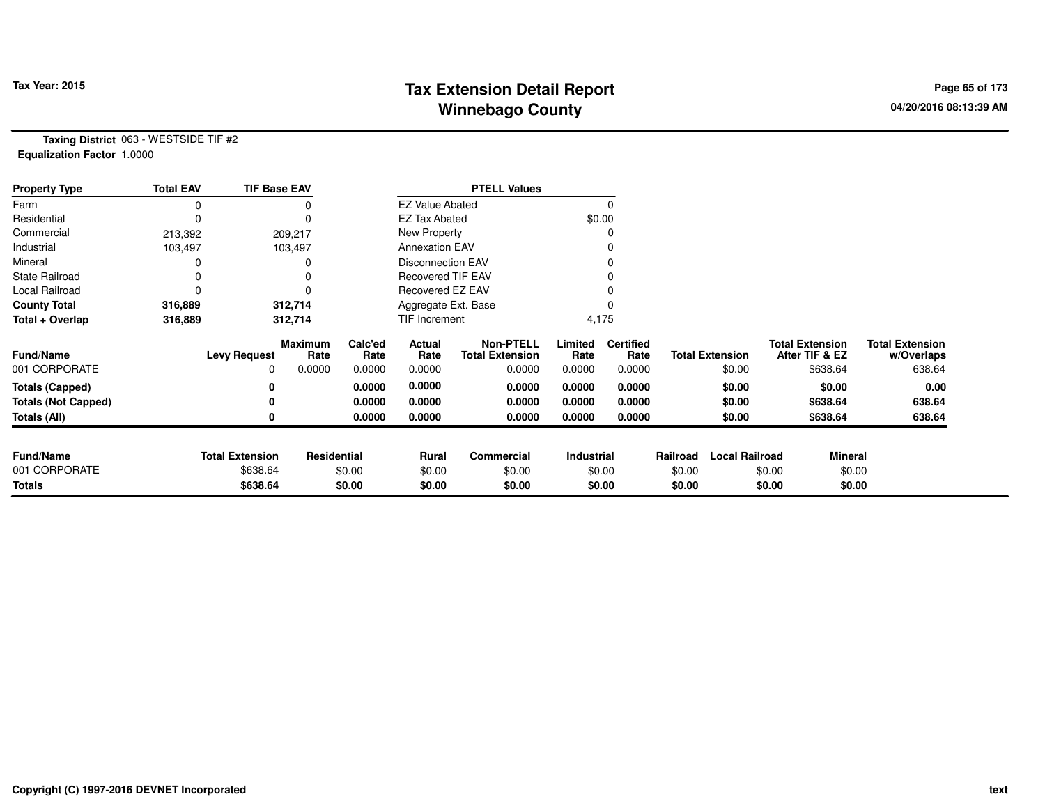# Tax Extension Detail Report
## Winnebago County

Tax Year: 2015

04/20/2016 08:13:39 AM

**Taxing District** 063 - WESTSIDE TIF #2
**Equalization Factor** 1.0000

| Property Type | Total EAV | TIF Base EAV |
|---|---|---|
| Farm | 0 | 0 |
| Residential | 0 | 0 |
| Commercial | 213,392 | 209,217 |
| Industrial | 103,497 | 103,497 |
| Mineral | 0 | 0 |
| State Railroad | 0 | 0 |
| Local Railroad | 0 | 0 |
| **County Total** | **316,889** | **312,714** |
| **Total + Overlap** | **316,889** | **312,714** |

| PTELL Values | |
|---|---|
| EZ Value Abated | 0 |
| EZ Tax Abated | $0.00 |
| New Property | 0 |
| Annexation EAV | 0 |
| Disconnection EAV | 0 |
| Recovered TIF EAV | 0 |
| Recovered EZ EAV | 0 |
| Aggregate Ext. Base | 0 |
| TIF Increment | 4,175 |

| Fund/Name | Levy Request | Maximum Rate | Calc'ed Rate | Actual Rate | Non-PTELL Total Extension | Limited Rate | Certified Rate | Total Extension | Total Extension After TIF & EZ | Total Extension w/Overlaps |
|---|---|---|---|---|---|---|---|---|---|---|
| 001 CORPORATE | 0 | 0.0000 | 0.0000 | 0.0000 | 0.0000 | 0.0000 | 0.0000 | $0.00 | $638.64 | 638.64 |
| **Totals (Capped)** | **0** | | **0.0000** | **0.0000** | **0.0000** | **0.0000** | **0.0000** | **$0.00** | **$0.00** | **0.00** |
| **Totals (Not Capped)** | **0** | | **0.0000** | **0.0000** | **0.0000** | **0.0000** | **0.0000** | **$0.00** | **$638.64** | **638.64** |
| **Totals (All)** | **0** | | **0.0000** | **0.0000** | **0.0000** | **0.0000** | **0.0000** | **$0.00** | **$638.64** | **638.64** |

| Fund/Name | Total Extension | Residential | Rural | Commercial | Industrial | Railroad | Local Railroad | Mineral |
|---|---|---|---|---|---|---|---|---|
| 001 CORPORATE | $638.64 | $0.00 | $0.00 | $0.00 | $0.00 | $0.00 | $0.00 | $0.00 |
| **Totals** | **$638.64** | **$0.00** | **$0.00** | **$0.00** | **$0.00** | **$0.00** | **$0.00** | **$0.00** |

Copyright (C) 1997-2016 DEVNET Incorporated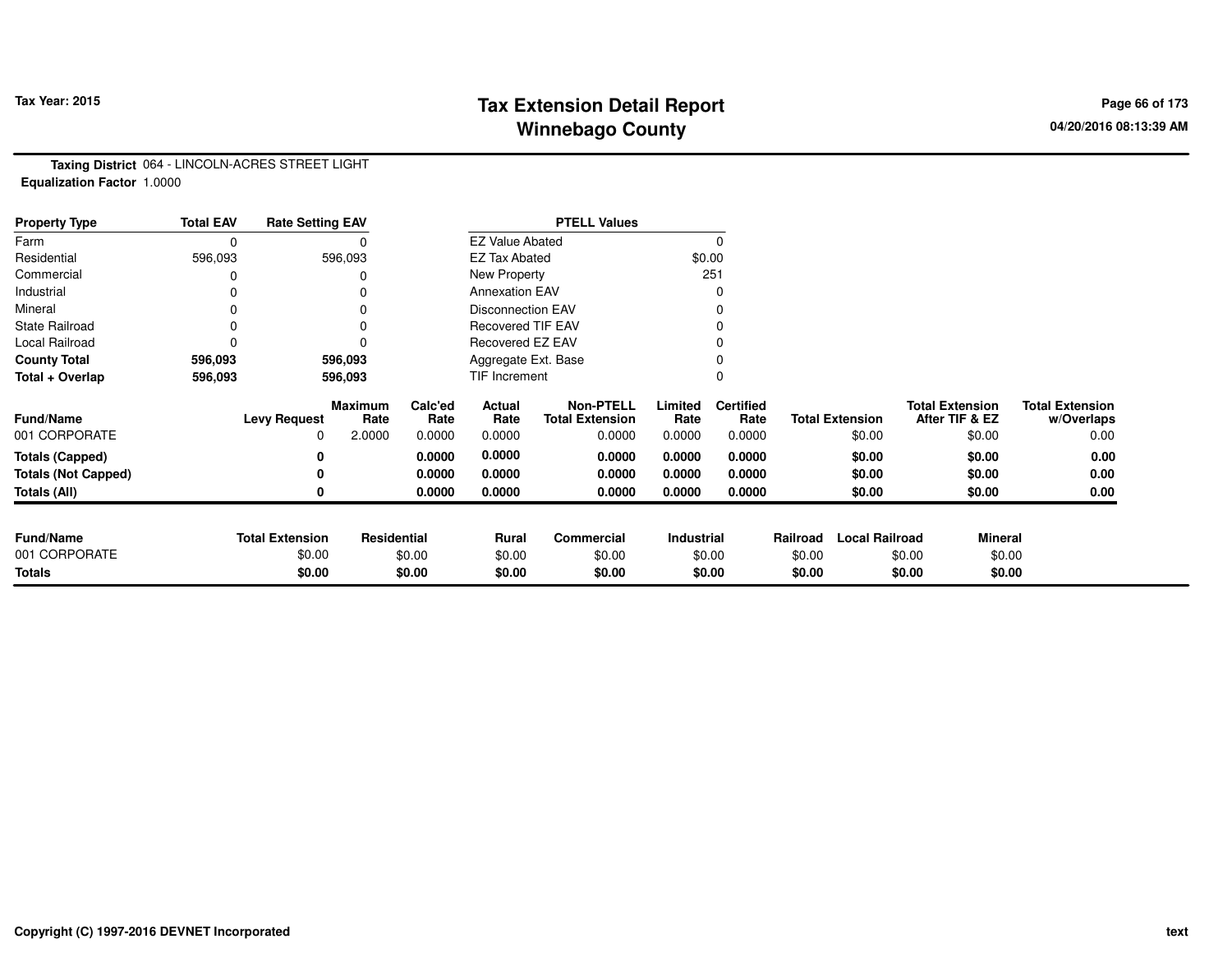Tax Year: 2015

# Tax Extension Detail Report
## Winnebago County

04/20/2016 08:13:39 AM

**Taxing District** 064 - LINCOLN-ACRES STREET LIGHT
**Equalization Factor** 1.0000

| Property Type | Total EAV | Rate Setting EAV | PTELL Values | |
|---|---|---|---|---|
| Farm | 0 | 0 | EZ Value Abated | 0 |
| Residential | 596,093 | 596,093 | EZ Tax Abated | $0.00 |
| Commercial | 0 | 0 | New Property | 251 |
| Industrial | 0 | 0 | Annexation EAV | 0 |
| Mineral | 0 | 0 | Disconnection EAV | 0 |
| State Railroad | 0 | 0 | Recovered TIF EAV | 0 |
| Local Railroad | 0 | 0 | Recovered EZ EAV | 0 |
| **County Total** | **596,093** | **596,093** | Aggregate Ext. Base | 0 |
| **Total + Overlap** | **596,093** | **596,093** | TIF Increment | 0 |

| Fund/Name | Levy Request | Maximum Rate | Calc'ed Rate | Actual Rate | Non-PTELL Total Extension | Limited Rate | Certified Rate | Total Extension | Total Extension After TIF & EZ | Total Extension w/Overlaps |
|---|---|---|---|---|---|---|---|---|---|---|
| 001 CORPORATE | 0 | 2.0000 | 0.0000 | 0.0000 | 0.0000 | 0.0000 | 0.0000 | $0.00 | $0.00 | 0.00 |
| **Totals (Capped)** | **0** | | **0.0000** | **0.0000** | **0.0000** | **0.0000** | **0.0000** | **$0.00** | **$0.00** | **0.00** |
| **Totals (Not Capped)** | **0** | | **0.0000** | **0.0000** | **0.0000** | **0.0000** | **0.0000** | **$0.00** | **$0.00** | **0.00** |
| **Totals (All)** | **0** | | **0.0000** | **0.0000** | **0.0000** | **0.0000** | **0.0000** | **$0.00** | **$0.00** | **0.00** |

| Fund/Name | Total Extension | Residential | Rural | Commercial | Industrial | Railroad | Local Railroad | Mineral |
|---|---|---|---|---|---|---|---|---|
| 001 CORPORATE | $0.00 | $0.00 | $0.00 | $0.00 | $0.00 | $0.00 | $0.00 | $0.00 |
| **Totals** | **$0.00** | **$0.00** | **$0.00** | **$0.00** | **$0.00** | **$0.00** | **$0.00** | **$0.00** |

Copyright (C) 1997-2016 DEVNET Incorporated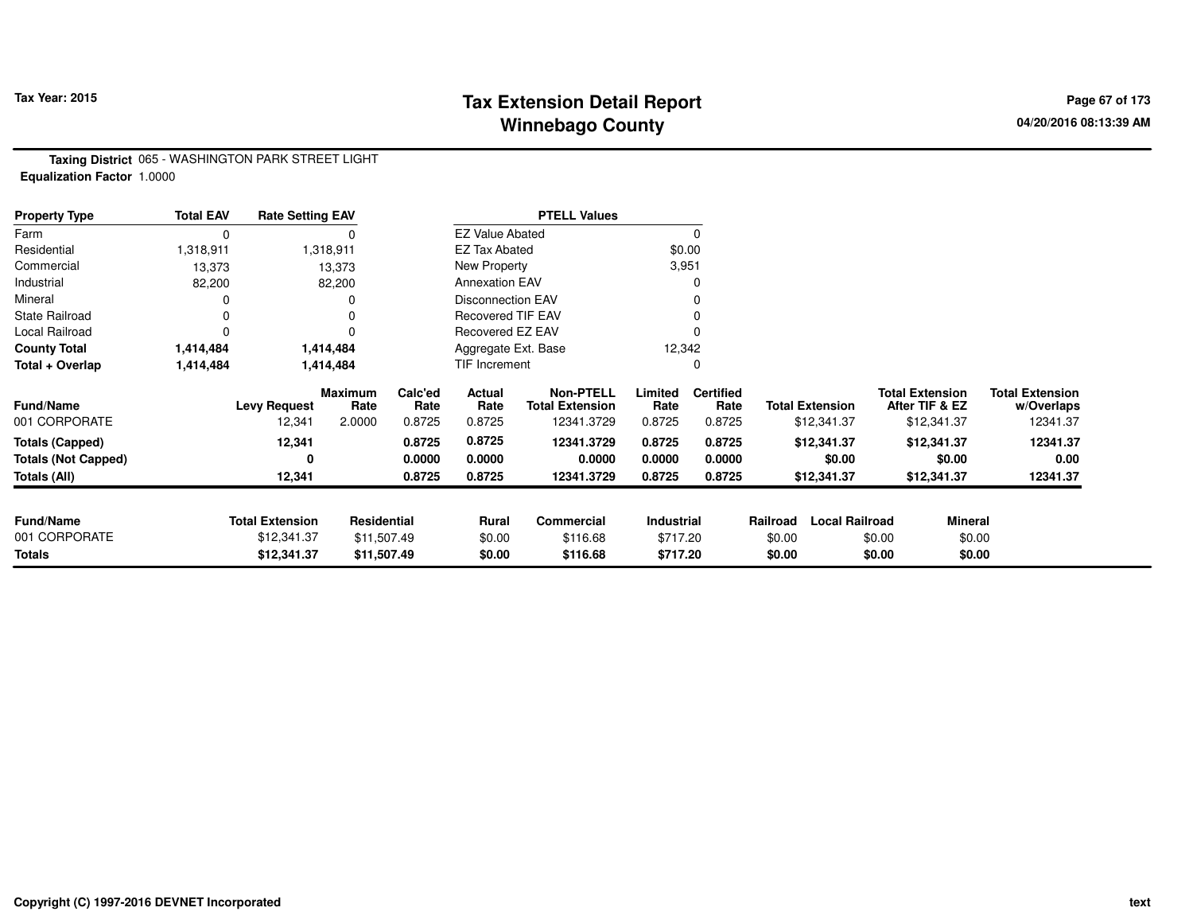# Tax Extension Detail Report
## Winnebago County

**Tax Year: 2015**

04/20/2016 08:13:39 AM

**Taxing District** 065 - WASHINGTON PARK STREET LIGHT
**Equalization Factor** 1.0000

| Property Type | Total EAV | Rate Setting EAV |
|---|---|---|
| Farm | 0 | 0 |
| Residential | 1,318,911 | 1,318,911 |
| Commercial | 13,373 | 13,373 |
| Industrial | 82,200 | 82,200 |
| Mineral | 0 | 0 |
| State Railroad | 0 | 0 |
| Local Railroad | 0 | 0 |
| **County Total** | **1,414,484** | **1,414,484** |
| **Total + Overlap** | **1,414,484** | **1,414,484** |

| PTELL Values | |
|---|---|
| EZ Value Abated | 0 |
| EZ Tax Abated | $0.00 |
| New Property | 3,951 |
| Annexation EAV | 0 |
| Disconnection EAV | 0 |
| Recovered TIF EAV | 0 |
| Recovered EZ EAV | 0 |
| Aggregate Ext. Base | 12,342 |
| TIF Increment | 0 |

| Fund/Name | Levy Request | Maximum Rate | Calc'ed Rate | Actual Rate | Non-PTELL Total Extension | Limited Rate | Certified Rate | Total Extension | Total Extension After TIF & EZ | Total Extension w/Overlaps |
|---|---|---|---|---|---|---|---|---|---|---|
| 001 CORPORATE | 12,341 | 2.0000 | 0.8725 | 0.8725 | 12341.3729 | 0.8725 | 0.8725 | $12,341.37 | $12,341.37 | 12341.37 |
| **Totals (Capped)** | **12,341** | | **0.8725** | **0.8725** | **12341.3729** | **0.8725** | **0.8725** | **$12,341.37** | **$12,341.37** | **12341.37** |
| **Totals (Not Capped)** | **0** | | **0.0000** | **0.0000** | **0.0000** | **0.0000** | **0.0000** | **$0.00** | **$0.00** | **0.00** |
| **Totals (All)** | **12,341** | | **0.8725** | **0.8725** | **12341.3729** | **0.8725** | **0.8725** | **$12,341.37** | **$12,341.37** | **12341.37** |

| Fund/Name | Total Extension | Residential | Rural | Commercial | Industrial | Railroad | Local Railroad | Mineral |
|---|---|---|---|---|---|---|---|---|
| 001 CORPORATE | $12,341.37 | $11,507.49 | $0.00 | $116.68 | $717.20 | $0.00 | $0.00 | $0.00 |
| **Totals** | **$12,341.37** | **$11,507.49** | **$0.00** | **$116.68** | **$717.20** | **$0.00** | **$0.00** | **$0.00** |

Copyright (C) 1997-2016 DEVNET Incorporated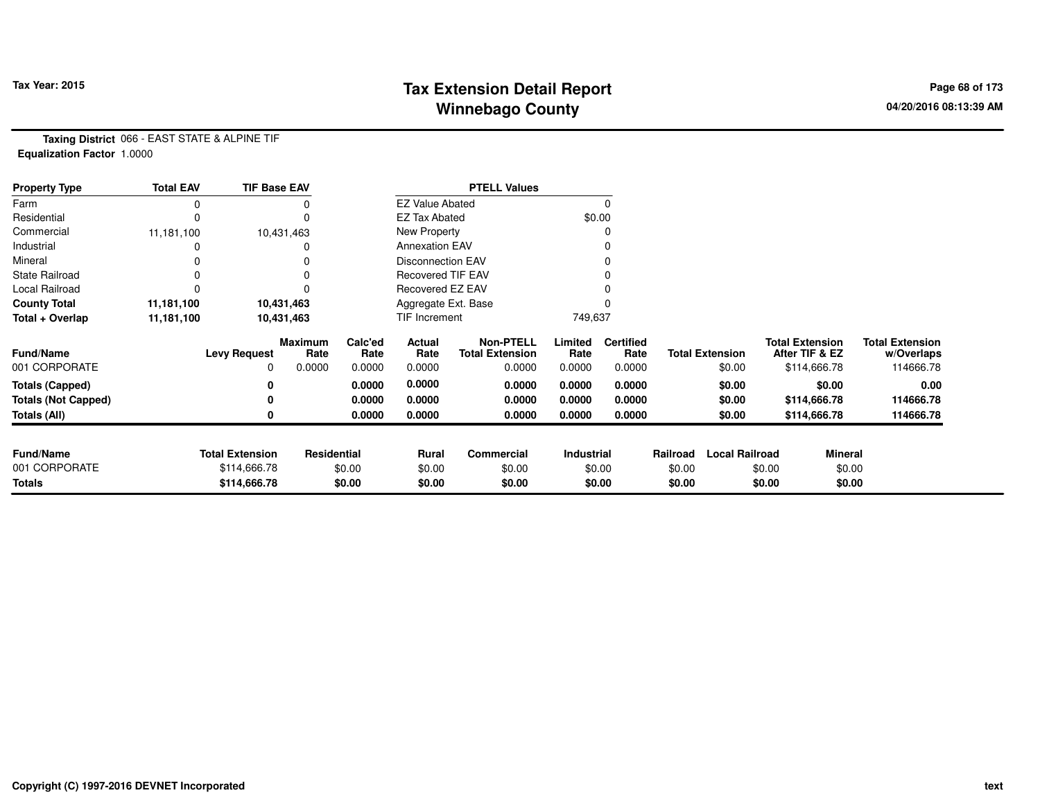# Tax Extension Detail Report
## Winnebago County

Tax Year: 2015

04/20/2016 08:13:39 AM

**Taxing District** 066 - EAST STATE & ALPINE TIF
**Equalization Factor** 1.0000

| Property Type | Total EAV | TIF Base EAV |
|---|---|---|
| Farm | 0 | 0 |
| Residential | 0 | 0 |
| Commercial | 11,181,100 | 10,431,463 |
| Industrial | 0 | 0 |
| Mineral | 0 | 0 |
| State Railroad | 0 | 0 |
| Local Railroad | 0 | 0 |
| **County Total** | **11,181,100** | **10,431,463** |
| **Total + Overlap** | **11,181,100** | **10,431,463** |

| PTELL Values | |
|---|---|
| EZ Value Abated | 0 |
| EZ Tax Abated | $0.00 |
| New Property | 0 |
| Annexation EAV | 0 |
| Disconnection EAV | 0 |
| Recovered TIF EAV | 0 |
| Recovered EZ EAV | 0 |
| Aggregate Ext. Base | 0 |
| TIF Increment | 749,637 |

| Fund/Name | Levy Request | Maximum Rate | Calc'ed Rate | Actual Rate | Non-PTELL Total Extension | Limited Rate | Certified Rate | Total Extension | Total Extension After TIF & EZ | Total Extension w/Overlaps |
|---|---|---|---|---|---|---|---|---|---|---|
| 001 CORPORATE | 0 | 0.0000 | 0.0000 | 0.0000 | 0.0000 | 0.0000 | 0.0000 | $0.00 | $114,666.78 | 114666.78 |
| **Totals (Capped)** | **0** | | **0.0000** | **0.0000** | **0.0000** | **0.0000** | **0.0000** | **$0.00** | **$0.00** | **0.00** |
| **Totals (Not Capped)** | **0** | | **0.0000** | **0.0000** | **0.0000** | **0.0000** | **0.0000** | **$0.00** | **$114,666.78** | **114666.78** |
| **Totals (All)** | **0** | | **0.0000** | **0.0000** | **0.0000** | **0.0000** | **0.0000** | **$0.00** | **$114,666.78** | **114666.78** |

| Fund/Name | Total Extension | Residential | Rural | Commercial | Industrial | Railroad | Local Railroad | Mineral |
|---|---|---|---|---|---|---|---|---|
| 001 CORPORATE | $114,666.78 | $0.00 | $0.00 | $0.00 | $0.00 | $0.00 | $0.00 | $0.00 |
| **Totals** | **$114,666.78** | **$0.00** | **$0.00** | **$0.00** | **$0.00** | **$0.00** | **$0.00** | **$0.00** |

Copyright (C) 1997-2016 DEVNET Incorporated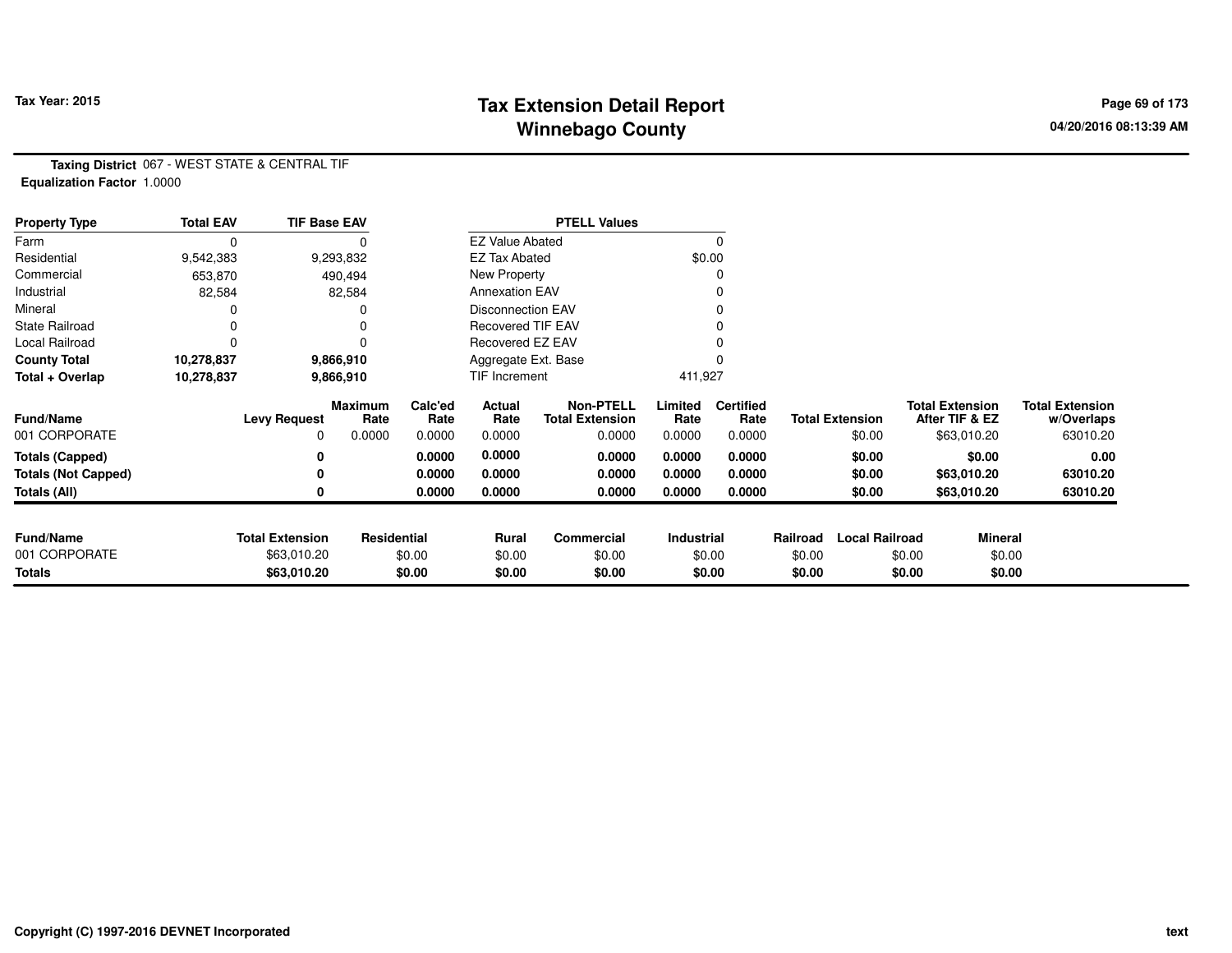**Tax Year: 2015**

# Tax Extension Detail Report
## Winnebago County

04/20/2016 08:13:39 AM

**Taxing District** 067 - WEST STATE & CENTRAL TIF
**Equalization Factor** 1.0000

| Property Type | Total EAV | TIF Base EAV | PTELL Values | |
|---|---|---|---|---|
| Farm | 0 | 0 | EZ Value Abated | 0 |
| Residential | 9,542,383 | 9,293,832 | EZ Tax Abated | $0.00 |
| Commercial | 653,870 | 490,494 | New Property | 0 |
| Industrial | 82,584 | 82,584 | Annexation EAV | 0 |
| Mineral | 0 | 0 | Disconnection EAV | 0 |
| State Railroad | 0 | 0 | Recovered TIF EAV | 0 |
| Local Railroad | 0 | 0 | Recovered EZ EAV | 0 |
| **County Total** | **10,278,837** | **9,866,910** | Aggregate Ext. Base | 0 |
| **Total + Overlap** | **10,278,837** | **9,866,910** | TIF Increment | 411,927 |

| Fund/Name | Levy Request | Maximum Rate | Calc'ed Rate | Actual Rate | Non-PTELL Total Extension | Limited Rate | Certified Rate | Total Extension | Total Extension After TIF & EZ | Total Extension w/Overlaps |
|---|---|---|---|---|---|---|---|---|---|---|
| 001 CORPORATE | 0 | 0.0000 | 0.0000 | 0.0000 | 0.0000 | 0.0000 | 0.0000 | $0.00 | $63,010.20 | 63010.20 |
| **Totals (Capped)** | **0** | | **0.0000** | **0.0000** | **0.0000** | **0.0000** | **0.0000** | **$0.00** | **$0.00** | **0.00** |
| **Totals (Not Capped)** | **0** | | **0.0000** | **0.0000** | **0.0000** | **0.0000** | **0.0000** | **$0.00** | **$63,010.20** | **63010.20** |
| **Totals (All)** | **0** | | **0.0000** | **0.0000** | **0.0000** | **0.0000** | **0.0000** | **$0.00** | **$63,010.20** | **63010.20** |

| Fund/Name | Total Extension | Residential | Rural | Commercial | Industrial | Railroad | Local Railroad | Mineral |
|---|---|---|---|---|---|---|---|---|
| 001 CORPORATE | $63,010.20 | $0.00 | $0.00 | $0.00 | $0.00 | $0.00 | $0.00 | $0.00 |
| **Totals** | **$63,010.20** | **$0.00** | **$0.00** | **$0.00** | **$0.00** | **$0.00** | **$0.00** | **$0.00** |

Copyright (C) 1997-2016 DEVNET Incorporated

text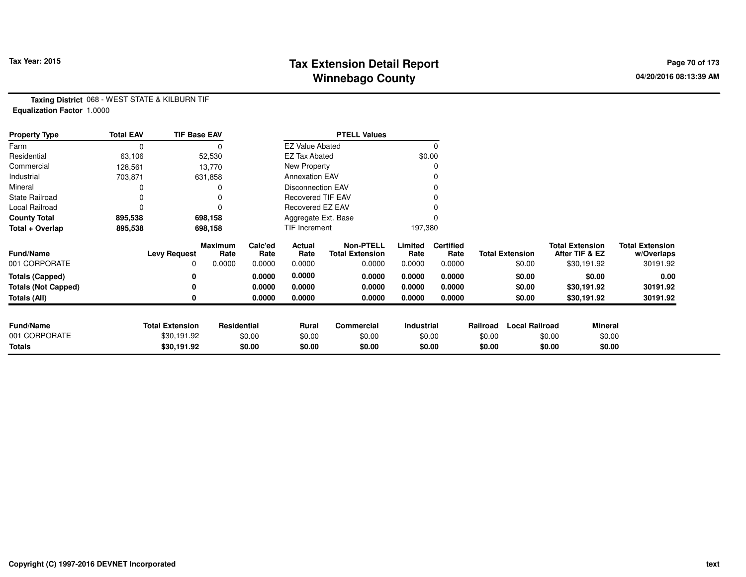Tax Year: 2015

# Tax Extension Detail Report
## Winnebago County

04/20/2016 08:13:39 AM

**Taxing District** 068 - WEST STATE & KILBURN TIF
**Equalization Factor** 1.0000

| Property Type | Total EAV | TIF Base EAV |
|---|---|---|
| Farm | 0 | 0 |
| Residential | 63,106 | 52,530 |
| Commercial | 128,561 | 13,770 |
| Industrial | 703,871 | 631,858 |
| Mineral | 0 | 0 |
| State Railroad | 0 | 0 |
| Local Railroad | 0 | 0 |
| **County Total** | **895,538** | **698,158** |
| **Total + Overlap** | **895,538** | **698,158** |

| PTELL Values | |
|---|---|
| EZ Value Abated | 0 |
| EZ Tax Abated | $0.00 |
| New Property | 0 |
| Annexation EAV | 0 |
| Disconnection EAV | 0 |
| Recovered TIF EAV | 0 |
| Recovered EZ EAV | 0 |
| Aggregate Ext. Base | 0 |
| TIF Increment | 197,380 |

| Fund/Name | Levy Request | Maximum Rate | Calc'ed Rate | Actual Rate | Non-PTELL Total Extension | Limited Rate | Certified Rate | Total Extension | Total Extension After TIF & EZ | Total Extension w/Overlaps |
|---|---|---|---|---|---|---|---|---|---|---|
| 001 CORPORATE | 0 | 0.0000 | 0.0000 | 0.0000 | 0.0000 | 0.0000 | 0.0000 | $0.00 | $30,191.92 | 30191.92 |
| **Totals (Capped)** | **0** | | **0.0000** | **0.0000** | **0.0000** | **0.0000** | **0.0000** | **$0.00** | **$0.00** | **0.00** |
| **Totals (Not Capped)** | **0** | | **0.0000** | **0.0000** | **0.0000** | **0.0000** | **0.0000** | **$0.00** | **$30,191.92** | **30191.92** |
| **Totals (All)** | **0** | | **0.0000** | **0.0000** | **0.0000** | **0.0000** | **0.0000** | **$0.00** | **$30,191.92** | **30191.92** |

| Fund/Name | Total Extension | Residential | Rural | Commercial | Industrial | Railroad | Local Railroad | Mineral |
|---|---|---|---|---|---|---|---|---|
| 001 CORPORATE | $30,191.92 | $0.00 | $0.00 | $0.00 | $0.00 | $0.00 | $0.00 | $0.00 |
| **Totals** | **$30,191.92** | **$0.00** | **$0.00** | **$0.00** | **$0.00** | **$0.00** | **$0.00** | **$0.00** |

Copyright (C) 1997-2016 DEVNET Incorporated

text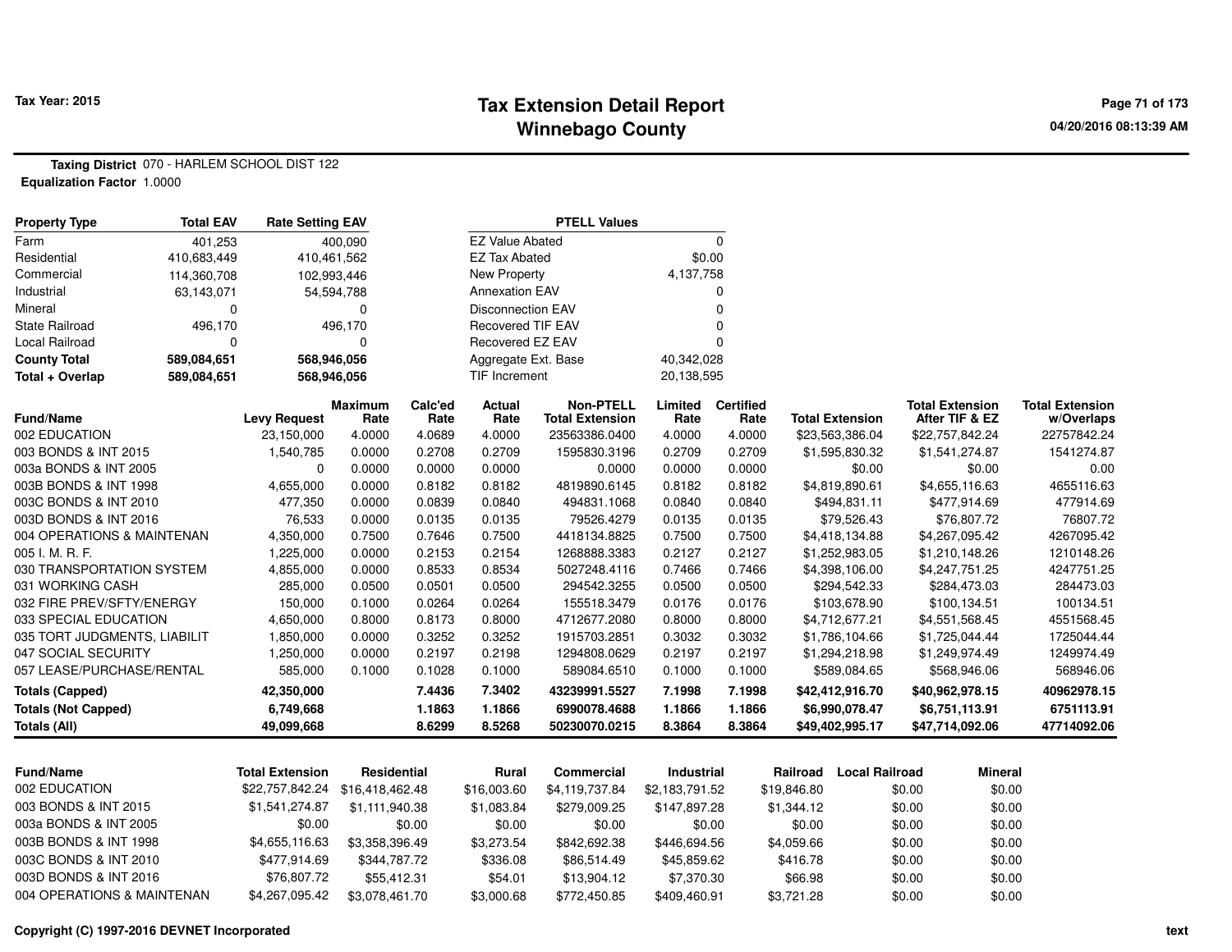**Tax Year: 2015**

# Tax Extension Detail Report
## Winnebago County

04/20/2016 08:13:39 AM

**Taxing District** 070 - HARLEM SCHOOL DIST 122
**Equalization Factor** 1.0000

| Property Type | Total EAV | Rate Setting EAV |
|---|---|---|
| Farm | 401,253 | 400,090 |
| Residential | 410,683,449 | 410,461,562 |
| Commercial | 114,360,708 | 102,993,446 |
| Industrial | 63,143,071 | 54,594,788 |
| Mineral | 0 | 0 |
| State Railroad | 496,170 | 496,170 |
| Local Railroad | 0 | 0 |
| **County Total** | **589,084,651** | **568,946,056** |
| **Total + Overlap** | **589,084,651** | **568,946,056** |

| PTELL Values | |
|---|---|
| EZ Value Abated | 0 |
| EZ Tax Abated | $0.00 |
| New Property | 4,137,758 |
| Annexation EAV | 0 |
| Disconnection EAV | 0 |
| Recovered TIF EAV | 0 |
| Recovered EZ EAV | 0 |
| Aggregate Ext. Base | 40,342,028 |
| TIF Increment | 20,138,595 |

| Fund/Name | Levy Request | Maximum Rate | Calc'ed Rate | Actual Rate | Non-PTELL Total Extension | Limited Rate | Certified Rate | Total Extension | Total Extension After TIF & EZ | Total Extension w/Overlaps |
|---|---|---|---|---|---|---|---|---|---|---|
| 002 EDUCATION | 23,150,000 | 4.0000 | 4.0689 | 4.0000 | 23563386.0400 | 4.0000 | 4.0000 | $23,563,386.04 | $22,757,842.24 | 22757842.24 |
| 003 BONDS & INT 2015 | 1,540,785 | 0.0000 | 0.2708 | 0.2709 | 1595830.3196 | 0.2709 | 0.2709 | $1,595,830.32 | $1,541,274.87 | 1541274.87 |
| 003a BONDS & INT 2005 | 0 | 0.0000 | 0.0000 | 0.0000 | 0.0000 | 0.0000 | 0.0000 | $0.00 | $0.00 | 0.00 |
| 003B BONDS & INT 1998 | 4,655,000 | 0.0000 | 0.8182 | 0.8182 | 4819890.6145 | 0.8182 | 0.8182 | $4,819,890.61 | $4,655,116.63 | 4655116.63 |
| 003C BONDS & INT 2010 | 477,350 | 0.0000 | 0.0839 | 0.0840 | 494831.1068 | 0.0840 | 0.0840 | $494,831.11 | $477,914.69 | 477914.69 |
| 003D BONDS & INT 2016 | 76,533 | 0.0000 | 0.0135 | 0.0135 | 79526.4279 | 0.0135 | 0.0135 | $79,526.43 | $76,807.72 | 76807.72 |
| 004 OPERATIONS & MAINTENAN | 4,350,000 | 0.7500 | 0.7646 | 0.7500 | 4418134.8825 | 0.7500 | 0.7500 | $4,418,134.88 | $4,267,095.42 | 4267095.42 |
| 005 I. M. R. F. | 1,225,000 | 0.0000 | 0.2153 | 0.2154 | 1268888.3383 | 0.2127 | 0.2127 | $1,252,983.05 | $1,210,148.26 | 1210148.26 |
| 030 TRANSPORTATION SYSTEM | 4,855,000 | 0.0000 | 0.8533 | 0.8534 | 5027248.4116 | 0.7466 | 0.7466 | $4,398,106.00 | $4,247,751.25 | 4247751.25 |
| 031 WORKING CASH | 285,000 | 0.0500 | 0.0501 | 0.0500 | 294542.3255 | 0.0500 | 0.0500 | $294,542.33 | $284,473.03 | 284473.03 |
| 032 FIRE PREV/SFTY/ENERGY | 150,000 | 0.1000 | 0.0264 | 0.0264 | 155518.3479 | 0.0176 | 0.0176 | $103,678.90 | $100,134.51 | 100134.51 |
| 033 SPECIAL EDUCATION | 4,650,000 | 0.8000 | 0.8173 | 0.8000 | 4712677.2080 | 0.8000 | 0.8000 | $4,712,677.21 | $4,551,568.45 | 4551568.45 |
| 035 TORT JUDGMENTS, LIABILIT | 1,850,000 | 0.0000 | 0.3252 | 0.3252 | 1915703.2851 | 0.3032 | 0.3032 | $1,786,104.66 | $1,725,044.44 | 1725044.44 |
| 047 SOCIAL SECURITY | 1,250,000 | 0.0000 | 0.2197 | 0.2198 | 1294808.0629 | 0.2197 | 0.2197 | $1,294,218.98 | $1,249,974.49 | 1249974.49 |
| 057 LEASE/PURCHASE/RENTAL | 585,000 | 0.1000 | 0.1028 | 0.1000 | 589084.6510 | 0.1000 | 0.1000 | $589,084.65 | $568,946.06 | 568946.06 |
| **Totals (Capped)** | **42,350,000** | | **7.4436** | **7.3402** | **43239991.5527** | **7.1998** | **7.1998** | **$42,412,916.70** | **$40,962,978.15** | **40962978.15** |
| **Totals (Not Capped)** | **6,749,668** | | **1.1863** | **1.1866** | **6990078.4688** | **1.1866** | **1.1866** | **$6,990,078.47** | **$6,751,113.91** | **6751113.91** |
| **Totals (All)** | **49,099,668** | | **8.6299** | **8.5268** | **50230070.0215** | **8.3864** | **8.3864** | **$49,402,995.17** | **$47,714,092.06** | **47714092.06** |

| Fund/Name | Total Extension | Residential | Rural | Commercial | Industrial | Railroad | Local Railroad | Mineral |
|---|---|---|---|---|---|---|---|---|
| 002 EDUCATION | $22,757,842.24 | $16,418,462.48 | $16,003.60 | $4,119,737.84 | $2,183,791.52 | $19,846.80 | $0.00 | $0.00 |
| 003 BONDS & INT 2015 | $1,541,274.87 | $1,111,940.38 | $1,083.84 | $279,009.25 | $147,897.28 | $1,344.12 | $0.00 | $0.00 |
| 003a BONDS & INT 2005 | $0.00 | $0.00 | $0.00 | $0.00 | $0.00 | $0.00 | $0.00 | $0.00 |
| 003B BONDS & INT 1998 | $4,655,116.63 | $3,358,396.49 | $3,273.54 | $842,692.38 | $446,694.56 | $4,059.66 | $0.00 | $0.00 |
| 003C BONDS & INT 2010 | $477,914.69 | $344,787.72 | $336.08 | $86,514.49 | $45,859.62 | $416.78 | $0.00 | $0.00 |
| 003D BONDS & INT 2016 | $76,807.72 | $55,412.31 | $54.01 | $13,904.12 | $7,370.30 | $66.98 | $0.00 | $0.00 |
| 004 OPERATIONS & MAINTENAN | $4,267,095.42 | $3,078,461.70 | $3,000.68 | $772,450.85 | $409,460.91 | $3,721.28 | $0.00 | $0.00 |

Copyright (C) 1997-2016 DEVNET Incorporated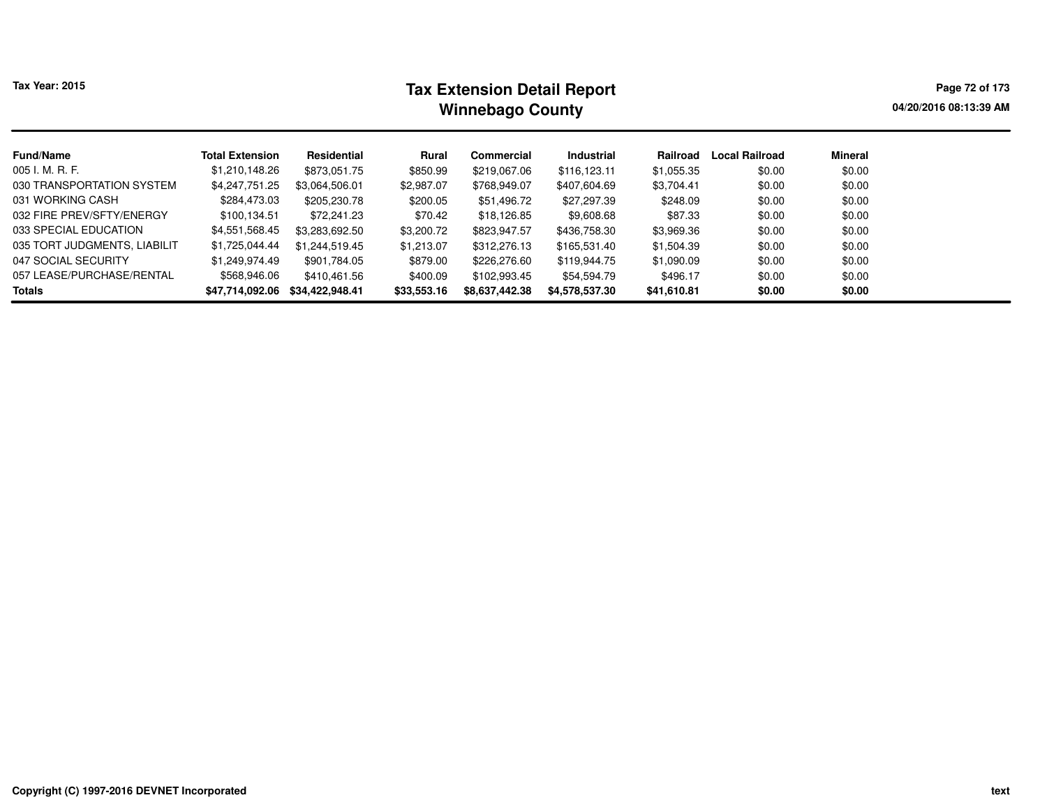# Tax Extension Detail Report
## Winnebago County

Tax Year: 2015

| Fund/Name | Total Extension | Residential | Rural | Commercial | Industrial | Railroad | Local Railroad | Mineral |
|---|---|---|---|---|---|---|---|---|
| 005 I. M. R. F. | $1,210,148.26 | $873,051.75 | $850.99 | $219,067.06 | $116,123.11 | $1,055.35 | $0.00 | $0.00 |
| 030 TRANSPORTATION SYSTEM | $4,247,751.25 | $3,064,506.01 | $2,987.07 | $768,949.07 | $407,604.69 | $3,704.41 | $0.00 | $0.00 |
| 031 WORKING CASH | $284,473.03 | $205,230.78 | $200.05 | $51,496.72 | $27,297.39 | $248.09 | $0.00 | $0.00 |
| 032 FIRE PREV/SFTY/ENERGY | $100,134.51 | $72,241.23 | $70.42 | $18,126.85 | $9,608.68 | $87.33 | $0.00 | $0.00 |
| 033 SPECIAL EDUCATION | $4,551,568.45 | $3,283,692.50 | $3,200.72 | $823,947.57 | $436,758.30 | $3,969.36 | $0.00 | $0.00 |
| 035 TORT JUDGMENTS, LIABILIT | $1,725,044.44 | $1,244,519.45 | $1,213.07 | $312,276.13 | $165,531.40 | $1,504.39 | $0.00 | $0.00 |
| 047 SOCIAL SECURITY | $1,249,974.49 | $901,784.05 | $879.00 | $226,276.60 | $119,944.75 | $1,090.09 | $0.00 | $0.00 |
| 057 LEASE/PURCHASE/RENTAL | $568,946.06 | $410,461.56 | $400.09 | $102,993.45 | $54,594.79 | $496.17 | $0.00 | $0.00 |
| **Totals** | **$47,714,092.06** | **$34,422,948.41** | **$33,553.16** | **$8,637,442.38** | **$4,578,537.30** | **$41,610.81** | **$0.00** | **$0.00** |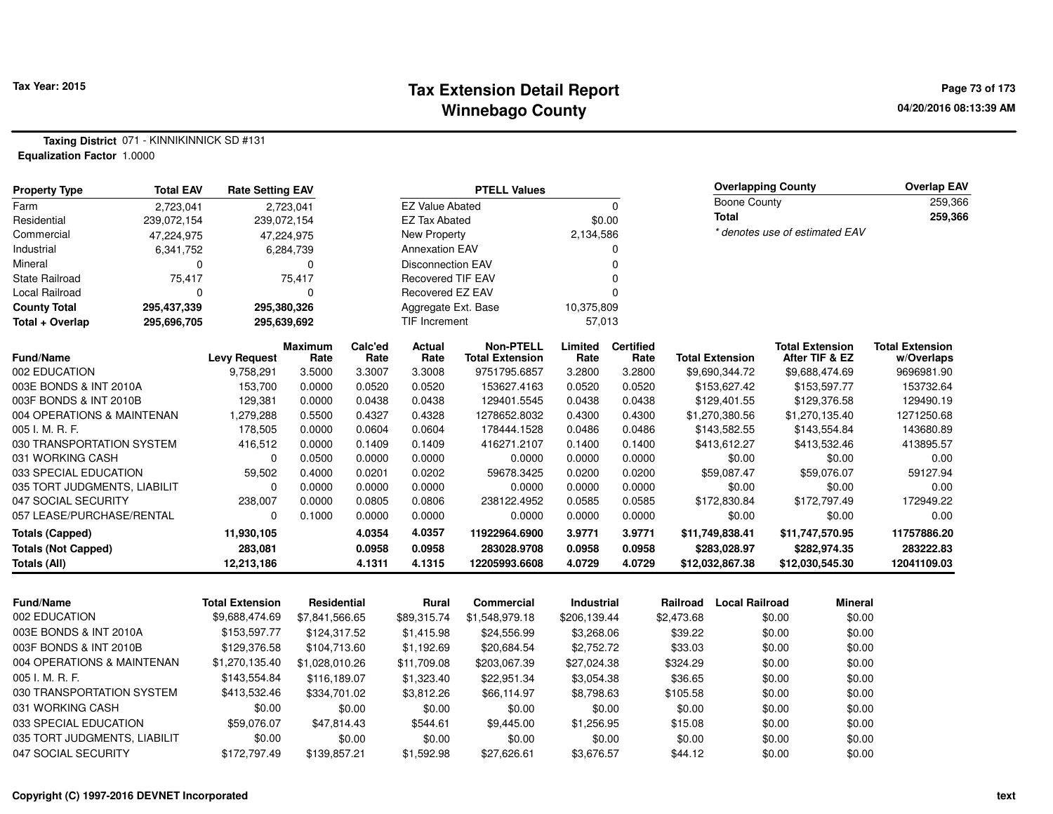# Tax Extension Detail Report
## Winnebago County

Tax Year: 2015

**Taxing District** 071 - KINNIKINNICK SD #131
**Equalization Factor** 1.0000

| Property Type | Total EAV | Rate Setting EAV |
|---|---|---|
| Farm | 2,723,041 | 2,723,041 |
| Residential | 239,072,154 | 239,072,154 |
| Commercial | 47,224,975 | 47,224,975 |
| Industrial | 6,341,752 | 6,284,739 |
| Mineral | 0 | 0 |
| State Railroad | 75,417 | 75,417 |
| Local Railroad | 0 | 0 |
| **County Total** | **295,437,339** | **295,380,326** |
| **Total + Overlap** | **295,696,705** | **295,639,692** |

| PTELL Values | |
|---|---|
| EZ Value Abated | 0 |
| EZ Tax Abated | $0.00 |
| New Property | 2,134,586 |
| Annexation EAV | 0 |
| Disconnection EAV | 0 |
| Recovered TIF EAV | 0 |
| Recovered EZ EAV | 0 |
| Aggregate Ext. Base | 10,375,809 |
| TIF Increment | 57,013 |

| Overlapping County | Overlap EAV |
|---|---|
| Boone County | 259,366 |
| **Total** | **259,366** |

* denotes use of estimated EAV

| Fund/Name | Levy Request | Maximum Rate | Calc'ed Rate | Actual Rate | Non-PTELL Total Extension | Limited Rate | Certified Rate | Total Extension | Total Extension After TIF & EZ | Total Extension w/Overlaps |
|---|---|---|---|---|---|---|---|---|---|---|
| 002 EDUCATION | 9,758,291 | 3.5000 | 3.3007 | 3.3008 | 9751795.6857 | 3.2800 | 3.2800 | $9,690,344.72 | $9,688,474.69 | 9696981.90 |
| 003E BONDS & INT 2010A | 153,700 | 0.0000 | 0.0520 | 0.0520 | 153627.4163 | 0.0520 | 0.0520 | $153,627.42 | $153,597.77 | 153732.64 |
| 003F BONDS & INT 2010B | 129,381 | 0.0000 | 0.0438 | 0.0438 | 129401.5545 | 0.0438 | 0.0438 | $129,401.55 | $129,376.58 | 129490.19 |
| 004 OPERATIONS & MAINTENAN | 1,279,288 | 0.5500 | 0.4327 | 0.4328 | 1278652.8032 | 0.4300 | 0.4300 | $1,270,380.56 | $1,270,135.40 | 1271250.68 |
| 005 I. M. R. F. | 178,505 | 0.0000 | 0.0604 | 0.0604 | 178444.1528 | 0.0486 | 0.0486 | $143,582.55 | $143,554.84 | 143680.89 |
| 030 TRANSPORTATION SYSTEM | 416,512 | 0.0000 | 0.1409 | 0.1409 | 416271.2107 | 0.1400 | 0.1400 | $413,612.27 | $413,532.46 | 413895.57 |
| 031 WORKING CASH | 0 | 0.0500 | 0.0000 | 0.0000 | 0.0000 | 0.0000 | 0.0000 | $0.00 | $0.00 | 0.00 |
| 033 SPECIAL EDUCATION | 59,502 | 0.4000 | 0.0201 | 0.0202 | 59678.3425 | 0.0200 | 0.0200 | $59,087.47 | $59,076.07 | 59127.94 |
| 035 TORT JUDGMENTS, LIABILIT | 0 | 0.0000 | 0.0000 | 0.0000 | 0.0000 | 0.0000 | 0.0000 | $0.00 | $0.00 | 0.00 |
| 047 SOCIAL SECURITY | 238,007 | 0.0000 | 0.0805 | 0.0806 | 238122.4952 | 0.0585 | 0.0585 | $172,830.84 | $172,797.49 | 172949.22 |
| 057 LEASE/PURCHASE/RENTAL | 0 | 0.1000 | 0.0000 | 0.0000 | 0.0000 | 0.0000 | 0.0000 | $0.00 | $0.00 | 0.00 |
| **Totals (Capped)** | **11,930,105** | | **4.0354** | **4.0357** | **11922964.6900** | **3.9771** | **3.9771** | **$11,749,838.41** | **$11,747,570.95** | **11757886.20** |
| **Totals (Not Capped)** | **283,081** | | **0.0958** | **0.0958** | **283028.9708** | **0.0958** | **0.0958** | **$283,028.97** | **$282,974.35** | **283222.83** |
| **Totals (All)** | **12,213,186** | | **4.1311** | **4.1315** | **12205993.6608** | **4.0729** | **4.0729** | **$12,032,867.38** | **$12,030,545.30** | **12041109.03** |

| Fund/Name | Total Extension | Residential | Rural | Commercial | Industrial | Railroad | Local Railroad | Mineral |
|---|---|---|---|---|---|---|---|---|
| 002 EDUCATION | $9,688,474.69 | $7,841,566.65 | $89,315.74 | $1,548,979.18 | $206,139.44 | $2,473.68 | $0.00 | $0.00 |
| 003E BONDS & INT 2010A | $153,597.77 | $124,317.52 | $1,415.98 | $24,556.99 | $3,268.06 | $39.22 | $0.00 | $0.00 |
| 003F BONDS & INT 2010B | $129,376.58 | $104,713.60 | $1,192.69 | $20,684.54 | $2,752.72 | $33.03 | $0.00 | $0.00 |
| 004 OPERATIONS & MAINTENAN | $1,270,135.40 | $1,028,010.26 | $11,709.08 | $203,067.39 | $27,024.38 | $324.29 | $0.00 | $0.00 |
| 005 I. M. R. F. | $143,554.84 | $116,189.07 | $1,323.40 | $22,951.34 | $3,054.38 | $36.65 | $0.00 | $0.00 |
| 030 TRANSPORTATION SYSTEM | $413,532.46 | $334,701.02 | $3,812.26 | $66,114.97 | $8,798.63 | $105.58 | $0.00 | $0.00 |
| 031 WORKING CASH | $0.00 | $0.00 | $0.00 | $0.00 | $0.00 | $0.00 | $0.00 | $0.00 |
| 033 SPECIAL EDUCATION | $59,076.07 | $47,814.43 | $544.61 | $9,445.00 | $1,256.95 | $15.08 | $0.00 | $0.00 |
| 035 TORT JUDGMENTS, LIABILIT | $0.00 | $0.00 | $0.00 | $0.00 | $0.00 | $0.00 | $0.00 | $0.00 |
| 047 SOCIAL SECURITY | $172,797.49 | $139,857.21 | $1,592.98 | $27,626.61 | $3,676.57 | $44.12 | $0.00 | $0.00 |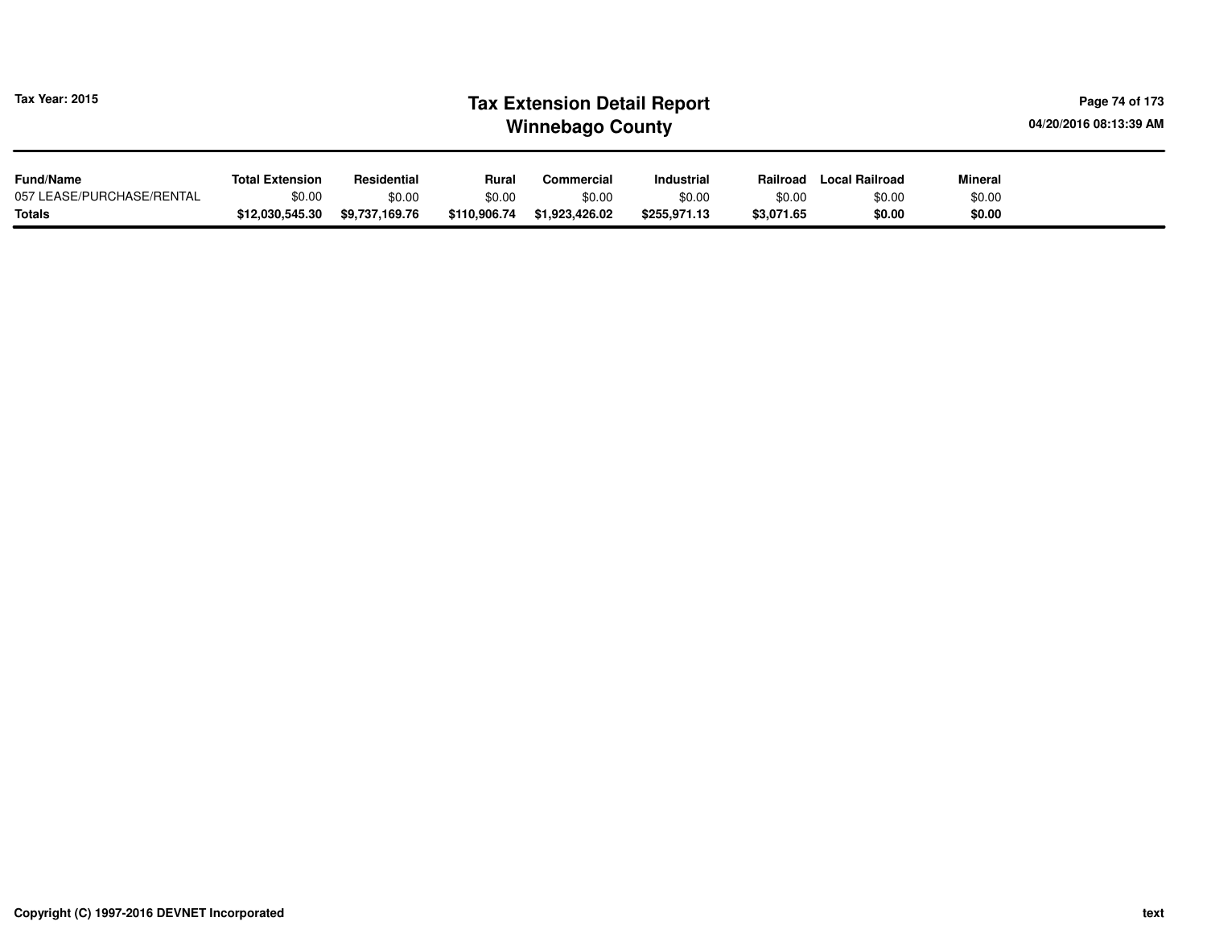| Fund/Name | Total Extension | Residential | Rural | Commercial | Industrial | Railroad | Local Railroad | Mineral |
|---|---|---|---|---|---|---|---|---|
| 057 LEASE/PURCHASE/RENTAL | $0.00 | $0.00 | $0.00 | $0.00 | $0.00 | $0.00 | $0.00 | $0.00 |
| **Totals** | **$12,030,545.30** | **$9,737,169.76** | **$110,906.74** | **$1,923,426.02** | **$255,971.13** | **$3,071.65** | **$0.00** | **$0.00** |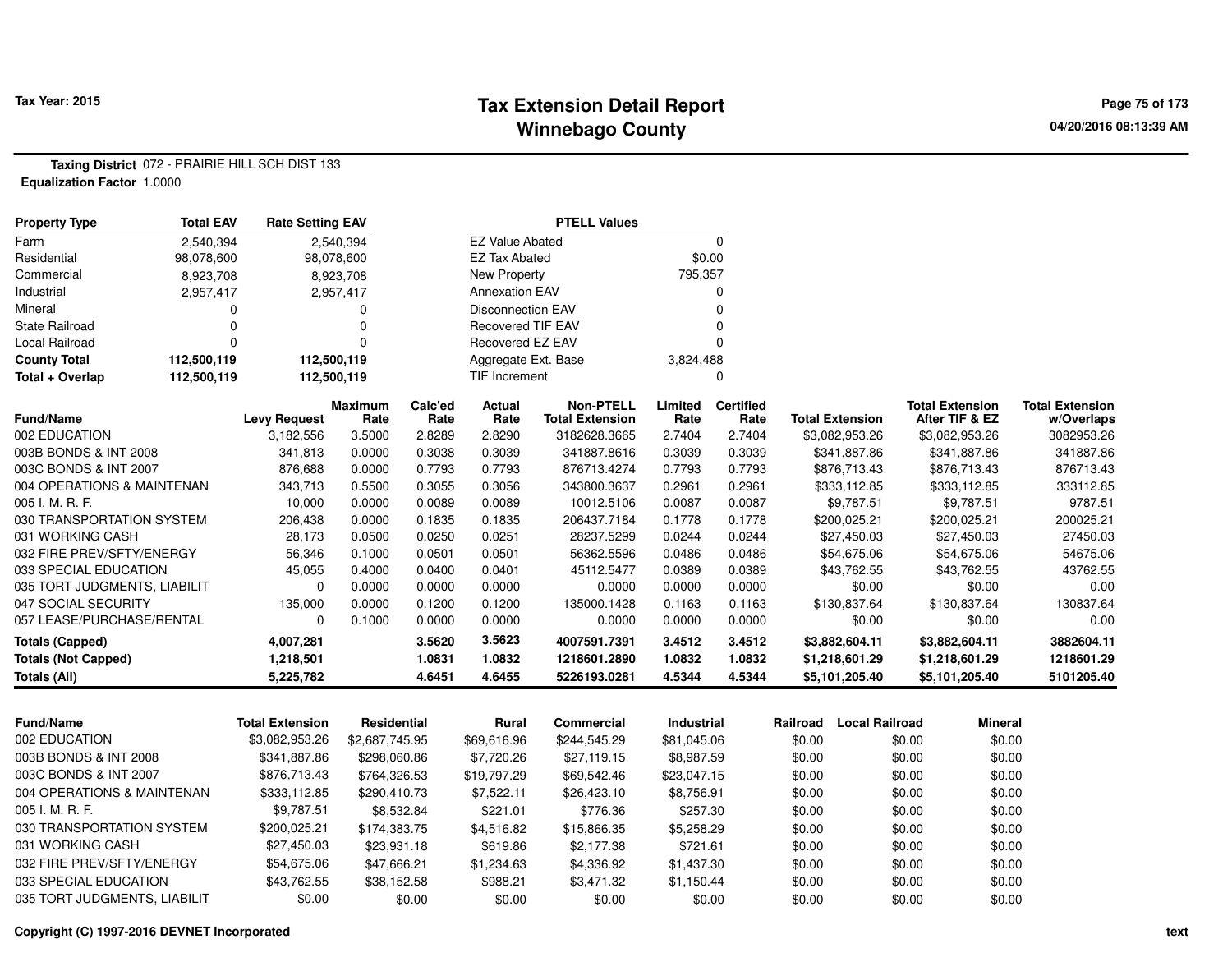# Tax Extension Detail Report
# Winnebago County

Tax Year: 2015

04/20/2016 08:13:39 AM

**Taxing District** 072 - PRAIRIE HILL SCH DIST 133
**Equalization Factor** 1.0000

| Property Type | Total EAV | Rate Setting EAV |
|---|---|---|
| Farm | 2,540,394 | 2,540,394 |
| Residential | 98,078,600 | 98,078,600 |
| Commercial | 8,923,708 | 8,923,708 |
| Industrial | 2,957,417 | 2,957,417 |
| Mineral | 0 | 0 |
| State Railroad | 0 | 0 |
| Local Railroad | 0 | 0 |
| **County Total** | **112,500,119** | **112,500,119** |
| **Total + Overlap** | **112,500,119** | **112,500,119** |

| PTELL Values | |
|---|---|
| EZ Value Abated | 0 |
| EZ Tax Abated | $0.00 |
| New Property | 795,357 |
| Annexation EAV | 0 |
| Disconnection EAV | 0 |
| Recovered TIF EAV | 0 |
| Recovered EZ EAV | 0 |
| Aggregate Ext. Base | 3,824,488 |
| TIF Increment | 0 |

| Fund/Name | Levy Request | Maximum Rate | Calc'ed Rate | Actual Rate | Non-PTELL Total Extension | Limited Rate | Certified Rate | Total Extension | Total Extension After TIF & EZ | Total Extension w/Overlaps |
|---|---|---|---|---|---|---|---|---|---|---|
| 002 EDUCATION | 3,182,556 | 3.5000 | 2.8289 | 2.8290 | 3182628.3665 | 2.7404 | 2.7404 | $3,082,953.26 | $3,082,953.26 | 3082953.26 |
| 003B BONDS & INT 2008 | 341,813 | 0.0000 | 0.3038 | 0.3039 | 341887.8616 | 0.3039 | 0.3039 | $341,887.86 | $341,887.86 | 341887.86 |
| 003C BONDS & INT 2007 | 876,688 | 0.0000 | 0.7793 | 0.7793 | 876713.4274 | 0.7793 | 0.7793 | $876,713.43 | $876,713.43 | 876713.43 |
| 004 OPERATIONS & MAINTENAN | 343,713 | 0.5500 | 0.3055 | 0.3056 | 343800.3637 | 0.2961 | 0.2961 | $333,112.85 | $333,112.85 | 333112.85 |
| 005 I. M. R. F. | 10,000 | 0.0000 | 0.0089 | 0.0089 | 10012.5106 | 0.0087 | 0.0087 | $9,787.51 | $9,787.51 | 9787.51 |
| 030 TRANSPORTATION SYSTEM | 206,438 | 0.0000 | 0.1835 | 0.1835 | 206437.7184 | 0.1778 | 0.1778 | $200,025.21 | $200,025.21 | 200025.21 |
| 031 WORKING CASH | 28,173 | 0.0500 | 0.0250 | 0.0251 | 28237.5299 | 0.0244 | 0.0244 | $27,450.03 | $27,450.03 | 27450.03 |
| 032 FIRE PREV/SFTY/ENERGY | 56,346 | 0.1000 | 0.0501 | 0.0501 | 56362.5596 | 0.0486 | 0.0486 | $54,675.06 | $54,675.06 | 54675.06 |
| 033 SPECIAL EDUCATION | 45,055 | 0.4000 | 0.0400 | 0.0401 | 45112.5477 | 0.0389 | 0.0389 | $43,762.55 | $43,762.55 | 43762.55 |
| 035 TORT JUDGMENTS, LIABILIT | 0 | 0.0000 | 0.0000 | 0.0000 | 0.0000 | 0.0000 | 0.0000 | $0.00 | $0.00 | 0.00 |
| 047 SOCIAL SECURITY | 135,000 | 0.0000 | 0.1200 | 0.1200 | 135000.1428 | 0.1163 | 0.1163 | $130,837.64 | $130,837.64 | 130837.64 |
| 057 LEASE/PURCHASE/RENTAL | 0 | 0.1000 | 0.0000 | 0.0000 | 0.0000 | 0.0000 | 0.0000 | $0.00 | $0.00 | 0.00 |
| **Totals (Capped)** | **4,007,281** | | **3.5620** | **3.5623** | **4007591.7391** | **3.4512** | **3.4512** | **$3,882,604.11** | **$3,882,604.11** | **3882604.11** |
| **Totals (Not Capped)** | **1,218,501** | | **1.0831** | **1.0832** | **1218601.2890** | **1.0832** | **1.0832** | **$1,218,601.29** | **$1,218,601.29** | **1218601.29** |
| **Totals (All)** | **5,225,782** | | **4.6451** | **4.6455** | **5226193.0281** | **4.5344** | **4.5344** | **$5,101,205.40** | **$5,101,205.40** | **5101205.40** |

| Fund/Name | Total Extension | Residential | Rural | Commercial | Industrial | Railroad | Local Railroad | Mineral |
|---|---|---|---|---|---|---|---|---|
| 002 EDUCATION | $3,082,953.26 | $2,687,745.95 | $69,616.96 | $244,545.29 | $81,045.06 | $0.00 | $0.00 | $0.00 |
| 003B BONDS & INT 2008 | $341,887.86 | $298,060.86 | $7,720.26 | $27,119.15 | $8,987.59 | $0.00 | $0.00 | $0.00 |
| 003C BONDS & INT 2007 | $876,713.43 | $764,326.53 | $19,797.29 | $69,542.46 | $23,047.15 | $0.00 | $0.00 | $0.00 |
| 004 OPERATIONS & MAINTENAN | $333,112.85 | $290,410.73 | $7,522.11 | $26,423.10 | $8,756.91 | $0.00 | $0.00 | $0.00 |
| 005 I. M. R. F. | $9,787.51 | $8,532.84 | $221.01 | $776.36 | $257.30 | $0.00 | $0.00 | $0.00 |
| 030 TRANSPORTATION SYSTEM | $200,025.21 | $174,383.75 | $4,516.82 | $15,866.35 | $5,258.29 | $0.00 | $0.00 | $0.00 |
| 031 WORKING CASH | $27,450.03 | $23,931.18 | $619.86 | $2,177.38 | $721.61 | $0.00 | $0.00 | $0.00 |
| 032 FIRE PREV/SFTY/ENERGY | $54,675.06 | $47,666.21 | $1,234.63 | $4,336.92 | $1,437.30 | $0.00 | $0.00 | $0.00 |
| 033 SPECIAL EDUCATION | $43,762.55 | $38,152.58 | $988.21 | $3,471.32 | $1,150.44 | $0.00 | $0.00 | $0.00 |
| 035 TORT JUDGMENTS, LIABILIT | $0.00 | $0.00 | $0.00 | $0.00 | $0.00 | $0.00 | $0.00 | $0.00 |

Copyright (C) 1997-2016 DEVNET Incorporated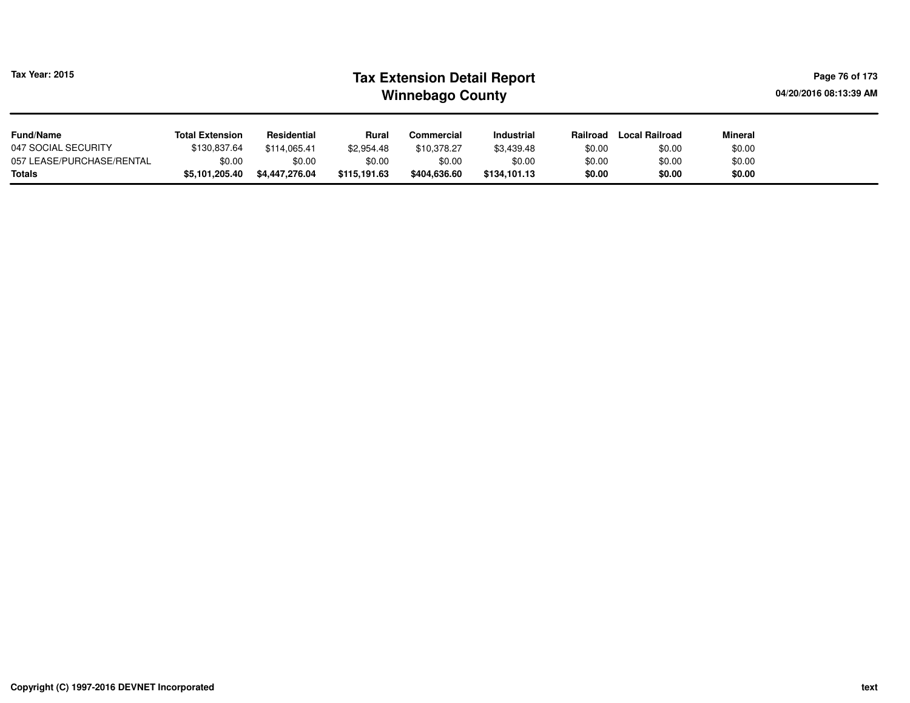| Fund/Name | Total Extension | Residential | Rural | Commercial | Industrial | Railroad | Local Railroad | Mineral |
|---|---|---|---|---|---|---|---|---|
| 047 SOCIAL SECURITY | $130,837.64 | $114,065.41 | $2,954.48 | $10,378.27 | $3,439.48 | $0.00 | $0.00 | $0.00 |
| 057 LEASE/PURCHASE/RENTAL | $0.00 | $0.00 | $0.00 | $0.00 | $0.00 | $0.00 | $0.00 | $0.00 |
| **Totals** | **$5,101,205.40** | **$4,447,276.04** | **$115,191.63** | **$404,636.60** | **$134,101.13** | **$0.00** | **$0.00** | **$0.00** |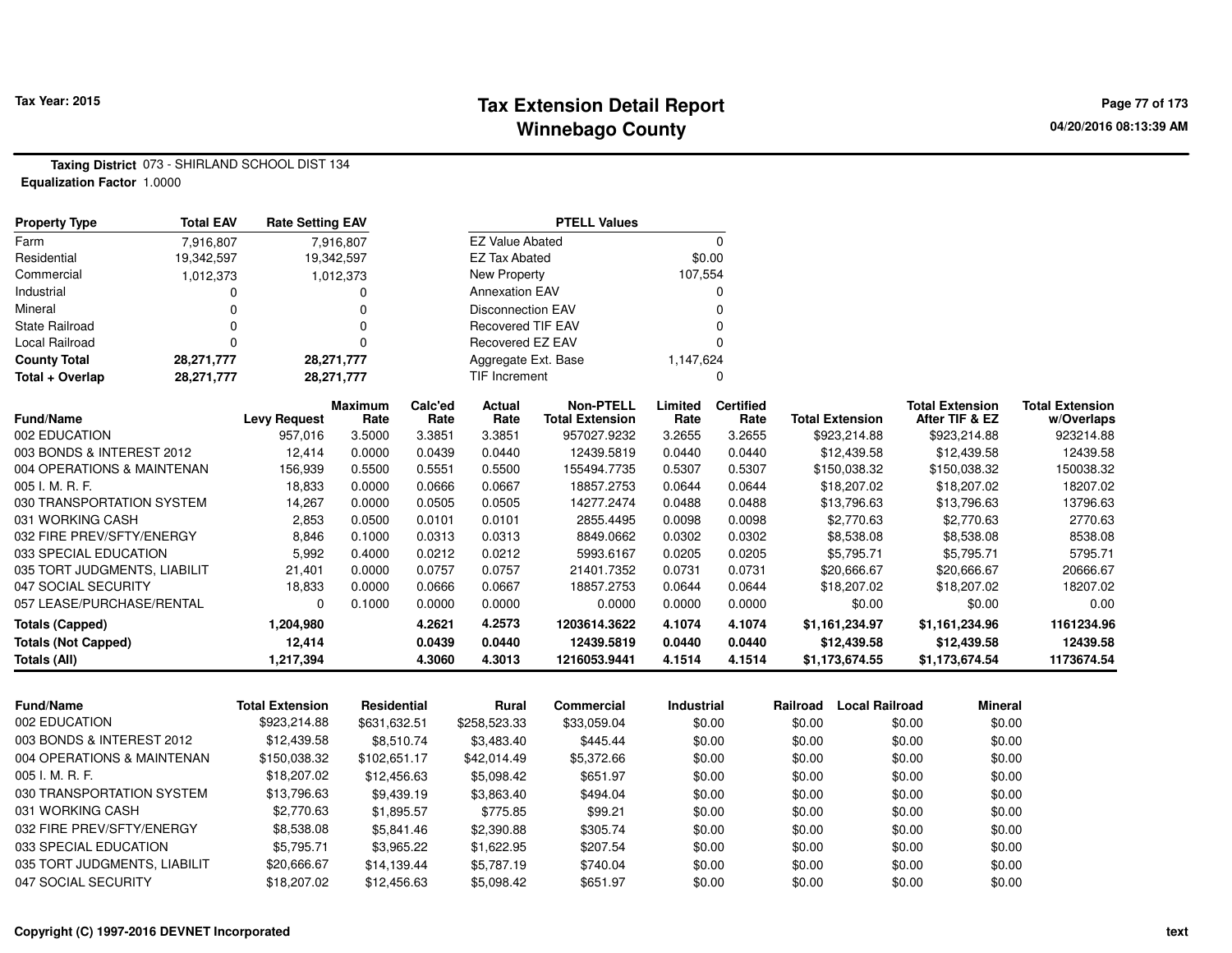Tax Year: 2015

# Tax Extension Detail Report
## Winnebago County

**Taxing District** 073 - SHIRLAND SCHOOL DIST 134
**Equalization Factor** 1.0000

| Property Type | Total EAV | Rate Setting EAV |
|---|---|---|
| Farm | 7,916,807 | 7,916,807 |
| Residential | 19,342,597 | 19,342,597 |
| Commercial | 1,012,373 | 1,012,373 |
| Industrial | 0 | 0 |
| Mineral | 0 | 0 |
| State Railroad | 0 | 0 |
| Local Railroad | 0 | 0 |
| **County Total** | **28,271,777** | **28,271,777** |
| **Total + Overlap** | **28,271,777** | **28,271,777** |

| PTELL Values | |
|---|---|
| EZ Value Abated | 0 |
| EZ Tax Abated | $0.00 |
| New Property | 107,554 |
| Annexation EAV | 0 |
| Disconnection EAV | 0 |
| Recovered TIF EAV | 0 |
| Recovered EZ EAV | 0 |
| Aggregate Ext. Base | 1,147,624 |
| TIF Increment | 0 |

| Fund/Name | Levy Request | Maximum Rate | Calc'ed Rate | Actual Rate | Non-PTELL Total Extension | Limited Rate | Certified Rate | Total Extension | Total Extension After TIF & EZ | Total Extension w/Overlaps |
|---|---|---|---|---|---|---|---|---|---|---|
| 002 EDUCATION | 957,016 | 3.5000 | 3.3851 | 3.3851 | 957027.9232 | 3.2655 | 3.2655 | $923,214.88 | $923,214.88 | 923214.88 |
| 003 BONDS & INTEREST 2012 | 12,414 | 0.0000 | 0.0439 | 0.0440 | 12439.5819 | 0.0440 | 0.0440 | $12,439.58 | $12,439.58 | 12439.58 |
| 004 OPERATIONS & MAINTENAN | 156,939 | 0.5500 | 0.5551 | 0.5500 | 155494.7735 | 0.5307 | 0.5307 | $150,038.32 | $150,038.32 | 150038.32 |
| 005 I. M. R. F. | 18,833 | 0.0000 | 0.0666 | 0.0667 | 18857.2753 | 0.0644 | 0.0644 | $18,207.02 | $18,207.02 | 18207.02 |
| 030 TRANSPORTATION SYSTEM | 14,267 | 0.0000 | 0.0505 | 0.0505 | 14277.2474 | 0.0488 | 0.0488 | $13,796.63 | $13,796.63 | 13796.63 |
| 031 WORKING CASH | 2,853 | 0.0500 | 0.0101 | 0.0101 | 2855.4495 | 0.0098 | 0.0098 | $2,770.63 | $2,770.63 | 2770.63 |
| 032 FIRE PREV/SFTY/ENERGY | 8,846 | 0.1000 | 0.0313 | 0.0313 | 8849.0662 | 0.0302 | 0.0302 | $8,538.08 | $8,538.08 | 8538.08 |
| 033 SPECIAL EDUCATION | 5,992 | 0.4000 | 0.0212 | 0.0212 | 5993.6167 | 0.0205 | 0.0205 | $5,795.71 | $5,795.71 | 5795.71 |
| 035 TORT JUDGMENTS, LIABILIT | 21,401 | 0.0000 | 0.0757 | 0.0757 | 21401.7352 | 0.0731 | 0.0731 | $20,666.67 | $20,666.67 | 20666.67 |
| 047 SOCIAL SECURITY | 18,833 | 0.0000 | 0.0666 | 0.0667 | 18857.2753 | 0.0644 | 0.0644 | $18,207.02 | $18,207.02 | 18207.02 |
| 057 LEASE/PURCHASE/RENTAL | 0 | 0.1000 | 0.0000 | 0.0000 | 0.0000 | 0.0000 | 0.0000 | $0.00 | $0.00 | 0.00 |
| **Totals (Capped)** | **1,204,980** | | **4.2621** | **4.2573** | **1203614.3622** | **4.1074** | **4.1074** | **$1,161,234.97** | **$1,161,234.96** | **1161234.96** |
| **Totals (Not Capped)** | **12,414** | | **0.0439** | **0.0440** | **12439.5819** | **0.0440** | **0.0440** | **$12,439.58** | **$12,439.58** | **12439.58** |
| **Totals (All)** | **1,217,394** | | **4.3060** | **4.3013** | **1216053.9441** | **4.1514** | **4.1514** | **$1,173,674.55** | **$1,173,674.54** | **1173674.54** |

| Fund/Name | Total Extension | Residential | Rural | Commercial | Industrial | Railroad | Local Railroad | Mineral |
|---|---|---|---|---|---|---|---|---|
| 002 EDUCATION | $923,214.88 | $631,632.51 | $258,523.33 | $33,059.04 | $0.00 | $0.00 | $0.00 | $0.00 |
| 003 BONDS & INTEREST 2012 | $12,439.58 | $8,510.74 | $3,483.40 | $445.44 | $0.00 | $0.00 | $0.00 | $0.00 |
| 004 OPERATIONS & MAINTENAN | $150,038.32 | $102,651.17 | $42,014.49 | $5,372.66 | $0.00 | $0.00 | $0.00 | $0.00 |
| 005 I. M. R. F. | $18,207.02 | $12,456.63 | $5,098.42 | $651.97 | $0.00 | $0.00 | $0.00 | $0.00 |
| 030 TRANSPORTATION SYSTEM | $13,796.63 | $9,439.19 | $3,863.40 | $494.04 | $0.00 | $0.00 | $0.00 | $0.00 |
| 031 WORKING CASH | $2,770.63 | $1,895.57 | $775.85 | $99.21 | $0.00 | $0.00 | $0.00 | $0.00 |
| 032 FIRE PREV/SFTY/ENERGY | $8,538.08 | $5,841.46 | $2,390.88 | $305.74 | $0.00 | $0.00 | $0.00 | $0.00 |
| 033 SPECIAL EDUCATION | $5,795.71 | $3,965.22 | $1,622.95 | $207.54 | $0.00 | $0.00 | $0.00 | $0.00 |
| 035 TORT JUDGMENTS, LIABILIT | $20,666.67 | $14,139.44 | $5,787.19 | $740.04 | $0.00 | $0.00 | $0.00 | $0.00 |
| 047 SOCIAL SECURITY | $18,207.02 | $12,456.63 | $5,098.42 | $651.97 | $0.00 | $0.00 | $0.00 | $0.00 |

Copyright (C) 1997-2016 DEVNET Incorporated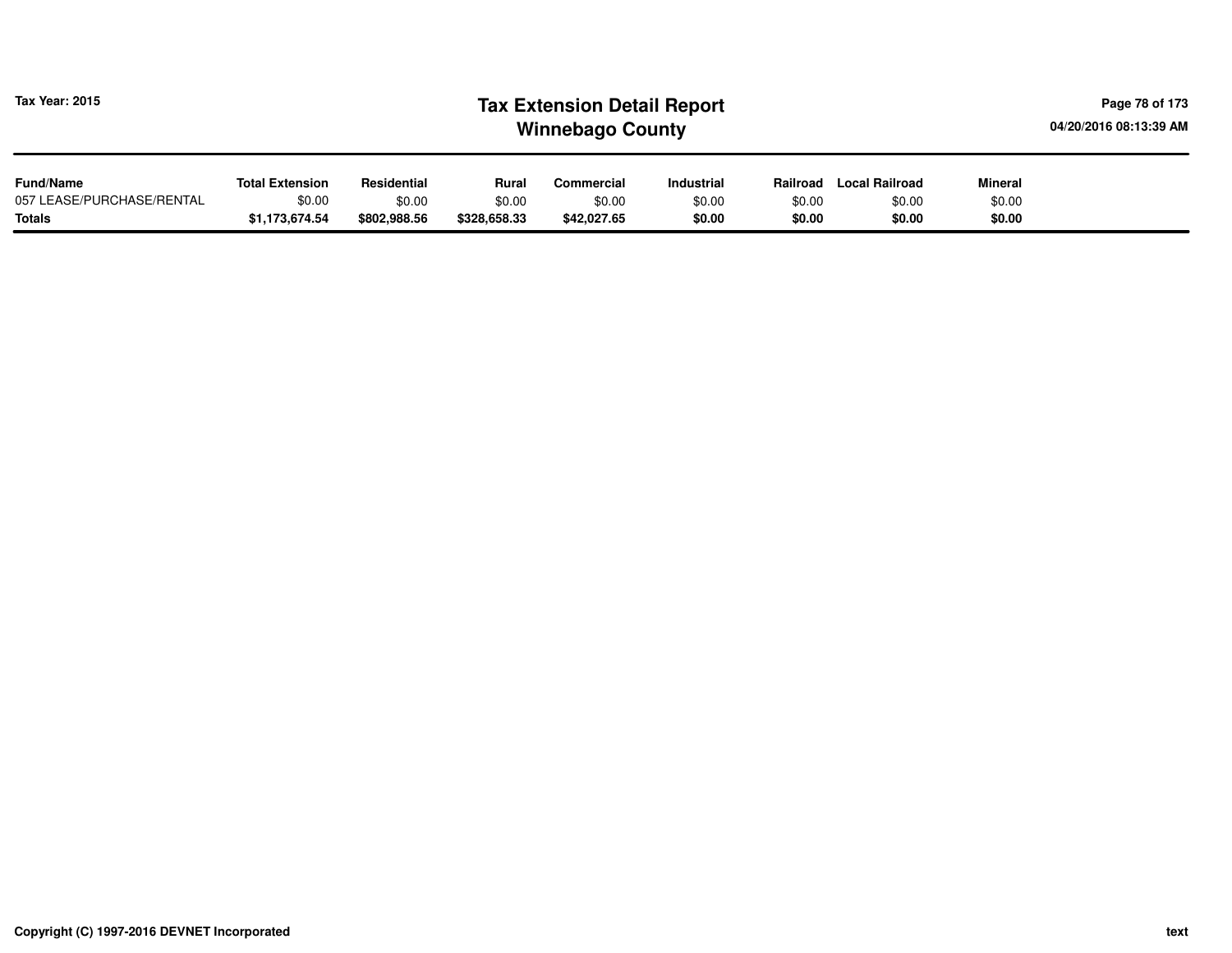| Fund/Name | Total Extension | Residential | Rural | Commercial | Industrial | Railroad | Local Railroad | Mineral |
|---|---|---|---|---|---|---|---|---|
| 057 LEASE/PURCHASE/RENTAL | $0.00 | $0.00 | $0.00 | $0.00 | $0.00 | $0.00 | $0.00 | $0.00 |
| **Totals** | **$1,173,674.54** | **$802,988.56** | **$328,658.33** | **$42,027.65** | **$0.00** | **$0.00** | **$0.00** | **$0.00** |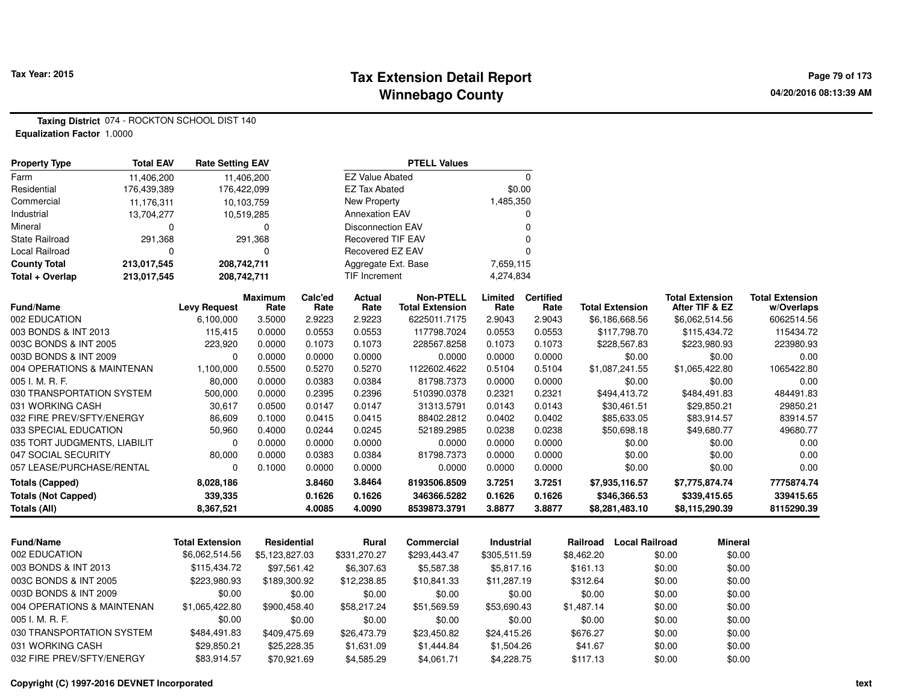# Tax Extension Detail Report
## Winnebago County

Tax Year: 2015

04/20/2016 08:13:39 AM

**Taxing District** 074 - ROCKTON SCHOOL DIST 140
**Equalization Factor** 1.0000

| Property Type | Total EAV | Rate Setting EAV |
|---|---|---|
| Farm | 11,406,200 | 11,406,200 |
| Residential | 176,439,389 | 176,422,099 |
| Commercial | 11,176,311 | 10,103,759 |
| Industrial | 13,704,277 | 10,519,285 |
| Mineral | 0 | 0 |
| State Railroad | 291,368 | 291,368 |
| Local Railroad | 0 | 0 |
| **County Total** | **213,017,545** | **208,742,711** |
| **Total + Overlap** | **213,017,545** | **208,742,711** |

| PTELL Values | |
|---|---|
| EZ Value Abated | 0 |
| EZ Tax Abated | $0.00 |
| New Property | 1,485,350 |
| Annexation EAV | 0 |
| Disconnection EAV | 0 |
| Recovered TIF EAV | 0 |
| Recovered EZ EAV | 0 |
| Aggregate Ext. Base | 7,659,115 |
| TIF Increment | 4,274,834 |

| Fund/Name | Levy Request | Maximum Rate | Calc'ed Rate | Actual Rate | Non-PTELL Total Extension | Limited Rate | Certified Rate | Total Extension | Total Extension After TIF & EZ | Total Extension w/Overlaps |
|---|---|---|---|---|---|---|---|---|---|---|
| 002 EDUCATION | 6,100,000 | 3.5000 | 2.9223 | 2.9223 | 6225011.7175 | 2.9043 | 2.9043 | $6,186,668.56 | $6,062,514.56 | 6062514.56 |
| 003 BONDS & INT 2013 | 115,415 | 0.0000 | 0.0553 | 0.0553 | 117798.7024 | 0.0553 | 0.0553 | $117,798.70 | $115,434.72 | 115434.72 |
| 003C BONDS & INT 2005 | 223,920 | 0.0000 | 0.1073 | 0.1073 | 228567.8258 | 0.1073 | 0.1073 | $228,567.83 | $223,980.93 | 223980.93 |
| 003D BONDS & INT 2009 | 0 | 0.0000 | 0.0000 | 0.0000 | 0.0000 | 0.0000 | 0.0000 | $0.00 | $0.00 | 0.00 |
| 004 OPERATIONS & MAINTENAN | 1,100,000 | 0.5500 | 0.5270 | 0.5270 | 1122602.4622 | 0.5104 | 0.5104 | $1,087,241.55 | $1,065,422.80 | 1065422.80 |
| 005 I. M. R. F. | 80,000 | 0.0000 | 0.0383 | 0.0384 | 81798.7373 | 0.0000 | 0.0000 | $0.00 | $0.00 | 0.00 |
| 030 TRANSPORTATION SYSTEM | 500,000 | 0.0000 | 0.2395 | 0.2396 | 510390.0378 | 0.2321 | 0.2321 | $494,413.72 | $484,491.83 | 484491.83 |
| 031 WORKING CASH | 30,617 | 0.0500 | 0.0147 | 0.0147 | 31313.5791 | 0.0143 | 0.0143 | $30,461.51 | $29,850.21 | 29850.21 |
| 032 FIRE PREV/SFTY/ENERGY | 86,609 | 0.1000 | 0.0415 | 0.0415 | 88402.2812 | 0.0402 | 0.0402 | $85,633.05 | $83,914.57 | 83914.57 |
| 033 SPECIAL EDUCATION | 50,960 | 0.4000 | 0.0244 | 0.0245 | 52189.2985 | 0.0238 | 0.0238 | $50,698.18 | $49,680.77 | 49680.77 |
| 035 TORT JUDGMENTS, LIABILIT | 0 | 0.0000 | 0.0000 | 0.0000 | 0.0000 | 0.0000 | 0.0000 | $0.00 | $0.00 | 0.00 |
| 047 SOCIAL SECURITY | 80,000 | 0.0000 | 0.0383 | 0.0384 | 81798.7373 | 0.0000 | 0.0000 | $0.00 | $0.00 | 0.00 |
| 057 LEASE/PURCHASE/RENTAL | 0 | 0.1000 | 0.0000 | 0.0000 | 0.0000 | 0.0000 | 0.0000 | $0.00 | $0.00 | 0.00 |
| **Totals (Capped)** | **8,028,186** | | **3.8460** | **3.8464** | **8193506.8509** | **3.7251** | **3.7251** | **$7,935,116.57** | **$7,775,874.74** | **7775874.74** |
| **Totals (Not Capped)** | **339,335** | | **0.1626** | **0.1626** | **346366.5282** | **0.1626** | **0.1626** | **$346,366.53** | **$339,415.65** | **339415.65** |
| **Totals (All)** | **8,367,521** | | **4.0085** | **4.0090** | **8539873.3791** | **3.8877** | **3.8877** | **$8,281,483.10** | **$8,115,290.39** | **8115290.39** |

| Fund/Name | Total Extension | Residential | Rural | Commercial | Industrial | Railroad | Local Railroad | Mineral |
|---|---|---|---|---|---|---|---|---|
| 002 EDUCATION | $6,062,514.56 | $5,123,827.03 | $331,270.27 | $293,443.47 | $305,511.59 | $8,462.20 | $0.00 | $0.00 |
| 003 BONDS & INT 2013 | $115,434.72 | $97,561.42 | $6,307.63 | $5,587.38 | $5,817.16 | $161.13 | $0.00 | $0.00 |
| 003C BONDS & INT 2005 | $223,980.93 | $189,300.92 | $12,238.85 | $10,841.33 | $11,287.19 | $312.64 | $0.00 | $0.00 |
| 003D BONDS & INT 2009 | $0.00 | $0.00 | $0.00 | $0.00 | $0.00 | $0.00 | $0.00 | $0.00 |
| 004 OPERATIONS & MAINTENAN | $1,065,422.80 | $900,458.40 | $58,217.24 | $51,569.59 | $53,690.43 | $1,487.14 | $0.00 | $0.00 |
| 005 I. M. R. F. | $0.00 | $0.00 | $0.00 | $0.00 | $0.00 | $0.00 | $0.00 | $0.00 |
| 030 TRANSPORTATION SYSTEM | $484,491.83 | $409,475.69 | $26,473.79 | $23,450.82 | $24,415.26 | $676.27 | $0.00 | $0.00 |
| 031 WORKING CASH | $29,850.21 | $25,228.35 | $1,631.09 | $1,444.84 | $1,504.26 | $41.67 | $0.00 | $0.00 |
| 032 FIRE PREV/SFTY/ENERGY | $83,914.57 | $70,921.69 | $4,585.29 | $4,061.71 | $4,228.75 | $117.13 | $0.00 | $0.00 |

Copyright (C) 1997-2016 DEVNET Incorporated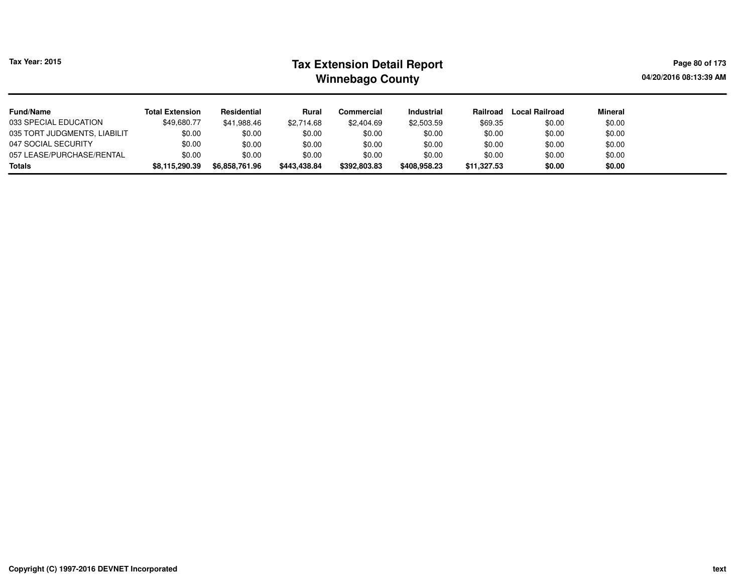| Fund/Name | Total Extension | Residential | Rural | Commercial | Industrial | Railroad | Local Railroad | Mineral |
|---|---|---|---|---|---|---|---|---|
| 033 SPECIAL EDUCATION | $49,680.77 | $41,988.46 | $2,714.68 | $2,404.69 | $2,503.59 | $69.35 | $0.00 | $0.00 |
| 035 TORT JUDGMENTS, LIABILIT | $0.00 | $0.00 | $0.00 | $0.00 | $0.00 | $0.00 | $0.00 | $0.00 |
| 047 SOCIAL SECURITY | $0.00 | $0.00 | $0.00 | $0.00 | $0.00 | $0.00 | $0.00 | $0.00 |
| 057 LEASE/PURCHASE/RENTAL | $0.00 | $0.00 | $0.00 | $0.00 | $0.00 | $0.00 | $0.00 | $0.00 |
| **Totals** | **$8,115,290.39** | **$6,858,761.96** | **$443,438.84** | **$392,803.83** | **$408,958.23** | **$11,327.53** | **$0.00** | **$0.00** |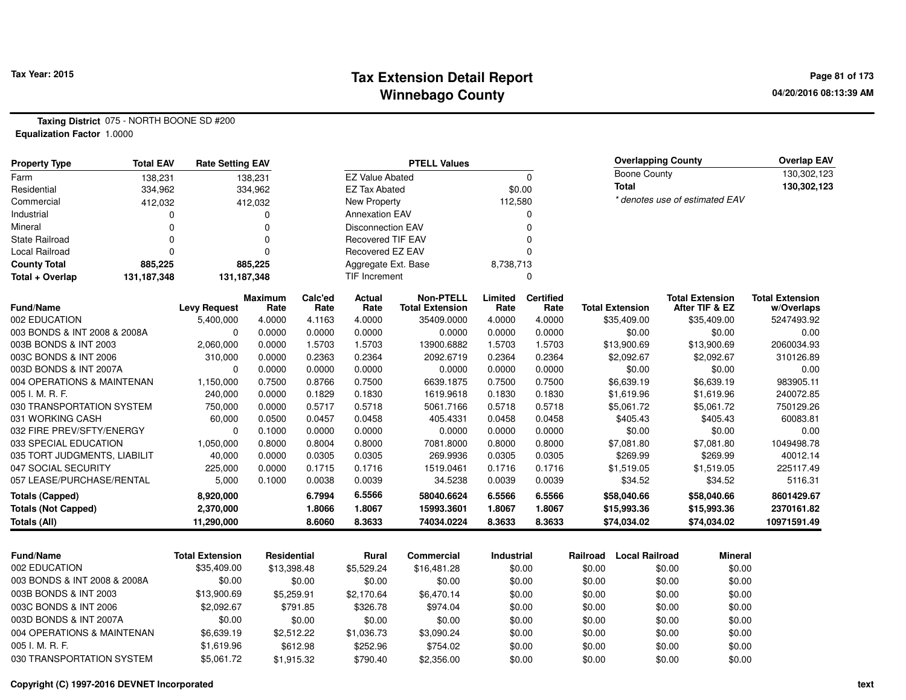# Tax Extension Detail Report
# Winnebago County

Tax Year: 2015

**Taxing District** 075 - NORTH BOONE SD #200
**Equalization Factor** 1.0000

| Property Type | Total EAV | Rate Setting EAV |
|---|---|---|
| Farm | 138,231 | 138,231 |
| Residential | 334,962 | 334,962 |
| Commercial | 412,032 | 412,032 |
| Industrial | 0 | 0 |
| Mineral | 0 | 0 |
| State Railroad | 0 | 0 |
| Local Railroad | 0 | 0 |
| **County Total** | **885,225** | **885,225** |
| **Total + Overlap** | **131,187,348** | **131,187,348** |

| PTELL Values | |
|---|---|
| EZ Value Abated | 0 |
| EZ Tax Abated | $0.00 |
| New Property | 112,580 |
| Annexation EAV | 0 |
| Disconnection EAV | 0 |
| Recovered TIF EAV | 0 |
| Recovered EZ EAV | 0 |
| Aggregate Ext. Base | 8,738,713 |
| TIF Increment | 0 |

| Overlapping County | Overlap EAV |
|---|---|
| Boone County | 130,302,123 |
| **Total** | **130,302,123** |

*\* denotes use of estimated EAV*

| Fund/Name | Levy Request | Maximum Rate | Calc'ed Rate | Actual Rate | Non-PTELL Total Extension | Limited Rate | Certified Rate | Total Extension | Total Extension After TIF & EZ | Total Extension w/Overlaps |
|---|---|---|---|---|---|---|---|---|---|---|
| 002 EDUCATION | 5,400,000 | 4.0000 | 4.1163 | 4.0000 | 35409.0000 | 4.0000 | 4.0000 | $35,409.00 | $35,409.00 | 5247493.92 |
| 003 BONDS & INT 2008 & 2008A | 0 | 0.0000 | 0.0000 | 0.0000 | 0.0000 | 0.0000 | 0.0000 | $0.00 | $0.00 | 0.00 |
| 003B BONDS & INT 2003 | 2,060,000 | 0.0000 | 1.5703 | 1.5703 | 13900.6882 | 1.5703 | 1.5703 | $13,900.69 | $13,900.69 | 2060034.93 |
| 003C BONDS & INT 2006 | 310,000 | 0.0000 | 0.2363 | 0.2364 | 2092.6719 | 0.2364 | 0.2364 | $2,092.67 | $2,092.67 | 310126.89 |
| 003D BONDS & INT 2007A | 0 | 0.0000 | 0.0000 | 0.0000 | 0.0000 | 0.0000 | 0.0000 | $0.00 | $0.00 | 0.00 |
| 004 OPERATIONS & MAINTENAN | 1,150,000 | 0.7500 | 0.8766 | 0.7500 | 6639.1875 | 0.7500 | 0.7500 | $6,639.19 | $6,639.19 | 983905.11 |
| 005 I. M. R. F. | 240,000 | 0.0000 | 0.1829 | 0.1830 | 1619.9618 | 0.1830 | 0.1830 | $1,619.96 | $1,619.96 | 240072.85 |
| 030 TRANSPORTATION SYSTEM | 750,000 | 0.0000 | 0.5717 | 0.5718 | 5061.7166 | 0.5718 | 0.5718 | $5,061.72 | $5,061.72 | 750129.26 |
| 031 WORKING CASH | 60,000 | 0.0500 | 0.0457 | 0.0458 | 405.4331 | 0.0458 | 0.0458 | $405.43 | $405.43 | 60083.81 |
| 032 FIRE PREV/SFTY/ENERGY | 0 | 0.1000 | 0.0000 | 0.0000 | 0.0000 | 0.0000 | 0.0000 | $0.00 | $0.00 | 0.00 |
| 033 SPECIAL EDUCATION | 1,050,000 | 0.8000 | 0.8004 | 0.8000 | 7081.8000 | 0.8000 | 0.8000 | $7,081.80 | $7,081.80 | 1049498.78 |
| 035 TORT JUDGMENTS, LIABILIT | 40,000 | 0.0000 | 0.0305 | 0.0305 | 269.9936 | 0.0305 | 0.0305 | $269.99 | $269.99 | 40012.14 |
| 047 SOCIAL SECURITY | 225,000 | 0.0000 | 0.1715 | 0.1716 | 1519.0461 | 0.1716 | 0.1716 | $1,519.05 | $1,519.05 | 225117.49 |
| 057 LEASE/PURCHASE/RENTAL | 5,000 | 0.1000 | 0.0038 | 0.0039 | 34.5238 | 0.0039 | 0.0039 | $34.52 | $34.52 | 5116.31 |
| **Totals (Capped)** | **8,920,000** | | **6.7994** | **6.5566** | **58040.6624** | **6.5566** | **6.5566** | **$58,040.66** | **$58,040.66** | **8601429.67** |
| **Totals (Not Capped)** | **2,370,000** | | **1.8066** | **1.8067** | **15993.3601** | **1.8067** | **1.8067** | **$15,993.36** | **$15,993.36** | **2370161.82** |
| **Totals (All)** | **11,290,000** | | **8.6060** | **8.3633** | **74034.0224** | **8.3633** | **8.3633** | **$74,034.02** | **$74,034.02** | **10971591.49** |

| Fund/Name | Total Extension | Residential | Rural | Commercial | Industrial | Railroad | Local Railroad | Mineral |
|---|---|---|---|---|---|---|---|---|
| 002 EDUCATION | $35,409.00 | $13,398.48 | $5,529.24 | $16,481.28 | $0.00 | $0.00 | $0.00 | $0.00 |
| 003 BONDS & INT 2008 & 2008A | $0.00 | $0.00 | $0.00 | $0.00 | $0.00 | $0.00 | $0.00 | $0.00 |
| 003B BONDS & INT 2003 | $13,900.69 | $5,259.91 | $2,170.64 | $6,470.14 | $0.00 | $0.00 | $0.00 | $0.00 |
| 003C BONDS & INT 2006 | $2,092.67 | $791.85 | $326.78 | $974.04 | $0.00 | $0.00 | $0.00 | $0.00 |
| 003D BONDS & INT 2007A | $0.00 | $0.00 | $0.00 | $0.00 | $0.00 | $0.00 | $0.00 | $0.00 |
| 004 OPERATIONS & MAINTENAN | $6,639.19 | $2,512.22 | $1,036.73 | $3,090.24 | $0.00 | $0.00 | $0.00 | $0.00 |
| 005 I. M. R. F. | $1,619.96 | $612.98 | $252.96 | $754.02 | $0.00 | $0.00 | $0.00 | $0.00 |
| 030 TRANSPORTATION SYSTEM | $5,061.72 | $1,915.32 | $790.40 | $2,356.00 | $0.00 | $0.00 | $0.00 | $0.00 |

Copyright (C) 1997-2016 DEVNET Incorporated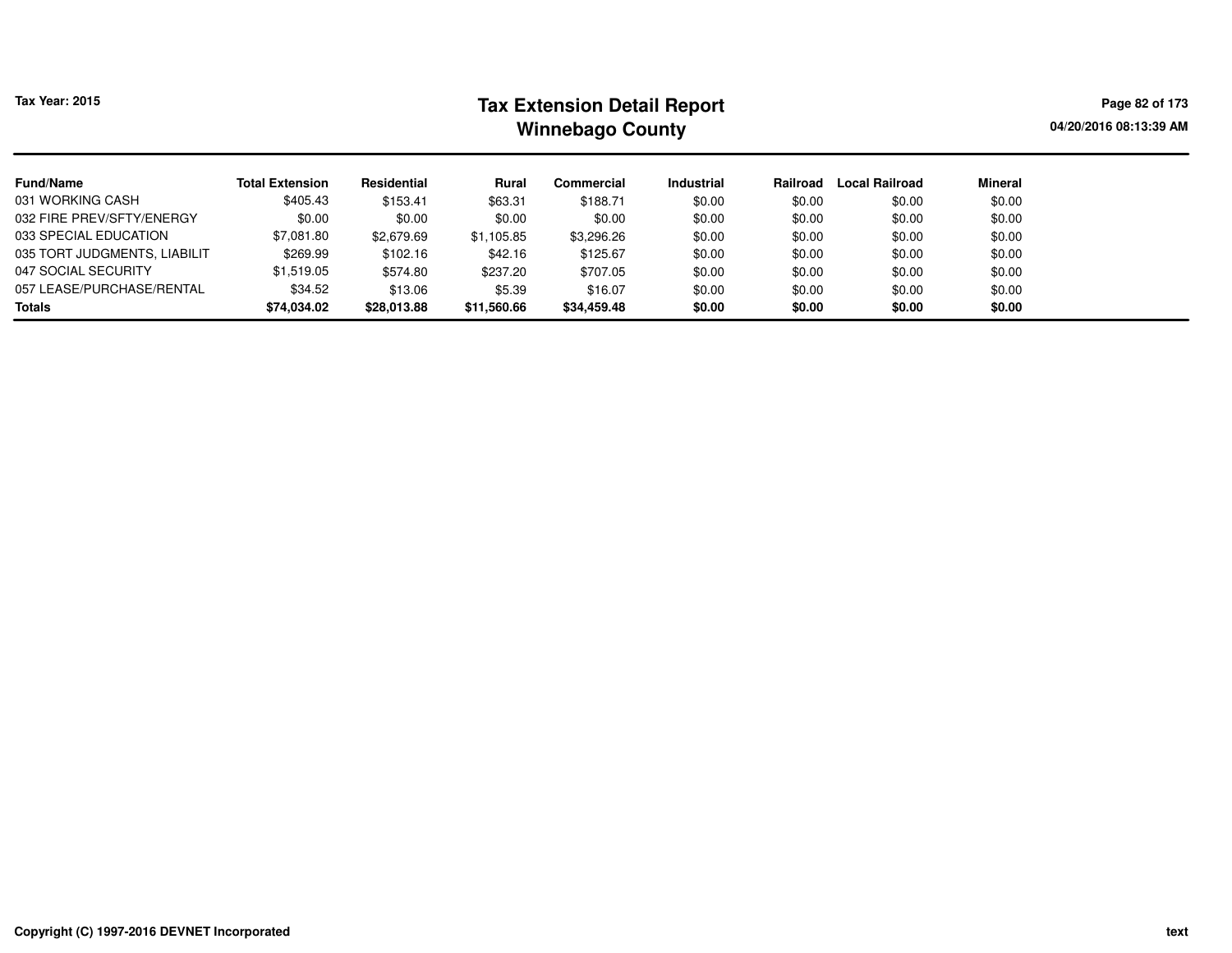| Fund/Name | Total Extension | Residential | Rural | Commercial | Industrial | Railroad | Local Railroad | Mineral |
| --- | --- | --- | --- | --- | --- | --- | --- | --- |
| 031 WORKING CASH | $405.43 | $153.41 | $63.31 | $188.71 | $0.00 | $0.00 | $0.00 | $0.00 |
| 032 FIRE PREV/SFTY/ENERGY | $0.00 | $0.00 | $0.00 | $0.00 | $0.00 | $0.00 | $0.00 | $0.00 |
| 033 SPECIAL EDUCATION | $7,081.80 | $2,679.69 | $1,105.85 | $3,296.26 | $0.00 | $0.00 | $0.00 | $0.00 |
| 035 TORT JUDGMENTS, LIABILIT | $269.99 | $102.16 | $42.16 | $125.67 | $0.00 | $0.00 | $0.00 | $0.00 |
| 047 SOCIAL SECURITY | $1,519.05 | $574.80 | $237.20 | $707.05 | $0.00 | $0.00 | $0.00 | $0.00 |
| 057 LEASE/PURCHASE/RENTAL | $34.52 | $13.06 | $5.39 | $16.07 | $0.00 | $0.00 | $0.00 | $0.00 |
| **Totals** | **$74,034.02** | **$28,013.88** | **$11,560.66** | **$34,459.48** | **$0.00** | **$0.00** | **$0.00** | **$0.00** |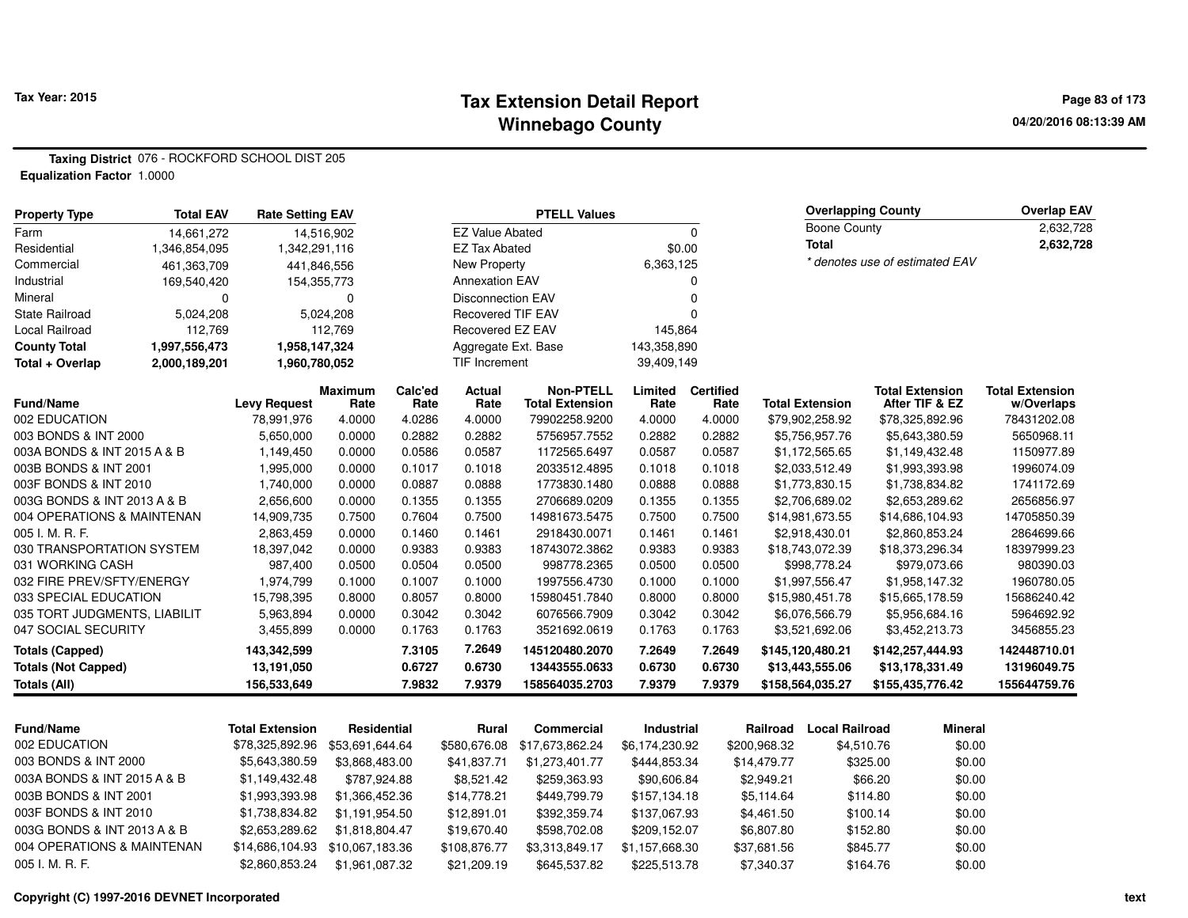# Tax Extension Detail Report
## Winnebago County

Tax Year: 2015

**Taxing District** 076 - ROCKFORD SCHOOL DIST 205
**Equalization Factor** 1.0000

| Property Type | Total EAV | Rate Setting EAV |
|---|---|---|
| Farm | 14,661,272 | 14,516,902 |
| Residential | 1,346,854,095 | 1,342,291,116 |
| Commercial | 461,363,709 | 441,846,556 |
| Industrial | 169,540,420 | 154,355,773 |
| Mineral | 0 | 0 |
| State Railroad | 5,024,208 | 5,024,208 |
| Local Railroad | 112,769 | 112,769 |
| **County Total** | **1,997,556,473** | **1,958,147,324** |
| **Total + Overlap** | **2,000,189,201** | **1,960,780,052** |

| PTELL Values | |
|---|---|
| EZ Value Abated | 0 |
| EZ Tax Abated | $0.00 |
| New Property | 6,363,125 |
| Annexation EAV | 0 |
| Disconnection EAV | 0 |
| Recovered TIF EAV | 0 |
| Recovered EZ EAV | 145,864 |
| Aggregate Ext. Base | 143,358,890 |
| TIF Increment | 39,409,149 |

| Overlapping County | Overlap EAV |
|---|---|
| Boone County | 2,632,728 |
| **Total** | **2,632,728** |

*\* denotes use of estimated EAV*

| Fund/Name | Levy Request | Maximum Rate | Calc'ed Rate | Actual Rate | Non-PTELL Total Extension | Limited Rate | Certified Rate | Total Extension | Total Extension After TIF & EZ | Total Extension w/Overlaps |
|---|---|---|---|---|---|---|---|---|---|---|
| 002 EDUCATION | 78,991,976 | 4.0000 | 4.0286 | 4.0000 | 79902258.9200 | 4.0000 | 4.0000 | $79,902,258.92 | $78,325,892.96 | 78431202.08 |
| 003 BONDS & INT 2000 | 5,650,000 | 0.0000 | 0.2882 | 0.2882 | 5756957.7552 | 0.2882 | 0.2882 | $5,756,957.76 | $5,643,380.59 | 5650968.11 |
| 003A BONDS & INT 2015 A & B | 1,149,450 | 0.0000 | 0.0586 | 0.0587 | 1172565.6497 | 0.0587 | 0.0587 | $1,172,565.65 | $1,149,432.48 | 1150977.89 |
| 003B BONDS & INT 2001 | 1,995,000 | 0.0000 | 0.1017 | 0.1018 | 2033512.4895 | 0.1018 | 0.1018 | $2,033,512.49 | $1,993,393.98 | 1996074.09 |
| 003F BONDS & INT 2010 | 1,740,000 | 0.0000 | 0.0887 | 0.0888 | 1773830.1480 | 0.0888 | 0.0888 | $1,773,830.15 | $1,738,834.82 | 1741172.69 |
| 003G BONDS & INT 2013 A & B | 2,656,600 | 0.0000 | 0.1355 | 0.1355 | 2706689.0209 | 0.1355 | 0.1355 | $2,706,689.02 | $2,653,289.62 | 2656856.97 |
| 004 OPERATIONS & MAINTENAN | 14,909,735 | 0.7500 | 0.7604 | 0.7500 | 14981673.5475 | 0.7500 | 0.7500 | $14,981,673.55 | $14,686,104.93 | 14705850.39 |
| 005 I. M. R. F. | 2,863,459 | 0.0000 | 0.1460 | 0.1461 | 2918430.0071 | 0.1461 | 0.1461 | $2,918,430.01 | $2,860,853.24 | 2864699.66 |
| 030 TRANSPORTATION SYSTEM | 18,397,042 | 0.0000 | 0.9383 | 0.9383 | 18743072.3862 | 0.9383 | 0.9383 | $18,743,072.39 | $18,373,296.34 | 18397999.23 |
| 031 WORKING CASH | 987,400 | 0.0500 | 0.0504 | 0.0500 | 998778.2365 | 0.0500 | 0.0500 | $998,778.24 | $979,073.66 | 980390.03 |
| 032 FIRE PREV/SFTY/ENERGY | 1,974,799 | 0.1000 | 0.1007 | 0.1000 | 1997556.4730 | 0.1000 | 0.1000 | $1,997,556.47 | $1,958,147.32 | 1960780.05 |
| 033 SPECIAL EDUCATION | 15,798,395 | 0.8000 | 0.8057 | 0.8000 | 15980451.7840 | 0.8000 | 0.8000 | $15,980,451.78 | $15,665,178.59 | 15686240.42 |
| 035 TORT JUDGMENTS, LIABILIT | 5,963,894 | 0.0000 | 0.3042 | 0.3042 | 6076566.7909 | 0.3042 | 0.3042 | $6,076,566.79 | $5,956,684.16 | 5964692.92 |
| 047 SOCIAL SECURITY | 3,455,899 | 0.0000 | 0.1763 | 0.1763 | 3521692.0619 | 0.1763 | 0.1763 | $3,521,692.06 | $3,452,213.73 | 3456855.23 |
| **Totals (Capped)** | **143,342,599** | | **7.3105** | **7.2649** | **145120480.2070** | **7.2649** | **7.2649** | **$145,120,480.21** | **$142,257,444.93** | **142448710.01** |
| **Totals (Not Capped)** | **13,191,050** | | **0.6727** | **0.6730** | **13443555.0633** | **0.6730** | **0.6730** | **$13,443,555.06** | **$13,178,331.49** | **13196049.75** |
| **Totals (All)** | **156,533,649** | | **7.9832** | **7.9379** | **158564035.2703** | **7.9379** | **7.9379** | **$158,564,035.27** | **$155,435,776.42** | **155644759.76** |

| Fund/Name | Total Extension | Residential | Rural | Commercial | Industrial | Railroad | Local Railroad | Mineral |
|---|---|---|---|---|---|---|---|---|
| 002 EDUCATION | $78,325,892.96 | $53,691,644.64 | $580,676.08 | $17,673,862.24 | $6,174,230.92 | $200,968.32 | $4,510.76 | $0.00 |
| 003 BONDS & INT 2000 | $5,643,380.59 | $3,868,483.00 | $41,837.71 | $1,273,401.77 | $444,853.34 | $14,479.77 | $325.00 | $0.00 |
| 003A BONDS & INT 2015 A & B | $1,149,432.48 | $787,924.88 | $8,521.42 | $259,363.93 | $90,606.84 | $2,949.21 | $66.20 | $0.00 |
| 003B BONDS & INT 2001 | $1,993,393.98 | $1,366,452.36 | $14,778.21 | $449,799.79 | $157,134.18 | $5,114.64 | $114.80 | $0.00 |
| 003F BONDS & INT 2010 | $1,738,834.82 | $1,191,954.50 | $12,891.01 | $392,359.74 | $137,067.93 | $4,461.50 | $100.14 | $0.00 |
| 003G BONDS & INT 2013 A & B | $2,653,289.62 | $1,818,804.47 | $19,670.40 | $598,702.08 | $209,152.07 | $6,807.80 | $152.80 | $0.00 |
| 004 OPERATIONS & MAINTENAN | $14,686,104.93 | $10,067,183.36 | $108,876.77 | $3,313,849.17 | $1,157,668.30 | $37,681.56 | $845.77 | $0.00 |
| 005 I. M. R. F. | $2,860,853.24 | $1,961,087.32 | $21,209.19 | $645,537.82 | $225,513.78 | $7,340.37 | $164.76 | $0.00 |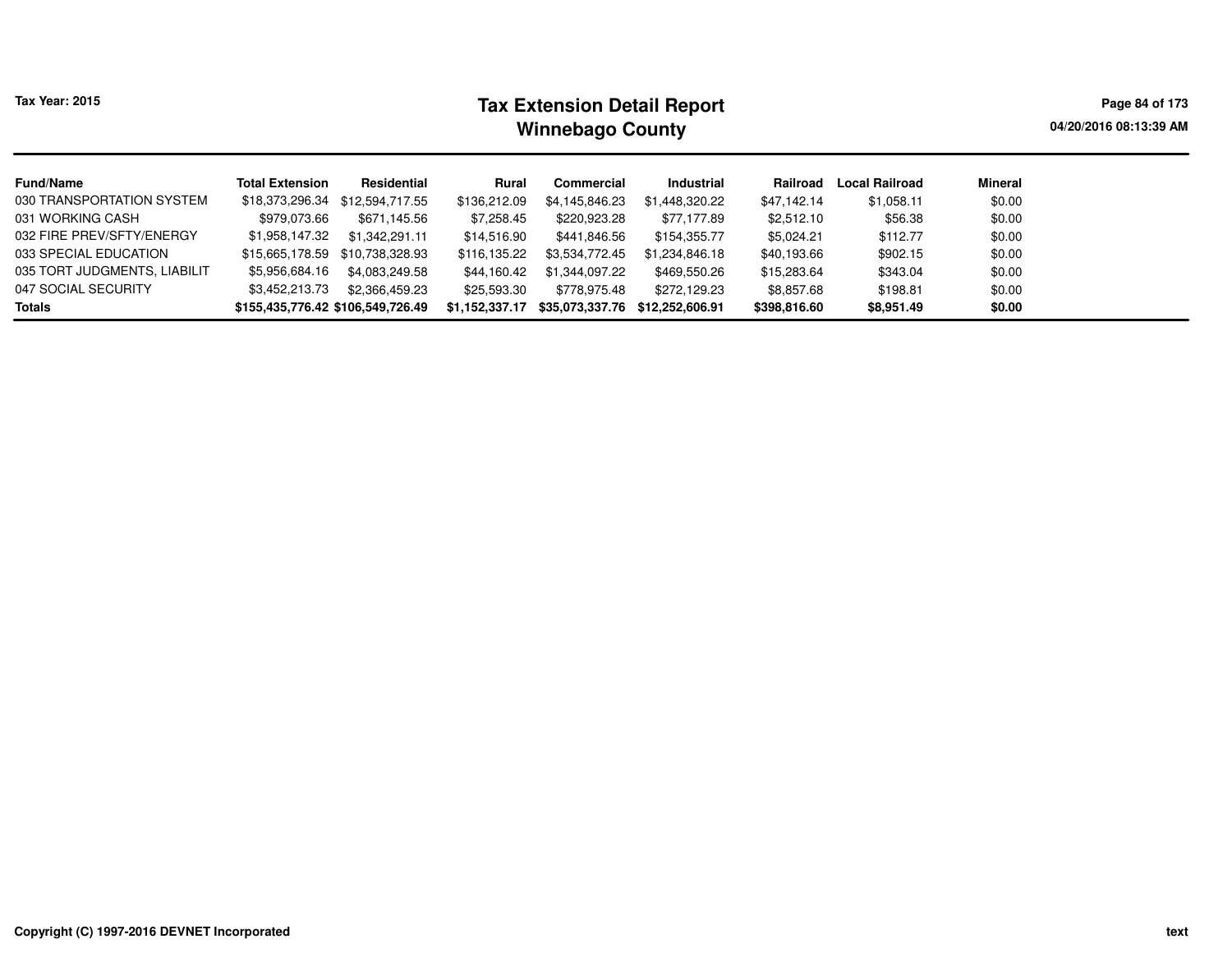Tax Year: 2015

# Tax Extension Detail Report
## Winnebago County

04/20/2016 08:13:39 AM

| Fund/Name | Total Extension | Residential | Rural | Commercial | Industrial | Railroad | Local Railroad | Mineral |
|---|---|---|---|---|---|---|---|---|
| 030 TRANSPORTATION SYSTEM | $18,373,296.34 | $12,594,717.55 | $136,212.09 | $4,145,846.23 | $1,448,320.22 | $47,142.14 | $1,058.11 | $0.00 |
| 031 WORKING CASH | $979,073.66 | $671,145.56 | $7,258.45 | $220,923.28 | $77,177.89 | $2,512.10 | $56.38 | $0.00 |
| 032 FIRE PREV/SFTY/ENERGY | $1,958,147.32 | $1,342,291.11 | $14,516.90 | $441,846.56 | $154,355.77 | $5,024.21 | $112.77 | $0.00 |
| 033 SPECIAL EDUCATION | $15,665,178.59 | $10,738,328.93 | $116,135.22 | $3,534,772.45 | $1,234,846.18 | $40,193.66 | $902.15 | $0.00 |
| 035 TORT JUDGMENTS, LIABILIT | $5,956,684.16 | $4,083,249.58 | $44,160.42 | $1,344,097.22 | $469,550.26 | $15,283.64 | $343.04 | $0.00 |
| 047 SOCIAL SECURITY | $3,452,213.73 | $2,366,459.23 | $25,593.30 | $778,975.48 | $272,129.23 | $8,857.68 | $198.81 | $0.00 |
| **Totals** | **$155,435,776.42** | **$106,549,726.49** | **$1,152,337.17** | **$35,073,337.76** | **$12,252,606.91** | **$398,816.60** | **$8,951.49** | **$0.00** |

Copyright (C) 1997-2016 DEVNET Incorporated

text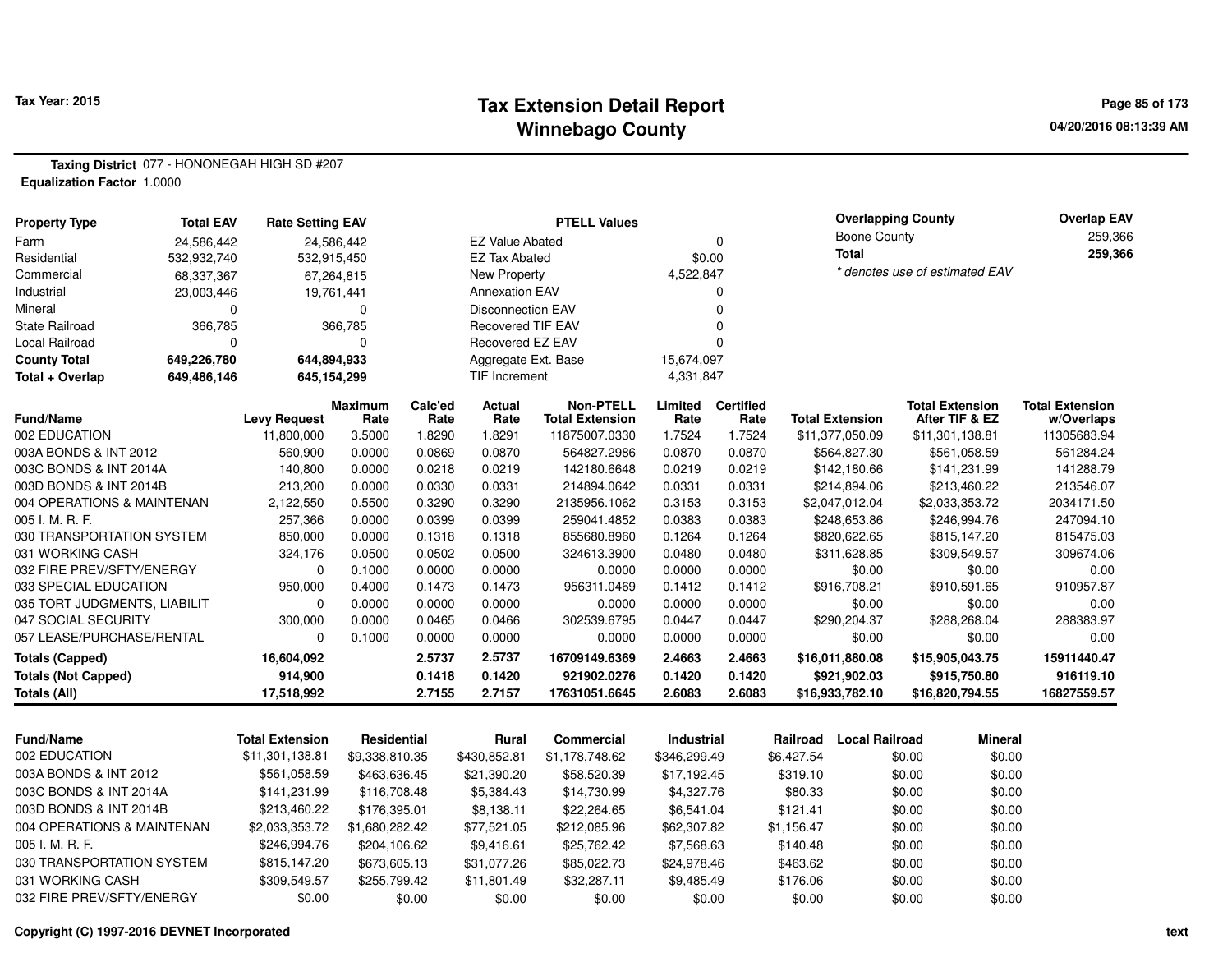# Tax Extension Detail Report

## Winnebago County

Tax Year: 2015

04/20/2016 08:13:39 AM

**Taxing District** 077 - HONONEGAH HIGH SD #207

**Equalization Factor** 1.0000

| Property Type | Total EAV | Rate Setting EAV |
|---|---|---|
| Farm | 24,586,442 | 24,586,442 |
| Residential | 532,932,740 | 532,915,450 |
| Commercial | 68,337,367 | 67,264,815 |
| Industrial | 23,003,446 | 19,761,441 |
| Mineral | 0 | 0 |
| State Railroad | 366,785 | 366,785 |
| Local Railroad | 0 | 0 |
| **County Total** | **649,226,780** | **644,894,933** |
| **Total + Overlap** | **649,486,146** | **645,154,299** |

| PTELL Values | |
|---|---|
| EZ Value Abated | 0 |
| EZ Tax Abated | $0.00 |
| New Property | 4,522,847 |
| Annexation EAV | 0 |
| Disconnection EAV | 0 |
| Recovered TIF EAV | 0 |
| Recovered EZ EAV | 0 |
| Aggregate Ext. Base | 15,674,097 |
| TIF Increment | 4,331,847 |

| Overlapping County | Overlap EAV |
|---|---|
| Boone County | 259,366 |
| **Total** | **259,366** |

* denotes use of estimated EAV

| Fund/Name | Levy Request | Maximum Rate | Calc'ed Rate | Actual Rate | Non-PTELL Total Extension | Limited Rate | Certified Rate | Total Extension | Total Extension After TIF & EZ | Total Extension w/Overlaps |
|---|---|---|---|---|---|---|---|---|---|---|
| 002 EDUCATION | 11,800,000 | 3.5000 | 1.8290 | 1.8291 | 11875007.0330 | 1.7524 | 1.7524 | $11,377,050.09 | $11,301,138.81 | 11305683.94 |
| 003A BONDS & INT 2012 | 560,900 | 0.0000 | 0.0869 | 0.0870 | 564827.2986 | 0.0870 | 0.0870 | $564,827.30 | $561,058.59 | 561284.24 |
| 003C BONDS & INT 2014A | 140,800 | 0.0000 | 0.0218 | 0.0219 | 142180.6648 | 0.0219 | 0.0219 | $142,180.66 | $141,231.99 | 141288.79 |
| 003D BONDS & INT 2014B | 213,200 | 0.0000 | 0.0330 | 0.0331 | 214894.0642 | 0.0331 | 0.0331 | $214,894.06 | $213,460.22 | 213546.07 |
| 004 OPERATIONS & MAINTENAN | 2,122,550 | 0.5500 | 0.3290 | 0.3290 | 2135956.1062 | 0.3153 | 0.3153 | $2,047,012.04 | $2,033,353.72 | 2034171.50 |
| 005 I. M. R. F. | 257,366 | 0.0000 | 0.0399 | 0.0399 | 259041.4852 | 0.0383 | 0.0383 | $248,653.86 | $246,994.76 | 247094.10 |
| 030 TRANSPORTATION SYSTEM | 850,000 | 0.0000 | 0.1318 | 0.1318 | 855680.8960 | 0.1264 | 0.1264 | $820,622.65 | $815,147.20 | 815475.03 |
| 031 WORKING CASH | 324,176 | 0.0500 | 0.0502 | 0.0500 | 324613.3900 | 0.0480 | 0.0480 | $311,628.85 | $309,549.57 | 309674.06 |
| 032 FIRE PREV/SFTY/ENERGY | 0 | 0.1000 | 0.0000 | 0.0000 | 0.0000 | 0.0000 | 0.0000 | $0.00 | $0.00 | 0.00 |
| 033 SPECIAL EDUCATION | 950,000 | 0.4000 | 0.1473 | 0.1473 | 956311.0469 | 0.1412 | 0.1412 | $916,708.21 | $910,591.65 | 910957.87 |
| 035 TORT JUDGMENTS, LIABILIT | 0 | 0.0000 | 0.0000 | 0.0000 | 0.0000 | 0.0000 | 0.0000 | $0.00 | $0.00 | 0.00 |
| 047 SOCIAL SECURITY | 300,000 | 0.0000 | 0.0465 | 0.0466 | 302539.6795 | 0.0447 | 0.0447 | $290,204.37 | $288,268.04 | 288383.97 |
| 057 LEASE/PURCHASE/RENTAL | 0 | 0.1000 | 0.0000 | 0.0000 | 0.0000 | 0.0000 | 0.0000 | $0.00 | $0.00 | 0.00 |
| **Totals (Capped)** | **16,604,092** | | **2.5737** | **2.5737** | **16709149.6369** | **2.4663** | **2.4663** | **$16,011,880.08** | **$15,905,043.75** | **15911440.47** |
| **Totals (Not Capped)** | **914,900** | | **0.1418** | **0.1420** | **921902.0276** | **0.1420** | **0.1420** | **$921,902.03** | **$915,750.80** | **916119.10** |
| **Totals (All)** | **17,518,992** | | **2.7155** | **2.7157** | **17631051.6645** | **2.6083** | **2.6083** | **$16,933,782.10** | **$16,820,794.55** | **16827559.57** |

| Fund/Name | Total Extension | Residential | Rural | Commercial | Industrial | Railroad | Local Railroad | Mineral |
|---|---|---|---|---|---|---|---|---|
| 002 EDUCATION | $11,301,138.81 | $9,338,810.35 | $430,852.81 | $1,178,748.62 | $346,299.49 | $6,427.54 | $0.00 | $0.00 |
| 003A BONDS & INT 2012 | $561,058.59 | $463,636.45 | $21,390.20 | $58,520.39 | $17,192.45 | $319.10 | $0.00 | $0.00 |
| 003C BONDS & INT 2014A | $141,231.99 | $116,708.48 | $5,384.43 | $14,730.99 | $4,327.76 | $80.33 | $0.00 | $0.00 |
| 003D BONDS & INT 2014B | $213,460.22 | $176,395.01 | $8,138.11 | $22,264.65 | $6,541.04 | $121.41 | $0.00 | $0.00 |
| 004 OPERATIONS & MAINTENAN | $2,033,353.72 | $1,680,282.42 | $77,521.05 | $212,085.96 | $62,307.82 | $1,156.47 | $0.00 | $0.00 |
| 005 I. M. R. F. | $246,994.76 | $204,106.62 | $9,416.61 | $25,762.42 | $7,568.63 | $140.48 | $0.00 | $0.00 |
| 030 TRANSPORTATION SYSTEM | $815,147.20 | $673,605.13 | $31,077.26 | $85,022.73 | $24,978.46 | $463.62 | $0.00 | $0.00 |
| 031 WORKING CASH | $309,549.57 | $255,799.42 | $11,801.49 | $32,287.11 | $9,485.49 | $176.06 | $0.00 | $0.00 |
| 032 FIRE PREV/SFTY/ENERGY | $0.00 | $0.00 | $0.00 | $0.00 | $0.00 | $0.00 | $0.00 | $0.00 |

Copyright (C) 1997-2016 DEVNET Incorporated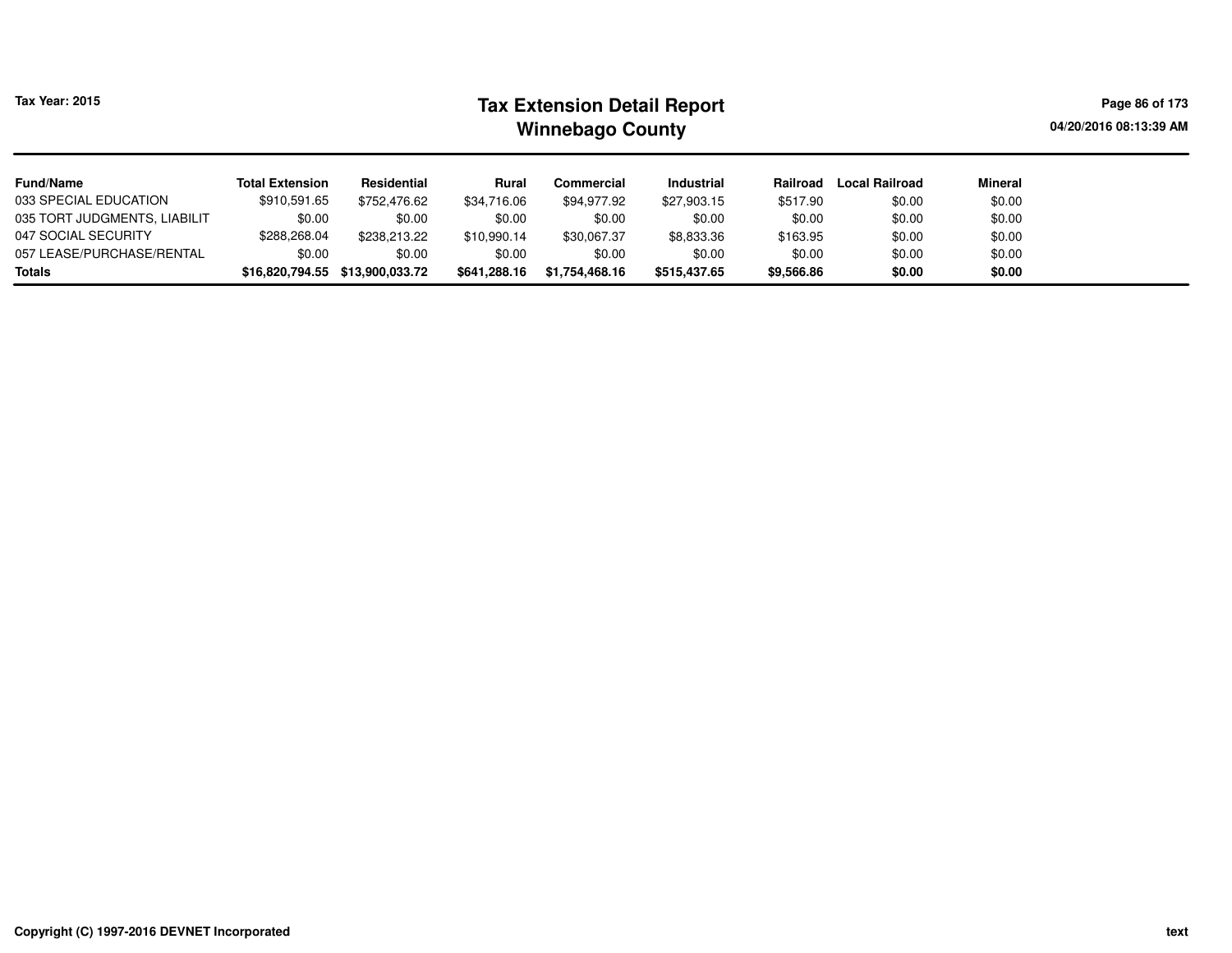# Tax Extension Detail Report
## Winnebago County

Tax Year: 2015

| Fund/Name | Total Extension | Residential | Rural | Commercial | Industrial | Railroad | Local Railroad | Mineral |
|---|---|---|---|---|---|---|---|---|
| 033 SPECIAL EDUCATION | $910,591.65 | $752,476.62 | $34,716.06 | $94,977.92 | $27,903.15 | $517.90 | $0.00 | $0.00 |
| 035 TORT JUDGMENTS, LIABILIT | $0.00 | $0.00 | $0.00 | $0.00 | $0.00 | $0.00 | $0.00 | $0.00 |
| 047 SOCIAL SECURITY | $288,268.04 | $238,213.22 | $10,990.14 | $30,067.37 | $8,833.36 | $163.95 | $0.00 | $0.00 |
| 057 LEASE/PURCHASE/RENTAL | $0.00 | $0.00 | $0.00 | $0.00 | $0.00 | $0.00 | $0.00 | $0.00 |
| **Totals** | **$16,820,794.55** | **$13,900,033.72** | **$641,288.16** | **$1,754,468.16** | **$515,437.65** | **$9,566.86** | **$0.00** | **$0.00** |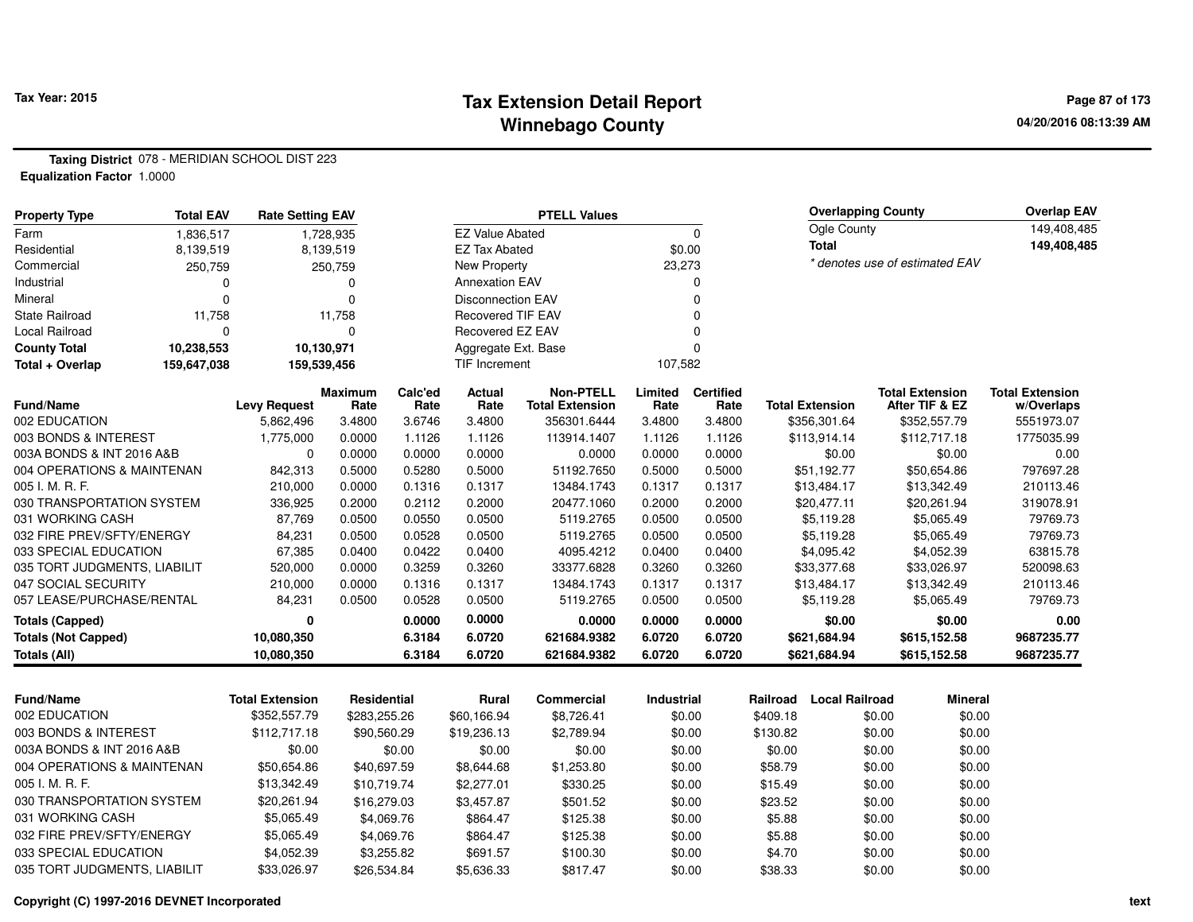**Tax Year: 2015**

# Tax Extension Detail Report
## Winnebago County

**Taxing District** 078 - MERIDIAN SCHOOL DIST 223
**Equalization Factor** 1.0000

| Property Type | Total EAV | Rate Setting EAV |
|---|---|---|
| Farm | 1,836,517 | 1,728,935 |
| Residential | 8,139,519 | 8,139,519 |
| Commercial | 250,759 | 250,759 |
| Industrial | 0 | 0 |
| Mineral | 0 | 0 |
| State Railroad | 11,758 | 11,758 |
| Local Railroad | 0 | 0 |
| **County Total** | **10,238,553** | **10,130,971** |
| **Total + Overlap** | **159,647,038** | **159,539,456** |

| PTELL Values | |
|---|---|
| EZ Value Abated | 0 |
| EZ Tax Abated | $0.00 |
| New Property | 23,273 |
| Annexation EAV | 0 |
| Disconnection EAV | 0 |
| Recovered TIF EAV | 0 |
| Recovered EZ EAV | 0 |
| Aggregate Ext. Base | 0 |
| TIF Increment | 107,582 |

| Overlapping County | Overlap EAV |
|---|---|
| Ogle County | 149,408,485 |
| **Total** | **149,408,485** |

*\* denotes use of estimated EAV*

| Fund/Name | Levy Request | Maximum Rate | Calc'ed Rate | Actual Rate | Non-PTELL Total Extension | Limited Rate | Certified Rate | Total Extension | Total Extension After TIF & EZ | Total Extension w/Overlaps |
|---|---|---|---|---|---|---|---|---|---|---|
| 002 EDUCATION | 5,862,496 | 3.4800 | 3.6746 | 3.4800 | 356301.6444 | 3.4800 | 3.4800 | $356,301.64 | $352,557.79 | 5551973.07 |
| 003 BONDS & INTEREST | 1,775,000 | 0.0000 | 1.1126 | 1.1126 | 113914.1407 | 1.1126 | 1.1126 | $113,914.14 | $112,717.18 | 1775035.99 |
| 003A BONDS & INT 2016 A&B | 0 | 0.0000 | 0.0000 | 0.0000 | 0.0000 | 0.0000 | 0.0000 | $0.00 | $0.00 | 0.00 |
| 004 OPERATIONS & MAINTENAN | 842,313 | 0.5000 | 0.5280 | 0.5000 | 51192.7650 | 0.5000 | 0.5000 | $51,192.77 | $50,654.86 | 797697.28 |
| 005 I. M. R. F. | 210,000 | 0.0000 | 0.1316 | 0.1317 | 13484.1743 | 0.1317 | 0.1317 | $13,484.17 | $13,342.49 | 210113.46 |
| 030 TRANSPORTATION SYSTEM | 336,925 | 0.2000 | 0.2112 | 0.2000 | 20477.1060 | 0.2000 | 0.2000 | $20,477.11 | $20,261.94 | 319078.91 |
| 031 WORKING CASH | 87,769 | 0.0500 | 0.0550 | 0.0500 | 5119.2765 | 0.0500 | 0.0500 | $5,119.28 | $5,065.49 | 79769.73 |
| 032 FIRE PREV/SFTY/ENERGY | 84,231 | 0.0500 | 0.0528 | 0.0500 | 5119.2765 | 0.0500 | 0.0500 | $5,119.28 | $5,065.49 | 79769.73 |
| 033 SPECIAL EDUCATION | 67,385 | 0.0400 | 0.0422 | 0.0400 | 4095.4212 | 0.0400 | 0.0400 | $4,095.42 | $4,052.39 | 63815.78 |
| 035 TORT JUDGMENTS, LIABILIT | 520,000 | 0.0000 | 0.3259 | 0.3260 | 33377.6828 | 0.3260 | 0.3260 | $33,377.68 | $33,026.97 | 520098.63 |
| 047 SOCIAL SECURITY | 210,000 | 0.0000 | 0.1316 | 0.1317 | 13484.1743 | 0.1317 | 0.1317 | $13,484.17 | $13,342.49 | 210113.46 |
| 057 LEASE/PURCHASE/RENTAL | 84,231 | 0.0500 | 0.0528 | 0.0500 | 5119.2765 | 0.0500 | 0.0500 | $5,119.28 | $5,065.49 | 79769.73 |
| **Totals (Capped)** | **0** | | **0.0000** | **0.0000** | **0.0000** | **0.0000** | **0.0000** | **$0.00** | **$0.00** | **0.00** |
| **Totals (Not Capped)** | **10,080,350** | | **6.3184** | **6.0720** | **621684.9382** | **6.0720** | **6.0720** | **$621,684.94** | **$615,152.58** | **9687235.77** |
| **Totals (All)** | **10,080,350** | | **6.3184** | **6.0720** | **621684.9382** | **6.0720** | **6.0720** | **$621,684.94** | **$615,152.58** | **9687235.77** |

| Fund/Name | Total Extension | Residential | Rural | Commercial | Industrial | Railroad | Local Railroad | Mineral |
|---|---|---|---|---|---|---|---|---|
| 002 EDUCATION | $352,557.79 | $283,255.26 | $60,166.94 | $8,726.41 | $0.00 | $409.18 | $0.00 | $0.00 |
| 003 BONDS & INTEREST | $112,717.18 | $90,560.29 | $19,236.13 | $2,789.94 | $0.00 | $130.82 | $0.00 | $0.00 |
| 003A BONDS & INT 2016 A&B | $0.00 | $0.00 | $0.00 | $0.00 | $0.00 | $0.00 | $0.00 | $0.00 |
| 004 OPERATIONS & MAINTENAN | $50,654.86 | $40,697.59 | $8,644.68 | $1,253.80 | $0.00 | $58.79 | $0.00 | $0.00 |
| 005 I. M. R. F. | $13,342.49 | $10,719.74 | $2,277.01 | $330.25 | $0.00 | $15.49 | $0.00 | $0.00 |
| 030 TRANSPORTATION SYSTEM | $20,261.94 | $16,279.03 | $3,457.87 | $501.52 | $0.00 | $23.52 | $0.00 | $0.00 |
| 031 WORKING CASH | $5,065.49 | $4,069.76 | $864.47 | $125.38 | $0.00 | $5.88 | $0.00 | $0.00 |
| 032 FIRE PREV/SFTY/ENERGY | $5,065.49 | $4,069.76 | $864.47 | $125.38 | $0.00 | $5.88 | $0.00 | $0.00 |
| 033 SPECIAL EDUCATION | $4,052.39 | $3,255.82 | $691.57 | $100.30 | $0.00 | $4.70 | $0.00 | $0.00 |
| 035 TORT JUDGMENTS, LIABILIT | $33,026.97 | $26,534.84 | $5,636.33 | $817.47 | $0.00 | $38.33 | $0.00 | $0.00 |

Copyright (C) 1997-2016 DEVNET Incorporated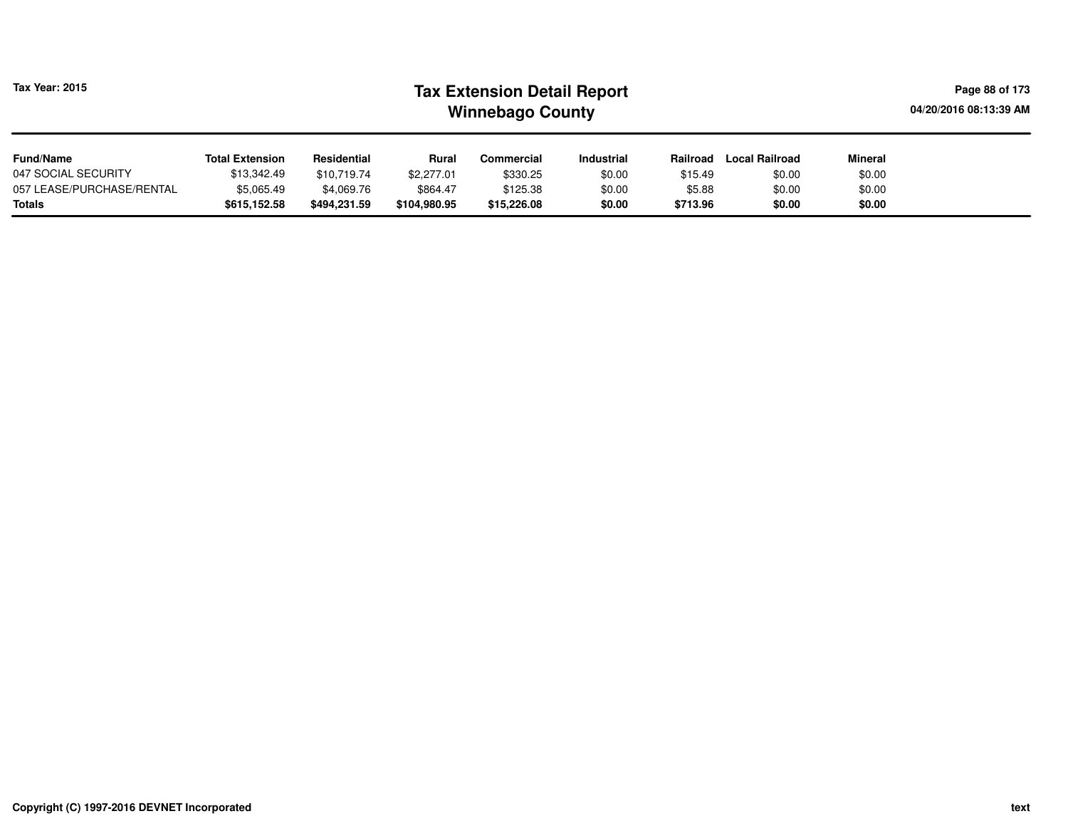| Fund/Name | Total Extension | Residential | Rural | Commercial | Industrial | Railroad | Local Railroad | Mineral |
|---|---|---|---|---|---|---|---|---|
| 047 SOCIAL SECURITY | $13,342.49 | $10,719.74 | $2,277.01 | $330.25 | $0.00 | $15.49 | $0.00 | $0.00 |
| 057 LEASE/PURCHASE/RENTAL | $5,065.49 | $4,069.76 | $864.47 | $125.38 | $0.00 | $5.88 | $0.00 | $0.00 |
| **Totals** | **$615,152.58** | **$494,231.59** | **$104,980.95** | **$15,226.08** | **$0.00** | **$713.96** | **$0.00** | **$0.00** |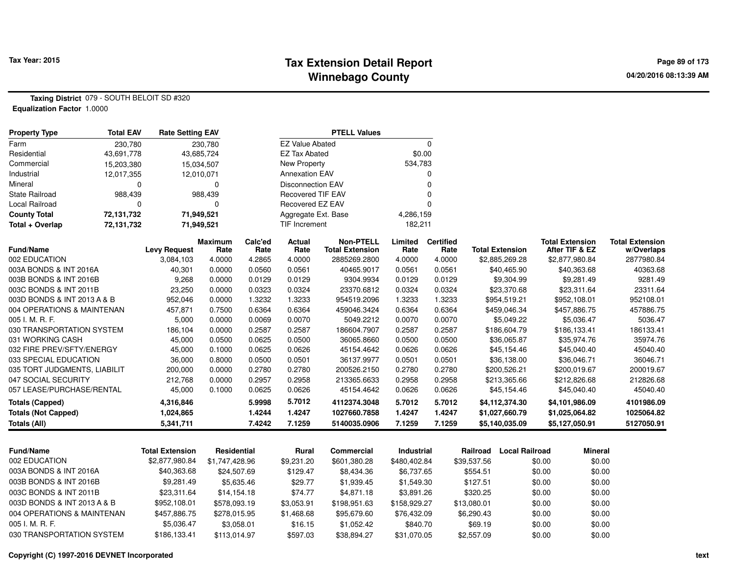# Tax Extension Detail Report
## Winnebago County

Tax Year: 2015

04/20/2016 08:13:39 AM

**Taxing District** 079 - SOUTH BELOIT SD #320
**Equalization Factor** 1.0000

| Property Type | Total EAV | Rate Setting EAV |
|---|---|---|
| Farm | 230,780 | 230,780 |
| Residential | 43,691,778 | 43,685,724 |
| Commercial | 15,203,380 | 15,034,507 |
| Industrial | 12,017,355 | 12,010,071 |
| Mineral | 0 | 0 |
| State Railroad | 988,439 | 988,439 |
| Local Railroad | 0 | 0 |
| **County Total** | **72,131,732** | **71,949,521** |
| **Total + Overlap** | **72,131,732** | **71,949,521** |

| PTELL Values | |
|---|---|
| EZ Value Abated | 0 |
| EZ Tax Abated | $0.00 |
| New Property | 534,783 |
| Annexation EAV | 0 |
| Disconnection EAV | 0 |
| Recovered TIF EAV | 0 |
| Recovered EZ EAV | 0 |
| Aggregate Ext. Base | 4,286,159 |
| TIF Increment | 182,211 |

| Fund/Name | Levy Request | Maximum Rate | Calc'ed Rate | Actual Rate | Non-PTELL Total Extension | Limited Rate | Certified Rate | Total Extension | Total Extension After TIF & EZ | Total Extension w/Overlaps |
|---|---|---|---|---|---|---|---|---|---|---|
| 002 EDUCATION | 3,084,103 | 4.0000 | 4.2865 | 4.0000 | 2885269.2800 | 4.0000 | 4.0000 | $2,885,269.28 | $2,877,980.84 | 2877980.84 |
| 003A BONDS & INT 2016A | 40,301 | 0.0000 | 0.0560 | 0.0561 | 40465.9017 | 0.0561 | 0.0561 | $40,465.90 | $40,363.68 | 40363.68 |
| 003B BONDS & INT 2016B | 9,268 | 0.0000 | 0.0129 | 0.0129 | 9304.9934 | 0.0129 | 0.0129 | $9,304.99 | $9,281.49 | 9281.49 |
| 003C BONDS & INT 2011B | 23,250 | 0.0000 | 0.0323 | 0.0324 | 23370.6812 | 0.0324 | 0.0324 | $23,370.68 | $23,311.64 | 23311.64 |
| 003D BONDS & INT 2013 A & B | 952,046 | 0.0000 | 1.3232 | 1.3233 | 954519.2096 | 1.3233 | 1.3233 | $954,519.21 | $952,108.01 | 952108.01 |
| 004 OPERATIONS & MAINTENAN | 457,871 | 0.7500 | 0.6364 | 0.6364 | 459046.3424 | 0.6364 | 0.6364 | $459,046.34 | $457,886.75 | 457886.75 |
| 005 I. M. R. F. | 5,000 | 0.0000 | 0.0069 | 0.0070 | 5049.2212 | 0.0070 | 0.0070 | $5,049.22 | $5,036.47 | 5036.47 |
| 030 TRANSPORTATION SYSTEM | 186,104 | 0.0000 | 0.2587 | 0.2587 | 186604.7907 | 0.2587 | 0.2587 | $186,604.79 | $186,133.41 | 186133.41 |
| 031 WORKING CASH | 45,000 | 0.0500 | 0.0625 | 0.0500 | 36065.8660 | 0.0500 | 0.0500 | $36,065.87 | $35,974.76 | 35974.76 |
| 032 FIRE PREV/SFTY/ENERGY | 45,000 | 0.1000 | 0.0625 | 0.0626 | 45154.4642 | 0.0626 | 0.0626 | $45,154.46 | $45,040.40 | 45040.40 |
| 033 SPECIAL EDUCATION | 36,000 | 0.8000 | 0.0500 | 0.0501 | 36137.9977 | 0.0501 | 0.0501 | $36,138.00 | $36,046.71 | 36046.71 |
| 035 TORT JUDGMENTS, LIABILIT | 200,000 | 0.0000 | 0.2780 | 0.2780 | 200526.2150 | 0.2780 | 0.2780 | $200,526.21 | $200,019.67 | 200019.67 |
| 047 SOCIAL SECURITY | 212,768 | 0.0000 | 0.2957 | 0.2958 | 213365.6633 | 0.2958 | 0.2958 | $213,365.66 | $212,826.68 | 212826.68 |
| 057 LEASE/PURCHASE/RENTAL | 45,000 | 0.1000 | 0.0625 | 0.0626 | 45154.4642 | 0.0626 | 0.0626 | $45,154.46 | $45,040.40 | 45040.40 |
| **Totals (Capped)** | **4,316,846** | | **5.9998** | **5.7012** | **4112374.3048** | **5.7012** | **5.7012** | **$4,112,374.30** | **$4,101,986.09** | **4101986.09** |
| **Totals (Not Capped)** | **1,024,865** | | **1.4244** | **1.4247** | **1027660.7858** | **1.4247** | **1.4247** | **$1,027,660.79** | **$1,025,064.82** | **1025064.82** |
| **Totals (All)** | **5,341,711** | | **7.4242** | **7.1259** | **5140035.0906** | **7.1259** | **7.1259** | **$5,140,035.09** | **$5,127,050.91** | **5127050.91** |

| Fund/Name | Total Extension | Residential | Rural | Commercial | Industrial | Railroad | Local Railroad | Mineral |
|---|---|---|---|---|---|---|---|---|
| 002 EDUCATION | $2,877,980.84 | $1,747,428.96 | $9,231.20 | $601,380.28 | $480,402.84 | $39,537.56 | $0.00 | $0.00 |
| 003A BONDS & INT 2016A | $40,363.68 | $24,507.69 | $129.47 | $8,434.36 | $6,737.65 | $554.51 | $0.00 | $0.00 |
| 003B BONDS & INT 2016B | $9,281.49 | $5,635.46 | $29.77 | $1,939.45 | $1,549.30 | $127.51 | $0.00 | $0.00 |
| 003C BONDS & INT 2011B | $23,311.64 | $14,154.18 | $74.77 | $4,871.18 | $3,891.26 | $320.25 | $0.00 | $0.00 |
| 003D BONDS & INT 2013 A & B | $952,108.01 | $578,093.19 | $3,053.91 | $198,951.63 | $158,929.27 | $13,080.01 | $0.00 | $0.00 |
| 004 OPERATIONS & MAINTENAN | $457,886.75 | $278,015.95 | $1,468.68 | $95,679.60 | $76,432.09 | $6,290.43 | $0.00 | $0.00 |
| 005 I. M. R. F. | $5,036.47 | $3,058.01 | $16.15 | $1,052.42 | $840.70 | $69.19 | $0.00 | $0.00 |
| 030 TRANSPORTATION SYSTEM | $186,133.41 | $113,014.97 | $597.03 | $38,894.27 | $31,070.05 | $2,557.09 | $0.00 | $0.00 |

Copyright (C) 1997-2016 DEVNET Incorporated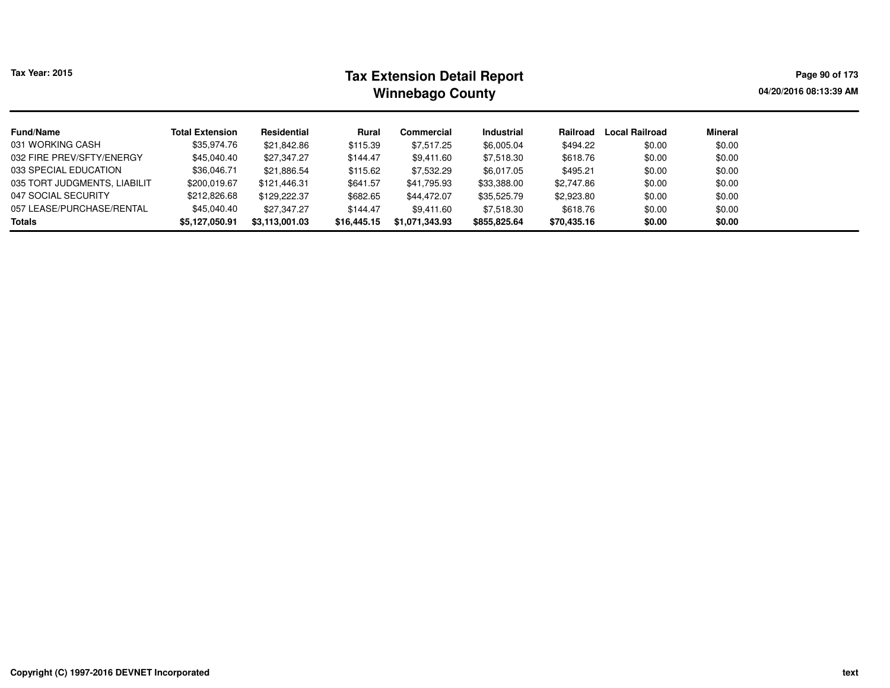# Tax Extension Detail Report
## Winnebago County

Tax Year: 2015

04/20/2016 08:13:39 AM

| Fund/Name | Total Extension | Residential | Rural | Commercial | Industrial | Railroad | Local Railroad | Mineral |
|---|---|---|---|---|---|---|---|---|
| 031 WORKING CASH | $35,974.76 | $21,842.86 | $115.39 | $7,517.25 | $6,005.04 | $494.22 | $0.00 | $0.00 |
| 032 FIRE PREV/SFTY/ENERGY | $45,040.40 | $27,347.27 | $144.47 | $9,411.60 | $7,518.30 | $618.76 | $0.00 | $0.00 |
| 033 SPECIAL EDUCATION | $36,046.71 | $21,886.54 | $115.62 | $7,532.29 | $6,017.05 | $495.21 | $0.00 | $0.00 |
| 035 TORT JUDGMENTS, LIABILIT | $200,019.67 | $121,446.31 | $641.57 | $41,795.93 | $33,388.00 | $2,747.86 | $0.00 | $0.00 |
| 047 SOCIAL SECURITY | $212,826.68 | $129,222.37 | $682.65 | $44,472.07 | $35,525.79 | $2,923.80 | $0.00 | $0.00 |
| 057 LEASE/PURCHASE/RENTAL | $45,040.40 | $27,347.27 | $144.47 | $9,411.60 | $7,518.30 | $618.76 | $0.00 | $0.00 |
| **Totals** | **$5,127,050.91** | **$3,113,001.03** | **$16,445.15** | **$1,071,343.93** | **$855,825.64** | **$70,435.16** | **$0.00** | **$0.00** |

Copyright (C) 1997-2016 DEVNET Incorporated

text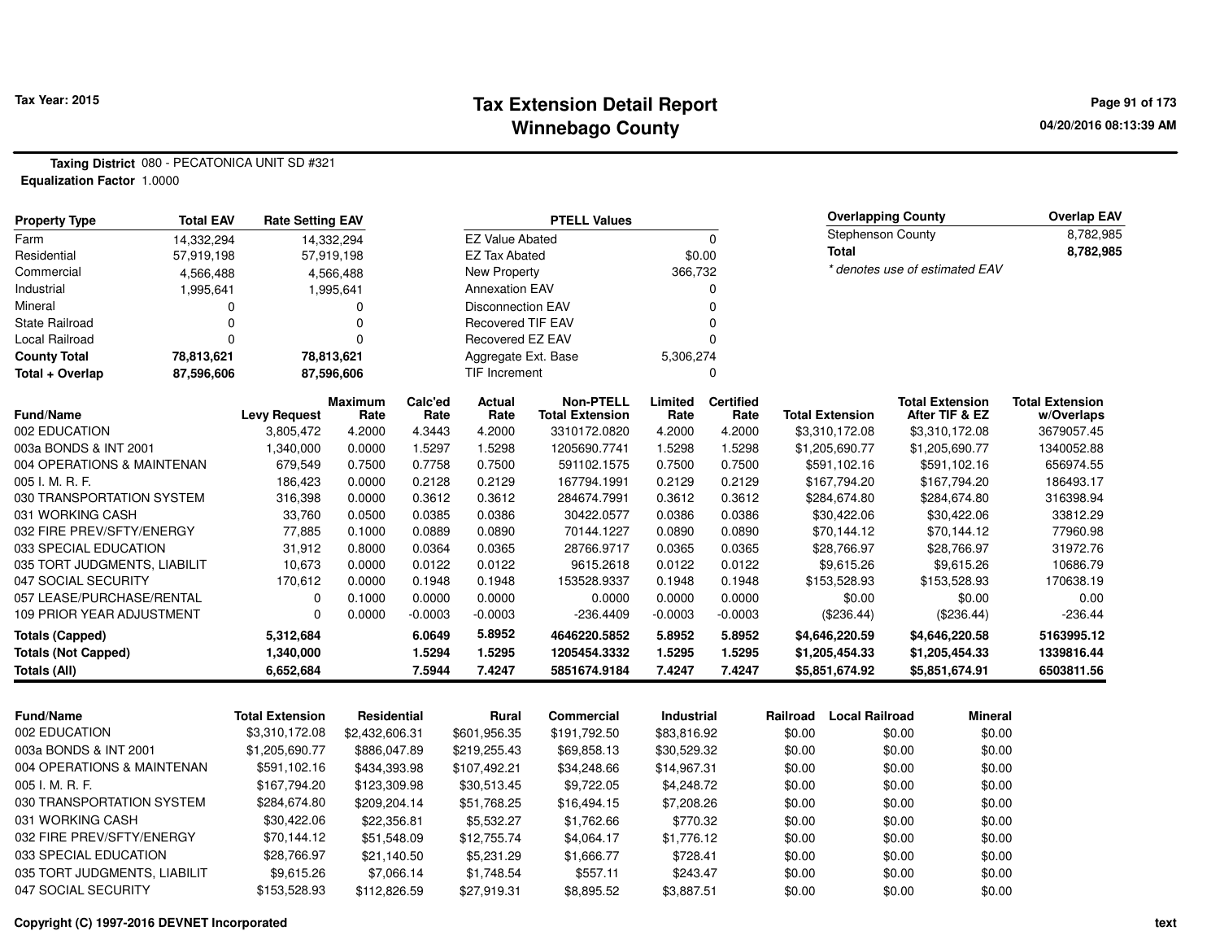# Tax Extension Detail Report
## Winnebago County

Tax Year: 2015

04/20/2016 08:13:39 AM

**Taxing District** 080 - PECATONICA UNIT SD #321
**Equalization Factor** 1.0000

| Property Type | Total EAV | Rate Setting EAV |
|---|---|---|
| Farm | 14,332,294 | 14,332,294 |
| Residential | 57,919,198 | 57,919,198 |
| Commercial | 4,566,488 | 4,566,488 |
| Industrial | 1,995,641 | 1,995,641 |
| Mineral | 0 | 0 |
| State Railroad | 0 | 0 |
| Local Railroad | 0 | 0 |
| **County Total** | **78,813,621** | **78,813,621** |
| **Total + Overlap** | **87,596,606** | **87,596,606** |

| PTELL Values | |
|---|---|
| EZ Value Abated | 0 |
| EZ Tax Abated | $0.00 |
| New Property | 366,732 |
| Annexation EAV | 0 |
| Disconnection EAV | 0 |
| Recovered TIF EAV | 0 |
| Recovered EZ EAV | 0 |
| Aggregate Ext. Base | 5,306,274 |
| TIF Increment | 0 |

| Overlapping County | Overlap EAV |
|---|---|
| Stephenson County | 8,782,985 |
| **Total** | **8,782,985** |

*\* denotes use of estimated EAV*

| Fund/Name | Levy Request | Maximum Rate | Calc'ed Rate | Actual Rate | Non-PTELL Total Extension | Limited Rate | Certified Rate | Total Extension | Total Extension After TIF & EZ | Total Extension w/Overlaps |
|---|---|---|---|---|---|---|---|---|---|---|
| 002 EDUCATION | 3,805,472 | 4.2000 | 4.3443 | 4.2000 | 3310172.0820 | 4.2000 | 4.2000 | $3,310,172.08 | $3,310,172.08 | 3679057.45 |
| 003a BONDS & INT 2001 | 1,340,000 | 0.0000 | 1.5297 | 1.5298 | 1205690.7741 | 1.5298 | 1.5298 | $1,205,690.77 | $1,205,690.77 | 1340052.88 |
| 004 OPERATIONS & MAINTENAN | 679,549 | 0.7500 | 0.7758 | 0.7500 | 591102.1575 | 0.7500 | 0.7500 | $591,102.16 | $591,102.16 | 656974.55 |
| 005 I. M. R. F. | 186,423 | 0.0000 | 0.2128 | 0.2129 | 167794.1991 | 0.2129 | 0.2129 | $167,794.20 | $167,794.20 | 186493.17 |
| 030 TRANSPORTATION SYSTEM | 316,398 | 0.0000 | 0.3612 | 0.3612 | 284674.7991 | 0.3612 | 0.3612 | $284,674.80 | $284,674.80 | 316398.94 |
| 031 WORKING CASH | 33,760 | 0.0500 | 0.0385 | 0.0386 | 30422.0577 | 0.0386 | 0.0386 | $30,422.06 | $30,422.06 | 33812.29 |
| 032 FIRE PREV/SFTY/ENERGY | 77,885 | 0.1000 | 0.0889 | 0.0890 | 70144.1227 | 0.0890 | 0.0890 | $70,144.12 | $70,144.12 | 77960.98 |
| 033 SPECIAL EDUCATION | 31,912 | 0.8000 | 0.0364 | 0.0365 | 28766.9717 | 0.0365 | 0.0365 | $28,766.97 | $28,766.97 | 31972.76 |
| 035 TORT JUDGMENTS, LIABILIT | 10,673 | 0.0000 | 0.0122 | 0.0122 | 9615.2618 | 0.0122 | 0.0122 | $9,615.26 | $9,615.26 | 10686.79 |
| 047 SOCIAL SECURITY | 170,612 | 0.0000 | 0.1948 | 0.1948 | 153528.9337 | 0.1948 | 0.1948 | $153,528.93 | $153,528.93 | 170638.19 |
| 057 LEASE/PURCHASE/RENTAL | 0 | 0.1000 | 0.0000 | 0.0000 | 0.0000 | 0.0000 | 0.0000 | $0.00 | $0.00 | 0.00 |
| 109 PRIOR YEAR ADJUSTMENT | 0 | 0.0000 | -0.0003 | -0.0003 | -236.4409 | -0.0003 | -0.0003 | ($236.44) | ($236.44) | -236.44 |
| **Totals (Capped)** | **5,312,684** | | **6.0649** | **5.8952** | **4646220.5852** | **5.8952** | **5.8952** | **$4,646,220.59** | **$4,646,220.58** | **5163995.12** |
| **Totals (Not Capped)** | **1,340,000** | | **1.5294** | **1.5295** | **1205454.3332** | **1.5295** | **1.5295** | **$1,205,454.33** | **$1,205,454.33** | **1339816.44** |
| **Totals (All)** | **6,652,684** | | **7.5944** | **7.4247** | **5851674.9184** | **7.4247** | **7.4247** | **$5,851,674.92** | **$5,851,674.91** | **6503811.56** |

| Fund/Name | Total Extension | Residential | Rural | Commercial | Industrial | Railroad | Local Railroad | Mineral |
|---|---|---|---|---|---|---|---|---|
| 002 EDUCATION | $3,310,172.08 | $2,432,606.31 | $601,956.35 | $191,792.50 | $83,816.92 | $0.00 | $0.00 | $0.00 |
| 003a BONDS & INT 2001 | $1,205,690.77 | $886,047.89 | $219,255.43 | $69,858.13 | $30,529.32 | $0.00 | $0.00 | $0.00 |
| 004 OPERATIONS & MAINTENAN | $591,102.16 | $434,393.98 | $107,492.21 | $34,248.66 | $14,967.31 | $0.00 | $0.00 | $0.00 |
| 005 I. M. R. F. | $167,794.20 | $123,309.98 | $30,513.45 | $9,722.05 | $4,248.72 | $0.00 | $0.00 | $0.00 |
| 030 TRANSPORTATION SYSTEM | $284,674.80 | $209,204.14 | $51,768.25 | $16,494.15 | $7,208.26 | $0.00 | $0.00 | $0.00 |
| 031 WORKING CASH | $30,422.06 | $22,356.81 | $5,532.27 | $1,762.66 | $770.32 | $0.00 | $0.00 | $0.00 |
| 032 FIRE PREV/SFTY/ENERGY | $70,144.12 | $51,548.09 | $12,755.74 | $4,064.17 | $1,776.12 | $0.00 | $0.00 | $0.00 |
| 033 SPECIAL EDUCATION | $28,766.97 | $21,140.50 | $5,231.29 | $1,666.77 | $728.41 | $0.00 | $0.00 | $0.00 |
| 035 TORT JUDGMENTS, LIABILIT | $9,615.26 | $7,066.14 | $1,748.54 | $557.11 | $243.47 | $0.00 | $0.00 | $0.00 |
| 047 SOCIAL SECURITY | $153,528.93 | $112,826.59 | $27,919.31 | $8,895.52 | $3,887.51 | $0.00 | $0.00 | $0.00 |

Copyright (C) 1997-2016 DEVNET Incorporated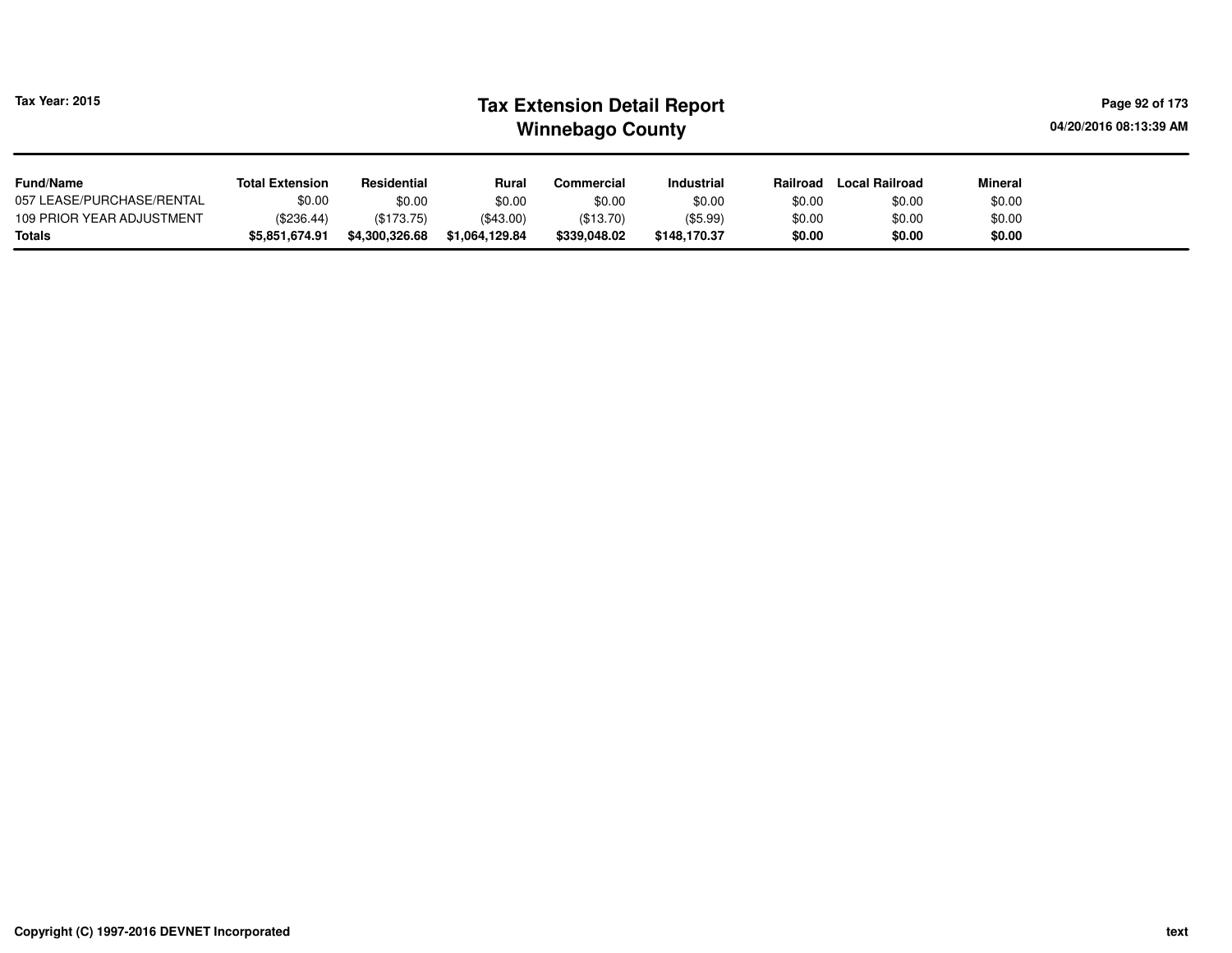| Fund/Name | Total Extension | Residential | Rural | Commercial | Industrial | Railroad | Local Railroad | Mineral |
|---|---|---|---|---|---|---|---|---|
| 057 LEASE/PURCHASE/RENTAL | $0.00 | $0.00 | $0.00 | $0.00 | $0.00 | $0.00 | $0.00 | $0.00 |
| 109 PRIOR YEAR ADJUSTMENT | ($236.44) | ($173.75) | ($43.00) | ($13.70) | ($5.99) | $0.00 | $0.00 | $0.00 |
| **Totals** | **$5,851,674.91** | **$4,300,326.68** | **$1,064,129.84** | **$339,048.02** | **$148,170.37** | **$0.00** | **$0.00** | **$0.00** |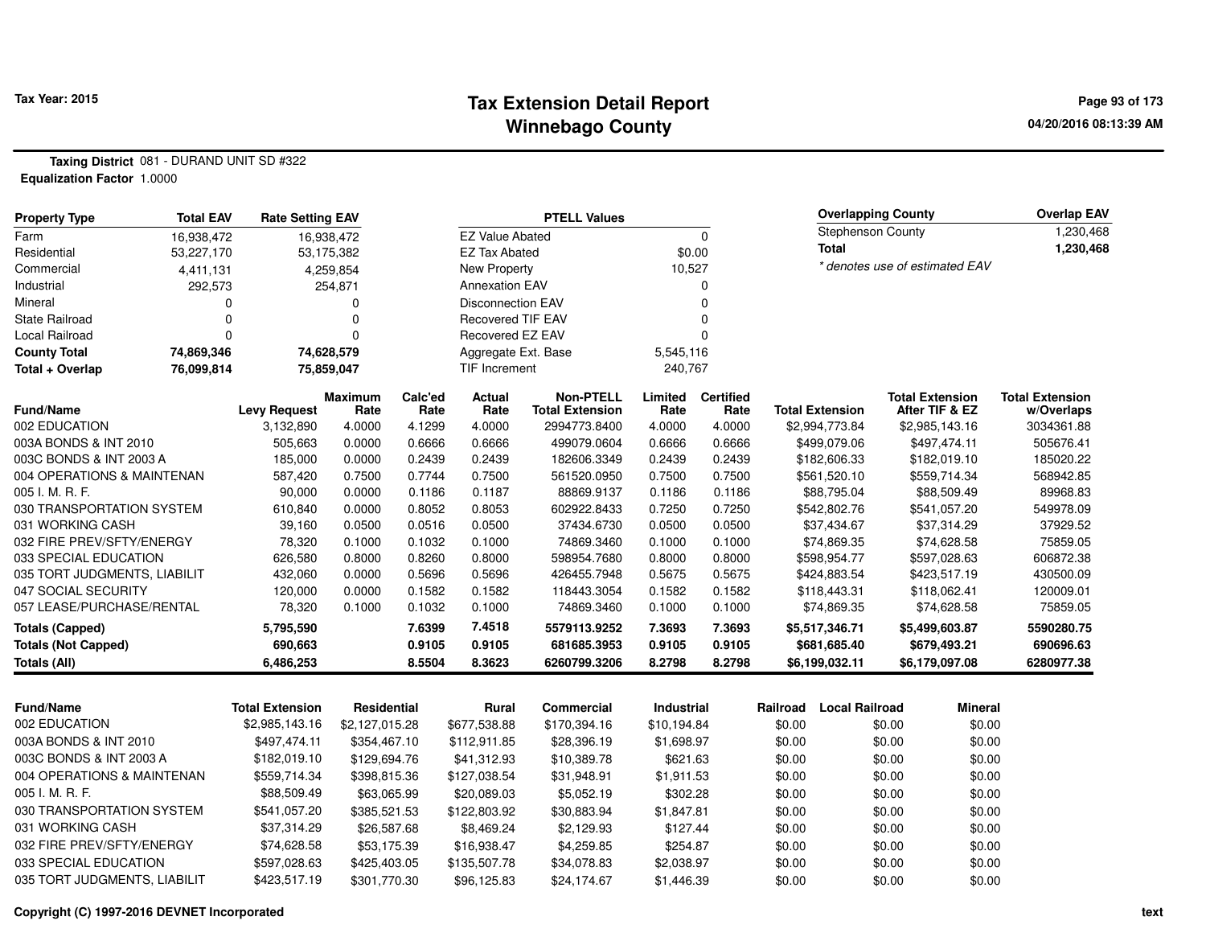**Tax Year: 2015**

# Tax Extension Detail Report
## Winnebago County

**Taxing District** 081 - DURAND UNIT SD #322
**Equalization Factor** 1.0000

| Property Type | Total EAV | Rate Setting EAV |
|---|---|---|
| Farm | 16,938,472 | 16,938,472 |
| Residential | 53,227,170 | 53,175,382 |
| Commercial | 4,411,131 | 4,259,854 |
| Industrial | 292,573 | 254,871 |
| Mineral | 0 | 0 |
| State Railroad | 0 | 0 |
| Local Railroad | 0 | 0 |
| **County Total** | **74,869,346** | **74,628,579** |
| **Total + Overlap** | **76,099,814** | **75,859,047** |

| PTELL Values | |
|---|---|
| EZ Value Abated | 0 |
| EZ Tax Abated | $0.00 |
| New Property | 10,527 |
| Annexation EAV | 0 |
| Disconnection EAV | 0 |
| Recovered TIF EAV | 0 |
| Recovered EZ EAV | 0 |
| Aggregate Ext. Base | 5,545,116 |
| TIF Increment | 240,767 |

| Overlapping County | Overlap EAV |
|---|---|
| Stephenson County | 1,230,468 |
| **Total** | **1,230,468** |

*\* denotes use of estimated EAV*

| Fund/Name | Levy Request | Maximum Rate | Calc'ed Rate | Actual Rate | Non-PTELL Total Extension | Limited Rate | Certified Rate | Total Extension | Total Extension After TIF & EZ | Total Extension w/Overlaps |
|---|---|---|---|---|---|---|---|---|---|---|
| 002 EDUCATION | 3,132,890 | 4.0000 | 4.1299 | 4.0000 | 2994773.8400 | 4.0000 | 4.0000 | $2,994,773.84 | $2,985,143.16 | 3034361.88 |
| 003A BONDS & INT 2010 | 505,663 | 0.0000 | 0.6666 | 0.6666 | 499079.0604 | 0.6666 | 0.6666 | $499,079.06 | $497,474.11 | 505676.41 |
| 003C BONDS & INT 2003 A | 185,000 | 0.0000 | 0.2439 | 0.2439 | 182606.3349 | 0.2439 | 0.2439 | $182,606.33 | $182,019.10 | 185020.22 |
| 004 OPERATIONS & MAINTENAN | 587,420 | 0.7500 | 0.7744 | 0.7500 | 561520.0950 | 0.7500 | 0.7500 | $561,520.10 | $559,714.34 | 568942.85 |
| 005 I. M. R. F. | 90,000 | 0.0000 | 0.1186 | 0.1187 | 88869.9137 | 0.1186 | 0.1186 | $88,795.04 | $88,509.49 | 89968.83 |
| 030 TRANSPORTATION SYSTEM | 610,840 | 0.0000 | 0.8052 | 0.8053 | 602922.8433 | 0.7250 | 0.7250 | $542,802.76 | $541,057.20 | 549978.09 |
| 031 WORKING CASH | 39,160 | 0.0500 | 0.0516 | 0.0500 | 37434.6730 | 0.0500 | 0.0500 | $37,434.67 | $37,314.29 | 37929.52 |
| 032 FIRE PREV/SFTY/ENERGY | 78,320 | 0.1000 | 0.1032 | 0.1000 | 74869.3460 | 0.1000 | 0.1000 | $74,869.35 | $74,628.58 | 75859.05 |
| 033 SPECIAL EDUCATION | 626,580 | 0.8000 | 0.8260 | 0.8000 | 598954.7680 | 0.8000 | 0.8000 | $598,954.77 | $597,028.63 | 606872.38 |
| 035 TORT JUDGMENTS, LIABILIT | 432,060 | 0.0000 | 0.5696 | 0.5696 | 426455.7948 | 0.5675 | 0.5675 | $424,883.54 | $423,517.19 | 430500.09 |
| 047 SOCIAL SECURITY | 120,000 | 0.0000 | 0.1582 | 0.1582 | 118443.3054 | 0.1582 | 0.1582 | $118,443.31 | $118,062.41 | 120009.01 |
| 057 LEASE/PURCHASE/RENTAL | 78,320 | 0.1000 | 0.1032 | 0.1000 | 74869.3460 | 0.1000 | 0.1000 | $74,869.35 | $74,628.58 | 75859.05 |
| **Totals (Capped)** | **5,795,590** | | **7.6399** | **7.4518** | **5579113.9252** | **7.3693** | **7.3693** | **$5,517,346.71** | **$5,499,603.87** | **5590280.75** |
| **Totals (Not Capped)** | **690,663** | | **0.9105** | **0.9105** | **681685.3953** | **0.9105** | **0.9105** | **$681,685.40** | **$679,493.21** | **690696.63** |
| **Totals (All)** | **6,486,253** | | **8.5504** | **8.3623** | **6260799.3206** | **8.2798** | **8.2798** | **$6,199,032.11** | **$6,179,097.08** | **6280977.38** |

| Fund/Name | Total Extension | Residential | Rural | Commercial | Industrial | Railroad | Local Railroad | Mineral |
|---|---|---|---|---|---|---|---|---|
| 002 EDUCATION | $2,985,143.16 | $2,127,015.28 | $677,538.88 | $170,394.16 | $10,194.84 | $0.00 | $0.00 | $0.00 |
| 003A BONDS & INT 2010 | $497,474.11 | $354,467.10 | $112,911.85 | $28,396.19 | $1,698.97 | $0.00 | $0.00 | $0.00 |
| 003C BONDS & INT 2003 A | $182,019.10 | $129,694.76 | $41,312.93 | $10,389.78 | $621.63 | $0.00 | $0.00 | $0.00 |
| 004 OPERATIONS & MAINTENAN | $559,714.34 | $398,815.36 | $127,038.54 | $31,948.91 | $1,911.53 | $0.00 | $0.00 | $0.00 |
| 005 I. M. R. F. | $88,509.49 | $63,065.99 | $20,089.03 | $5,052.19 | $302.28 | $0.00 | $0.00 | $0.00 |
| 030 TRANSPORTATION SYSTEM | $541,057.20 | $385,521.53 | $122,803.92 | $30,883.94 | $1,847.81 | $0.00 | $0.00 | $0.00 |
| 031 WORKING CASH | $37,314.29 | $26,587.68 | $8,469.24 | $2,129.93 | $127.44 | $0.00 | $0.00 | $0.00 |
| 032 FIRE PREV/SFTY/ENERGY | $74,628.58 | $53,175.39 | $16,938.47 | $4,259.85 | $254.87 | $0.00 | $0.00 | $0.00 |
| 033 SPECIAL EDUCATION | $597,028.63 | $425,403.05 | $135,507.78 | $34,078.83 | $2,038.97 | $0.00 | $0.00 | $0.00 |
| 035 TORT JUDGMENTS, LIABILIT | $423,517.19 | $301,770.30 | $96,125.83 | $24,174.67 | $1,446.39 | $0.00 | $0.00 | $0.00 |

**Copyright (C) 1997-2016 DEVNET Incorporated**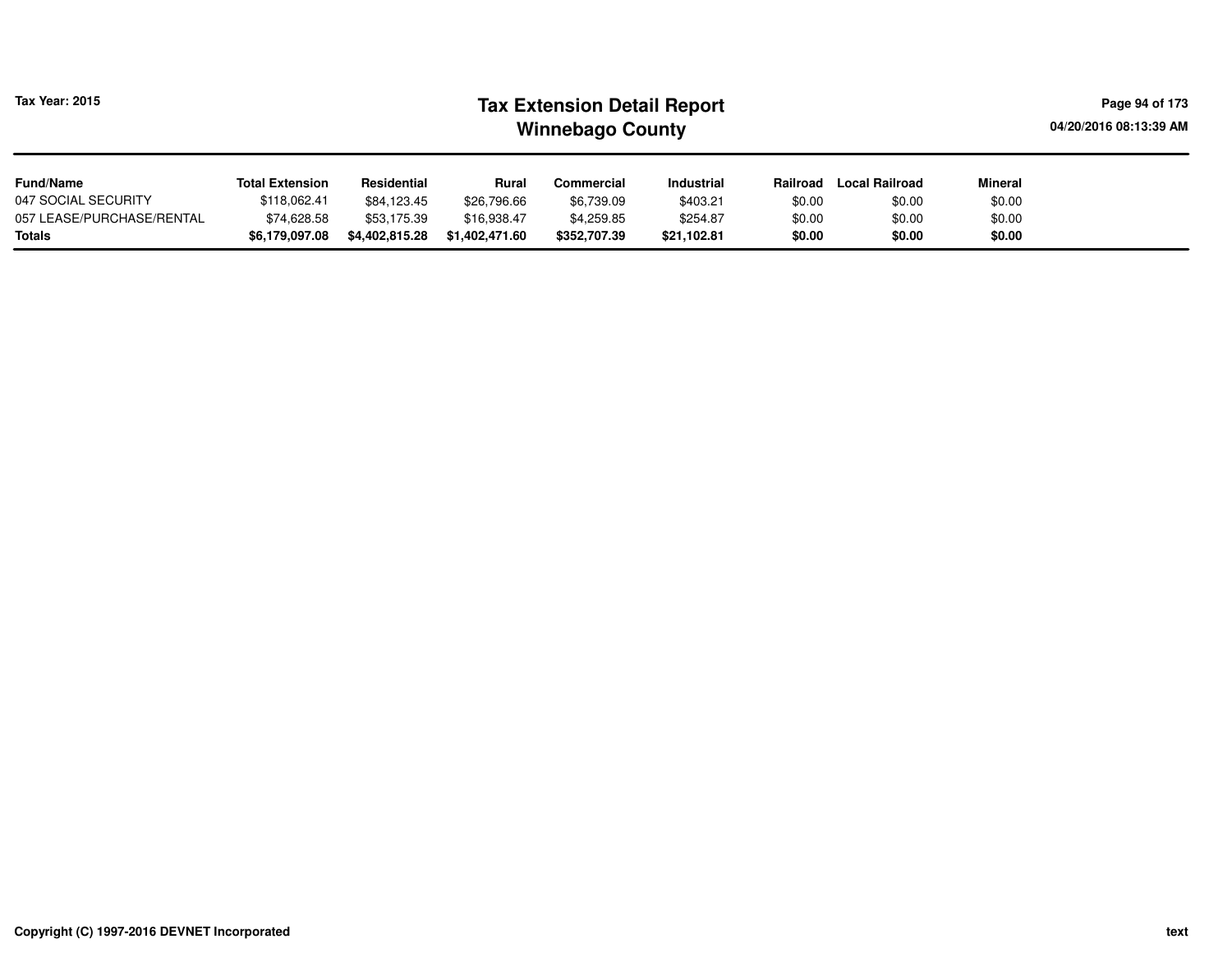| Fund/Name | Total Extension | Residential | Rural | Commercial | Industrial | Railroad | Local Railroad | Mineral |
|---|---|---|---|---|---|---|---|---|
| 047 SOCIAL SECURITY | $118,062.41 | $84,123.45 | $26,796.66 | $6,739.09 | $403.21 | $0.00 | $0.00 | $0.00 |
| 057 LEASE/PURCHASE/RENTAL | $74,628.58 | $53,175.39 | $16,938.47 | $4,259.85 | $254.87 | $0.00 | $0.00 | $0.00 |
| **Totals** | **$6,179,097.08** | **$4,402,815.28** | **$1,402,471.60** | **$352,707.39** | **$21,102.81** | **$0.00** | **$0.00** | **$0.00** |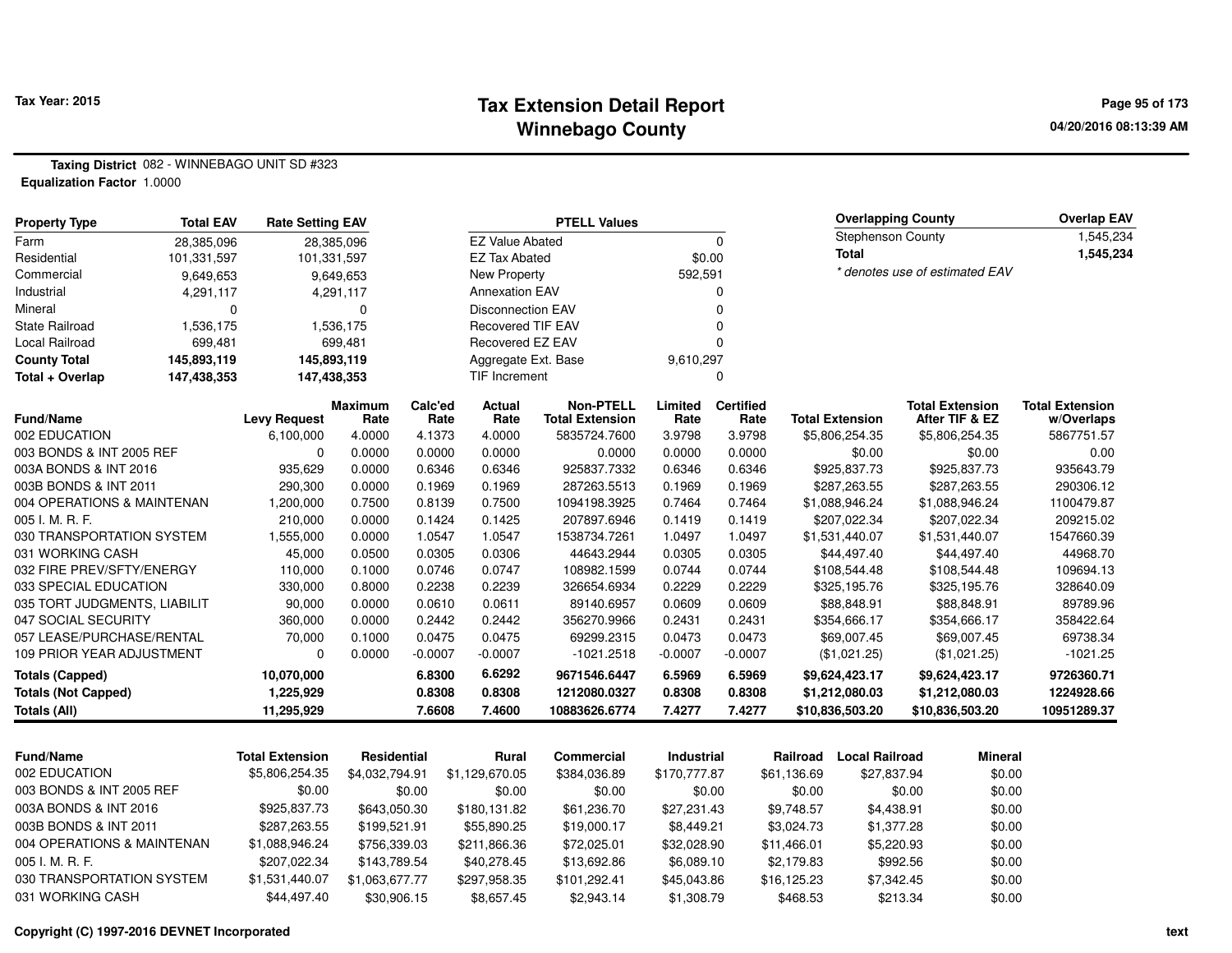Tax Year: 2015

# Tax Extension Detail Report
## Winnebago County

04/20/2016 08:13:39 AM

**Taxing District** 082 - WINNEBAGO UNIT SD #323
**Equalization Factor** 1.0000

| Property Type | Total EAV | Rate Setting EAV |
|---|---|---|
| Farm | 28,385,096 | 28,385,096 |
| Residential | 101,331,597 | 101,331,597 |
| Commercial | 9,649,653 | 9,649,653 |
| Industrial | 4,291,117 | 4,291,117 |
| Mineral | 0 | 0 |
| State Railroad | 1,536,175 | 1,536,175 |
| Local Railroad | 699,481 | 699,481 |
| **County Total** | **145,893,119** | **145,893,119** |
| **Total + Overlap** | **147,438,353** | **147,438,353** |

| PTELL Values | |
|---|---|
| EZ Value Abated | 0 |
| EZ Tax Abated | $0.00 |
| New Property | 592,591 |
| Annexation EAV | 0 |
| Disconnection EAV | 0 |
| Recovered TIF EAV | 0 |
| Recovered EZ EAV | 0 |
| Aggregate Ext. Base | 9,610,297 |
| TIF Increment | 0 |

| Overlapping County | Overlap EAV |
|---|---|
| Stephenson County | 1,545,234 |
| **Total** | **1,545,234** |

*\* denotes use of estimated EAV*

| Fund/Name | Levy Request | Maximum Rate | Calc'ed Rate | Actual Rate | Non-PTELL Total Extension | Limited Rate | Certified Rate | Total Extension | Total Extension After TIF & EZ | Total Extension w/Overlaps |
|---|---|---|---|---|---|---|---|---|---|---|
| 002 EDUCATION | 6,100,000 | 4.0000 | 4.1373 | 4.0000 | 5835724.7600 | 3.9798 | 3.9798 | $5,806,254.35 | $5,806,254.35 | 5867751.57 |
| 003 BONDS & INT 2005 REF | 0 | 0.0000 | 0.0000 | 0.0000 | 0.0000 | 0.0000 | 0.0000 | $0.00 | $0.00 | 0.00 |
| 003A BONDS & INT 2016 | 935,629 | 0.0000 | 0.6346 | 0.6346 | 925837.7332 | 0.6346 | 0.6346 | $925,837.73 | $925,837.73 | 935643.79 |
| 003B BONDS & INT 2011 | 290,300 | 0.0000 | 0.1969 | 0.1969 | 287263.5513 | 0.1969 | 0.1969 | $287,263.55 | $287,263.55 | 290306.12 |
| 004 OPERATIONS & MAINTENAN | 1,200,000 | 0.7500 | 0.8139 | 0.7500 | 1094198.3925 | 0.7464 | 0.7464 | $1,088,946.24 | $1,088,946.24 | 1100479.87 |
| 005 I. M. R. F. | 210,000 | 0.0000 | 0.1424 | 0.1425 | 207897.6946 | 0.1419 | 0.1419 | $207,022.34 | $207,022.34 | 209215.02 |
| 030 TRANSPORTATION SYSTEM | 1,555,000 | 0.0000 | 1.0547 | 1.0547 | 1538734.7261 | 1.0497 | 1.0497 | $1,531,440.07 | $1,531,440.07 | 1547660.39 |
| 031 WORKING CASH | 45,000 | 0.0500 | 0.0305 | 0.0306 | 44643.2944 | 0.0305 | 0.0305 | $44,497.40 | $44,497.40 | 44968.70 |
| 032 FIRE PREV/SFTY/ENERGY | 110,000 | 0.1000 | 0.0746 | 0.0747 | 108982.1599 | 0.0744 | 0.0744 | $108,544.48 | $108,544.48 | 109694.13 |
| 033 SPECIAL EDUCATION | 330,000 | 0.8000 | 0.2238 | 0.2239 | 326654.6934 | 0.2229 | 0.2229 | $325,195.76 | $325,195.76 | 328640.09 |
| 035 TORT JUDGMENTS, LIABILIT | 90,000 | 0.0000 | 0.0610 | 0.0611 | 89140.6957 | 0.0609 | 0.0609 | $88,848.91 | $88,848.91 | 89789.96 |
| 047 SOCIAL SECURITY | 360,000 | 0.0000 | 0.2442 | 0.2442 | 356270.9966 | 0.2431 | 0.2431 | $354,666.17 | $354,666.17 | 358422.64 |
| 057 LEASE/PURCHASE/RENTAL | 70,000 | 0.1000 | 0.0475 | 0.0475 | 69299.2315 | 0.0473 | 0.0473 | $69,007.45 | $69,007.45 | 69738.34 |
| 109 PRIOR YEAR ADJUSTMENT | 0 | 0.0000 | -0.0007 | -0.0007 | -1021.2518 | -0.0007 | -0.0007 | ($1,021.25) | ($1,021.25) | -1021.25 |
| **Totals (Capped)** | **10,070,000** | | **6.8300** | **6.6292** | **9671546.6447** | **6.5969** | **6.5969** | **$9,624,423.17** | **$9,624,423.17** | **9726360.71** |
| **Totals (Not Capped)** | **1,225,929** | | **0.8308** | **0.8308** | **1212080.0327** | **0.8308** | **0.8308** | **$1,212,080.03** | **$1,212,080.03** | **1224928.66** |
| **Totals (All)** | **11,295,929** | | **7.6608** | **7.4600** | **10883626.6774** | **7.4277** | **7.4277** | **$10,836,503.20** | **$10,836,503.20** | **10951289.37** |

| Fund/Name | Total Extension | Residential | Rural | Commercial | Industrial | Railroad | Local Railroad | Mineral |
|---|---|---|---|---|---|---|---|---|
| 002 EDUCATION | $5,806,254.35 | $4,032,794.91 | $1,129,670.05 | $384,036.89 | $170,777.87 | $61,136.69 | $27,837.94 | $0.00 |
| 003 BONDS & INT 2005 REF | $0.00 | $0.00 | $0.00 | $0.00 | $0.00 | $0.00 | $0.00 | $0.00 |
| 003A BONDS & INT 2016 | $925,837.73 | $643,050.30 | $180,131.82 | $61,236.70 | $27,231.43 | $9,748.57 | $4,438.91 | $0.00 |
| 003B BONDS & INT 2011 | $287,263.55 | $199,521.91 | $55,890.25 | $19,000.17 | $8,449.21 | $3,024.73 | $1,377.28 | $0.00 |
| 004 OPERATIONS & MAINTENAN | $1,088,946.24 | $756,339.03 | $211,866.36 | $72,025.01 | $32,028.90 | $11,466.01 | $5,220.93 | $0.00 |
| 005 I. M. R. F. | $207,022.34 | $143,789.54 | $40,278.45 | $13,692.86 | $6,089.10 | $2,179.83 | $992.56 | $0.00 |
| 030 TRANSPORTATION SYSTEM | $1,531,440.07 | $1,063,677.77 | $297,958.35 | $101,292.41 | $45,043.86 | $16,125.23 | $7,342.45 | $0.00 |
| 031 WORKING CASH | $44,497.40 | $30,906.15 | $8,657.45 | $2,943.14 | $1,308.79 | $468.53 | $213.34 | $0.00 |

Copyright (C) 1997-2016 DEVNET Incorporated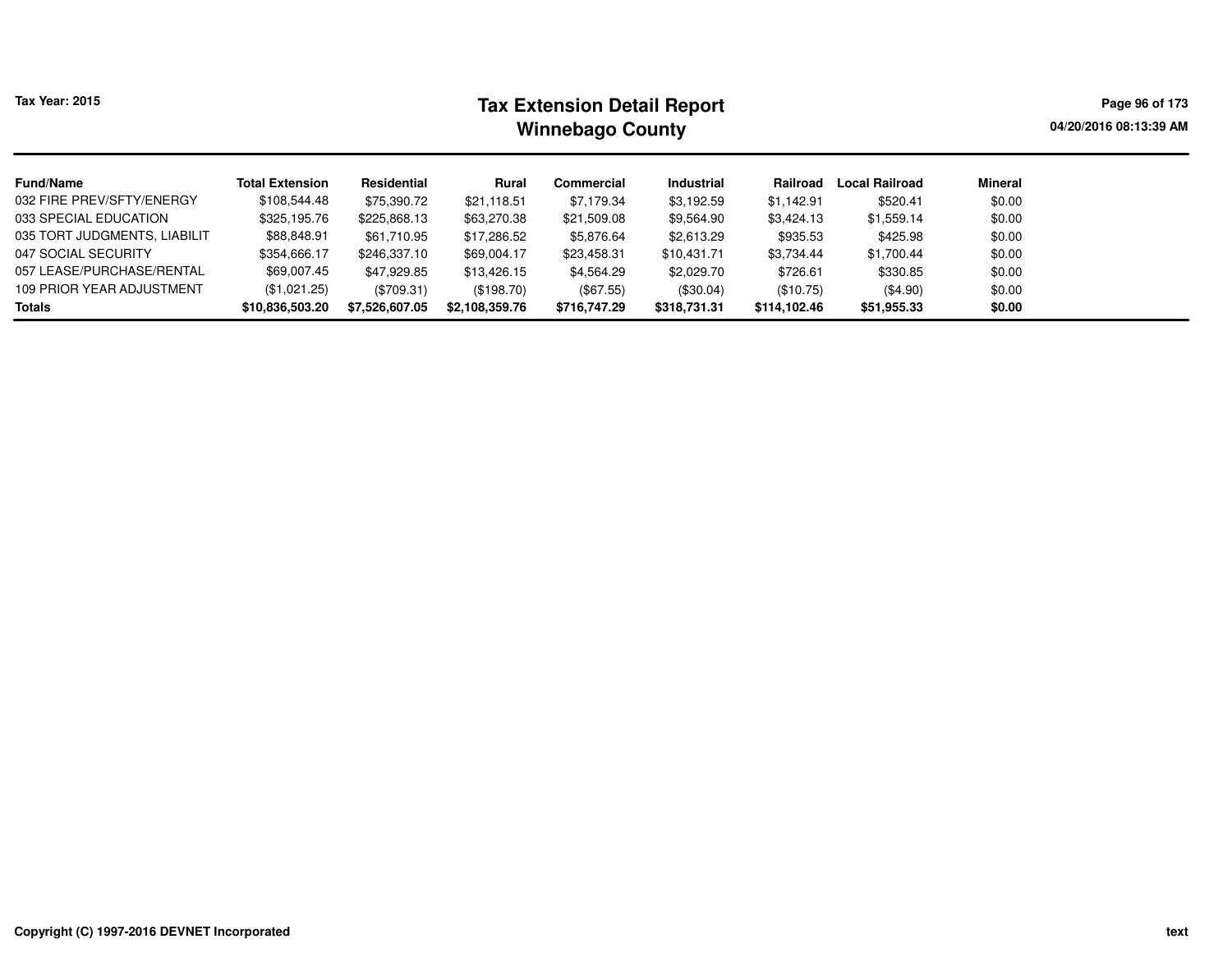Tax Year: 2015

# Tax Extension Detail Report
## Winnebago County

| Fund/Name | Total Extension | Residential | Rural | Commercial | Industrial | Railroad | Local Railroad | Mineral |
|---|---|---|---|---|---|---|---|---|
| 032 FIRE PREV/SFTY/ENERGY | $108,544.48 | $75,390.72 | $21,118.51 | $7,179.34 | $3,192.59 | $1,142.91 | $520.41 | $0.00 |
| 033 SPECIAL EDUCATION | $325,195.76 | $225,868.13 | $63,270.38 | $21,509.08 | $9,564.90 | $3,424.13 | $1,559.14 | $0.00 |
| 035 TORT JUDGMENTS, LIABILIT | $88,848.91 | $61,710.95 | $17,286.52 | $5,876.64 | $2,613.29 | $935.53 | $425.98 | $0.00 |
| 047 SOCIAL SECURITY | $354,666.17 | $246,337.10 | $69,004.17 | $23,458.31 | $10,431.71 | $3,734.44 | $1,700.44 | $0.00 |
| 057 LEASE/PURCHASE/RENTAL | $69,007.45 | $47,929.85 | $13,426.15 | $4,564.29 | $2,029.70 | $726.61 | $330.85 | $0.00 |
| 109 PRIOR YEAR ADJUSTMENT | ($1,021.25) | ($709.31) | ($198.70) | ($67.55) | ($30.04) | ($10.75) | ($4.90) | $0.00 |
| **Totals** | **$10,836,503.20** | **$7,526,607.05** | **$2,108,359.76** | **$716,747.29** | **$318,731.31** | **$114,102.46** | **$51,955.33** | **$0.00** |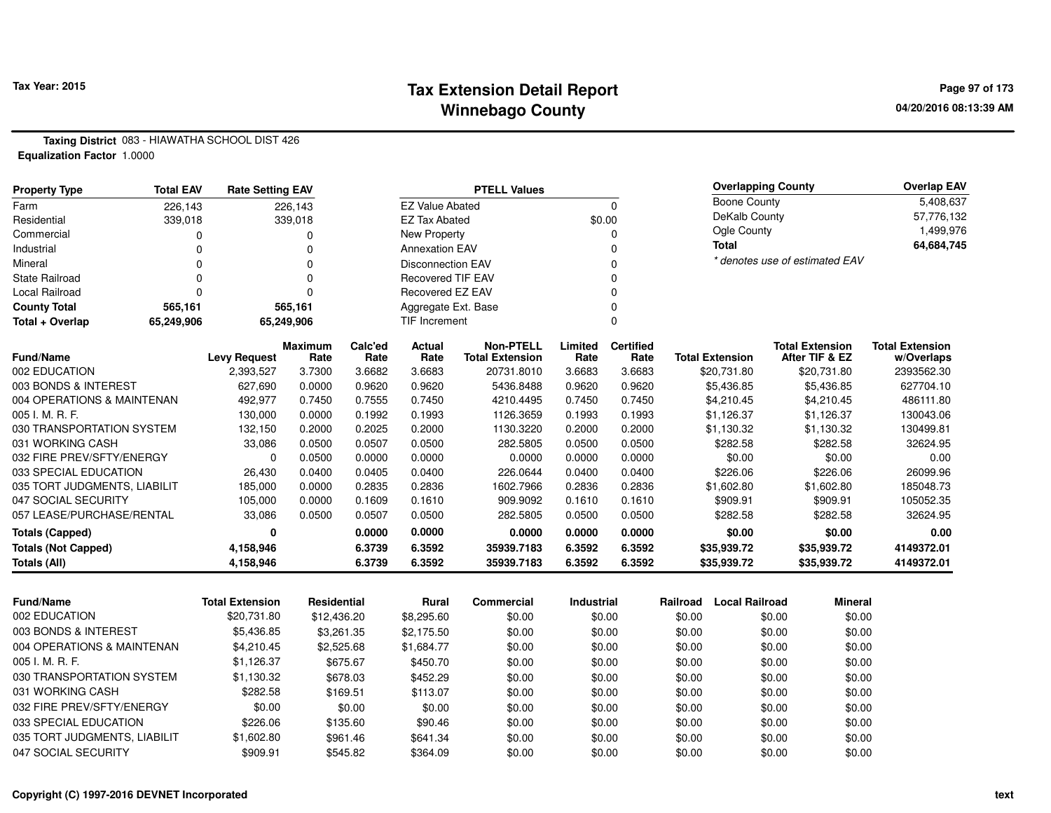# Tax Extension Detail Report
## Winnebago County

**Tax Year: 2015**

04/20/2016 08:13:39 AM

**Taxing District** 083 - HIAWATHA SCHOOL DIST 426
**Equalization Factor** 1.0000

| Property Type | Total EAV | Rate Setting EAV |
|---|---|---|
| Farm | 226,143 | 226,143 |
| Residential | 339,018 | 339,018 |
| Commercial | 0 | 0 |
| Industrial | 0 | 0 |
| Mineral | 0 | 0 |
| State Railroad | 0 | 0 |
| Local Railroad | 0 | 0 |
| **County Total** | **565,161** | **565,161** |
| **Total + Overlap** | **65,249,906** | **65,249,906** |

| PTELL Values | |
|---|---|
| EZ Value Abated | 0 |
| EZ Tax Abated | $0.00 |
| New Property | 0 |
| Annexation EAV | 0 |
| Disconnection EAV | 0 |
| Recovered TIF EAV | 0 |
| Recovered EZ EAV | 0 |
| Aggregate Ext. Base | 0 |
| TIF Increment | 0 |

| Overlapping County | Overlap EAV |
|---|---|
| Boone County | 5,408,637 |
| DeKalb County | 57,776,132 |
| Ogle County | 1,499,976 |
| **Total** | **64,684,745** |

*\* denotes use of estimated EAV*

| Fund/Name | Levy Request | Maximum Rate | Calc'ed Rate | Actual Rate | Non-PTELL Total Extension | Limited Rate | Certified Rate | Total Extension | Total Extension After TIF & EZ | Total Extension w/Overlaps |
|---|---|---|---|---|---|---|---|---|---|---|
| 002 EDUCATION | 2,393,527 | 3.7300 | 3.6682 | 3.6683 | 20731.8010 | 3.6683 | 3.6683 | $20,731.80 | $20,731.80 | 2393562.30 |
| 003 BONDS & INTEREST | 627,690 | 0.0000 | 0.9620 | 0.9620 | 5436.8488 | 0.9620 | 0.9620 | $5,436.85 | $5,436.85 | 627704.10 |
| 004 OPERATIONS & MAINTENAN | 492,977 | 0.7450 | 0.7555 | 0.7450 | 4210.4495 | 0.7450 | 0.7450 | $4,210.45 | $4,210.45 | 486111.80 |
| 005 I. M. R. F. | 130,000 | 0.0000 | 0.1992 | 0.1993 | 1126.3659 | 0.1993 | 0.1993 | $1,126.37 | $1,126.37 | 130043.06 |
| 030 TRANSPORTATION SYSTEM | 132,150 | 0.2000 | 0.2025 | 0.2000 | 1130.3220 | 0.2000 | 0.2000 | $1,130.32 | $1,130.32 | 130499.81 |
| 031 WORKING CASH | 33,086 | 0.0500 | 0.0507 | 0.0500 | 282.5805 | 0.0500 | 0.0500 | $282.58 | $282.58 | 32624.95 |
| 032 FIRE PREV/SFTY/ENERGY | 0 | 0.0500 | 0.0000 | 0.0000 | 0.0000 | 0.0000 | 0.0000 | $0.00 | $0.00 | 0.00 |
| 033 SPECIAL EDUCATION | 26,430 | 0.0400 | 0.0405 | 0.0400 | 226.0644 | 0.0400 | 0.0400 | $226.06 | $226.06 | 26099.96 |
| 035 TORT JUDGMENTS, LIABILIT | 185,000 | 0.0000 | 0.2835 | 0.2836 | 1602.7966 | 0.2836 | 0.2836 | $1,602.80 | $1,602.80 | 185048.73 |
| 047 SOCIAL SECURITY | 105,000 | 0.0000 | 0.1609 | 0.1610 | 909.9092 | 0.1610 | 0.1610 | $909.91 | $909.91 | 105052.35 |
| 057 LEASE/PURCHASE/RENTAL | 33,086 | 0.0500 | 0.0507 | 0.0500 | 282.5805 | 0.0500 | 0.0500 | $282.58 | $282.58 | 32624.95 |
| **Totals (Capped)** | **0** | | **0.0000** | **0.0000** | **0.0000** | **0.0000** | **0.0000** | **$0.00** | **$0.00** | **0.00** |
| **Totals (Not Capped)** | **4,158,946** | | **6.3739** | **6.3592** | **35939.7183** | **6.3592** | **6.3592** | **$35,939.72** | **$35,939.72** | **4149372.01** |
| **Totals (All)** | **4,158,946** | | **6.3739** | **6.3592** | **35939.7183** | **6.3592** | **6.3592** | **$35,939.72** | **$35,939.72** | **4149372.01** |

| Fund/Name | Total Extension | Residential | Rural | Commercial | Industrial | Railroad | Local Railroad | Mineral |
|---|---|---|---|---|---|---|---|---|
| 002 EDUCATION | $20,731.80 | $12,436.20 | $8,295.60 | $0.00 | $0.00 | $0.00 | $0.00 | $0.00 |
| 003 BONDS & INTEREST | $5,436.85 | $3,261.35 | $2,175.50 | $0.00 | $0.00 | $0.00 | $0.00 | $0.00 |
| 004 OPERATIONS & MAINTENAN | $4,210.45 | $2,525.68 | $1,684.77 | $0.00 | $0.00 | $0.00 | $0.00 | $0.00 |
| 005 I. M. R. F. | $1,126.37 | $675.67 | $450.70 | $0.00 | $0.00 | $0.00 | $0.00 | $0.00 |
| 030 TRANSPORTATION SYSTEM | $1,130.32 | $678.03 | $452.29 | $0.00 | $0.00 | $0.00 | $0.00 | $0.00 |
| 031 WORKING CASH | $282.58 | $169.51 | $113.07 | $0.00 | $0.00 | $0.00 | $0.00 | $0.00 |
| 032 FIRE PREV/SFTY/ENERGY | $0.00 | $0.00 | $0.00 | $0.00 | $0.00 | $0.00 | $0.00 | $0.00 |
| 033 SPECIAL EDUCATION | $226.06 | $135.60 | $90.46 | $0.00 | $0.00 | $0.00 | $0.00 | $0.00 |
| 035 TORT JUDGMENTS, LIABILIT | $1,602.80 | $961.46 | $641.34 | $0.00 | $0.00 | $0.00 | $0.00 | $0.00 |
| 047 SOCIAL SECURITY | $909.91 | $545.82 | $364.09 | $0.00 | $0.00 | $0.00 | $0.00 | $0.00 |

Copyright (C) 1997-2016 DEVNET Incorporated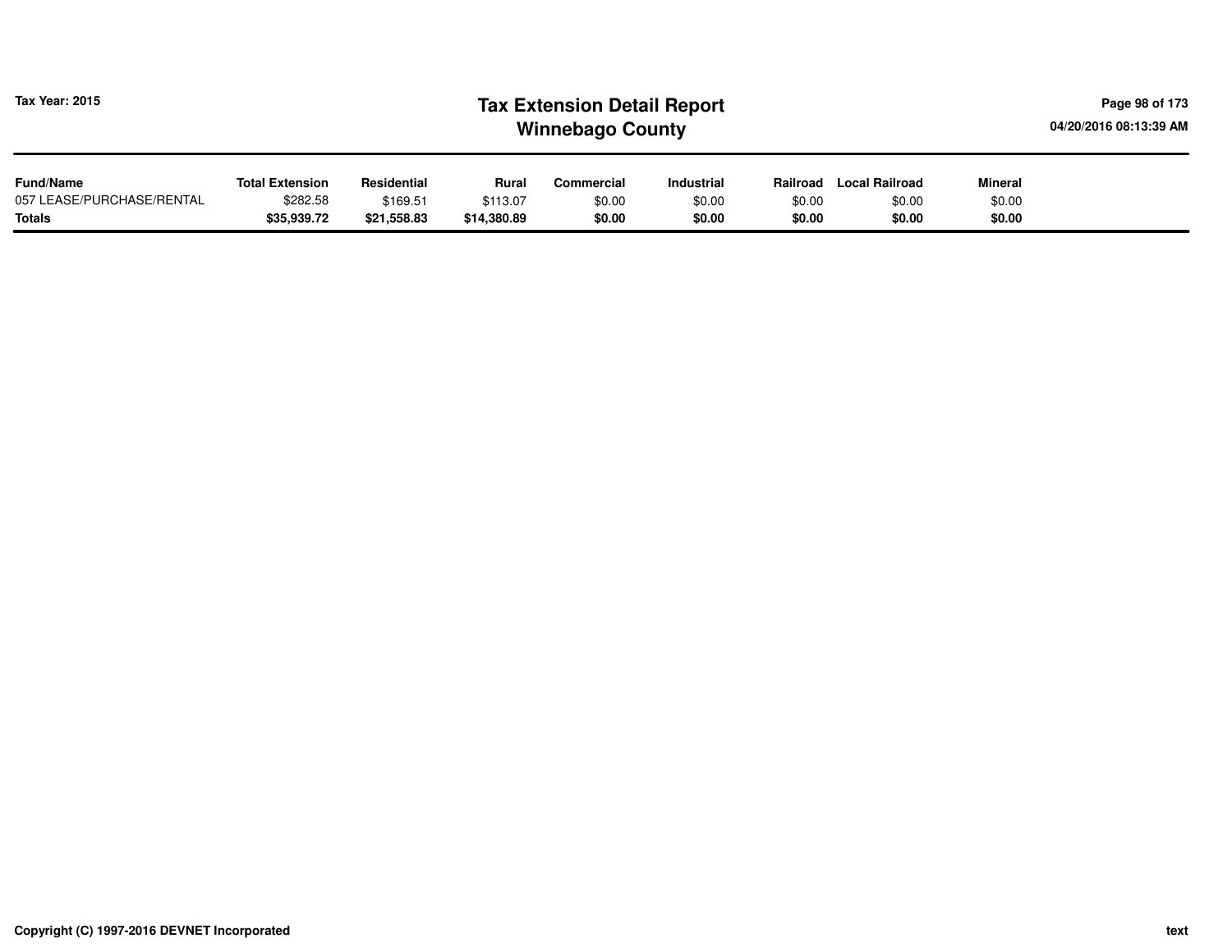| Fund/Name | Total Extension | Residential | Rural | Commercial | Industrial | Railroad | Local Railroad | Mineral |
|---|---|---|---|---|---|---|---|---|
| 057 LEASE/PURCHASE/RENTAL | $282.58 | $169.51 | $113.07 | $0.00 | $0.00 | $0.00 | $0.00 | $0.00 |
| **Totals** | **$35,939.72** | **$21,558.83** | **$14,380.89** | **$0.00** | **$0.00** | **$0.00** | **$0.00** | **$0.00** |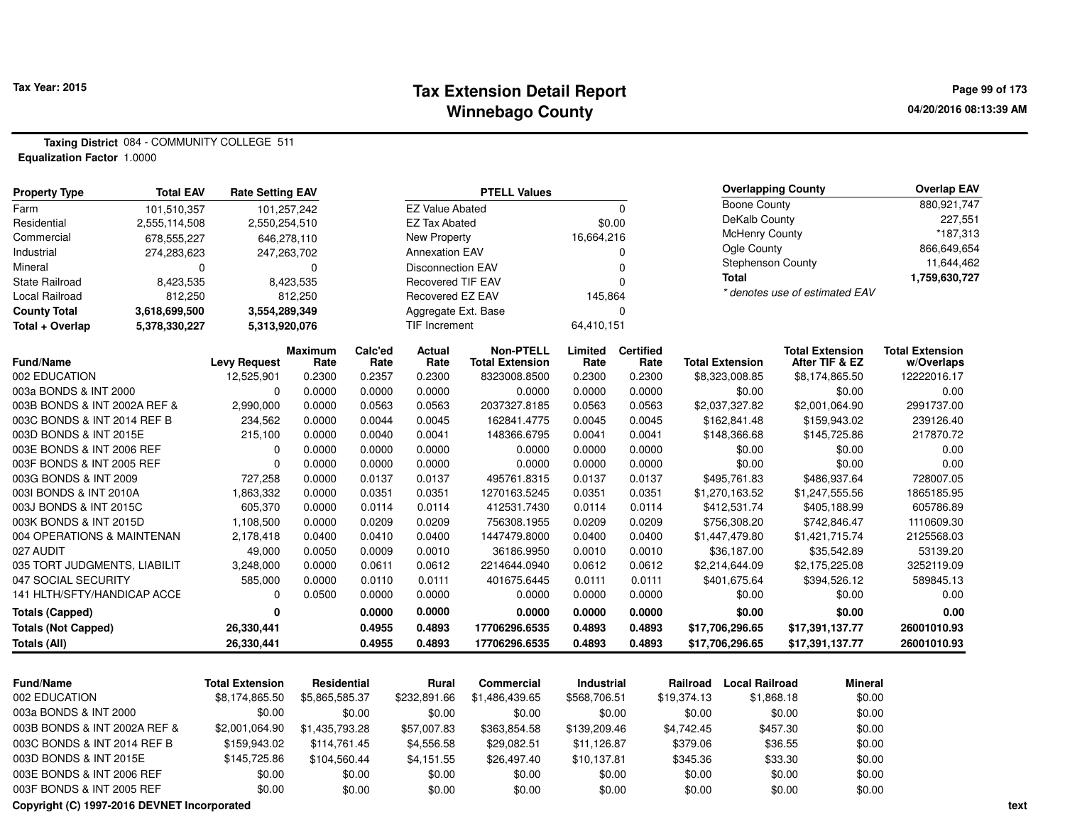# Tax Extension Detail Report
## Winnebago County

Tax Year: 2015

**Taxing District** 084 - COMMUNITY COLLEGE 511
**Equalization Factor** 1.0000

| Property Type | Total EAV | Rate Setting EAV |
|---|---|---|
| Farm | 101,510,357 | 101,257,242 |
| Residential | 2,555,114,508 | 2,550,254,510 |
| Commercial | 678,555,227 | 646,278,110 |
| Industrial | 274,283,623 | 247,263,702 |
| Mineral | 0 | 0 |
| State Railroad | 8,423,535 | 8,423,535 |
| Local Railroad | 812,250 | 812,250 |
| **County Total** | **3,618,699,500** | **3,554,289,349** |
| **Total + Overlap** | **5,378,330,227** | **5,313,920,076** |

| PTELL Values | |
|---|---|
| EZ Value Abated | 0 |
| EZ Tax Abated | $0.00 |
| New Property | 16,664,216 |
| Annexation EAV | 0 |
| Disconnection EAV | 0 |
| Recovered TIF EAV | 0 |
| Recovered EZ EAV | 145,864 |
| Aggregate Ext. Base | 0 |
| TIF Increment | 64,410,151 |

| Overlapping County | Overlap EAV |
|---|---|
| Boone County | 880,921,747 |
| DeKalb County | 227,551 |
| McHenry County | *187,313 |
| Ogle County | 866,649,654 |
| Stephenson County | 11,644,462 |
| **Total** | **1,759,630,727** |

*\* denotes use of estimated EAV*

| Fund/Name | Levy Request | Maximum Rate | Calc'ed Rate | Actual Rate | Non-PTELL Total Extension | Limited Rate | Certified Rate | Total Extension | Total Extension After TIF & EZ | Total Extension w/Overlaps |
|---|---|---|---|---|---|---|---|---|---|---|
| 002 EDUCATION | 12,525,901 | 0.2300 | 0.2357 | 0.2300 | 8323008.8500 | 0.2300 | 0.2300 | $8,323,008.85 | $8,174,865.50 | 12222016.17 |
| 003a BONDS & INT 2000 | 0 | 0.0000 | 0.0000 | 0.0000 | 0.0000 | 0.0000 | 0.0000 | $0.00 | $0.00 | 0.00 |
| 003B BONDS & INT 2002A REF & | 2,990,000 | 0.0000 | 0.0563 | 0.0563 | 2037327.8185 | 0.0563 | 0.0563 | $2,037,327.82 | $2,001,064.90 | 2991737.00 |
| 003C BONDS & INT 2014 REF B | 234,562 | 0.0000 | 0.0044 | 0.0045 | 162841.4775 | 0.0045 | 0.0045 | $162,841.48 | $159,943.02 | 239126.40 |
| 003D BONDS & INT 2015E | 215,100 | 0.0000 | 0.0040 | 0.0041 | 148366.6795 | 0.0041 | 0.0041 | $148,366.68 | $145,725.86 | 217870.72 |
| 003E BONDS & INT 2006 REF | 0 | 0.0000 | 0.0000 | 0.0000 | 0.0000 | 0.0000 | 0.0000 | $0.00 | $0.00 | 0.00 |
| 003F BONDS & INT 2005 REF | 0 | 0.0000 | 0.0000 | 0.0000 | 0.0000 | 0.0000 | 0.0000 | $0.00 | $0.00 | 0.00 |
| 003G BONDS & INT 2009 | 727,258 | 0.0000 | 0.0137 | 0.0137 | 495761.8315 | 0.0137 | 0.0137 | $495,761.83 | $486,937.64 | 728007.05 |
| 003I BONDS & INT 2010A | 1,863,332 | 0.0000 | 0.0351 | 0.0351 | 1270163.5245 | 0.0351 | 0.0351 | $1,270,163.52 | $1,247,555.56 | 1865185.95 |
| 003J BONDS & INT 2015C | 605,370 | 0.0000 | 0.0114 | 0.0114 | 412531.7430 | 0.0114 | 0.0114 | $412,531.74 | $405,188.99 | 605786.89 |
| 003K BONDS & INT 2015D | 1,108,500 | 0.0000 | 0.0209 | 0.0209 | 756308.1955 | 0.0209 | 0.0209 | $756,308.20 | $742,846.47 | 1110609.30 |
| 004 OPERATIONS & MAINTENAN | 2,178,418 | 0.0400 | 0.0410 | 0.0400 | 1447479.8000 | 0.0400 | 0.0400 | $1,447,479.80 | $1,421,715.74 | 2125568.03 |
| 027 AUDIT | 49,000 | 0.0050 | 0.0009 | 0.0010 | 36186.9950 | 0.0010 | 0.0010 | $36,187.00 | $35,542.89 | 53139.20 |
| 035 TORT JUDGMENTS, LIABILIT | 3,248,000 | 0.0000 | 0.0611 | 0.0612 | 2214644.0940 | 0.0612 | 0.0612 | $2,214,644.09 | $2,175,225.08 | 3252119.09 |
| 047 SOCIAL SECURITY | 585,000 | 0.0000 | 0.0110 | 0.0111 | 401675.6445 | 0.0111 | 0.0111 | $401,675.64 | $394,526.12 | 589845.13 |
| 141 HLTH/SFTY/HANDICAP ACCE | 0 | 0.0500 | 0.0000 | 0.0000 | 0.0000 | 0.0000 | 0.0000 | $0.00 | $0.00 | 0.00 |
| **Totals (Capped)** | **0** | | **0.0000** | **0.0000** | **0.0000** | **0.0000** | **0.0000** | **$0.00** | **$0.00** | **0.00** |
| **Totals (Not Capped)** | **26,330,441** | | **0.4955** | **0.4893** | **17706296.6535** | **0.4893** | **0.4893** | **$17,706,296.65** | **$17,391,137.77** | **26001010.93** |
| **Totals (All)** | **26,330,441** | | **0.4955** | **0.4893** | **17706296.6535** | **0.4893** | **0.4893** | **$17,706,296.65** | **$17,391,137.77** | **26001010.93** |

| Fund/Name | Total Extension | Residential | Rural | Commercial | Industrial | Railroad | Local Railroad | Mineral |
|---|---|---|---|---|---|---|---|---|
| 002 EDUCATION | $8,174,865.50 | $5,865,585.37 | $232,891.66 | $1,486,439.65 | $568,706.51 | $19,374.13 | $1,868.18 | $0.00 |
| 003a BONDS & INT 2000 | $0.00 | $0.00 | $0.00 | $0.00 | $0.00 | $0.00 | $0.00 | $0.00 |
| 003B BONDS & INT 2002A REF & | $2,001,064.90 | $1,435,793.28 | $57,007.83 | $363,854.58 | $139,209.46 | $4,742.45 | $457.30 | $0.00 |
| 003C BONDS & INT 2014 REF B | $159,943.02 | $114,761.45 | $4,556.58 | $29,082.51 | $11,126.87 | $379.06 | $36.55 | $0.00 |
| 003D BONDS & INT 2015E | $145,725.86 | $104,560.44 | $4,151.55 | $26,497.40 | $10,137.81 | $345.36 | $33.30 | $0.00 |
| 003E BONDS & INT 2006 REF | $0.00 | $0.00 | $0.00 | $0.00 | $0.00 | $0.00 | $0.00 | $0.00 |
| 003F BONDS & INT 2005 REF | $0.00 | $0.00 | $0.00 | $0.00 | $0.00 | $0.00 | $0.00 | $0.00 |

Copyright (C) 1997-2016 DEVNET Incorporated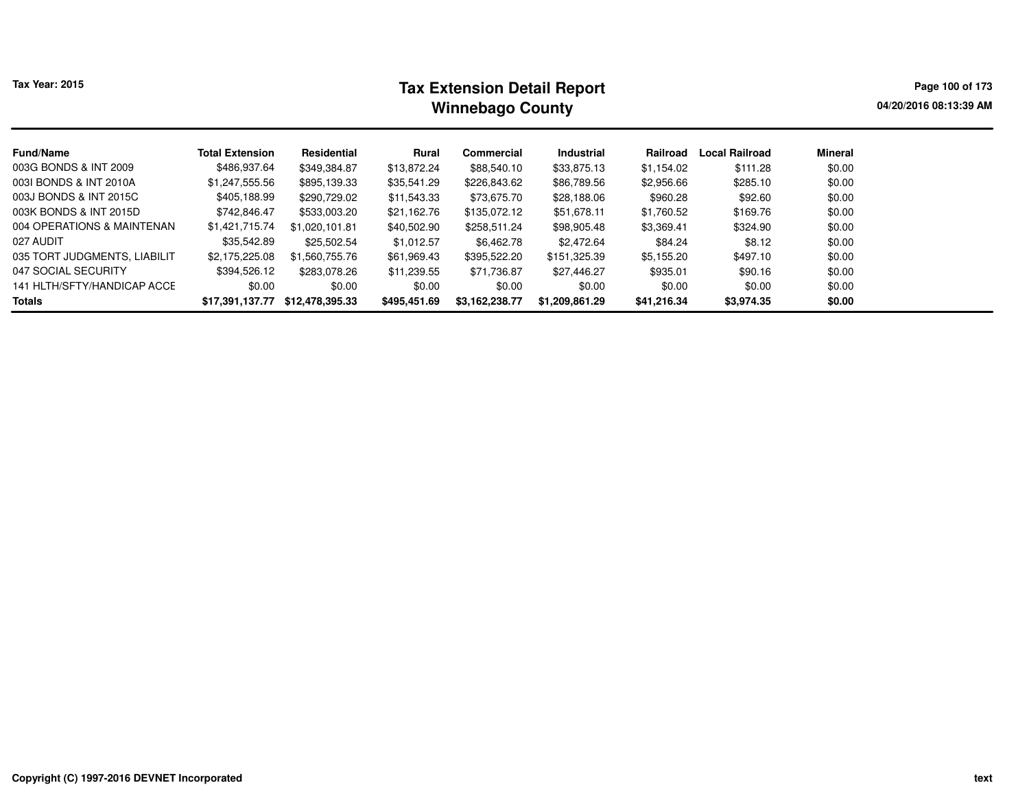# Tax Extension Detail Report
## Winnebago County

Tax Year: 2015

04/20/2016 08:13:39 AM

| Fund/Name | Total Extension | Residential | Rural | Commercial | Industrial | Railroad | Local Railroad | Mineral |
|---|---|---|---|---|---|---|---|---|
| 003G BONDS & INT 2009 | $486,937.64 | $349,384.87 | $13,872.24 | $88,540.10 | $33,875.13 | $1,154.02 | $111.28 | $0.00 |
| 003I BONDS & INT 2010A | $1,247,555.56 | $895,139.33 | $35,541.29 | $226,843.62 | $86,789.56 | $2,956.66 | $285.10 | $0.00 |
| 003J BONDS & INT 2015C | $405,188.99 | $290,729.02 | $11,543.33 | $73,675.70 | $28,188.06 | $960.28 | $92.60 | $0.00 |
| 003K BONDS & INT 2015D | $742,846.47 | $533,003.20 | $21,162.76 | $135,072.12 | $51,678.11 | $1,760.52 | $169.76 | $0.00 |
| 004 OPERATIONS & MAINTENAN | $1,421,715.74 | $1,020,101.81 | $40,502.90 | $258,511.24 | $98,905.48 | $3,369.41 | $324.90 | $0.00 |
| 027 AUDIT | $35,542.89 | $25,502.54 | $1,012.57 | $6,462.78 | $2,472.64 | $84.24 | $8.12 | $0.00 |
| 035 TORT JUDGMENTS, LIABILIT | $2,175,225.08 | $1,560,755.76 | $61,969.43 | $395,522.20 | $151,325.39 | $5,155.20 | $497.10 | $0.00 |
| 047 SOCIAL SECURITY | $394,526.12 | $283,078.26 | $11,239.55 | $71,736.87 | $27,446.27 | $935.01 | $90.16 | $0.00 |
| 141 HLTH/SFTY/HANDICAP ACCE | $0.00 | $0.00 | $0.00 | $0.00 | $0.00 | $0.00 | $0.00 | $0.00 |
| **Totals** | **$17,391,137.77** | **$12,478,395.33** | **$495,451.69** | **$3,162,238.77** | **$1,209,861.29** | **$41,216.34** | **$3,974.35** | **$0.00** |

Copyright (C) 1997-2016 DEVNET Incorporated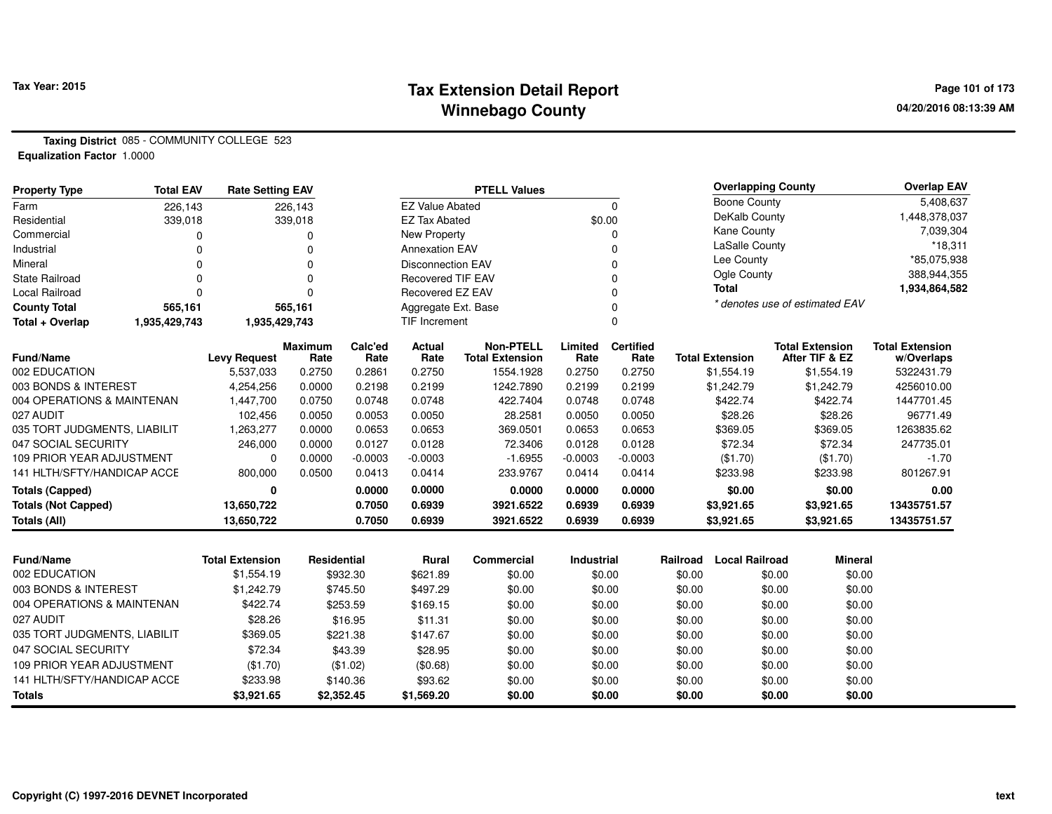# Tax Extension Detail Report
## Winnebago County

Tax Year: 2015

**Taxing District** 085 - COMMUNITY COLLEGE 523
**Equalization Factor** 1.0000

| Property Type | Total EAV | Rate Setting EAV |
|---|---|---|
| Farm | 226,143 | 226,143 |
| Residential | 339,018 | 339,018 |
| Commercial | 0 | 0 |
| Industrial | 0 | 0 |
| Mineral | 0 | 0 |
| State Railroad | 0 | 0 |
| Local Railroad | 0 | 0 |
| **County Total** | **565,161** | **565,161** |
| **Total + Overlap** | **1,935,429,743** | **1,935,429,743** |

| PTELL Values | |
|---|---|
| EZ Value Abated | 0 |
| EZ Tax Abated | $0.00 |
| New Property | 0 |
| Annexation EAV | 0 |
| Disconnection EAV | 0 |
| Recovered TIF EAV | 0 |
| Recovered EZ EAV | 0 |
| Aggregate Ext. Base | 0 |
| TIF Increment | 0 |

| Overlapping County | Overlap EAV |
|---|---|
| Boone County | 5,408,637 |
| DeKalb County | 1,448,378,037 |
| Kane County | 7,039,304 |
| LaSalle County | *18,311 |
| Lee County | *85,075,938 |
| Ogle County | 388,944,355 |
| **Total** | **1,934,864,582** |

* denotes use of estimated EAV

| Fund/Name | Levy Request | Maximum Rate | Calc'ed Rate | Actual Rate | Non-PTELL Total Extension | Limited Rate | Certified Rate | Total Extension | Total Extension After TIF & EZ | Total Extension w/Overlaps |
|---|---|---|---|---|---|---|---|---|---|---|
| 002 EDUCATION | 5,537,033 | 0.2750 | 0.2861 | 0.2750 | 1554.1928 | 0.2750 | 0.2750 | $1,554.19 | $1,554.19 | 5322431.79 |
| 003 BONDS & INTEREST | 4,254,256 | 0.0000 | 0.2198 | 0.2199 | 1242.7890 | 0.2199 | 0.2199 | $1,242.79 | $1,242.79 | 4256010.00 |
| 004 OPERATIONS & MAINTENAN | 1,447,700 | 0.0750 | 0.0748 | 0.0748 | 422.7404 | 0.0748 | 0.0748 | $422.74 | $422.74 | 1447701.45 |
| 027 AUDIT | 102,456 | 0.0050 | 0.0053 | 0.0050 | 28.2581 | 0.0050 | 0.0050 | $28.26 | $28.26 | 96771.49 |
| 035 TORT JUDGMENTS, LIABILIT | 1,263,277 | 0.0000 | 0.0653 | 0.0653 | 369.0501 | 0.0653 | 0.0653 | $369.05 | $369.05 | 1263835.62 |
| 047 SOCIAL SECURITY | 246,000 | 0.0000 | 0.0127 | 0.0128 | 72.3406 | 0.0128 | 0.0128 | $72.34 | $72.34 | 247735.01 |
| 109 PRIOR YEAR ADJUSTMENT | 0 | 0.0000 | -0.0003 | -0.0003 | -1.6955 | -0.0003 | -0.0003 | ($1.70) | ($1.70) | -1.70 |
| 141 HLTH/SFTY/HANDICAP ACCE | 800,000 | 0.0500 | 0.0413 | 0.0414 | 233.9767 | 0.0414 | 0.0414 | $233.98 | $233.98 | 801267.91 |
| **Totals (Capped)** | **0** | | **0.0000** | **0.0000** | **0.0000** | **0.0000** | **0.0000** | **$0.00** | **$0.00** | **0.00** |
| **Totals (Not Capped)** | **13,650,722** | | **0.7050** | **0.6939** | **3921.6522** | **0.6939** | **0.6939** | **$3,921.65** | **$3,921.65** | **13435751.57** |
| **Totals (All)** | **13,650,722** | | **0.7050** | **0.6939** | **3921.6522** | **0.6939** | **0.6939** | **$3,921.65** | **$3,921.65** | **13435751.57** |

| Fund/Name | Total Extension | Residential | Rural | Commercial | Industrial | Railroad | Local Railroad | Mineral |
|---|---|---|---|---|---|---|---|---|
| 002 EDUCATION | $1,554.19 | $932.30 | $621.89 | $0.00 | $0.00 | $0.00 | $0.00 | $0.00 |
| 003 BONDS & INTEREST | $1,242.79 | $745.50 | $497.29 | $0.00 | $0.00 | $0.00 | $0.00 | $0.00 |
| 004 OPERATIONS & MAINTENAN | $422.74 | $253.59 | $169.15 | $0.00 | $0.00 | $0.00 | $0.00 | $0.00 |
| 027 AUDIT | $28.26 | $16.95 | $11.31 | $0.00 | $0.00 | $0.00 | $0.00 | $0.00 |
| 035 TORT JUDGMENTS, LIABILIT | $369.05 | $221.38 | $147.67 | $0.00 | $0.00 | $0.00 | $0.00 | $0.00 |
| 047 SOCIAL SECURITY | $72.34 | $43.39 | $28.95 | $0.00 | $0.00 | $0.00 | $0.00 | $0.00 |
| 109 PRIOR YEAR ADJUSTMENT | ($1.70) | ($1.02) | ($0.68) | $0.00 | $0.00 | $0.00 | $0.00 | $0.00 |
| 141 HLTH/SFTY/HANDICAP ACCE | $233.98 | $140.36 | $93.62 | $0.00 | $0.00 | $0.00 | $0.00 | $0.00 |
| **Totals** | **$3,921.65** | **$2,352.45** | **$1,569.20** | **$0.00** | **$0.00** | **$0.00** | **$0.00** | **$0.00** |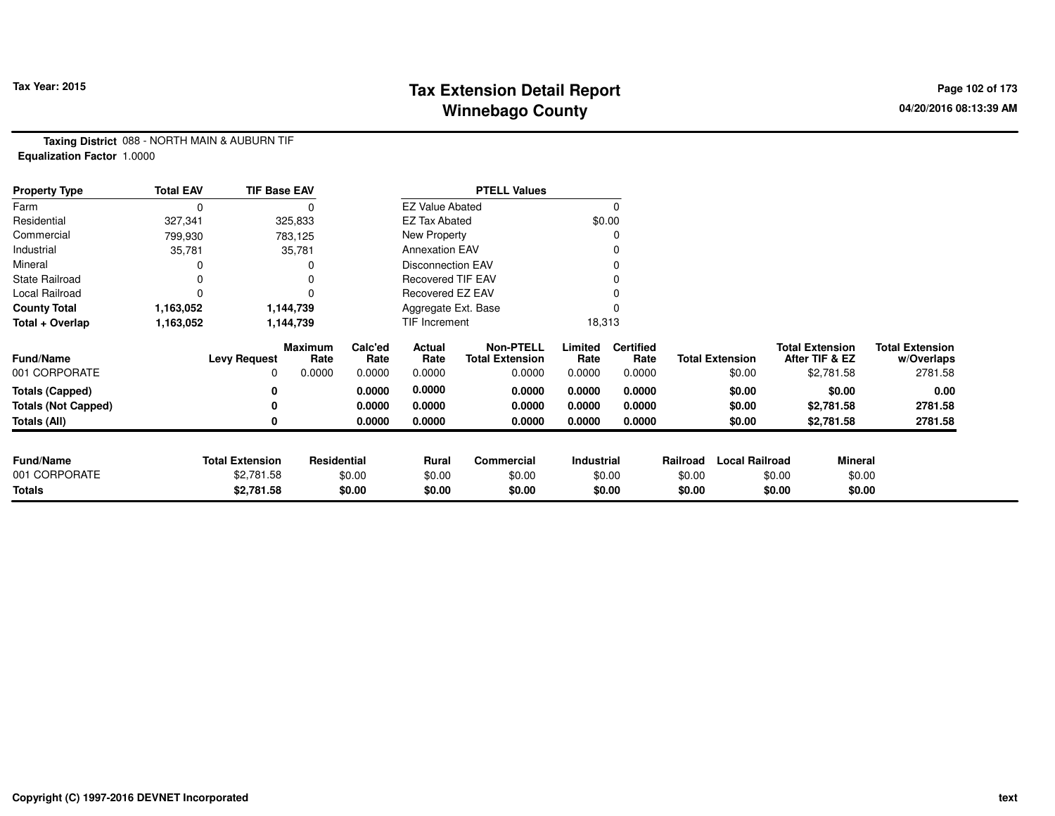**Tax Year: 2015**

# Tax Extension Detail Report
## Winnebago County

04/20/2016 08:13:39 AM

**Taxing District** 088 - NORTH MAIN & AUBURN TIF
**Equalization Factor** 1.0000

| Property Type | Total EAV | TIF Base EAV | PTELL Values | |
|---|---|---|---|---|
| Farm | 0 | 0 | EZ Value Abated | 0 |
| Residential | 327,341 | 325,833 | EZ Tax Abated | $0.00 |
| Commercial | 799,930 | 783,125 | New Property | 0 |
| Industrial | 35,781 | 35,781 | Annexation EAV | 0 |
| Mineral | 0 | 0 | Disconnection EAV | 0 |
| State Railroad | 0 | 0 | Recovered TIF EAV | 0 |
| Local Railroad | 0 | 0 | Recovered EZ EAV | 0 |
| **County Total** | **1,163,052** | **1,144,739** | Aggregate Ext. Base | 0 |
| **Total + Overlap** | **1,163,052** | **1,144,739** | TIF Increment | 18,313 |

| Fund/Name | Levy Request | Maximum Rate | Calc'ed Rate | Actual Rate | Non-PTELL Total Extension | Limited Rate | Certified Rate | Total Extension | Total Extension After TIF & EZ | Total Extension w/Overlaps |
|---|---|---|---|---|---|---|---|---|---|---|
| 001 CORPORATE | 0 | 0.0000 | 0.0000 | 0.0000 | 0.0000 | 0.0000 | 0.0000 | $0.00 | $2,781.58 | 2781.58 |
| **Totals (Capped)** | **0** | | **0.0000** | **0.0000** | **0.0000** | **0.0000** | **0.0000** | **$0.00** | **$0.00** | **0.00** |
| **Totals (Not Capped)** | **0** | | **0.0000** | **0.0000** | **0.0000** | **0.0000** | **0.0000** | **$0.00** | **$2,781.58** | **2781.58** |
| **Totals (All)** | **0** | | **0.0000** | **0.0000** | **0.0000** | **0.0000** | **0.0000** | **$0.00** | **$2,781.58** | **2781.58** |

| Fund/Name | Total Extension | Residential | Rural | Commercial | Industrial | Railroad | Local Railroad | Mineral |
|---|---|---|---|---|---|---|---|---|
| 001 CORPORATE | $2,781.58 | $0.00 | $0.00 | $0.00 | $0.00 | $0.00 | $0.00 | $0.00 |
| **Totals** | **$2,781.58** | **$0.00** | **$0.00** | **$0.00** | **$0.00** | **$0.00** | **$0.00** | **$0.00** |

Copyright (C) 1997-2016 DEVNET Incorporated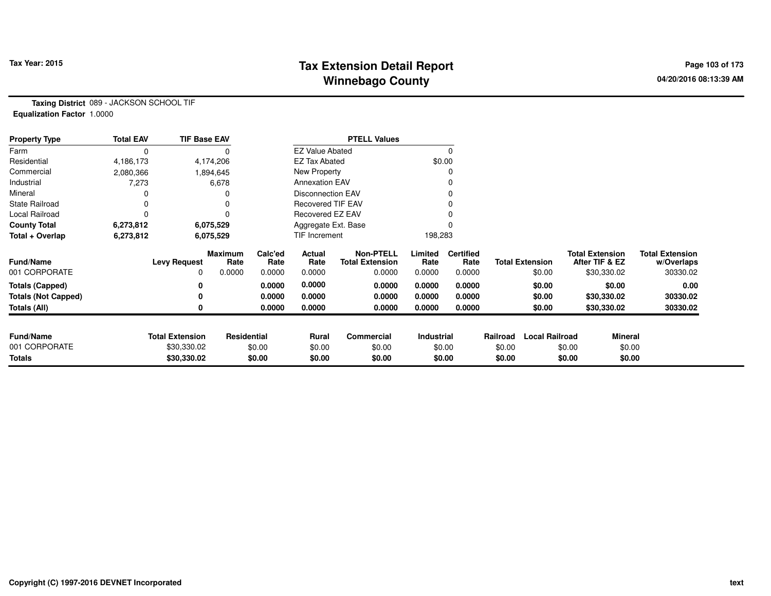**Taxing District** 089 - JACKSON SCHOOL TIF
**Equalization Factor** 1.0000

| Property Type | Total EAV | TIF Base EAV | PTELL Values | |
|---|---|---|---|---|
| Farm | 0 | 0 | EZ Value Abated | 0 |
| Residential | 4,186,173 | 4,174,206 | EZ Tax Abated | $0.00 |
| Commercial | 2,080,366 | 1,894,645 | New Property | 0 |
| Industrial | 7,273 | 6,678 | Annexation EAV | 0 |
| Mineral | 0 | 0 | Disconnection EAV | 0 |
| State Railroad | 0 | 0 | Recovered TIF EAV | 0 |
| Local Railroad | 0 | 0 | Recovered EZ EAV | 0 |
| **County Total** | **6,273,812** | **6,075,529** | Aggregate Ext. Base | 0 |
| **Total + Overlap** | **6,273,812** | **6,075,529** | TIF Increment | 198,283 |

| Fund/Name | Levy Request | Maximum Rate | Calc'ed Rate | Actual Rate | Non-PTELL Total Extension | Limited Rate | Certified Rate | Total Extension | Total Extension After TIF & EZ | Total Extension w/Overlaps |
|---|---|---|---|---|---|---|---|---|---|---|
| 001 CORPORATE | 0 | 0.0000 | 0.0000 | 0.0000 | 0.0000 | 0.0000 | 0.0000 | $0.00 | $30,330.02 | 30330.02 |
| **Totals (Capped)** | **0** | | **0.0000** | **0.0000** | **0.0000** | **0.0000** | **0.0000** | **$0.00** | **$0.00** | **0.00** |
| **Totals (Not Capped)** | **0** | | **0.0000** | **0.0000** | **0.0000** | **0.0000** | **0.0000** | **$0.00** | **$30,330.02** | **30330.02** |
| **Totals (All)** | **0** | | **0.0000** | **0.0000** | **0.0000** | **0.0000** | **0.0000** | **$0.00** | **$30,330.02** | **30330.02** |

| Fund/Name | Total Extension | Residential | Rural | Commercial | Industrial | Railroad | Local Railroad | Mineral |
|---|---|---|---|---|---|---|---|---|
| 001 CORPORATE | $30,330.02 | $0.00 | $0.00 | $0.00 | $0.00 | $0.00 | $0.00 | $0.00 |
| **Totals** | **$30,330.02** | **$0.00** | **$0.00** | **$0.00** | **$0.00** | **$0.00** | **$0.00** | **$0.00** |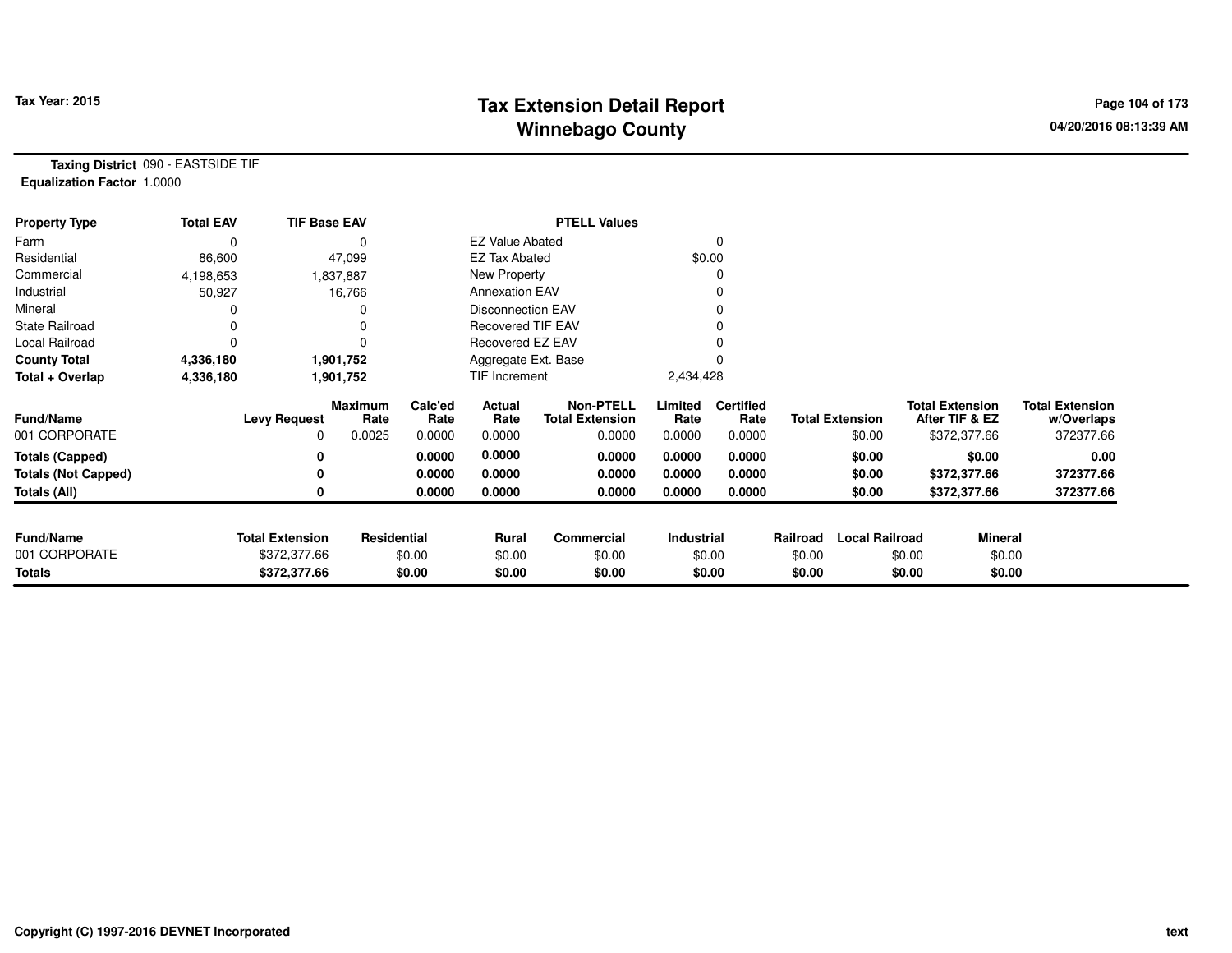**Tax Year: 2015**

# Tax Extension Detail Report
## Winnebago County

04/20/2016 08:13:39 AM

**Taxing District** 090 - EASTSIDE TIF
**Equalization Factor** 1.0000

| Property Type | Total EAV | TIF Base EAV | PTELL Values | |
|---|---|---|---|---|
| Farm | 0 | 0 | EZ Value Abated | 0 |
| Residential | 86,600 | 47,099 | EZ Tax Abated | $0.00 |
| Commercial | 4,198,653 | 1,837,887 | New Property | 0 |
| Industrial | 50,927 | 16,766 | Annexation EAV | 0 |
| Mineral | 0 | 0 | Disconnection EAV | 0 |
| State Railroad | 0 | 0 | Recovered TIF EAV | 0 |
| Local Railroad | 0 | 0 | Recovered EZ EAV | 0 |
| **County Total** | **4,336,180** | **1,901,752** | Aggregate Ext. Base | 0 |
| **Total + Overlap** | **4,336,180** | **1,901,752** | TIF Increment | 2,434,428 |

| Fund/Name | Levy Request | Maximum Rate | Calc'ed Rate | Actual Rate | Non-PTELL Total Extension | Limited Rate | Certified Rate | Total Extension | Total Extension After TIF & EZ | Total Extension w/Overlaps |
|---|---|---|---|---|---|---|---|---|---|---|
| 001 CORPORATE | 0 | 0.0025 | 0.0000 | 0.0000 | 0.0000 | 0.0000 | 0.0000 | $0.00 | $372,377.66 | 372377.66 |
| **Totals (Capped)** | **0** | | **0.0000** | **0.0000** | **0.0000** | **0.0000** | **0.0000** | **$0.00** | **$0.00** | **0.00** |
| **Totals (Not Capped)** | **0** | | **0.0000** | **0.0000** | **0.0000** | **0.0000** | **0.0000** | **$0.00** | **$372,377.66** | **372377.66** |
| **Totals (All)** | **0** | | **0.0000** | **0.0000** | **0.0000** | **0.0000** | **0.0000** | **$0.00** | **$372,377.66** | **372377.66** |

| Fund/Name | Total Extension | Residential | Rural | Commercial | Industrial | Railroad | Local Railroad | Mineral |
|---|---|---|---|---|---|---|---|---|
| 001 CORPORATE | $372,377.66 | $0.00 | $0.00 | $0.00 | $0.00 | $0.00 | $0.00 | $0.00 |
| **Totals** | **$372,377.66** | **$0.00** | **$0.00** | **$0.00** | **$0.00** | **$0.00** | **$0.00** | **$0.00** |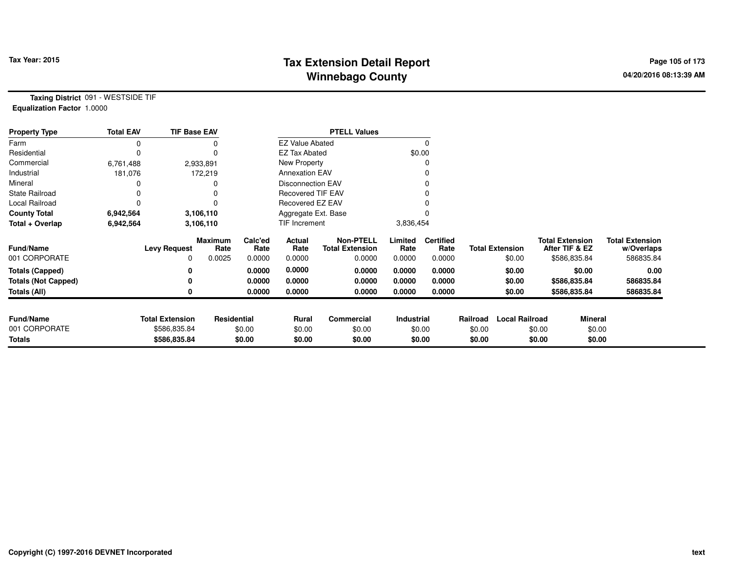# Tax Extension Detail Report
## Winnebago County

Tax Year: 2015

04/20/2016 08:13:39 AM

**Taxing District** 091 - WESTSIDE TIF
**Equalization Factor** 1.0000

| Property Type | Total EAV | TIF Base EAV | PTELL Values | |
|---|---|---|---|---|
| Farm | 0 | 0 | EZ Value Abated | 0 |
| Residential | 0 | 0 | EZ Tax Abated | $0.00 |
| Commercial | 6,761,488 | 2,933,891 | New Property | 0 |
| Industrial | 181,076 | 172,219 | Annexation EAV | 0 |
| Mineral | 0 | 0 | Disconnection EAV | 0 |
| State Railroad | 0 | 0 | Recovered TIF EAV | 0 |
| Local Railroad | 0 | 0 | Recovered EZ EAV | 0 |
| **County Total** | **6,942,564** | **3,106,110** | Aggregate Ext. Base | 0 |
| **Total + Overlap** | **6,942,564** | **3,106,110** | TIF Increment | 3,836,454 |

| Fund/Name | Levy Request | Maximum Rate | Calc'ed Rate | Actual Rate | Non-PTELL Total Extension | Limited Rate | Certified Rate | Total Extension | Total Extension After TIF & EZ | Total Extension w/Overlaps |
|---|---|---|---|---|---|---|---|---|---|---|
| 001 CORPORATE | 0 | 0.0025 | 0.0000 | 0.0000 | 0.0000 | 0.0000 | 0.0000 | $0.00 | $586,835.84 | 586835.84 |
| **Totals (Capped)** | **0** | | **0.0000** | **0.0000** | **0.0000** | **0.0000** | **0.0000** | **$0.00** | **$0.00** | **0.00** |
| **Totals (Not Capped)** | **0** | | **0.0000** | **0.0000** | **0.0000** | **0.0000** | **0.0000** | **$0.00** | **$586,835.84** | **586835.84** |
| **Totals (All)** | **0** | | **0.0000** | **0.0000** | **0.0000** | **0.0000** | **0.0000** | **$0.00** | **$586,835.84** | **586835.84** |

| Fund/Name | Total Extension | Residential | Rural | Commercial | Industrial | Railroad | Local Railroad | Mineral |
|---|---|---|---|---|---|---|---|---|
| 001 CORPORATE | $586,835.84 | $0.00 | $0.00 | $0.00 | $0.00 | $0.00 | $0.00 | $0.00 |
| **Totals** | **$586,835.84** | **$0.00** | **$0.00** | **$0.00** | **$0.00** | **$0.00** | **$0.00** | **$0.00** |

Copyright (C) 1997-2016 DEVNET Incorporated

text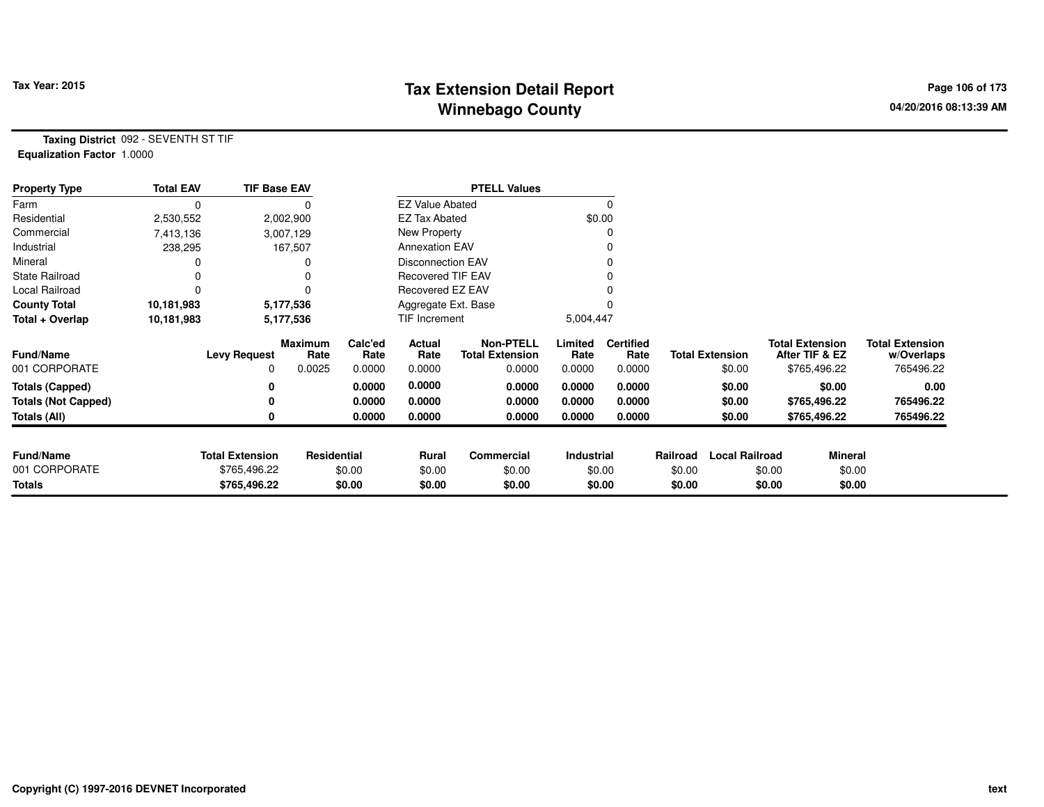# Tax Extension Detail Report
## Winnebago County

Tax Year: 2015

04/20/2016 08:13:39 AM

**Taxing District** 092 - SEVENTH ST TIF
**Equalization Factor** 1.0000

| Property Type | Total EAV | TIF Base EAV |
|---|---|---|
| Farm | 0 | 0 |
| Residential | 2,530,552 | 2,002,900 |
| Commercial | 7,413,136 | 3,007,129 |
| Industrial | 238,295 | 167,507 |
| Mineral | 0 | 0 |
| State Railroad | 0 | 0 |
| Local Railroad | 0 | 0 |
| **County Total** | **10,181,983** | **5,177,536** |
| **Total + Overlap** | **10,181,983** | **5,177,536** |

| PTELL Values | |
|---|---|
| EZ Value Abated | 0 |
| EZ Tax Abated | $0.00 |
| New Property | 0 |
| Annexation EAV | 0 |
| Disconnection EAV | 0 |
| Recovered TIF EAV | 0 |
| Recovered EZ EAV | 0 |
| Aggregate Ext. Base | 0 |
| TIF Increment | 5,004,447 |

| Fund/Name | Levy Request | Maximum Rate | Calc'ed Rate | Actual Rate | Non-PTELL Total Extension | Limited Rate | Certified Rate | Total Extension | Total Extension After TIF & EZ | Total Extension w/Overlaps |
|---|---|---|---|---|---|---|---|---|---|---|
| 001 CORPORATE | 0 | 0.0025 | 0.0000 | 0.0000 | 0.0000 | 0.0000 | 0.0000 | $0.00 | $765,496.22 | 765496.22 |
| **Totals (Capped)** | **0** | | **0.0000** | **0.0000** | **0.0000** | **0.0000** | **0.0000** | **$0.00** | **$0.00** | **0.00** |
| **Totals (Not Capped)** | **0** | | **0.0000** | **0.0000** | **0.0000** | **0.0000** | **0.0000** | **$0.00** | **$765,496.22** | **765496.22** |
| **Totals (All)** | **0** | | **0.0000** | **0.0000** | **0.0000** | **0.0000** | **0.0000** | **$0.00** | **$765,496.22** | **765496.22** |

| Fund/Name | Total Extension | Residential | Rural | Commercial | Industrial | Railroad | Local Railroad | Mineral |
|---|---|---|---|---|---|---|---|---|
| 001 CORPORATE | $765,496.22 | $0.00 | $0.00 | $0.00 | $0.00 | $0.00 | $0.00 | $0.00 |
| **Totals** | **$765,496.22** | **$0.00** | **$0.00** | **$0.00** | **$0.00** | **$0.00** | **$0.00** | **$0.00** |

Copyright (C) 1997-2016 DEVNET Incorporated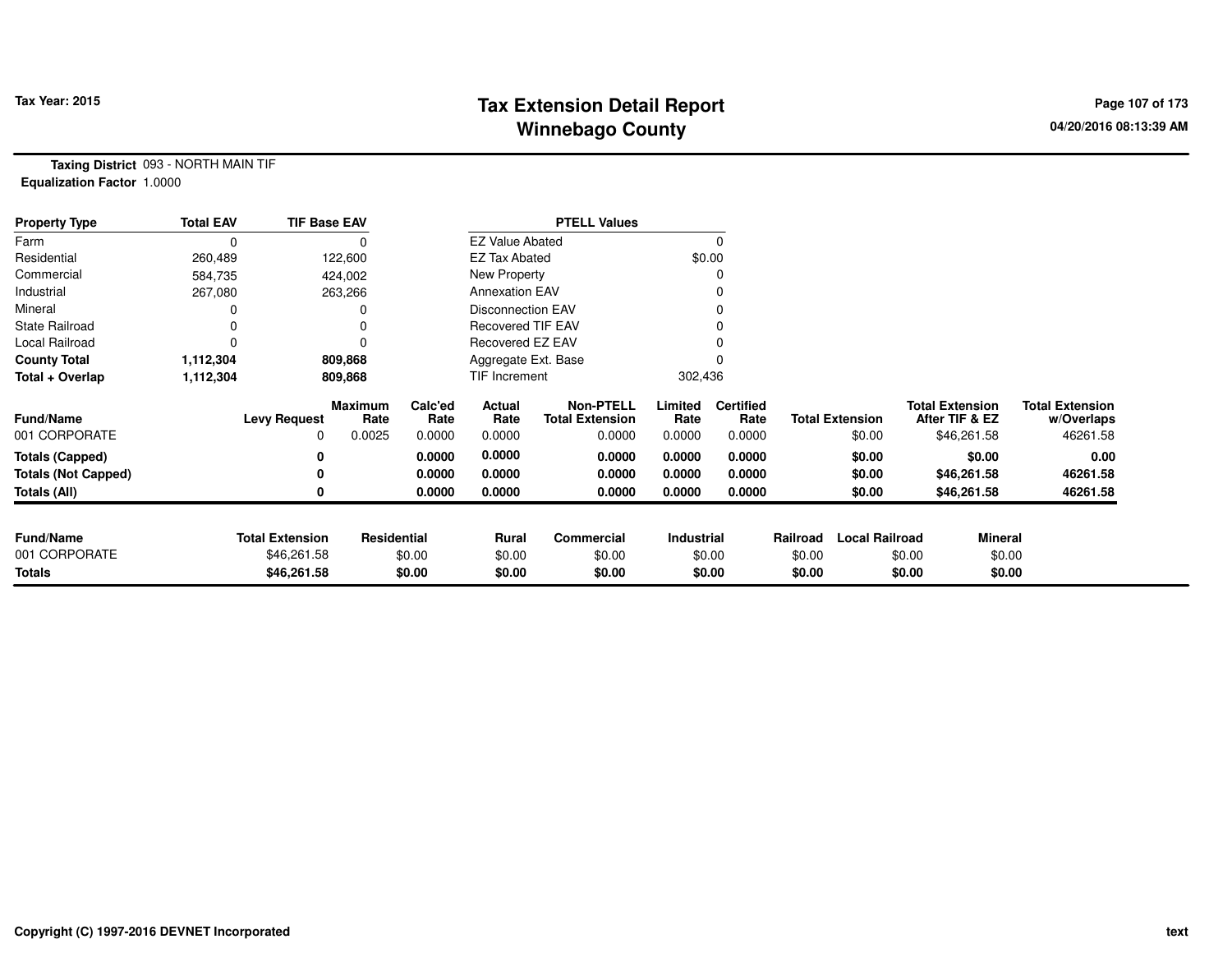Tax Year: 2015

# Tax Extension Detail Report
## Winnebago County

04/20/2016 08:13:39 AM

**Taxing District** 093 - NORTH MAIN TIF
**Equalization Factor** 1.0000

| Property Type | Total EAV | TIF Base EAV | PTELL Values | |
|---|---|---|---|---|
| Farm | 0 | 0 | EZ Value Abated | 0 |
| Residential | 260,489 | 122,600 | EZ Tax Abated | $0.00 |
| Commercial | 584,735 | 424,002 | New Property | 0 |
| Industrial | 267,080 | 263,266 | Annexation EAV | 0 |
| Mineral | 0 | 0 | Disconnection EAV | 0 |
| State Railroad | 0 | 0 | Recovered TIF EAV | 0 |
| Local Railroad | 0 | 0 | Recovered EZ EAV | 0 |
| **County Total** | **1,112,304** | **809,868** | Aggregate Ext. Base | 0 |
| **Total + Overlap** | **1,112,304** | **809,868** | TIF Increment | 302,436 |

| Fund/Name | Levy Request | Maximum Rate | Calc'ed Rate | Actual Rate | Non-PTELL Total Extension | Limited Rate | Certified Rate | Total Extension | Total Extension After TIF & EZ | Total Extension w/Overlaps |
|---|---|---|---|---|---|---|---|---|---|---|
| 001 CORPORATE | 0 | 0.0025 | 0.0000 | 0.0000 | 0.0000 | 0.0000 | 0.0000 | $0.00 | $46,261.58 | 46261.58 |
| **Totals (Capped)** | **0** | | **0.0000** | **0.0000** | **0.0000** | **0.0000** | **0.0000** | **$0.00** | **$0.00** | **0.00** |
| **Totals (Not Capped)** | **0** | | **0.0000** | **0.0000** | **0.0000** | **0.0000** | **0.0000** | **$0.00** | **$46,261.58** | **46261.58** |
| **Totals (All)** | **0** | | **0.0000** | **0.0000** | **0.0000** | **0.0000** | **0.0000** | **$0.00** | **$46,261.58** | **46261.58** |

| Fund/Name | Total Extension | Residential | Rural | Commercial | Industrial | Railroad | Local Railroad | Mineral |
|---|---|---|---|---|---|---|---|---|
| 001 CORPORATE | $46,261.58 | $0.00 | $0.00 | $0.00 | $0.00 | $0.00 | $0.00 | $0.00 |
| **Totals** | **$46,261.58** | **$0.00** | **$0.00** | **$0.00** | **$0.00** | **$0.00** | **$0.00** | **$0.00** |

Copyright (C) 1997-2016 DEVNET Incorporated

text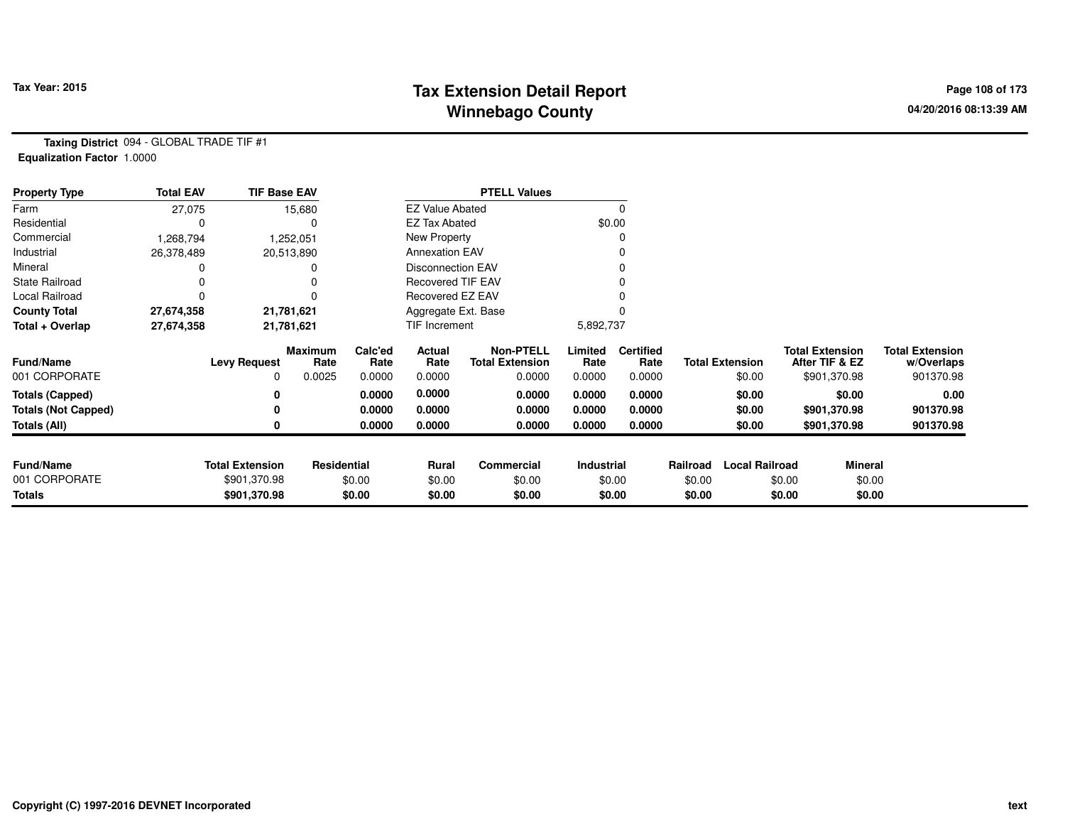# Tax Extension Detail Report
## Winnebago County

**Tax Year: 2015**

04/20/2016 08:13:39 AM

**Taxing District** 094 - GLOBAL TRADE TIF #1
**Equalization Factor** 1.0000

| Property Type | Total EAV | TIF Base EAV |
|---|---|---|
| Farm | 27,075 | 15,680 |
| Residential | 0 | 0 |
| Commercial | 1,268,794 | 1,252,051 |
| Industrial | 26,378,489 | 20,513,890 |
| Mineral | 0 | 0 |
| State Railroad | 0 | 0 |
| Local Railroad | 0 | 0 |
| **County Total** | **27,674,358** | **21,781,621** |
| **Total + Overlap** | **27,674,358** | **21,781,621** |

| PTELL Values | |
|---|---|
| EZ Value Abated | 0 |
| EZ Tax Abated | $0.00 |
| New Property | 0 |
| Annexation EAV | 0 |
| Disconnection EAV | 0 |
| Recovered TIF EAV | 0 |
| Recovered EZ EAV | 0 |
| Aggregate Ext. Base | 0 |
| TIF Increment | 5,892,737 |

| Fund/Name | Levy Request | Maximum Rate | Calc'ed Rate | Actual Rate | Non-PTELL Total Extension | Limited Rate | Certified Rate | Total Extension | Total Extension After TIF & EZ | Total Extension w/Overlaps |
|---|---|---|---|---|---|---|---|---|---|---|
| 001 CORPORATE | 0 | 0.0025 | 0.0000 | 0.0000 | 0.0000 | 0.0000 | 0.0000 | $0.00 | $901,370.98 | 901370.98 |
| **Totals (Capped)** | **0** | | **0.0000** | **0.0000** | **0.0000** | **0.0000** | **0.0000** | **$0.00** | **$0.00** | **0.00** |
| **Totals (Not Capped)** | **0** | | **0.0000** | **0.0000** | **0.0000** | **0.0000** | **0.0000** | **$0.00** | **$901,370.98** | **901370.98** |
| **Totals (All)** | **0** | | **0.0000** | **0.0000** | **0.0000** | **0.0000** | **0.0000** | **$0.00** | **$901,370.98** | **901370.98** |

| Fund/Name | Total Extension | Residential | Rural | Commercial | Industrial | Railroad | Local Railroad | Mineral |
|---|---|---|---|---|---|---|---|---|
| 001 CORPORATE | $901,370.98 | $0.00 | $0.00 | $0.00 | $0.00 | $0.00 | $0.00 | $0.00 |
| **Totals** | **$901,370.98** | **$0.00** | **$0.00** | **$0.00** | **$0.00** | **$0.00** | **$0.00** | **$0.00** |

Copyright (C) 1997-2016 DEVNET Incorporated

text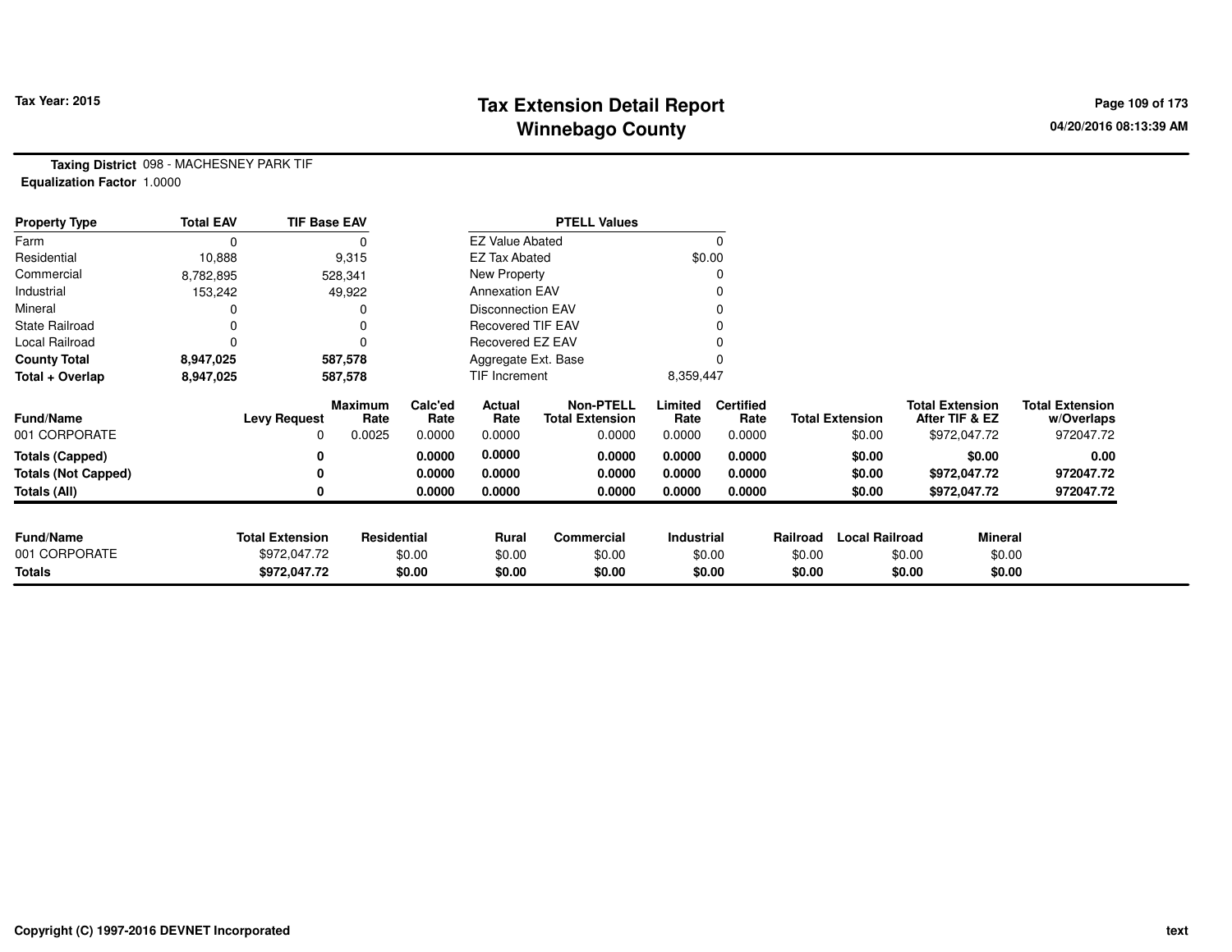# Tax Extension Detail Report
## Winnebago County

Tax Year: 2015

04/20/2016 08:13:39 AM

**Taxing District** 098 - MACHESNEY PARK TIF
**Equalization Factor** 1.0000

| Property Type | Total EAV | TIF Base EAV | PTELL Values | |
|---|---|---|---|---|
| Farm | 0 | 0 | EZ Value Abated | 0 |
| Residential | 10,888 | 9,315 | EZ Tax Abated | $0.00 |
| Commercial | 8,782,895 | 528,341 | New Property | 0 |
| Industrial | 153,242 | 49,922 | Annexation EAV | 0 |
| Mineral | 0 | 0 | Disconnection EAV | 0 |
| State Railroad | 0 | 0 | Recovered TIF EAV | 0 |
| Local Railroad | 0 | 0 | Recovered EZ EAV | 0 |
| **County Total** | **8,947,025** | **587,578** | Aggregate Ext. Base | 0 |
| **Total + Overlap** | **8,947,025** | **587,578** | TIF Increment | 8,359,447 |

| Fund/Name | Levy Request | Maximum Rate | Calc'ed Rate | Actual Rate | Non-PTELL Total Extension | Limited Rate | Certified Rate | Total Extension | Total Extension After TIF & EZ | Total Extension w/Overlaps |
|---|---|---|---|---|---|---|---|---|---|---|
| 001 CORPORATE | 0 | 0.0025 | 0.0000 | 0.0000 | 0.0000 | 0.0000 | 0.0000 | $0.00 | $972,047.72 | 972047.72 |
| **Totals (Capped)** | **0** | | **0.0000** | **0.0000** | **0.0000** | **0.0000** | **0.0000** | **$0.00** | **$0.00** | **0.00** |
| **Totals (Not Capped)** | **0** | | **0.0000** | **0.0000** | **0.0000** | **0.0000** | **0.0000** | **$0.00** | **$972,047.72** | **972047.72** |
| **Totals (All)** | **0** | | **0.0000** | **0.0000** | **0.0000** | **0.0000** | **0.0000** | **$0.00** | **$972,047.72** | **972047.72** |

| Fund/Name | Total Extension | Residential | Rural | Commercial | Industrial | Railroad | Local Railroad | Mineral |
|---|---|---|---|---|---|---|---|---|
| 001 CORPORATE | $972,047.72 | $0.00 | $0.00 | $0.00 | $0.00 | $0.00 | $0.00 | $0.00 |
| **Totals** | **$972,047.72** | **$0.00** | **$0.00** | **$0.00** | **$0.00** | **$0.00** | **$0.00** | **$0.00** |

Copyright (C) 1997-2016 DEVNET Incorporated

text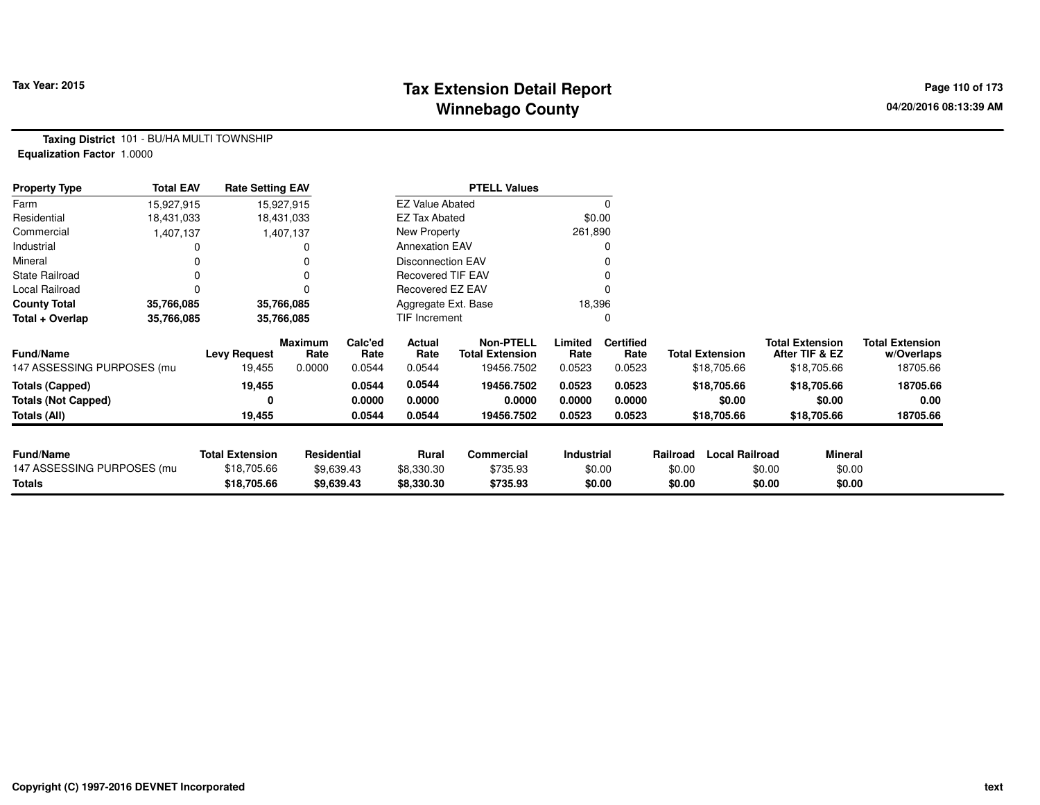**Tax Year: 2015**

# Tax Extension Detail Report
## Winnebago County

**Taxing District** 101 - BU/HA MULTI TOWNSHIP
**Equalization Factor** 1.0000

| Property Type | Total EAV | Rate Setting EAV |
|---|---|---|
| Farm | 15,927,915 | 15,927,915 |
| Residential | 18,431,033 | 18,431,033 |
| Commercial | 1,407,137 | 1,407,137 |
| Industrial | 0 | 0 |
| Mineral | 0 | 0 |
| State Railroad | 0 | 0 |
| Local Railroad | 0 | 0 |
| **County Total** | **35,766,085** | **35,766,085** |
| **Total + Overlap** | **35,766,085** | **35,766,085** |

| PTELL Values | |
|---|---|
| EZ Value Abated | 0 |
| EZ Tax Abated | $0.00 |
| New Property | 261,890 |
| Annexation EAV | 0 |
| Disconnection EAV | 0 |
| Recovered TIF EAV | 0 |
| Recovered EZ EAV | 0 |
| Aggregate Ext. Base | 18,396 |
| TIF Increment | 0 |

| Fund/Name | Levy Request | Maximum Rate | Calc'ed Rate | Actual Rate | Non-PTELL Total Extension | Limited Rate | Certified Rate | Total Extension | Total Extension After TIF & EZ | Total Extension w/Overlaps |
|---|---|---|---|---|---|---|---|---|---|---|
| 147 ASSESSING PURPOSES (mu | 19,455 | 0.0000 | 0.0544 | 0.0544 | 19456.7502 | 0.0523 | 0.0523 | $18,705.66 | $18,705.66 | 18705.66 |
| **Totals (Capped)** | **19,455** | | **0.0544** | **0.0544** | **19456.7502** | **0.0523** | **0.0523** | **$18,705.66** | **$18,705.66** | **18705.66** |
| **Totals (Not Capped)** | **0** | | **0.0000** | **0.0000** | **0.0000** | **0.0000** | **0.0000** | **$0.00** | **$0.00** | **0.00** |
| **Totals (All)** | **19,455** | | **0.0544** | **0.0544** | **19456.7502** | **0.0523** | **0.0523** | **$18,705.66** | **$18,705.66** | **18705.66** |

| Fund/Name | Total Extension | Residential | Rural | Commercial | Industrial | Railroad | Local Railroad | Mineral |
|---|---|---|---|---|---|---|---|---|
| 147 ASSESSING PURPOSES (mu | $18,705.66 | $9,639.43 | $8,330.30 | $735.93 | $0.00 | $0.00 | $0.00 | $0.00 |
| **Totals** | **$18,705.66** | **$9,639.43** | **$8,330.30** | **$735.93** | **$0.00** | **$0.00** | **$0.00** | **$0.00** |

**Copyright (C) 1997-2016 DEVNET Incorporated**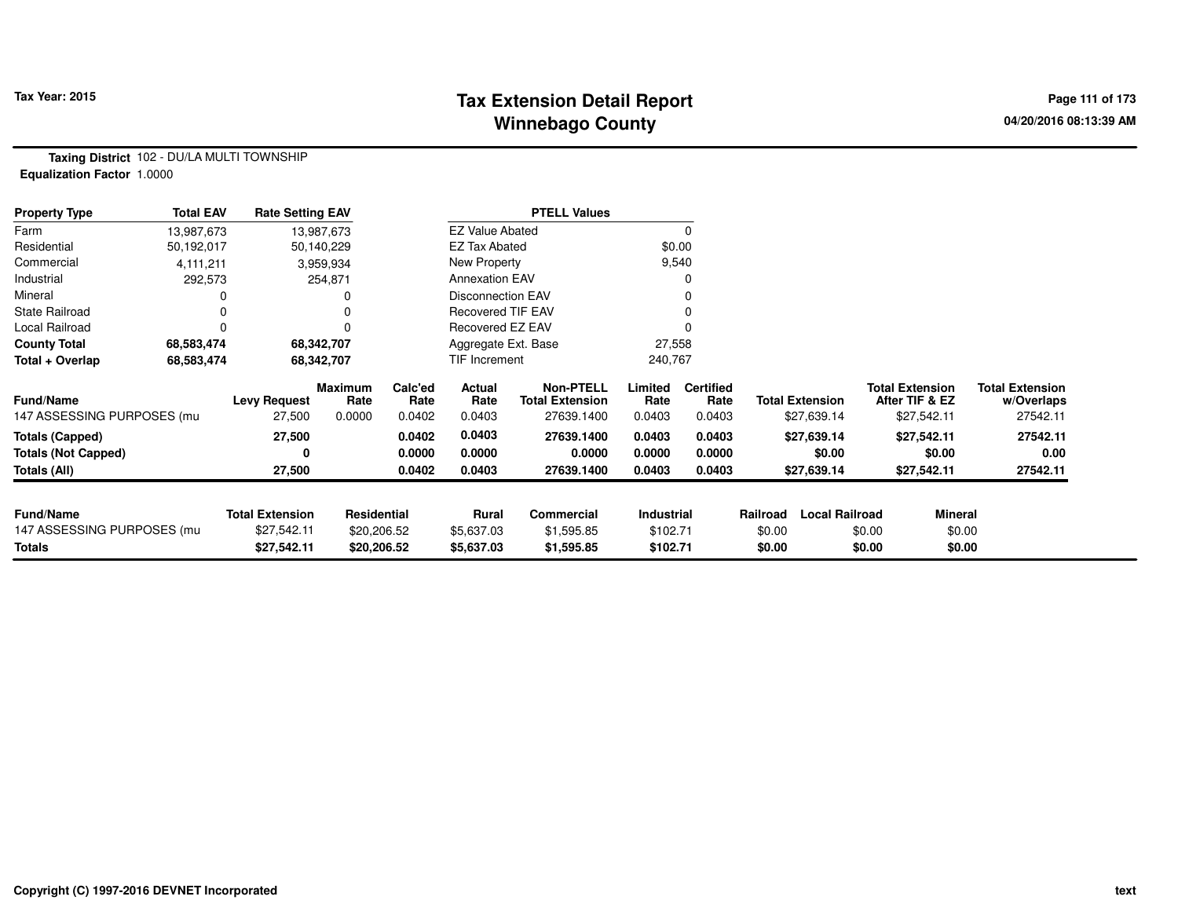**Tax Year: 2015**

# Tax Extension Detail Report
## Winnebago County

**Taxing District** 102 - DU/LA MULTI TOWNSHIP
**Equalization Factor** 1.0000

| Property Type | Total EAV | Rate Setting EAV |
|---|---|---|
| Farm | 13,987,673 | 13,987,673 |
| Residential | 50,192,017 | 50,140,229 |
| Commercial | 4,111,211 | 3,959,934 |
| Industrial | 292,573 | 254,871 |
| Mineral | 0 | 0 |
| State Railroad | 0 | 0 |
| Local Railroad | 0 | 0 |
| **County Total** | **68,583,474** | **68,342,707** |
| **Total + Overlap** | **68,583,474** | **68,342,707** |

| PTELL Values | |
|---|---|
| EZ Value Abated | 0 |
| EZ Tax Abated | $0.00 |
| New Property | 9,540 |
| Annexation EAV | 0 |
| Disconnection EAV | 0 |
| Recovered TIF EAV | 0 |
| Recovered EZ EAV | 0 |
| Aggregate Ext. Base | 27,558 |
| TIF Increment | 240,767 |

| Fund/Name | Levy Request | Maximum Rate | Calc'ed Rate | Actual Rate | Non-PTELL Total Extension | Limited Rate | Certified Rate | Total Extension | Total Extension After TIF & EZ | Total Extension w/Overlaps |
|---|---|---|---|---|---|---|---|---|---|---|
| 147 ASSESSING PURPOSES (mu | 27,500 | 0.0000 | 0.0402 | 0.0403 | 27639.1400 | 0.0403 | 0.0403 | $27,639.14 | $27,542.11 | 27542.11 |
| **Totals (Capped)** | **27,500** | | **0.0402** | **0.0403** | **27639.1400** | **0.0403** | **0.0403** | **$27,639.14** | **$27,542.11** | **27542.11** |
| **Totals (Not Capped)** | **0** | | **0.0000** | **0.0000** | **0.0000** | **0.0000** | **0.0000** | **$0.00** | **$0.00** | **0.00** |
| **Totals (All)** | **27,500** | | **0.0402** | **0.0403** | **27639.1400** | **0.0403** | **0.0403** | **$27,639.14** | **$27,542.11** | **27542.11** |

| Fund/Name | Total Extension | Residential | Rural | Commercial | Industrial | Railroad | Local Railroad | Mineral |
|---|---|---|---|---|---|---|---|---|
| 147 ASSESSING PURPOSES (mu | $27,542.11 | $20,206.52 | $5,637.03 | $1,595.85 | $102.71 | $0.00 | $0.00 | $0.00 |
| **Totals** | **$27,542.11** | **$20,206.52** | **$5,637.03** | **$1,595.85** | **$102.71** | **$0.00** | **$0.00** | **$0.00** |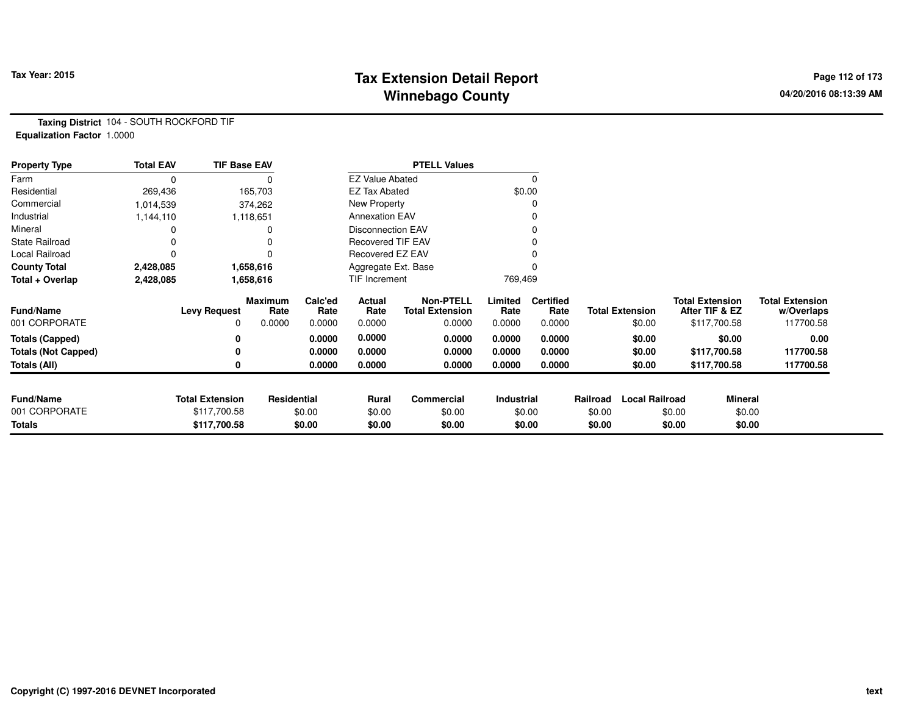# Tax Extension Detail Report
## Winnebago County

Tax Year: 2015

04/20/2016 08:13:39 AM

**Taxing District** 104 - SOUTH ROCKFORD TIF
**Equalization Factor** 1.0000

| Property Type | Total EAV | TIF Base EAV | PTELL Values | |
|---|---|---|---|---|
| Farm | 0 | 0 | EZ Value Abated | 0 |
| Residential | 269,436 | 165,703 | EZ Tax Abated | $0.00 |
| Commercial | 1,014,539 | 374,262 | New Property | 0 |
| Industrial | 1,144,110 | 1,118,651 | Annexation EAV | 0 |
| Mineral | 0 | 0 | Disconnection EAV | 0 |
| State Railroad | 0 | 0 | Recovered TIF EAV | 0 |
| Local Railroad | 0 | 0 | Recovered EZ EAV | 0 |
| **County Total** | **2,428,085** | **1,658,616** | Aggregate Ext. Base | 0 |
| **Total + Overlap** | **2,428,085** | **1,658,616** | TIF Increment | 769,469 |

| Fund/Name | Levy Request | Maximum Rate | Calc'ed Rate | Actual Rate | Non-PTELL Total Extension | Limited Rate | Certified Rate | Total Extension | Total Extension After TIF & EZ | Total Extension w/Overlaps |
|---|---|---|---|---|---|---|---|---|---|---|
| 001 CORPORATE | 0 | 0.0000 | 0.0000 | 0.0000 | 0.0000 | 0.0000 | 0.0000 | $0.00 | $117,700.58 | 117700.58 |
| **Totals (Capped)** | **0** | | **0.0000** | **0.0000** | **0.0000** | **0.0000** | **0.0000** | **$0.00** | **$0.00** | **0.00** |
| **Totals (Not Capped)** | **0** | | **0.0000** | **0.0000** | **0.0000** | **0.0000** | **0.0000** | **$0.00** | **$117,700.58** | **117700.58** |
| **Totals (All)** | **0** | | **0.0000** | **0.0000** | **0.0000** | **0.0000** | **0.0000** | **$0.00** | **$117,700.58** | **117700.58** |

| Fund/Name | Total Extension | Residential | Rural | Commercial | Industrial | Railroad | Local Railroad | Mineral |
|---|---|---|---|---|---|---|---|---|
| 001 CORPORATE | $117,700.58 | $0.00 | $0.00 | $0.00 | $0.00 | $0.00 | $0.00 | $0.00 |
| **Totals** | **$117,700.58** | **$0.00** | **$0.00** | **$0.00** | **$0.00** | **$0.00** | **$0.00** | **$0.00** |

Copyright (C) 1997-2016 DEVNET Incorporated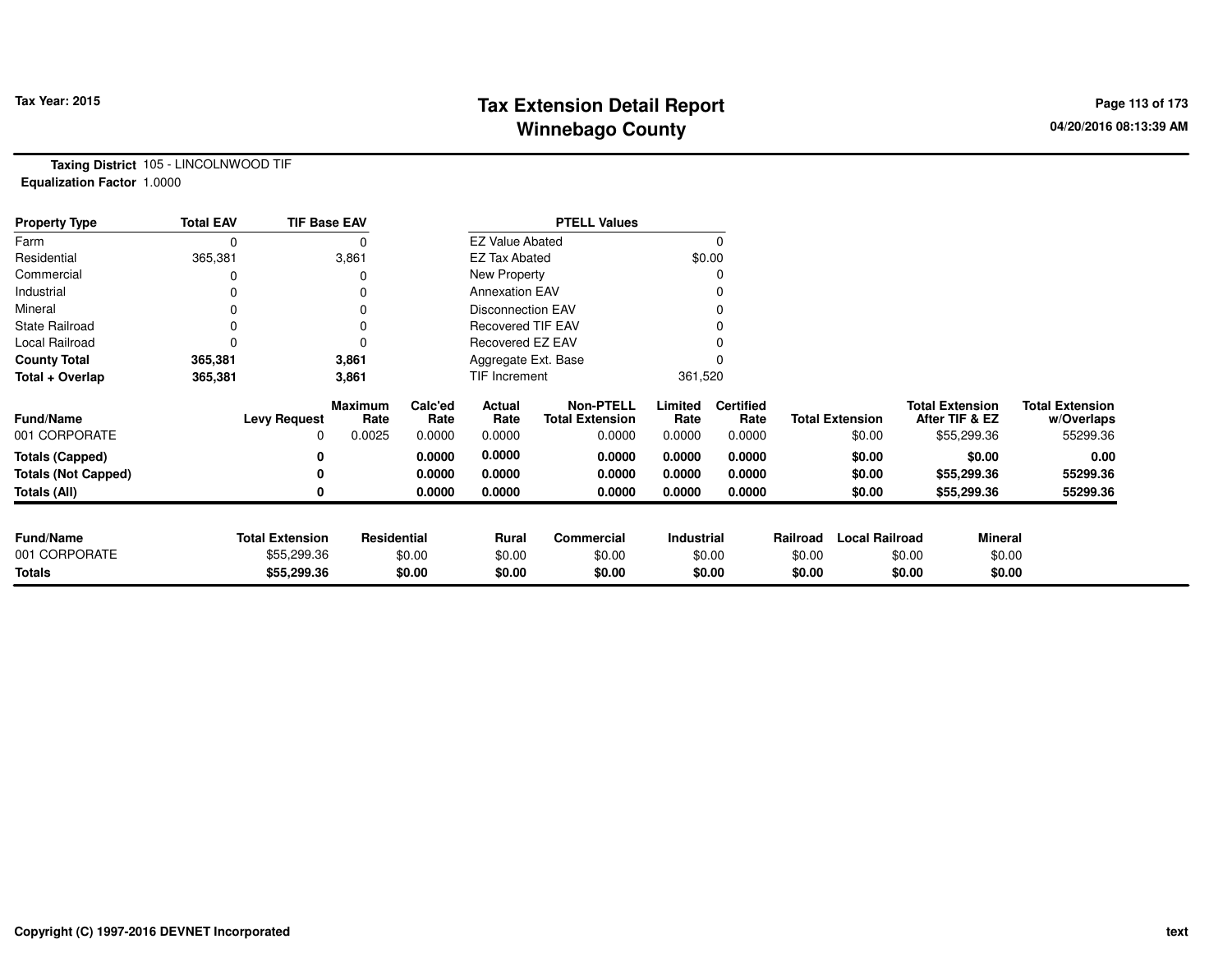# Tax Extension Detail Report
## Winnebago County

**Tax Year: 2015**

04/20/2016 08:13:39 AM

**Taxing District** 105 - LINCOLNWOOD TIF
**Equalization Factor** 1.0000

| Property Type | Total EAV | TIF Base EAV | PTELL Values | |
|---|---|---|---|---|
| Farm | 0 | 0 | EZ Value Abated | 0 |
| Residential | 365,381 | 3,861 | EZ Tax Abated | $0.00 |
| Commercial | 0 | 0 | New Property | 0 |
| Industrial | 0 | 0 | Annexation EAV | 0 |
| Mineral | 0 | 0 | Disconnection EAV | 0 |
| State Railroad | 0 | 0 | Recovered TIF EAV | 0 |
| Local Railroad | 0 | 0 | Recovered EZ EAV | 0 |
| **County Total** | **365,381** | **3,861** | Aggregate Ext. Base | 0 |
| **Total + Overlap** | **365,381** | **3,861** | TIF Increment | 361,520 |

| Fund/Name | Levy Request | Maximum Rate | Calc'ed Rate | Actual Rate | Non-PTELL Total Extension | Limited Rate | Certified Rate | Total Extension | Total Extension After TIF & EZ | Total Extension w/Overlaps |
|---|---|---|---|---|---|---|---|---|---|---|
| 001 CORPORATE | 0 | 0.0025 | 0.0000 | 0.0000 | 0.0000 | 0.0000 | 0.0000 | $0.00 | $55,299.36 | 55299.36 |
| **Totals (Capped)** | **0** | | **0.0000** | **0.0000** | **0.0000** | **0.0000** | **0.0000** | **$0.00** | **$0.00** | **0.00** |
| **Totals (Not Capped)** | **0** | | **0.0000** | **0.0000** | **0.0000** | **0.0000** | **0.0000** | **$0.00** | **$55,299.36** | **55299.36** |
| **Totals (All)** | **0** | | **0.0000** | **0.0000** | **0.0000** | **0.0000** | **0.0000** | **$0.00** | **$55,299.36** | **55299.36** |

| Fund/Name | Total Extension | Residential | Rural | Commercial | Industrial | Railroad | Local Railroad | Mineral |
|---|---|---|---|---|---|---|---|---|
| 001 CORPORATE | $55,299.36 | $0.00 | $0.00 | $0.00 | $0.00 | $0.00 | $0.00 | $0.00 |
| **Totals** | **$55,299.36** | **$0.00** | **$0.00** | **$0.00** | **$0.00** | **$0.00** | **$0.00** | **$0.00** |

Copyright (C) 1997-2016 DEVNET Incorporated

text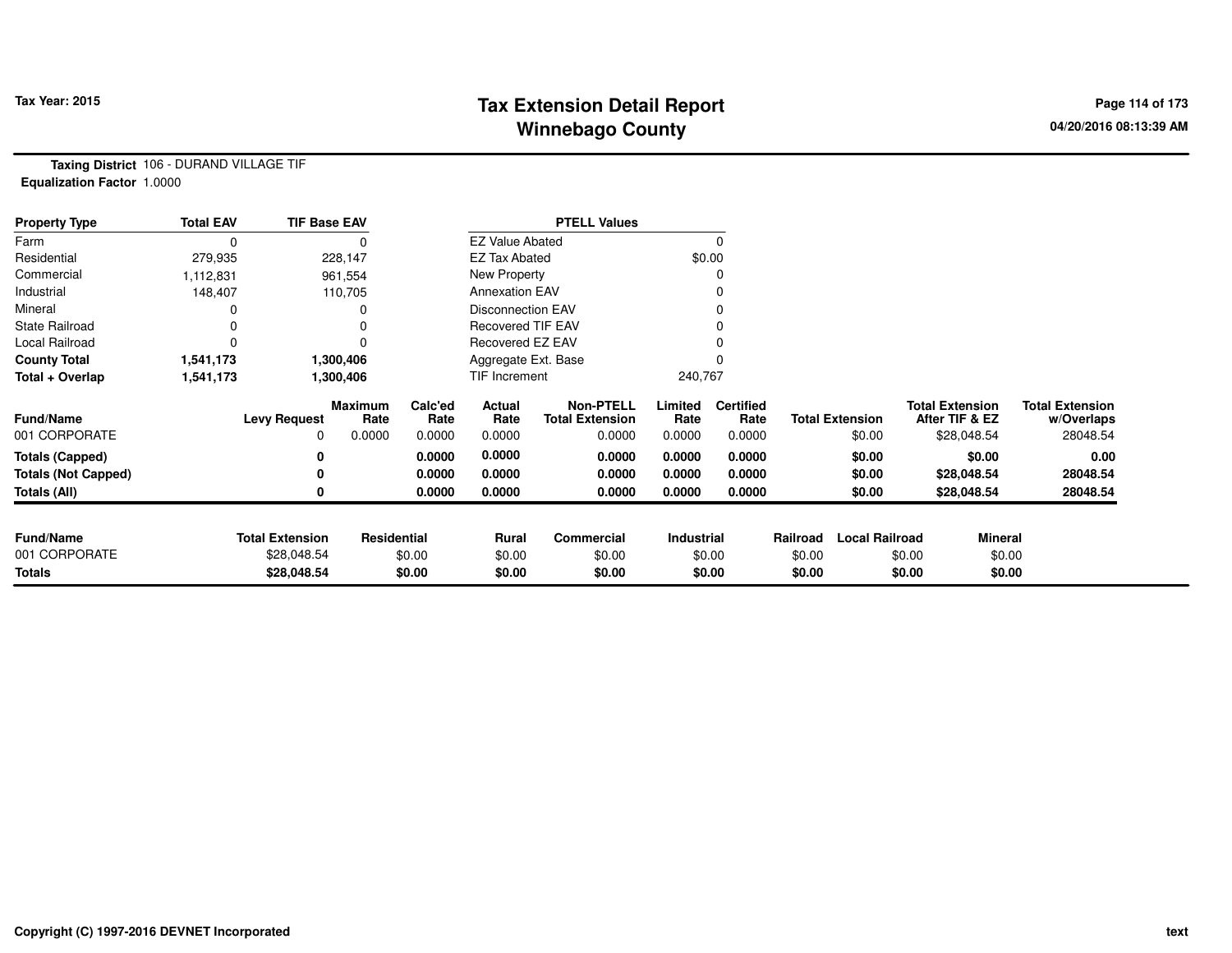Tax Year: 2015

# Tax Extension Detail Report
## Winnebago County

04/20/2016 08:13:39 AM

**Taxing District** 106 - DURAND VILLAGE TIF
**Equalization Factor** 1.0000

| Property Type | Total EAV | TIF Base EAV |
|---|---|---|
| Farm | 0 | 0 |
| Residential | 279,935 | 228,147 |
| Commercial | 1,112,831 | 961,554 |
| Industrial | 148,407 | 110,705 |
| Mineral | 0 | 0 |
| State Railroad | 0 | 0 |
| Local Railroad | 0 | 0 |
| **County Total** | **1,541,173** | **1,300,406** |
| **Total + Overlap** | **1,541,173** | **1,300,406** |

| PTELL Values | |
|---|---|
| EZ Value Abated | 0 |
| EZ Tax Abated | $0.00 |
| New Property | 0 |
| Annexation EAV | 0 |
| Disconnection EAV | 0 |
| Recovered TIF EAV | 0 |
| Recovered EZ EAV | 0 |
| Aggregate Ext. Base | 0 |
| TIF Increment | 240,767 |

| Fund/Name | Levy Request | Maximum Rate | Calc'ed Rate | Actual Rate | Non-PTELL Total Extension | Limited Rate | Certified Rate | Total Extension | Total Extension After TIF & EZ | Total Extension w/Overlaps |
|---|---|---|---|---|---|---|---|---|---|---|
| 001 CORPORATE | 0 | 0.0000 | 0.0000 | 0.0000 | 0.0000 | 0.0000 | 0.0000 | $0.00 | $28,048.54 | 28048.54 |
| **Totals (Capped)** | **0** | | **0.0000** | **0.0000** | **0.0000** | **0.0000** | **0.0000** | **$0.00** | **$0.00** | **0.00** |
| **Totals (Not Capped)** | **0** | | **0.0000** | **0.0000** | **0.0000** | **0.0000** | **0.0000** | **$0.00** | **$28,048.54** | **28048.54** |
| **Totals (All)** | **0** | | **0.0000** | **0.0000** | **0.0000** | **0.0000** | **0.0000** | **$0.00** | **$28,048.54** | **28048.54** |

| Fund/Name | Total Extension | Residential | Rural | Commercial | Industrial | Railroad | Local Railroad | Mineral |
|---|---|---|---|---|---|---|---|---|
| 001 CORPORATE | $28,048.54 | $0.00 | $0.00 | $0.00 | $0.00 | $0.00 | $0.00 | $0.00 |
| **Totals** | **$28,048.54** | **$0.00** | **$0.00** | **$0.00** | **$0.00** | **$0.00** | **$0.00** | **$0.00** |

Copyright (C) 1997-2016 DEVNET Incorporated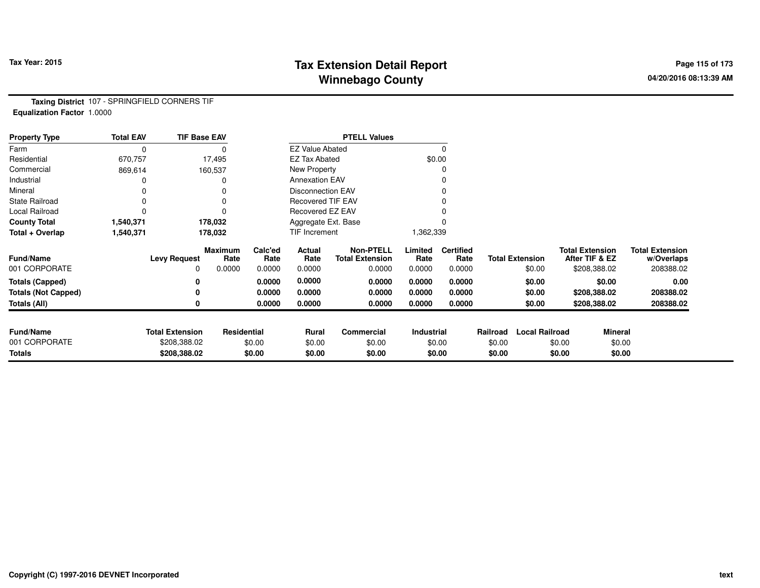Tax Year: 2015

# Tax Extension Detail Report
## Winnebago County

04/20/2016 08:13:39 AM

**Taxing District** 107 - SPRINGFIELD CORNERS TIF
**Equalization Factor** 1.0000

| Property Type | Total EAV | TIF Base EAV | PTELL Values | |
|---|---|---|---|---|
| Farm | 0 | 0 | EZ Value Abated | 0 |
| Residential | 670,757 | 17,495 | EZ Tax Abated | $0.00 |
| Commercial | 869,614 | 160,537 | New Property | 0 |
| Industrial | 0 | 0 | Annexation EAV | 0 |
| Mineral | 0 | 0 | Disconnection EAV | 0 |
| State Railroad | 0 | 0 | Recovered TIF EAV | 0 |
| Local Railroad | 0 | 0 | Recovered EZ EAV | 0 |
| **County Total** | **1,540,371** | **178,032** | Aggregate Ext. Base | 0 |
| **Total + Overlap** | **1,540,371** | **178,032** | TIF Increment | 1,362,339 |

| Fund/Name | Levy Request | Maximum Rate | Calc'ed Rate | Actual Rate | Non-PTELL Total Extension | Limited Rate | Certified Rate | Total Extension | Total Extension After TIF & EZ | Total Extension w/Overlaps |
|---|---|---|---|---|---|---|---|---|---|---|
| 001 CORPORATE | 0 | 0.0000 | 0.0000 | 0.0000 | 0.0000 | 0.0000 | 0.0000 | $0.00 | $208,388.02 | 208388.02 |
| **Totals (Capped)** | **0** | | **0.0000** | **0.0000** | **0.0000** | **0.0000** | **0.0000** | **$0.00** | **$0.00** | **0.00** |
| **Totals (Not Capped)** | **0** | | **0.0000** | **0.0000** | **0.0000** | **0.0000** | **0.0000** | **$0.00** | **$208,388.02** | **208388.02** |
| **Totals (All)** | **0** | | **0.0000** | **0.0000** | **0.0000** | **0.0000** | **0.0000** | **$0.00** | **$208,388.02** | **208388.02** |

| Fund/Name | Total Extension | Residential | Rural | Commercial | Industrial | Railroad | Local Railroad | Mineral |
|---|---|---|---|---|---|---|---|---|
| 001 CORPORATE | $208,388.02 | $0.00 | $0.00 | $0.00 | $0.00 | $0.00 | $0.00 | $0.00 |
| **Totals** | **$208,388.02** | **$0.00** | **$0.00** | **$0.00** | **$0.00** | **$0.00** | **$0.00** | **$0.00** |

Copyright (C) 1997-2016 DEVNET Incorporated

text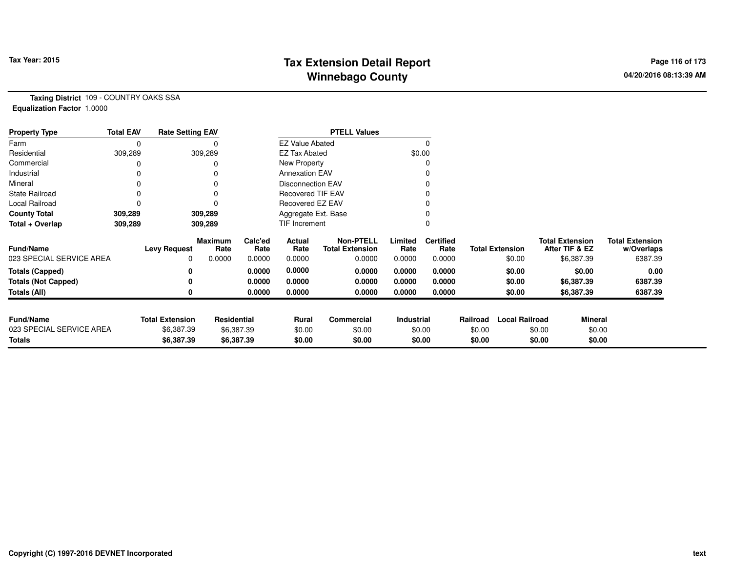**Tax Year: 2015**

# Tax Extension Detail Report
## Winnebago County

04/20/2016 08:13:39 AM

**Taxing District** 109 - COUNTRY OAKS SSA
**Equalization Factor** 1.0000

| Property Type | Total EAV | Rate Setting EAV |
|---|---|---|
| Farm | 0 | 0 |
| Residential | 309,289 | 309,289 |
| Commercial | 0 | 0 |
| Industrial | 0 | 0 |
| Mineral | 0 | 0 |
| State Railroad | 0 | 0 |
| Local Railroad | 0 | 0 |
| **County Total** | **309,289** | **309,289** |
| **Total + Overlap** | **309,289** | **309,289** |

| PTELL Values | |
|---|---|
| EZ Value Abated | 0 |
| EZ Tax Abated | $0.00 |
| New Property | 0 |
| Annexation EAV | 0 |
| Disconnection EAV | 0 |
| Recovered TIF EAV | 0 |
| Recovered EZ EAV | 0 |
| Aggregate Ext. Base | 0 |
| TIF Increment | 0 |

| Fund/Name | Levy Request | Maximum Rate | Calc'ed Rate | Actual Rate | Non-PTELL Total Extension | Limited Rate | Certified Rate | Total Extension | Total Extension After TIF & EZ | Total Extension w/Overlaps |
|---|---|---|---|---|---|---|---|---|---|---|
| 023 SPECIAL SERVICE AREA | 0 | 0.0000 | 0.0000 | 0.0000 | 0.0000 | 0.0000 | 0.0000 | $0.00 | $6,387.39 | 6387.39 |
| **Totals (Capped)** | **0** | | **0.0000** | **0.0000** | **0.0000** | **0.0000** | **0.0000** | **$0.00** | **$0.00** | **0.00** |
| **Totals (Not Capped)** | **0** | | **0.0000** | **0.0000** | **0.0000** | **0.0000** | **0.0000** | **$0.00** | **$6,387.39** | **6387.39** |
| **Totals (All)** | **0** | | **0.0000** | **0.0000** | **0.0000** | **0.0000** | **0.0000** | **$0.00** | **$6,387.39** | **6387.39** |

| Fund/Name | Total Extension | Residential | Rural | Commercial | Industrial | Railroad | Local Railroad | Mineral |
|---|---|---|---|---|---|---|---|---|
| 023 SPECIAL SERVICE AREA | $6,387.39 | $6,387.39 | $0.00 | $0.00 | $0.00 | $0.00 | $0.00 | $0.00 |
| **Totals** | **$6,387.39** | **$6,387.39** | **$0.00** | **$0.00** | **$0.00** | **$0.00** | **$0.00** | **$0.00** |

Copyright (C) 1997-2016 DEVNET Incorporated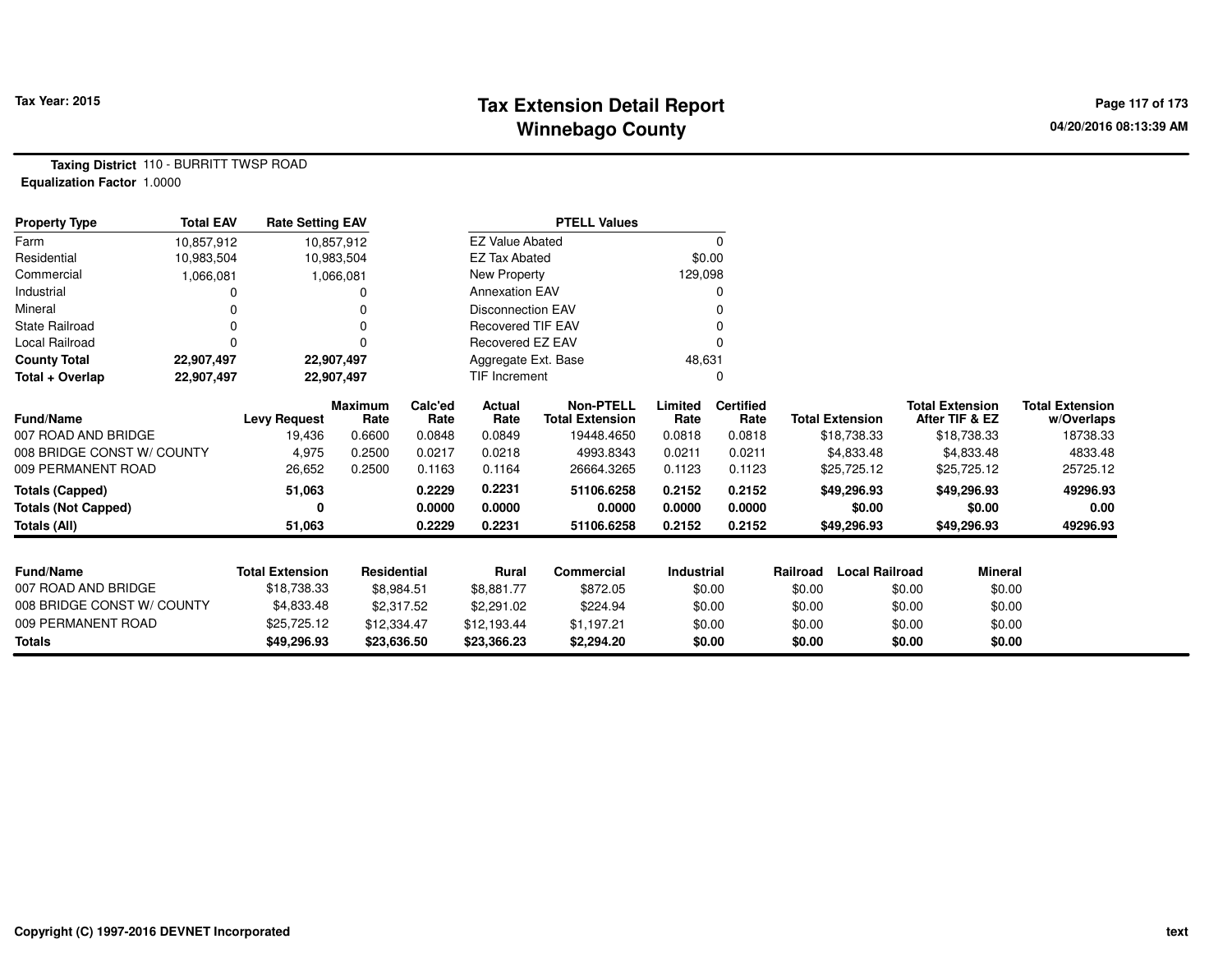# Tax Extension Detail Report
## Winnebago County

Tax Year: 2015

04/20/2016 08:13:39 AM

**Taxing District** 110 - BURRITT TWSP ROAD
**Equalization Factor** 1.0000

| Property Type | Total EAV | Rate Setting EAV |
|---|---|---|
| Farm | 10,857,912 | 10,857,912 |
| Residential | 10,983,504 | 10,983,504 |
| Commercial | 1,066,081 | 1,066,081 |
| Industrial | 0 | 0 |
| Mineral | 0 | 0 |
| State Railroad | 0 | 0 |
| Local Railroad | 0 | 0 |
| **County Total** | **22,907,497** | **22,907,497** |
| **Total + Overlap** | **22,907,497** | **22,907,497** |

| PTELL Values | |
|---|---|
| EZ Value Abated | 0 |
| EZ Tax Abated | $0.00 |
| New Property | 129,098 |
| Annexation EAV | 0 |
| Disconnection EAV | 0 |
| Recovered TIF EAV | 0 |
| Recovered EZ EAV | 0 |
| Aggregate Ext. Base | 48,631 |
| TIF Increment | 0 |

| Fund/Name | Levy Request | Maximum Rate | Calc'ed Rate | Actual Rate | Non-PTELL Total Extension | Limited Rate | Certified Rate | Total Extension | Total Extension After TIF & EZ | Total Extension w/Overlaps |
|---|---|---|---|---|---|---|---|---|---|---|
| 007 ROAD AND BRIDGE | 19,436 | 0.6600 | 0.0848 | 0.0849 | 19448.4650 | 0.0818 | 0.0818 | $18,738.33 | $18,738.33 | 18738.33 |
| 008 BRIDGE CONST W/ COUNTY | 4,975 | 0.2500 | 0.0217 | 0.0218 | 4993.8343 | 0.0211 | 0.0211 | $4,833.48 | $4,833.48 | 4833.48 |
| 009 PERMANENT ROAD | 26,652 | 0.2500 | 0.1163 | 0.1164 | 26664.3265 | 0.1123 | 0.1123 | $25,725.12 | $25,725.12 | 25725.12 |
| **Totals (Capped)** | **51,063** | | **0.2229** | **0.2231** | **51106.6258** | **0.2152** | **0.2152** | **$49,296.93** | **$49,296.93** | **49296.93** |
| **Totals (Not Capped)** | **0** | | **0.0000** | **0.0000** | **0.0000** | **0.0000** | **0.0000** | **$0.00** | **$0.00** | **0.00** |
| **Totals (All)** | **51,063** | | **0.2229** | **0.2231** | **51106.6258** | **0.2152** | **0.2152** | **$49,296.93** | **$49,296.93** | **49296.93** |

| Fund/Name | Total Extension | Residential | Rural | Commercial | Industrial | Railroad | Local Railroad | Mineral |
|---|---|---|---|---|---|---|---|---|
| 007 ROAD AND BRIDGE | $18,738.33 | $8,984.51 | $8,881.77 | $872.05 | $0.00 | $0.00 | $0.00 | $0.00 |
| 008 BRIDGE CONST W/ COUNTY | $4,833.48 | $2,317.52 | $2,291.02 | $224.94 | $0.00 | $0.00 | $0.00 | $0.00 |
| 009 PERMANENT ROAD | $25,725.12 | $12,334.47 | $12,193.44 | $1,197.21 | $0.00 | $0.00 | $0.00 | $0.00 |
| **Totals** | **$49,296.93** | **$23,636.50** | **$23,366.23** | **$2,294.20** | **$0.00** | **$0.00** | **$0.00** | **$0.00** |

Copyright (C) 1997-2016 DEVNET Incorporated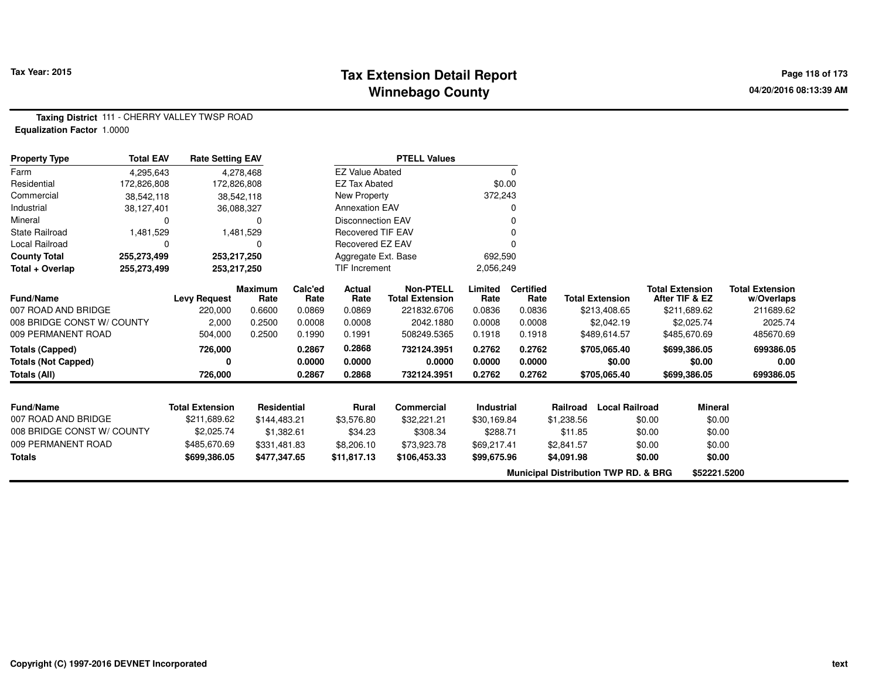# Tax Extension Detail Report
# Winnebago County

**Tax Year: 2015**

04/20/2016 08:13:39 AM

**Taxing District** 111 - CHERRY VALLEY TWSP ROAD
**Equalization Factor** 1.0000

| Property Type | Total EAV | Rate Setting EAV |
|---|---|---|
| Farm | 4,295,643 | 4,278,468 |
| Residential | 172,826,808 | 172,826,808 |
| Commercial | 38,542,118 | 38,542,118 |
| Industrial | 38,127,401 | 36,088,327 |
| Mineral | 0 | 0 |
| State Railroad | 1,481,529 | 1,481,529 |
| Local Railroad | 0 | 0 |
| **County Total** | **255,273,499** | **253,217,250** |
| **Total + Overlap** | **255,273,499** | **253,217,250** |

| PTELL Values | |
|---|---|
| EZ Value Abated | 0 |
| EZ Tax Abated | $0.00 |
| New Property | 372,243 |
| Annexation EAV | 0 |
| Disconnection EAV | 0 |
| Recovered TIF EAV | 0 |
| Recovered EZ EAV | 0 |
| Aggregate Ext. Base | 692,590 |
| TIF Increment | 2,056,249 |

| Fund/Name | Levy Request | Maximum Rate | Calc'ed Rate | Actual Rate | Non-PTELL Total Extension | Limited Rate | Certified Rate | Total Extension | Total Extension After TIF & EZ | Total Extension w/Overlaps |
|---|---|---|---|---|---|---|---|---|---|---|
| 007 ROAD AND BRIDGE | 220,000 | 0.6600 | 0.0869 | 0.0869 | 221832.6706 | 0.0836 | 0.0836 | $213,408.65 | $211,689.62 | 211689.62 |
| 008 BRIDGE CONST W/ COUNTY | 2,000 | 0.2500 | 0.0008 | 0.0008 | 2042.1880 | 0.0008 | 0.0008 | $2,042.19 | $2,025.74 | 2025.74 |
| 009 PERMANENT ROAD | 504,000 | 0.2500 | 0.1990 | 0.1991 | 508249.5365 | 0.1918 | 0.1918 | $489,614.57 | $485,670.69 | 485670.69 |
| **Totals (Capped)** | **726,000** | | **0.2867** | **0.2868** | **732124.3951** | **0.2762** | **0.2762** | **$705,065.40** | **$699,386.05** | **699386.05** |
| **Totals (Not Capped)** | **0** | | **0.0000** | **0.0000** | **0.0000** | **0.0000** | **0.0000** | **$0.00** | **$0.00** | **0.00** |
| **Totals (All)** | **726,000** | | **0.2867** | **0.2868** | **732124.3951** | **0.2762** | **0.2762** | **$705,065.40** | **$699,386.05** | **699386.05** |

| Fund/Name | Total Extension | Residential | Rural | Commercial | Industrial | Railroad | Local Railroad | Mineral |
|---|---|---|---|---|---|---|---|---|
| 007 ROAD AND BRIDGE | $211,689.62 | $144,483.21 | $3,576.80 | $32,221.21 | $30,169.84 | $1,238.56 | $0.00 | $0.00 |
| 008 BRIDGE CONST W/ COUNTY | $2,025.74 | $1,382.61 | $34.23 | $308.34 | $288.71 | $11.85 | $0.00 | $0.00 |
| 009 PERMANENT ROAD | $485,670.69 | $331,481.83 | $8,206.10 | $73,923.78 | $69,217.41 | $2,841.57 | $0.00 | $0.00 |
| **Totals** | **$699,386.05** | **$477,347.65** | **$11,817.13** | **$106,453.33** | **$99,675.96** | **$4,091.98** | **$0.00** | **$0.00** |

**Municipal Distribution TWP RD. & BRG** $52221.5200

Copyright (C) 1997-2016 DEVNET Incorporated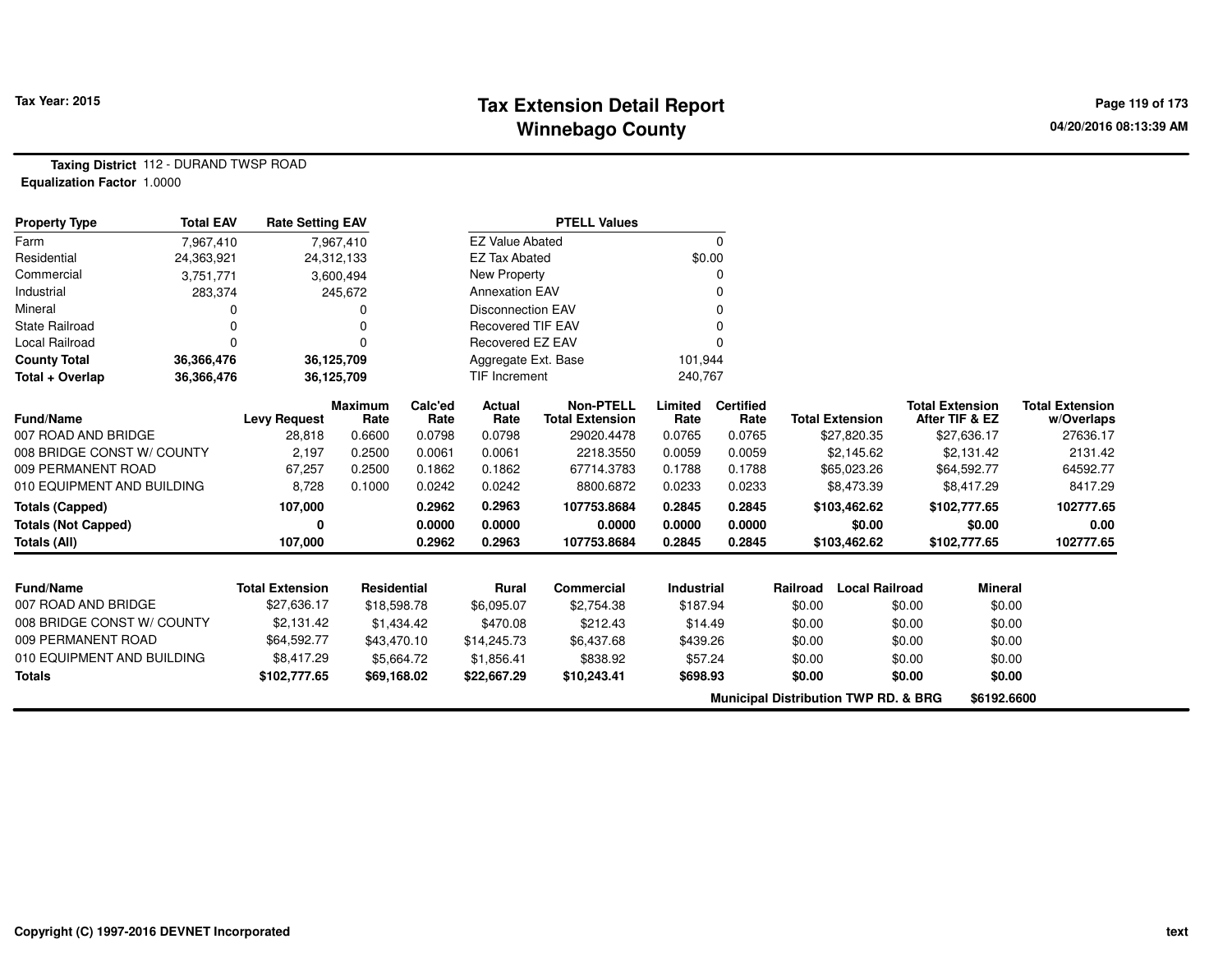**Tax Year: 2015**

# Tax Extension Detail Report
## Winnebago County

04/20/2016 08:13:39 AM

**Taxing District** 112 - DURAND TWSP ROAD
**Equalization Factor** 1.0000

| Property Type | Total EAV | Rate Setting EAV |
|---|---|---|
| Farm | 7,967,410 | 7,967,410 |
| Residential | 24,363,921 | 24,312,133 |
| Commercial | 3,751,771 | 3,600,494 |
| Industrial | 283,374 | 245,672 |
| Mineral | 0 | 0 |
| State Railroad | 0 | 0 |
| Local Railroad | 0 | 0 |
| **County Total** | **36,366,476** | **36,125,709** |
| **Total + Overlap** | **36,366,476** | **36,125,709** |

| PTELL Values | |
|---|---|
| EZ Value Abated | 0 |
| EZ Tax Abated | $0.00 |
| New Property | 0 |
| Annexation EAV | 0 |
| Disconnection EAV | 0 |
| Recovered TIF EAV | 0 |
| Recovered EZ EAV | 0 |
| Aggregate Ext. Base | 101,944 |
| TIF Increment | 240,767 |

| Fund/Name | Levy Request | Maximum Rate | Calc'ed Rate | Actual Rate | Non-PTELL Total Extension | Limited Rate | Certified Rate | Total Extension | Total Extension After TIF & EZ | Total Extension w/Overlaps |
|---|---|---|---|---|---|---|---|---|---|---|
| 007 ROAD AND BRIDGE | 28,818 | 0.6600 | 0.0798 | 0.0798 | 29020.4478 | 0.0765 | 0.0765 | $27,820.35 | $27,636.17 | 27636.17 |
| 008 BRIDGE CONST W/ COUNTY | 2,197 | 0.2500 | 0.0061 | 0.0061 | 2218.3550 | 0.0059 | 0.0059 | $2,145.62 | $2,131.42 | 2131.42 |
| 009 PERMANENT ROAD | 67,257 | 0.2500 | 0.1862 | 0.1862 | 67714.3783 | 0.1788 | 0.1788 | $65,023.26 | $64,592.77 | 64592.77 |
| 010 EQUIPMENT AND BUILDING | 8,728 | 0.1000 | 0.0242 | 0.0242 | 8800.6872 | 0.0233 | 0.0233 | $8,473.39 | $8,417.29 | 8417.29 |
| **Totals (Capped)** | **107,000** | | **0.2962** | **0.2963** | **107753.8684** | **0.2845** | **0.2845** | **$103,462.62** | **$102,777.65** | **102777.65** |
| **Totals (Not Capped)** | **0** | | **0.0000** | **0.0000** | **0.0000** | **0.0000** | **0.0000** | **$0.00** | **$0.00** | **0.00** |
| **Totals (All)** | **107,000** | | **0.2962** | **0.2963** | **107753.8684** | **0.2845** | **0.2845** | **$103,462.62** | **$102,777.65** | **102777.65** |

| Fund/Name | Total Extension | Residential | Rural | Commercial | Industrial | Railroad | Local Railroad | Mineral |
|---|---|---|---|---|---|---|---|---|
| 007 ROAD AND BRIDGE | $27,636.17 | $18,598.78 | $6,095.07 | $2,754.38 | $187.94 | $0.00 | $0.00 | $0.00 |
| 008 BRIDGE CONST W/ COUNTY | $2,131.42 | $1,434.42 | $470.08 | $212.43 | $14.49 | $0.00 | $0.00 | $0.00 |
| 009 PERMANENT ROAD | $64,592.77 | $43,470.10 | $14,245.73 | $6,437.68 | $439.26 | $0.00 | $0.00 | $0.00 |
| 010 EQUIPMENT AND BUILDING | $8,417.29 | $5,664.72 | $1,856.41 | $838.92 | $57.24 | $0.00 | $0.00 | $0.00 |
| **Totals** | **$102,777.65** | **$69,168.02** | **$22,667.29** | **$10,243.41** | **$698.93** | **$0.00** | **$0.00** | **$0.00** |

**Municipal Distribution TWP RD. & BRG** **$6192.6600**

Copyright (C) 1997-2016 DEVNET Incorporated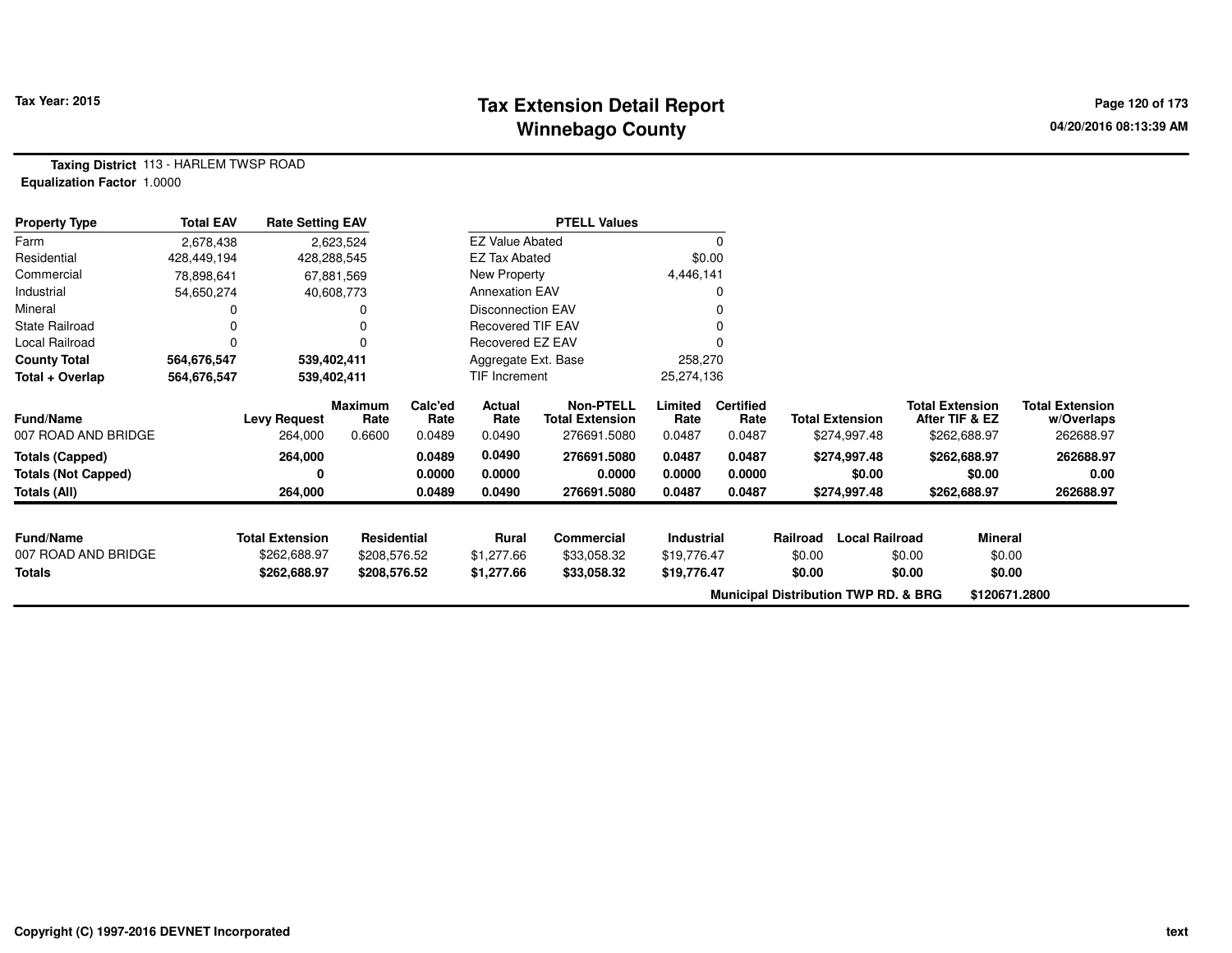# Tax Extension Detail Report
## Winnebago County

Tax Year: 2015

04/20/2016 08:13:39 AM

**Taxing District** 113 - HARLEM TWSP ROAD
**Equalization Factor** 1.0000

| Property Type | Total EAV | Rate Setting EAV | PTELL Values | |
|---|---|---|---|---|
| Farm | 2,678,438 | 2,623,524 | EZ Value Abated | 0 |
| Residential | 428,449,194 | 428,288,545 | EZ Tax Abated | $0.00 |
| Commercial | 78,898,641 | 67,881,569 | New Property | 4,446,141 |
| Industrial | 54,650,274 | 40,608,773 | Annexation EAV | 0 |
| Mineral | 0 | 0 | Disconnection EAV | 0 |
| State Railroad | 0 | 0 | Recovered TIF EAV | 0 |
| Local Railroad | 0 | 0 | Recovered EZ EAV | 0 |
| **County Total** | **564,676,547** | **539,402,411** | Aggregate Ext. Base | 258,270 |
| **Total + Overlap** | **564,676,547** | **539,402,411** | TIF Increment | 25,274,136 |

| Fund/Name | Levy Request | Maximum Rate | Calc'ed Rate | Actual Rate | Non-PTELL Total Extension | Limited Rate | Certified Rate | Total Extension | Total Extension After TIF & EZ | Total Extension w/Overlaps |
|---|---|---|---|---|---|---|---|---|---|---|
| 007 ROAD AND BRIDGE | 264,000 | 0.6600 | 0.0489 | 0.0490 | 276691.5080 | 0.0487 | 0.0487 | $274,997.48 | $262,688.97 | 262688.97 |
| **Totals (Capped)** | **264,000** | | **0.0489** | **0.0490** | **276691.5080** | **0.0487** | **0.0487** | **$274,997.48** | **$262,688.97** | **262688.97** |
| **Totals (Not Capped)** | **0** | | **0.0000** | **0.0000** | **0.0000** | **0.0000** | **0.0000** | **$0.00** | **$0.00** | **0.00** |
| **Totals (All)** | **264,000** | | **0.0489** | **0.0490** | **276691.5080** | **0.0487** | **0.0487** | **$274,997.48** | **$262,688.97** | **262688.97** |

| Fund/Name | Total Extension | Residential | Rural | Commercial | Industrial | Railroad | Local Railroad | Mineral |
|---|---|---|---|---|---|---|---|---|
| 007 ROAD AND BRIDGE | $262,688.97 | $208,576.52 | $1,277.66 | $33,058.32 | $19,776.47 | $0.00 | $0.00 | $0.00 |
| **Totals** | **$262,688.97** | **$208,576.52** | **$1,277.66** | **$33,058.32** | **$19,776.47** | **$0.00** | **$0.00** | **$0.00** |

**Municipal Distribution TWP RD. & BRG** **$120671.2800**

Copyright (C) 1997-2016 DEVNET Incorporated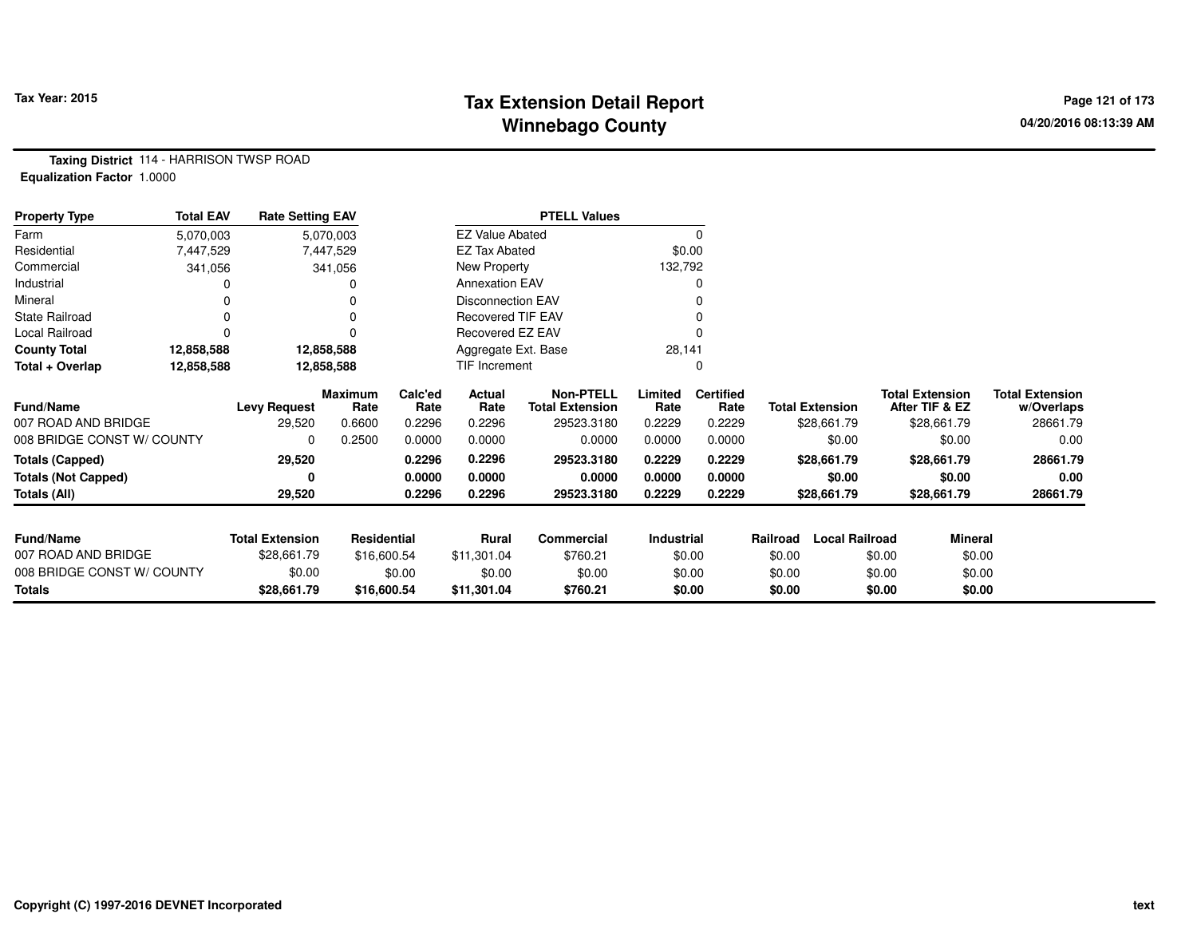**Tax Year: 2015**

# Tax Extension Detail Report
## Winnebago County

**Taxing District** 114 - HARRISON TWSP ROAD
**Equalization Factor** 1.0000

| Property Type | Total EAV | Rate Setting EAV |
|---|---|---|
| Farm | 5,070,003 | 5,070,003 |
| Residential | 7,447,529 | 7,447,529 |
| Commercial | 341,056 | 341,056 |
| Industrial | 0 | 0 |
| Mineral | 0 | 0 |
| State Railroad | 0 | 0 |
| Local Railroad | 0 | 0 |
| **County Total** | **12,858,588** | **12,858,588** |
| **Total + Overlap** | **12,858,588** | **12,858,588** |

| PTELL Values | |
|---|---|
| EZ Value Abated | 0 |
| EZ Tax Abated | $0.00 |
| New Property | 132,792 |
| Annexation EAV | 0 |
| Disconnection EAV | 0 |
| Recovered TIF EAV | 0 |
| Recovered EZ EAV | 0 |
| Aggregate Ext. Base | 28,141 |
| TIF Increment | 0 |

| Fund/Name | Levy Request | Maximum Rate | Calc'ed Rate | Actual Rate | Non-PTELL Total Extension | Limited Rate | Certified Rate | Total Extension | Total Extension After TIF & EZ | Total Extension w/Overlaps |
|---|---|---|---|---|---|---|---|---|---|---|
| 007 ROAD AND BRIDGE | 29,520 | 0.6600 | 0.2296 | 0.2296 | 29523.3180 | 0.2229 | 0.2229 | $28,661.79 | $28,661.79 | 28661.79 |
| 008 BRIDGE CONST W/ COUNTY | 0 | 0.2500 | 0.0000 | 0.0000 | 0.0000 | 0.0000 | 0.0000 | $0.00 | $0.00 | 0.00 |
| **Totals (Capped)** | **29,520** | | **0.2296** | **0.2296** | **29523.3180** | **0.2229** | **0.2229** | **$28,661.79** | **$28,661.79** | **28661.79** |
| **Totals (Not Capped)** | **0** | | **0.0000** | **0.0000** | **0.0000** | **0.0000** | **0.0000** | **$0.00** | **$0.00** | **0.00** |
| **Totals (All)** | **29,520** | | **0.2296** | **0.2296** | **29523.3180** | **0.2229** | **0.2229** | **$28,661.79** | **$28,661.79** | **28661.79** |

| Fund/Name | Total Extension | Residential | Rural | Commercial | Industrial | Railroad | Local Railroad | Mineral |
|---|---|---|---|---|---|---|---|---|
| 007 ROAD AND BRIDGE | $28,661.79 | $16,600.54 | $11,301.04 | $760.21 | $0.00 | $0.00 | $0.00 | $0.00 |
| 008 BRIDGE CONST W/ COUNTY | $0.00 | $0.00 | $0.00 | $0.00 | $0.00 | $0.00 | $0.00 | $0.00 |
| **Totals** | **$28,661.79** | **$16,600.54** | **$11,301.04** | **$760.21** | **$0.00** | **$0.00** | **$0.00** | **$0.00** |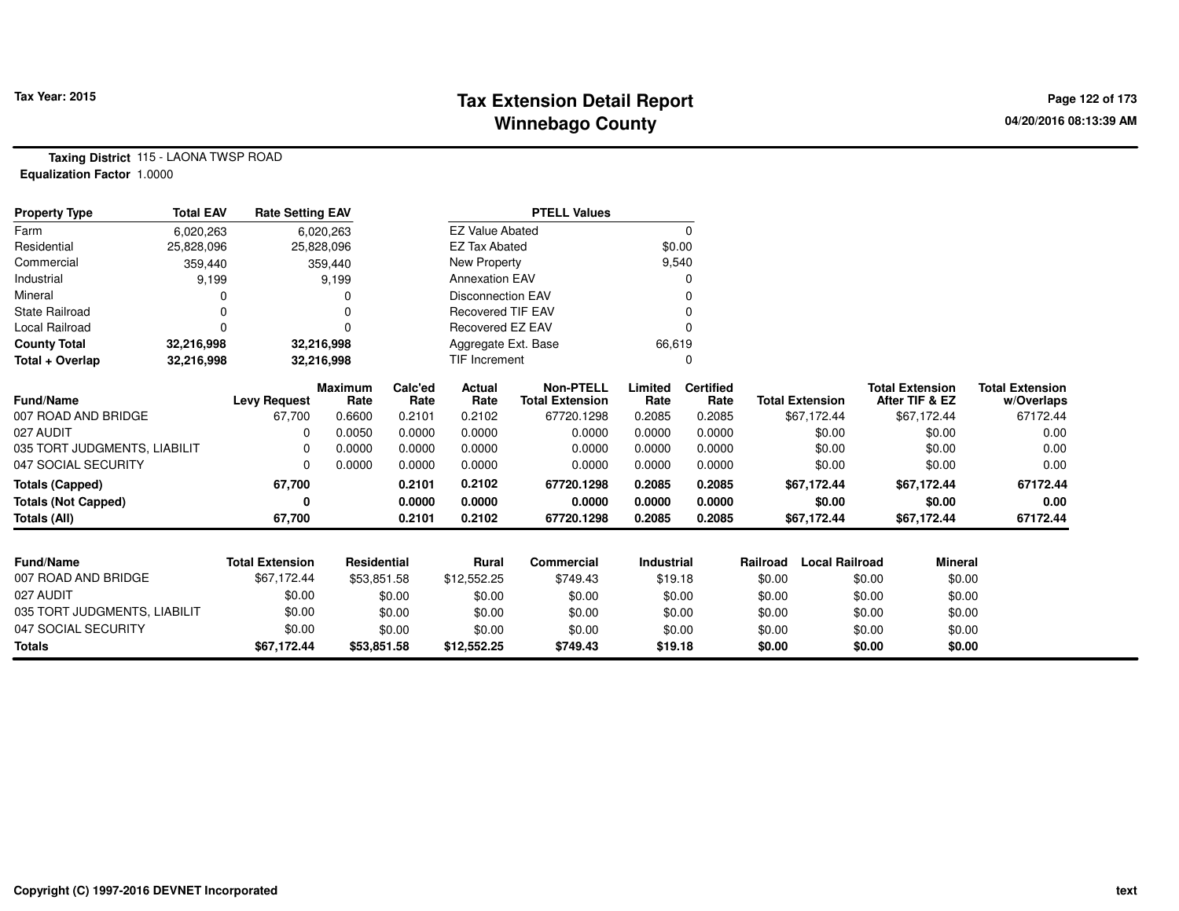# Tax Extension Detail Report
# Winnebago County

Tax Year: 2015

04/20/2016 08:13:39 AM

**Taxing District** 115 - LAONA TWSP ROAD
**Equalization Factor** 1.0000

| Property Type | Total EAV | Rate Setting EAV | | PTELL Values | |
|---|---|---|---|---|---|
| Farm | 6,020,263 | 6,020,263 | | EZ Value Abated | 0 |
| Residential | 25,828,096 | 25,828,096 | | EZ Tax Abated | $0.00 |
| Commercial | 359,440 | 359,440 | | New Property | 9,540 |
| Industrial | 9,199 | 9,199 | | Annexation EAV | 0 |
| Mineral | 0 | 0 | | Disconnection EAV | 0 |
| State Railroad | 0 | 0 | | Recovered TIF EAV | 0 |
| Local Railroad | 0 | 0 | | Recovered EZ EAV | 0 |
| **County Total** | **32,216,998** | **32,216,998** | | Aggregate Ext. Base | 66,619 |
| **Total + Overlap** | **32,216,998** | **32,216,998** | | TIF Increment | 0 |

| Fund/Name | Levy Request | Maximum Rate | Calc'ed Rate | Actual Rate | Non-PTELL Total Extension | Limited Rate | Certified Rate | Total Extension | Total Extension After TIF & EZ | Total Extension w/Overlaps |
|---|---|---|---|---|---|---|---|---|---|---|
| 007 ROAD AND BRIDGE | 67,700 | 0.6600 | 0.2101 | 0.2102 | 67720.1298 | 0.2085 | 0.2085 | $67,172.44 | $67,172.44 | 67172.44 |
| 027 AUDIT | 0 | 0.0050 | 0.0000 | 0.0000 | 0.0000 | 0.0000 | 0.0000 | $0.00 | $0.00 | 0.00 |
| 035 TORT JUDGMENTS, LIABILIT | 0 | 0.0000 | 0.0000 | 0.0000 | 0.0000 | 0.0000 | 0.0000 | $0.00 | $0.00 | 0.00 |
| 047 SOCIAL SECURITY | 0 | 0.0000 | 0.0000 | 0.0000 | 0.0000 | 0.0000 | 0.0000 | $0.00 | $0.00 | 0.00 |
| **Totals (Capped)** | **67,700** | | **0.2101** | **0.2102** | **67720.1298** | **0.2085** | **0.2085** | **$67,172.44** | **$67,172.44** | **67172.44** |
| **Totals (Not Capped)** | **0** | | **0.0000** | **0.0000** | **0.0000** | **0.0000** | **0.0000** | **$0.00** | **$0.00** | **0.00** |
| **Totals (All)** | **67,700** | | **0.2101** | **0.2102** | **67720.1298** | **0.2085** | **0.2085** | **$67,172.44** | **$67,172.44** | **67172.44** |

| Fund/Name | Total Extension | Residential | Rural | Commercial | Industrial | Railroad | Local Railroad | Mineral |
|---|---|---|---|---|---|---|---|---|
| 007 ROAD AND BRIDGE | $67,172.44 | $53,851.58 | $12,552.25 | $749.43 | $19.18 | $0.00 | $0.00 | $0.00 |
| 027 AUDIT | $0.00 | $0.00 | $0.00 | $0.00 | $0.00 | $0.00 | $0.00 | $0.00 |
| 035 TORT JUDGMENTS, LIABILIT | $0.00 | $0.00 | $0.00 | $0.00 | $0.00 | $0.00 | $0.00 | $0.00 |
| 047 SOCIAL SECURITY | $0.00 | $0.00 | $0.00 | $0.00 | $0.00 | $0.00 | $0.00 | $0.00 |
| **Totals** | **$67,172.44** | **$53,851.58** | **$12,552.25** | **$749.43** | **$19.18** | **$0.00** | **$0.00** | **$0.00** |

Copyright (C) 1997-2016 DEVNET Incorporated

text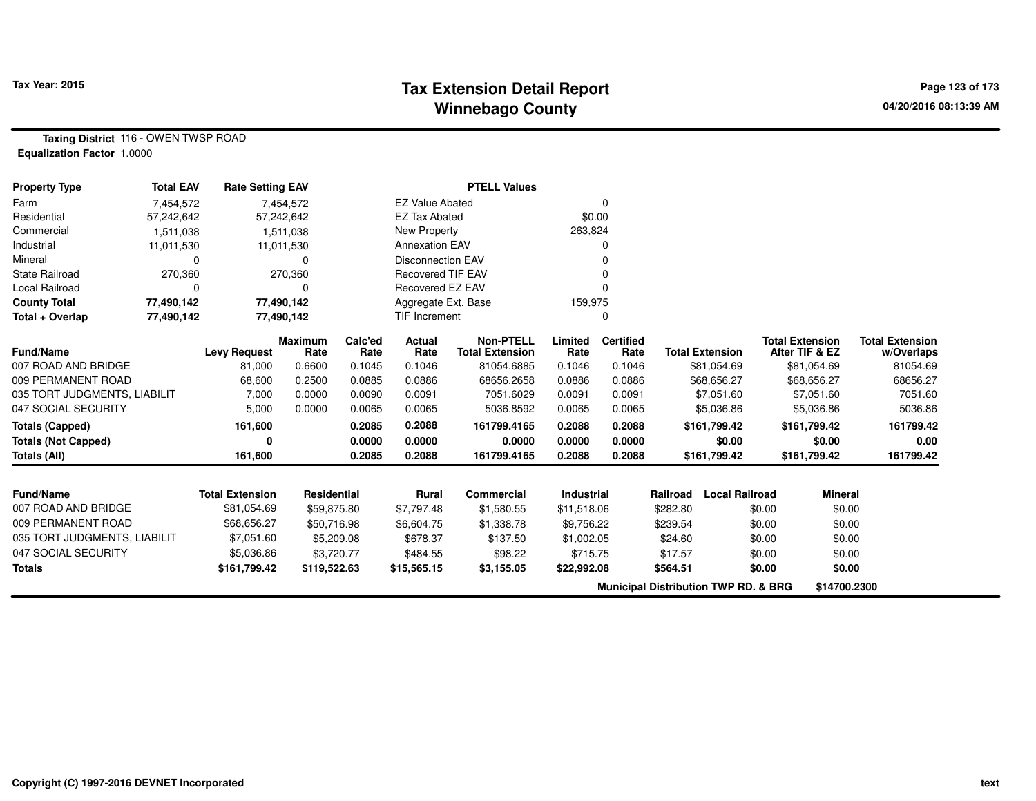**Tax Year: 2015**

# Tax Extension Detail Report
## Winnebago County

**Taxing District** 116 - OWEN TWSP ROAD
**Equalization Factor** 1.0000

| Property Type | Total EAV | Rate Setting EAV |
|---|---|---|
| Farm | 7,454,572 | 7,454,572 |
| Residential | 57,242,642 | 57,242,642 |
| Commercial | 1,511,038 | 1,511,038 |
| Industrial | 11,011,530 | 11,011,530 |
| Mineral | 0 | 0 |
| State Railroad | 270,360 | 270,360 |
| Local Railroad | 0 | 0 |
| **County Total** | **77,490,142** | **77,490,142** |
| **Total + Overlap** | **77,490,142** | **77,490,142** |

| PTELL Values | |
|---|---|
| EZ Value Abated | 0 |
| EZ Tax Abated | $0.00 |
| New Property | 263,824 |
| Annexation EAV | 0 |
| Disconnection EAV | 0 |
| Recovered TIF EAV | 0 |
| Recovered EZ EAV | 0 |
| Aggregate Ext. Base | 159,975 |
| TIF Increment | 0 |

| Fund/Name | Levy Request | Maximum Rate | Calc'ed Rate | Actual Rate | Non-PTELL Total Extension | Limited Rate | Certified Rate | Total Extension | Total Extension After TIF & EZ | Total Extension w/Overlaps |
|---|---|---|---|---|---|---|---|---|---|---|
| 007 ROAD AND BRIDGE | 81,000 | 0.6600 | 0.1045 | 0.1046 | 81054.6885 | 0.1046 | 0.1046 | $81,054.69 | $81,054.69 | 81054.69 |
| 009 PERMANENT ROAD | 68,600 | 0.2500 | 0.0885 | 0.0886 | 68656.2658 | 0.0886 | 0.0886 | $68,656.27 | $68,656.27 | 68656.27 |
| 035 TORT JUDGMENTS, LIABILIT | 7,000 | 0.0000 | 0.0090 | 0.0091 | 7051.6029 | 0.0091 | 0.0091 | $7,051.60 | $7,051.60 | 7051.60 |
| 047 SOCIAL SECURITY | 5,000 | 0.0000 | 0.0065 | 0.0065 | 5036.8592 | 0.0065 | 0.0065 | $5,036.86 | $5,036.86 | 5036.86 |
| **Totals (Capped)** | **161,600** | | **0.2085** | **0.2088** | **161799.4165** | **0.2088** | **0.2088** | **$161,799.42** | **$161,799.42** | **161799.42** |
| **Totals (Not Capped)** | **0** | | **0.0000** | **0.0000** | **0.0000** | **0.0000** | **0.0000** | **$0.00** | **$0.00** | **0.00** |
| **Totals (All)** | **161,600** | | **0.2085** | **0.2088** | **161799.4165** | **0.2088** | **0.2088** | **$161,799.42** | **$161,799.42** | **161799.42** |

| Fund/Name | Total Extension | Residential | Rural | Commercial | Industrial | Railroad | Local Railroad | Mineral |
|---|---|---|---|---|---|---|---|---|
| 007 ROAD AND BRIDGE | $81,054.69 | $59,875.80 | $7,797.48 | $1,580.55 | $11,518.06 | $282.80 | $0.00 | $0.00 |
| 009 PERMANENT ROAD | $68,656.27 | $50,716.98 | $6,604.75 | $1,338.78 | $9,756.22 | $239.54 | $0.00 | $0.00 |
| 035 TORT JUDGMENTS, LIABILIT | $7,051.60 | $5,209.08 | $678.37 | $137.50 | $1,002.05 | $24.60 | $0.00 | $0.00 |
| 047 SOCIAL SECURITY | $5,036.86 | $3,720.77 | $484.55 | $98.22 | $715.75 | $17.57 | $0.00 | $0.00 |
| **Totals** | **$161,799.42** | **$119,522.63** | **$15,565.15** | **$3,155.05** | **$22,992.08** | **$564.51** | **$0.00** | **$0.00** |

**Municipal Distribution TWP RD. & BRG** $14700.2300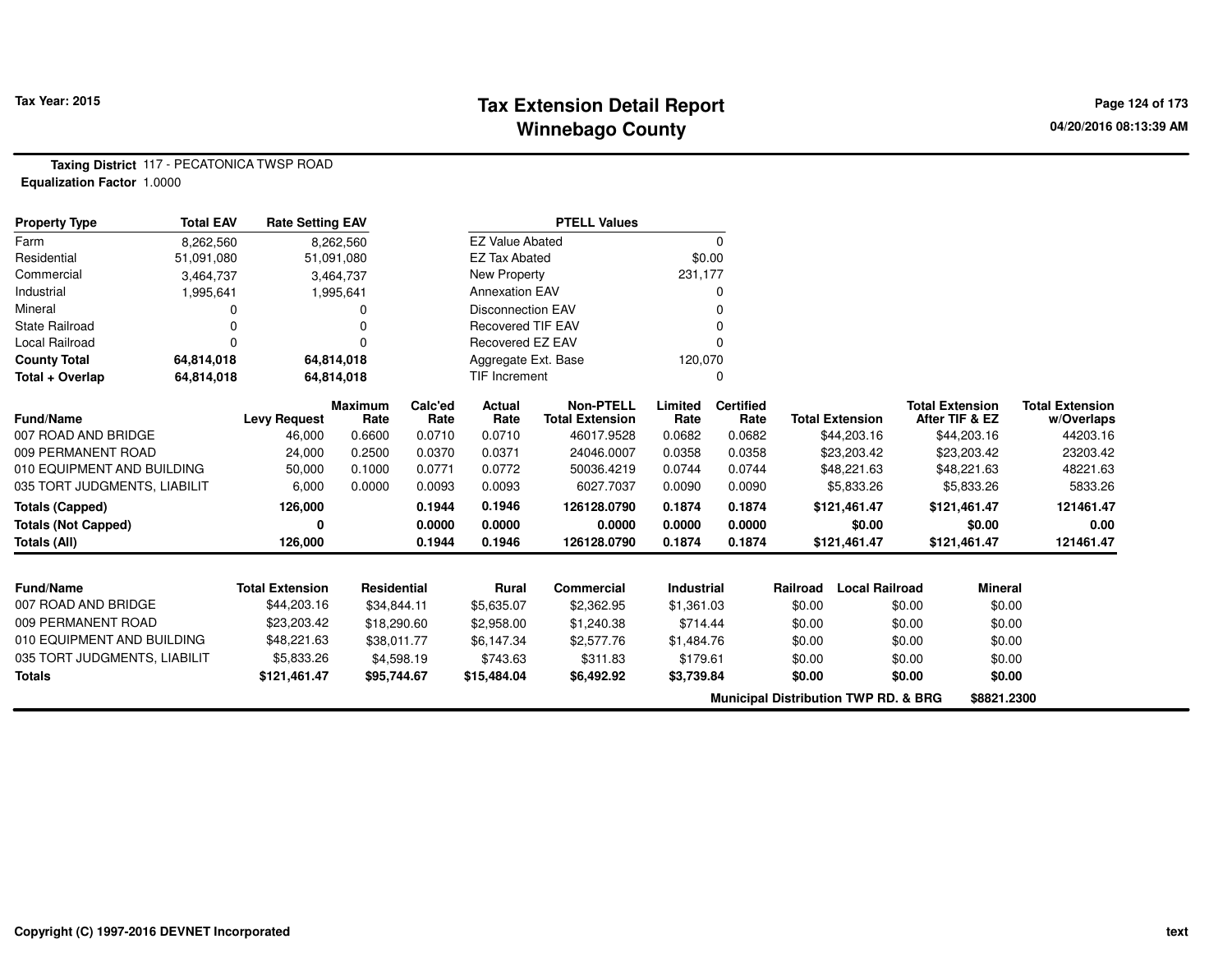# Tax Extension Detail Report
## Winnebago County

Tax Year: 2015

04/20/2016 08:13:39 AM

**Taxing District** 117 - PECATONICA TWSP ROAD
**Equalization Factor** 1.0000

| Property Type | Total EAV | Rate Setting EAV |
|---|---|---|
| Farm | 8,262,560 | 8,262,560 |
| Residential | 51,091,080 | 51,091,080 |
| Commercial | 3,464,737 | 3,464,737 |
| Industrial | 1,995,641 | 1,995,641 |
| Mineral | 0 | 0 |
| State Railroad | 0 | 0 |
| Local Railroad | 0 | 0 |
| **County Total** | **64,814,018** | **64,814,018** |
| **Total + Overlap** | **64,814,018** | **64,814,018** |

| PTELL Values | |
|---|---|
| EZ Value Abated | 0 |
| EZ Tax Abated | $0.00 |
| New Property | 231,177 |
| Annexation EAV | 0 |
| Disconnection EAV | 0 |
| Recovered TIF EAV | 0 |
| Recovered EZ EAV | 0 |
| Aggregate Ext. Base | 120,070 |
| TIF Increment | 0 |

| Fund/Name | Levy Request | Maximum Rate | Calc'ed Rate | Actual Rate | Non-PTELL Total Extension | Limited Rate | Certified Rate | Total Extension | Total Extension After TIF & EZ | Total Extension w/Overlaps |
|---|---|---|---|---|---|---|---|---|---|---|
| 007 ROAD AND BRIDGE | 46,000 | 0.6600 | 0.0710 | 0.0710 | 46017.9528 | 0.0682 | 0.0682 | $44,203.16 | $44,203.16 | 44203.16 |
| 009 PERMANENT ROAD | 24,000 | 0.2500 | 0.0370 | 0.0371 | 24046.0007 | 0.0358 | 0.0358 | $23,203.42 | $23,203.42 | 23203.42 |
| 010 EQUIPMENT AND BUILDING | 50,000 | 0.1000 | 0.0771 | 0.0772 | 50036.4219 | 0.0744 | 0.0744 | $48,221.63 | $48,221.63 | 48221.63 |
| 035 TORT JUDGMENTS, LIABILIT | 6,000 | 0.0000 | 0.0093 | 0.0093 | 6027.7037 | 0.0090 | 0.0090 | $5,833.26 | $5,833.26 | 5833.26 |
| **Totals (Capped)** | **126,000** | | **0.1944** | **0.1946** | **126128.0790** | **0.1874** | **0.1874** | **$121,461.47** | **$121,461.47** | **121461.47** |
| **Totals (Not Capped)** | **0** | | **0.0000** | **0.0000** | **0.0000** | **0.0000** | **0.0000** | **$0.00** | **$0.00** | **0.00** |
| **Totals (All)** | **126,000** | | **0.1944** | **0.1946** | **126128.0790** | **0.1874** | **0.1874** | **$121,461.47** | **$121,461.47** | **121461.47** |

| Fund/Name | Total Extension | Residential | Rural | Commercial | Industrial | Railroad | Local Railroad | Mineral |
|---|---|---|---|---|---|---|---|---|
| 007 ROAD AND BRIDGE | $44,203.16 | $34,844.11 | $5,635.07 | $2,362.95 | $1,361.03 | $0.00 | $0.00 | $0.00 |
| 009 PERMANENT ROAD | $23,203.42 | $18,290.60 | $2,958.00 | $1,240.38 | $714.44 | $0.00 | $0.00 | $0.00 |
| 010 EQUIPMENT AND BUILDING | $48,221.63 | $38,011.77 | $6,147.34 | $2,577.76 | $1,484.76 | $0.00 | $0.00 | $0.00 |
| 035 TORT JUDGMENTS, LIABILIT | $5,833.26 | $4,598.19 | $743.63 | $311.83 | $179.61 | $0.00 | $0.00 | $0.00 |
| **Totals** | **$121,461.47** | **$95,744.67** | **$15,484.04** | **$6,492.92** | **$3,739.84** | **$0.00** | **$0.00** | **$0.00** |

**Municipal Distribution TWP RD. & BRG** **$8821.2300**

Copyright (C) 1997-2016 DEVNET Incorporated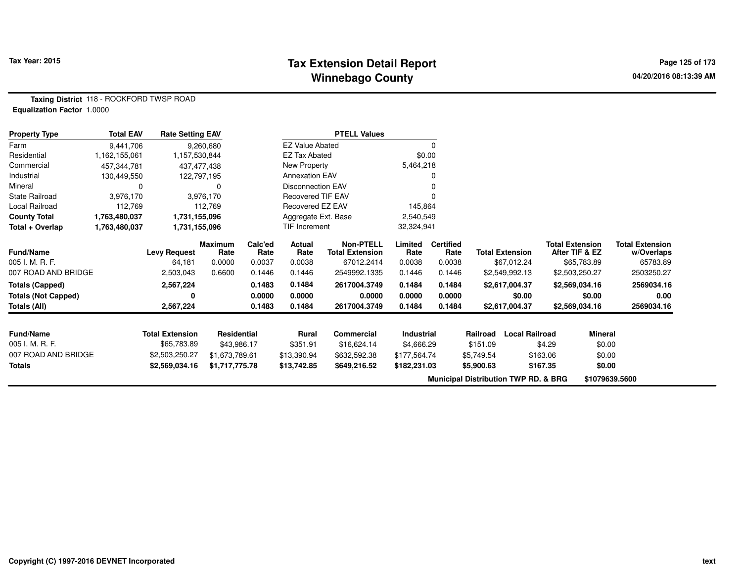**Tax Year: 2015**

# Tax Extension Detail Report
## Winnebago County

**Taxing District** 118 - ROCKFORD TWSP ROAD
**Equalization Factor** 1.0000

| Property Type | Total EAV | Rate Setting EAV |
|---|---|---|
| Farm | 9,441,706 | 9,260,680 |
| Residential | 1,162,155,061 | 1,157,530,844 |
| Commercial | 457,344,781 | 437,477,438 |
| Industrial | 130,449,550 | 122,797,195 |
| Mineral | 0 | 0 |
| State Railroad | 3,976,170 | 3,976,170 |
| Local Railroad | 112,769 | 112,769 |
| **County Total** | **1,763,480,037** | **1,731,155,096** |
| **Total + Overlap** | **1,763,480,037** | **1,731,155,096** |

| PTELL Values | |
|---|---|
| EZ Value Abated | 0 |
| EZ Tax Abated | $0.00 |
| New Property | 5,464,218 |
| Annexation EAV | 0 |
| Disconnection EAV | 0 |
| Recovered TIF EAV | 0 |
| Recovered EZ EAV | 145,864 |
| Aggregate Ext. Base | 2,540,549 |
| TIF Increment | 32,324,941 |

| Fund/Name | Levy Request | Maximum Rate | Calc'ed Rate | Actual Rate | Non-PTELL Total Extension | Limited Rate | Certified Rate | Total Extension | Total Extension After TIF & EZ | Total Extension w/Overlaps |
|---|---|---|---|---|---|---|---|---|---|---|
| 005 I. M. R. F. | 64,181 | 0.0000 | 0.0037 | 0.0038 | 67012.2414 | 0.0038 | 0.0038 | $67,012.24 | $65,783.89 | 65783.89 |
| 007 ROAD AND BRIDGE | 2,503,043 | 0.6600 | 0.1446 | 0.1446 | 2549992.1335 | 0.1446 | 0.1446 | $2,549,992.13 | $2,503,250.27 | 2503250.27 |
| **Totals (Capped)** | **2,567,224** | | **0.1483** | **0.1484** | **2617004.3749** | **0.1484** | **0.1484** | **$2,617,004.37** | **$2,569,034.16** | **2569034.16** |
| **Totals (Not Capped)** | **0** | | **0.0000** | **0.0000** | **0.0000** | **0.0000** | **0.0000** | **$0.00** | **$0.00** | **0.00** |
| **Totals (All)** | **2,567,224** | | **0.1483** | **0.1484** | **2617004.3749** | **0.1484** | **0.1484** | **$2,617,004.37** | **$2,569,034.16** | **2569034.16** |

| Fund/Name | Total Extension | Residential | Rural | Commercial | Industrial | Railroad | Local Railroad | Mineral |
|---|---|---|---|---|---|---|---|---|
| 005 I. M. R. F. | $65,783.89 | $43,986.17 | $351.91 | $16,624.14 | $4,666.29 | $151.09 | $4.29 | $0.00 |
| 007 ROAD AND BRIDGE | $2,503,250.27 | $1,673,789.61 | $13,390.94 | $632,592.38 | $177,564.74 | $5,749.54 | $163.06 | $0.00 |
| **Totals** | **$2,569,034.16** | **$1,717,775.78** | **$13,742.85** | **$649,216.52** | **$182,231.03** | **$5,900.63** | **$167.35** | **$0.00** |

**Municipal Distribution TWP RD. & BRG** **$1079639.5600**

**Copyright (C) 1997-2016 DEVNET Incorporated**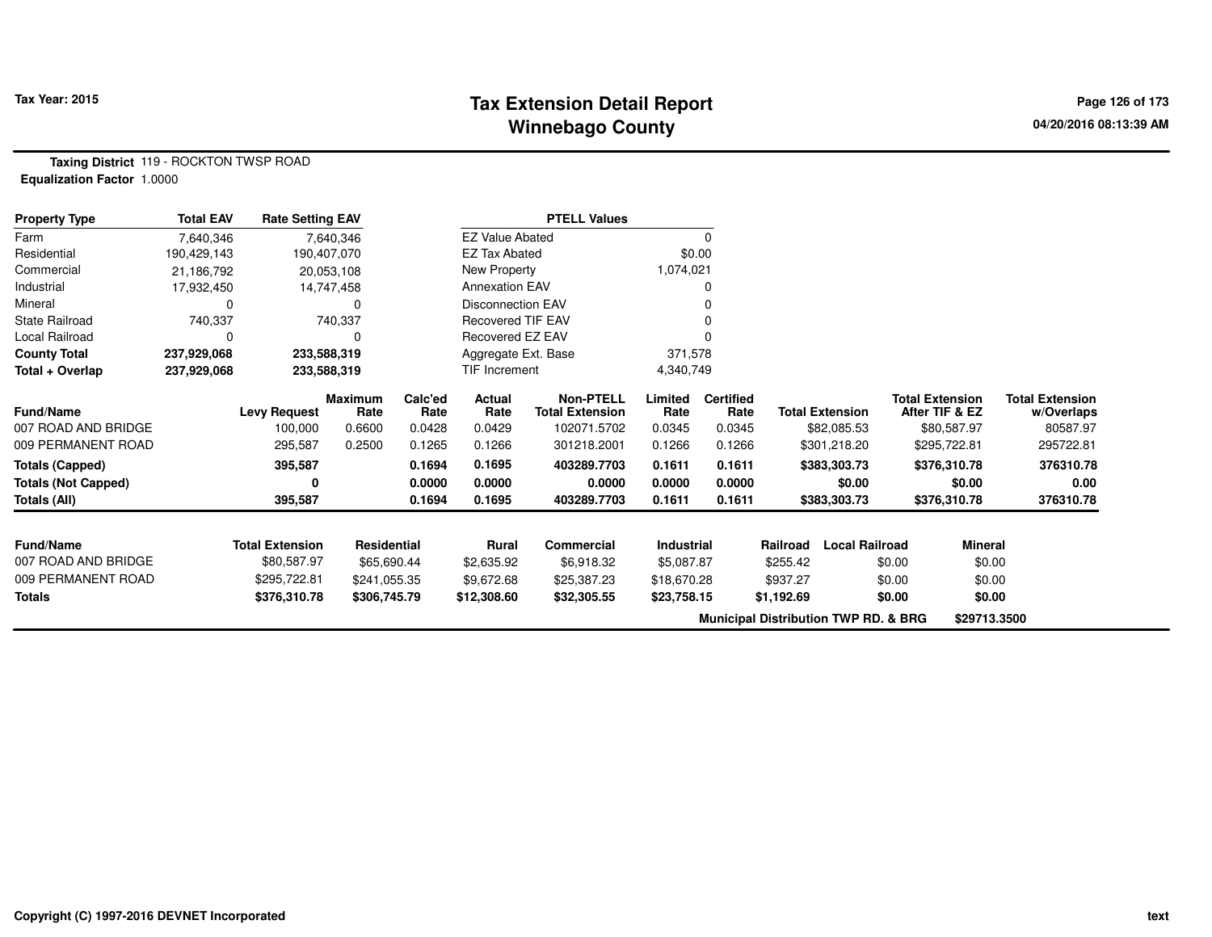# Tax Extension Detail Report
## Winnebago County

Tax Year: 2015

**Taxing District** 119 - ROCKTON TWSP ROAD
**Equalization Factor** 1.0000

| Property Type | Total EAV | Rate Setting EAV |
|---|---|---|
| Farm | 7,640,346 | 7,640,346 |
| Residential | 190,429,143 | 190,407,070 |
| Commercial | 21,186,792 | 20,053,108 |
| Industrial | 17,932,450 | 14,747,458 |
| Mineral | 0 | 0 |
| State Railroad | 740,337 | 740,337 |
| Local Railroad | 0 | 0 |
| **County Total** | **237,929,068** | **233,588,319** |
| **Total + Overlap** | **237,929,068** | **233,588,319** |

| PTELL Values | |
|---|---|
| EZ Value Abated | 0 |
| EZ Tax Abated | $0.00 |
| New Property | 1,074,021 |
| Annexation EAV | 0 |
| Disconnection EAV | 0 |
| Recovered TIF EAV | 0 |
| Recovered EZ EAV | 0 |
| Aggregate Ext. Base | 371,578 |
| TIF Increment | 4,340,749 |

| Fund/Name | Levy Request | Maximum Rate | Calc'ed Rate | Actual Rate | Non-PTELL Total Extension | Limited Rate | Certified Rate | Total Extension | Total Extension After TIF & EZ | Total Extension w/Overlaps |
|---|---|---|---|---|---|---|---|---|---|---|
| 007 ROAD AND BRIDGE | 100,000 | 0.6600 | 0.0428 | 0.0429 | 102071.5702 | 0.0345 | 0.0345 | $82,085.53 | $80,587.97 | 80587.97 |
| 009 PERMANENT ROAD | 295,587 | 0.2500 | 0.1265 | 0.1266 | 301218.2001 | 0.1266 | 0.1266 | $301,218.20 | $295,722.81 | 295722.81 |
| **Totals (Capped)** | **395,587** | | **0.1694** | **0.1695** | **403289.7703** | **0.1611** | **0.1611** | **$383,303.73** | **$376,310.78** | **376310.78** |
| **Totals (Not Capped)** | **0** | | **0.0000** | **0.0000** | **0.0000** | **0.0000** | **0.0000** | **$0.00** | **$0.00** | **0.00** |
| **Totals (All)** | **395,587** | | **0.1694** | **0.1695** | **403289.7703** | **0.1611** | **0.1611** | **$383,303.73** | **$376,310.78** | **376310.78** |

| Fund/Name | Total Extension | Residential | Rural | Commercial | Industrial | Railroad | Local Railroad | Mineral |
|---|---|---|---|---|---|---|---|---|
| 007 ROAD AND BRIDGE | $80,587.97 | $65,690.44 | $2,635.92 | $6,918.32 | $5,087.87 | $255.42 | $0.00 | $0.00 |
| 009 PERMANENT ROAD | $295,722.81 | $241,055.35 | $9,672.68 | $25,387.23 | $18,670.28 | $937.27 | $0.00 | $0.00 |
| **Totals** | **$376,310.78** | **$306,745.79** | **$12,308.60** | **$32,305.55** | **$23,758.15** | **$1,192.69** | **$0.00** | **$0.00** |

**Municipal Distribution TWP RD. & BRG** **$29713.3500**

Copyright (C) 1997-2016 DEVNET Incorporated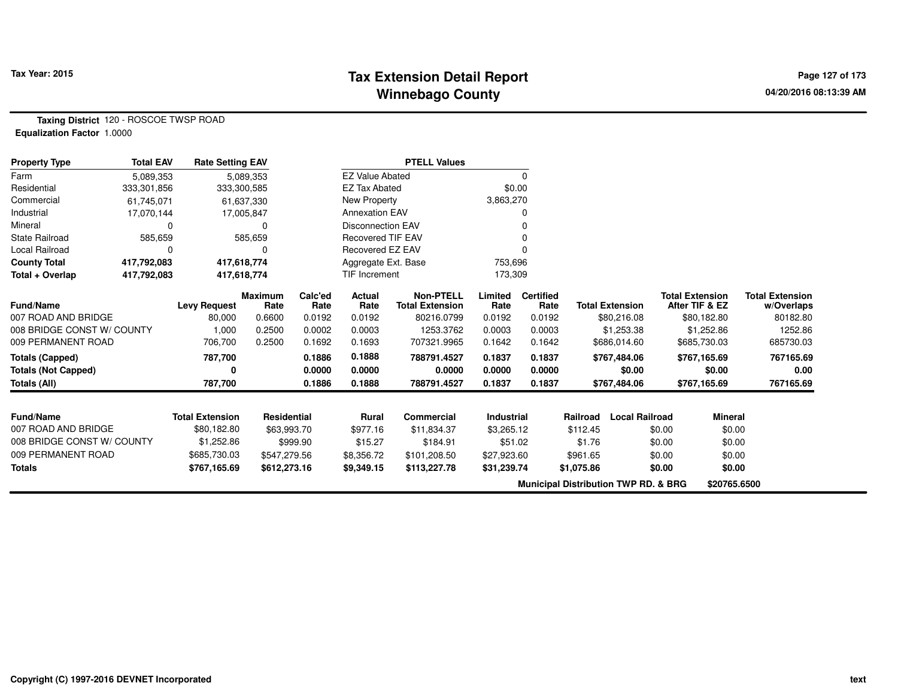# Tax Extension Detail Report
## Winnebago County

**Tax Year: 2015**

**Taxing District** 120 - ROSCOE TWSP ROAD
**Equalization Factor** 1.0000

| Property Type | Total EAV | Rate Setting EAV |
|---|---|---|
| Farm | 5,089,353 | 5,089,353 |
| Residential | 333,301,856 | 333,300,585 |
| Commercial | 61,745,071 | 61,637,330 |
| Industrial | 17,070,144 | 17,005,847 |
| Mineral | 0 | 0 |
| State Railroad | 585,659 | 585,659 |
| Local Railroad | 0 | 0 |
| **County Total** | **417,792,083** | **417,618,774** |
| **Total + Overlap** | **417,792,083** | **417,618,774** |

| PTELL Values | |
|---|---|
| EZ Value Abated | 0 |
| EZ Tax Abated | $0.00 |
| New Property | 3,863,270 |
| Annexation EAV | 0 |
| Disconnection EAV | 0 |
| Recovered TIF EAV | 0 |
| Recovered EZ EAV | 0 |
| Aggregate Ext. Base | 753,696 |
| TIF Increment | 173,309 |

| Fund/Name | Levy Request | Maximum Rate | Calc'ed Rate | Actual Rate | Non-PTELL Total Extension | Limited Rate | Certified Rate | Total Extension | Total Extension After TIF & EZ | Total Extension w/Overlaps |
|---|---|---|---|---|---|---|---|---|---|---|
| 007 ROAD AND BRIDGE | 80,000 | 0.6600 | 0.0192 | 0.0192 | 80216.0799 | 0.0192 | 0.0192 | $80,216.08 | $80,182.80 | 80182.80 |
| 008 BRIDGE CONST W/ COUNTY | 1,000 | 0.2500 | 0.0002 | 0.0003 | 1253.3762 | 0.0003 | 0.0003 | $1,253.38 | $1,252.86 | 1252.86 |
| 009 PERMANENT ROAD | 706,700 | 0.2500 | 0.1692 | 0.1693 | 707321.9965 | 0.1642 | 0.1642 | $686,014.60 | $685,730.03 | 685730.03 |
| **Totals (Capped)** | **787,700** | | **0.1886** | **0.1888** | **788791.4527** | **0.1837** | **0.1837** | **$767,484.06** | **$767,165.69** | **767165.69** |
| **Totals (Not Capped)** | **0** | | **0.0000** | **0.0000** | **0.0000** | **0.0000** | **0.0000** | **$0.00** | **$0.00** | **0.00** |
| **Totals (All)** | **787,700** | | **0.1886** | **0.1888** | **788791.4527** | **0.1837** | **0.1837** | **$767,484.06** | **$767,165.69** | **767165.69** |

| Fund/Name | Total Extension | Residential | Rural | Commercial | Industrial | Railroad | Local Railroad | Mineral |
|---|---|---|---|---|---|---|---|---|
| 007 ROAD AND BRIDGE | $80,182.80 | $63,993.70 | $977.16 | $11,834.37 | $3,265.12 | $112.45 | $0.00 | $0.00 |
| 008 BRIDGE CONST W/ COUNTY | $1,252.86 | $999.90 | $15.27 | $184.91 | $51.02 | $1.76 | $0.00 | $0.00 |
| 009 PERMANENT ROAD | $685,730.03 | $547,279.56 | $8,356.72 | $101,208.50 | $27,923.60 | $961.65 | $0.00 | $0.00 |
| **Totals** | **$767,165.69** | **$612,273.16** | **$9,349.15** | **$113,227.78** | **$31,239.74** | **$1,075.86** | **$0.00** | **$0.00** |

**Municipal Distribution TWP RD. & BRG** **$20765.6500**

Copyright (C) 1997-2016 DEVNET Incorporated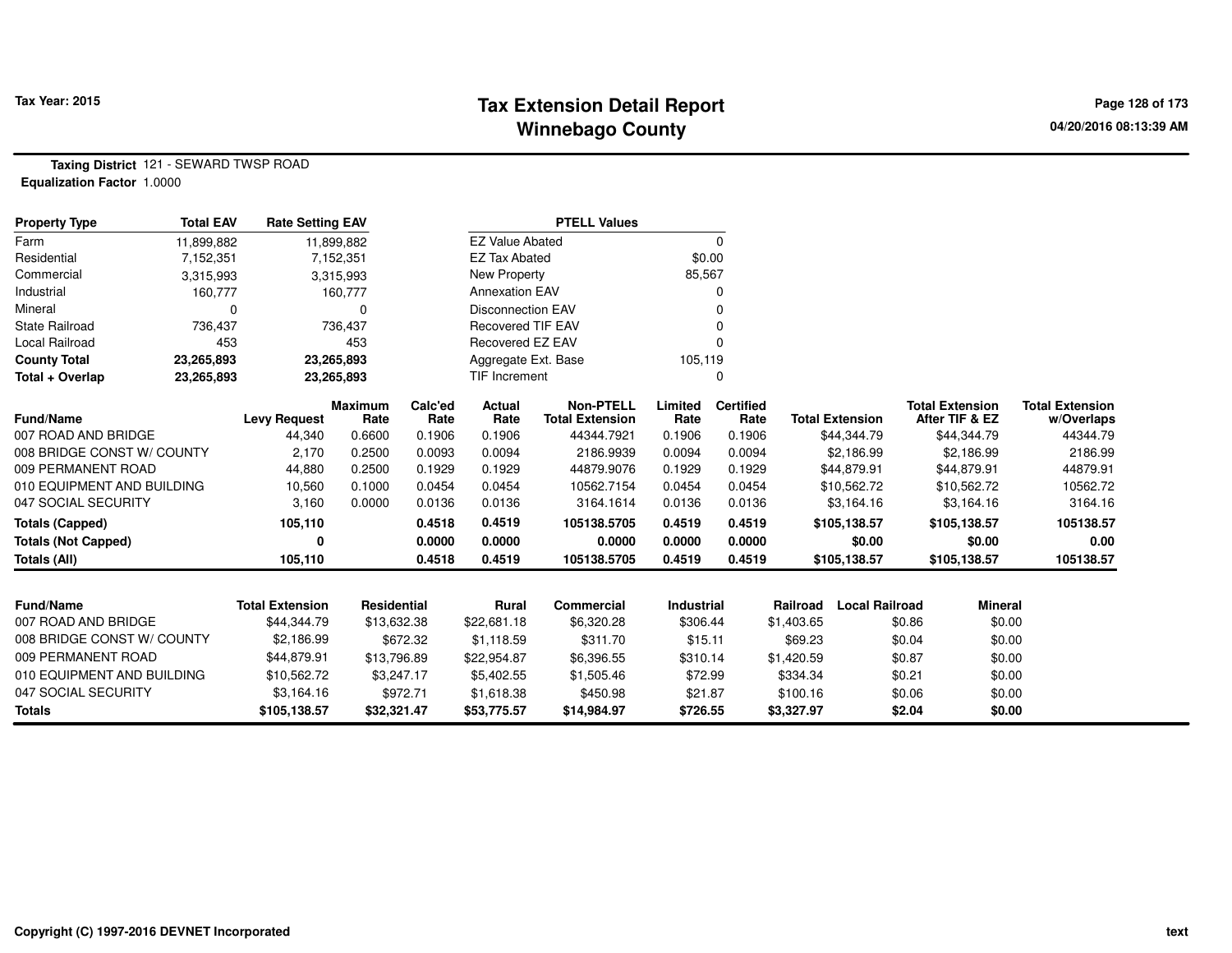# Tax Extension Detail Report
## Winnebago County

Tax Year: 2015

04/20/2016 08:13:39 AM

**Taxing District** 121 - SEWARD TWSP ROAD
**Equalization Factor** 1.0000

| Property Type | Total EAV | Rate Setting EAV |
|---|---|---|
| Farm | 11,899,882 | 11,899,882 |
| Residential | 7,152,351 | 7,152,351 |
| Commercial | 3,315,993 | 3,315,993 |
| Industrial | 160,777 | 160,777 |
| Mineral | 0 | 0 |
| State Railroad | 736,437 | 736,437 |
| Local Railroad | 453 | 453 |
| **County Total** | **23,265,893** | **23,265,893** |
| **Total + Overlap** | **23,265,893** | **23,265,893** |

| PTELL Values | |
|---|---|
| EZ Value Abated | 0 |
| EZ Tax Abated | $0.00 |
| New Property | 85,567 |
| Annexation EAV | 0 |
| Disconnection EAV | 0 |
| Recovered TIF EAV | 0 |
| Recovered EZ EAV | 0 |
| Aggregate Ext. Base | 105,119 |
| TIF Increment | 0 |

| Fund/Name | Levy Request | Maximum Rate | Calc'ed Rate | Actual Rate | Non-PTELL Total Extension | Limited Rate | Certified Rate | Total Extension | Total Extension After TIF & EZ | Total Extension w/Overlaps |
|---|---|---|---|---|---|---|---|---|---|---|
| 007 ROAD AND BRIDGE | 44,340 | 0.6600 | 0.1906 | 0.1906 | 44344.7921 | 0.1906 | 0.1906 | $44,344.79 | $44,344.79 | 44344.79 |
| 008 BRIDGE CONST W/ COUNTY | 2,170 | 0.2500 | 0.0093 | 0.0094 | 2186.9939 | 0.0094 | 0.0094 | $2,186.99 | $2,186.99 | 2186.99 |
| 009 PERMANENT ROAD | 44,880 | 0.2500 | 0.1929 | 0.1929 | 44879.9076 | 0.1929 | 0.1929 | $44,879.91 | $44,879.91 | 44879.91 |
| 010 EQUIPMENT AND BUILDING | 10,560 | 0.1000 | 0.0454 | 0.0454 | 10562.7154 | 0.0454 | 0.0454 | $10,562.72 | $10,562.72 | 10562.72 |
| 047 SOCIAL SECURITY | 3,160 | 0.0000 | 0.0136 | 0.0136 | 3164.1614 | 0.0136 | 0.0136 | $3,164.16 | $3,164.16 | 3164.16 |
| **Totals (Capped)** | **105,110** | | **0.4518** | **0.4519** | **105138.5705** | **0.4519** | **0.4519** | **$105,138.57** | **$105,138.57** | **105138.57** |
| **Totals (Not Capped)** | **0** | | **0.0000** | **0.0000** | **0.0000** | **0.0000** | **0.0000** | **$0.00** | **$0.00** | **0.00** |
| **Totals (All)** | **105,110** | | **0.4518** | **0.4519** | **105138.5705** | **0.4519** | **0.4519** | **$105,138.57** | **$105,138.57** | **105138.57** |

| Fund/Name | Total Extension | Residential | Rural | Commercial | Industrial | Railroad | Local Railroad | Mineral |
|---|---|---|---|---|---|---|---|---|
| 007 ROAD AND BRIDGE | $44,344.79 | $13,632.38 | $22,681.18 | $6,320.28 | $306.44 | $1,403.65 | $0.86 | $0.00 |
| 008 BRIDGE CONST W/ COUNTY | $2,186.99 | $672.32 | $1,118.59 | $311.70 | $15.11 | $69.23 | $0.04 | $0.00 |
| 009 PERMANENT ROAD | $44,879.91 | $13,796.89 | $22,954.87 | $6,396.55 | $310.14 | $1,420.59 | $0.87 | $0.00 |
| 010 EQUIPMENT AND BUILDING | $10,562.72 | $3,247.17 | $5,402.55 | $1,505.46 | $72.99 | $334.34 | $0.21 | $0.00 |
| 047 SOCIAL SECURITY | $3,164.16 | $972.71 | $1,618.38 | $450.98 | $21.87 | $100.16 | $0.06 | $0.00 |
| **Totals** | **$105,138.57** | **$32,321.47** | **$53,775.57** | **$14,984.97** | **$726.55** | **$3,327.97** | **$2.04** | **$0.00** |

Copyright (C) 1997-2016 DEVNET Incorporated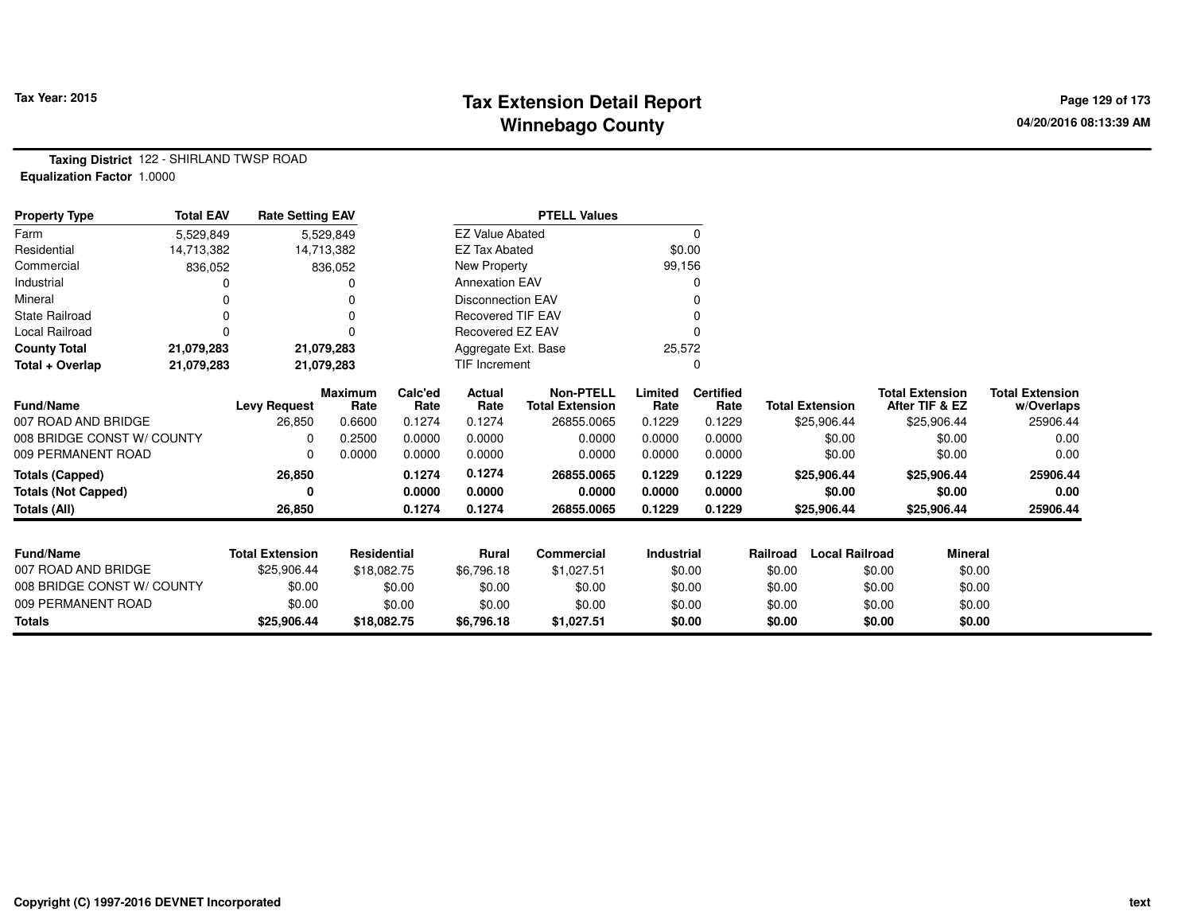Tax Year: 2015

# Tax Extension Detail Report
## Winnebago County

04/20/2016 08:13:39 AM

**Taxing District** 122 - SHIRLAND TWSP ROAD
**Equalization Factor** 1.0000

| Property Type | Total EAV | Rate Setting EAV |
|---|---|---|
| Farm | 5,529,849 | 5,529,849 |
| Residential | 14,713,382 | 14,713,382 |
| Commercial | 836,052 | 836,052 |
| Industrial | 0 | 0 |
| Mineral | 0 | 0 |
| State Railroad | 0 | 0 |
| Local Railroad | 0 | 0 |
| **County Total** | **21,079,283** | **21,079,283** |
| **Total + Overlap** | **21,079,283** | **21,079,283** |

| PTELL Values | |
|---|---|
| EZ Value Abated | 0 |
| EZ Tax Abated | $0.00 |
| New Property | 99,156 |
| Annexation EAV | 0 |
| Disconnection EAV | 0 |
| Recovered TIF EAV | 0 |
| Recovered EZ EAV | 0 |
| Aggregate Ext. Base | 25,572 |
| TIF Increment | 0 |

| Fund/Name | Levy Request | Maximum Rate | Calc'ed Rate | Actual Rate | Non-PTELL Total Extension | Limited Rate | Certified Rate | Total Extension | Total Extension After TIF & EZ | Total Extension w/Overlaps |
|---|---|---|---|---|---|---|---|---|---|---|
| 007 ROAD AND BRIDGE | 26,850 | 0.6600 | 0.1274 | 0.1274 | 26855.0065 | 0.1229 | 0.1229 | $25,906.44 | $25,906.44 | 25906.44 |
| 008 BRIDGE CONST W/ COUNTY | 0 | 0.2500 | 0.0000 | 0.0000 | 0.0000 | 0.0000 | 0.0000 | $0.00 | $0.00 | 0.00 |
| 009 PERMANENT ROAD | 0 | 0.0000 | 0.0000 | 0.0000 | 0.0000 | 0.0000 | 0.0000 | $0.00 | $0.00 | 0.00 |
| **Totals (Capped)** | **26,850** | | **0.1274** | **0.1274** | **26855.0065** | **0.1229** | **0.1229** | **$25,906.44** | **$25,906.44** | **25906.44** |
| **Totals (Not Capped)** | **0** | | **0.0000** | **0.0000** | **0.0000** | **0.0000** | **0.0000** | **$0.00** | **$0.00** | **0.00** |
| **Totals (All)** | **26,850** | | **0.1274** | **0.1274** | **26855.0065** | **0.1229** | **0.1229** | **$25,906.44** | **$25,906.44** | **25906.44** |

| Fund/Name | Total Extension | Residential | Rural | Commercial | Industrial | Railroad | Local Railroad | Mineral |
|---|---|---|---|---|---|---|---|---|
| 007 ROAD AND BRIDGE | $25,906.44 | $18,082.75 | $6,796.18 | $1,027.51 | $0.00 | $0.00 | $0.00 | $0.00 |
| 008 BRIDGE CONST W/ COUNTY | $0.00 | $0.00 | $0.00 | $0.00 | $0.00 | $0.00 | $0.00 | $0.00 |
| 009 PERMANENT ROAD | $0.00 | $0.00 | $0.00 | $0.00 | $0.00 | $0.00 | $0.00 | $0.00 |
| **Totals** | **$25,906.44** | **$18,082.75** | **$6,796.18** | **$1,027.51** | **$0.00** | **$0.00** | **$0.00** | **$0.00** |

Copyright (C) 1997-2016 DEVNET Incorporated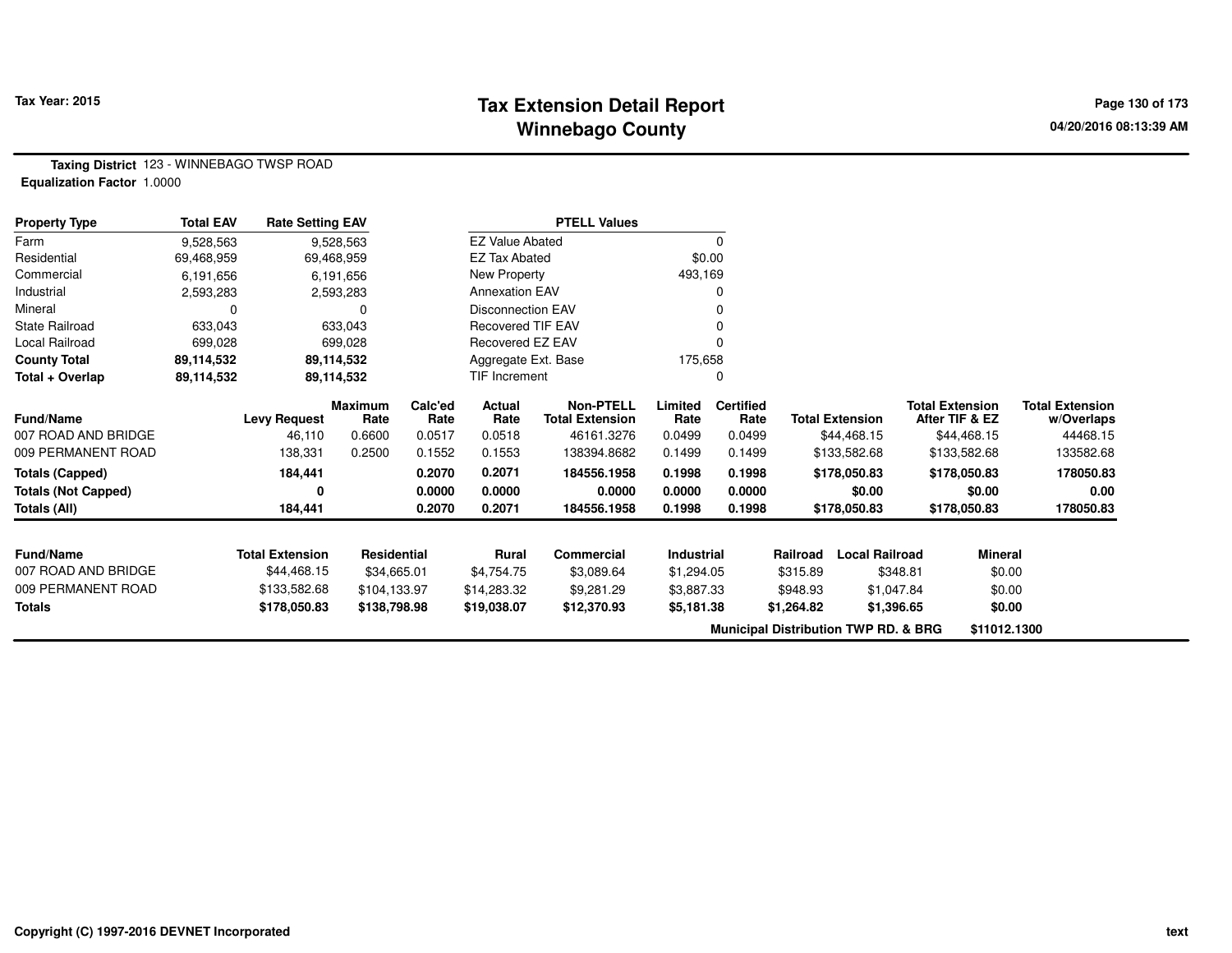**Tax Year: 2015**

# Tax Extension Detail Report
## Winnebago County

04/20/2016 08:13:39 AM

**Taxing District** 123 - WINNEBAGO TWSP ROAD
**Equalization Factor** 1.0000

| Property Type | Total EAV | Rate Setting EAV |
|---|---|---|
| Farm | 9,528,563 | 9,528,563 |
| Residential | 69,468,959 | 69,468,959 |
| Commercial | 6,191,656 | 6,191,656 |
| Industrial | 2,593,283 | 2,593,283 |
| Mineral | 0 | 0 |
| State Railroad | 633,043 | 633,043 |
| Local Railroad | 699,028 | 699,028 |
| **County Total** | **89,114,532** | **89,114,532** |
| **Total + Overlap** | **89,114,532** | **89,114,532** |

| PTELL Values | |
|---|---|
| EZ Value Abated | 0 |
| EZ Tax Abated | $0.00 |
| New Property | 493,169 |
| Annexation EAV | 0 |
| Disconnection EAV | 0 |
| Recovered TIF EAV | 0 |
| Recovered EZ EAV | 0 |
| Aggregate Ext. Base | 175,658 |
| TIF Increment | 0 |

| Fund/Name | Levy Request | Maximum Rate | Calc'ed Rate | Actual Rate | Non-PTELL Total Extension | Limited Rate | Certified Rate | Total Extension | Total Extension After TIF & EZ | Total Extension w/Overlaps |
|---|---|---|---|---|---|---|---|---|---|---|
| 007 ROAD AND BRIDGE | 46,110 | 0.6600 | 0.0517 | 0.0518 | 46161.3276 | 0.0499 | 0.0499 | $44,468.15 | $44,468.15 | 44468.15 |
| 009 PERMANENT ROAD | 138,331 | 0.2500 | 0.1552 | 0.1553 | 138394.8682 | 0.1499 | 0.1499 | $133,582.68 | $133,582.68 | 133582.68 |
| **Totals (Capped)** | **184,441** | | **0.2070** | **0.2071** | **184556.1958** | **0.1998** | **0.1998** | **$178,050.83** | **$178,050.83** | **178050.83** |
| **Totals (Not Capped)** | **0** | | **0.0000** | **0.0000** | **0.0000** | **0.0000** | **0.0000** | **$0.00** | **$0.00** | **0.00** |
| **Totals (All)** | **184,441** | | **0.2070** | **0.2071** | **184556.1958** | **0.1998** | **0.1998** | **$178,050.83** | **$178,050.83** | **178050.83** |

| Fund/Name | Total Extension | Residential | Rural | Commercial | Industrial | Railroad | Local Railroad | Mineral |
|---|---|---|---|---|---|---|---|---|
| 007 ROAD AND BRIDGE | $44,468.15 | $34,665.01 | $4,754.75 | $3,089.64 | $1,294.05 | $315.89 | $348.81 | $0.00 |
| 009 PERMANENT ROAD | $133,582.68 | $104,133.97 | $14,283.32 | $9,281.29 | $3,887.33 | $948.93 | $1,047.84 | $0.00 |
| **Totals** | **$178,050.83** | **$138,798.98** | **$19,038.07** | **$12,370.93** | **$5,181.38** | **$1,264.82** | **$1,396.65** | **$0.00** |

**Municipal Distribution TWP RD. & BRG** **$11012.1300**

**Copyright (C) 1997-2016 DEVNET Incorporated**

text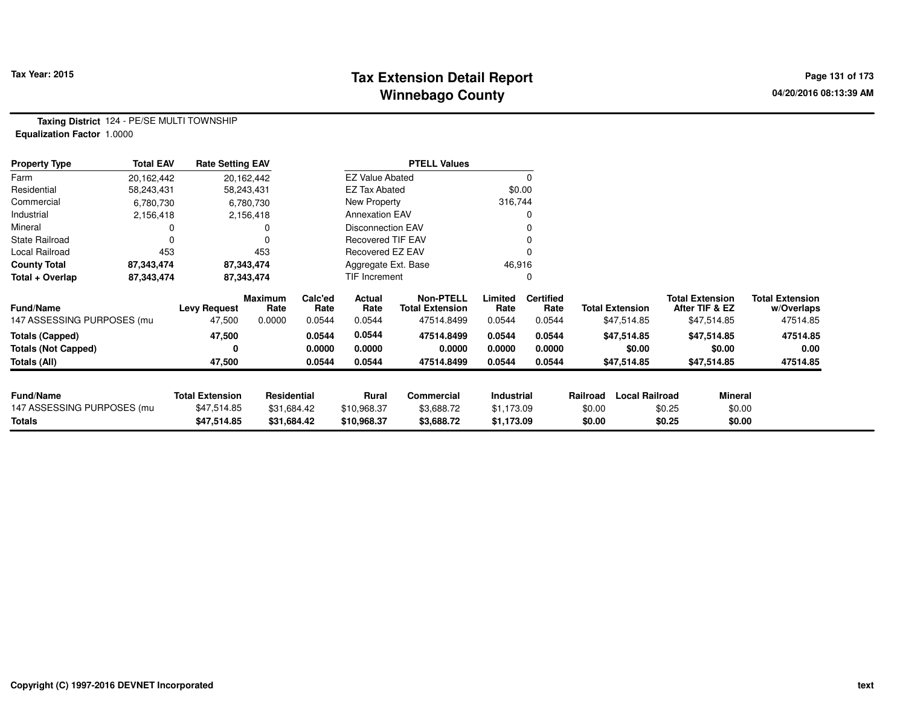# Tax Extension Detail Report
## Winnebago County

Tax Year: 2015

04/20/2016 08:13:39 AM

**Taxing District** 124 - PE/SE MULTI TOWNSHIP
**Equalization Factor** 1.0000

| Property Type | Total EAV | Rate Setting EAV |
|---|---|---|
| Farm | 20,162,442 | 20,162,442 |
| Residential | 58,243,431 | 58,243,431 |
| Commercial | 6,780,730 | 6,780,730 |
| Industrial | 2,156,418 | 2,156,418 |
| Mineral | 0 | 0 |
| State Railroad | 0 | 0 |
| Local Railroad | 453 | 453 |
| **County Total** | **87,343,474** | **87,343,474** |
| **Total + Overlap** | **87,343,474** | **87,343,474** |

| PTELL Values | |
|---|---|
| EZ Value Abated | 0 |
| EZ Tax Abated | $0.00 |
| New Property | 316,744 |
| Annexation EAV | 0 |
| Disconnection EAV | 0 |
| Recovered TIF EAV | 0 |
| Recovered EZ EAV | 0 |
| Aggregate Ext. Base | 46,916 |
| TIF Increment | 0 |

| Fund/Name | Levy Request | Maximum Rate | Calc'ed Rate | Actual Rate | Non-PTELL Total Extension | Limited Rate | Certified Rate | Total Extension | Total Extension After TIF & EZ | Total Extension w/Overlaps |
|---|---|---|---|---|---|---|---|---|---|---|
| 147 ASSESSING PURPOSES (mu | 47,500 | 0.0000 | 0.0544 | 0.0544 | 47514.8499 | 0.0544 | 0.0544 | $47,514.85 | $47,514.85 | 47514.85 |
| **Totals (Capped)** | **47,500** | | **0.0544** | **0.0544** | **47514.8499** | **0.0544** | **0.0544** | **$47,514.85** | **$47,514.85** | **47514.85** |
| **Totals (Not Capped)** | **0** | | **0.0000** | **0.0000** | **0.0000** | **0.0000** | **0.0000** | **$0.00** | **$0.00** | **0.00** |
| **Totals (All)** | **47,500** | | **0.0544** | **0.0544** | **47514.8499** | **0.0544** | **0.0544** | **$47,514.85** | **$47,514.85** | **47514.85** |

| Fund/Name | Total Extension | Residential | Rural | Commercial | Industrial | Railroad | Local Railroad | Mineral |
|---|---|---|---|---|---|---|---|---|
| 147 ASSESSING PURPOSES (mu | $47,514.85 | $31,684.42 | $10,968.37 | $3,688.72 | $1,173.09 | $0.00 | $0.25 | $0.00 |
| **Totals** | **$47,514.85** | **$31,684.42** | **$10,968.37** | **$3,688.72** | **$1,173.09** | **$0.00** | **$0.25** | **$0.00** |

Copyright (C) 1997-2016 DEVNET Incorporated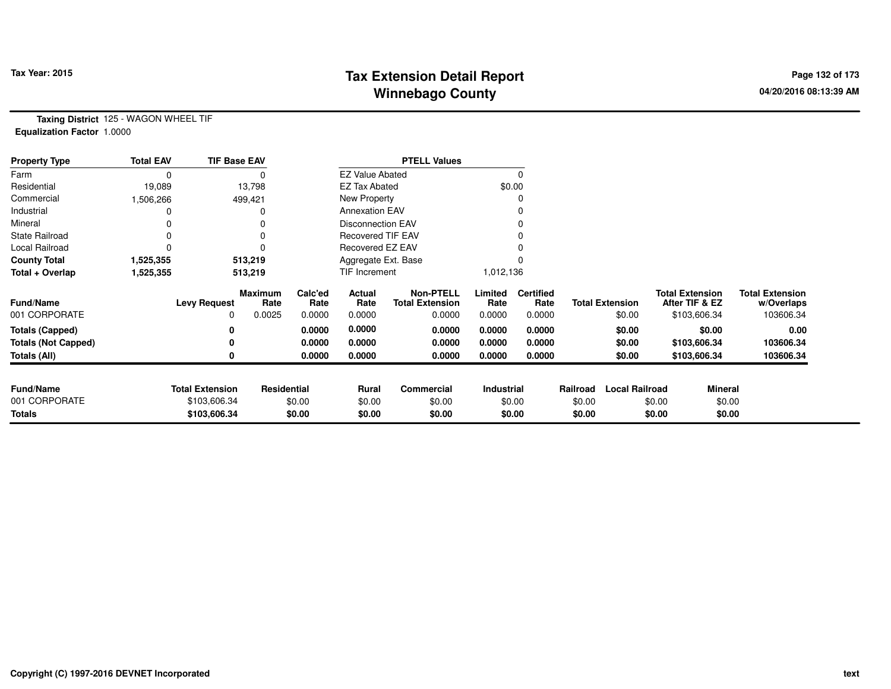# Tax Extension Detail Report
## Winnebago County

Tax Year: 2015

04/20/2016 08:13:39 AM

**Taxing District** 125 - WAGON WHEEL TIF
**Equalization Factor** 1.0000

| Property Type | Total EAV | TIF Base EAV |
|---|---|---|
| Farm | 0 | 0 |
| Residential | 19,089 | 13,798 |
| Commercial | 1,506,266 | 499,421 |
| Industrial | 0 | 0 |
| Mineral | 0 | 0 |
| State Railroad | 0 | 0 |
| Local Railroad | 0 | 0 |
| **County Total** | **1,525,355** | **513,219** |
| **Total + Overlap** | **1,525,355** | **513,219** |

| PTELL Values | |
|---|---|
| EZ Value Abated | 0 |
| EZ Tax Abated | $0.00 |
| New Property | 0 |
| Annexation EAV | 0 |
| Disconnection EAV | 0 |
| Recovered TIF EAV | 0 |
| Recovered EZ EAV | 0 |
| Aggregate Ext. Base | 0 |
| TIF Increment | 1,012,136 |

| Fund/Name | Levy Request | Maximum Rate | Calc'ed Rate | Actual Rate | Non-PTELL Total Extension | Limited Rate | Certified Rate | Total Extension | Total Extension After TIF & EZ | Total Extension w/Overlaps |
|---|---|---|---|---|---|---|---|---|---|---|
| 001 CORPORATE | 0 | 0.0025 | 0.0000 | 0.0000 | 0.0000 | 0.0000 | 0.0000 | $0.00 | $103,606.34 | 103606.34 |
| **Totals (Capped)** | **0** | | **0.0000** | **0.0000** | **0.0000** | **0.0000** | **0.0000** | **$0.00** | **$0.00** | **0.00** |
| **Totals (Not Capped)** | **0** | | **0.0000** | **0.0000** | **0.0000** | **0.0000** | **0.0000** | **$0.00** | **$103,606.34** | **103606.34** |
| **Totals (All)** | **0** | | **0.0000** | **0.0000** | **0.0000** | **0.0000** | **0.0000** | **$0.00** | **$103,606.34** | **103606.34** |

| Fund/Name | Total Extension | Residential | Rural | Commercial | Industrial | Railroad | Local Railroad | Mineral |
|---|---|---|---|---|---|---|---|---|
| 001 CORPORATE | $103,606.34 | $0.00 | $0.00 | $0.00 | $0.00 | $0.00 | $0.00 | $0.00 |
| **Totals** | **$103,606.34** | **$0.00** | **$0.00** | **$0.00** | **$0.00** | **$0.00** | **$0.00** | **$0.00** |

Copyright (C) 1997-2016 DEVNET Incorporated

text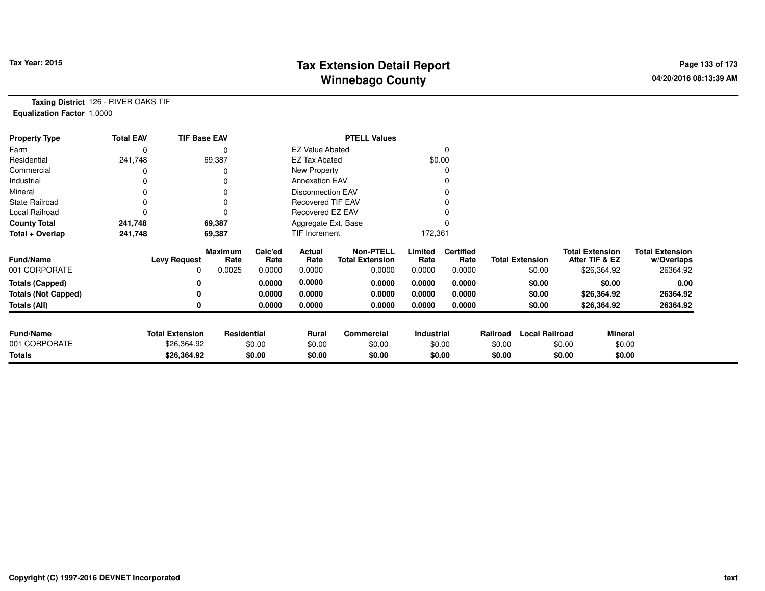**Tax Year: 2015**

# Tax Extension Detail Report
## Winnebago County

**Taxing District** 126 - RIVER OAKS TIF
**Equalization Factor** 1.0000

| Property Type | Total EAV | TIF Base EAV | PTELL Values | |
|---|---|---|---|---|
| Farm | 0 | 0 | EZ Value Abated | 0 |
| Residential | 241,748 | 69,387 | EZ Tax Abated | $0.00 |
| Commercial | 0 | 0 | New Property | 0 |
| Industrial | 0 | 0 | Annexation EAV | 0 |
| Mineral | 0 | 0 | Disconnection EAV | 0 |
| State Railroad | 0 | 0 | Recovered TIF EAV | 0 |
| Local Railroad | 0 | 0 | Recovered EZ EAV | 0 |
| **County Total** | **241,748** | **69,387** | Aggregate Ext. Base | 0 |
| **Total + Overlap** | **241,748** | **69,387** | TIF Increment | 172,361 |

| Fund/Name | Levy Request | Maximum Rate | Calc'ed Rate | Actual Rate | Non-PTELL Total Extension | Limited Rate | Certified Rate | Total Extension | Total Extension After TIF & EZ | Total Extension w/Overlaps |
|---|---|---|---|---|---|---|---|---|---|---|
| 001 CORPORATE | 0 | 0.0025 | 0.0000 | 0.0000 | 0.0000 | 0.0000 | 0.0000 | $0.00 | $26,364.92 | 26364.92 |
| **Totals (Capped)** | **0** | | **0.0000** | **0.0000** | **0.0000** | **0.0000** | **0.0000** | **$0.00** | **$0.00** | **0.00** |
| **Totals (Not Capped)** | **0** | | **0.0000** | **0.0000** | **0.0000** | **0.0000** | **0.0000** | **$0.00** | **$26,364.92** | **26364.92** |
| **Totals (All)** | **0** | | **0.0000** | **0.0000** | **0.0000** | **0.0000** | **0.0000** | **$0.00** | **$26,364.92** | **26364.92** |

| Fund/Name | Total Extension | Residential | Rural | Commercial | Industrial | Railroad | Local Railroad | Mineral |
|---|---|---|---|---|---|---|---|---|
| 001 CORPORATE | $26,364.92 | $0.00 | $0.00 | $0.00 | $0.00 | $0.00 | $0.00 | $0.00 |
| **Totals** | **$26,364.92** | **$0.00** | **$0.00** | **$0.00** | **$0.00** | **$0.00** | **$0.00** | **$0.00** |

Copyright (C) 1997-2016 DEVNET Incorporated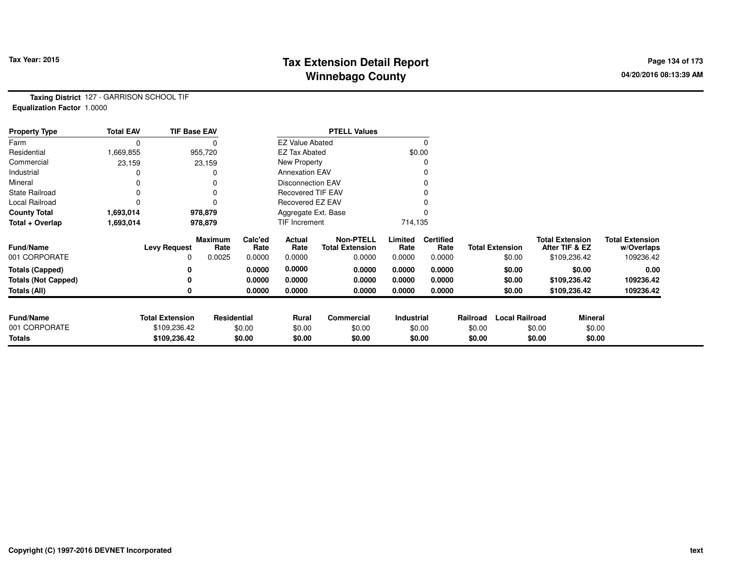# Tax Extension Detail Report
## Winnebago County

Tax Year: 2015

04/20/2016 08:13:39 AM

**Taxing District** 127 - GARRISON SCHOOL TIF
**Equalization Factor** 1.0000

| Property Type | Total EAV | TIF Base EAV |
|---|---|---|
| Farm | 0 | 0 |
| Residential | 1,669,855 | 955,720 |
| Commercial | 23,159 | 23,159 |
| Industrial | 0 | 0 |
| Mineral | 0 | 0 |
| State Railroad | 0 | 0 |
| Local Railroad | 0 | 0 |
| **County Total** | **1,693,014** | **978,879** |
| **Total + Overlap** | **1,693,014** | **978,879** |

| PTELL Values | |
|---|---|
| EZ Value Abated | 0 |
| EZ Tax Abated | $0.00 |
| New Property | 0 |
| Annexation EAV | 0 |
| Disconnection EAV | 0 |
| Recovered TIF EAV | 0 |
| Recovered EZ EAV | 0 |
| Aggregate Ext. Base | 0 |
| TIF Increment | 714,135 |

| Fund/Name | Levy Request | Maximum Rate | Calc'ed Rate | Actual Rate | Non-PTELL Total Extension | Limited Rate | Certified Rate | Total Extension | Total Extension After TIF & EZ | Total Extension w/Overlaps |
|---|---|---|---|---|---|---|---|---|---|---|
| 001 CORPORATE | 0 | 0.0025 | 0.0000 | 0.0000 | 0.0000 | 0.0000 | 0.0000 | $0.00 | $109,236.42 | 109236.42 |
| **Totals (Capped)** | **0** | | **0.0000** | **0.0000** | **0.0000** | **0.0000** | **0.0000** | **$0.00** | **$0.00** | **0.00** |
| **Totals (Not Capped)** | **0** | | **0.0000** | **0.0000** | **0.0000** | **0.0000** | **0.0000** | **$0.00** | **$109,236.42** | **109236.42** |
| **Totals (All)** | **0** | | **0.0000** | **0.0000** | **0.0000** | **0.0000** | **0.0000** | **$0.00** | **$109,236.42** | **109236.42** |

| Fund/Name | Total Extension | Residential | Rural | Commercial | Industrial | Railroad | Local Railroad | Mineral |
|---|---|---|---|---|---|---|---|---|
| 001 CORPORATE | $109,236.42 | $0.00 | $0.00 | $0.00 | $0.00 | $0.00 | $0.00 | $0.00 |
| **Totals** | **$109,236.42** | **$0.00** | **$0.00** | **$0.00** | **$0.00** | **$0.00** | **$0.00** | **$0.00** |

Copyright (C) 1997-2016 DEVNET Incorporated

text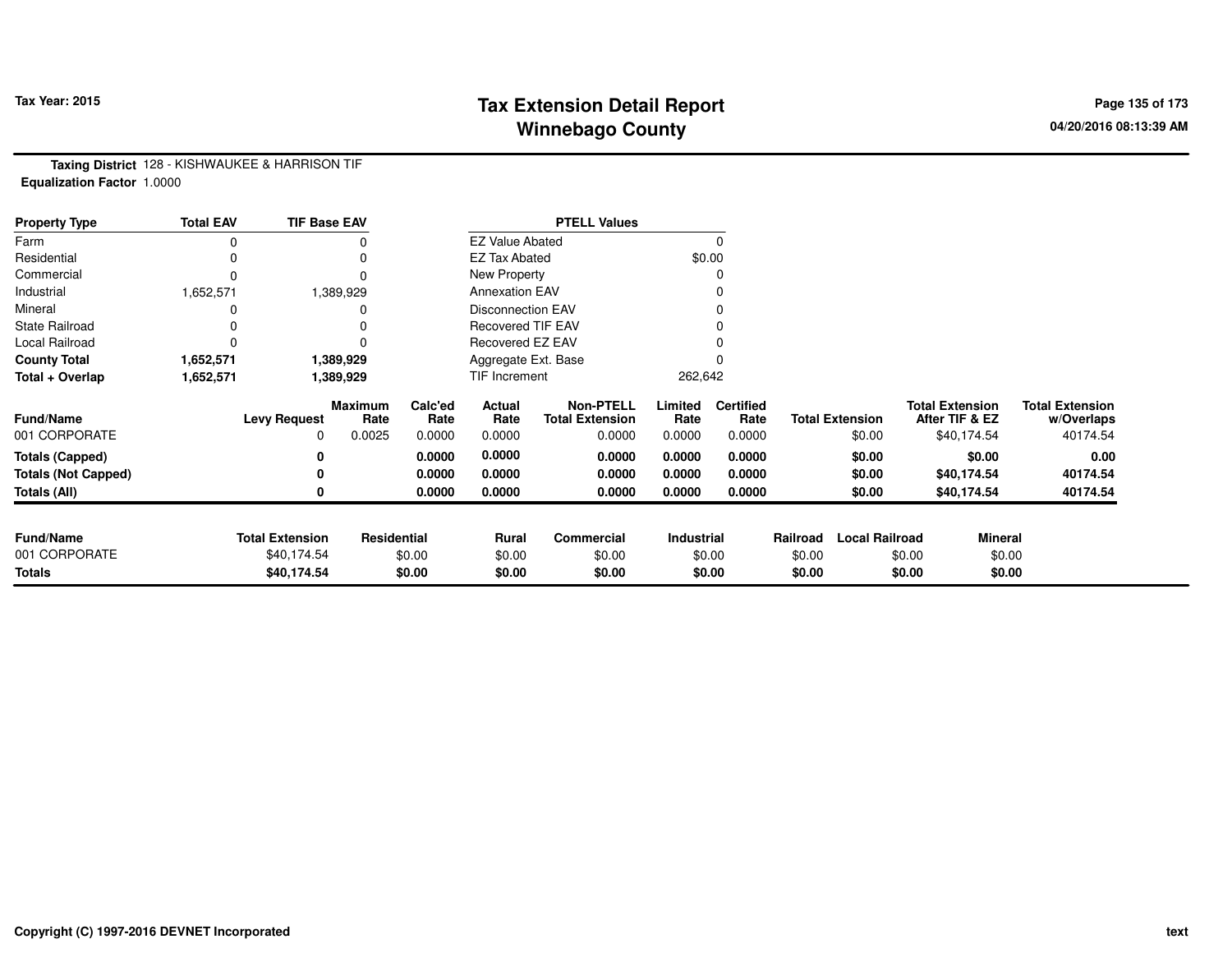**Tax Year: 2015**

# Tax Extension Detail Report
## Winnebago County

04/20/2016 08:13:39 AM

**Taxing District** 128 - KISHWAUKEE & HARRISON TIF
**Equalization Factor** 1.0000

| Property Type | Total EAV | TIF Base EAV |
|---|---|---|
| Farm | 0 | 0 |
| Residential | 0 | 0 |
| Commercial | 0 | 0 |
| Industrial | 1,652,571 | 1,389,929 |
| Mineral | 0 | 0 |
| State Railroad | 0 | 0 |
| Local Railroad | 0 | 0 |
| **County Total** | **1,652,571** | **1,389,929** |
| **Total + Overlap** | **1,652,571** | **1,389,929** |

| PTELL Values | |
|---|---|
| EZ Value Abated | 0 |
| EZ Tax Abated | $0.00 |
| New Property | 0 |
| Annexation EAV | 0 |
| Disconnection EAV | 0 |
| Recovered TIF EAV | 0 |
| Recovered EZ EAV | 0 |
| Aggregate Ext. Base | 0 |
| TIF Increment | 262,642 |

| Fund/Name | Levy Request | Maximum Rate | Calc'ed Rate | Actual Rate | Non-PTELL Total Extension | Limited Rate | Certified Rate | Total Extension | Total Extension After TIF & EZ | Total Extension w/Overlaps |
|---|---|---|---|---|---|---|---|---|---|---|
| 001 CORPORATE | 0 | 0.0025 | 0.0000 | 0.0000 | 0.0000 | 0.0000 | 0.0000 | $0.00 | $40,174.54 | 40174.54 |
| **Totals (Capped)** | **0** | | **0.0000** | **0.0000** | **0.0000** | **0.0000** | **0.0000** | **$0.00** | **$0.00** | **0.00** |
| **Totals (Not Capped)** | **0** | | **0.0000** | **0.0000** | **0.0000** | **0.0000** | **0.0000** | **$0.00** | **$40,174.54** | **40174.54** |
| **Totals (All)** | **0** | | **0.0000** | **0.0000** | **0.0000** | **0.0000** | **0.0000** | **$0.00** | **$40,174.54** | **40174.54** |

| Fund/Name | Total Extension | Residential | Rural | Commercial | Industrial | Railroad | Local Railroad | Mineral |
|---|---|---|---|---|---|---|---|---|
| 001 CORPORATE | $40,174.54 | $0.00 | $0.00 | $0.00 | $0.00 | $0.00 | $0.00 | $0.00 |
| **Totals** | **$40,174.54** | **$0.00** | **$0.00** | **$0.00** | **$0.00** | **$0.00** | **$0.00** | **$0.00** |

Copyright (C) 1997-2016 DEVNET Incorporated

text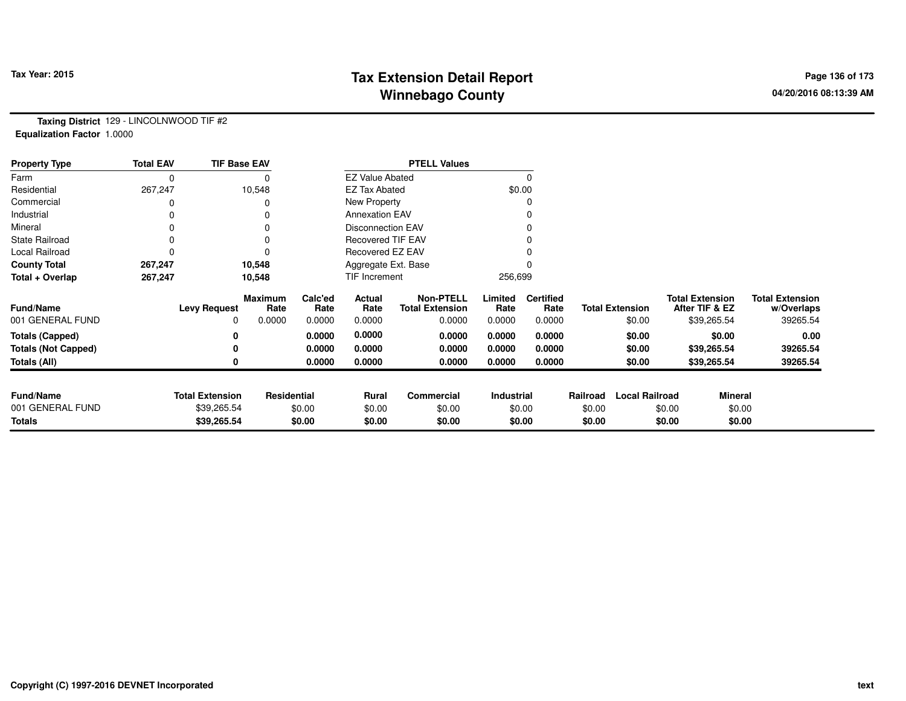# Tax Extension Detail Report
## Winnebago County

Tax Year: 2015

04/20/2016 08:13:39 AM

**Taxing District** 129 - LINCOLNWOOD TIF #2
**Equalization Factor** 1.0000

| Property Type | Total EAV | TIF Base EAV | PTELL Values | |
|---|---|---|---|---|
| Farm | 0 | 0 | EZ Value Abated | 0 |
| Residential | 267,247 | 10,548 | EZ Tax Abated | $0.00 |
| Commercial | 0 | 0 | New Property | 0 |
| Industrial | 0 | 0 | Annexation EAV | 0 |
| Mineral | 0 | 0 | Disconnection EAV | 0 |
| State Railroad | 0 | 0 | Recovered TIF EAV | 0 |
| Local Railroad | 0 | 0 | Recovered EZ EAV | 0 |
| **County Total** | **267,247** | **10,548** | Aggregate Ext. Base | 0 |
| **Total + Overlap** | **267,247** | **10,548** | TIF Increment | 256,699 |

| Fund/Name | Levy Request | Maximum Rate | Calc'ed Rate | Actual Rate | Non-PTELL Total Extension | Limited Rate | Certified Rate | Total Extension | Total Extension After TIF & EZ | Total Extension w/Overlaps |
|---|---|---|---|---|---|---|---|---|---|---|
| 001 GENERAL FUND | 0 | 0.0000 | 0.0000 | 0.0000 | 0.0000 | 0.0000 | 0.0000 | $0.00 | $39,265.54 | 39265.54 |
| **Totals (Capped)** | **0** | | **0.0000** | **0.0000** | **0.0000** | **0.0000** | **0.0000** | **$0.00** | **$0.00** | **0.00** |
| **Totals (Not Capped)** | **0** | | **0.0000** | **0.0000** | **0.0000** | **0.0000** | **0.0000** | **$0.00** | **$39,265.54** | **39265.54** |
| **Totals (All)** | **0** | | **0.0000** | **0.0000** | **0.0000** | **0.0000** | **0.0000** | **$0.00** | **$39,265.54** | **39265.54** |

| Fund/Name | Total Extension | Residential | Rural | Commercial | Industrial | Railroad | Local Railroad | Mineral |
|---|---|---|---|---|---|---|---|---|
| 001 GENERAL FUND | $39,265.54 | $0.00 | $0.00 | $0.00 | $0.00 | $0.00 | $0.00 | $0.00 |
| **Totals** | **$39,265.54** | **$0.00** | **$0.00** | **$0.00** | **$0.00** | **$0.00** | **$0.00** | **$0.00** |

Copyright (C) 1997-2016 DEVNET Incorporated

text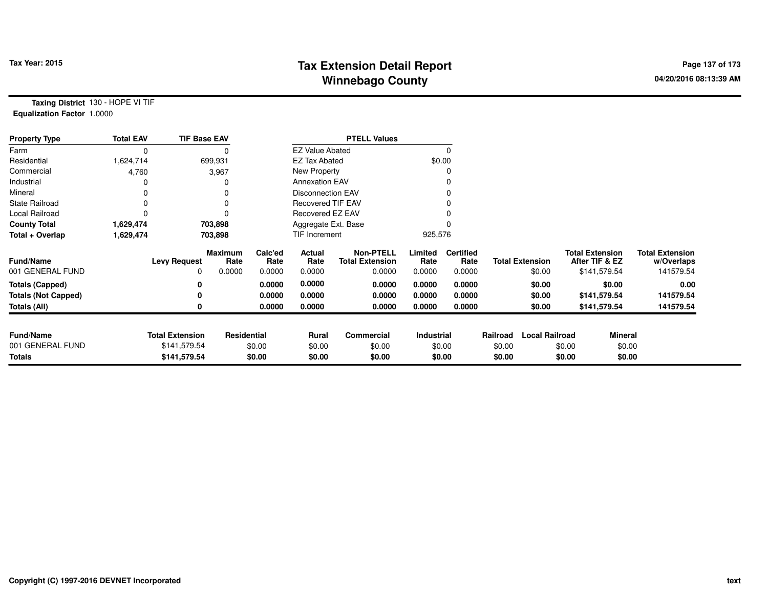**Tax Year: 2015**

# Tax Extension Detail Report
## Winnebago County

04/20/2016 08:13:39 AM

**Taxing District** 130 - HOPE VI TIF
**Equalization Factor** 1.0000

| Property Type | Total EAV | TIF Base EAV |
|---|---|---|
| Farm | 0 | 0 |
| Residential | 1,624,714 | 699,931 |
| Commercial | 4,760 | 3,967 |
| Industrial | 0 | 0 |
| Mineral | 0 | 0 |
| State Railroad | 0 | 0 |
| Local Railroad | 0 | 0 |
| **County Total** | **1,629,474** | **703,898** |
| **Total + Overlap** | **1,629,474** | **703,898** |

| PTELL Values | |
|---|---|
| EZ Value Abated | 0 |
| EZ Tax Abated | $0.00 |
| New Property | 0 |
| Annexation EAV | 0 |
| Disconnection EAV | 0 |
| Recovered TIF EAV | 0 |
| Recovered EZ EAV | 0 |
| Aggregate Ext. Base | 0 |
| TIF Increment | 925,576 |

| Fund/Name | Levy Request | Maximum Rate | Calc'ed Rate | Actual Rate | Non-PTELL Total Extension | Limited Rate | Certified Rate | Total Extension | Total Extension After TIF & EZ | Total Extension w/Overlaps |
|---|---|---|---|---|---|---|---|---|---|---|
| 001 GENERAL FUND | 0 | 0.0000 | 0.0000 | 0.0000 | 0.0000 | 0.0000 | 0.0000 | $0.00 | $141,579.54 | 141579.54 |
| **Totals (Capped)** | **0** | | **0.0000** | **0.0000** | **0.0000** | **0.0000** | **0.0000** | **$0.00** | **$0.00** | **0.00** |
| **Totals (Not Capped)** | **0** | | **0.0000** | **0.0000** | **0.0000** | **0.0000** | **0.0000** | **$0.00** | **$141,579.54** | **141579.54** |
| **Totals (All)** | **0** | | **0.0000** | **0.0000** | **0.0000** | **0.0000** | **0.0000** | **$0.00** | **$141,579.54** | **141579.54** |

| Fund/Name | Total Extension | Residential | Rural | Commercial | Industrial | Railroad | Local Railroad | Mineral |
|---|---|---|---|---|---|---|---|---|
| 001 GENERAL FUND | $141,579.54 | $0.00 | $0.00 | $0.00 | $0.00 | $0.00 | $0.00 | $0.00 |
| **Totals** | **$141,579.54** | **$0.00** | **$0.00** | **$0.00** | **$0.00** | **$0.00** | **$0.00** | **$0.00** |

Copyright (C) 1997-2016 DEVNET Incorporated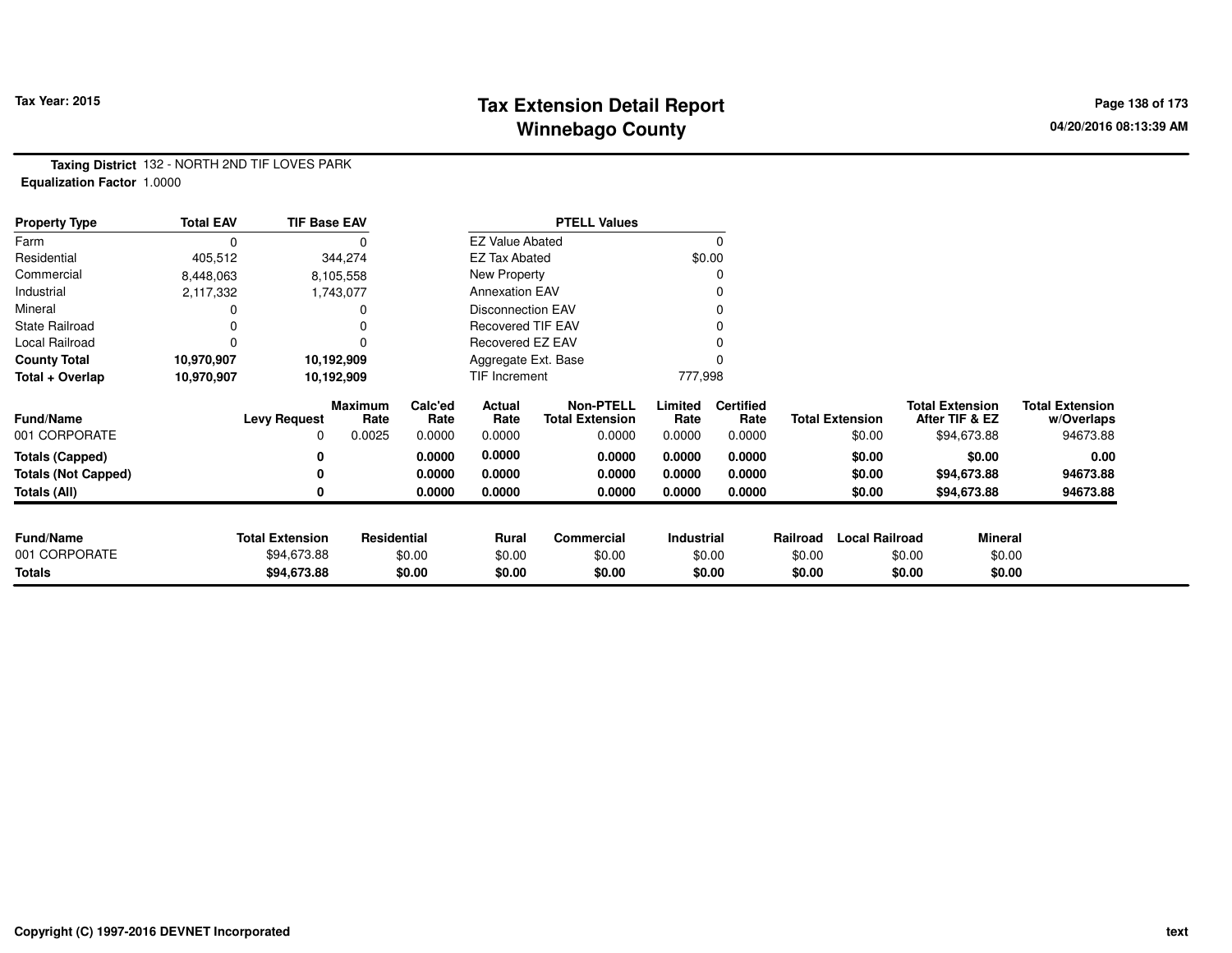**Tax Year: 2015**

# Tax Extension Detail Report
## Winnebago County

04/20/2016 08:13:39 AM

**Taxing District** 132 - NORTH 2ND TIF LOVES PARK
**Equalization Factor** 1.0000

| Property Type | Total EAV | TIF Base EAV |
|---|---|---|
| Farm | 0 | 0 |
| Residential | 405,512 | 344,274 |
| Commercial | 8,448,063 | 8,105,558 |
| Industrial | 2,117,332 | 1,743,077 |
| Mineral | 0 | 0 |
| State Railroad | 0 | 0 |
| Local Railroad | 0 | 0 |
| **County Total** | **10,970,907** | **10,192,909** |
| **Total + Overlap** | **10,970,907** | **10,192,909** |

| PTELL Values | |
|---|---|
| EZ Value Abated | 0 |
| EZ Tax Abated | $0.00 |
| New Property | 0 |
| Annexation EAV | 0 |
| Disconnection EAV | 0 |
| Recovered TIF EAV | 0 |
| Recovered EZ EAV | 0 |
| Aggregate Ext. Base | 0 |
| TIF Increment | 777,998 |

| Fund/Name | Levy Request | Maximum Rate | Calc'ed Rate | Actual Rate | Non-PTELL Total Extension | Limited Rate | Certified Rate | Total Extension | Total Extension After TIF & EZ | Total Extension w/Overlaps |
|---|---|---|---|---|---|---|---|---|---|---|
| 001 CORPORATE | 0 | 0.0025 | 0.0000 | 0.0000 | 0.0000 | 0.0000 | 0.0000 | $0.00 | $94,673.88 | 94673.88 |
| **Totals (Capped)** | **0** | | **0.0000** | **0.0000** | **0.0000** | **0.0000** | **0.0000** | **$0.00** | **$0.00** | **0.00** |
| **Totals (Not Capped)** | **0** | | **0.0000** | **0.0000** | **0.0000** | **0.0000** | **0.0000** | **$0.00** | **$94,673.88** | **94673.88** |
| **Totals (All)** | **0** | | **0.0000** | **0.0000** | **0.0000** | **0.0000** | **0.0000** | **$0.00** | **$94,673.88** | **94673.88** |

| Fund/Name | Total Extension | Residential | Rural | Commercial | Industrial | Railroad | Local Railroad | Mineral |
|---|---|---|---|---|---|---|---|---|
| 001 CORPORATE | $94,673.88 | $0.00 | $0.00 | $0.00 | $0.00 | $0.00 | $0.00 | $0.00 |
| **Totals** | **$94,673.88** | **$0.00** | **$0.00** | **$0.00** | **$0.00** | **$0.00** | **$0.00** | **$0.00** |

Copyright (C) 1997-2016 DEVNET Incorporated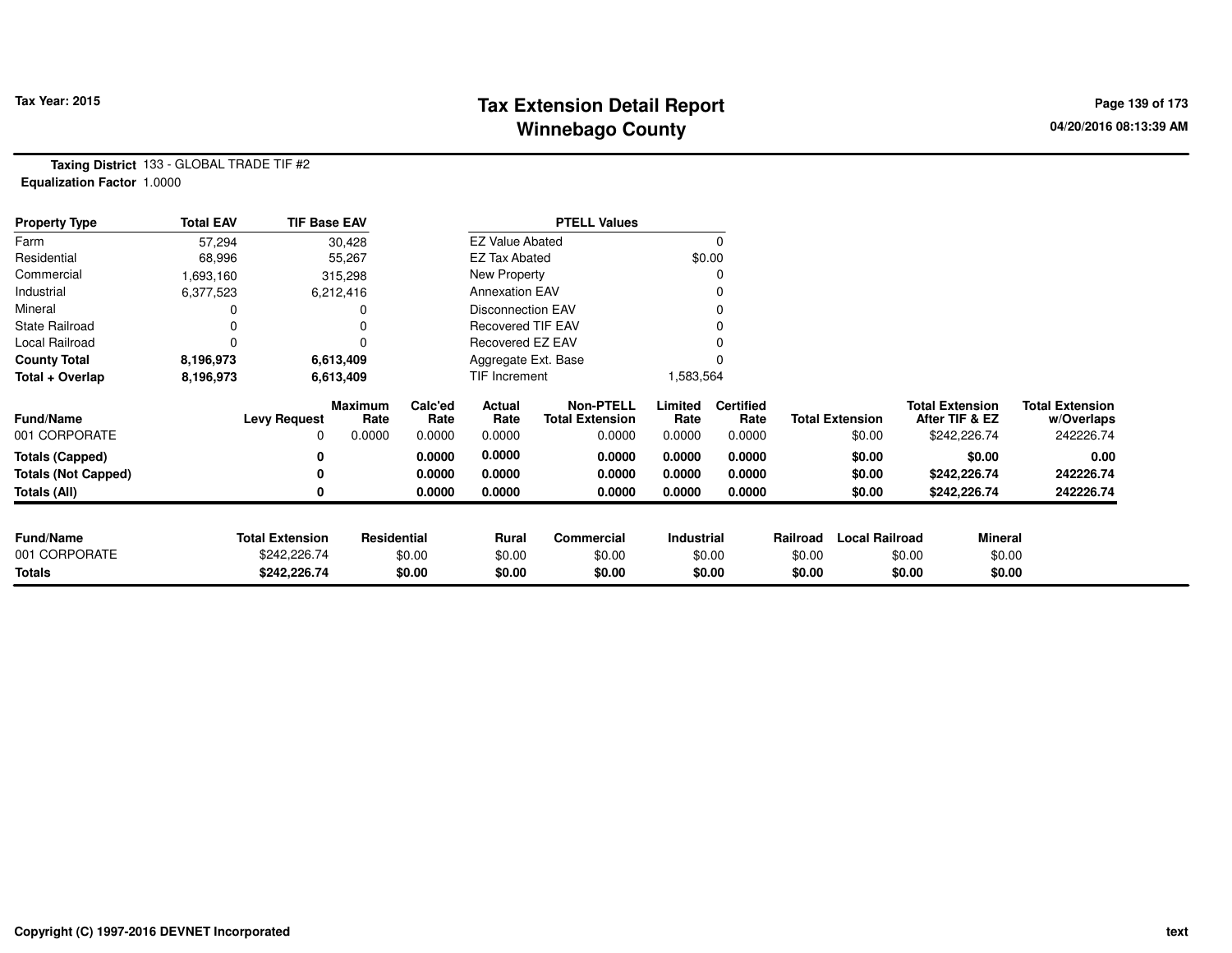# Tax Extension Detail Report
## Winnebago County

Tax Year: 2015

04/20/2016 08:13:39 AM

**Taxing District** 133 - GLOBAL TRADE TIF #2
**Equalization Factor** 1.0000

| Property Type | Total EAV | TIF Base EAV | PTELL Values | |
|---|---|---|---|---|
| Farm | 57,294 | 30,428 | EZ Value Abated | 0 |
| Residential | 68,996 | 55,267 | EZ Tax Abated | $0.00 |
| Commercial | 1,693,160 | 315,298 | New Property | 0 |
| Industrial | 6,377,523 | 6,212,416 | Annexation EAV | 0 |
| Mineral | 0 | 0 | Disconnection EAV | 0 |
| State Railroad | 0 | 0 | Recovered TIF EAV | 0 |
| Local Railroad | 0 | 0 | Recovered EZ EAV | 0 |
| **County Total** | **8,196,973** | **6,613,409** | Aggregate Ext. Base | 0 |
| **Total + Overlap** | **8,196,973** | **6,613,409** | TIF Increment | 1,583,564 |

| Fund/Name | Levy Request | Maximum Rate | Calc'ed Rate | Actual Rate | Non-PTELL Total Extension | Limited Rate | Certified Rate | Total Extension | Total Extension After TIF & EZ | Total Extension w/Overlaps |
|---|---|---|---|---|---|---|---|---|---|---|
| 001 CORPORATE | 0 | 0.0000 | 0.0000 | 0.0000 | 0.0000 | 0.0000 | 0.0000 | $0.00 | $242,226.74 | 242226.74 |
| **Totals (Capped)** | **0** | | **0.0000** | **0.0000** | **0.0000** | **0.0000** | **0.0000** | **$0.00** | **$0.00** | **0.00** |
| **Totals (Not Capped)** | **0** | | **0.0000** | **0.0000** | **0.0000** | **0.0000** | **0.0000** | **$0.00** | **$242,226.74** | **242226.74** |
| **Totals (All)** | **0** | | **0.0000** | **0.0000** | **0.0000** | **0.0000** | **0.0000** | **$0.00** | **$242,226.74** | **242226.74** |

| Fund/Name | Total Extension | Residential | Rural | Commercial | Industrial | Railroad | Local Railroad | Mineral |
|---|---|---|---|---|---|---|---|---|
| 001 CORPORATE | $242,226.74 | $0.00 | $0.00 | $0.00 | $0.00 | $0.00 | $0.00 | $0.00 |
| **Totals** | **$242,226.74** | **$0.00** | **$0.00** | **$0.00** | **$0.00** | **$0.00** | **$0.00** | **$0.00** |

Copyright (C) 1997-2016 DEVNET Incorporated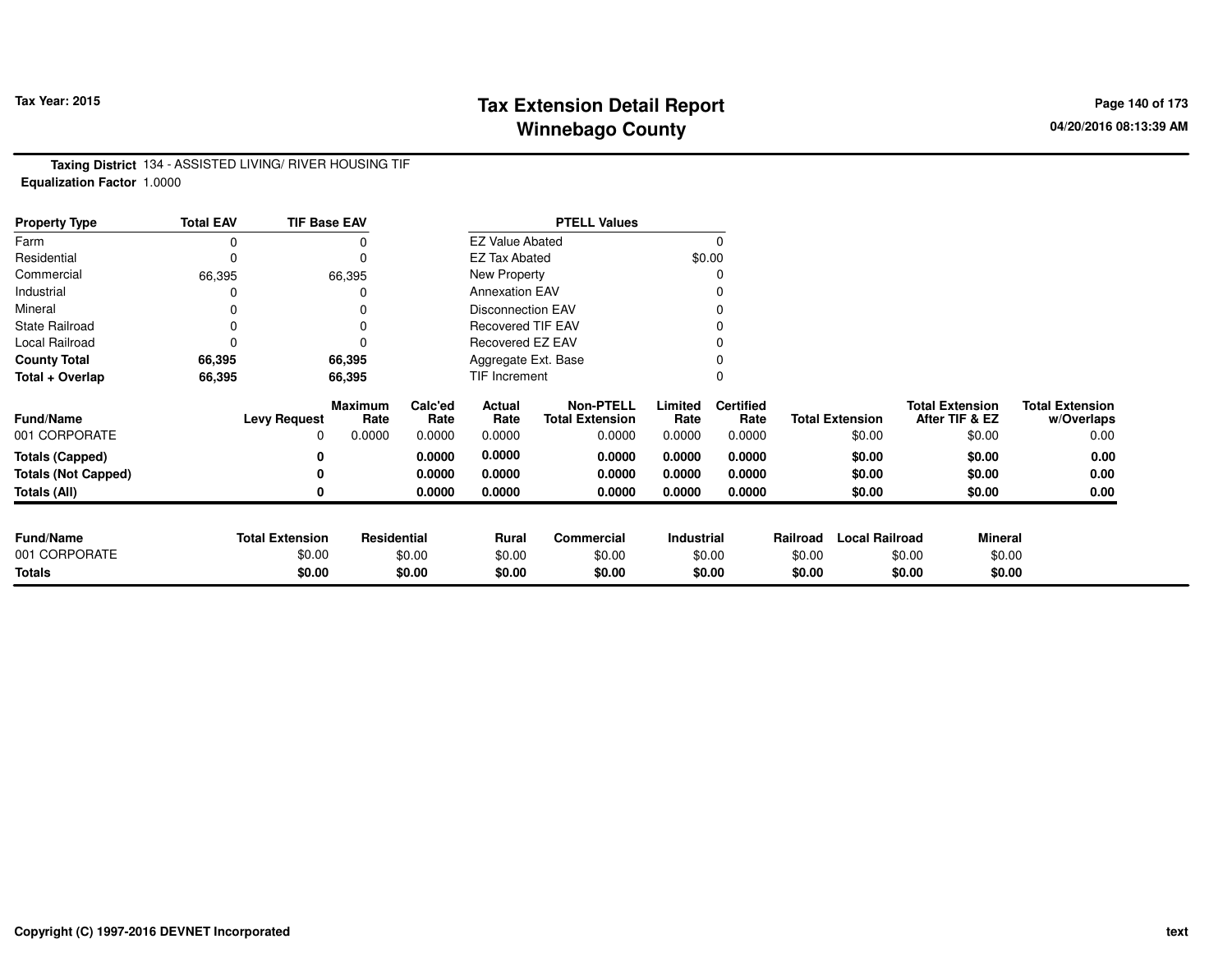Tax Year: 2015

# Tax Extension Detail Report
## Winnebago County

04/20/2016 08:13:39 AM

**Taxing District** 134 - ASSISTED LIVING/ RIVER HOUSING TIF
**Equalization Factor** 1.0000

| Property Type | Total EAV | TIF Base EAV |
|---|---|---|
| Farm | 0 | 0 |
| Residential | 0 | 0 |
| Commercial | 66,395 | 66,395 |
| Industrial | 0 | 0 |
| Mineral | 0 | 0 |
| State Railroad | 0 | 0 |
| Local Railroad | 0 | 0 |
| **County Total** | **66,395** | **66,395** |
| **Total + Overlap** | **66,395** | **66,395** |

| PTELL Values | |
|---|---|
| EZ Value Abated | 0 |
| EZ Tax Abated | $0.00 |
| New Property | 0 |
| Annexation EAV | 0 |
| Disconnection EAV | 0 |
| Recovered TIF EAV | 0 |
| Recovered EZ EAV | 0 |
| Aggregate Ext. Base | 0 |
| TIF Increment | 0 |

| Fund/Name | Levy Request | Maximum Rate | Calc'ed Rate | Actual Rate | Non-PTELL Total Extension | Limited Rate | Certified Rate | Total Extension | Total Extension After TIF & EZ | Total Extension w/Overlaps |
|---|---|---|---|---|---|---|---|---|---|---|
| 001 CORPORATE | 0 | 0.0000 | 0.0000 | 0.0000 | 0.0000 | 0.0000 | 0.0000 | $0.00 | $0.00 | 0.00 |
| **Totals (Capped)** | **0** | | **0.0000** | **0.0000** | **0.0000** | **0.0000** | **0.0000** | **$0.00** | **$0.00** | **0.00** |
| **Totals (Not Capped)** | **0** | | **0.0000** | **0.0000** | **0.0000** | **0.0000** | **0.0000** | **$0.00** | **$0.00** | **0.00** |
| **Totals (All)** | **0** | | **0.0000** | **0.0000** | **0.0000** | **0.0000** | **0.0000** | **$0.00** | **$0.00** | **0.00** |

| Fund/Name | Total Extension | Residential | Rural | Commercial | Industrial | Railroad | Local Railroad | Mineral |
|---|---|---|---|---|---|---|---|---|
| 001 CORPORATE | $0.00 | $0.00 | $0.00 | $0.00 | $0.00 | $0.00 | $0.00 | $0.00 |
| **Totals** | **$0.00** | **$0.00** | **$0.00** | **$0.00** | **$0.00** | **$0.00** | **$0.00** | **$0.00** |

Copyright (C) 1997-2016 DEVNET Incorporated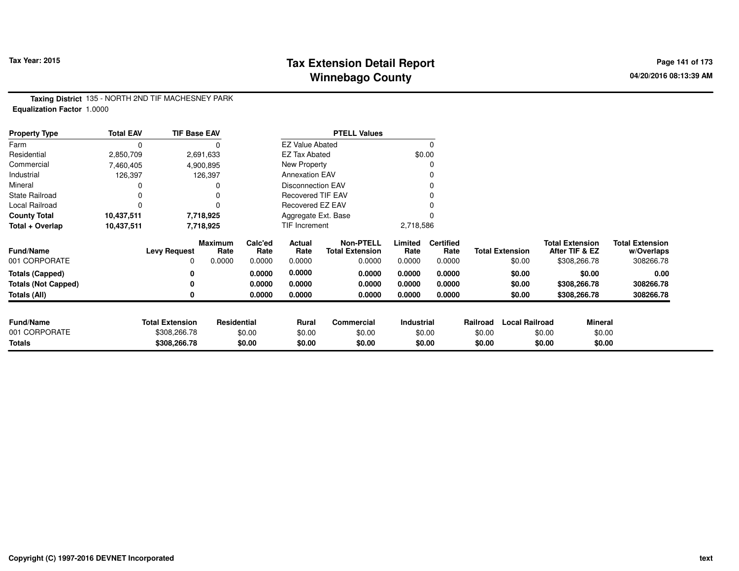**Tax Year: 2015**

# Tax Extension Detail Report
## Winnebago County

04/20/2016 08:13:39 AM

**Taxing District** 135 - NORTH 2ND TIF MACHESNEY PARK
**Equalization Factor** 1.0000

| Property Type | Total EAV | TIF Base EAV | PTELL Values | |
|---|---|---|---|---|
| Farm | 0 | 0 | EZ Value Abated | 0 |
| Residential | 2,850,709 | 2,691,633 | EZ Tax Abated | $0.00 |
| Commercial | 7,460,405 | 4,900,895 | New Property | 0 |
| Industrial | 126,397 | 126,397 | Annexation EAV | 0 |
| Mineral | 0 | 0 | Disconnection EAV | 0 |
| State Railroad | 0 | 0 | Recovered TIF EAV | 0 |
| Local Railroad | 0 | 0 | Recovered EZ EAV | 0 |
| **County Total** | **10,437,511** | **7,718,925** | Aggregate Ext. Base | 0 |
| **Total + Overlap** | **10,437,511** | **7,718,925** | TIF Increment | 2,718,586 |

| Fund/Name | Levy Request | Maximum Rate | Calc'ed Rate | Actual Rate | Non-PTELL Total Extension | Limited Rate | Certified Rate | Total Extension | Total Extension After TIF & EZ | Total Extension w/Overlaps |
|---|---|---|---|---|---|---|---|---|---|---|
| 001 CORPORATE | 0 | 0.0000 | 0.0000 | 0.0000 | 0.0000 | 0.0000 | 0.0000 | $0.00 | $308,266.78 | 308266.78 |
| **Totals (Capped)** | **0** | | **0.0000** | **0.0000** | **0.0000** | **0.0000** | **0.0000** | **$0.00** | **$0.00** | **0.00** |
| **Totals (Not Capped)** | **0** | | **0.0000** | **0.0000** | **0.0000** | **0.0000** | **0.0000** | **$0.00** | **$308,266.78** | **308266.78** |
| **Totals (All)** | **0** | | **0.0000** | **0.0000** | **0.0000** | **0.0000** | **0.0000** | **$0.00** | **$308,266.78** | **308266.78** |

| Fund/Name | Total Extension | Residential | Rural | Commercial | Industrial | Railroad | Local Railroad | Mineral |
|---|---|---|---|---|---|---|---|---|
| 001 CORPORATE | $308,266.78 | $0.00 | $0.00 | $0.00 | $0.00 | $0.00 | $0.00 | $0.00 |
| **Totals** | **$308,266.78** | **$0.00** | **$0.00** | **$0.00** | **$0.00** | **$0.00** | **$0.00** | **$0.00** |

Copyright (C) 1997-2016 DEVNET Incorporated

text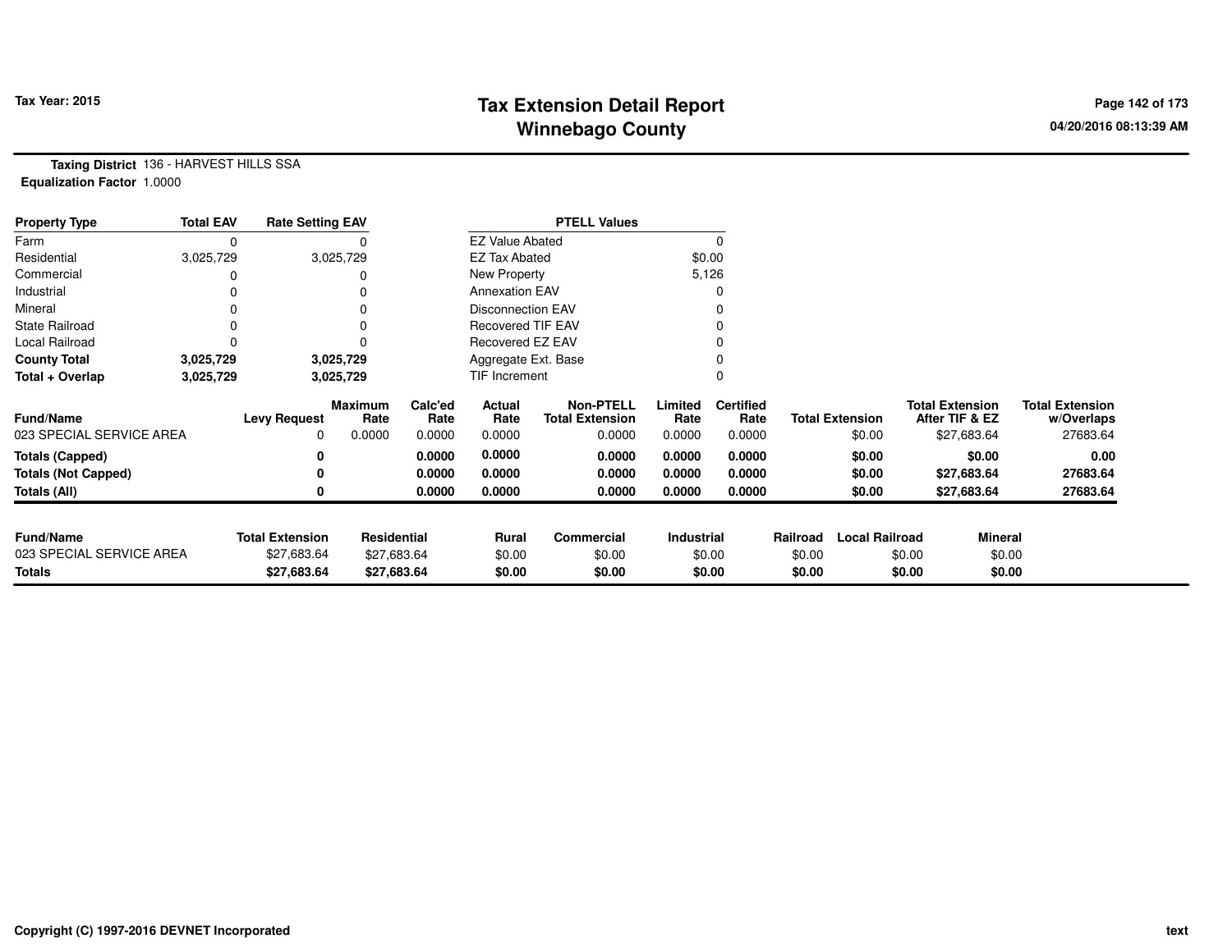Tax Year: 2015

# Tax Extension Detail Report
## Winnebago County

04/20/2016 08:13:39 AM

**Taxing District** 136 - HARVEST HILLS SSA
**Equalization Factor** 1.0000

| Property Type | Total EAV | Rate Setting EAV |
|---|---|---|
| Farm | 0 | 0 |
| Residential | 3,025,729 | 3,025,729 |
| Commercial | 0 | 0 |
| Industrial | 0 | 0 |
| Mineral | 0 | 0 |
| State Railroad | 0 | 0 |
| Local Railroad | 0 | 0 |
| **County Total** | **3,025,729** | **3,025,729** |
| **Total + Overlap** | **3,025,729** | **3,025,729** |

| PTELL Values | |
|---|---|
| EZ Value Abated | 0 |
| EZ Tax Abated | $0.00 |
| New Property | 5,126 |
| Annexation EAV | 0 |
| Disconnection EAV | 0 |
| Recovered TIF EAV | 0 |
| Recovered EZ EAV | 0 |
| Aggregate Ext. Base | 0 |
| TIF Increment | 0 |

| Fund/Name | Levy Request | Maximum Rate | Calc'ed Rate | Actual Rate | Non-PTELL Total Extension | Limited Rate | Certified Rate | Total Extension | Total Extension After TIF & EZ | Total Extension w/Overlaps |
|---|---|---|---|---|---|---|---|---|---|---|
| 023 SPECIAL SERVICE AREA | 0 | 0.0000 | 0.0000 | 0.0000 | 0.0000 | 0.0000 | 0.0000 | $0.00 | $27,683.64 | 27683.64 |
| **Totals (Capped)** | **0** | | **0.0000** | **0.0000** | **0.0000** | **0.0000** | **0.0000** | **$0.00** | **$0.00** | **0.00** |
| **Totals (Not Capped)** | **0** | | **0.0000** | **0.0000** | **0.0000** | **0.0000** | **0.0000** | **$0.00** | **$27,683.64** | **27683.64** |
| **Totals (All)** | **0** | | **0.0000** | **0.0000** | **0.0000** | **0.0000** | **0.0000** | **$0.00** | **$27,683.64** | **27683.64** |

| Fund/Name | Total Extension | Residential | Rural | Commercial | Industrial | Railroad | Local Railroad | Mineral |
|---|---|---|---|---|---|---|---|---|
| 023 SPECIAL SERVICE AREA | $27,683.64 | $27,683.64 | $0.00 | $0.00 | $0.00 | $0.00 | $0.00 | $0.00 |
| **Totals** | **$27,683.64** | **$27,683.64** | **$0.00** | **$0.00** | **$0.00** | **$0.00** | **$0.00** | **$0.00** |

Copyright (C) 1997-2016 DEVNET Incorporated

text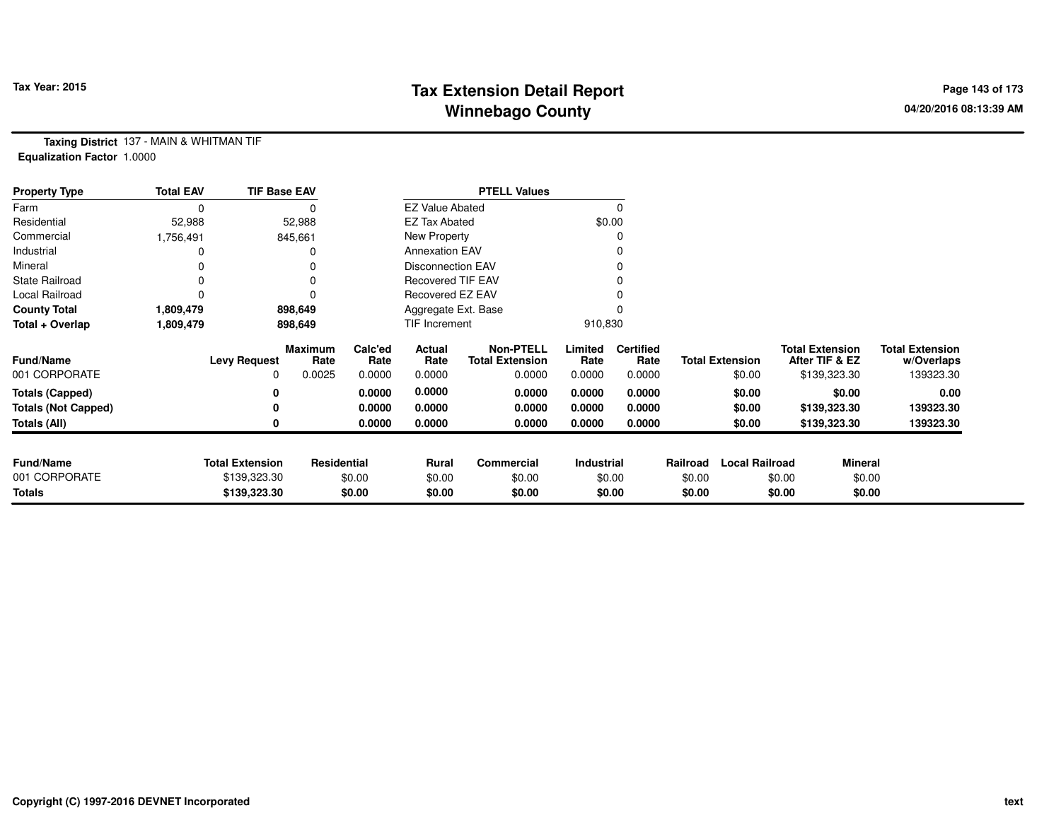Tax Year: 2015

# Tax Extension Detail Report
## Winnebago County

04/20/2016 08:13:39 AM

**Taxing District** 137 - MAIN & WHITMAN TIF
**Equalization Factor** 1.0000

| Property Type | Total EAV | TIF Base EAV |
|---|---|---|
| Farm | 0 | 0 |
| Residential | 52,988 | 52,988 |
| Commercial | 1,756,491 | 845,661 |
| Industrial | 0 | 0 |
| Mineral | 0 | 0 |
| State Railroad | 0 | 0 |
| Local Railroad | 0 | 0 |
| **County Total** | **1,809,479** | **898,649** |
| **Total + Overlap** | **1,809,479** | **898,649** |

| PTELL Values | |
|---|---|
| EZ Value Abated | 0 |
| EZ Tax Abated | $0.00 |
| New Property | 0 |
| Annexation EAV | 0 |
| Disconnection EAV | 0 |
| Recovered TIF EAV | 0 |
| Recovered EZ EAV | 0 |
| Aggregate Ext. Base | 0 |
| TIF Increment | 910,830 |

| Fund/Name | Levy Request | Maximum Rate | Calc'ed Rate | Actual Rate | Non-PTELL Total Extension | Limited Rate | Certified Rate | Total Extension | Total Extension After TIF & EZ | Total Extension w/Overlaps |
|---|---|---|---|---|---|---|---|---|---|---|
| 001 CORPORATE | 0 | 0.0025 | 0.0000 | 0.0000 | 0.0000 | 0.0000 | 0.0000 | $0.00 | $139,323.30 | 139323.30 |
| **Totals (Capped)** | **0** | | **0.0000** | **0.0000** | **0.0000** | **0.0000** | **0.0000** | **$0.00** | **$0.00** | **0.00** |
| **Totals (Not Capped)** | **0** | | **0.0000** | **0.0000** | **0.0000** | **0.0000** | **0.0000** | **$0.00** | **$139,323.30** | **139323.30** |
| **Totals (All)** | **0** | | **0.0000** | **0.0000** | **0.0000** | **0.0000** | **0.0000** | **$0.00** | **$139,323.30** | **139323.30** |

| Fund/Name | Total Extension | Residential | Rural | Commercial | Industrial | Railroad | Local Railroad | Mineral |
|---|---|---|---|---|---|---|---|---|
| 001 CORPORATE | $139,323.30 | $0.00 | $0.00 | $0.00 | $0.00 | $0.00 | $0.00 | $0.00 |
| **Totals** | **$139,323.30** | **$0.00** | **$0.00** | **$0.00** | **$0.00** | **$0.00** | **$0.00** | **$0.00** |

Copyright (C) 1997-2016 DEVNET Incorporated

text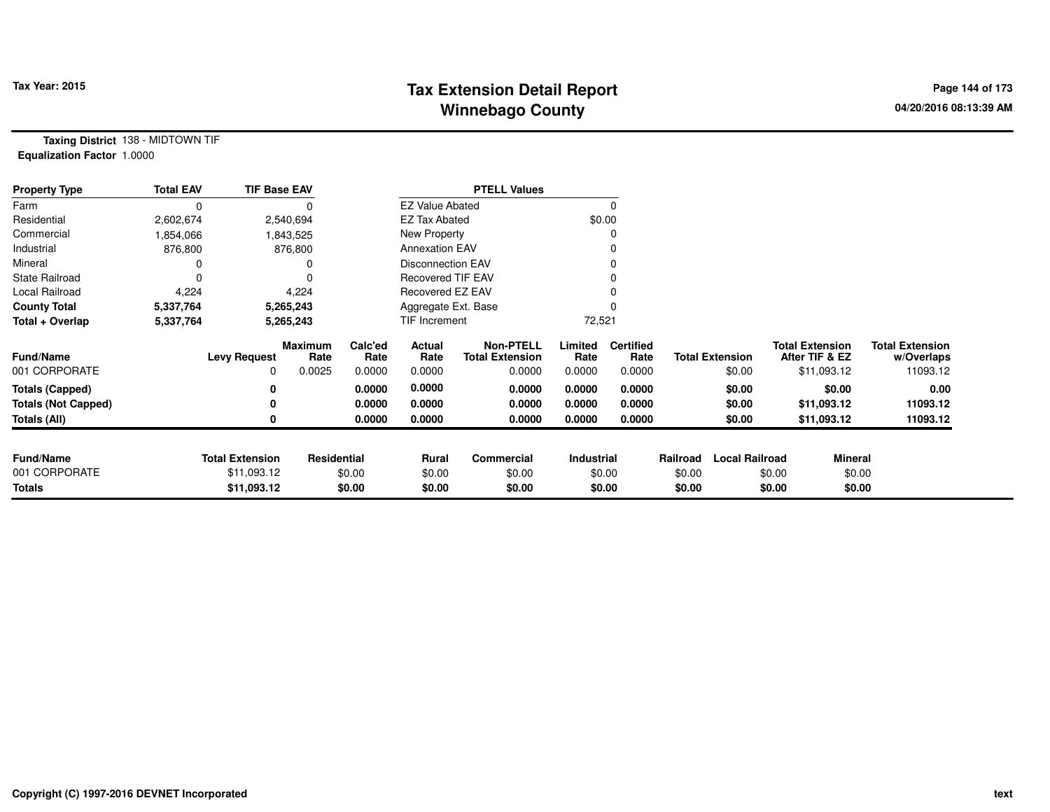# Tax Extension Detail Report
## Winnebago County

Tax Year: 2015

04/20/2016 08:13:39 AM

**Taxing District** 138 - MIDTOWN TIF
**Equalization Factor** 1.0000

| Property Type | Total EAV | TIF Base EAV |
|---|---|---|
| Farm | 0 | 0 |
| Residential | 2,602,674 | 2,540,694 |
| Commercial | 1,854,066 | 1,843,525 |
| Industrial | 876,800 | 876,800 |
| Mineral | 0 | 0 |
| State Railroad | 0 | 0 |
| Local Railroad | 4,224 | 4,224 |
| **County Total** | **5,337,764** | **5,265,243** |
| **Total + Overlap** | **5,337,764** | **5,265,243** |

| PTELL Values | |
|---|---|
| EZ Value Abated | 0 |
| EZ Tax Abated | $0.00 |
| New Property | 0 |
| Annexation EAV | 0 |
| Disconnection EAV | 0 |
| Recovered TIF EAV | 0 |
| Recovered EZ EAV | 0 |
| Aggregate Ext. Base | 0 |
| TIF Increment | 72,521 |

| Fund/Name | Levy Request | Maximum Rate | Calc'ed Rate | Actual Rate | Non-PTELL Total Extension | Limited Rate | Certified Rate | Total Extension | Total Extension After TIF & EZ | Total Extension w/Overlaps |
|---|---|---|---|---|---|---|---|---|---|---|
| 001 CORPORATE | 0 | 0.0025 | 0.0000 | 0.0000 | 0.0000 | 0.0000 | 0.0000 | $0.00 | $11,093.12 | 11093.12 |
| **Totals (Capped)** | **0** | | **0.0000** | **0.0000** | **0.0000** | **0.0000** | **0.0000** | **$0.00** | **$0.00** | **0.00** |
| **Totals (Not Capped)** | **0** | | **0.0000** | **0.0000** | **0.0000** | **0.0000** | **0.0000** | **$0.00** | **$11,093.12** | **11093.12** |
| **Totals (All)** | **0** | | **0.0000** | **0.0000** | **0.0000** | **0.0000** | **0.0000** | **$0.00** | **$11,093.12** | **11093.12** |

| Fund/Name | Total Extension | Residential | Rural | Commercial | Industrial | Railroad | Local Railroad | Mineral |
|---|---|---|---|---|---|---|---|---|
| 001 CORPORATE | $11,093.12 | $0.00 | $0.00 | $0.00 | $0.00 | $0.00 | $0.00 | $0.00 |
| **Totals** | **$11,093.12** | **$0.00** | **$0.00** | **$0.00** | **$0.00** | **$0.00** | **$0.00** | **$0.00** |

Copyright (C) 1997-2016 DEVNET Incorporated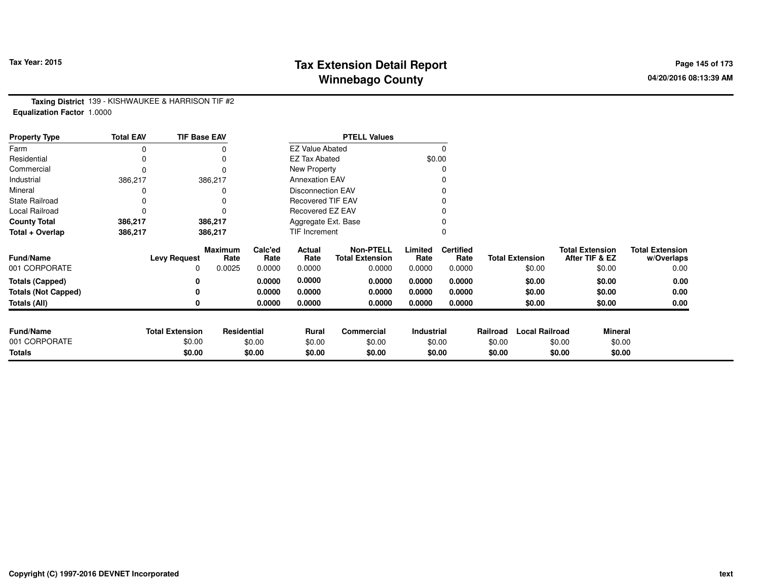# Tax Extension Detail Report
## Winnebago County

Tax Year: 2015

04/20/2016 08:13:39 AM

**Taxing District** 139 - KISHWAUKEE & HARRISON TIF #2
**Equalization Factor** 1.0000

| Property Type | Total EAV | TIF Base EAV |
|---|---|---|
| Farm | 0 | 0 |
| Residential | 0 | 0 |
| Commercial | 0 | 0 |
| Industrial | 386,217 | 386,217 |
| Mineral | 0 | 0 |
| State Railroad | 0 | 0 |
| Local Railroad | 0 | 0 |
| **County Total** | **386,217** | **386,217** |
| **Total + Overlap** | **386,217** | **386,217** |

| PTELL Values | |
|---|---|
| EZ Value Abated | 0 |
| EZ Tax Abated | $0.00 |
| New Property | 0 |
| Annexation EAV | 0 |
| Disconnection EAV | 0 |
| Recovered TIF EAV | 0 |
| Recovered EZ EAV | 0 |
| Aggregate Ext. Base | 0 |
| TIF Increment | 0 |

| Fund/Name | Levy Request | Maximum Rate | Calc'ed Rate | Actual Rate | Non-PTELL Total Extension | Limited Rate | Certified Rate | Total Extension | Total Extension After TIF & EZ | Total Extension w/Overlaps |
|---|---|---|---|---|---|---|---|---|---|---|
| 001 CORPORATE | 0 | 0.0025 | 0.0000 | 0.0000 | 0.0000 | 0.0000 | 0.0000 | $0.00 | $0.00 | 0.00 |
| **Totals (Capped)** | **0** | | **0.0000** | **0.0000** | **0.0000** | **0.0000** | **0.0000** | **$0.00** | **$0.00** | **0.00** |
| **Totals (Not Capped)** | **0** | | **0.0000** | **0.0000** | **0.0000** | **0.0000** | **0.0000** | **$0.00** | **$0.00** | **0.00** |
| **Totals (All)** | **0** | | **0.0000** | **0.0000** | **0.0000** | **0.0000** | **0.0000** | **$0.00** | **$0.00** | **0.00** |

| Fund/Name | Total Extension | Residential | Rural | Commercial | Industrial | Railroad | Local Railroad | Mineral |
|---|---|---|---|---|---|---|---|---|
| 001 CORPORATE | $0.00 | $0.00 | $0.00 | $0.00 | $0.00 | $0.00 | $0.00 | $0.00 |
| **Totals** | **$0.00** | **$0.00** | **$0.00** | **$0.00** | **$0.00** | **$0.00** | **$0.00** | **$0.00** |

Copyright (C) 1997-2016 DEVNET Incorporated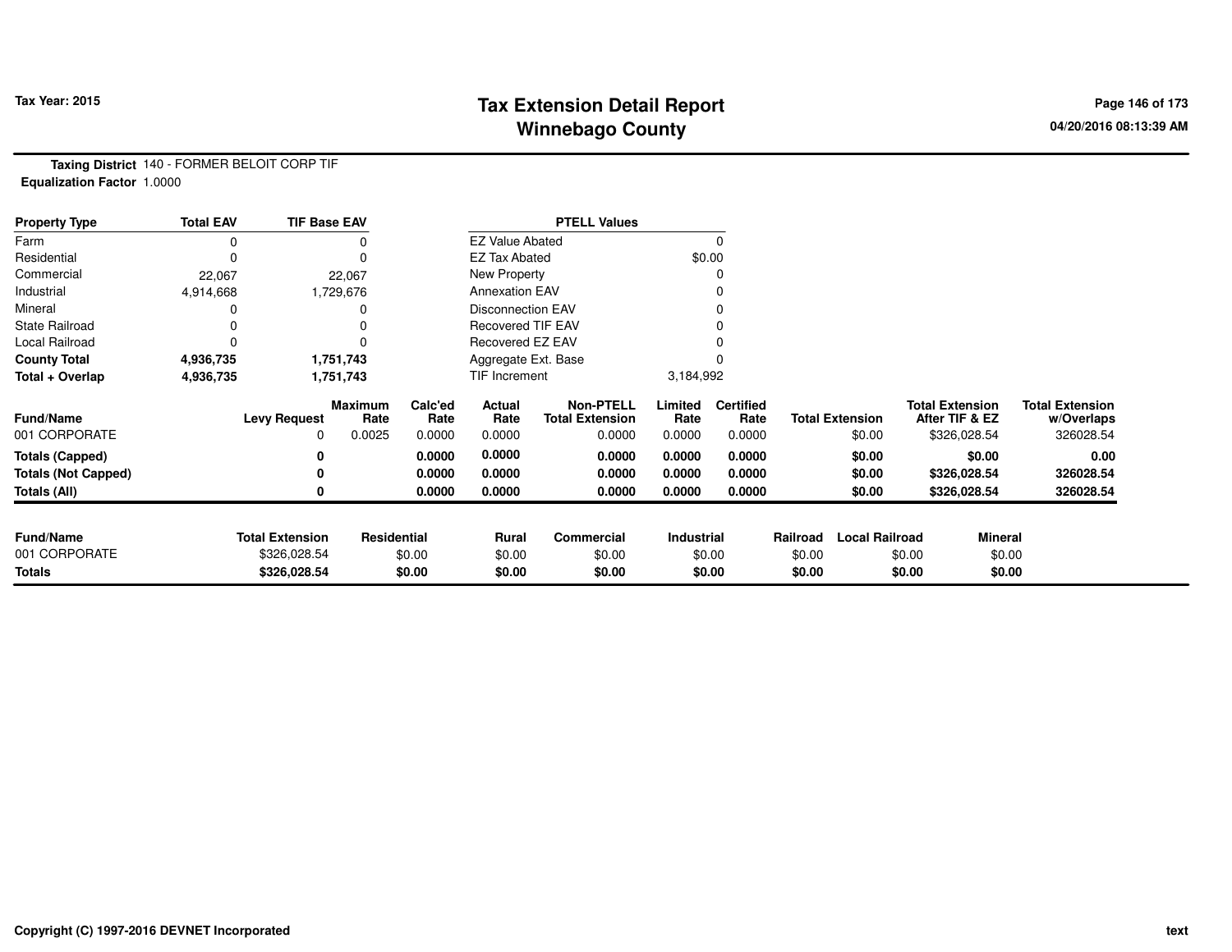# Tax Extension Detail Report
## Winnebago County

Tax Year: 2015

04/20/2016 08:13:39 AM

**Taxing District** 140 - FORMER BELOIT CORP TIF
**Equalization Factor** 1.0000

| Property Type | Total EAV | TIF Base EAV | | PTELL Values | |
|---|---|---|---|---|---|
| Farm | 0 | 0 | | EZ Value Abated | 0 |
| Residential | 0 | 0 | | EZ Tax Abated | $0.00 |
| Commercial | 22,067 | 22,067 | | New Property | 0 |
| Industrial | 4,914,668 | 1,729,676 | | Annexation EAV | 0 |
| Mineral | 0 | 0 | | Disconnection EAV | 0 |
| State Railroad | 0 | 0 | | Recovered TIF EAV | 0 |
| Local Railroad | 0 | 0 | | Recovered EZ EAV | 0 |
| **County Total** | **4,936,735** | **1,751,743** | | Aggregate Ext. Base | 0 |
| **Total + Overlap** | **4,936,735** | **1,751,743** | | TIF Increment | 3,184,992 |

| Fund/Name | Levy Request | Maximum Rate | Calc'ed Rate | Actual Rate | Non-PTELL Total Extension | Limited Rate | Certified Rate | Total Extension | Total Extension After TIF & EZ | Total Extension w/Overlaps |
|---|---|---|---|---|---|---|---|---|---|---|
| 001 CORPORATE | 0 | 0.0025 | 0.0000 | 0.0000 | 0.0000 | 0.0000 | 0.0000 | $0.00 | $326,028.54 | 326028.54 |
| **Totals (Capped)** | **0** | | **0.0000** | **0.0000** | **0.0000** | **0.0000** | **0.0000** | **$0.00** | **$0.00** | **0.00** |
| **Totals (Not Capped)** | **0** | | **0.0000** | **0.0000** | **0.0000** | **0.0000** | **0.0000** | **$0.00** | **$326,028.54** | **326028.54** |
| **Totals (All)** | **0** | | **0.0000** | **0.0000** | **0.0000** | **0.0000** | **0.0000** | **$0.00** | **$326,028.54** | **326028.54** |

| Fund/Name | Total Extension | Residential | Rural | Commercial | Industrial | Railroad | Local Railroad | Mineral |
|---|---|---|---|---|---|---|---|---|
| 001 CORPORATE | $326,028.54 | $0.00 | $0.00 | $0.00 | $0.00 | $0.00 | $0.00 | $0.00 |
| **Totals** | **$326,028.54** | **$0.00** | **$0.00** | **$0.00** | **$0.00** | **$0.00** | **$0.00** | **$0.00** |

Copyright (C) 1997-2016 DEVNET Incorporated

text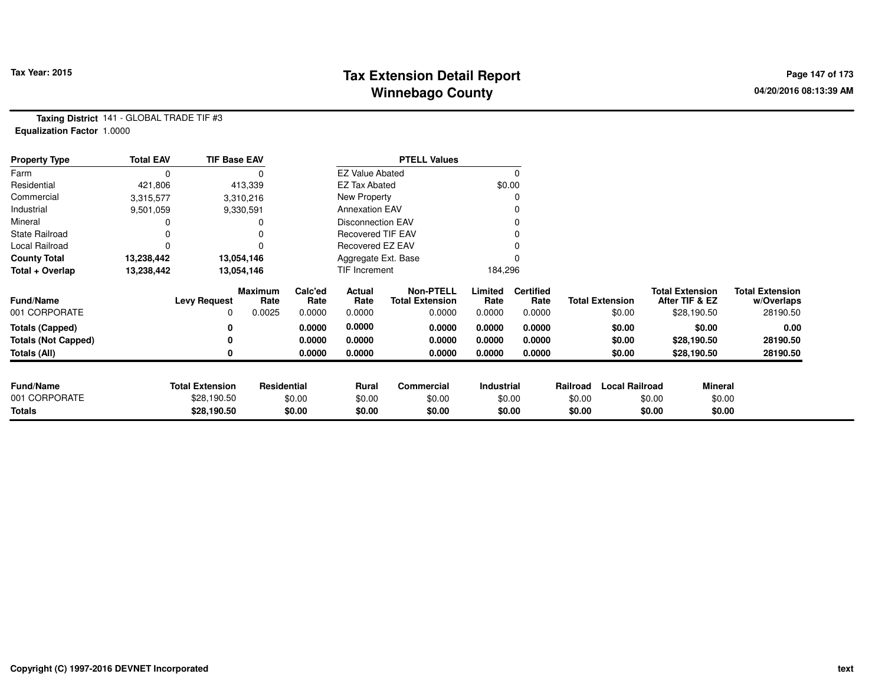**Tax Year: 2015**

# Tax Extension Detail Report
## Winnebago County

04/20/2016 08:13:39 AM

**Taxing District** 141 - GLOBAL TRADE TIF #3
**Equalization Factor** 1.0000

| Property Type | Total EAV | TIF Base EAV |
|---|---|---|
| Farm | 0 | 0 |
| Residential | 421,806 | 413,339 |
| Commercial | 3,315,577 | 3,310,216 |
| Industrial | 9,501,059 | 9,330,591 |
| Mineral | 0 | 0 |
| State Railroad | 0 | 0 |
| Local Railroad | 0 | 0 |
| **County Total** | **13,238,442** | **13,054,146** |
| **Total + Overlap** | **13,238,442** | **13,054,146** |

| PTELL Values | |
|---|---|
| EZ Value Abated | 0 |
| EZ Tax Abated | $0.00 |
| New Property | 0 |
| Annexation EAV | 0 |
| Disconnection EAV | 0 |
| Recovered TIF EAV | 0 |
| Recovered EZ EAV | 0 |
| Aggregate Ext. Base | 0 |
| TIF Increment | 184,296 |

| Fund/Name | Levy Request | Maximum Rate | Calc'ed Rate | Actual Rate | Non-PTELL Total Extension | Limited Rate | Certified Rate | Total Extension | Total Extension After TIF & EZ | Total Extension w/Overlaps |
|---|---|---|---|---|---|---|---|---|---|---|
| 001 CORPORATE | 0 | 0.0025 | 0.0000 | 0.0000 | 0.0000 | 0.0000 | 0.0000 | $0.00 | $28,190.50 | 28190.50 |
| **Totals (Capped)** | **0** | | **0.0000** | **0.0000** | **0.0000** | **0.0000** | **0.0000** | **$0.00** | **$0.00** | **0.00** |
| **Totals (Not Capped)** | **0** | | **0.0000** | **0.0000** | **0.0000** | **0.0000** | **0.0000** | **$0.00** | **$28,190.50** | **28190.50** |
| **Totals (All)** | **0** | | **0.0000** | **0.0000** | **0.0000** | **0.0000** | **0.0000** | **$0.00** | **$28,190.50** | **28190.50** |

| Fund/Name | Total Extension | Residential | Rural | Commercial | Industrial | Railroad | Local Railroad | Mineral |
|---|---|---|---|---|---|---|---|---|
| 001 CORPORATE | $28,190.50 | $0.00 | $0.00 | $0.00 | $0.00 | $0.00 | $0.00 | $0.00 |
| **Totals** | **$28,190.50** | **$0.00** | **$0.00** | **$0.00** | **$0.00** | **$0.00** | **$0.00** | **$0.00** |

Copyright (C) 1997-2016 DEVNET Incorporated

text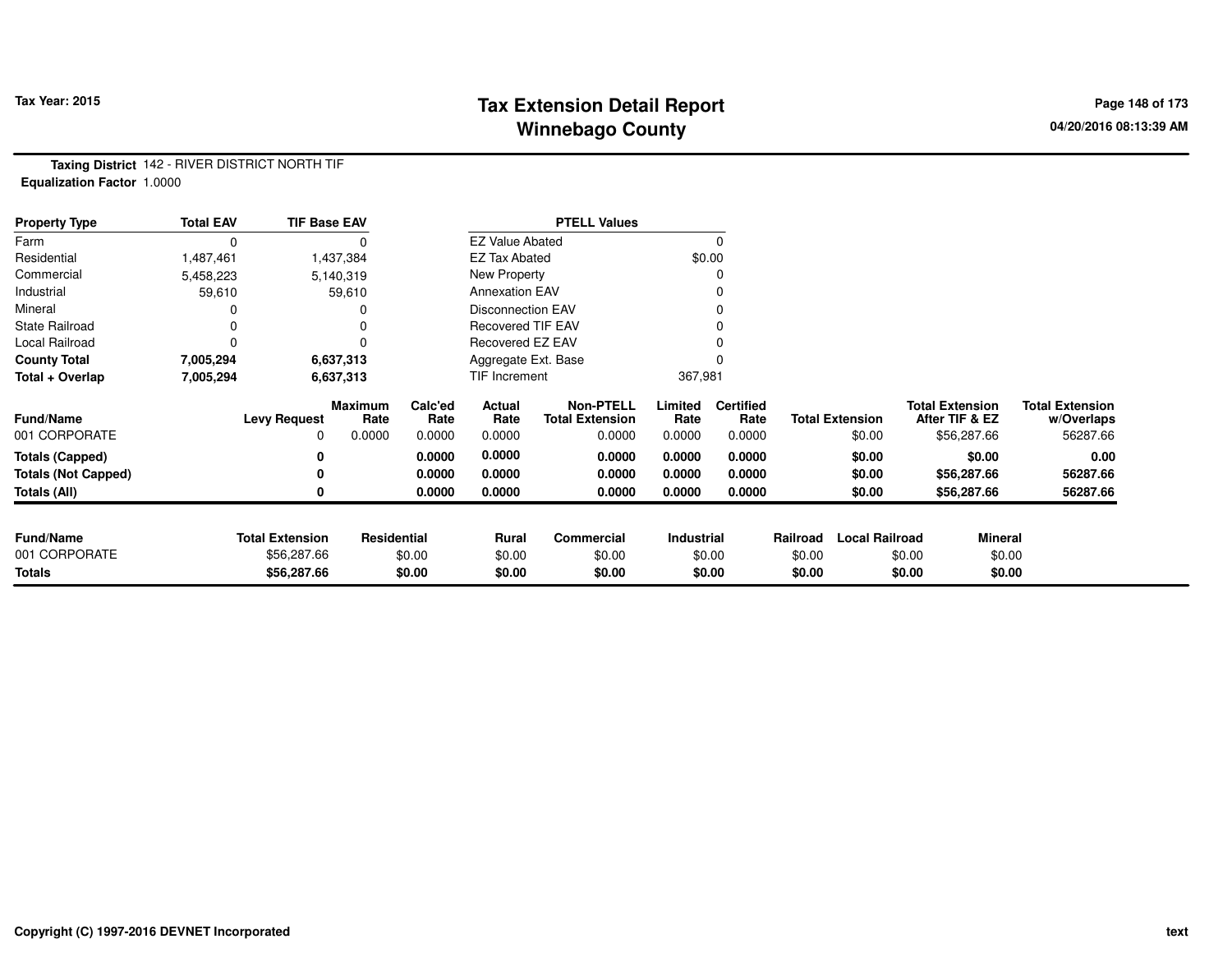# Tax Extension Detail Report
# Winnebago County

Tax Year: 2015

04/20/2016 08:13:39 AM

**Taxing District** 142 - RIVER DISTRICT NORTH TIF
**Equalization Factor** 1.0000

| Property Type | Total EAV | TIF Base EAV |
|---|---|---|
| Farm | 0 | 0 |
| Residential | 1,487,461 | 1,437,384 |
| Commercial | 5,458,223 | 5,140,319 |
| Industrial | 59,610 | 59,610 |
| Mineral | 0 | 0 |
| State Railroad | 0 | 0 |
| Local Railroad | 0 | 0 |
| **County Total** | **7,005,294** | **6,637,313** |
| **Total + Overlap** | **7,005,294** | **6,637,313** |

| PTELL Values | |
|---|---|
| EZ Value Abated | 0 |
| EZ Tax Abated | $0.00 |
| New Property | 0 |
| Annexation EAV | 0 |
| Disconnection EAV | 0 |
| Recovered TIF EAV | 0 |
| Recovered EZ EAV | 0 |
| Aggregate Ext. Base | 0 |
| TIF Increment | 367,981 |

| Fund/Name | Levy Request | Maximum Rate | Calc'ed Rate | Actual Rate | Non-PTELL Total Extension | Limited Rate | Certified Rate | Total Extension | Total Extension After TIF & EZ | Total Extension w/Overlaps |
|---|---|---|---|---|---|---|---|---|---|---|
| 001 CORPORATE | 0 | 0.0000 | 0.0000 | 0.0000 | 0.0000 | 0.0000 | 0.0000 | $0.00 | $56,287.66 | 56287.66 |
| **Totals (Capped)** | **0** | | **0.0000** | **0.0000** | **0.0000** | **0.0000** | **0.0000** | **$0.00** | **$0.00** | **0.00** |
| **Totals (Not Capped)** | **0** | | **0.0000** | **0.0000** | **0.0000** | **0.0000** | **0.0000** | **$0.00** | **$56,287.66** | **56287.66** |
| **Totals (All)** | **0** | | **0.0000** | **0.0000** | **0.0000** | **0.0000** | **0.0000** | **$0.00** | **$56,287.66** | **56287.66** |

| Fund/Name | Total Extension | Residential | Rural | Commercial | Industrial | Railroad | Local Railroad | Mineral |
|---|---|---|---|---|---|---|---|---|
| 001 CORPORATE | $56,287.66 | $0.00 | $0.00 | $0.00 | $0.00 | $0.00 | $0.00 | $0.00 |
| **Totals** | **$56,287.66** | **$0.00** | **$0.00** | **$0.00** | **$0.00** | **$0.00** | **$0.00** | **$0.00** |

Copyright (C) 1997-2016 DEVNET Incorporated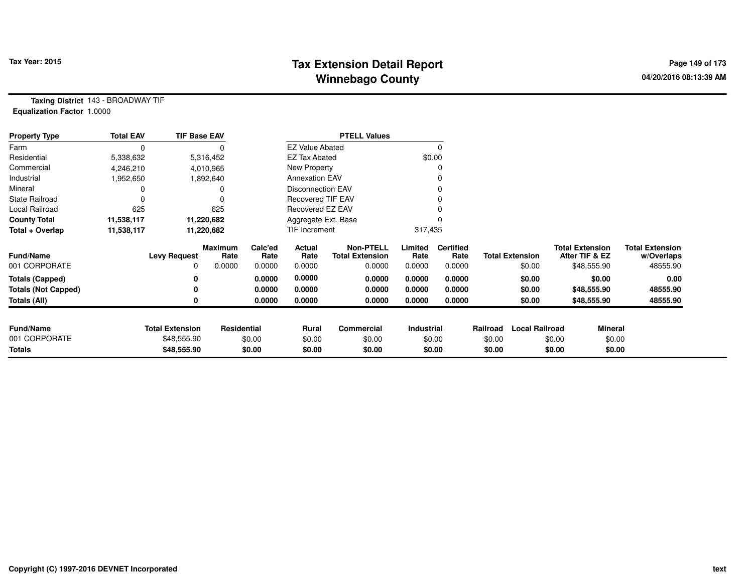**Tax Year: 2015**

# Tax Extension Detail Report
## Winnebago County

04/20/2016 08:13:39 AM

**Taxing District** 143 - BROADWAY TIF
**Equalization Factor** 1.0000

| Property Type | Total EAV | TIF Base EAV |
|---|---|---|
| Farm | 0 | 0 |
| Residential | 5,338,632 | 5,316,452 |
| Commercial | 4,246,210 | 4,010,965 |
| Industrial | 1,952,650 | 1,892,640 |
| Mineral | 0 | 0 |
| State Railroad | 0 | 0 |
| Local Railroad | 625 | 625 |
| **County Total** | **11,538,117** | **11,220,682** |
| **Total + Overlap** | **11,538,117** | **11,220,682** |

| PTELL Values | |
|---|---|
| EZ Value Abated | 0 |
| EZ Tax Abated | $0.00 |
| New Property | 0 |
| Annexation EAV | 0 |
| Disconnection EAV | 0 |
| Recovered TIF EAV | 0 |
| Recovered EZ EAV | 0 |
| Aggregate Ext. Base | 0 |
| TIF Increment | 317,435 |

| Fund/Name | Levy Request | Maximum Rate | Calc'ed Rate | Actual Rate | Non-PTELL Total Extension | Limited Rate | Certified Rate | Total Extension | Total Extension After TIF & EZ | Total Extension w/Overlaps |
|---|---|---|---|---|---|---|---|---|---|---|
| 001 CORPORATE | 0 | 0.0000 | 0.0000 | 0.0000 | 0.0000 | 0.0000 | 0.0000 | $0.00 | $48,555.90 | 48555.90 |
| **Totals (Capped)** | **0** | | **0.0000** | **0.0000** | **0.0000** | **0.0000** | **0.0000** | **$0.00** | **$0.00** | **0.00** |
| **Totals (Not Capped)** | **0** | | **0.0000** | **0.0000** | **0.0000** | **0.0000** | **0.0000** | **$0.00** | **$48,555.90** | **48555.90** |
| **Totals (All)** | **0** | | **0.0000** | **0.0000** | **0.0000** | **0.0000** | **0.0000** | **$0.00** | **$48,555.90** | **48555.90** |

| Fund/Name | Total Extension | Residential | Rural | Commercial | Industrial | Railroad | Local Railroad | Mineral |
|---|---|---|---|---|---|---|---|---|
| 001 CORPORATE | $48,555.90 | $0.00 | $0.00 | $0.00 | $0.00 | $0.00 | $0.00 | $0.00 |
| **Totals** | **$48,555.90** | **$0.00** | **$0.00** | **$0.00** | **$0.00** | **$0.00** | **$0.00** | **$0.00** |

Copyright (C) 1997-2016 DEVNET Incorporated

text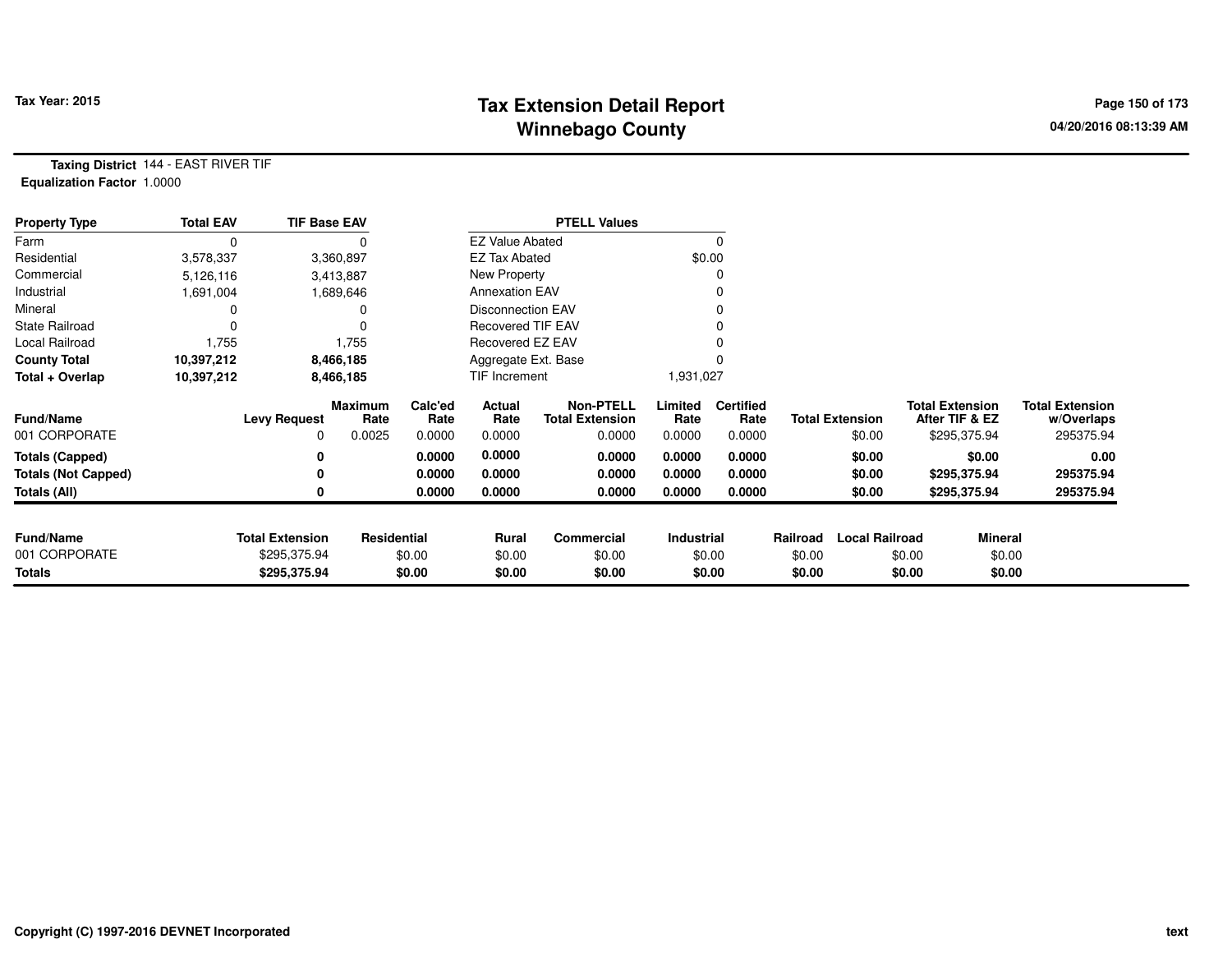Tax Year: 2015

# Tax Extension Detail Report
## Winnebago County

04/20/2016 08:13:39 AM

**Taxing District** 144 - EAST RIVER TIF
**Equalization Factor** 1.0000

| Property Type | Total EAV | TIF Base EAV | PTELL Values | |
|---|---|---|---|---|
| Farm | 0 | 0 | EZ Value Abated | 0 |
| Residential | 3,578,337 | 3,360,897 | EZ Tax Abated | $0.00 |
| Commercial | 5,126,116 | 3,413,887 | New Property | 0 |
| Industrial | 1,691,004 | 1,689,646 | Annexation EAV | 0 |
| Mineral | 0 | 0 | Disconnection EAV | 0 |
| State Railroad | 0 | 0 | Recovered TIF EAV | 0 |
| Local Railroad | 1,755 | 1,755 | Recovered EZ EAV | 0 |
| **County Total** | **10,397,212** | **8,466,185** | Aggregate Ext. Base | 0 |
| **Total + Overlap** | **10,397,212** | **8,466,185** | TIF Increment | 1,931,027 |

| Fund/Name | Levy Request | Maximum Rate | Calc'ed Rate | Actual Rate | Non-PTELL Total Extension | Limited Rate | Certified Rate | Total Extension | Total Extension After TIF & EZ | Total Extension w/Overlaps |
|---|---|---|---|---|---|---|---|---|---|---|
| 001 CORPORATE | 0 | 0.0025 | 0.0000 | 0.0000 | 0.0000 | 0.0000 | 0.0000 | $0.00 | $295,375.94 | 295375.94 |
| **Totals (Capped)** | **0** | | **0.0000** | **0.0000** | **0.0000** | **0.0000** | **0.0000** | **$0.00** | **$0.00** | **0.00** |
| **Totals (Not Capped)** | **0** | | **0.0000** | **0.0000** | **0.0000** | **0.0000** | **0.0000** | **$0.00** | **$295,375.94** | **295375.94** |
| **Totals (All)** | **0** | | **0.0000** | **0.0000** | **0.0000** | **0.0000** | **0.0000** | **$0.00** | **$295,375.94** | **295375.94** |

| Fund/Name | Total Extension | Residential | Rural | Commercial | Industrial | Railroad | Local Railroad | Mineral |
|---|---|---|---|---|---|---|---|---|
| 001 CORPORATE | $295,375.94 | $0.00 | $0.00 | $0.00 | $0.00 | $0.00 | $0.00 | $0.00 |
| **Totals** | **$295,375.94** | **$0.00** | **$0.00** | **$0.00** | **$0.00** | **$0.00** | **$0.00** | **$0.00** |

Copyright (C) 1997-2016 DEVNET Incorporated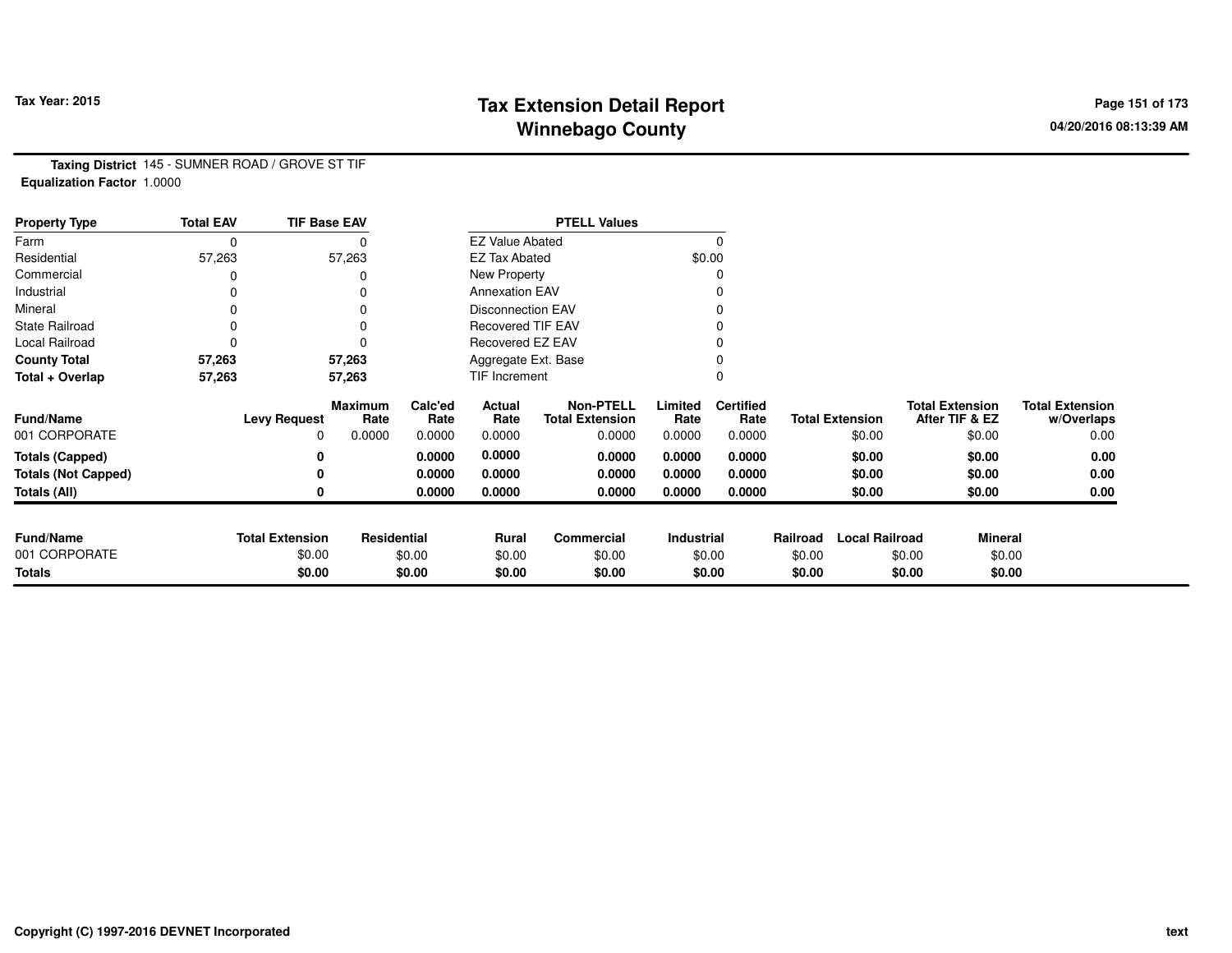**Tax Year: 2015**

# Tax Extension Detail Report
## Winnebago County

**Taxing District** 145 - SUMNER ROAD / GROVE ST TIF
**Equalization Factor** 1.0000

| Property Type | Total EAV | TIF Base EAV |
|---|---|---|
| Farm | 0 | 0 |
| Residential | 57,263 | 57,263 |
| Commercial | 0 | 0 |
| Industrial | 0 | 0 |
| Mineral | 0 | 0 |
| State Railroad | 0 | 0 |
| Local Railroad | 0 | 0 |
| **County Total** | **57,263** | **57,263** |
| **Total + Overlap** | **57,263** | **57,263** |

| PTELL Values | |
|---|---|
| EZ Value Abated | 0 |
| EZ Tax Abated | $0.00 |
| New Property | 0 |
| Annexation EAV | 0 |
| Disconnection EAV | 0 |
| Recovered TIF EAV | 0 |
| Recovered EZ EAV | 0 |
| Aggregate Ext. Base | 0 |
| TIF Increment | 0 |

| Fund/Name | Levy Request | Maximum Rate | Calc'ed Rate | Actual Rate | Non-PTELL Total Extension | Limited Rate | Certified Rate | Total Extension | Total Extension After TIF & EZ | Total Extension w/Overlaps |
|---|---|---|---|---|---|---|---|---|---|---|
| 001 CORPORATE | 0 | 0.0000 | 0.0000 | 0.0000 | 0.0000 | 0.0000 | 0.0000 | $0.00 | $0.00 | 0.00 |
| **Totals (Capped)** | **0** | | **0.0000** | **0.0000** | **0.0000** | **0.0000** | **0.0000** | **$0.00** | **$0.00** | **0.00** |
| **Totals (Not Capped)** | **0** | | **0.0000** | **0.0000** | **0.0000** | **0.0000** | **0.0000** | **$0.00** | **$0.00** | **0.00** |
| **Totals (All)** | **0** | | **0.0000** | **0.0000** | **0.0000** | **0.0000** | **0.0000** | **$0.00** | **$0.00** | **0.00** |

| Fund/Name | Total Extension | Residential | Rural | Commercial | Industrial | Railroad | Local Railroad | Mineral |
|---|---|---|---|---|---|---|---|---|
| 001 CORPORATE | $0.00 | $0.00 | $0.00 | $0.00 | $0.00 | $0.00 | $0.00 | $0.00 |
| **Totals** | **$0.00** | **$0.00** | **$0.00** | **$0.00** | **$0.00** | **$0.00** | **$0.00** | **$0.00** |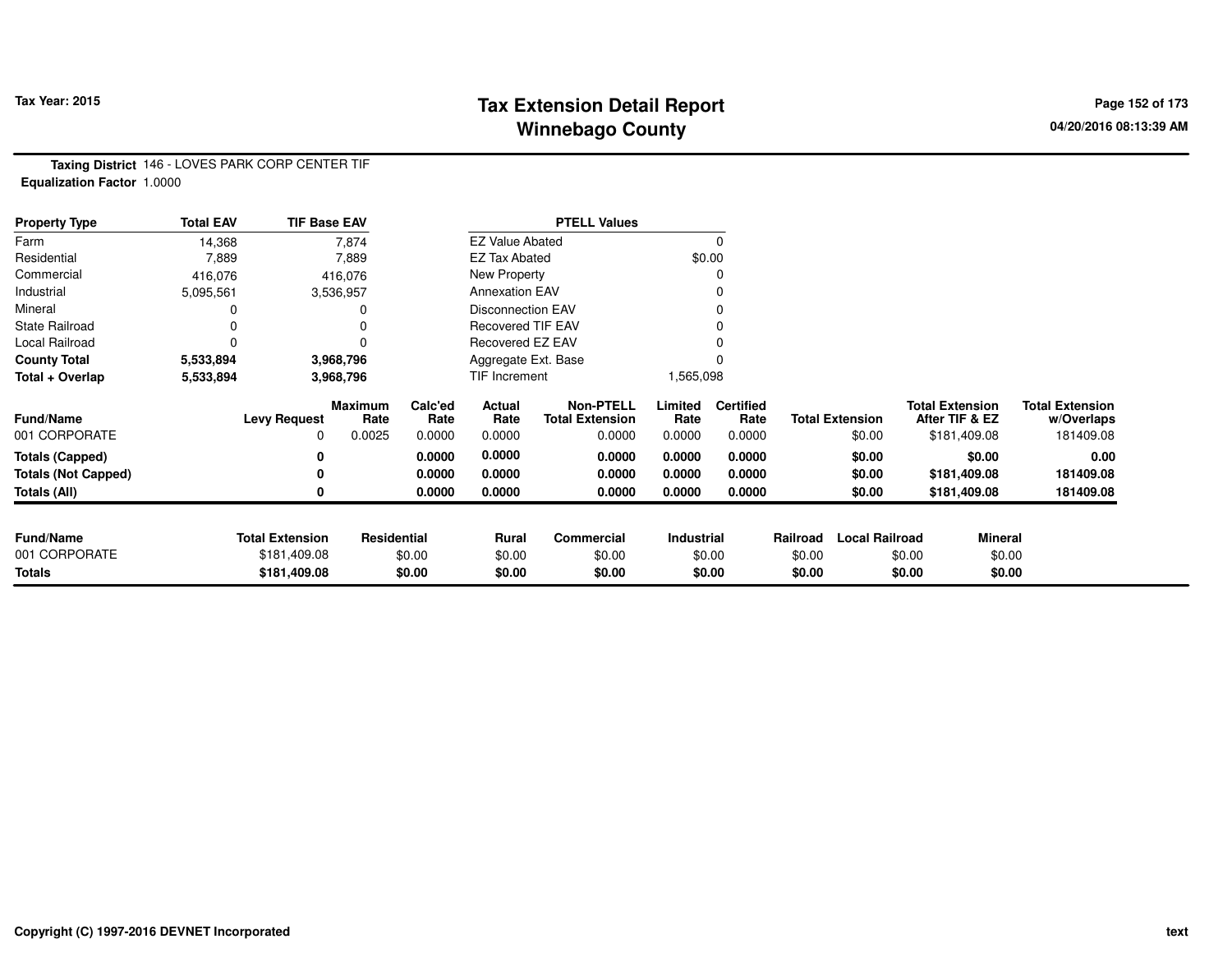# Tax Extension Detail Report
# Winnebago County

Tax Year: 2015

**Taxing District** 146 - LOVES PARK CORP CENTER TIF
**Equalization Factor** 1.0000

| Property Type | Total EAV | TIF Base EAV |
|---|---|---|
| Farm | 14,368 | 7,874 |
| Residential | 7,889 | 7,889 |
| Commercial | 416,076 | 416,076 |
| Industrial | 5,095,561 | 3,536,957 |
| Mineral | 0 | 0 |
| State Railroad | 0 | 0 |
| Local Railroad | 0 | 0 |
| **County Total** | **5,533,894** | **3,968,796** |
| **Total + Overlap** | **5,533,894** | **3,968,796** |

| PTELL Values | |
|---|---|
| EZ Value Abated | 0 |
| EZ Tax Abated | $0.00 |
| New Property | 0 |
| Annexation EAV | 0 |
| Disconnection EAV | 0 |
| Recovered TIF EAV | 0 |
| Recovered EZ EAV | 0 |
| Aggregate Ext. Base | 0 |
| TIF Increment | 1,565,098 |

| Fund/Name | Levy Request | Maximum Rate | Calc'ed Rate | Actual Rate | Non-PTELL Total Extension | Limited Rate | Certified Rate | Total Extension | Total Extension After TIF & EZ | Total Extension w/Overlaps |
|---|---|---|---|---|---|---|---|---|---|---|
| 001 CORPORATE | 0 | 0.0025 | 0.0000 | 0.0000 | 0.0000 | 0.0000 | 0.0000 | $0.00 | $181,409.08 | 181409.08 |
| **Totals (Capped)** | **0** | | **0.0000** | **0.0000** | **0.0000** | **0.0000** | **0.0000** | **$0.00** | **$0.00** | **0.00** |
| **Totals (Not Capped)** | **0** | | **0.0000** | **0.0000** | **0.0000** | **0.0000** | **0.0000** | **$0.00** | **$181,409.08** | **181409.08** |
| **Totals (All)** | **0** | | **0.0000** | **0.0000** | **0.0000** | **0.0000** | **0.0000** | **$0.00** | **$181,409.08** | **181409.08** |

| Fund/Name | Total Extension | Residential | Rural | Commercial | Industrial | Railroad | Local Railroad | Mineral |
|---|---|---|---|---|---|---|---|---|
| 001 CORPORATE | $181,409.08 | $0.00 | $0.00 | $0.00 | $0.00 | $0.00 | $0.00 | $0.00 |
| **Totals** | **$181,409.08** | **$0.00** | **$0.00** | **$0.00** | **$0.00** | **$0.00** | **$0.00** | **$0.00** |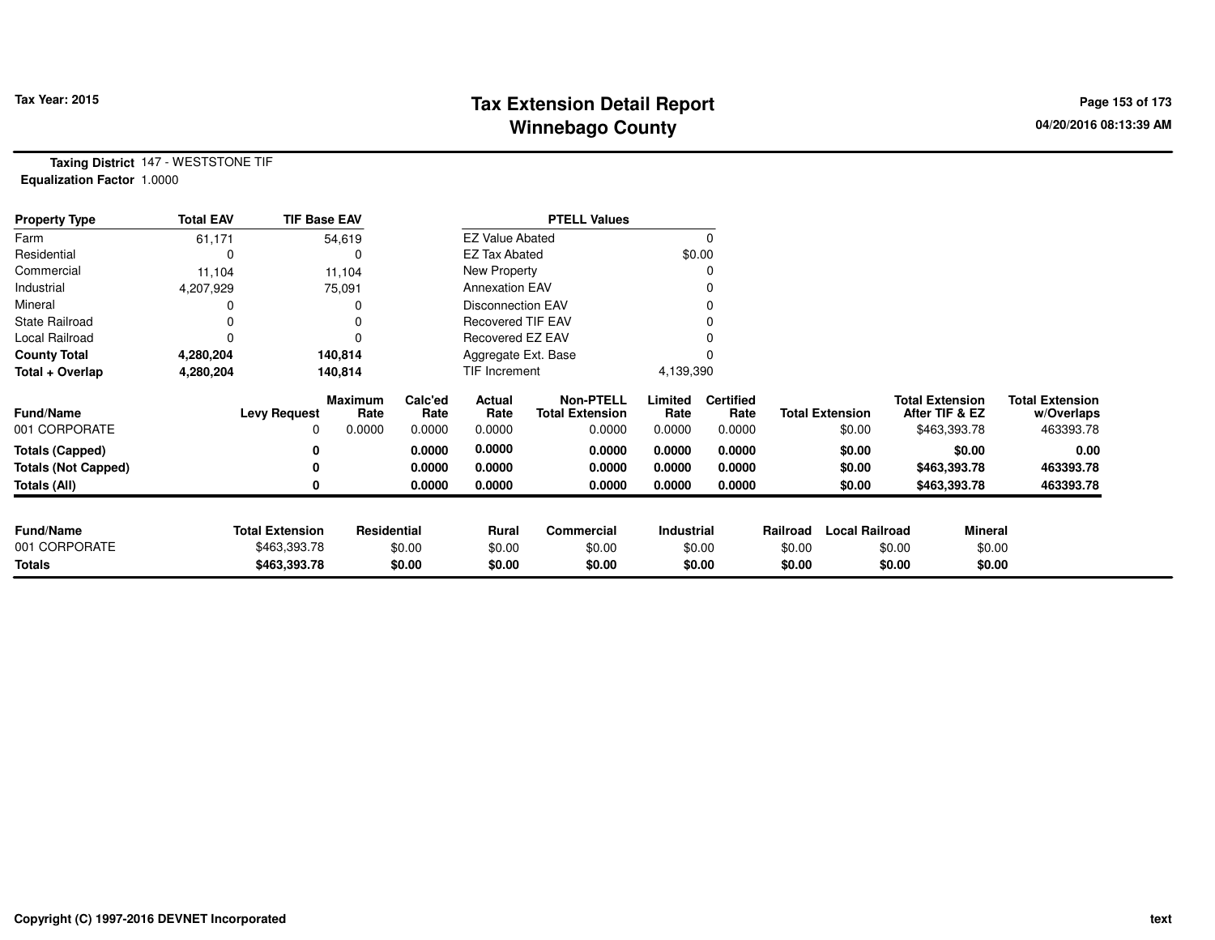**Tax Year: 2015**

# Tax Extension Detail Report
## Winnebago County

04/20/2016 08:13:39 AM

**Taxing District** 147 - WESTSTONE TIF
**Equalization Factor** 1.0000

| Property Type | Total EAV | TIF Base EAV |
|---|---|---|
| Farm | 61,171 | 54,619 |
| Residential | 0 | 0 |
| Commercial | 11,104 | 11,104 |
| Industrial | 4,207,929 | 75,091 |
| Mineral | 0 | 0 |
| State Railroad | 0 | 0 |
| Local Railroad | 0 | 0 |
| **County Total** | **4,280,204** | **140,814** |
| **Total + Overlap** | **4,280,204** | **140,814** |

| PTELL Values | |
|---|---|
| EZ Value Abated | 0 |
| EZ Tax Abated | $0.00 |
| New Property | 0 |
| Annexation EAV | 0 |
| Disconnection EAV | 0 |
| Recovered TIF EAV | 0 |
| Recovered EZ EAV | 0 |
| Aggregate Ext. Base | 0 |
| TIF Increment | 4,139,390 |

| Fund/Name | Levy Request | Maximum Rate | Calc'ed Rate | Actual Rate | Non-PTELL Total Extension | Limited Rate | Certified Rate | Total Extension | Total Extension After TIF & EZ | Total Extension w/Overlaps |
|---|---|---|---|---|---|---|---|---|---|---|
| 001 CORPORATE | 0 | 0.0000 | 0.0000 | 0.0000 | 0.0000 | 0.0000 | 0.0000 | $0.00 | $463,393.78 | 463393.78 |
| **Totals (Capped)** | **0** | | **0.0000** | **0.0000** | **0.0000** | **0.0000** | **0.0000** | **$0.00** | **$0.00** | **0.00** |
| **Totals (Not Capped)** | **0** | | **0.0000** | **0.0000** | **0.0000** | **0.0000** | **0.0000** | **$0.00** | **$463,393.78** | **463393.78** |
| **Totals (All)** | **0** | | **0.0000** | **0.0000** | **0.0000** | **0.0000** | **0.0000** | **$0.00** | **$463,393.78** | **463393.78** |

| Fund/Name | Total Extension | Residential | Rural | Commercial | Industrial | Railroad | Local Railroad | Mineral |
|---|---|---|---|---|---|---|---|---|
| 001 CORPORATE | $463,393.78 | $0.00 | $0.00 | $0.00 | $0.00 | $0.00 | $0.00 | $0.00 |
| **Totals** | **$463,393.78** | **$0.00** | **$0.00** | **$0.00** | **$0.00** | **$0.00** | **$0.00** | **$0.00** |

Copyright (C) 1997-2016 DEVNET Incorporated

text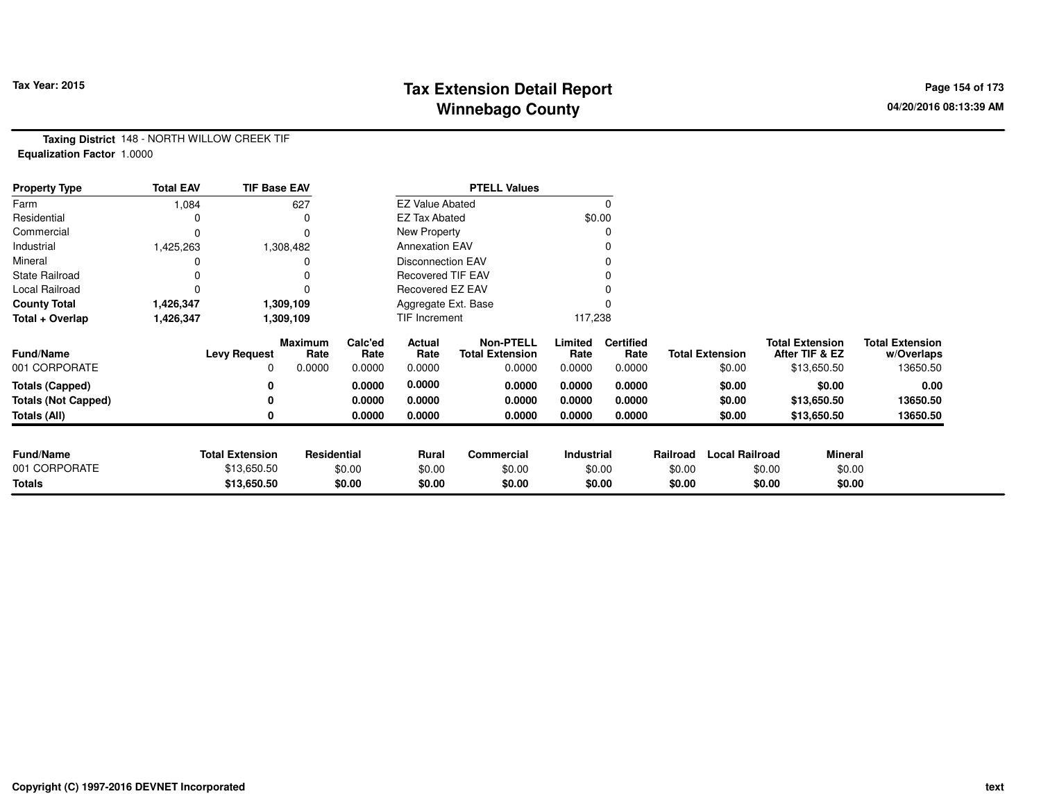# Tax Extension Detail Report
## Winnebago County

**Tax Year: 2015**

04/20/2016 08:13:39 AM

**Taxing District** 148 - NORTH WILLOW CREEK TIF
**Equalization Factor** 1.0000

| Property Type | Total EAV | TIF Base EAV |
|---|---|---|
| Farm | 1,084 | 627 |
| Residential | 0 | 0 |
| Commercial | 0 | 0 |
| Industrial | 1,425,263 | 1,308,482 |
| Mineral | 0 | 0 |
| State Railroad | 0 | 0 |
| Local Railroad | 0 | 0 |
| **County Total** | **1,426,347** | **1,309,109** |
| **Total + Overlap** | **1,426,347** | **1,309,109** |

| PTELL Values | |
|---|---|
| EZ Value Abated | 0 |
| EZ Tax Abated | $0.00 |
| New Property | 0 |
| Annexation EAV | 0 |
| Disconnection EAV | 0 |
| Recovered TIF EAV | 0 |
| Recovered EZ EAV | 0 |
| Aggregate Ext. Base | 0 |
| TIF Increment | 117,238 |

| Fund/Name | Levy Request | Maximum Rate | Calc'ed Rate | Actual Rate | Non-PTELL Total Extension | Limited Rate | Certified Rate | Total Extension | Total Extension After TIF & EZ | Total Extension w/Overlaps |
|---|---|---|---|---|---|---|---|---|---|---|
| 001 CORPORATE | 0 | 0.0000 | 0.0000 | 0.0000 | 0.0000 | 0.0000 | 0.0000 | $0.00 | $13,650.50 | 13650.50 |
| **Totals (Capped)** | **0** | | **0.0000** | **0.0000** | **0.0000** | **0.0000** | **0.0000** | **$0.00** | **$0.00** | **0.00** |
| **Totals (Not Capped)** | **0** | | **0.0000** | **0.0000** | **0.0000** | **0.0000** | **0.0000** | **$0.00** | **$13,650.50** | **13650.50** |
| **Totals (All)** | **0** | | **0.0000** | **0.0000** | **0.0000** | **0.0000** | **0.0000** | **$0.00** | **$13,650.50** | **13650.50** |

| Fund/Name | Total Extension | Residential | Rural | Commercial | Industrial | Railroad | Local Railroad | Mineral |
|---|---|---|---|---|---|---|---|---|
| 001 CORPORATE | $13,650.50 | $0.00 | $0.00 | $0.00 | $0.00 | $0.00 | $0.00 | $0.00 |
| **Totals** | **$13,650.50** | **$0.00** | **$0.00** | **$0.00** | **$0.00** | **$0.00** | **$0.00** | **$0.00** |

Copyright (C) 1997-2016 DEVNET Incorporated

text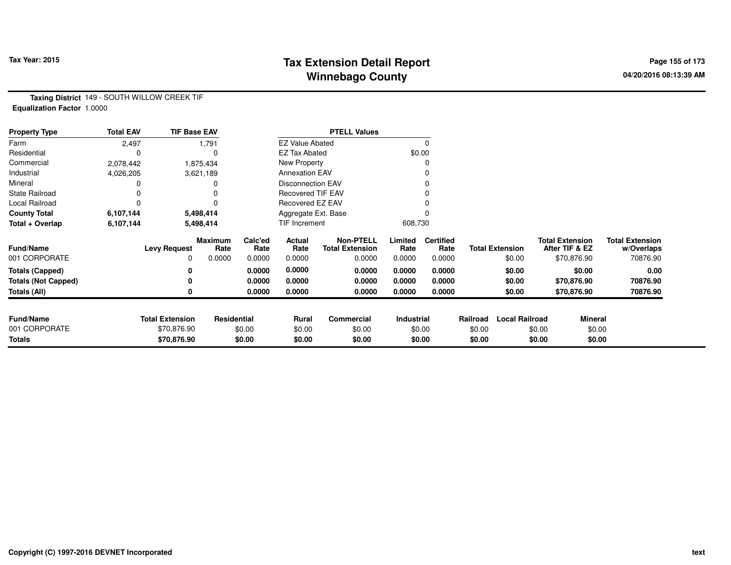# Tax Extension Detail Report
## Winnebago County

**Tax Year: 2015**

04/20/2016 08:13:39 AM

**Taxing District** 149 - SOUTH WILLOW CREEK TIF
**Equalization Factor** 1.0000

| Property Type | Total EAV | TIF Base EAV |
|---|---|---|
| Farm | 2,497 | 1,791 |
| Residential | 0 | 0 |
| Commercial | 2,078,442 | 1,875,434 |
| Industrial | 4,026,205 | 3,621,189 |
| Mineral | 0 | 0 |
| State Railroad | 0 | 0 |
| Local Railroad | 0 | 0 |
| **County Total** | **6,107,144** | **5,498,414** |
| **Total + Overlap** | **6,107,144** | **5,498,414** |

| PTELL Values | |
|---|---|
| EZ Value Abated | 0 |
| EZ Tax Abated | $0.00 |
| New Property | 0 |
| Annexation EAV | 0 |
| Disconnection EAV | 0 |
| Recovered TIF EAV | 0 |
| Recovered EZ EAV | 0 |
| Aggregate Ext. Base | 0 |
| TIF Increment | 608,730 |

| Fund/Name | Levy Request | Maximum Rate | Calc'ed Rate | Actual Rate | Non-PTELL Total Extension | Limited Rate | Certified Rate | Total Extension | Total Extension After TIF & EZ | Total Extension w/Overlaps |
|---|---|---|---|---|---|---|---|---|---|---|
| 001 CORPORATE | 0 | 0.0000 | 0.0000 | 0.0000 | 0.0000 | 0.0000 | 0.0000 | $0.00 | $70,876.90 | 70876.90 |
| **Totals (Capped)** | **0** | | **0.0000** | **0.0000** | **0.0000** | **0.0000** | **0.0000** | **$0.00** | **$0.00** | **0.00** |
| **Totals (Not Capped)** | **0** | | **0.0000** | **0.0000** | **0.0000** | **0.0000** | **0.0000** | **$0.00** | **$70,876.90** | **70876.90** |
| **Totals (All)** | **0** | | **0.0000** | **0.0000** | **0.0000** | **0.0000** | **0.0000** | **$0.00** | **$70,876.90** | **70876.90** |

| Fund/Name | Total Extension | Residential | Rural | Commercial | Industrial | Railroad | Local Railroad | Mineral |
|---|---|---|---|---|---|---|---|---|
| 001 CORPORATE | $70,876.90 | $0.00 | $0.00 | $0.00 | $0.00 | $0.00 | $0.00 | $0.00 |
| **Totals** | **$70,876.90** | **$0.00** | **$0.00** | **$0.00** | **$0.00** | **$0.00** | **$0.00** | **$0.00** |

Copyright (C) 1997-2016 DEVNET Incorporated

text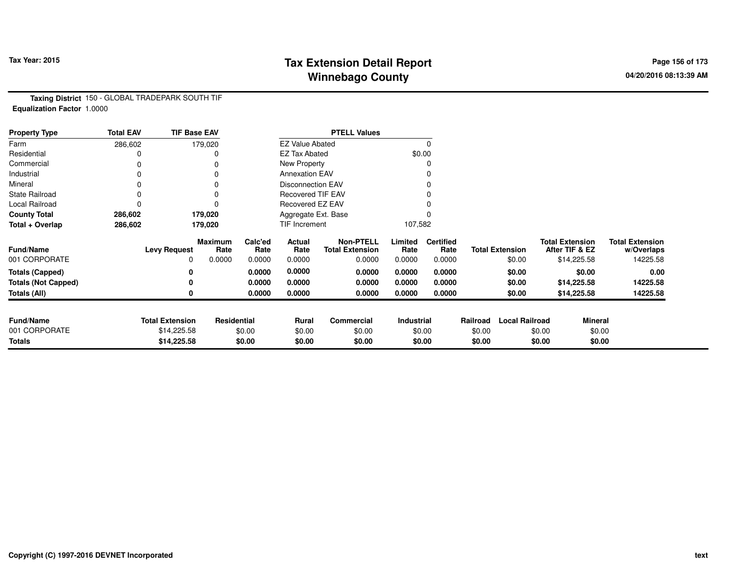# Tax Extension Detail Report
## Winnebago County

Tax Year: 2015

04/20/2016 08:13:39 AM

**Taxing District** 150 - GLOBAL TRADEPARK SOUTH TIF
**Equalization Factor** 1.0000

| Property Type | Total EAV | TIF Base EAV | PTELL Values | |
|---|---|---|---|---|
| Farm | 286,602 | 179,020 | EZ Value Abated | 0 |
| Residential | 0 | 0 | EZ Tax Abated | $0.00 |
| Commercial | 0 | 0 | New Property | 0 |
| Industrial | 0 | 0 | Annexation EAV | 0 |
| Mineral | 0 | 0 | Disconnection EAV | 0 |
| State Railroad | 0 | 0 | Recovered TIF EAV | 0 |
| Local Railroad | 0 | 0 | Recovered EZ EAV | 0 |
| **County Total** | **286,602** | **179,020** | Aggregate Ext. Base | 0 |
| **Total + Overlap** | **286,602** | **179,020** | TIF Increment | 107,582 |

| Fund/Name | Levy Request | Maximum Rate | Calc'ed Rate | Actual Rate | Non-PTELL Total Extension | Limited Rate | Certified Rate | Total Extension | Total Extension After TIF & EZ | Total Extension w/Overlaps |
|---|---|---|---|---|---|---|---|---|---|---|
| 001 CORPORATE | 0 | 0.0000 | 0.0000 | 0.0000 | 0.0000 | 0.0000 | 0.0000 | $0.00 | $14,225.58 | 14225.58 |
| **Totals (Capped)** | **0** | | **0.0000** | **0.0000** | **0.0000** | **0.0000** | **0.0000** | **$0.00** | **$0.00** | **0.00** |
| **Totals (Not Capped)** | **0** | | **0.0000** | **0.0000** | **0.0000** | **0.0000** | **0.0000** | **$0.00** | **$14,225.58** | **14225.58** |
| **Totals (All)** | **0** | | **0.0000** | **0.0000** | **0.0000** | **0.0000** | **0.0000** | **$0.00** | **$14,225.58** | **14225.58** |

| Fund/Name | Total Extension | Residential | Rural | Commercial | Industrial | Railroad | Local Railroad | Mineral |
|---|---|---|---|---|---|---|---|---|
| 001 CORPORATE | $14,225.58 | $0.00 | $0.00 | $0.00 | $0.00 | $0.00 | $0.00 | $0.00 |
| **Totals** | **$14,225.58** | **$0.00** | **$0.00** | **$0.00** | **$0.00** | **$0.00** | **$0.00** | **$0.00** |

Copyright (C) 1997-2016 DEVNET Incorporated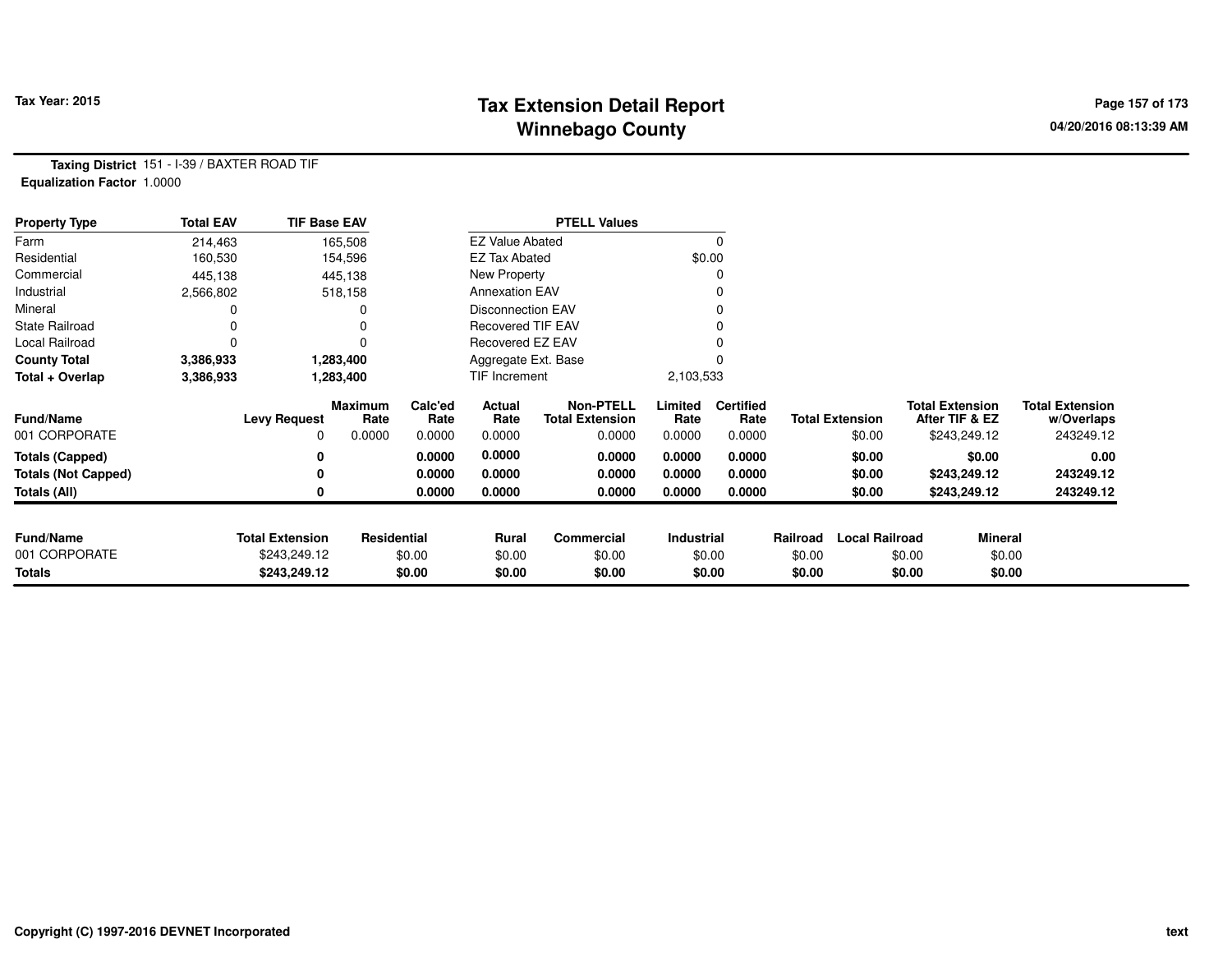# Tax Extension Detail Report
## Winnebago County

Tax Year: 2015

04/20/2016 08:13:39 AM

**Taxing District** 151 - I-39 / BAXTER ROAD TIF
**Equalization Factor** 1.0000

| Property Type | Total EAV | TIF Base EAV |
|---|---|---|
| Farm | 214,463 | 165,508 |
| Residential | 160,530 | 154,596 |
| Commercial | 445,138 | 445,138 |
| Industrial | 2,566,802 | 518,158 |
| Mineral | 0 | 0 |
| State Railroad | 0 | 0 |
| Local Railroad | 0 | 0 |
| **County Total** | **3,386,933** | **1,283,400** |
| **Total + Overlap** | **3,386,933** | **1,283,400** |

| PTELL Values | |
|---|---|
| EZ Value Abated | 0 |
| EZ Tax Abated | $0.00 |
| New Property | 0 |
| Annexation EAV | 0 |
| Disconnection EAV | 0 |
| Recovered TIF EAV | 0 |
| Recovered EZ EAV | 0 |
| Aggregate Ext. Base | 0 |
| TIF Increment | 2,103,533 |

| Fund/Name | Levy Request | Maximum Rate | Calc'ed Rate | Actual Rate | Non-PTELL Total Extension | Limited Rate | Certified Rate | Total Extension | Total Extension After TIF & EZ | Total Extension w/Overlaps |
|---|---|---|---|---|---|---|---|---|---|---|
| 001 CORPORATE | 0 | 0.0000 | 0.0000 | 0.0000 | 0.0000 | 0.0000 | 0.0000 | $0.00 | $243,249.12 | 243249.12 |
| **Totals (Capped)** | **0** | | **0.0000** | **0.0000** | **0.0000** | **0.0000** | **0.0000** | **$0.00** | **$0.00** | **0.00** |
| **Totals (Not Capped)** | **0** | | **0.0000** | **0.0000** | **0.0000** | **0.0000** | **0.0000** | **$0.00** | **$243,249.12** | **243249.12** |
| **Totals (All)** | **0** | | **0.0000** | **0.0000** | **0.0000** | **0.0000** | **0.0000** | **$0.00** | **$243,249.12** | **243249.12** |

| Fund/Name | Total Extension | Residential | Rural | Commercial | Industrial | Railroad | Local Railroad | Mineral |
|---|---|---|---|---|---|---|---|---|
| 001 CORPORATE | $243,249.12 | $0.00 | $0.00 | $0.00 | $0.00 | $0.00 | $0.00 | $0.00 |
| **Totals** | **$243,249.12** | **$0.00** | **$0.00** | **$0.00** | **$0.00** | **$0.00** | **$0.00** | **$0.00** |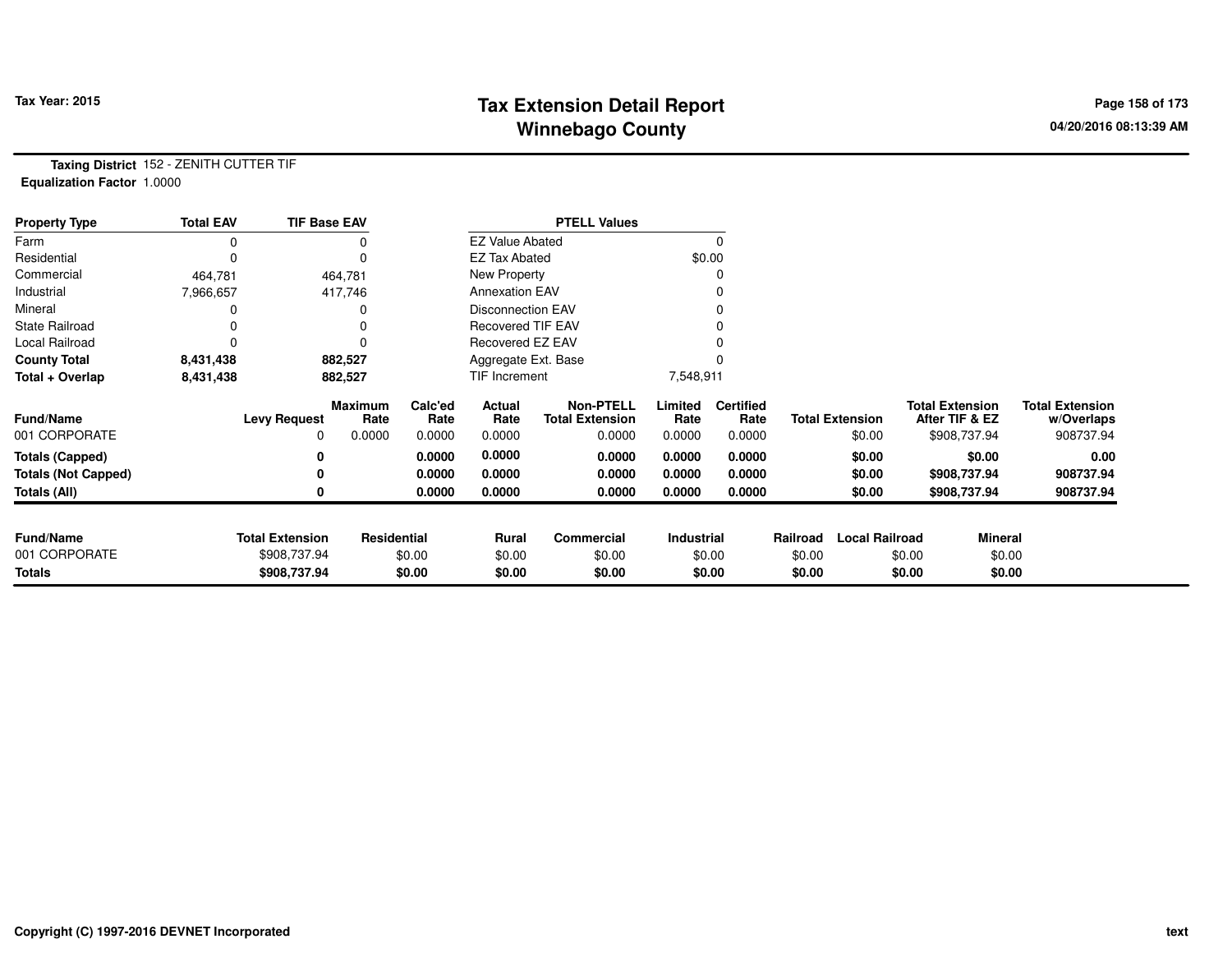**Taxing District** 152 - ZENITH CUTTER TIF
**Equalization Factor** 1.0000

| Property Type | Total EAV | TIF Base EAV |
|---|---|---|
| Farm | 0 | 0 |
| Residential | 0 | 0 |
| Commercial | 464,781 | 464,781 |
| Industrial | 7,966,657 | 417,746 |
| Mineral | 0 | 0 |
| State Railroad | 0 | 0 |
| Local Railroad | 0 | 0 |
| **County Total** | **8,431,438** | **882,527** |
| **Total + Overlap** | **8,431,438** | **882,527** |

| PTELL Values | |
|---|---|
| EZ Value Abated | 0 |
| EZ Tax Abated | $0.00 |
| New Property | 0 |
| Annexation EAV | 0 |
| Disconnection EAV | 0 |
| Recovered TIF EAV | 0 |
| Recovered EZ EAV | 0 |
| Aggregate Ext. Base | 0 |
| TIF Increment | 7,548,911 |

| Fund/Name | Levy Request | Maximum Rate | Calc'ed Rate | Actual Rate | Non-PTELL Total Extension | Limited Rate | Certified Rate | Total Extension | Total Extension After TIF & EZ | Total Extension w/Overlaps |
|---|---|---|---|---|---|---|---|---|---|---|
| 001 CORPORATE | 0 | 0.0000 | 0.0000 | 0.0000 | 0.0000 | 0.0000 | 0.0000 | $0.00 | $908,737.94 | 908737.94 |
| **Totals (Capped)** | **0** | | **0.0000** | **0.0000** | **0.0000** | **0.0000** | **0.0000** | **$0.00** | **$0.00** | **0.00** |
| **Totals (Not Capped)** | **0** | | **0.0000** | **0.0000** | **0.0000** | **0.0000** | **0.0000** | **$0.00** | **$908,737.94** | **908737.94** |
| **Totals (All)** | **0** | | **0.0000** | **0.0000** | **0.0000** | **0.0000** | **0.0000** | **$0.00** | **$908,737.94** | **908737.94** |

| Fund/Name | Total Extension | Residential | Rural | Commercial | Industrial | Railroad | Local Railroad | Mineral |
|---|---|---|---|---|---|---|---|---|
| 001 CORPORATE | $908,737.94 | $0.00 | $0.00 | $0.00 | $0.00 | $0.00 | $0.00 | $0.00 |
| **Totals** | **$908,737.94** | **$0.00** | **$0.00** | **$0.00** | **$0.00** | **$0.00** | **$0.00** | **$0.00** |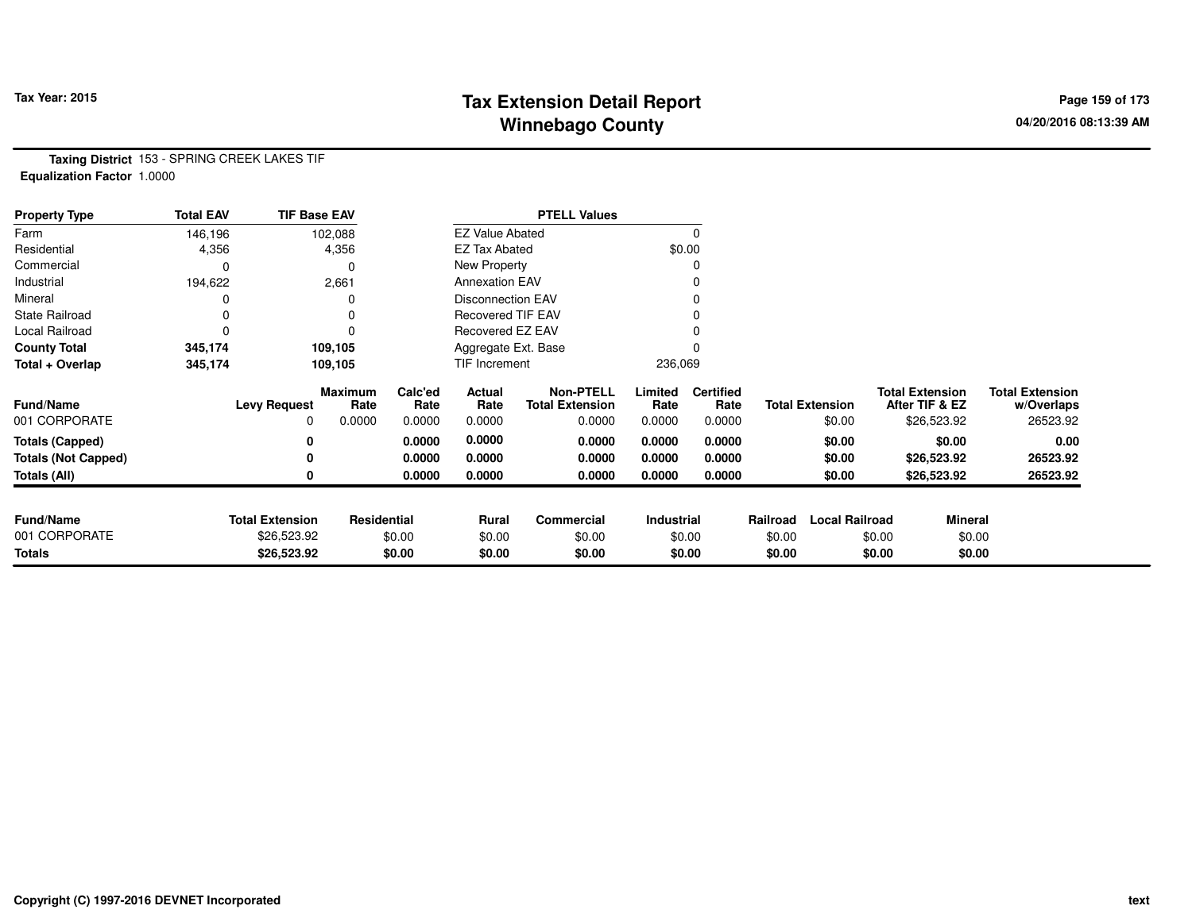**Tax Year: 2015**

# Tax Extension Detail Report
## Winnebago County

04/20/2016 08:13:39 AM

**Taxing District** 153 - SPRING CREEK LAKES TIF
**Equalization Factor** 1.0000

| Property Type | Total EAV | TIF Base EAV | PTELL Values | |
|---|---|---|---|---|
| Farm | 146,196 | 102,088 | EZ Value Abated | 0 |
| Residential | 4,356 | 4,356 | EZ Tax Abated | $0.00 |
| Commercial | 0 | 0 | New Property | 0 |
| Industrial | 194,622 | 2,661 | Annexation EAV | 0 |
| Mineral | 0 | 0 | Disconnection EAV | 0 |
| State Railroad | 0 | 0 | Recovered TIF EAV | 0 |
| Local Railroad | 0 | 0 | Recovered EZ EAV | 0 |
| **County Total** | **345,174** | **109,105** | Aggregate Ext. Base | 0 |
| **Total + Overlap** | **345,174** | **109,105** | TIF Increment | 236,069 |

| Fund/Name | Levy Request | Maximum Rate | Calc'ed Rate | Actual Rate | Non-PTELL Total Extension | Limited Rate | Certified Rate | Total Extension | Total Extension After TIF & EZ | Total Extension w/Overlaps |
|---|---|---|---|---|---|---|---|---|---|---|
| 001 CORPORATE | 0 | 0.0000 | 0.0000 | 0.0000 | 0.0000 | 0.0000 | 0.0000 | $0.00 | $26,523.92 | 26523.92 |
| **Totals (Capped)** | **0** | | **0.0000** | **0.0000** | **0.0000** | **0.0000** | **0.0000** | **$0.00** | **$0.00** | **0.00** |
| **Totals (Not Capped)** | **0** | | **0.0000** | **0.0000** | **0.0000** | **0.0000** | **0.0000** | **$0.00** | **$26,523.92** | **26523.92** |
| **Totals (All)** | **0** | | **0.0000** | **0.0000** | **0.0000** | **0.0000** | **0.0000** | **$0.00** | **$26,523.92** | **26523.92** |

| Fund/Name | Total Extension | Residential | Rural | Commercial | Industrial | Railroad | Local Railroad | Mineral |
|---|---|---|---|---|---|---|---|---|
| 001 CORPORATE | $26,523.92 | $0.00 | $0.00 | $0.00 | $0.00 | $0.00 | $0.00 | $0.00 |
| **Totals** | **$26,523.92** | **$0.00** | **$0.00** | **$0.00** | **$0.00** | **$0.00** | **$0.00** | **$0.00** |

Copyright (C) 1997-2016 DEVNET Incorporated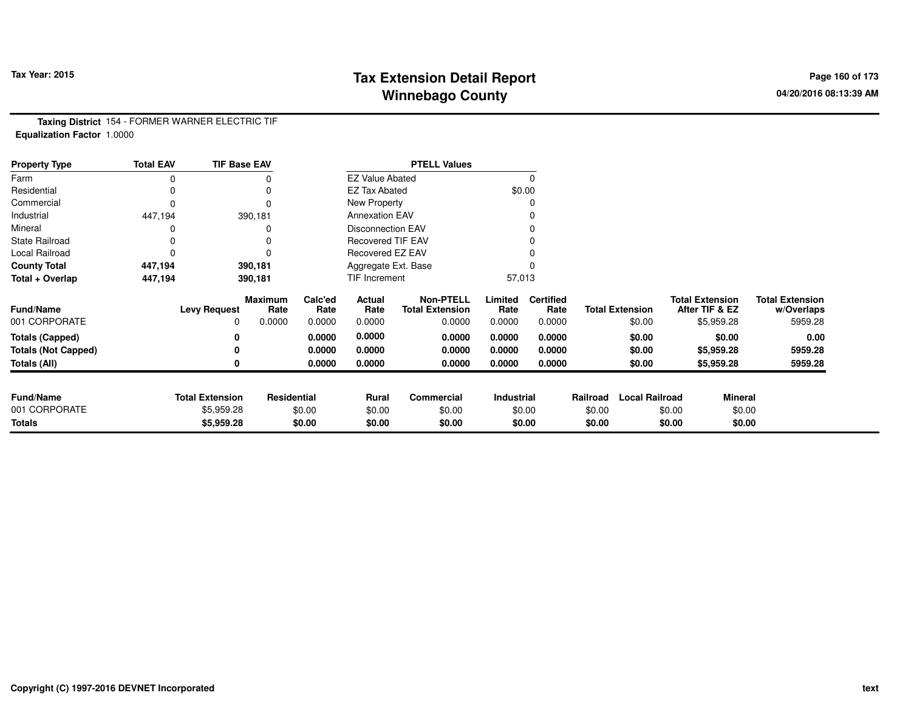**Tax Year: 2015**

# Tax Extension Detail Report
## Winnebago County

04/20/2016 08:13:39 AM

**Taxing District** 154 - FORMER WARNER ELECTRIC TIF
**Equalization Factor** 1.0000

| Property Type | Total EAV | TIF Base EAV | PTELL Values | |
|---|---|---|---|---|
| Farm | 0 | 0 | EZ Value Abated | 0 |
| Residential | 0 | 0 | EZ Tax Abated | $0.00 |
| Commercial | 0 | 0 | New Property | 0 |
| Industrial | 447,194 | 390,181 | Annexation EAV | 0 |
| Mineral | 0 | 0 | Disconnection EAV | 0 |
| State Railroad | 0 | 0 | Recovered TIF EAV | 0 |
| Local Railroad | 0 | 0 | Recovered EZ EAV | 0 |
| **County Total** | **447,194** | **390,181** | Aggregate Ext. Base | 0 |
| **Total + Overlap** | **447,194** | **390,181** | TIF Increment | 57,013 |

| Fund/Name | Levy Request | Maximum Rate | Calc'ed Rate | Actual Rate | Non-PTELL Total Extension | Limited Rate | Certified Rate | Total Extension | Total Extension After TIF & EZ | Total Extension w/Overlaps |
|---|---|---|---|---|---|---|---|---|---|---|
| 001 CORPORATE | 0 | 0.0000 | 0.0000 | 0.0000 | 0.0000 | 0.0000 | 0.0000 | $0.00 | $5,959.28 | 5959.28 |
| **Totals (Capped)** | **0** | | **0.0000** | **0.0000** | **0.0000** | **0.0000** | **0.0000** | **$0.00** | **$0.00** | **0.00** |
| **Totals (Not Capped)** | **0** | | **0.0000** | **0.0000** | **0.0000** | **0.0000** | **0.0000** | **$0.00** | **$5,959.28** | **5959.28** |
| **Totals (All)** | **0** | | **0.0000** | **0.0000** | **0.0000** | **0.0000** | **0.0000** | **$0.00** | **$5,959.28** | **5959.28** |

| Fund/Name | Total Extension | Residential | Rural | Commercial | Industrial | Railroad | Local Railroad | Mineral |
|---|---|---|---|---|---|---|---|---|
| 001 CORPORATE | $5,959.28 | $0.00 | $0.00 | $0.00 | $0.00 | $0.00 | $0.00 | $0.00 |
| **Totals** | **$5,959.28** | **$0.00** | **$0.00** | **$0.00** | **$0.00** | **$0.00** | **$0.00** | **$0.00** |

Copyright (C) 1997-2016 DEVNET Incorporated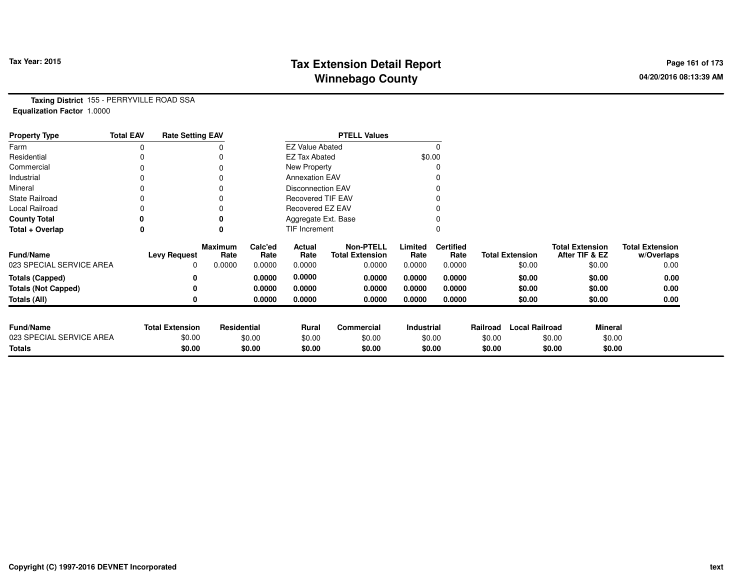**Tax Year: 2015**

# Tax Extension Detail Report
## Winnebago County

**Taxing District** 155 - PERRYVILLE ROAD SSA
**Equalization Factor** 1.0000

| Property Type | Total EAV | Rate Setting EAV |
|---|---|---|
| Farm | 0 | 0 |
| Residential | 0 | 0 |
| Commercial | 0 | 0 |
| Industrial | 0 | 0 |
| Mineral | 0 | 0 |
| State Railroad | 0 | 0 |
| Local Railroad | 0 | 0 |
| **County Total** | **0** | **0** |
| **Total + Overlap** | **0** | **0** |

| PTELL Values | |
|---|---|
| EZ Value Abated | 0 |
| EZ Tax Abated | $0.00 |
| New Property | 0 |
| Annexation EAV | 0 |
| Disconnection EAV | 0 |
| Recovered TIF EAV | 0 |
| Recovered EZ EAV | 0 |
| Aggregate Ext. Base | 0 |
| TIF Increment | 0 |

| Fund/Name | Levy Request | Maximum Rate | Calc'ed Rate | Actual Rate | Non-PTELL Total Extension | Limited Rate | Certified Rate | Total Extension | Total Extension After TIF & EZ | Total Extension w/Overlaps |
|---|---|---|---|---|---|---|---|---|---|---|
| 023 SPECIAL SERVICE AREA | 0 | 0.0000 | 0.0000 | 0.0000 | 0.0000 | 0.0000 | 0.0000 | $0.00 | $0.00 | 0.00 |
| **Totals (Capped)** | **0** | | **0.0000** | **0.0000** | **0.0000** | **0.0000** | **0.0000** | **$0.00** | **$0.00** | **0.00** |
| **Totals (Not Capped)** | **0** | | **0.0000** | **0.0000** | **0.0000** | **0.0000** | **0.0000** | **$0.00** | **$0.00** | **0.00** |
| **Totals (All)** | **0** | | **0.0000** | **0.0000** | **0.0000** | **0.0000** | **0.0000** | **$0.00** | **$0.00** | **0.00** |

| Fund/Name | Total Extension | Residential | Rural | Commercial | Industrial | Railroad | Local Railroad | Mineral |
|---|---|---|---|---|---|---|---|---|
| 023 SPECIAL SERVICE AREA | $0.00 | $0.00 | $0.00 | $0.00 | $0.00 | $0.00 | $0.00 | $0.00 |
| **Totals** | **$0.00** | **$0.00** | **$0.00** | **$0.00** | **$0.00** | **$0.00** | **$0.00** | **$0.00** |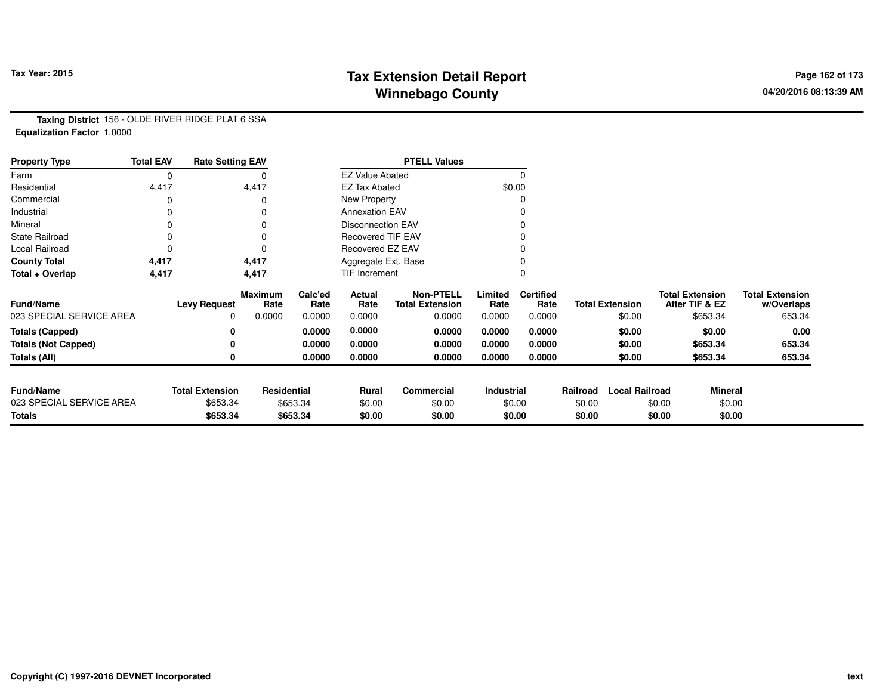# Tax Extension Detail Report
# Winnebago County

Tax Year: 2015

04/20/2016 08:13:39 AM

**Taxing District** 156 - OLDE RIVER RIDGE PLAT 6 SSA
**Equalization Factor** 1.0000

| Property Type | Total EAV | Rate Setting EAV |
|---|---|---|
| Farm | 0 | 0 |
| Residential | 4,417 | 4,417 |
| Commercial | 0 | 0 |
| Industrial | 0 | 0 |
| Mineral | 0 | 0 |
| State Railroad | 0 | 0 |
| Local Railroad | 0 | 0 |
| **County Total** | **4,417** | **4,417** |
| **Total + Overlap** | **4,417** | **4,417** |

| PTELL Values | |
|---|---|
| EZ Value Abated | 0 |
| EZ Tax Abated | $0.00 |
| New Property | 0 |
| Annexation EAV | 0 |
| Disconnection EAV | 0 |
| Recovered TIF EAV | 0 |
| Recovered EZ EAV | 0 |
| Aggregate Ext. Base | 0 |
| TIF Increment | 0 |

| Fund/Name | Levy Request | Maximum Rate | Calc'ed Rate | Actual Rate | Non-PTELL Total Extension | Limited Rate | Certified Rate | Total Extension | Total Extension After TIF & EZ | Total Extension w/Overlaps |
|---|---|---|---|---|---|---|---|---|---|---|
| 023 SPECIAL SERVICE AREA | 0 | 0.0000 | 0.0000 | 0.0000 | 0.0000 | 0.0000 | 0.0000 | $0.00 | $653.34 | 653.34 |
| **Totals (Capped)** | **0** | | **0.0000** | **0.0000** | **0.0000** | **0.0000** | **0.0000** | **$0.00** | **$0.00** | **0.00** |
| **Totals (Not Capped)** | **0** | | **0.0000** | **0.0000** | **0.0000** | **0.0000** | **0.0000** | **$0.00** | **$653.34** | **653.34** |
| **Totals (All)** | **0** | | **0.0000** | **0.0000** | **0.0000** | **0.0000** | **0.0000** | **$0.00** | **$653.34** | **653.34** |

| Fund/Name | Total Extension | Residential | Rural | Commercial | Industrial | Railroad | Local Railroad | Mineral |
|---|---|---|---|---|---|---|---|---|
| 023 SPECIAL SERVICE AREA | $653.34 | $653.34 | $0.00 | $0.00 | $0.00 | $0.00 | $0.00 | $0.00 |
| **Totals** | **$653.34** | **$653.34** | **$0.00** | **$0.00** | **$0.00** | **$0.00** | **$0.00** | **$0.00** |

Copyright (C) 1997-2016 DEVNET Incorporated

text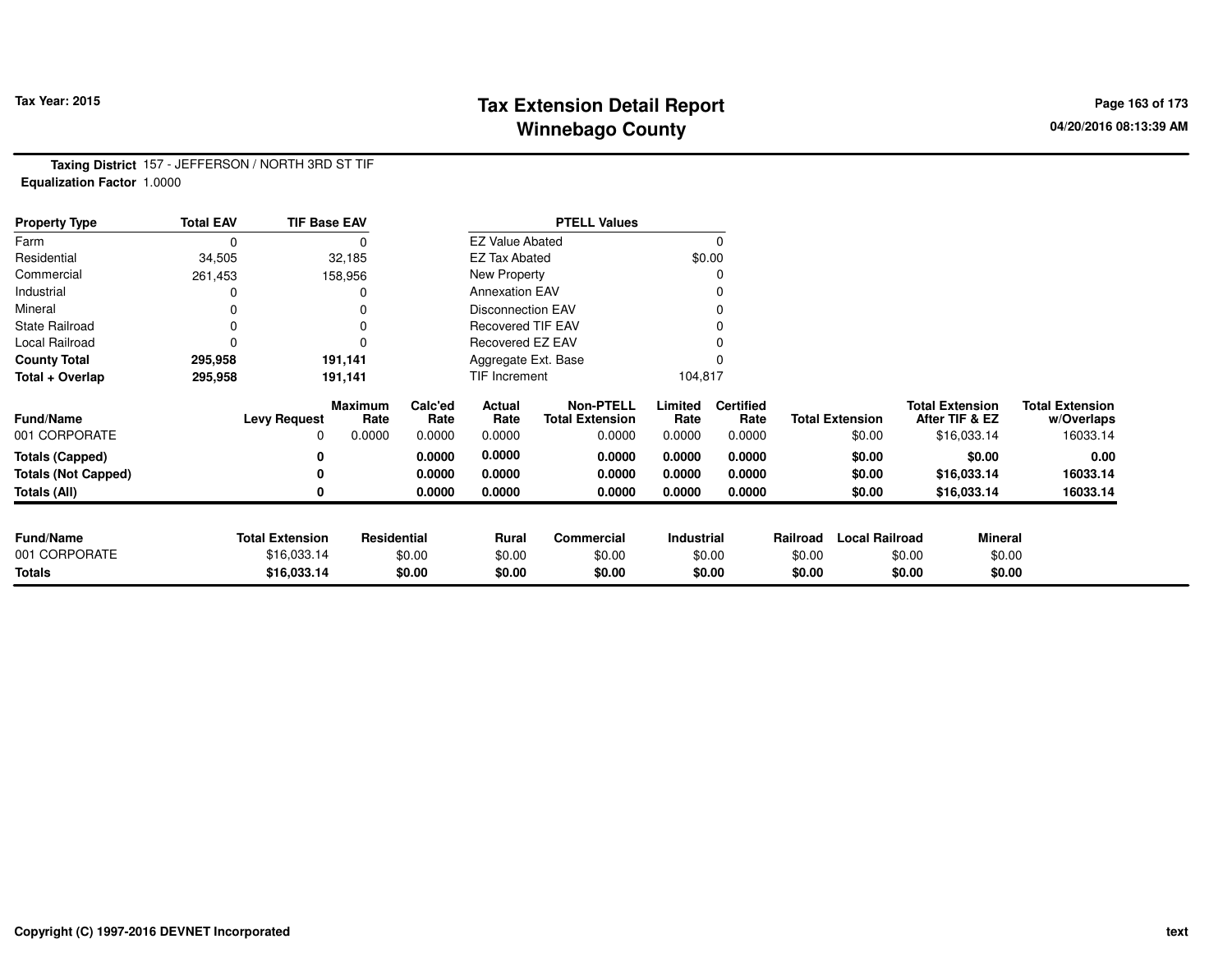# Tax Extension Detail Report
## Winnebago County

Tax Year: 2015

04/20/2016 08:13:39 AM

**Taxing District** 157 - JEFFERSON / NORTH 3RD ST TIF
**Equalization Factor** 1.0000

| Property Type | Total EAV | TIF Base EAV | PTELL Values | |
|---|---|---|---|---|
| Farm | 0 | 0 | EZ Value Abated | 0 |
| Residential | 34,505 | 32,185 | EZ Tax Abated | $0.00 |
| Commercial | 261,453 | 158,956 | New Property | 0 |
| Industrial | 0 | 0 | Annexation EAV | 0 |
| Mineral | 0 | 0 | Disconnection EAV | 0 |
| State Railroad | 0 | 0 | Recovered TIF EAV | 0 |
| Local Railroad | 0 | 0 | Recovered EZ EAV | 0 |
| **County Total** | **295,958** | **191,141** | Aggregate Ext. Base | 0 |
| **Total + Overlap** | **295,958** | **191,141** | TIF Increment | 104,817 |

| Fund/Name | Levy Request | Maximum Rate | Calc'ed Rate | Actual Rate | Non-PTELL Total Extension | Limited Rate | Certified Rate | Total Extension | Total Extension After TIF & EZ | Total Extension w/Overlaps |
|---|---|---|---|---|---|---|---|---|---|---|
| 001 CORPORATE | 0 | 0.0000 | 0.0000 | 0.0000 | 0.0000 | 0.0000 | 0.0000 | $0.00 | $16,033.14 | 16033.14 |
| **Totals (Capped)** | **0** | | **0.0000** | **0.0000** | **0.0000** | **0.0000** | **0.0000** | **$0.00** | **$0.00** | **0.00** |
| **Totals (Not Capped)** | **0** | | **0.0000** | **0.0000** | **0.0000** | **0.0000** | **0.0000** | **$0.00** | **$16,033.14** | **16033.14** |
| **Totals (All)** | **0** | | **0.0000** | **0.0000** | **0.0000** | **0.0000** | **0.0000** | **$0.00** | **$16,033.14** | **16033.14** |

| Fund/Name | Total Extension | Residential | Rural | Commercial | Industrial | Railroad | Local Railroad | Mineral |
|---|---|---|---|---|---|---|---|---|
| 001 CORPORATE | $16,033.14 | $0.00 | $0.00 | $0.00 | $0.00 | $0.00 | $0.00 | $0.00 |
| **Totals** | **$16,033.14** | **$0.00** | **$0.00** | **$0.00** | **$0.00** | **$0.00** | **$0.00** | **$0.00** |

Copyright (C) 1997-2016 DEVNET Incorporated

text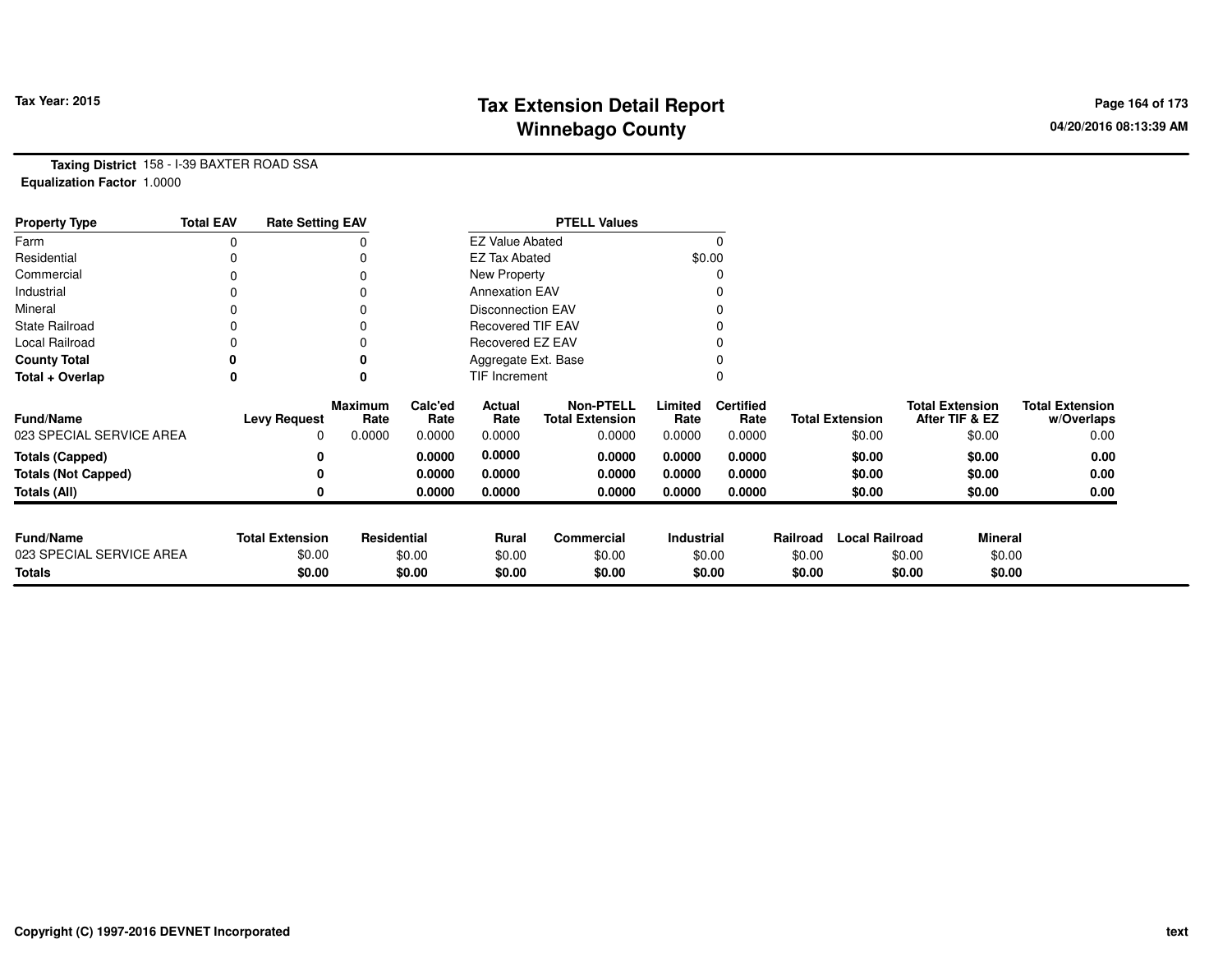**Tax Year: 2015**

# Tax Extension Detail Report
## Winnebago County

**Taxing District** 158 - I-39 BAXTER ROAD SSA
**Equalization Factor** 1.0000

| Property Type | Total EAV | Rate Setting EAV | | PTELL Values | |
|---|---|---|---|---|---|
| Farm | 0 | 0 | | EZ Value Abated | 0 |
| Residential | 0 | 0 | | EZ Tax Abated | $0.00 |
| Commercial | 0 | 0 | | New Property | 0 |
| Industrial | 0 | 0 | | Annexation EAV | 0 |
| Mineral | 0 | 0 | | Disconnection EAV | 0 |
| State Railroad | 0 | 0 | | Recovered TIF EAV | 0 |
| Local Railroad | 0 | 0 | | Recovered EZ EAV | 0 |
| **County Total** | **0** | **0** | | Aggregate Ext. Base | 0 |
| **Total + Overlap** | **0** | **0** | | TIF Increment | 0 |

| Fund/Name | Levy Request | Maximum Rate | Calc'ed Rate | Actual Rate | Non-PTELL Total Extension | Limited Rate | Certified Rate | Total Extension | Total Extension After TIF & EZ | Total Extension w/Overlaps |
|---|---|---|---|---|---|---|---|---|---|---|
| 023 SPECIAL SERVICE AREA | 0 | 0.0000 | 0.0000 | 0.0000 | 0.0000 | 0.0000 | 0.0000 | $0.00 | $0.00 | 0.00 |
| **Totals (Capped)** | **0** | | **0.0000** | **0.0000** | **0.0000** | **0.0000** | **0.0000** | **$0.00** | **$0.00** | **0.00** |
| **Totals (Not Capped)** | **0** | | **0.0000** | **0.0000** | **0.0000** | **0.0000** | **0.0000** | **$0.00** | **$0.00** | **0.00** |
| **Totals (All)** | **0** | | **0.0000** | **0.0000** | **0.0000** | **0.0000** | **0.0000** | **$0.00** | **$0.00** | **0.00** |

| Fund/Name | Total Extension | Residential | Rural | Commercial | Industrial | Railroad | Local Railroad | Mineral |
|---|---|---|---|---|---|---|---|---|
| 023 SPECIAL SERVICE AREA | $0.00 | $0.00 | $0.00 | $0.00 | $0.00 | $0.00 | $0.00 | $0.00 |
| **Totals** | **$0.00** | **$0.00** | **$0.00** | **$0.00** | **$0.00** | **$0.00** | **$0.00** | **$0.00** |

**Copyright (C) 1997-2016 DEVNET Incorporated**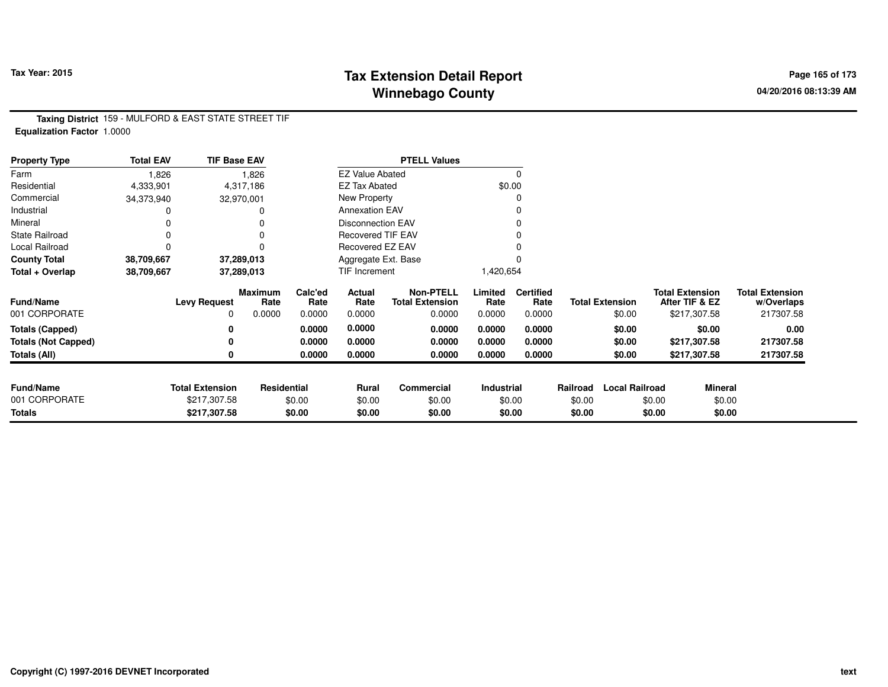**Tax Year: 2015**

# Tax Extension Detail Report
## Winnebago County

04/20/2016 08:13:39 AM

**Taxing District** 159 - MULFORD & EAST STATE STREET TIF
**Equalization Factor** 1.0000

| Property Type | Total EAV | TIF Base EAV |
|---|---|---|
| Farm | 1,826 | 1,826 |
| Residential | 4,333,901 | 4,317,186 |
| Commercial | 34,373,940 | 32,970,001 |
| Industrial | 0 | 0 |
| Mineral | 0 | 0 |
| State Railroad | 0 | 0 |
| Local Railroad | 0 | 0 |
| **County Total** | **38,709,667** | **37,289,013** |
| **Total + Overlap** | **38,709,667** | **37,289,013** |

| PTELL Values | |
|---|---|
| EZ Value Abated | 0 |
| EZ Tax Abated | $0.00 |
| New Property | 0 |
| Annexation EAV | 0 |
| Disconnection EAV | 0 |
| Recovered TIF EAV | 0 |
| Recovered EZ EAV | 0 |
| Aggregate Ext. Base | 0 |
| TIF Increment | 1,420,654 |

| Fund/Name | Levy Request | Maximum Rate | Calc'ed Rate | Actual Rate | Non-PTELL Total Extension | Limited Rate | Certified Rate | Total Extension | Total Extension After TIF & EZ | Total Extension w/Overlaps |
|---|---|---|---|---|---|---|---|---|---|---|
| 001 CORPORATE | 0 | 0.0000 | 0.0000 | 0.0000 | 0.0000 | 0.0000 | 0.0000 | $0.00 | $217,307.58 | 217307.58 |
| **Totals (Capped)** | **0** | | **0.0000** | **0.0000** | **0.0000** | **0.0000** | **0.0000** | **$0.00** | **$0.00** | **0.00** |
| **Totals (Not Capped)** | **0** | | **0.0000** | **0.0000** | **0.0000** | **0.0000** | **0.0000** | **$0.00** | **$217,307.58** | **217307.58** |
| **Totals (All)** | **0** | | **0.0000** | **0.0000** | **0.0000** | **0.0000** | **0.0000** | **$0.00** | **$217,307.58** | **217307.58** |

| Fund/Name | Total Extension | Residential | Rural | Commercial | Industrial | Railroad | Local Railroad | Mineral |
|---|---|---|---|---|---|---|---|---|
| 001 CORPORATE | $217,307.58 | $0.00 | $0.00 | $0.00 | $0.00 | $0.00 | $0.00 | $0.00 |
| **Totals** | **$217,307.58** | **$0.00** | **$0.00** | **$0.00** | **$0.00** | **$0.00** | **$0.00** | **$0.00** |

Copyright (C) 1997-2016 DEVNET Incorporated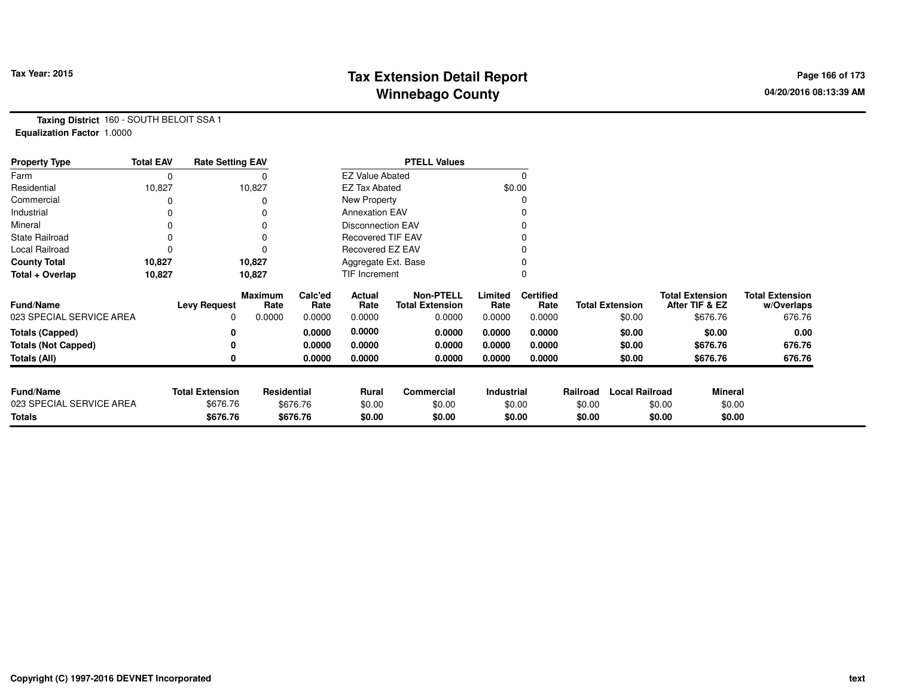# Tax Extension Detail Report
## Winnebago County

Tax Year: 2015

04/20/2016 08:13:39 AM

**Taxing District** 160 - SOUTH BELOIT SSA 1
**Equalization Factor** 1.0000

| Property Type | Total EAV | Rate Setting EAV |
|---|---|---|
| Farm | 0 | 0 |
| Residential | 10,827 | 10,827 |
| Commercial | 0 | 0 |
| Industrial | 0 | 0 |
| Mineral | 0 | 0 |
| State Railroad | 0 | 0 |
| Local Railroad | 0 | 0 |
| **County Total** | **10,827** | **10,827** |
| **Total + Overlap** | **10,827** | **10,827** |

| PTELL Values | |
|---|---|
| EZ Value Abated | 0 |
| EZ Tax Abated | $0.00 |
| New Property | 0 |
| Annexation EAV | 0 |
| Disconnection EAV | 0 |
| Recovered TIF EAV | 0 |
| Recovered EZ EAV | 0 |
| Aggregate Ext. Base | 0 |
| TIF Increment | 0 |

| Fund/Name | Levy Request | Maximum Rate | Calc'ed Rate | Actual Rate | Non-PTELL Total Extension | Limited Rate | Certified Rate | Total Extension | Total Extension After TIF & EZ | Total Extension w/Overlaps |
|---|---|---|---|---|---|---|---|---|---|---|
| 023 SPECIAL SERVICE AREA | 0 | 0.0000 | 0.0000 | 0.0000 | 0.0000 | 0.0000 | 0.0000 | $0.00 | $676.76 | 676.76 |
| **Totals (Capped)** | **0** | | **0.0000** | **0.0000** | **0.0000** | **0.0000** | **0.0000** | **$0.00** | **$0.00** | **0.00** |
| **Totals (Not Capped)** | **0** | | **0.0000** | **0.0000** | **0.0000** | **0.0000** | **0.0000** | **$0.00** | **$676.76** | **676.76** |
| **Totals (All)** | **0** | | **0.0000** | **0.0000** | **0.0000** | **0.0000** | **0.0000** | **$0.00** | **$676.76** | **676.76** |

| Fund/Name | Total Extension | Residential | Rural | Commercial | Industrial | Railroad | Local Railroad | Mineral |
|---|---|---|---|---|---|---|---|---|
| 023 SPECIAL SERVICE AREA | $676.76 | $676.76 | $0.00 | $0.00 | $0.00 | $0.00 | $0.00 | $0.00 |
| **Totals** | **$676.76** | **$676.76** | **$0.00** | **$0.00** | **$0.00** | **$0.00** | **$0.00** | **$0.00** |

Copyright (C) 1997-2016 DEVNET Incorporated

text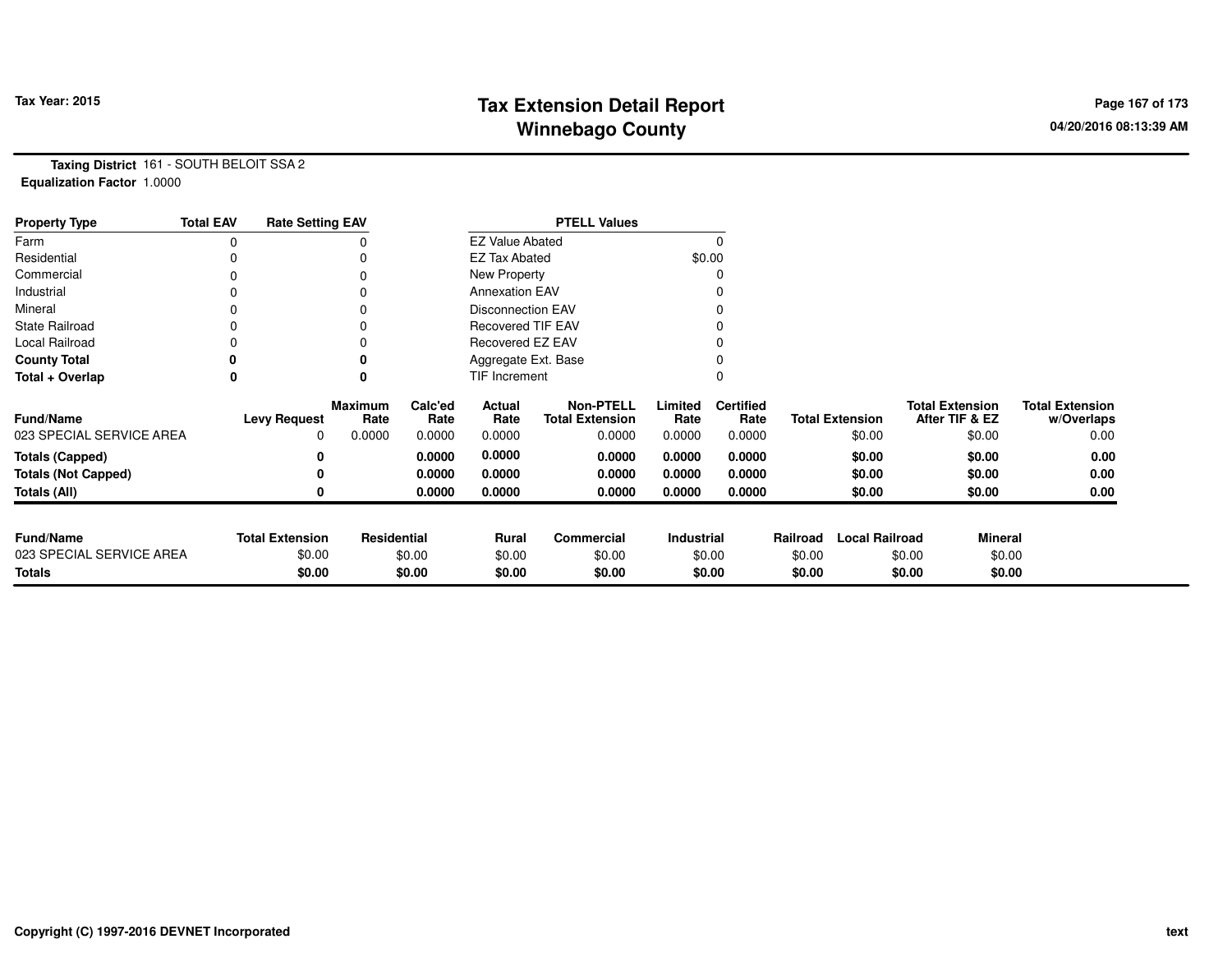**Tax Year: 2015**

# Tax Extension Detail Report
## Winnebago County

04/20/2016 08:13:39 AM

**Taxing District** 161 - SOUTH BELOIT SSA 2
**Equalization Factor** 1.0000

| Property Type | Total EAV | Rate Setting EAV |
|---|---|---|
| Farm | 0 | 0 |
| Residential | 0 | 0 |
| Commercial | 0 | 0 |
| Industrial | 0 | 0 |
| Mineral | 0 | 0 |
| State Railroad | 0 | 0 |
| Local Railroad | 0 | 0 |
| **County Total** | **0** | **0** |
| **Total + Overlap** | **0** | **0** |

| PTELL Values | |
|---|---|
| EZ Value Abated | 0 |
| EZ Tax Abated | $0.00 |
| New Property | 0 |
| Annexation EAV | 0 |
| Disconnection EAV | 0 |
| Recovered TIF EAV | 0 |
| Recovered EZ EAV | 0 |
| Aggregate Ext. Base | 0 |
| TIF Increment | 0 |

| Fund/Name | Levy Request | Maximum Rate | Calc'ed Rate | Actual Rate | Non-PTELL Total Extension | Limited Rate | Certified Rate | Total Extension | Total Extension After TIF & EZ | Total Extension w/Overlaps |
|---|---|---|---|---|---|---|---|---|---|---|
| 023 SPECIAL SERVICE AREA | 0 | 0.0000 | 0.0000 | 0.0000 | 0.0000 | 0.0000 | 0.0000 | $0.00 | $0.00 | 0.00 |
| **Totals (Capped)** | **0** | | **0.0000** | **0.0000** | **0.0000** | **0.0000** | **0.0000** | **$0.00** | **$0.00** | **0.00** |
| **Totals (Not Capped)** | **0** | | **0.0000** | **0.0000** | **0.0000** | **0.0000** | **0.0000** | **$0.00** | **$0.00** | **0.00** |
| **Totals (All)** | **0** | | **0.0000** | **0.0000** | **0.0000** | **0.0000** | **0.0000** | **$0.00** | **$0.00** | **0.00** |

| Fund/Name | Total Extension | Residential | Rural | Commercial | Industrial | Railroad | Local Railroad | Mineral |
|---|---|---|---|---|---|---|---|---|
| 023 SPECIAL SERVICE AREA | $0.00 | $0.00 | $0.00 | $0.00 | $0.00 | $0.00 | $0.00 | $0.00 |
| **Totals** | **$0.00** | **$0.00** | **$0.00** | **$0.00** | **$0.00** | **$0.00** | **$0.00** | **$0.00** |

Copyright (C) 1997-2016 DEVNET Incorporated

text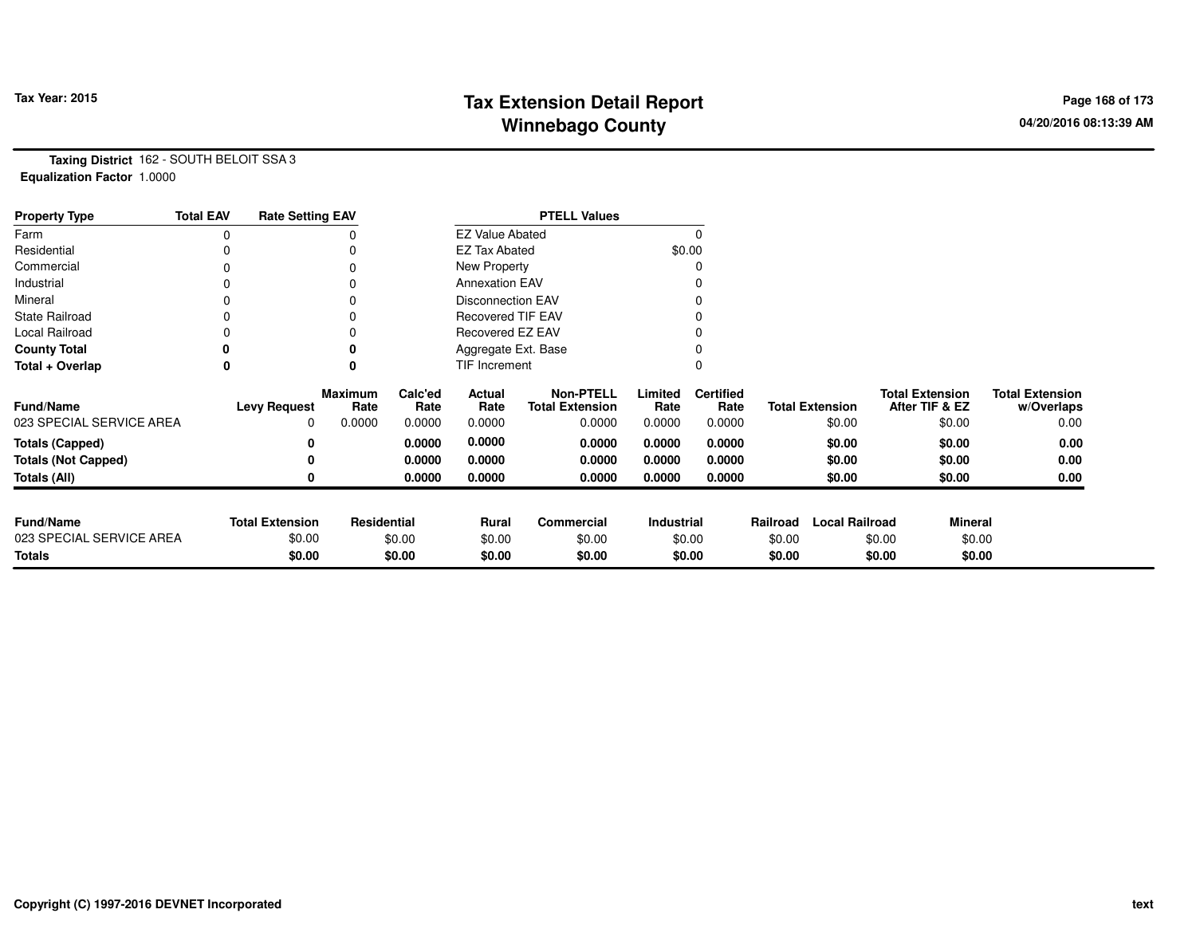# Tax Extension Detail Report
## Winnebago County

Tax Year: 2015

04/20/2016 08:13:39 AM

**Taxing District** 162 - SOUTH BELOIT SSA 3
**Equalization Factor** 1.0000

| Property Type | Total EAV | Rate Setting EAV |
|---|---|---|
| Farm | 0 | 0 |
| Residential | 0 | 0 |
| Commercial | 0 | 0 |
| Industrial | 0 | 0 |
| Mineral | 0 | 0 |
| State Railroad | 0 | 0 |
| Local Railroad | 0 | 0 |
| **County Total** | **0** | **0** |
| **Total + Overlap** | **0** | **0** |

| PTELL Values | |
|---|---|
| EZ Value Abated | 0 |
| EZ Tax Abated | $0.00 |
| New Property | 0 |
| Annexation EAV | 0 |
| Disconnection EAV | 0 |
| Recovered TIF EAV | 0 |
| Recovered EZ EAV | 0 |
| Aggregate Ext. Base | 0 |
| TIF Increment | 0 |

| Fund/Name | Levy Request | Maximum Rate | Calc'ed Rate | Actual Rate | Non-PTELL Total Extension | Limited Rate | Certified Rate | Total Extension | Total Extension After TIF & EZ | Total Extension w/Overlaps |
|---|---|---|---|---|---|---|---|---|---|---|
| 023 SPECIAL SERVICE AREA | 0 | 0.0000 | 0.0000 | 0.0000 | 0.0000 | 0.0000 | 0.0000 | $0.00 | $0.00 | 0.00 |
| **Totals (Capped)** | **0** | | **0.0000** | **0.0000** | **0.0000** | **0.0000** | **0.0000** | **$0.00** | **$0.00** | **0.00** |
| **Totals (Not Capped)** | **0** | | **0.0000** | **0.0000** | **0.0000** | **0.0000** | **0.0000** | **$0.00** | **$0.00** | **0.00** |
| **Totals (All)** | **0** | | **0.0000** | **0.0000** | **0.0000** | **0.0000** | **0.0000** | **$0.00** | **$0.00** | **0.00** |

| Fund/Name | Total Extension | Residential | Rural | Commercial | Industrial | Railroad | Local Railroad | Mineral |
|---|---|---|---|---|---|---|---|---|
| 023 SPECIAL SERVICE AREA | $0.00 | $0.00 | $0.00 | $0.00 | $0.00 | $0.00 | $0.00 | $0.00 |
| **Totals** | **$0.00** | **$0.00** | **$0.00** | **$0.00** | **$0.00** | **$0.00** | **$0.00** | **$0.00** |

Copyright (C) 1997-2016 DEVNET Incorporated

text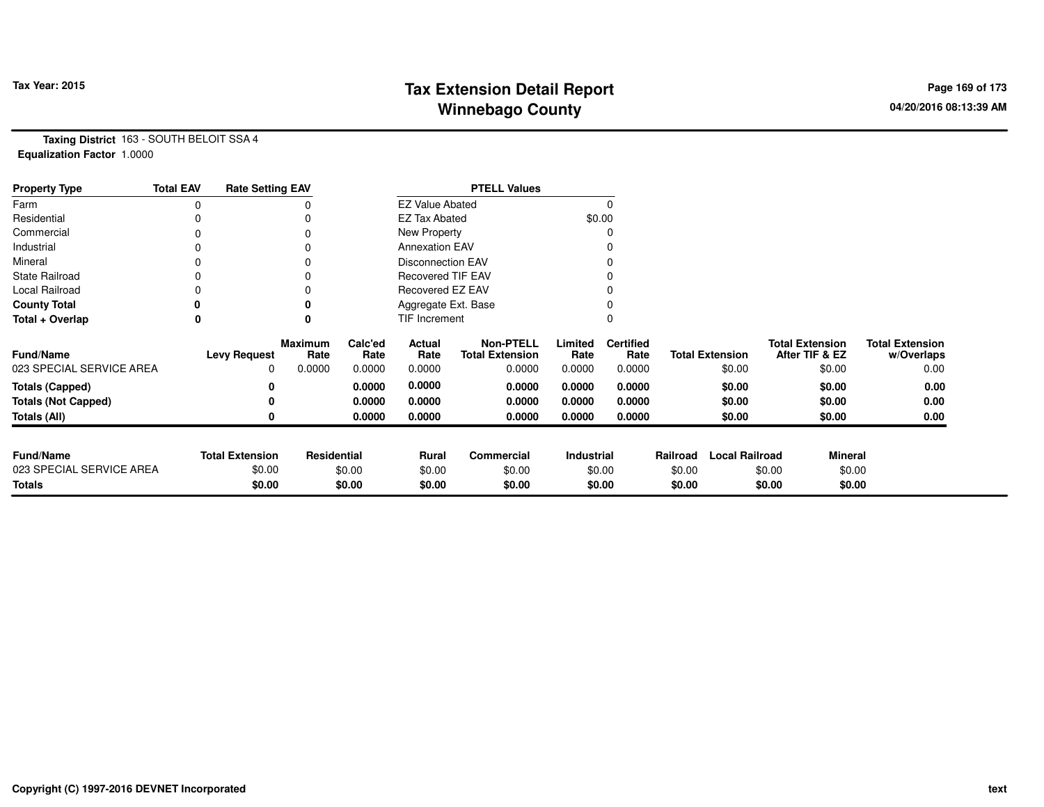**Tax Year: 2015**

# Tax Extension Detail Report
## Winnebago County

**Taxing District** 163 - SOUTH BELOIT SSA 4
**Equalization Factor** 1.0000

| Property Type | Total EAV | Rate Setting EAV |
|---|---|---|
| Farm | 0 | 0 |
| Residential | 0 | 0 |
| Commercial | 0 | 0 |
| Industrial | 0 | 0 |
| Mineral | 0 | 0 |
| State Railroad | 0 | 0 |
| Local Railroad | 0 | 0 |
| **County Total** | **0** | **0** |
| **Total + Overlap** | **0** | **0** |

| PTELL Values | |
|---|---|
| EZ Value Abated | 0 |
| EZ Tax Abated | $0.00 |
| New Property | 0 |
| Annexation EAV | 0 |
| Disconnection EAV | 0 |
| Recovered TIF EAV | 0 |
| Recovered EZ EAV | 0 |
| Aggregate Ext. Base | 0 |
| TIF Increment | 0 |

| Fund/Name | Levy Request | Maximum Rate | Calc'ed Rate | Actual Rate | Non-PTELL Total Extension | Limited Rate | Certified Rate | Total Extension | Total Extension After TIF & EZ | Total Extension w/Overlaps |
|---|---|---|---|---|---|---|---|---|---|---|
| 023 SPECIAL SERVICE AREA | 0 | 0.0000 | 0.0000 | 0.0000 | 0.0000 | 0.0000 | 0.0000 | $0.00 | $0.00 | 0.00 |
| **Totals (Capped)** | **0** | | **0.0000** | **0.0000** | **0.0000** | **0.0000** | **0.0000** | **$0.00** | **$0.00** | **0.00** |
| **Totals (Not Capped)** | **0** | | **0.0000** | **0.0000** | **0.0000** | **0.0000** | **0.0000** | **$0.00** | **$0.00** | **0.00** |
| **Totals (All)** | **0** | | **0.0000** | **0.0000** | **0.0000** | **0.0000** | **0.0000** | **$0.00** | **$0.00** | **0.00** |

| Fund/Name | Total Extension | Residential | Rural | Commercial | Industrial | Railroad | Local Railroad | Mineral |
|---|---|---|---|---|---|---|---|---|
| 023 SPECIAL SERVICE AREA | $0.00 | $0.00 | $0.00 | $0.00 | $0.00 | $0.00 | $0.00 | $0.00 |
| **Totals** | **$0.00** | **$0.00** | **$0.00** | **$0.00** | **$0.00** | **$0.00** | **$0.00** | **$0.00** |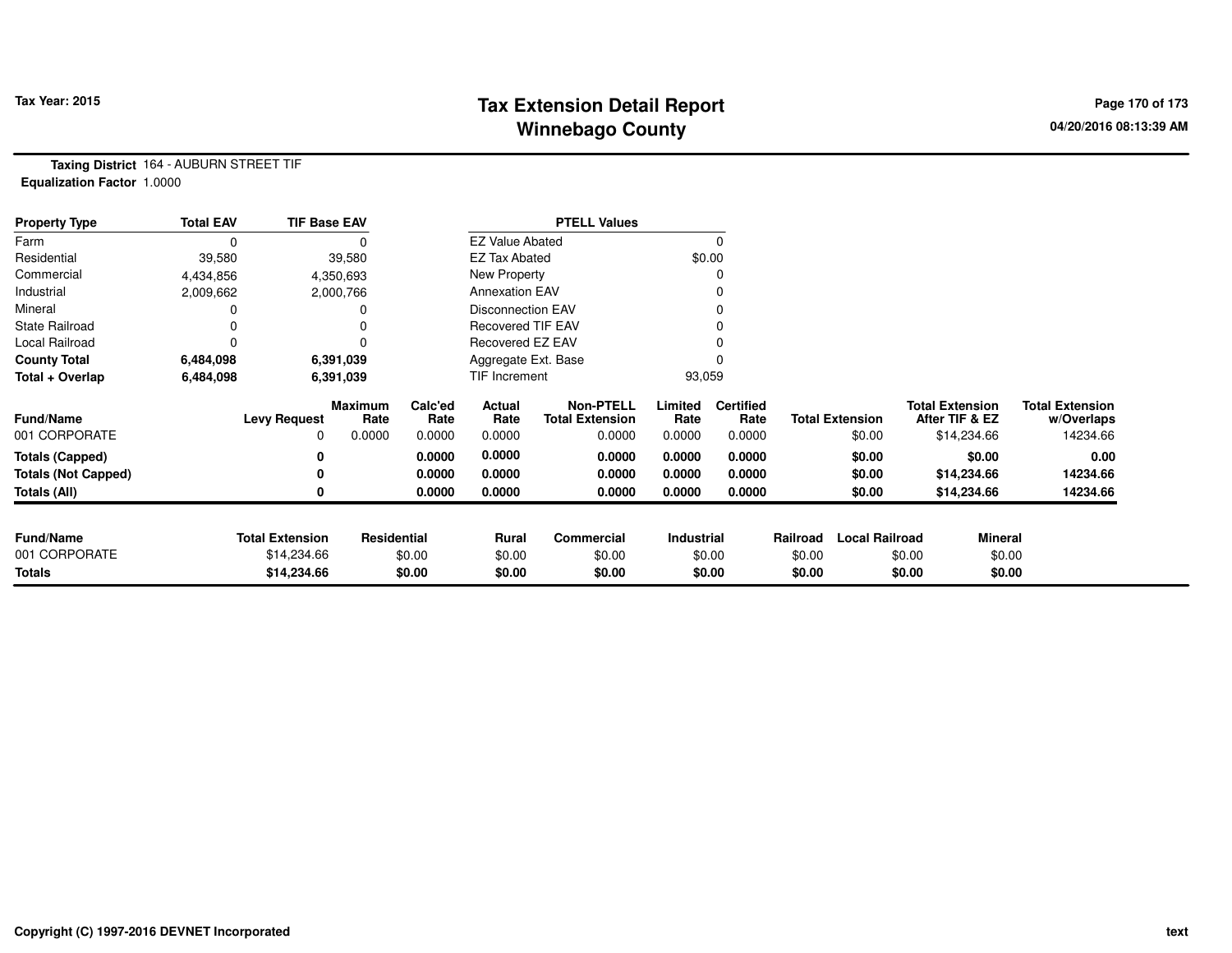Tax Year: 2015

# Tax Extension Detail Report
## Winnebago County

04/20/2016 08:13:39 AM

**Taxing District** 164 - AUBURN STREET TIF
**Equalization Factor** 1.0000

| Property Type | Total EAV | TIF Base EAV | PTELL Values | |
|---|---|---|---|---|
| Farm | 0 | 0 | EZ Value Abated | 0 |
| Residential | 39,580 | 39,580 | EZ Tax Abated | $0.00 |
| Commercial | 4,434,856 | 4,350,693 | New Property | 0 |
| Industrial | 2,009,662 | 2,000,766 | Annexation EAV | 0 |
| Mineral | 0 | 0 | Disconnection EAV | 0 |
| State Railroad | 0 | 0 | Recovered TIF EAV | 0 |
| Local Railroad | 0 | 0 | Recovered EZ EAV | 0 |
| **County Total** | **6,484,098** | **6,391,039** | Aggregate Ext. Base | 0 |
| **Total + Overlap** | **6,484,098** | **6,391,039** | TIF Increment | 93,059 |

| Fund/Name | Levy Request | Maximum Rate | Calc'ed Rate | Actual Rate | Non-PTELL Total Extension | Limited Rate | Certified Rate | Total Extension | Total Extension After TIF & EZ | Total Extension w/Overlaps |
|---|---|---|---|---|---|---|---|---|---|---|
| 001 CORPORATE | 0 | 0.0000 | 0.0000 | 0.0000 | 0.0000 | 0.0000 | 0.0000 | $0.00 | $14,234.66 | 14234.66 |
| **Totals (Capped)** | **0** | | **0.0000** | **0.0000** | **0.0000** | **0.0000** | **0.0000** | **$0.00** | **$0.00** | **0.00** |
| **Totals (Not Capped)** | **0** | | **0.0000** | **0.0000** | **0.0000** | **0.0000** | **0.0000** | **$0.00** | **$14,234.66** | **14234.66** |
| **Totals (All)** | **0** | | **0.0000** | **0.0000** | **0.0000** | **0.0000** | **0.0000** | **$0.00** | **$14,234.66** | **14234.66** |

| Fund/Name | Total Extension | Residential | Rural | Commercial | Industrial | Railroad | Local Railroad | Mineral |
|---|---|---|---|---|---|---|---|---|
| 001 CORPORATE | $14,234.66 | $0.00 | $0.00 | $0.00 | $0.00 | $0.00 | $0.00 | $0.00 |
| **Totals** | **$14,234.66** | **$0.00** | **$0.00** | **$0.00** | **$0.00** | **$0.00** | **$0.00** | **$0.00** |

Copyright (C) 1997-2016 DEVNET Incorporated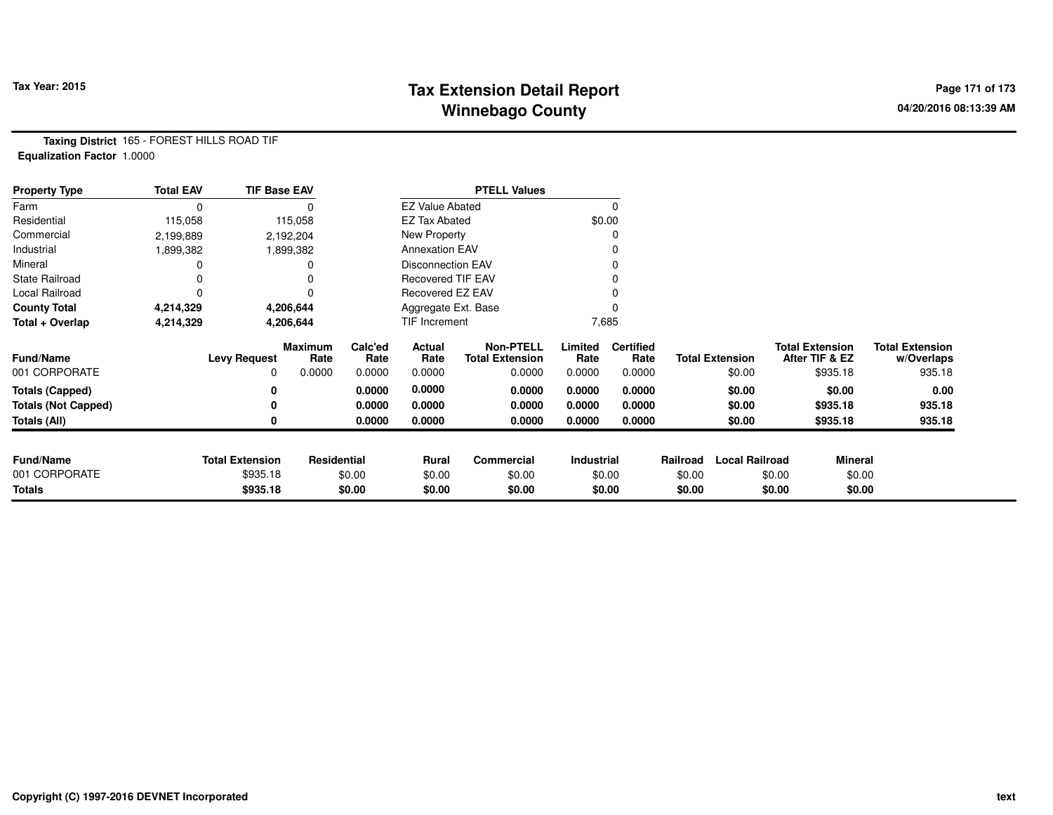# Tax Extension Detail Report
## Winnebago County

Tax Year: 2015

**Taxing District** 165 - FOREST HILLS ROAD TIF
**Equalization Factor** 1.0000

| Property Type | Total EAV | TIF Base EAV | | PTELL Values | |
|---|---|---|---|---|---|
| Farm | 0 | 0 | | EZ Value Abated | 0 |
| Residential | 115,058 | 115,058 | | EZ Tax Abated | $0.00 |
| Commercial | 2,199,889 | 2,192,204 | | New Property | 0 |
| Industrial | 1,899,382 | 1,899,382 | | Annexation EAV | 0 |
| Mineral | 0 | 0 | | Disconnection EAV | 0 |
| State Railroad | 0 | 0 | | Recovered TIF EAV | 0 |
| Local Railroad | 0 | 0 | | Recovered EZ EAV | 0 |
| **County Total** | **4,214,329** | **4,206,644** | | Aggregate Ext. Base | 0 |
| **Total + Overlap** | **4,214,329** | **4,206,644** | | TIF Increment | 7,685 |

| Fund/Name | Levy Request | Maximum Rate | Calc'ed Rate | Actual Rate | Non-PTELL Total Extension | Limited Rate | Certified Rate | Total Extension | Total Extension After TIF & EZ | Total Extension w/Overlaps |
|---|---|---|---|---|---|---|---|---|---|---|
| 001 CORPORATE | 0 | 0.0000 | 0.0000 | 0.0000 | 0.0000 | 0.0000 | 0.0000 | $0.00 | $935.18 | 935.18 |
| **Totals (Capped)** | **0** | | **0.0000** | **0.0000** | **0.0000** | **0.0000** | **0.0000** | **$0.00** | **$0.00** | **0.00** |
| **Totals (Not Capped)** | **0** | | **0.0000** | **0.0000** | **0.0000** | **0.0000** | **0.0000** | **$0.00** | **$935.18** | **935.18** |
| **Totals (All)** | **0** | | **0.0000** | **0.0000** | **0.0000** | **0.0000** | **0.0000** | **$0.00** | **$935.18** | **935.18** |

| Fund/Name | Total Extension | Residential | Rural | Commercial | Industrial | Railroad | Local Railroad | Mineral |
|---|---|---|---|---|---|---|---|---|
| 001 CORPORATE | $935.18 | $0.00 | $0.00 | $0.00 | $0.00 | $0.00 | $0.00 | $0.00 |
| **Totals** | **$935.18** | **$0.00** | **$0.00** | **$0.00** | **$0.00** | **$0.00** | **$0.00** | **$0.00** |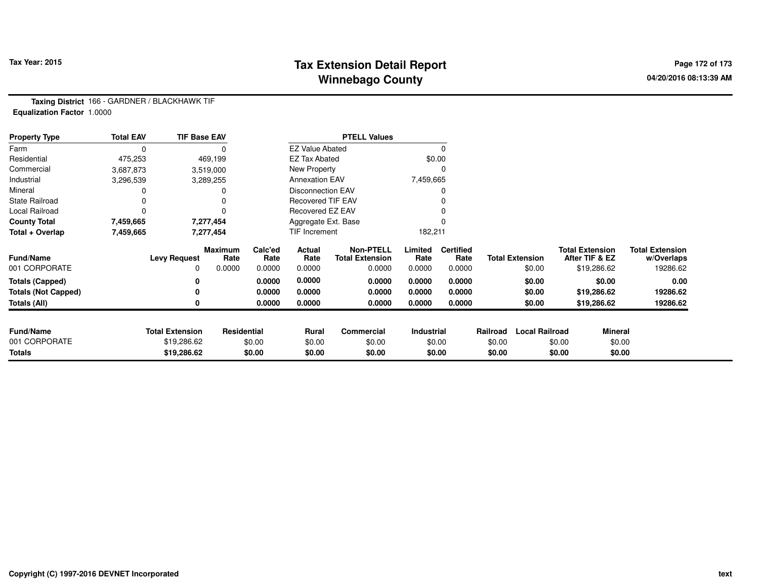Tax Year: 2015

# Tax Extension Detail Report
## Winnebago County

04/20/2016 08:13:39 AM

**Taxing District** 166 - GARDNER / BLACKHAWK TIF
**Equalization Factor** 1.0000

| Property Type | Total EAV | TIF Base EAV | PTELL Values | |
|---|---|---|---|---|
| Farm | 0 | 0 | EZ Value Abated | 0 |
| Residential | 475,253 | 469,199 | EZ Tax Abated | $0.00 |
| Commercial | 3,687,873 | 3,519,000 | New Property | 0 |
| Industrial | 3,296,539 | 3,289,255 | Annexation EAV | 7,459,665 |
| Mineral | 0 | 0 | Disconnection EAV | 0 |
| State Railroad | 0 | 0 | Recovered TIF EAV | 0 |
| Local Railroad | 0 | 0 | Recovered EZ EAV | 0 |
| **County Total** | **7,459,665** | **7,277,454** | Aggregate Ext. Base | 0 |
| **Total + Overlap** | **7,459,665** | **7,277,454** | TIF Increment | 182,211 |

| Fund/Name | Levy Request | Maximum Rate | Calc'ed Rate | Actual Rate | Non-PTELL Total Extension | Limited Rate | Certified Rate | Total Extension | Total Extension After TIF & EZ | Total Extension w/Overlaps |
|---|---|---|---|---|---|---|---|---|---|---|
| 001 CORPORATE | 0 | 0.0000 | 0.0000 | 0.0000 | 0.0000 | 0.0000 | 0.0000 | $0.00 | $19,286.62 | 19286.62 |
| **Totals (Capped)** | **0** | | **0.0000** | **0.0000** | **0.0000** | **0.0000** | **0.0000** | **$0.00** | **$0.00** | **0.00** |
| **Totals (Not Capped)** | **0** | | **0.0000** | **0.0000** | **0.0000** | **0.0000** | **0.0000** | **$0.00** | **$19,286.62** | **19286.62** |
| **Totals (All)** | **0** | | **0.0000** | **0.0000** | **0.0000** | **0.0000** | **0.0000** | **$0.00** | **$19,286.62** | **19286.62** |

| Fund/Name | Total Extension | Residential | Rural | Commercial | Industrial | Railroad | Local Railroad | Mineral |
|---|---|---|---|---|---|---|---|---|
| 001 CORPORATE | $19,286.62 | $0.00 | $0.00 | $0.00 | $0.00 | $0.00 | $0.00 | $0.00 |
| **Totals** | **$19,286.62** | **$0.00** | **$0.00** | **$0.00** | **$0.00** | **$0.00** | **$0.00** | **$0.00** |

Copyright (C) 1997-2016 DEVNET Incorporated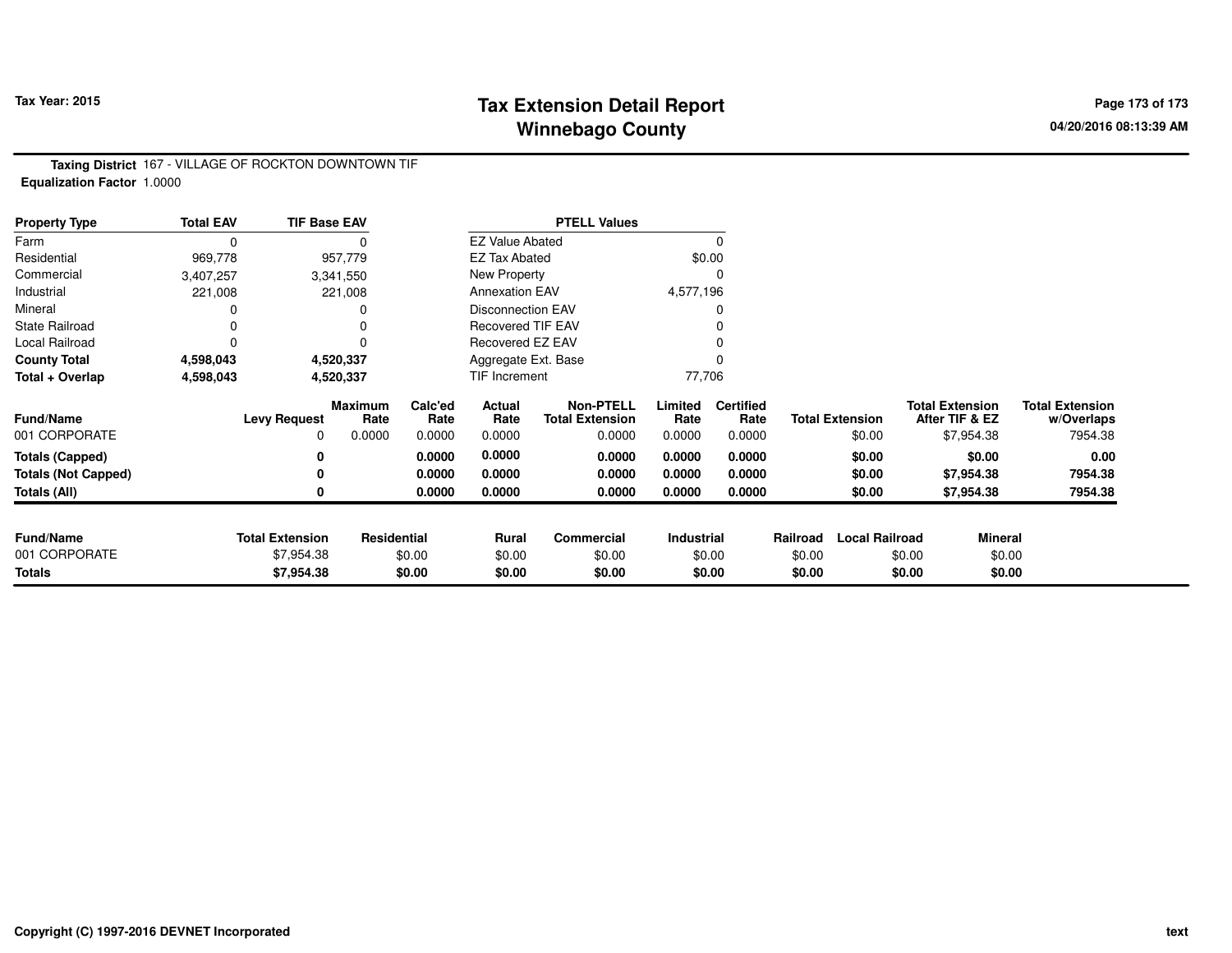# Tax Extension Detail Report
## Winnebago County

Tax Year: 2015

04/20/2016 08:13:39 AM

**Taxing District** 167 - VILLAGE OF ROCKTON DOWNTOWN TIF
**Equalization Factor** 1.0000

| Property Type | Total EAV | TIF Base EAV | PTELL Values | |
|---|---|---|---|---|
| Farm | 0 | 0 | EZ Value Abated | 0 |
| Residential | 969,778 | 957,779 | EZ Tax Abated | $0.00 |
| Commercial | 3,407,257 | 3,341,550 | New Property | 0 |
| Industrial | 221,008 | 221,008 | Annexation EAV | 4,577,196 |
| Mineral | 0 | 0 | Disconnection EAV | 0 |
| State Railroad | 0 | 0 | Recovered TIF EAV | 0 |
| Local Railroad | 0 | 0 | Recovered EZ EAV | 0 |
| **County Total** | **4,598,043** | **4,520,337** | Aggregate Ext. Base | 0 |
| **Total + Overlap** | **4,598,043** | **4,520,337** | TIF Increment | 77,706 |

| Fund/Name | Levy Request | Maximum Rate | Calc'ed Rate | Actual Rate | Non-PTELL Total Extension | Limited Rate | Certified Rate | Total Extension | Total Extension After TIF & EZ | Total Extension w/Overlaps |
|---|---|---|---|---|---|---|---|---|---|---|
| 001 CORPORATE | 0 | 0.0000 | 0.0000 | 0.0000 | 0.0000 | 0.0000 | 0.0000 | $0.00 | $7,954.38 | 7954.38 |
| **Totals (Capped)** | **0** | | **0.0000** | **0.0000** | **0.0000** | **0.0000** | **0.0000** | **$0.00** | **$0.00** | **0.00** |
| **Totals (Not Capped)** | **0** | | **0.0000** | **0.0000** | **0.0000** | **0.0000** | **0.0000** | **$0.00** | **$7,954.38** | **7954.38** |
| **Totals (All)** | **0** | | **0.0000** | **0.0000** | **0.0000** | **0.0000** | **0.0000** | **$0.00** | **$7,954.38** | **7954.38** |

| Fund/Name | Total Extension | Residential | Rural | Commercial | Industrial | Railroad | Local Railroad | Mineral |
|---|---|---|---|---|---|---|---|---|
| 001 CORPORATE | $7,954.38 | $0.00 | $0.00 | $0.00 | $0.00 | $0.00 | $0.00 | $0.00 |
| **Totals** | **$7,954.38** | **$0.00** | **$0.00** | **$0.00** | **$0.00** | **$0.00** | **$0.00** | **$0.00** |

Copyright (C) 1997-2016 DEVNET Incorporated

text